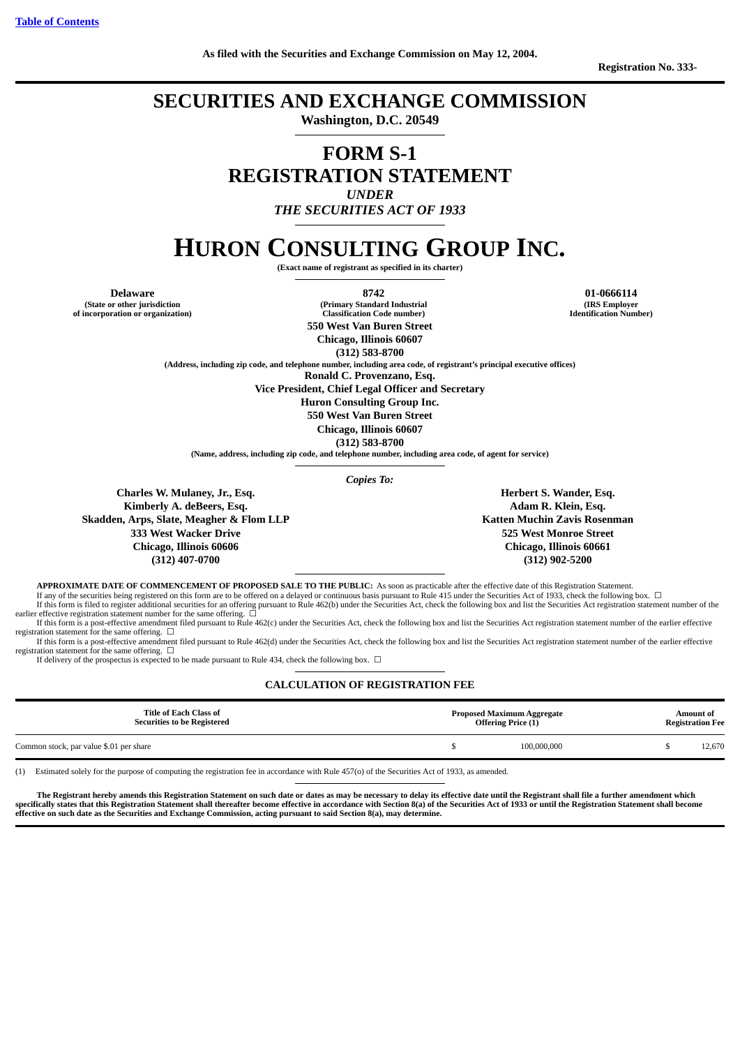[Table of Contents](#)

**As filed with the Securities and Exchange Commission on May 12, 2004.**

**Registration No. 333-**

# SECURITIES AND EXCHANGE COMMISSION

**Washington, D.C. 20549**

# FORM S-1
# REGISTRATION STATEMENT
***UNDER***
***THE SECURITIES ACT OF 1933***

# HURON CONSULTING GROUP INC.

**(Exact name of registrant as specified in its charter)**

| **Delaware** | **8742** | **01-0666114** |
|---|---|---|
| **(State or other jurisdiction of incorporation or organization)** | **(Primary Standard Industrial Classification Code number)** | **(IRS Employer Identification Number)** |

**550 West Van Buren Street**
**Chicago, Illinois 60607**
**(312) 583-8700**

**(Address, including zip code, and telephone number, including area code, of registrant's principal executive offices)**

**Ronald C. Provenzano, Esq.**
**Vice President, Chief Legal Officer and Secretary**
**Huron Consulting Group Inc.**
**550 West Van Buren Street**
**Chicago, Illinois 60607**
**(312) 583-8700**

**(Name, address, including zip code, and telephone number, including area code, of agent for service)**

***Copies To:***

**Charles W. Mulaney, Jr., Esq.**
**Kimberly A. deBeers, Esq.**
**Skadden, Arps, Slate, Meagher & Flom LLP**
**333 West Wacker Drive**
**Chicago, Illinois 60606**
**(312) 407-0700**

**Herbert S. Wander, Esq.**
**Adam R. Klein, Esq.**
**Katten Muchin Zavis Rosenman**
**525 West Monroe Street**
**Chicago, Illinois 60661**
**(312) 902-5200**

**APPROXIMATE DATE OF COMMENCEMENT OF PROPOSED SALE TO THE PUBLIC:** As soon as practicable after the effective date of this Registration Statement.

If any of the securities being registered on this form are to be offered on a delayed or continuous basis pursuant to Rule 415 under the Securities Act of 1933, check the following box. ☐

If this form is filed to register additional securities for an offering pursuant to Rule 462(b) under the Securities Act, check the following box and list the Securities Act registration statement number of the earlier effective registration statement number for the same offering. ☐

If this form is a post-effective amendment filed pursuant to Rule 462(c) under the Securities Act, check the following box and list the Securities Act registration statement number of the earlier effective registration statement for the same offering. ☐

If this form is a post-effective amendment filed pursuant to Rule 462(d) under the Securities Act, check the following box and list the Securities Act registration statement number of the earlier effective registration statement for the same offering. ☐

If delivery of the prospectus is expected to be made pursuant to Rule 434, check the following box. ☐

## CALCULATION OF REGISTRATION FEE

| Title of Each Class of Securities to be Registered | Proposed Maximum Aggregate Offering Price (1) | Amount of Registration Fee |
|---|---|---|
| Common stock, par value $.01 per share | $ 100,000,000 | $ 12,670 |

(1) Estimated solely for the purpose of computing the registration fee in accordance with Rule 457(o) of the Securities Act of 1933, as amended.

**The Registrant hereby amends this Registration Statement on such date or dates as may be necessary to delay its effective date until the Registrant shall file a further amendment which specifically states that this Registration Statement shall thereafter become effective in accordance with Section 8(a) of the Securities Act of 1933 or until the Registration Statement shall become effective on such date as the Securities and Exchange Commission, acting pursuant to said Section 8(a), may determine.**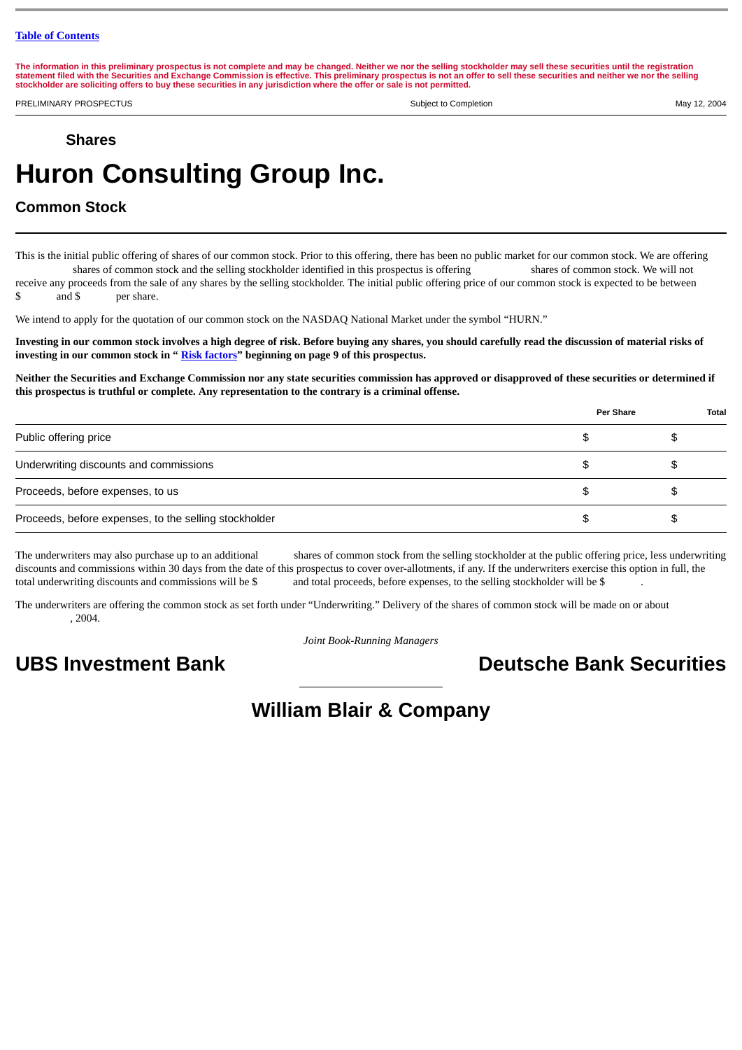Table of Contents

**The information in this preliminary prospectus is not complete and may be changed. Neither we nor the selling stockholder may sell these securities until the registration statement filed with the Securities and Exchange Commission is effective. This preliminary prospectus is not an offer to sell these securities and neither we nor the selling stockholder are soliciting offers to buy these securities in any jurisdiction where the offer or sale is not permitted.**

PRELIMINARY PROSPECTUS | Subject to Completion | May 12, 2004

### Shares

# Huron Consulting Group Inc.

## Common Stock

This is the initial public offering of shares of our common stock. Prior to this offering, there has been no public market for our common stock. We are offering shares of common stock and the selling stockholder identified in this prospectus is offering shares of common stock. We will not receive any proceeds from the sale of any shares by the selling stockholder. The initial public offering price of our common stock is expected to be between $ and $ per share.

We intend to apply for the quotation of our common stock on the NASDAQ National Market under the symbol "HURN."

**Investing in our common stock involves a high degree of risk. Before buying any shares, you should carefully read the discussion of material risks of investing in our common stock in "Risk factors" beginning on page 9 of this prospectus.**

**Neither the Securities and Exchange Commission nor any state securities commission has approved or disapproved of these securities or determined if this prospectus is truthful or complete. Any representation to the contrary is a criminal offense.**

| | Per Share | Total |
|---|---|---|
| Public offering price | $ | $ |
| Underwriting discounts and commissions | $ | $ |
| Proceeds, before expenses, to us | $ | $ |
| Proceeds, before expenses, to the selling stockholder | $ | $ |

The underwriters may also purchase up to an additional shares of common stock from the selling stockholder at the public offering price, less underwriting discounts and commissions within 30 days from the date of this prospectus to cover over-allotments, if any. If the underwriters exercise this option in full, the total underwriting discounts and commissions will be $ and total proceeds, before expenses, to the selling stockholder will be $ .

The underwriters are offering the common stock as set forth under "Underwriting." Delivery of the shares of common stock will be made on or about , 2004.

*Joint Book-Running Managers*

**UBS Investment Bank** **Deutsche Bank Securities**

**William Blair & Company**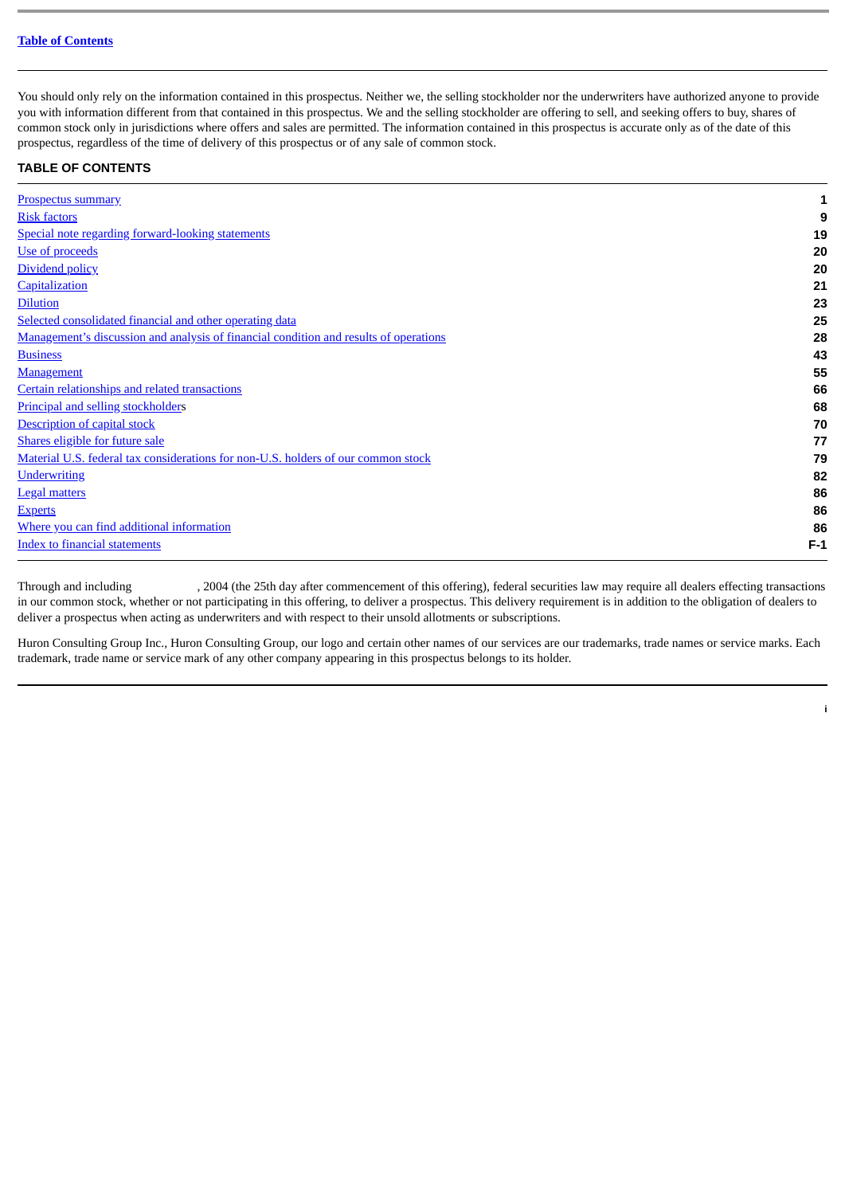Table of Contents

You should only rely on the information contained in this prospectus. Neither we, the selling stockholder nor the underwriters have authorized anyone to provide you with information different from that contained in this prospectus. We and the selling stockholder are offering to sell, and seeking offers to buy, shares of common stock only in jurisdictions where offers and sales are permitted. The information contained in this prospectus is accurate only as of the date of this prospectus, regardless of the time of delivery of this prospectus or of any sale of common stock.

## TABLE OF CONTENTS

| | |
|---|---|
| Prospectus summary | 1 |
| Risk factors | 9 |
| Special note regarding forward-looking statements | 19 |
| Use of proceeds | 20 |
| Dividend policy | 20 |
| Capitalization | 21 |
| Dilution | 23 |
| Selected consolidated financial and other operating data | 25 |
| Management's discussion and analysis of financial condition and results of operations | 28 |
| Business | 43 |
| Management | 55 |
| Certain relationships and related transactions | 66 |
| Principal and selling stockholders | 68 |
| Description of capital stock | 70 |
| Shares eligible for future sale | 77 |
| Material U.S. federal tax considerations for non-U.S. holders of our common stock | 79 |
| Underwriting | 82 |
| Legal matters | 86 |
| Experts | 86 |
| Where you can find additional information | 86 |
| Index to financial statements | F-1 |

Through and including , 2004 (the 25th day after commencement of this offering), federal securities law may require all dealers effecting transactions in our common stock, whether or not participating in this offering, to deliver a prospectus. This delivery requirement is in addition to the obligation of dealers to deliver a prospectus when acting as underwriters and with respect to their unsold allotments or subscriptions.

Huron Consulting Group Inc., Huron Consulting Group, our logo and certain other names of our services are our trademarks, trade names or service marks. Each trademark, trade name or service mark of any other company appearing in this prospectus belongs to its holder.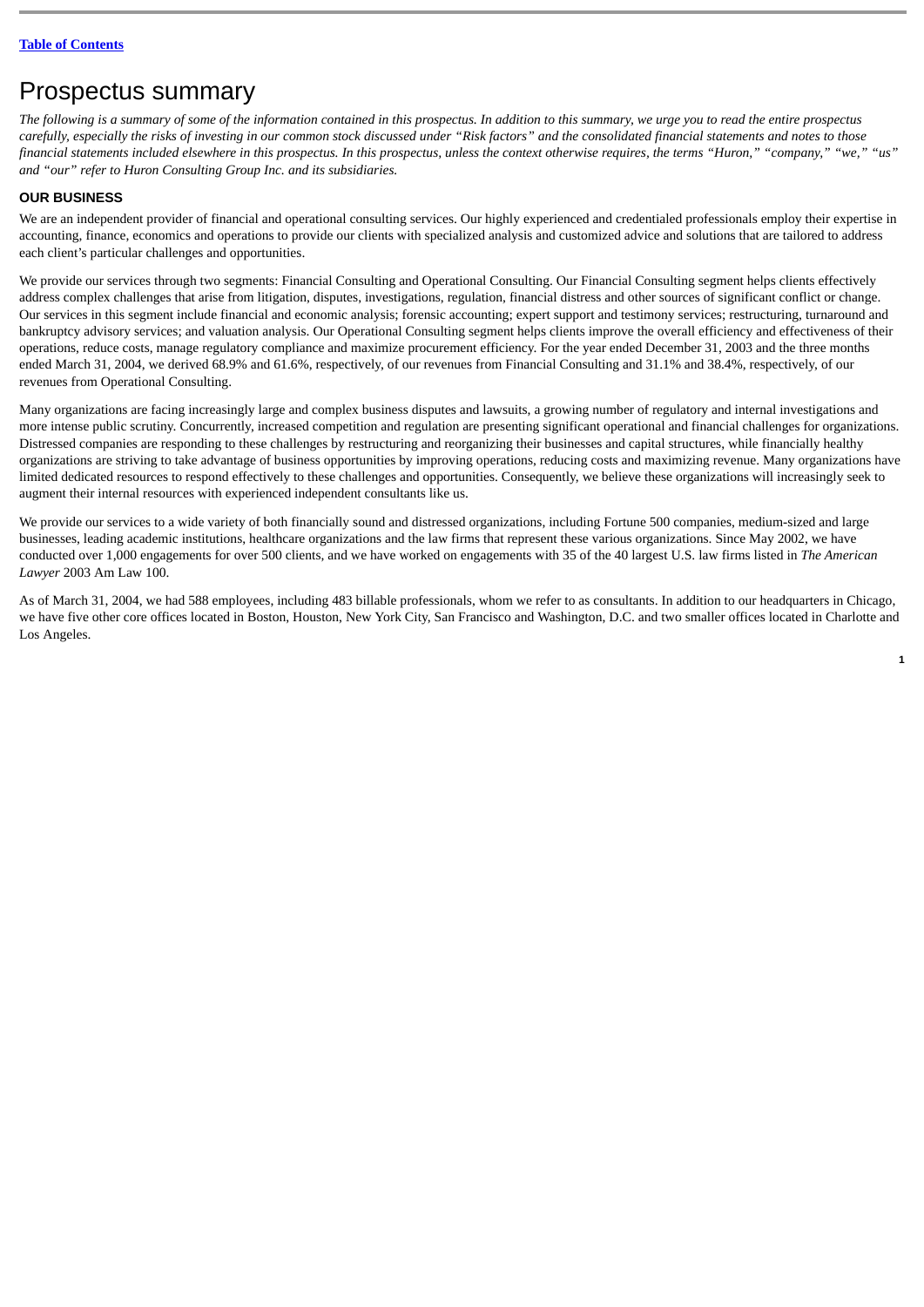# Prospectus summary

*The following is a summary of some of the information contained in this prospectus. In addition to this summary, we urge you to read the entire prospectus carefully, especially the risks of investing in our common stock discussed under "Risk factors" and the consolidated financial statements and notes to those financial statements included elsewhere in this prospectus. In this prospectus, unless the context otherwise requires, the terms "Huron," "company," "we," "us" and "our" refer to Huron Consulting Group Inc. and its subsidiaries.*

## OUR BUSINESS

We are an independent provider of financial and operational consulting services. Our highly experienced and credentialed professionals employ their expertise in accounting, finance, economics and operations to provide our clients with specialized analysis and customized advice and solutions that are tailored to address each client's particular challenges and opportunities.

We provide our services through two segments: Financial Consulting and Operational Consulting. Our Financial Consulting segment helps clients effectively address complex challenges that arise from litigation, disputes, investigations, regulation, financial distress and other sources of significant conflict or change. Our services in this segment include financial and economic analysis; forensic accounting; expert support and testimony services; restructuring, turnaround and bankruptcy advisory services; and valuation analysis. Our Operational Consulting segment helps clients improve the overall efficiency and effectiveness of their operations, reduce costs, manage regulatory compliance and maximize procurement efficiency. For the year ended December 31, 2003 and the three months ended March 31, 2004, we derived 68.9% and 61.6%, respectively, of our revenues from Financial Consulting and 31.1% and 38.4%, respectively, of our revenues from Operational Consulting.

Many organizations are facing increasingly large and complex business disputes and lawsuits, a growing number of regulatory and internal investigations and more intense public scrutiny. Concurrently, increased competition and regulation are presenting significant operational and financial challenges for organizations. Distressed companies are responding to these challenges by restructuring and reorganizing their businesses and capital structures, while financially healthy organizations are striving to take advantage of business opportunities by improving operations, reducing costs and maximizing revenue. Many organizations have limited dedicated resources to respond effectively to these challenges and opportunities. Consequently, we believe these organizations will increasingly seek to augment their internal resources with experienced independent consultants like us.

We provide our services to a wide variety of both financially sound and distressed organizations, including Fortune 500 companies, medium-sized and large businesses, leading academic institutions, healthcare organizations and the law firms that represent these various organizations. Since May 2002, we have conducted over 1,000 engagements for over 500 clients, and we have worked on engagements with 35 of the 40 largest U.S. law firms listed in *The American Lawyer* 2003 Am Law 100.

As of March 31, 2004, we had 588 employees, including 483 billable professionals, whom we refer to as consultants. In addition to our headquarters in Chicago, we have five other core offices located in Boston, Houston, New York City, San Francisco and Washington, D.C. and two smaller offices located in Charlotte and Los Angeles.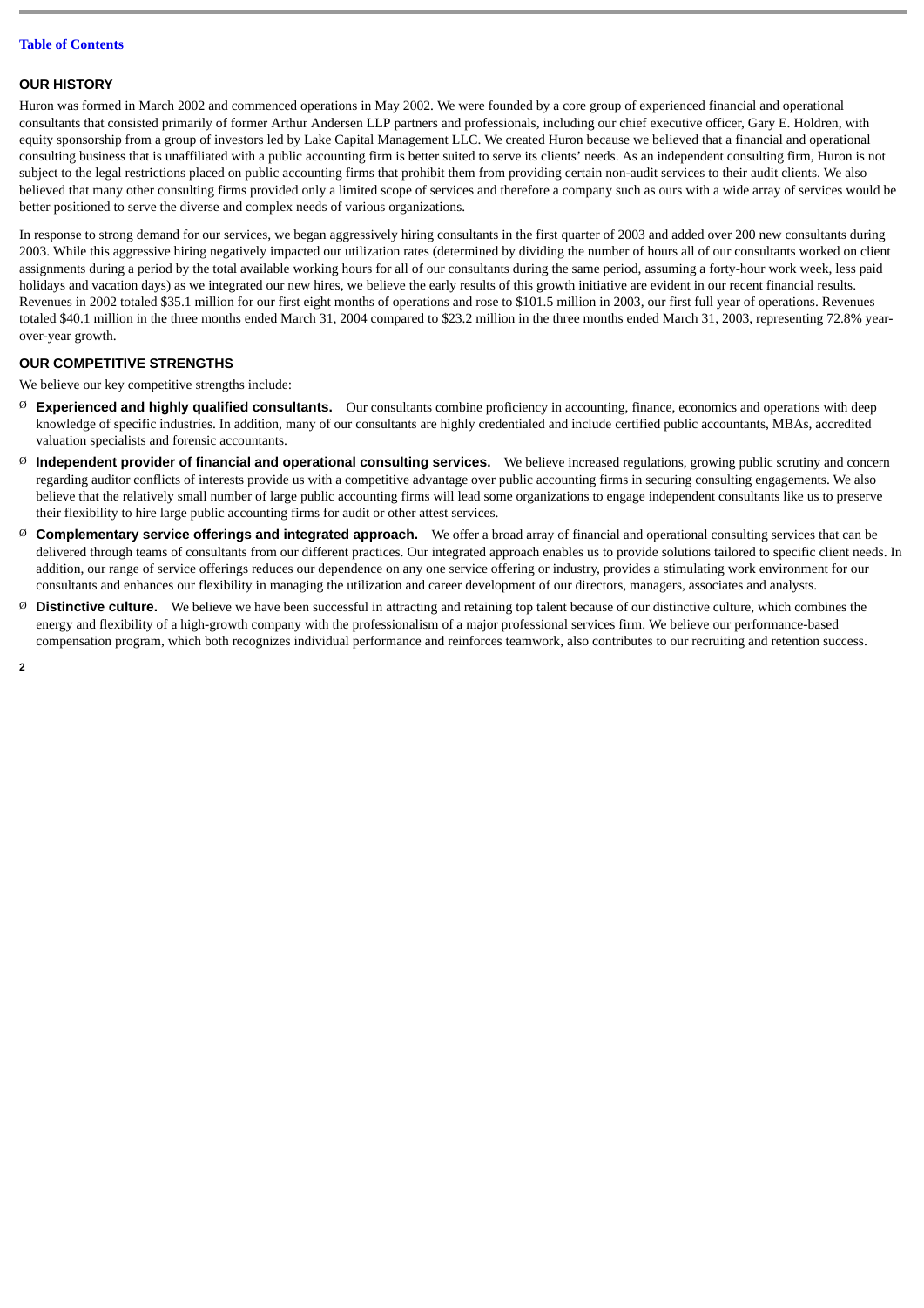## OUR HISTORY

Huron was formed in March 2002 and commenced operations in May 2002. We were founded by a core group of experienced financial and operational consultants that consisted primarily of former Arthur Andersen LLP partners and professionals, including our chief executive officer, Gary E. Holdren, with equity sponsorship from a group of investors led by Lake Capital Management LLC. We created Huron because we believed that a financial and operational consulting business that is unaffiliated with a public accounting firm is better suited to serve its clients' needs. As an independent consulting firm, Huron is not subject to the legal restrictions placed on public accounting firms that prohibit them from providing certain non-audit services to their audit clients. We also believed that many other consulting firms provided only a limited scope of services and therefore a company such as ours with a wide array of services would be better positioned to serve the diverse and complex needs of various organizations.

In response to strong demand for our services, we began aggressively hiring consultants in the first quarter of 2003 and added over 200 new consultants during 2003. While this aggressive hiring negatively impacted our utilization rates (determined by dividing the number of hours all of our consultants worked on client assignments during a period by the total available working hours for all of our consultants during the same period, assuming a forty-hour work week, less paid holidays and vacation days) as we integrated our new hires, we believe the early results of this growth initiative are evident in our recent financial results. Revenues in 2002 totaled $35.1 million for our first eight months of operations and rose to $101.5 million in 2003, our first full year of operations. Revenues totaled $40.1 million in the three months ended March 31, 2004 compared to $23.2 million in the three months ended March 31, 2003, representing 72.8% year-over-year growth.

## OUR COMPETITIVE STRENGTHS

We believe our key competitive strengths include:

- **Experienced and highly qualified consultants.** Our consultants combine proficiency in accounting, finance, economics and operations with deep knowledge of specific industries. In addition, many of our consultants are highly credentialed and include certified public accountants, MBAs, accredited valuation specialists and forensic accountants.
- **Independent provider of financial and operational consulting services.** We believe increased regulations, growing public scrutiny and concern regarding auditor conflicts of interests provide us with a competitive advantage over public accounting firms in securing consulting engagements. We also believe that the relatively small number of large public accounting firms will lead some organizations to engage independent consultants like us to preserve their flexibility to hire large public accounting firms for audit or other attest services.
- **Complementary service offerings and integrated approach.** We offer a broad array of financial and operational consulting services that can be delivered through teams of consultants from our different practices. Our integrated approach enables us to provide solutions tailored to specific client needs. In addition, our range of service offerings reduces our dependence on any one service offering or industry, provides a stimulating work environment for our consultants and enhances our flexibility in managing the utilization and career development of our directors, managers, associates and analysts.
- **Distinctive culture.** We believe we have been successful in attracting and retaining top talent because of our distinctive culture, which combines the energy and flexibility of a high-growth company with the professionalism of a major professional services firm. We believe our performance-based compensation program, which both recognizes individual performance and reinforces teamwork, also contributes to our recruiting and retention success.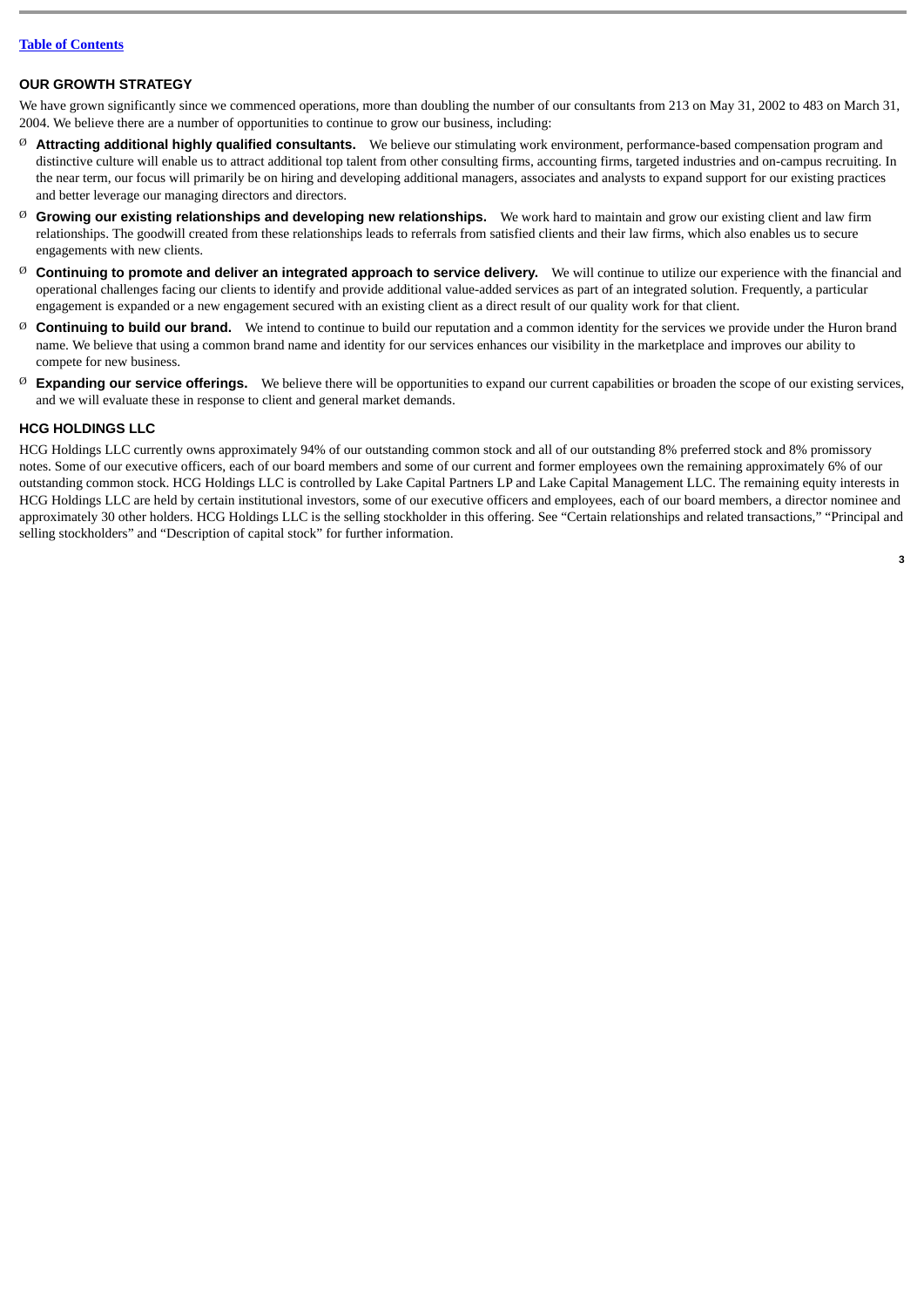## OUR GROWTH STRATEGY

We have grown significantly since we commenced operations, more than doubling the number of our consultants from 213 on May 31, 2002 to 483 on March 31, 2004. We believe there are a number of opportunities to continue to grow our business, including:

- **Attracting additional highly qualified consultants.** We believe our stimulating work environment, performance-based compensation program and distinctive culture will enable us to attract additional top talent from other consulting firms, accounting firms, targeted industries and on-campus recruiting. In the near term, our focus will primarily be on hiring and developing additional managers, associates and analysts to expand support for our existing practices and better leverage our managing directors and directors.
- **Growing our existing relationships and developing new relationships.** We work hard to maintain and grow our existing client and law firm relationships. The goodwill created from these relationships leads to referrals from satisfied clients and their law firms, which also enables us to secure engagements with new clients.
- **Continuing to promote and deliver an integrated approach to service delivery.** We will continue to utilize our experience with the financial and operational challenges facing our clients to identify and provide additional value-added services as part of an integrated solution. Frequently, a particular engagement is expanded or a new engagement secured with an existing client as a direct result of our quality work for that client.
- **Continuing to build our brand.** We intend to continue to build our reputation and a common identity for the services we provide under the Huron brand name. We believe that using a common brand name and identity for our services enhances our visibility in the marketplace and improves our ability to compete for new business.
- **Expanding our service offerings.** We believe there will be opportunities to expand our current capabilities or broaden the scope of our existing services, and we will evaluate these in response to client and general market demands.

## HCG HOLDINGS LLC

HCG Holdings LLC currently owns approximately 94% of our outstanding common stock and all of our outstanding 8% preferred stock and 8% promissory notes. Some of our executive officers, each of our board members and some of our current and former employees own the remaining approximately 6% of our outstanding common stock. HCG Holdings LLC is controlled by Lake Capital Partners LP and Lake Capital Management LLC. The remaining equity interests in HCG Holdings LLC are held by certain institutional investors, some of our executive officers and employees, each of our board members, a director nominee and approximately 30 other holders. HCG Holdings LLC is the selling stockholder in this offering. See "Certain relationships and related transactions," "Principal and selling stockholders" and "Description of capital stock" for further information.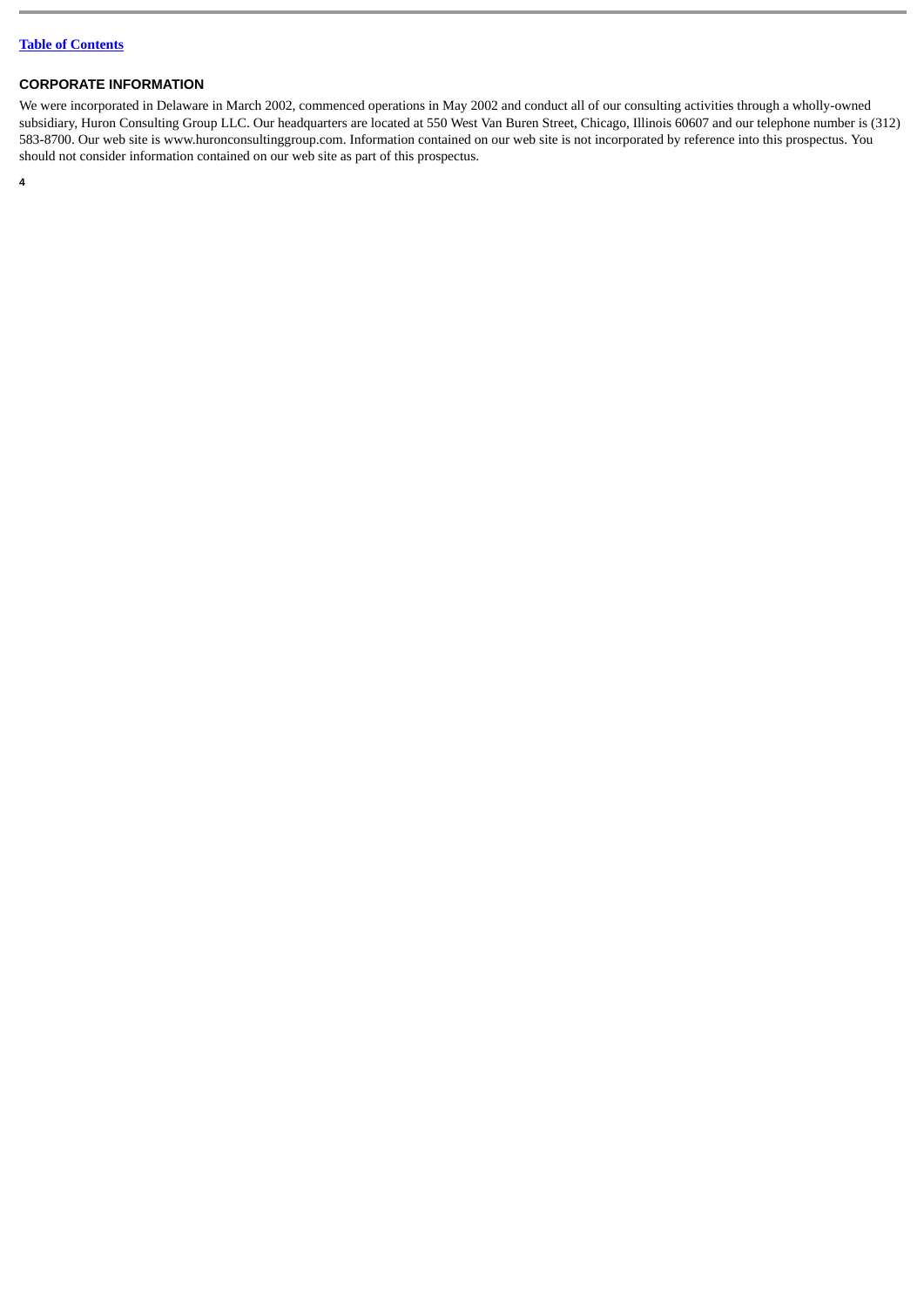## CORPORATE INFORMATION

We were incorporated in Delaware in March 2002, commenced operations in May 2002 and conduct all of our consulting activities through a wholly-owned subsidiary, Huron Consulting Group LLC. Our headquarters are located at 550 West Van Buren Street, Chicago, Illinois 60607 and our telephone number is (312) 583-8700. Our web site is www.huronconsultinggroup.com. Information contained on our web site is not incorporated by reference into this prospectus. You should not consider information contained on our web site as part of this prospectus.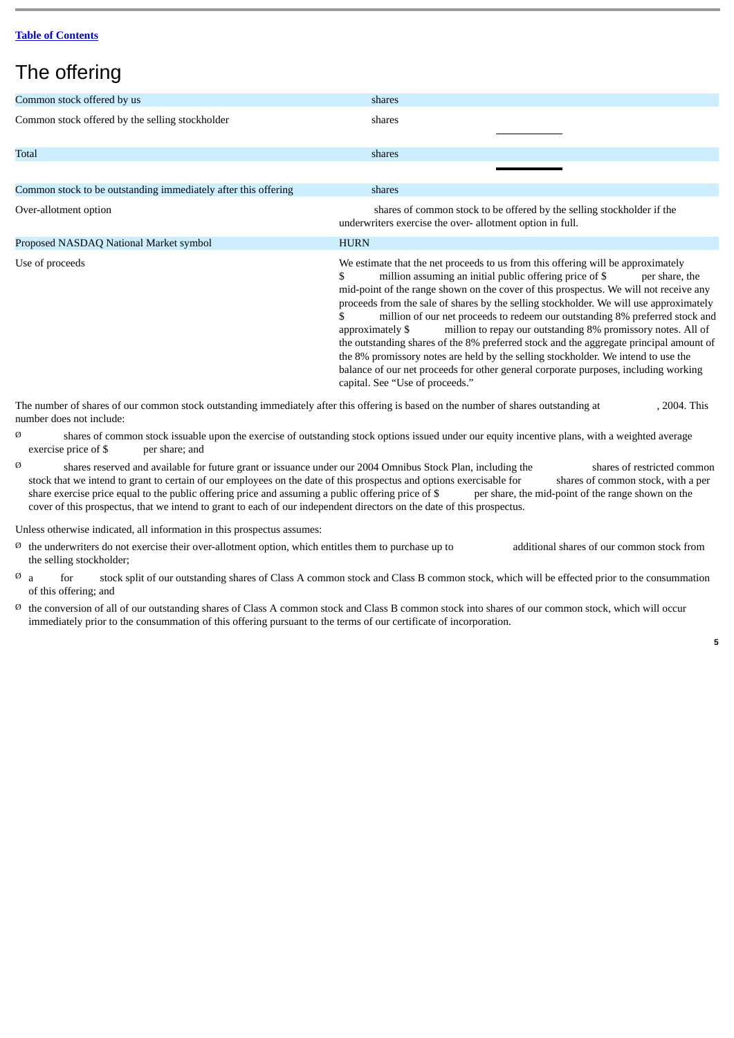## The offering

| | |
|---|---|
| Common stock offered by us | shares |
| Common stock offered by the selling stockholder | shares |
| Total | shares |
| Common stock to be outstanding immediately after this offering | shares |
| Over-allotment option | shares of common stock to be offered by the selling stockholder if the underwriters exercise the over- allotment option in full. |
| Proposed NASDAQ National Market symbol | HURN |
| Use of proceeds | We estimate that the net proceeds to us from this offering will be approximately $ million assuming an initial public offering price of $ per share, the mid-point of the range shown on the cover of this prospectus. We will not receive any proceeds from the sale of shares by the selling stockholder. We will use approximately $ million of our net proceeds to redeem our outstanding 8% preferred stock and approximately $ million to repay our outstanding 8% promissory notes. All of the outstanding shares of the 8% preferred stock and the aggregate principal amount of the 8% promissory notes are held by the selling stockholder. We intend to use the balance of our net proceeds for other general corporate purposes, including working capital. See "Use of proceeds." |

The number of shares of our common stock outstanding immediately after this offering is based on the number of shares outstanding at , 2004. This number does not include:

- shares of common stock issuable upon the exercise of outstanding stock options issued under our equity incentive plans, with a weighted average exercise price of $ per share; and
- shares reserved and available for future grant or issuance under our 2004 Omnibus Stock Plan, including the shares of restricted common stock that we intend to grant to certain of our employees on the date of this prospectus and options exercisable for shares of common stock, with a per share exercise price equal to the public offering price and assuming a public offering price of $ per share, the mid-point of the range shown on the cover of this prospectus, that we intend to grant to each of our independent directors on the date of this prospectus.

Unless otherwise indicated, all information in this prospectus assumes:

- the underwriters do not exercise their over-allotment option, which entitles them to purchase up to additional shares of our common stock from the selling stockholder;
- a for stock split of our outstanding shares of Class A common stock and Class B common stock, which will be effected prior to the consummation of this offering; and
- the conversion of all of our outstanding shares of Class A common stock and Class B common stock into shares of our common stock, which will occur immediately prior to the consummation of this offering pursuant to the terms of our certificate of incorporation.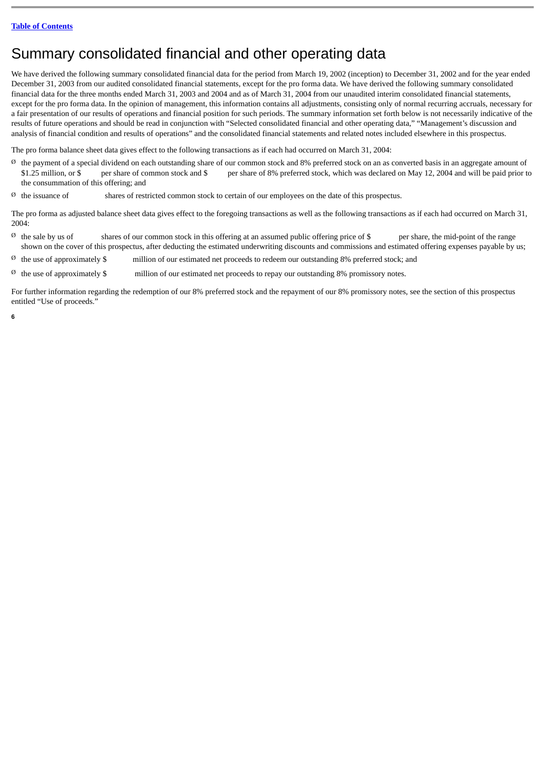# Summary consolidated financial and other operating data

We have derived the following summary consolidated financial data for the period from March 19, 2002 (inception) to December 31, 2002 and for the year ended December 31, 2003 from our audited consolidated financial statements, except for the pro forma data. We have derived the following summary consolidated financial data for the three months ended March 31, 2003 and 2004 and as of March 31, 2004 from our unaudited interim consolidated financial statements, except for the pro forma data. In the opinion of management, this information contains all adjustments, consisting only of normal recurring accruals, necessary for a fair presentation of our results of operations and financial position for such periods. The summary information set forth below is not necessarily indicative of the results of future operations and should be read in conjunction with "Selected consolidated financial and other operating data," "Management's discussion and analysis of financial condition and results of operations" and the consolidated financial statements and related notes included elsewhere in this prospectus.

The pro forma balance sheet data gives effect to the following transactions as if each had occurred on March 31, 2004:

- the payment of a special dividend on each outstanding share of our common stock and 8% preferred stock on an as converted basis in an aggregate amount of $1.25 million, or $ per share of common stock and $ per share of 8% preferred stock, which was declared on May 12, 2004 and will be paid prior to the consummation of this offering; and
- the issuance of shares of restricted common stock to certain of our employees on the date of this prospectus.

The pro forma as adjusted balance sheet data gives effect to the foregoing transactions as well as the following transactions as if each had occurred on March 31, 2004:

- the sale by us of shares of our common stock in this offering at an assumed public offering price of $ per share, the mid-point of the range shown on the cover of this prospectus, after deducting the estimated underwriting discounts and commissions and estimated offering expenses payable by us;
- the use of approximately $ million of our estimated net proceeds to redeem our outstanding 8% preferred stock; and
- the use of approximately $ million of our estimated net proceeds to repay our outstanding 8% promissory notes.

For further information regarding the redemption of our 8% preferred stock and the repayment of our 8% promissory notes, see the section of this prospectus entitled "Use of proceeds."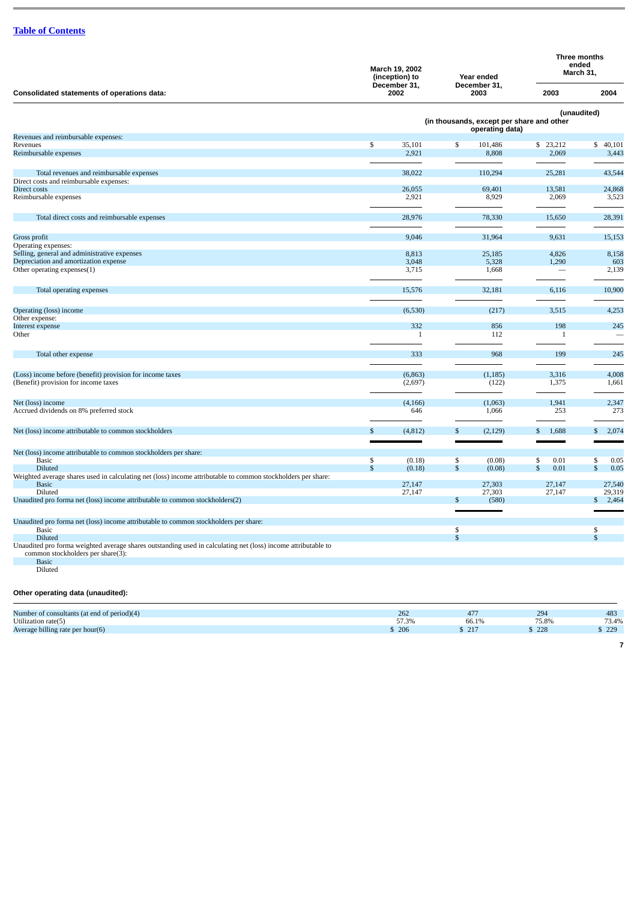[Table of Contents](#)

| Consolidated statements of operations data: | March 19, 2002 (inception) to December 31, 2002 | Year ended December 31, 2003 | Three months ended March 31, 2003 | Three months ended March 31, 2004 |
|---|---|---|---|---|
| | | | (unaudited) | |
| | (in thousands, except per share and other operating data) | | | |
| Revenues and reimbursable expenses: | | | | |
| Revenues | $ 35,101 | $ 101,486 | $ 23,212 | $ 40,101 |
| Reimbursable expenses | 2,921 | 8,808 | 2,069 | 3,443 |
| Total revenues and reimbursable expenses | 38,022 | 110,294 | 25,281 | 43,544 |
| Direct costs and reimbursable expenses: | | | | |
| Direct costs | 26,055 | 69,401 | 13,581 | 24,868 |
| Reimbursable expenses | 2,921 | 8,929 | 2,069 | 3,523 |
| Total direct costs and reimbursable expenses | 28,976 | 78,330 | 15,650 | 28,391 |
| Gross profit | 9,046 | 31,964 | 9,631 | 15,153 |
| Operating expenses: | | | | |
| Selling, general and administrative expenses | 8,813 | 25,185 | 4,826 | 8,158 |
| Depreciation and amortization expense | 3,048 | 5,328 | 1,290 | 603 |
| Other operating expenses(1) | 3,715 | 1,668 | — | 2,139 |
| Total operating expenses | 15,576 | 32,181 | 6,116 | 10,900 |
| Operating (loss) income | (6,530) | (217) | 3,515 | 4,253 |
| Other expense: | | | | |
| Interest expense | 332 | 856 | 198 | 245 |
| Other | 1 | 112 | 1 | — |
| Total other expense | 333 | 968 | 199 | 245 |
| (Loss) income before (benefit) provision for income taxes | (6,863) | (1,185) | 3,316 | 4,008 |
| (Benefit) provision for income taxes | (2,697) | (122) | 1,375 | 1,661 |
| Net (loss) income | (4,166) | (1,063) | 1,941 | 2,347 |
| Accrued dividends on 8% preferred stock | 646 | 1,066 | 253 | 273 |
| Net (loss) income attributable to common stockholders | $ (4,812) | $ (2,129) | $ 1,688 | $ 2,074 |
| Net (loss) income attributable to common stockholders per share: | | | | |
| Basic | $ (0.18) | $ (0.08) | $ 0.01 | $ 0.05 |
| Diluted | $ (0.18) | $ (0.08) | $ 0.01 | $ 0.05 |
| Weighted average shares used in calculating net (loss) income attributable to common stockholders per share: | | | | |
| Basic | 27,147 | 27,303 | 27,147 | 27,540 |
| Diluted | 27,147 | 27,303 | 27,147 | 29,319 |
| Unaudited pro forma net (loss) income attributable to common stockholders(2) | | $ (580) | | $ 2,464 |
| Unaudited pro forma net (loss) income attributable to common stockholders per share: | | | | |
| Basic | | $ | | $ |
| Diluted | | $ | | $ |
| Unaudited pro forma weighted average shares outstanding used in calculating net (loss) income attributable to common stockholders per share(3): | | | | |
| Basic | | | | |
| Diluted | | | | |

**Other operating data (unaudited):**

| | | | | |
|---|---|---|---|---|
| Number of consultants (at end of period)(4) | 262 | 477 | 294 | 483 |
| Utilization rate(5) | 57.3% | 66.1% | 75.8% | 73.4% |
| Average billing rate per hour(6) | $ 206 | $ 217 | $ 228 | $ 229 |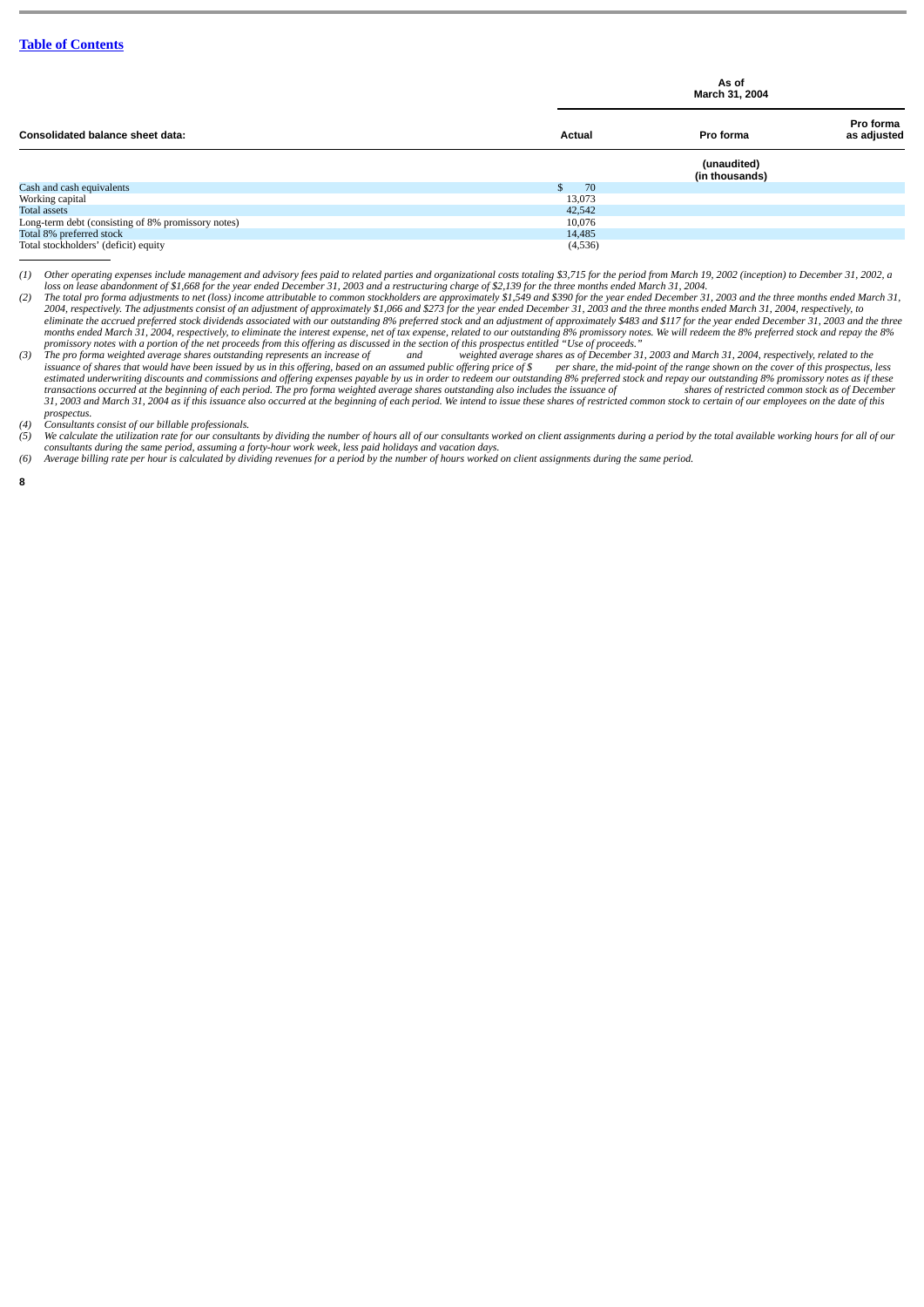| Consolidated balance sheet data: | As of March 31, 2004 | | |
|---|---|---|---|
| | Actual | Pro forma | Pro forma as adjusted |
| | | (unaudited) (in thousands) | |
| Cash and cash equivalents | $ 70 | | |
| Working capital | 13,073 | | |
| Total assets | 42,542 | | |
| Long-term debt (consisting of 8% promissory notes) | 10,076 | | |
| Total 8% preferred stock | 14,485 | | |
| Total stockholders' (deficit) equity | (4,536) | | |

*(1) Other operating expenses include management and advisory fees paid to related parties and organizational costs totaling $3,715 for the period from March 19, 2002 (inception) to December 31, 2002, a loss on lease abandonment of $1,668 for the year ended December 31, 2003 and a restructuring charge of $2,139 for the three months ended March 31, 2004.*

*(2) The total pro forma adjustments to net (loss) income attributable to common stockholders are approximately $1,549 and $390 for the year ended December 31, 2003 and the three months ended March 31, 2004, respectively. The adjustments consist of an adjustment of approximately $1,066 and $273 for the year ended December 31, 2003 and the three months ended March 31, 2004, respectively, to eliminate the accrued preferred stock dividends associated with our outstanding 8% preferred stock and an adjustment of approximately $483 and $117 for the year ended December 31, 2003 and the three months ended March 31, 2004, respectively, to eliminate the interest expense, net of tax expense, related to our outstanding 8% promissory notes. We will redeem the 8% preferred stock and repay the 8% promissory notes with a portion of the net proceeds from this offering as discussed in the section of this prospectus entitled "Use of proceeds."*

*(3) The pro forma weighted average shares outstanding represents an increase of and weighted average shares as of December 31, 2003 and March 31, 2004, respectively, related to the issuance of shares that would have been issued by us in this offering, based on an assumed public offering price of $ per share, the mid-point of the range shown on the cover of this prospectus, less estimated underwriting discounts and commissions and offering expenses payable by us in order to redeem our outstanding 8% preferred stock and repay our outstanding 8% promissory notes as if these transactions occurred at the beginning of each period. The pro forma weighted average shares outstanding also includes the issuance of shares of restricted common stock as of December 31, 2003 and March 31, 2004 as if this issuance also occurred at the beginning of each period. We intend to issue these shares of restricted common stock to certain of our employees on the date of this prospectus.*

*(4) Consultants consist of our billable professionals.*

*(5) We calculate the utilization rate for our consultants by dividing the number of hours all of our consultants worked on client assignments during a period by the total available working hours for all of our consultants during the same period, assuming a forty-hour work week, less paid holidays and vacation days.*

*(6) Average billing rate per hour is calculated by dividing revenues for a period by the number of hours worked on client assignments during the same period.*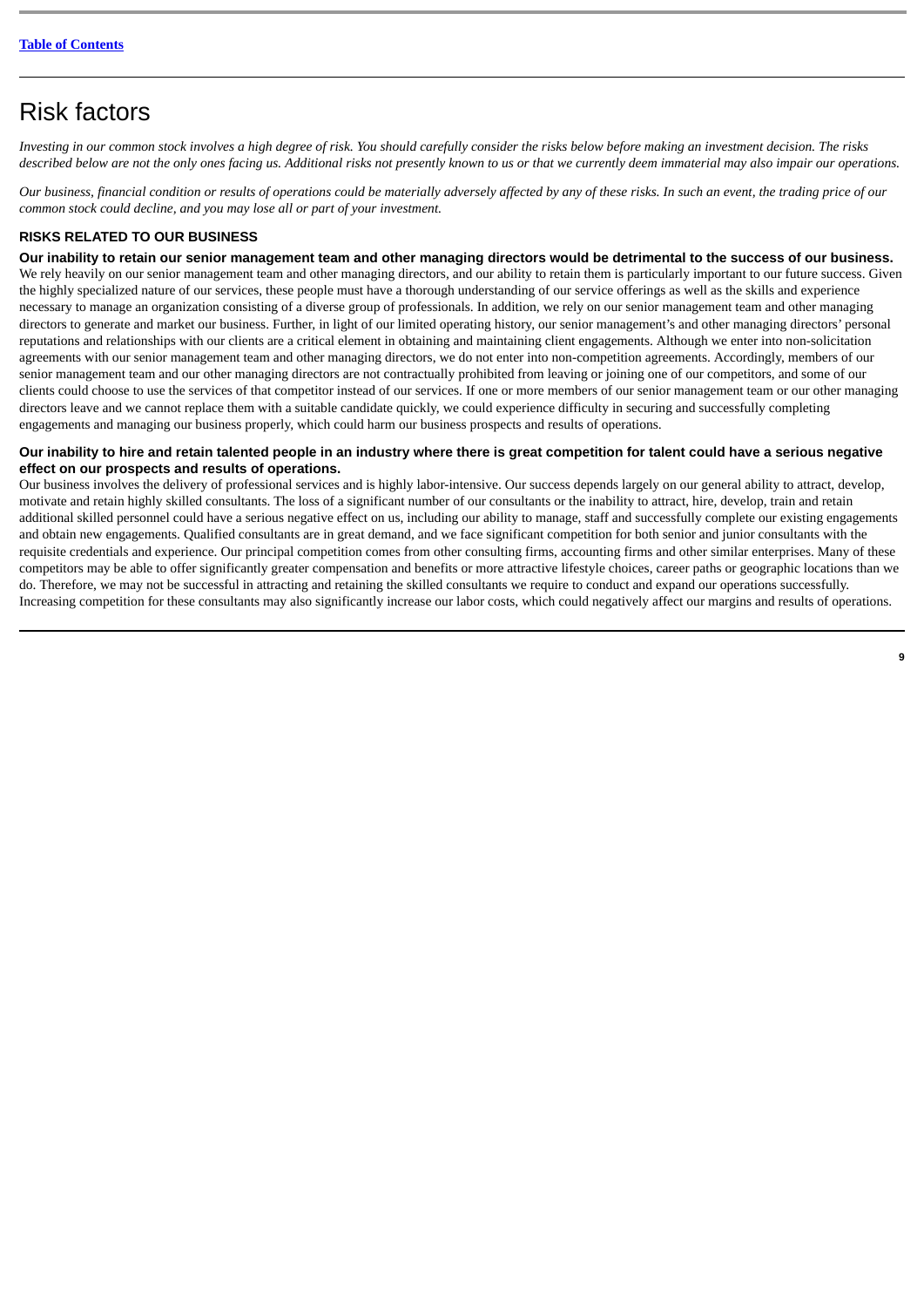# Risk factors

*Investing in our common stock involves a high degree of risk. You should carefully consider the risks below before making an investment decision. The risks described below are not the only ones facing us. Additional risks not presently known to us or that we currently deem immaterial may also impair our operations.*

*Our business, financial condition or results of operations could be materially adversely affected by any of these risks. In such an event, the trading price of our common stock could decline, and you may lose all or part of your investment.*

## RISKS RELATED TO OUR BUSINESS

**Our inability to retain our senior management team and other managing directors would be detrimental to the success of our business.**

We rely heavily on our senior management team and other managing directors, and our ability to retain them is particularly important to our future success. Given the highly specialized nature of our services, these people must have a thorough understanding of our service offerings as well as the skills and experience necessary to manage an organization consisting of a diverse group of professionals. In addition, we rely on our senior management team and other managing directors to generate and market our business. Further, in light of our limited operating history, our senior management's and other managing directors' personal reputations and relationships with our clients are a critical element in obtaining and maintaining client engagements. Although we enter into non-solicitation agreements with our senior management team and other managing directors, we do not enter into non-competition agreements. Accordingly, members of our senior management team and our other managing directors are not contractually prohibited from leaving or joining one of our competitors, and some of our clients could choose to use the services of that competitor instead of our services. If one or more members of our senior management team or our other managing directors leave and we cannot replace them with a suitable candidate quickly, we could experience difficulty in securing and successfully completing engagements and managing our business properly, which could harm our business prospects and results of operations.

**Our inability to hire and retain talented people in an industry where there is great competition for talent could have a serious negative effect on our prospects and results of operations.**

Our business involves the delivery of professional services and is highly labor-intensive. Our success depends largely on our general ability to attract, develop, motivate and retain highly skilled consultants. The loss of a significant number of our consultants or the inability to attract, hire, develop, train and retain additional skilled personnel could have a serious negative effect on us, including our ability to manage, staff and successfully complete our existing engagements and obtain new engagements. Qualified consultants are in great demand, and we face significant competition for both senior and junior consultants with the requisite credentials and experience. Our principal competition comes from other consulting firms, accounting firms and other similar enterprises. Many of these competitors may be able to offer significantly greater compensation and benefits or more attractive lifestyle choices, career paths or geographic locations than we do. Therefore, we may not be successful in attracting and retaining the skilled consultants we require to conduct and expand our operations successfully. Increasing competition for these consultants may also significantly increase our labor costs, which could negatively affect our margins and results of operations.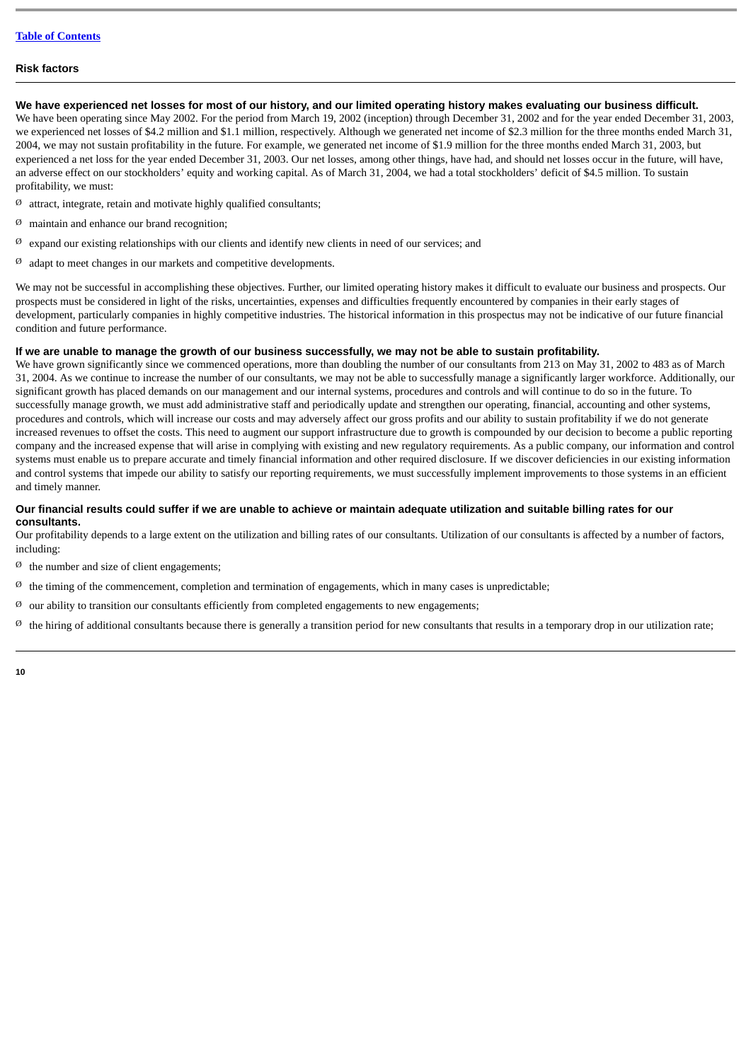[Table of Contents](#)

## Risk factors

**We have experienced net losses for most of our history, and our limited operating history makes evaluating our business difficult.**
We have been operating since May 2002. For the period from March 19, 2002 (inception) through December 31, 2002 and for the year ended December 31, 2003, we experienced net losses of $4.2 million and $1.1 million, respectively. Although we generated net income of $2.3 million for the three months ended March 31, 2004, we may not sustain profitability in the future. For example, we generated net income of $1.9 million for the three months ended March 31, 2003, but experienced a net loss for the year ended December 31, 2003. Our net losses, among other things, have had, and should net losses occur in the future, will have, an adverse effect on our stockholders' equity and working capital. As of March 31, 2004, we had a total stockholders' deficit of $4.5 million. To sustain profitability, we must:

- attract, integrate, retain and motivate highly qualified consultants;
- maintain and enhance our brand recognition;
- expand our existing relationships with our clients and identify new clients in need of our services; and
- adapt to meet changes in our markets and competitive developments.

We may not be successful in accomplishing these objectives. Further, our limited operating history makes it difficult to evaluate our business and prospects. Our prospects must be considered in light of the risks, uncertainties, expenses and difficulties frequently encountered by companies in their early stages of development, particularly companies in highly competitive industries. The historical information in this prospectus may not be indicative of our future financial condition and future performance.

**If we are unable to manage the growth of our business successfully, we may not be able to sustain profitability.**
We have grown significantly since we commenced operations, more than doubling the number of our consultants from 213 on May 31, 2002 to 483 as of March 31, 2004. As we continue to increase the number of our consultants, we may not be able to successfully manage a significantly larger workforce. Additionally, our significant growth has placed demands on our management and our internal systems, procedures and controls and will continue to do so in the future. To successfully manage growth, we must add administrative staff and periodically update and strengthen our operating, financial, accounting and other systems, procedures and controls, which will increase our costs and may adversely affect our gross profits and our ability to sustain profitability if we do not generate increased revenues to offset the costs. This need to augment our support infrastructure due to growth is compounded by our decision to become a public reporting company and the increased expense that will arise in complying with existing and new regulatory requirements. As a public company, our information and control systems must enable us to prepare accurate and timely financial information and other required disclosure. If we discover deficiencies in our existing information and control systems that impede our ability to satisfy our reporting requirements, we must successfully implement improvements to those systems in an efficient and timely manner.

**Our financial results could suffer if we are unable to achieve or maintain adequate utilization and suitable billing rates for our consultants.**
Our profitability depends to a large extent on the utilization and billing rates of our consultants. Utilization of our consultants is affected by a number of factors, including:

- the number and size of client engagements;
- the timing of the commencement, completion and termination of engagements, which in many cases is unpredictable;
- our ability to transition our consultants efficiently from completed engagements to new engagements;
- the hiring of additional consultants because there is generally a transition period for new consultants that results in a temporary drop in our utilization rate;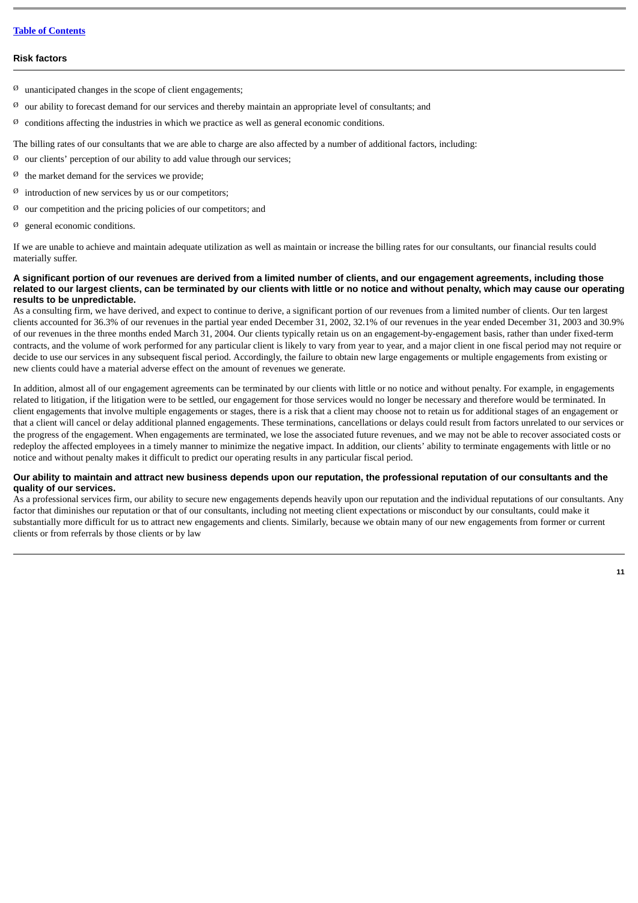- unanticipated changes in the scope of client engagements;
- our ability to forecast demand for our services and thereby maintain an appropriate level of consultants; and
- conditions affecting the industries in which we practice as well as general economic conditions.

The billing rates of our consultants that we are able to charge are also affected by a number of additional factors, including:

- our clients' perception of our ability to add value through our services;
- the market demand for the services we provide;
- introduction of new services by us or our competitors;
- our competition and the pricing policies of our competitors; and
- general economic conditions.

If we are unable to achieve and maintain adequate utilization as well as maintain or increase the billing rates for our consultants, our financial results could materially suffer.

**A significant portion of our revenues are derived from a limited number of clients, and our engagement agreements, including those related to our largest clients, can be terminated by our clients with little or no notice and without penalty, which may cause our operating results to be unpredictable.**

As a consulting firm, we have derived, and expect to continue to derive, a significant portion of our revenues from a limited number of clients. Our ten largest clients accounted for 36.3% of our revenues in the partial year ended December 31, 2002, 32.1% of our revenues in the year ended December 31, 2003 and 30.9% of our revenues in the three months ended March 31, 2004. Our clients typically retain us on an engagement-by-engagement basis, rather than under fixed-term contracts, and the volume of work performed for any particular client is likely to vary from year to year, and a major client in one fiscal period may not require or decide to use our services in any subsequent fiscal period. Accordingly, the failure to obtain new large engagements or multiple engagements from existing or new clients could have a material adverse effect on the amount of revenues we generate.

In addition, almost all of our engagement agreements can be terminated by our clients with little or no notice and without penalty. For example, in engagements related to litigation, if the litigation were to be settled, our engagement for those services would no longer be necessary and therefore would be terminated. In client engagements that involve multiple engagements or stages, there is a risk that a client may choose not to retain us for additional stages of an engagement or that a client will cancel or delay additional planned engagements. These terminations, cancellations or delays could result from factors unrelated to our services or the progress of the engagement. When engagements are terminated, we lose the associated future revenues, and we may not be able to recover associated costs or redeploy the affected employees in a timely manner to minimize the negative impact. In addition, our clients' ability to terminate engagements with little or no notice and without penalty makes it difficult to predict our operating results in any particular fiscal period.

**Our ability to maintain and attract new business depends upon our reputation, the professional reputation of our consultants and the quality of our services.**

As a professional services firm, our ability to secure new engagements depends heavily upon our reputation and the individual reputations of our consultants. Any factor that diminishes our reputation or that of our consultants, including not meeting client expectations or misconduct by our consultants, could make it substantially more difficult for us to attract new engagements and clients. Similarly, because we obtain many of our new engagements from former or current clients or from referrals by those clients or by law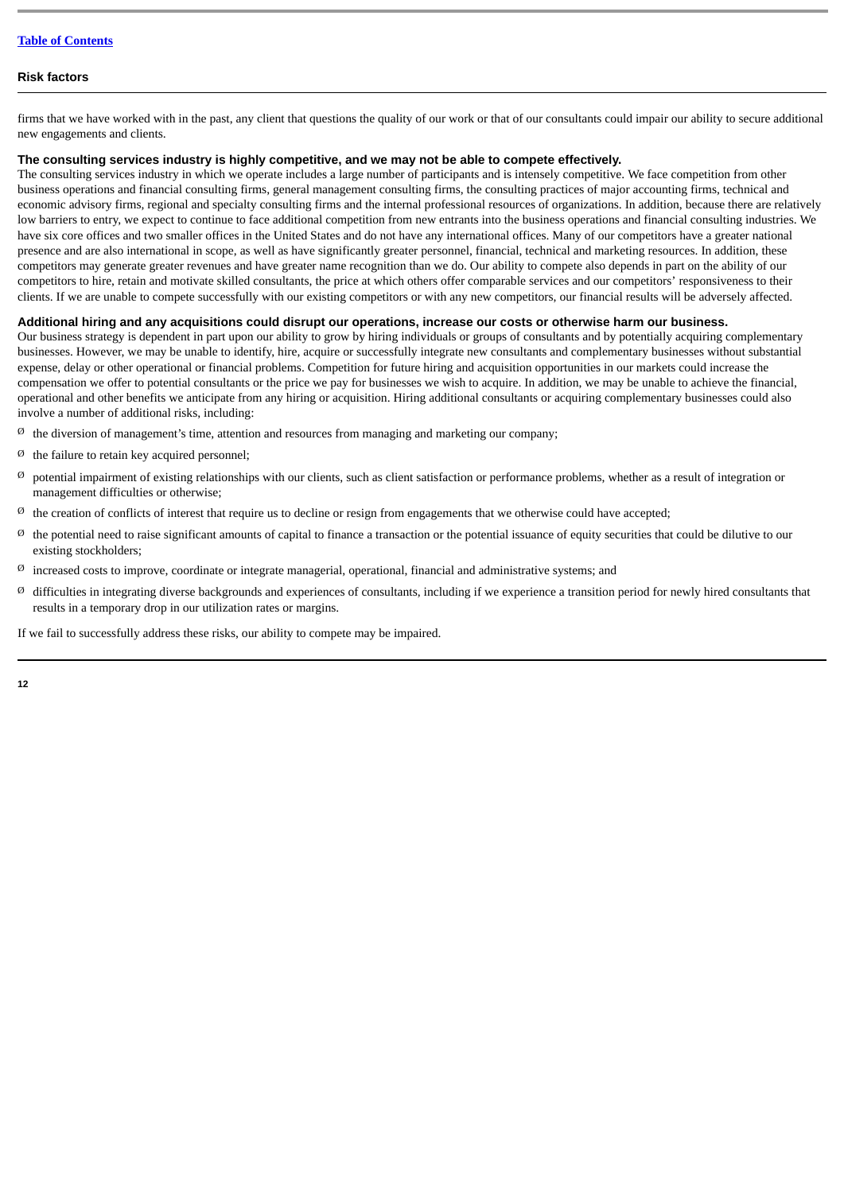firms that we have worked with in the past, any client that questions the quality of our work or that of our consultants could impair our ability to secure additional new engagements and clients.

**The consulting services industry is highly competitive, and we may not be able to compete effectively.**

The consulting services industry in which we operate includes a large number of participants and is intensely competitive. We face competition from other business operations and financial consulting firms, general management consulting firms, the consulting practices of major accounting firms, technical and economic advisory firms, regional and specialty consulting firms and the internal professional resources of organizations. In addition, because there are relatively low barriers to entry, we expect to continue to face additional competition from new entrants into the business operations and financial consulting industries. We have six core offices and two smaller offices in the United States and do not have any international offices. Many of our competitors have a greater national presence and are also international in scope, as well as have significantly greater personnel, financial, technical and marketing resources. In addition, these competitors may generate greater revenues and have greater name recognition than we do. Our ability to compete also depends in part on the ability of our competitors to hire, retain and motivate skilled consultants, the price at which others offer comparable services and our competitors' responsiveness to their clients. If we are unable to compete successfully with our existing competitors or with any new competitors, our financial results will be adversely affected.

**Additional hiring and any acquisitions could disrupt our operations, increase our costs or otherwise harm our business.**

Our business strategy is dependent in part upon our ability to grow by hiring individuals or groups of consultants and by potentially acquiring complementary businesses. However, we may be unable to identify, hire, acquire or successfully integrate new consultants and complementary businesses without substantial expense, delay or other operational or financial problems. Competition for future hiring and acquisition opportunities in our markets could increase the compensation we offer to potential consultants or the price we pay for businesses we wish to acquire. In addition, we may be unable to achieve the financial, operational and other benefits we anticipate from any hiring or acquisition. Hiring additional consultants or acquiring complementary businesses could also involve a number of additional risks, including:

- the diversion of management's time, attention and resources from managing and marketing our company;
- the failure to retain key acquired personnel;
- potential impairment of existing relationships with our clients, such as client satisfaction or performance problems, whether as a result of integration or management difficulties or otherwise;
- the creation of conflicts of interest that require us to decline or resign from engagements that we otherwise could have accepted;
- the potential need to raise significant amounts of capital to finance a transaction or the potential issuance of equity securities that could be dilutive to our existing stockholders;
- increased costs to improve, coordinate or integrate managerial, operational, financial and administrative systems; and
- difficulties in integrating diverse backgrounds and experiences of consultants, including if we experience a transition period for newly hired consultants that results in a temporary drop in our utilization rates or margins.

If we fail to successfully address these risks, our ability to compete may be impaired.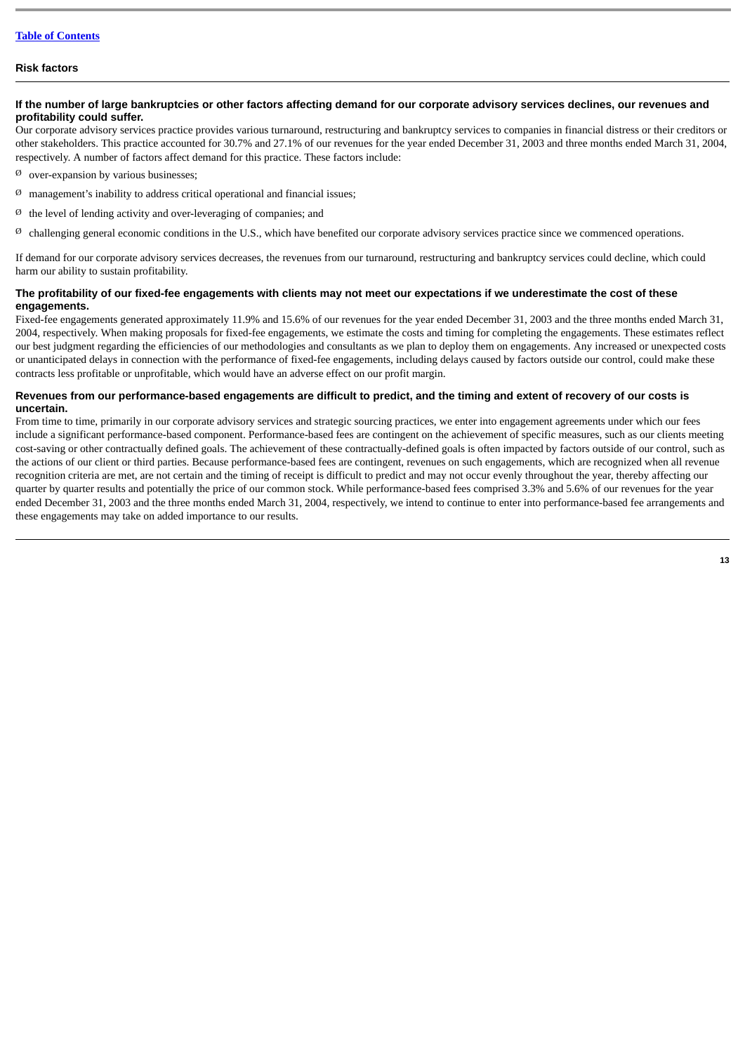## Risk factors

**If the number of large bankruptcies or other factors affecting demand for our corporate advisory services declines, our revenues and profitability could suffer.**

Our corporate advisory services practice provides various turnaround, restructuring and bankruptcy services to companies in financial distress or their creditors or other stakeholders. This practice accounted for 30.7% and 27.1% of our revenues for the year ended December 31, 2003 and three months ended March 31, 2004, respectively. A number of factors affect demand for this practice. These factors include:

- over-expansion by various businesses;
- management's inability to address critical operational and financial issues;
- the level of lending activity and over-leveraging of companies; and
- challenging general economic conditions in the U.S., which have benefited our corporate advisory services practice since we commenced operations.

If demand for our corporate advisory services decreases, the revenues from our turnaround, restructuring and bankruptcy services could decline, which could harm our ability to sustain profitability.

**The profitability of our fixed-fee engagements with clients may not meet our expectations if we underestimate the cost of these engagements.**

Fixed-fee engagements generated approximately 11.9% and 15.6% of our revenues for the year ended December 31, 2003 and the three months ended March 31, 2004, respectively. When making proposals for fixed-fee engagements, we estimate the costs and timing for completing the engagements. These estimates reflect our best judgment regarding the efficiencies of our methodologies and consultants as we plan to deploy them on engagements. Any increased or unexpected costs or unanticipated delays in connection with the performance of fixed-fee engagements, including delays caused by factors outside our control, could make these contracts less profitable or unprofitable, which would have an adverse effect on our profit margin.

**Revenues from our performance-based engagements are difficult to predict, and the timing and extent of recovery of our costs is uncertain.**

From time to time, primarily in our corporate advisory services and strategic sourcing practices, we enter into engagement agreements under which our fees include a significant performance-based component. Performance-based fees are contingent on the achievement of specific measures, such as our clients meeting cost-saving or other contractually defined goals. The achievement of these contractually-defined goals is often impacted by factors outside of our control, such as the actions of our client or third parties. Because performance-based fees are contingent, revenues on such engagements, which are recognized when all revenue recognition criteria are met, are not certain and the timing of receipt is difficult to predict and may not occur evenly throughout the year, thereby affecting our quarter by quarter results and potentially the price of our common stock. While performance-based fees comprised 3.3% and 5.6% of our revenues for the year ended December 31, 2003 and the three months ended March 31, 2004, respectively, we intend to continue to enter into performance-based fee arrangements and these engagements may take on added importance to our results.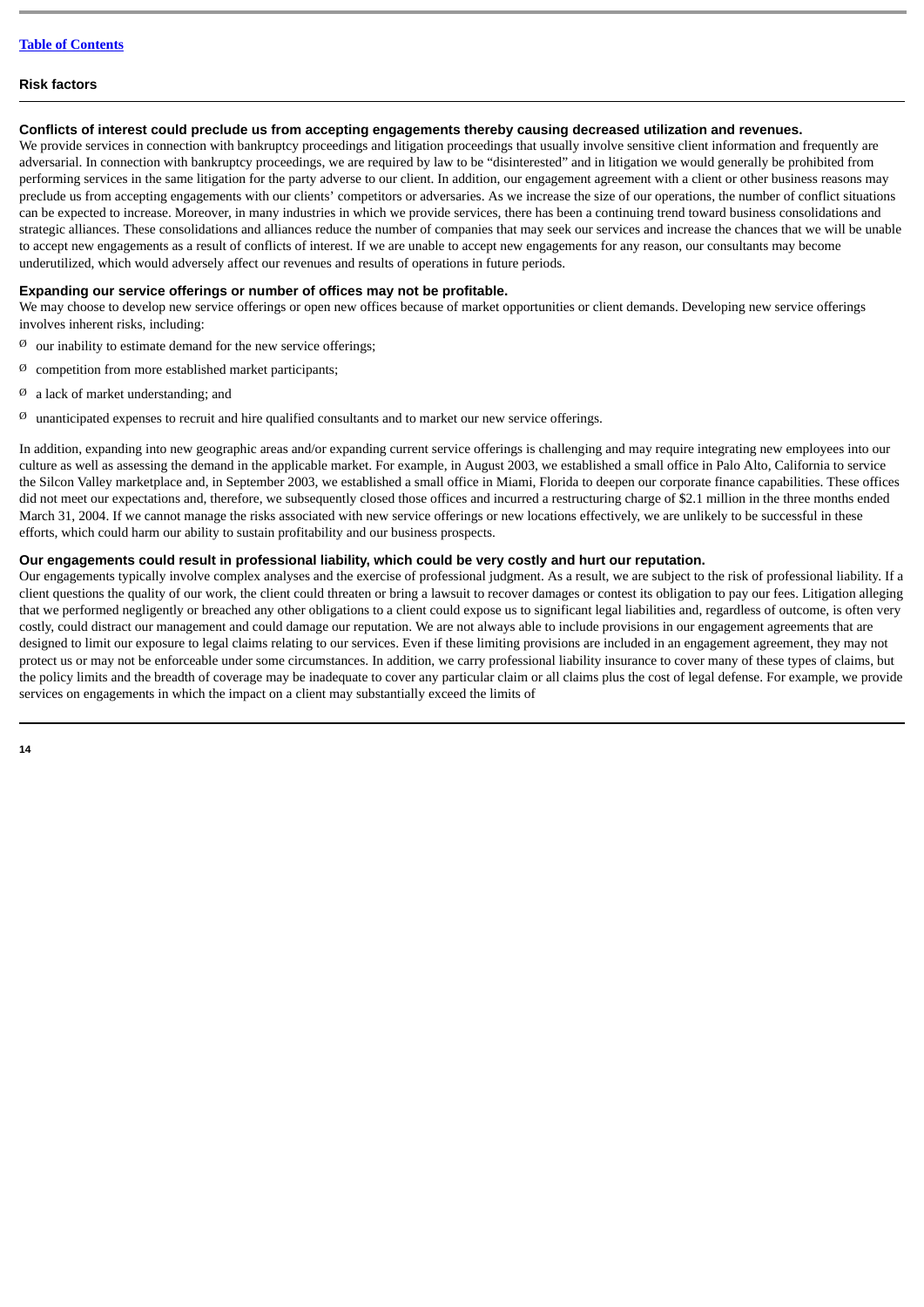## Risk factors

### Conflicts of interest could preclude us from accepting engagements thereby causing decreased utilization and revenues.

We provide services in connection with bankruptcy proceedings and litigation proceedings that usually involve sensitive client information and frequently are adversarial. In connection with bankruptcy proceedings, we are required by law to be "disinterested" and in litigation we would generally be prohibited from performing services in the same litigation for the party adverse to our client. In addition, our engagement agreement with a client or other business reasons may preclude us from accepting engagements with our clients' competitors or adversaries. As we increase the size of our operations, the number of conflict situations can be expected to increase. Moreover, in many industries in which we provide services, there has been a continuing trend toward business consolidations and strategic alliances. These consolidations and alliances reduce the number of companies that may seek our services and increase the chances that we will be unable to accept new engagements as a result of conflicts of interest. If we are unable to accept new engagements for any reason, our consultants may become underutilized, which would adversely affect our revenues and results of operations in future periods.

### Expanding our service offerings or number of offices may not be profitable.

We may choose to develop new service offerings or open new offices because of market opportunities or client demands. Developing new service offerings involves inherent risks, including:

- our inability to estimate demand for the new service offerings;
- competition from more established market participants;
- a lack of market understanding; and
- unanticipated expenses to recruit and hire qualified consultants and to market our new service offerings.

In addition, expanding into new geographic areas and/or expanding current service offerings is challenging and may require integrating new employees into our culture as well as assessing the demand in the applicable market. For example, in August 2003, we established a small office in Palo Alto, California to service the Silcon Valley marketplace and, in September 2003, we established a small office in Miami, Florida to deepen our corporate finance capabilities. These offices did not meet our expectations and, therefore, we subsequently closed those offices and incurred a restructuring charge of $2.1 million in the three months ended March 31, 2004. If we cannot manage the risks associated with new service offerings or new locations effectively, we are unlikely to be successful in these efforts, which could harm our ability to sustain profitability and our business prospects.

### Our engagements could result in professional liability, which could be very costly and hurt our reputation.

Our engagements typically involve complex analyses and the exercise of professional judgment. As a result, we are subject to the risk of professional liability. If a client questions the quality of our work, the client could threaten or bring a lawsuit to recover damages or contest its obligation to pay our fees. Litigation alleging that we performed negligently or breached any other obligations to a client could expose us to significant legal liabilities and, regardless of outcome, is often very costly, could distract our management and could damage our reputation. We are not always able to include provisions in our engagement agreements that are designed to limit our exposure to legal claims relating to our services. Even if these limiting provisions are included in an engagement agreement, they may not protect us or may not be enforceable under some circumstances. In addition, we carry professional liability insurance to cover many of these types of claims, but the policy limits and the breadth of coverage may be inadequate to cover any particular claim or all claims plus the cost of legal defense. For example, we provide services on engagements in which the impact on a client may substantially exceed the limits of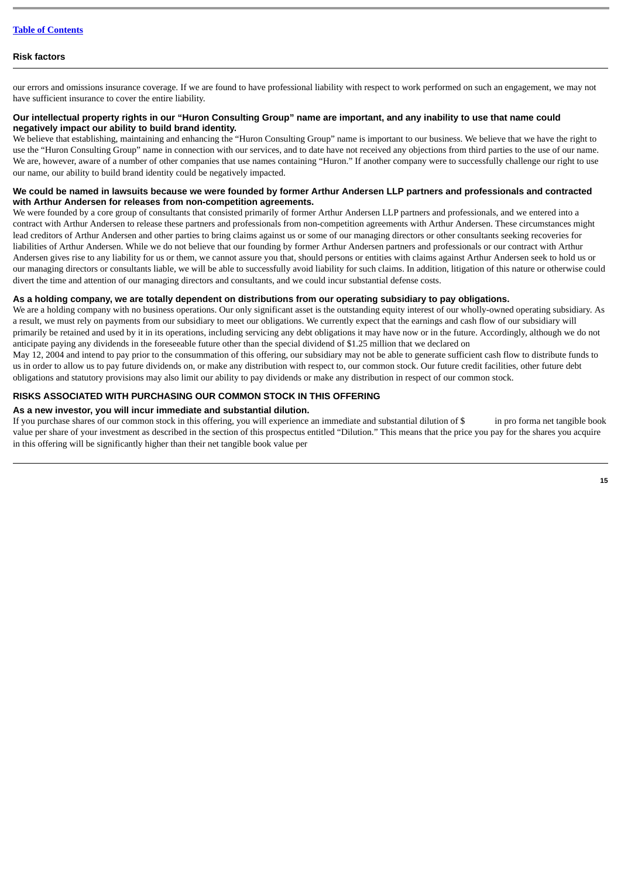our errors and omissions insurance coverage. If we are found to have professional liability with respect to work performed on such an engagement, we may not have sufficient insurance to cover the entire liability.

**Our intellectual property rights in our "Huron Consulting Group" name are important, and any inability to use that name could negatively impact our ability to build brand identity.**

We believe that establishing, maintaining and enhancing the "Huron Consulting Group" name is important to our business. We believe that we have the right to use the "Huron Consulting Group" name in connection with our services, and to date have not received any objections from third parties to the use of our name. We are, however, aware of a number of other companies that use names containing "Huron." If another company were to successfully challenge our right to use our name, our ability to build brand identity could be negatively impacted.

**We could be named in lawsuits because we were founded by former Arthur Andersen LLP partners and professionals and contracted with Arthur Andersen for releases from non-competition agreements.**

We were founded by a core group of consultants that consisted primarily of former Arthur Andersen LLP partners and professionals, and we entered into a contract with Arthur Andersen to release these partners and professionals from non-competition agreements with Arthur Andersen. These circumstances might lead creditors of Arthur Andersen and other parties to bring claims against us or some of our managing directors or other consultants seeking recoveries for liabilities of Arthur Andersen. While we do not believe that our founding by former Arthur Andersen partners and professionals or our contract with Arthur Andersen gives rise to any liability for us or them, we cannot assure you that, should persons or entities with claims against Arthur Andersen seek to hold us or our managing directors or consultants liable, we will be able to successfully avoid liability for such claims. In addition, litigation of this nature or otherwise could divert the time and attention of our managing directors and consultants, and we could incur substantial defense costs.

**As a holding company, we are totally dependent on distributions from our operating subsidiary to pay obligations.**

We are a holding company with no business operations. Our only significant asset is the outstanding equity interest of our wholly-owned operating subsidiary. As a result, we must rely on payments from our subsidiary to meet our obligations. We currently expect that the earnings and cash flow of our subsidiary will primarily be retained and used by it in its operations, including servicing any debt obligations it may have now or in the future. Accordingly, although we do not anticipate paying any dividends in the foreseeable future other than the special dividend of $1.25 million that we declared on May 12, 2004 and intend to pay prior to the consummation of this offering, our subsidiary may not be able to generate sufficient cash flow to distribute funds to us in order to allow us to pay future dividends on, or make any distribution with respect to, our common stock. Our future credit facilities, other future debt obligations and statutory provisions may also limit our ability to pay dividends or make any distribution in respect of our common stock.

## RISKS ASSOCIATED WITH PURCHASING OUR COMMON STOCK IN THIS OFFERING

**As a new investor, you will incur immediate and substantial dilution.**

If you purchase shares of our common stock in this offering, you will experience an immediate and substantial dilution of $ in pro forma net tangible book value per share of your investment as described in the section of this prospectus entitled "Dilution." This means that the price you pay for the shares you acquire in this offering will be significantly higher than their net tangible book value per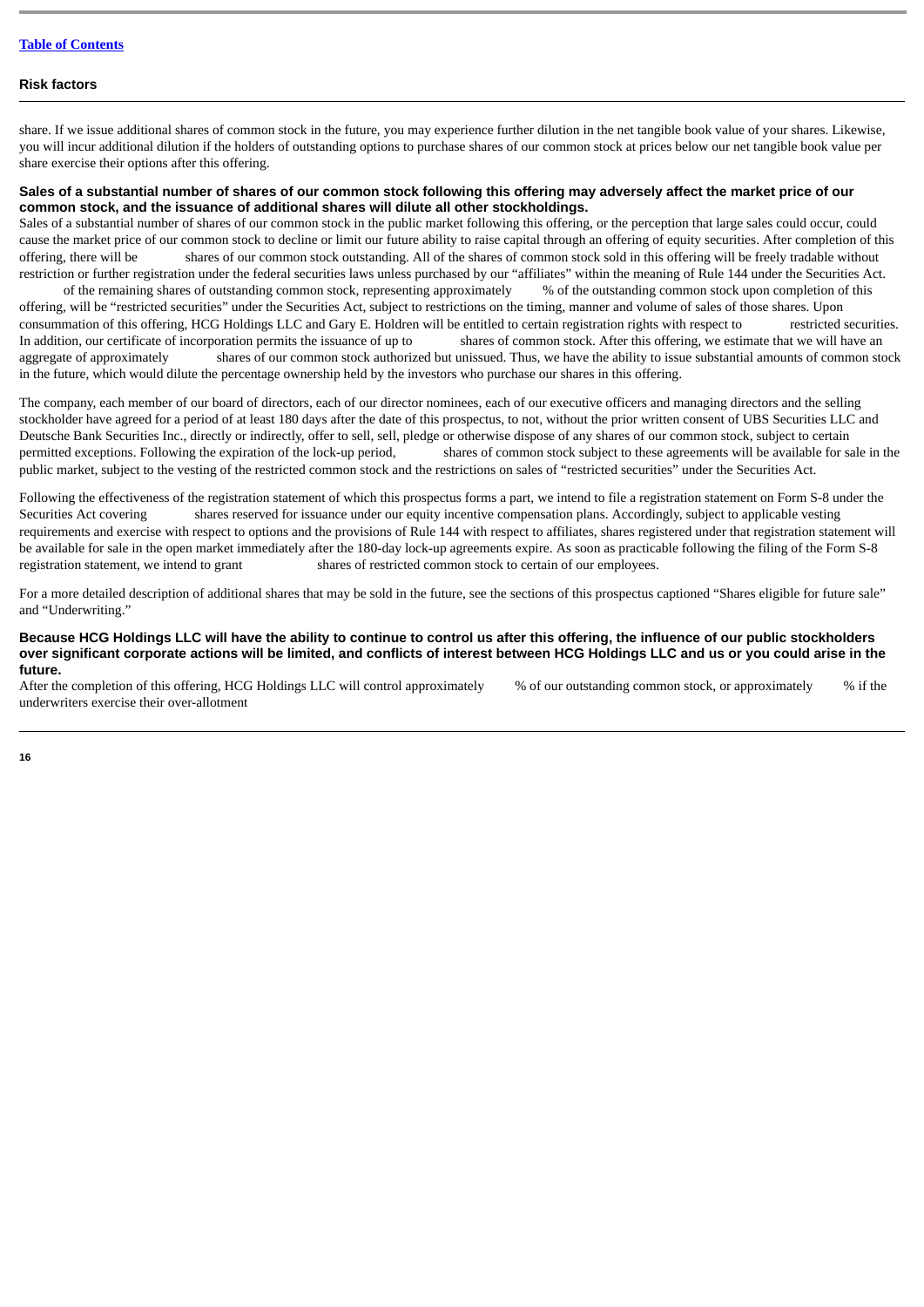share. If we issue additional shares of common stock in the future, you may experience further dilution in the net tangible book value of your shares. Likewise, you will incur additional dilution if the holders of outstanding options to purchase shares of our common stock at prices below our net tangible book value per share exercise their options after this offering.

**Sales of a substantial number of shares of our common stock following this offering may adversely affect the market price of our common stock, and the issuance of additional shares will dilute all other stockholdings.**

Sales of a substantial number of shares of our common stock in the public market following this offering, or the perception that large sales could occur, could cause the market price of our common stock to decline or limit our future ability to raise capital through an offering of equity securities. After completion of this offering, there will be shares of our common stock outstanding. All of the shares of common stock sold in this offering will be freely tradable without restriction or further registration under the federal securities laws unless purchased by our "affiliates" within the meaning of Rule 144 under the Securities Act. of the remaining shares of outstanding common stock, representing approximately % of the outstanding common stock upon completion of this offering, will be "restricted securities" under the Securities Act, subject to restrictions on the timing, manner and volume of sales of those shares. Upon consummation of this offering, HCG Holdings LLC and Gary E. Holdren will be entitled to certain registration rights with respect to restricted securities. In addition, our certificate of incorporation permits the issuance of up to shares of common stock. After this offering, we estimate that we will have an aggregate of approximately shares of our common stock authorized but unissued. Thus, we have the ability to issue substantial amounts of common stock in the future, which would dilute the percentage ownership held by the investors who purchase our shares in this offering.

The company, each member of our board of directors, each of our director nominees, each of our executive officers and managing directors and the selling stockholder have agreed for a period of at least 180 days after the date of this prospectus, to not, without the prior written consent of UBS Securities LLC and Deutsche Bank Securities Inc., directly or indirectly, offer to sell, sell, pledge or otherwise dispose of any shares of our common stock, subject to certain permitted exceptions. Following the expiration of the lock-up period, shares of common stock subject to these agreements will be available for sale in the public market, subject to the vesting of the restricted common stock and the restrictions on sales of "restricted securities" under the Securities Act.

Following the effectiveness of the registration statement of which this prospectus forms a part, we intend to file a registration statement on Form S-8 under the Securities Act covering shares reserved for issuance under our equity incentive compensation plans. Accordingly, subject to applicable vesting requirements and exercise with respect to options and the provisions of Rule 144 with respect to affiliates, shares registered under that registration statement will be available for sale in the open market immediately after the 180-day lock-up agreements expire. As soon as practicable following the filing of the Form S-8 registration statement, we intend to grant shares of restricted common stock to certain of our employees.

For a more detailed description of additional shares that may be sold in the future, see the sections of this prospectus captioned "Shares eligible for future sale" and "Underwriting."

**Because HCG Holdings LLC will have the ability to continue to control us after this offering, the influence of our public stockholders over significant corporate actions will be limited, and conflicts of interest between HCG Holdings LLC and us or you could arise in the future.**

After the completion of this offering, HCG Holdings LLC will control approximately % of our outstanding common stock, or approximately % if the underwriters exercise their over-allotment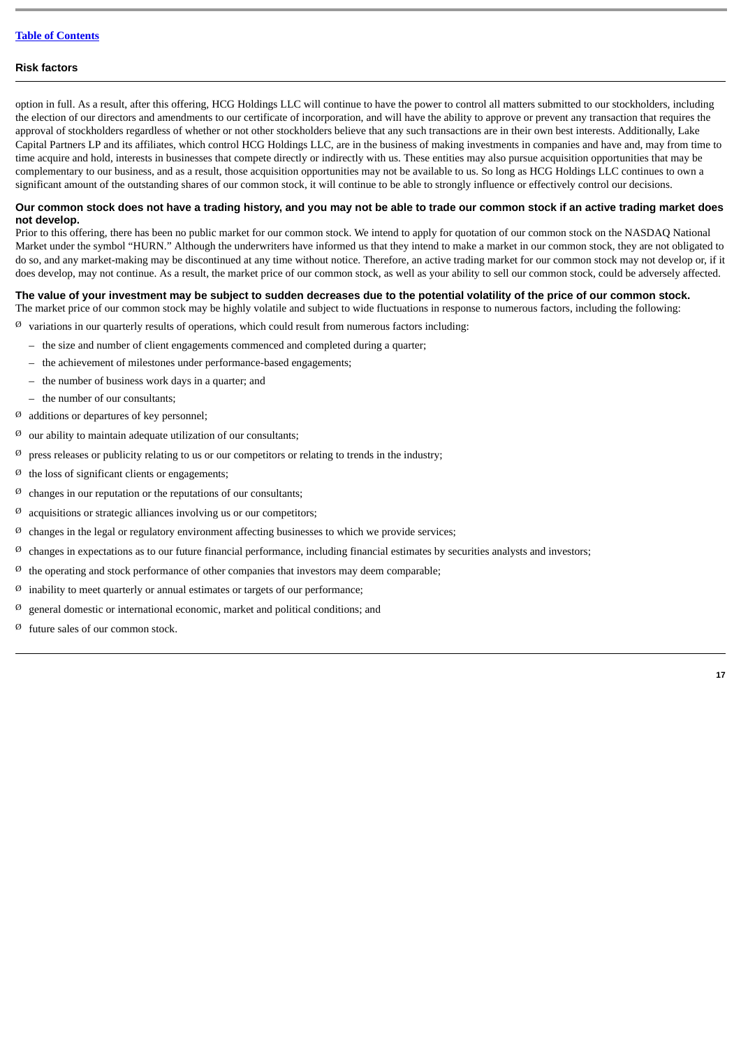option in full. As a result, after this offering, HCG Holdings LLC will continue to have the power to control all matters submitted to our stockholders, including the election of our directors and amendments to our certificate of incorporation, and will have the ability to approve or prevent any transaction that requires the approval of stockholders regardless of whether or not other stockholders believe that any such transactions are in their own best interests. Additionally, Lake Capital Partners LP and its affiliates, which control HCG Holdings LLC, are in the business of making investments in companies and have and, may from time to time acquire and hold, interests in businesses that compete directly or indirectly with us. These entities may also pursue acquisition opportunities that may be complementary to our business, and as a result, those acquisition opportunities may not be available to us. So long as HCG Holdings LLC continues to own a significant amount of the outstanding shares of our common stock, it will continue to be able to strongly influence or effectively control our decisions.

**Our common stock does not have a trading history, and you may not be able to trade our common stock if an active trading market does not develop.**

Prior to this offering, there has been no public market for our common stock. We intend to apply for quotation of our common stock on the NASDAQ National Market under the symbol "HURN." Although the underwriters have informed us that they intend to make a market in our common stock, they are not obligated to do so, and any market-making may be discontinued at any time without notice. Therefore, an active trading market for our common stock may not develop or, if it does develop, may not continue. As a result, the market price of our common stock, as well as your ability to sell our common stock, could be adversely affected.

**The value of your investment may be subject to sudden decreases due to the potential volatility of the price of our common stock.**

The market price of our common stock may be highly volatile and subject to wide fluctuations in response to numerous factors, including the following:

- variations in our quarterly results of operations, which could result from numerous factors including:
  - the size and number of client engagements commenced and completed during a quarter;
  - the achievement of milestones under performance-based engagements;
  - the number of business work days in a quarter; and
  - the number of our consultants;
- additions or departures of key personnel;
- our ability to maintain adequate utilization of our consultants;
- press releases or publicity relating to us or our competitors or relating to trends in the industry;
- the loss of significant clients or engagements;
- changes in our reputation or the reputations of our consultants;
- acquisitions or strategic alliances involving us or our competitors;
- changes in the legal or regulatory environment affecting businesses to which we provide services;
- changes in expectations as to our future financial performance, including financial estimates by securities analysts and investors;
- the operating and stock performance of other companies that investors may deem comparable;
- inability to meet quarterly or annual estimates or targets of our performance;
- general domestic or international economic, market and political conditions; and
- future sales of our common stock.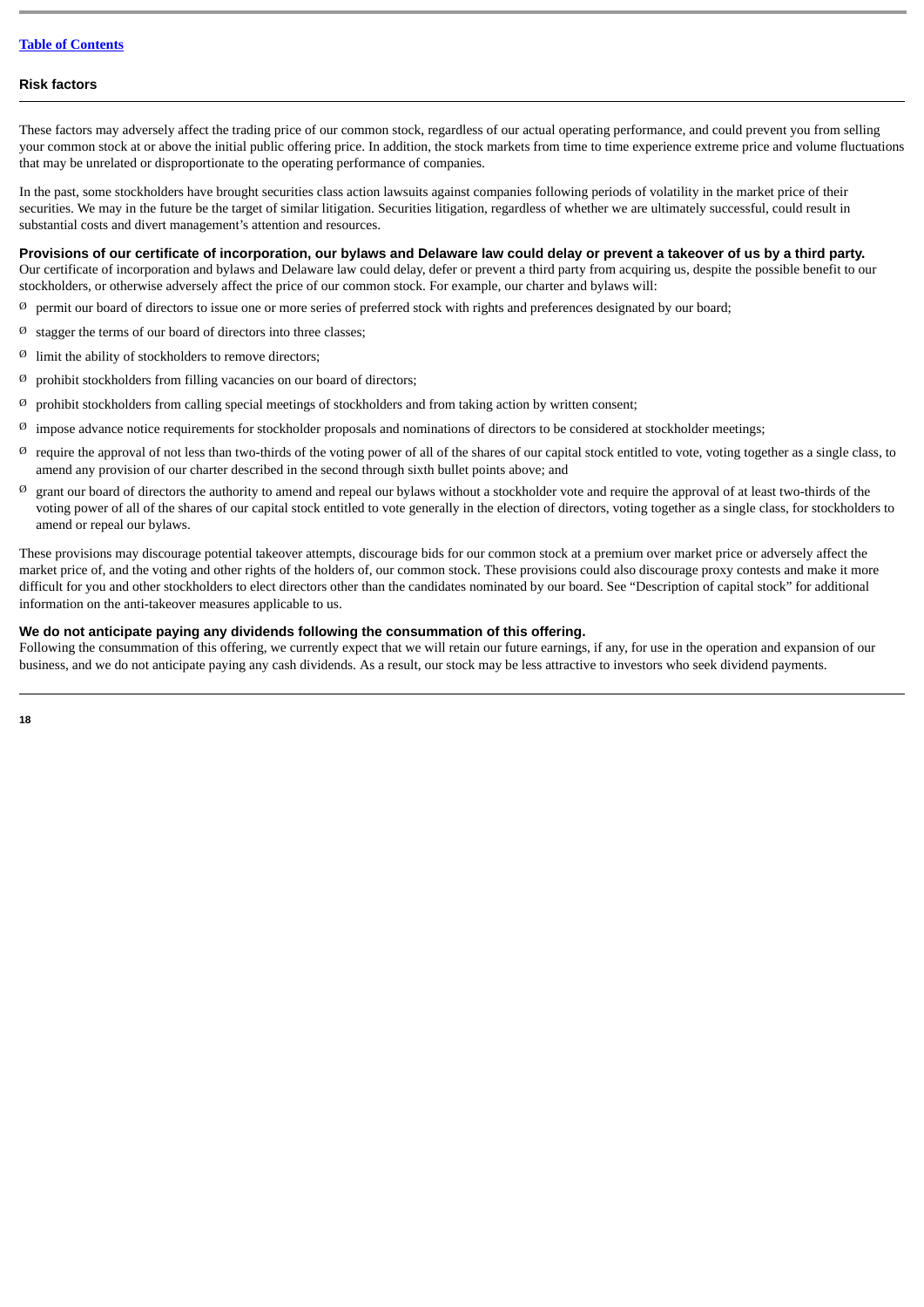These factors may adversely affect the trading price of our common stock, regardless of our actual operating performance, and could prevent you from selling your common stock at or above the initial public offering price. In addition, the stock markets from time to time experience extreme price and volume fluctuations that may be unrelated or disproportionate to the operating performance of companies.

In the past, some stockholders have brought securities class action lawsuits against companies following periods of volatility in the market price of their securities. We may in the future be the target of similar litigation. Securities litigation, regardless of whether we are ultimately successful, could result in substantial costs and divert management's attention and resources.

**Provisions of our certificate of incorporation, our bylaws and Delaware law could delay or prevent a takeover of us by a third party.**
Our certificate of incorporation and bylaws and Delaware law could delay, defer or prevent a third party from acquiring us, despite the possible benefit to our stockholders, or otherwise adversely affect the price of our common stock. For example, our charter and bylaws will:

- permit our board of directors to issue one or more series of preferred stock with rights and preferences designated by our board;
- stagger the terms of our board of directors into three classes;
- limit the ability of stockholders to remove directors;
- prohibit stockholders from filling vacancies on our board of directors;
- prohibit stockholders from calling special meetings of stockholders and from taking action by written consent;
- impose advance notice requirements for stockholder proposals and nominations of directors to be considered at stockholder meetings;
- require the approval of not less than two-thirds of the voting power of all of the shares of our capital stock entitled to vote, voting together as a single class, to amend any provision of our charter described in the second through sixth bullet points above; and
- grant our board of directors the authority to amend and repeal our bylaws without a stockholder vote and require the approval of at least two-thirds of the voting power of all of the shares of our capital stock entitled to vote generally in the election of directors, voting together as a single class, for stockholders to amend or repeal our bylaws.

These provisions may discourage potential takeover attempts, discourage bids for our common stock at a premium over market price or adversely affect the market price of, and the voting and other rights of the holders of, our common stock. These provisions could also discourage proxy contests and make it more difficult for you and other stockholders to elect directors other than the candidates nominated by our board. See "Description of capital stock" for additional information on the anti-takeover measures applicable to us.

**We do not anticipate paying any dividends following the consummation of this offering.**
Following the consummation of this offering, we currently expect that we will retain our future earnings, if any, for use in the operation and expansion of our business, and we do not anticipate paying any cash dividends. As a result, our stock may be less attractive to investors who seek dividend payments.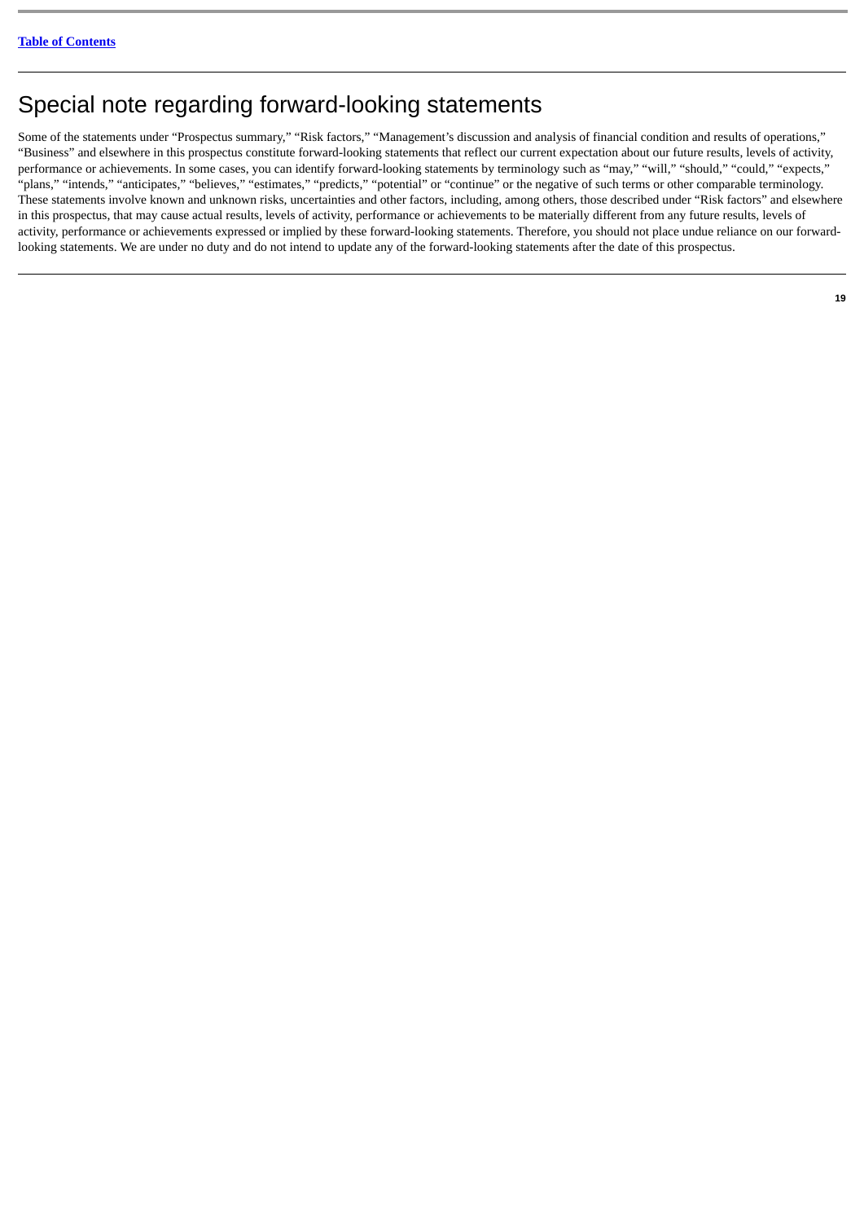# Special note regarding forward-looking statements

Some of the statements under "Prospectus summary," "Risk factors," "Management's discussion and analysis of financial condition and results of operations," "Business" and elsewhere in this prospectus constitute forward-looking statements that reflect our current expectation about our future results, levels of activity, performance or achievements. In some cases, you can identify forward-looking statements by terminology such as "may," "will," "should," "could," "expects," "plans," "intends," "anticipates," "believes," "estimates," "predicts," "potential" or "continue" or the negative of such terms or other comparable terminology. These statements involve known and unknown risks, uncertainties and other factors, including, among others, those described under "Risk factors" and elsewhere in this prospectus, that may cause actual results, levels of activity, performance or achievements to be materially different from any future results, levels of activity, performance or achievements expressed or implied by these forward-looking statements. Therefore, you should not place undue reliance on our forward-looking statements. We are under no duty and do not intend to update any of the forward-looking statements after the date of this prospectus.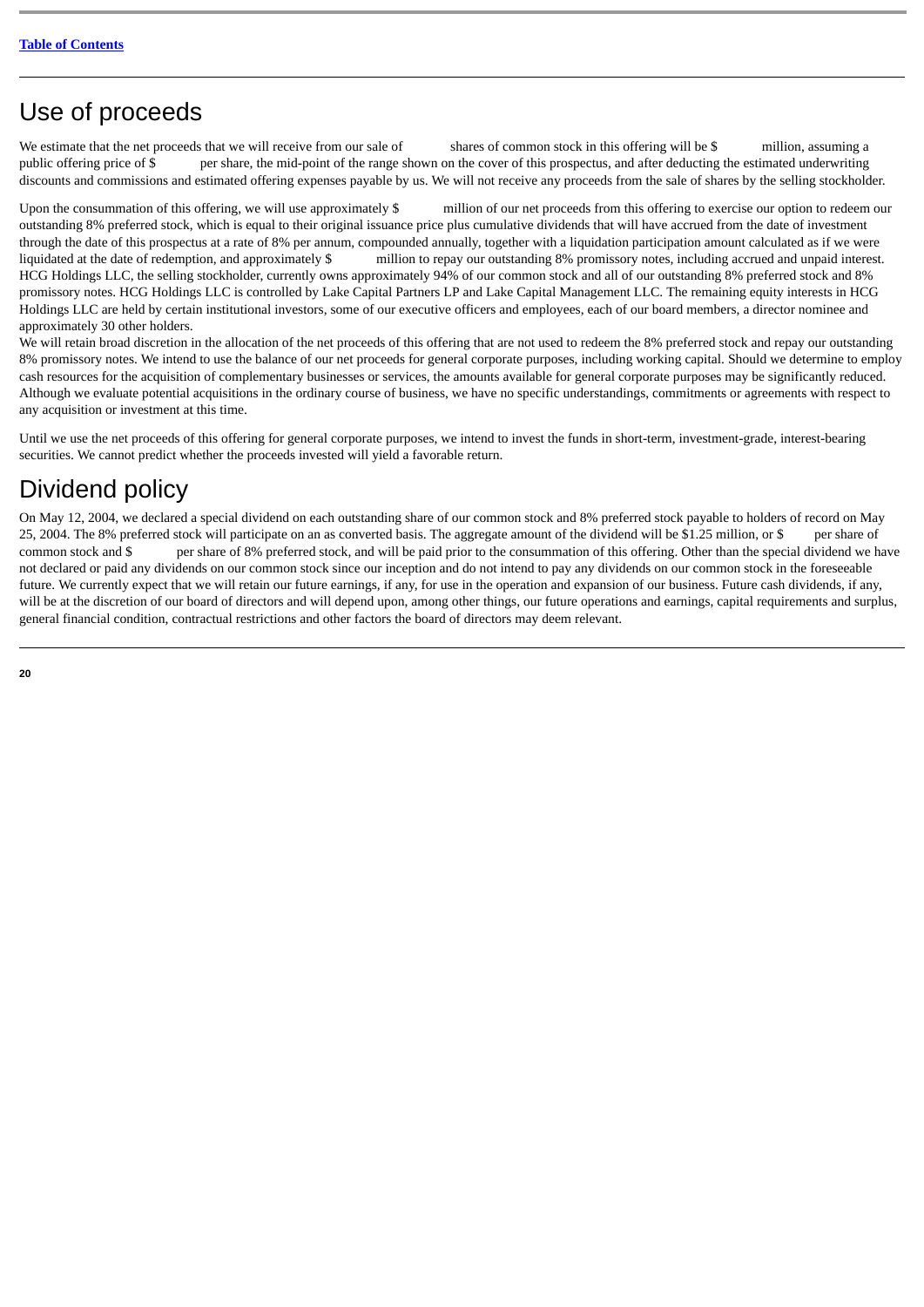# Use of proceeds

We estimate that the net proceeds that we will receive from our sale of            shares of common stock in this offering will be $            million, assuming a public offering price of $            per share, the mid-point of the range shown on the cover of this prospectus, and after deducting the estimated underwriting discounts and commissions and estimated offering expenses payable by us. We will not receive any proceeds from the sale of shares by the selling stockholder.

Upon the consummation of this offering, we will use approximately $            million of our net proceeds from this offering to exercise our option to redeem our outstanding 8% preferred stock, which is equal to their original issuance price plus cumulative dividends that will have accrued from the date of investment through the date of this prospectus at a rate of 8% per annum, compounded annually, together with a liquidation participation amount calculated as if we were liquidated at the date of redemption, and approximately $            million to repay our outstanding 8% promissory notes, including accrued and unpaid interest. HCG Holdings LLC, the selling stockholder, currently owns approximately 94% of our common stock and all of our outstanding 8% preferred stock and 8% promissory notes. HCG Holdings LLC is controlled by Lake Capital Partners LP and Lake Capital Management LLC. The remaining equity interests in HCG Holdings LLC are held by certain institutional investors, some of our executive officers and employees, each of our board members, a director nominee and approximately 30 other holders.

We will retain broad discretion in the allocation of the net proceeds of this offering that are not used to redeem the 8% preferred stock and repay our outstanding 8% promissory notes. We intend to use the balance of our net proceeds for general corporate purposes, including working capital. Should we determine to employ cash resources for the acquisition of complementary businesses or services, the amounts available for general corporate purposes may be significantly reduced. Although we evaluate potential acquisitions in the ordinary course of business, we have no specific understandings, commitments or agreements with respect to any acquisition or investment at this time.

Until we use the net proceeds of this offering for general corporate purposes, we intend to invest the funds in short-term, investment-grade, interest-bearing securities. We cannot predict whether the proceeds invested will yield a favorable return.

# Dividend policy

On May 12, 2004, we declared a special dividend on each outstanding share of our common stock and 8% preferred stock payable to holders of record on May 25, 2004. The 8% preferred stock will participate on an as converted basis. The aggregate amount of the dividend will be $1.25 million, or $        per share of common stock and $            per share of 8% preferred stock, and will be paid prior to the consummation of this offering. Other than the special dividend we have not declared or paid any dividends on our common stock since our inception and do not intend to pay any dividends on our common stock in the foreseeable future. We currently expect that we will retain our future earnings, if any, for use in the operation and expansion of our business. Future cash dividends, if any, will be at the discretion of our board of directors and will depend upon, among other things, our future operations and earnings, capital requirements and surplus, general financial condition, contractual restrictions and other factors the board of directors may deem relevant.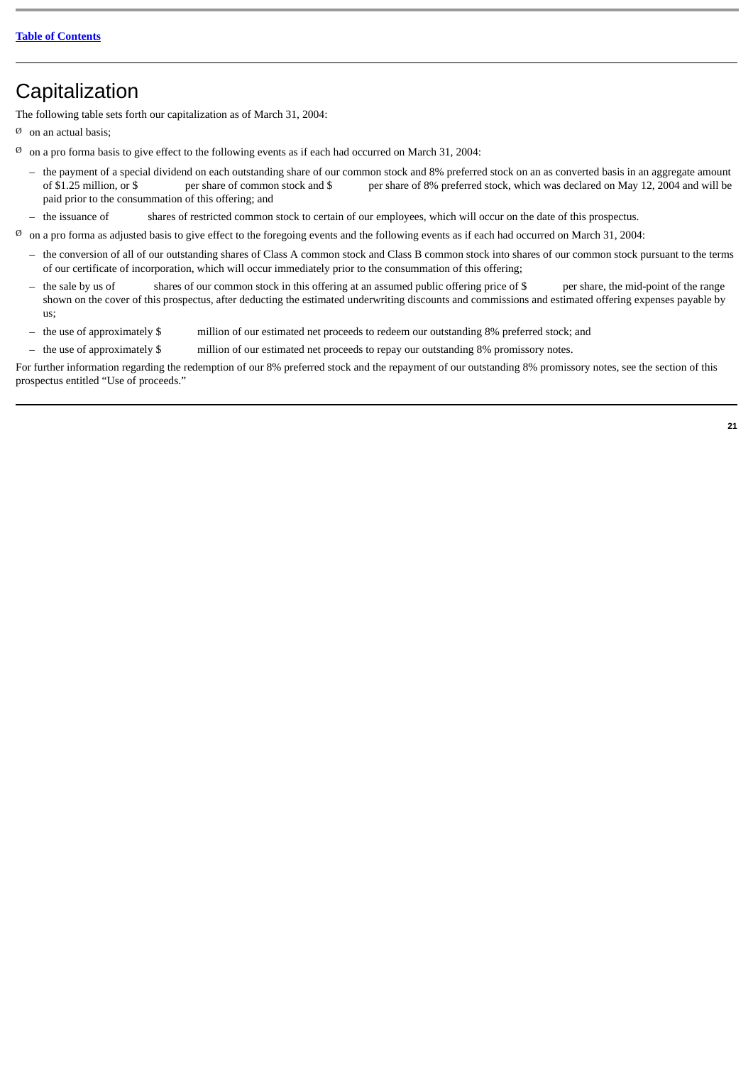# Capitalization

The following table sets forth our capitalization as of March 31, 2004:

- on an actual basis;
- on a pro forma basis to give effect to the following events as if each had occurred on March 31, 2004:
  - the payment of a special dividend on each outstanding share of our common stock and 8% preferred stock on an as converted basis in an aggregate amount of $1.25 million, or $ per share of common stock and $ per share of 8% preferred stock, which was declared on May 12, 2004 and will be paid prior to the consummation of this offering; and
  - the issuance of shares of restricted common stock to certain of our employees, which will occur on the date of this prospectus.
- on a pro forma as adjusted basis to give effect to the foregoing events and the following events as if each had occurred on March 31, 2004:
  - the conversion of all of our outstanding shares of Class A common stock and Class B common stock into shares of our common stock pursuant to the terms of our certificate of incorporation, which will occur immediately prior to the consummation of this offering;
  - the sale by us of shares of our common stock in this offering at an assumed public offering price of $ per share, the mid-point of the range shown on the cover of this prospectus, after deducting the estimated underwriting discounts and commissions and estimated offering expenses payable by us;
  - the use of approximately $ million of our estimated net proceeds to redeem our outstanding 8% preferred stock; and
  - the use of approximately $ million of our estimated net proceeds to repay our outstanding 8% promissory notes.

For further information regarding the redemption of our 8% preferred stock and the repayment of our outstanding 8% promissory notes, see the section of this prospectus entitled "Use of proceeds."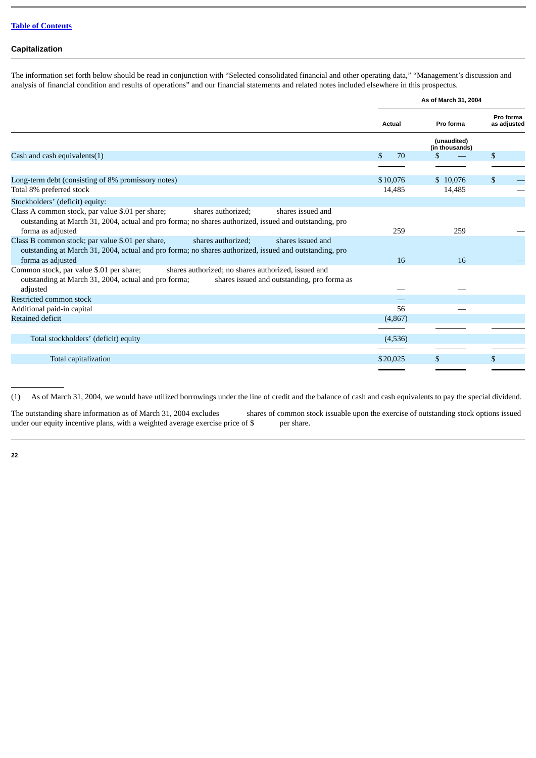## Capitalization

The information set forth below should be read in conjunction with "Selected consolidated financial and other operating data," "Management's discussion and analysis of financial condition and results of operations" and our financial statements and related notes included elsewhere in this prospectus.

| | As of March 31, 2004 | | |
|---|---|---|---|
| | Actual | Pro forma | Pro forma as adjusted |
| | | (unaudited) (in thousands) | |
| Cash and cash equivalents(1) | $ 70 | $ — | $ |
| Long-term debt (consisting of 8% promissory notes) | $10,076 | $ 10,076 | $ — |
| Total 8% preferred stock | 14,485 | 14,485 | — |
| Stockholders' (deficit) equity: | | | |
| Class A common stock, par value $.01 per share; shares authorized; shares issued and outstanding at March 31, 2004, actual and pro forma; no shares authorized, issued and outstanding, pro forma as adjusted | 259 | 259 | — |
| Class B common stock; par value $.01 per share, shares authorized; shares issued and outstanding at March 31, 2004, actual and pro forma; no shares authorized, issued and outstanding, pro forma as adjusted | 16 | 16 | — |
| Common stock, par value $.01 per share; shares authorized; no shares authorized, issued and outstanding at March 31, 2004, actual and pro forma; shares issued and outstanding, pro forma as adjusted | — | — | |
| Restricted common stock | — | | |
| Additional paid-in capital | 56 | — | |
| Retained deficit | (4,867) | | |
| Total stockholders' (deficit) equity | (4,536) | | |
| Total capitalization | $20,025 | $ | $ |

(1) As of March 31, 2004, we would have utilized borrowings under the line of credit and the balance of cash and cash equivalents to pay the special dividend.

The outstanding share information as of March 31, 2004 excludes shares of common stock issuable upon the exercise of outstanding stock options issued under our equity incentive plans, with a weighted average exercise price of $ per share.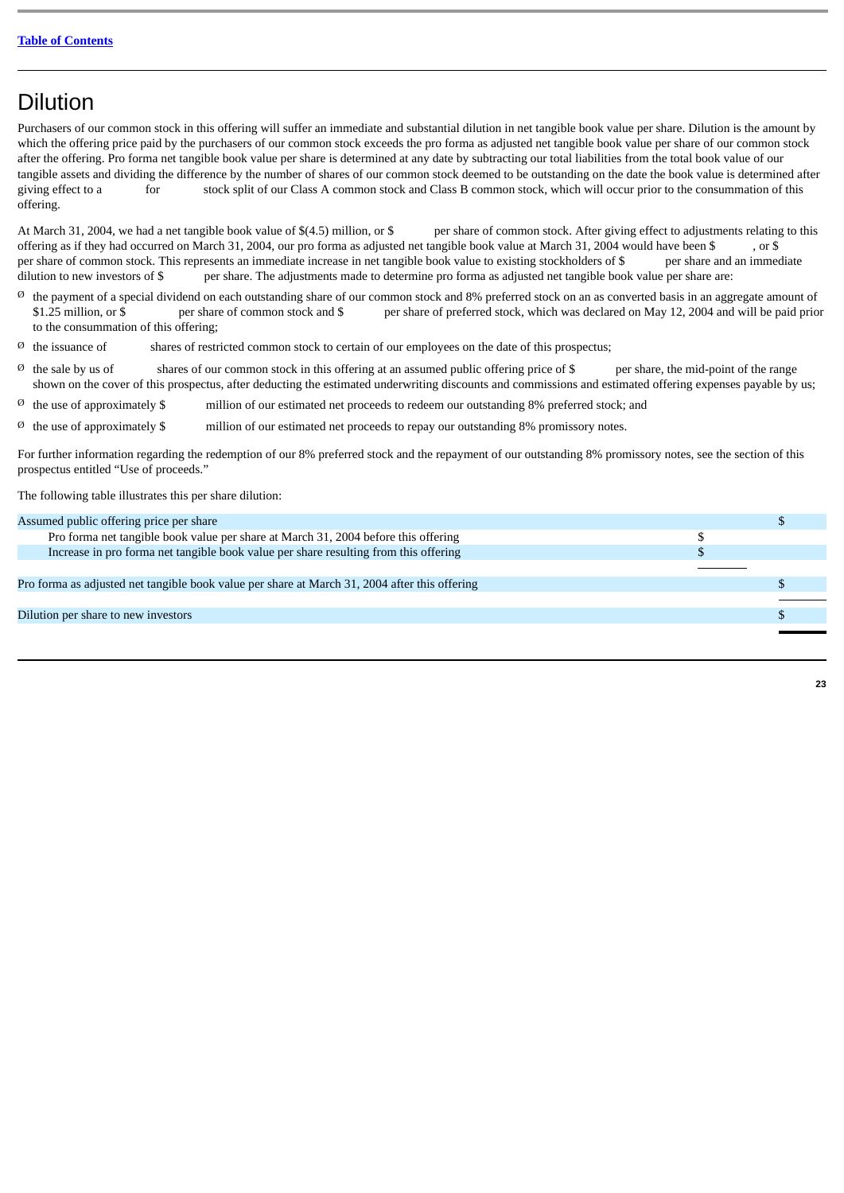# Dilution

Purchasers of our common stock in this offering will suffer an immediate and substantial dilution in net tangible book value per share. Dilution is the amount by which the offering price paid by the purchasers of our common stock exceeds the pro forma as adjusted net tangible book value per share of our common stock after the offering. Pro forma net tangible book value per share is determined at any date by subtracting our total liabilities from the total book value of our tangible assets and dividing the difference by the number of shares of our common stock deemed to be outstanding on the date the book value is determined after giving effect to a for stock split of our Class A common stock and Class B common stock, which will occur prior to the consummation of this offering.

At March 31, 2004, we had a net tangible book value of $(4.5) million, or $ per share of common stock. After giving effect to adjustments relating to this offering as if they had occurred on March 31, 2004, our pro forma as adjusted net tangible book value at March 31, 2004 would have been $ , or $ per share of common stock. This represents an immediate increase in net tangible book value to existing stockholders of $ per share and an immediate dilution to new investors of $ per share. The adjustments made to determine pro forma as adjusted net tangible book value per share are:

- the payment of a special dividend on each outstanding share of our common stock and 8% preferred stock on an as converted basis in an aggregate amount of $1.25 million, or $ per share of common stock and $ per share of preferred stock, which was declared on May 12, 2004 and will be paid prior to the consummation of this offering;
- the issuance of shares of restricted common stock to certain of our employees on the date of this prospectus;
- the sale by us of shares of our common stock in this offering at an assumed public offering price of $ per share, the mid-point of the range shown on the cover of this prospectus, after deducting the estimated underwriting discounts and commissions and estimated offering expenses payable by us;
- the use of approximately $ million of our estimated net proceeds to redeem our outstanding 8% preferred stock; and
- the use of approximately $ million of our estimated net proceeds to repay our outstanding 8% promissory notes.

For further information regarding the redemption of our 8% preferred stock and the repayment of our outstanding 8% promissory notes, see the section of this prospectus entitled "Use of proceeds."

The following table illustrates this per share dilution:

| | | |
|---|---|---|
| Assumed public offering price per share | | $ |
| Pro forma net tangible book value per share at March 31, 2004 before this offering | $ | |
| Increase in pro forma net tangible book value per share resulting from this offering | $ | |
| Pro forma as adjusted net tangible book value per share at March 31, 2004 after this offering | | $ |
| Dilution per share to new investors | | $ |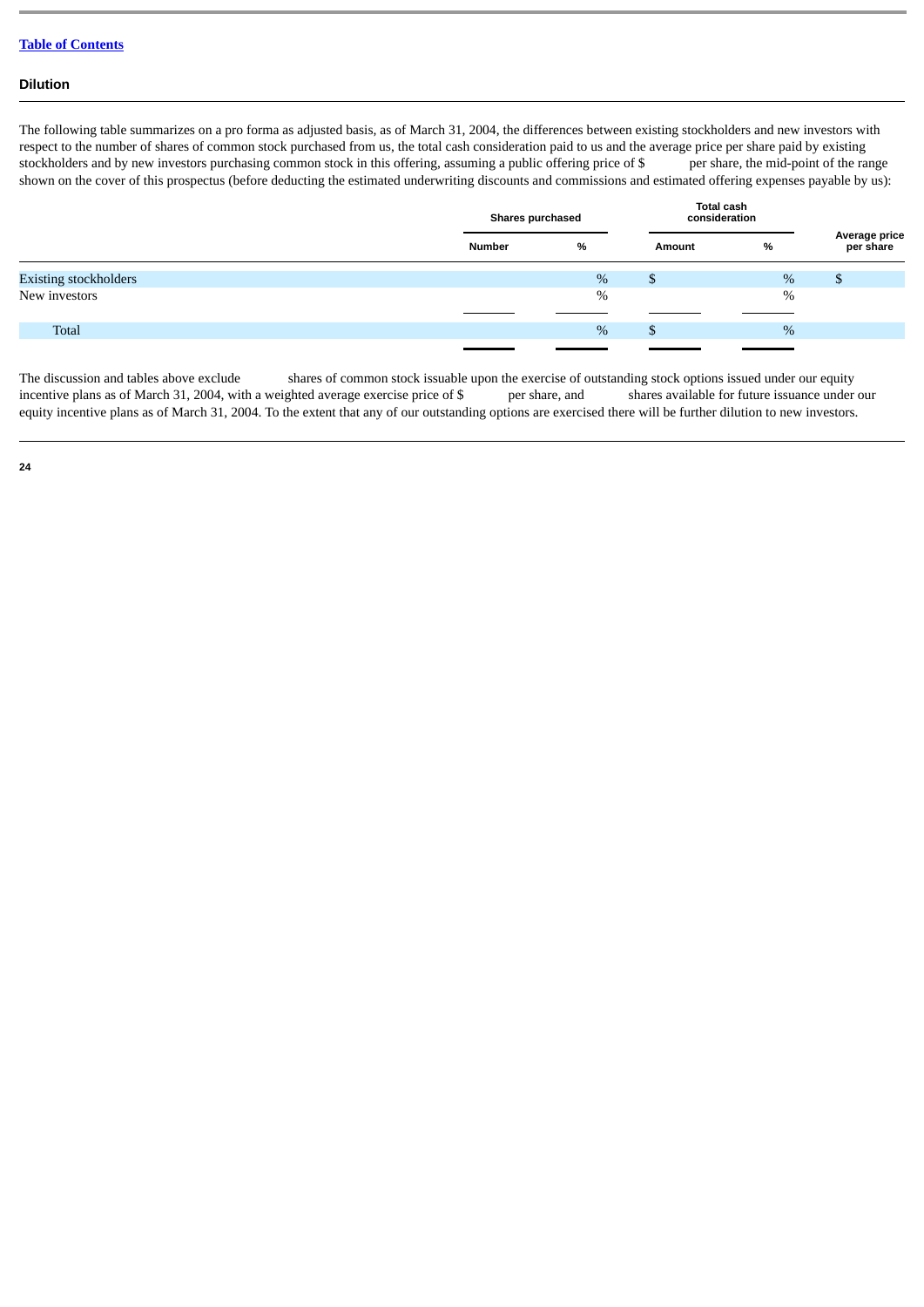[Table of Contents](#)

### Dilution

The following table summarizes on a pro forma as adjusted basis, as of March 31, 2004, the differences between existing stockholders and new investors with respect to the number of shares of common stock purchased from us, the total cash consideration paid to us and the average price per share paid by existing stockholders and by new investors purchasing common stock in this offering, assuming a public offering price of $ per share, the mid-point of the range shown on the cover of this prospectus (before deducting the estimated underwriting discounts and commissions and estimated offering expenses payable by us):

| | Shares purchased | | Total cash consideration | | Average price per share |
|---|---|---|---|---|---|
| | Number | % | Amount | % | |
| Existing stockholders | | % | $ | % | $ |
| New investors | | % | | % | |
| Total | | % | $ | % | |

The discussion and tables above exclude shares of common stock issuable upon the exercise of outstanding stock options issued under our equity incentive plans as of March 31, 2004, with a weighted average exercise price of $ per share, and shares available for future issuance under our equity incentive plans as of March 31, 2004. To the extent that any of our outstanding options are exercised there will be further dilution to new investors.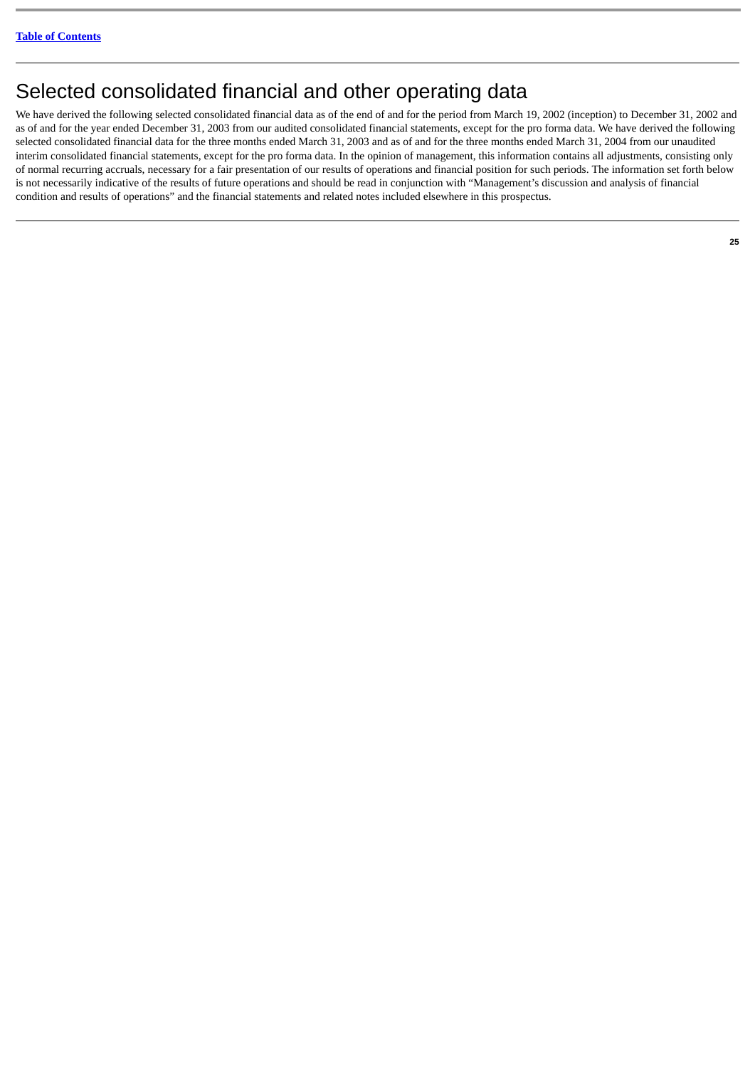# Selected consolidated financial and other operating data

We have derived the following selected consolidated financial data as of the end of and for the period from March 19, 2002 (inception) to December 31, 2002 and as of and for the year ended December 31, 2003 from our audited consolidated financial statements, except for the pro forma data. We have derived the following selected consolidated financial data for the three months ended March 31, 2003 and as of and for the three months ended March 31, 2004 from our unaudited interim consolidated financial statements, except for the pro forma data. In the opinion of management, this information contains all adjustments, consisting only of normal recurring accruals, necessary for a fair presentation of our results of operations and financial position for such periods. The information set forth below is not necessarily indicative of the results of future operations and should be read in conjunction with "Management's discussion and analysis of financial condition and results of operations" and the financial statements and related notes included elsewhere in this prospectus.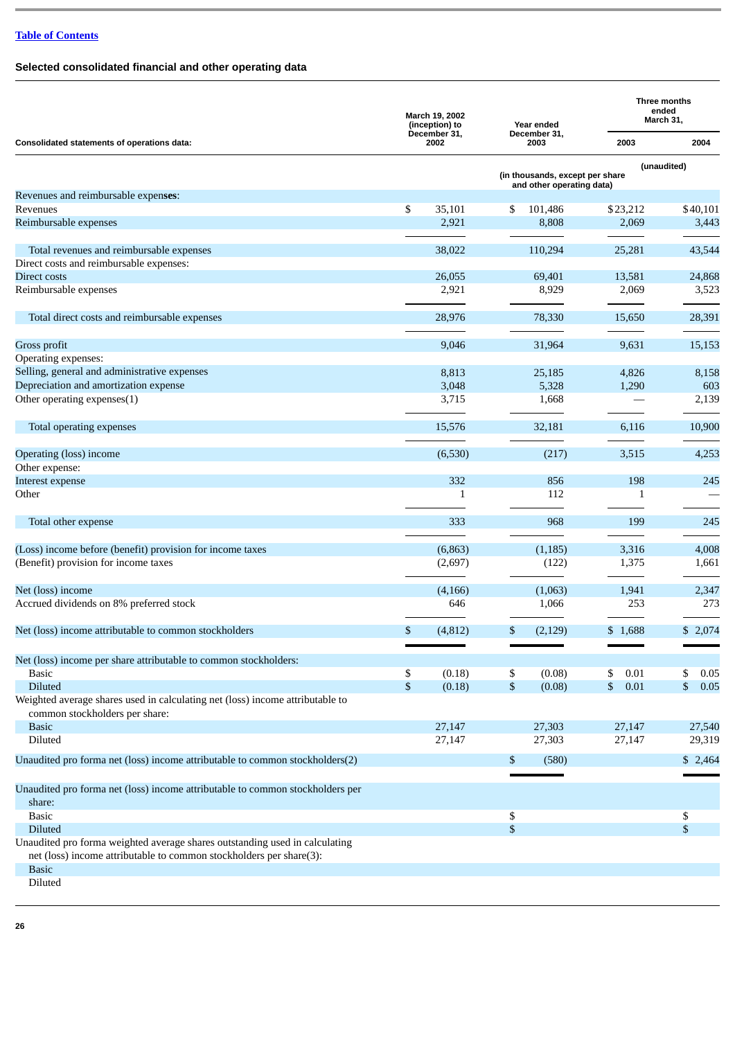## Selected consolidated financial and other operating data

| Consolidated statements of operations data: | March 19, 2002 (inception) to December 31, 2002 | Year ended December 31, 2003 | Three months ended March 31, 2003 | Three months ended March 31, 2004 |
|---|---|---|---|---|
| | | | (unaudited) | |
| | (in thousands, except per share and other operating data) | | | |
| Revenues and reimbursable expenses: | | | | |
| Revenues | $ 35,101 | $ 101,486 | $23,212 | $40,101 |
| Reimbursable expenses | 2,921 | 8,808 | 2,069 | 3,443 |
| Total revenues and reimbursable expenses | 38,022 | 110,294 | 25,281 | 43,544 |
| Direct costs and reimbursable expenses: | | | | |
| Direct costs | 26,055 | 69,401 | 13,581 | 24,868 |
| Reimbursable expenses | 2,921 | 8,929 | 2,069 | 3,523 |
| Total direct costs and reimbursable expenses | 28,976 | 78,330 | 15,650 | 28,391 |
| Gross profit | 9,046 | 31,964 | 9,631 | 15,153 |
| Operating expenses: | | | | |
| Selling, general and administrative expenses | 8,813 | 25,185 | 4,826 | 8,158 |
| Depreciation and amortization expense | 3,048 | 5,328 | 1,290 | 603 |
| Other operating expenses(1) | 3,715 | 1,668 | — | 2,139 |
| Total operating expenses | 15,576 | 32,181 | 6,116 | 10,900 |
| Operating (loss) income | (6,530) | (217) | 3,515 | 4,253 |
| Other expense: | | | | |
| Interest expense | 332 | 856 | 198 | 245 |
| Other | 1 | 112 | 1 | — |
| Total other expense | 333 | 968 | 199 | 245 |
| (Loss) income before (benefit) provision for income taxes | (6,863) | (1,185) | 3,316 | 4,008 |
| (Benefit) provision for income taxes | (2,697) | (122) | 1,375 | 1,661 |
| Net (loss) income | (4,166) | (1,063) | 1,941 | 2,347 |
| Accrued dividends on 8% preferred stock | 646 | 1,066 | 253 | 273 |
| Net (loss) income attributable to common stockholders | $ (4,812) | $ (2,129) | $ 1,688 | $ 2,074 |
| Net (loss) income per share attributable to common stockholders: | | | | |
| Basic | $ (0.18) | $ (0.08) | $ 0.01 | $ 0.05 |
| Diluted | $ (0.18) | $ (0.08) | $ 0.01 | $ 0.05 |
| Weighted average shares used in calculating net (loss) income attributable to common stockholders per share: | | | | |
| Basic | 27,147 | 27,303 | 27,147 | 27,540 |
| Diluted | 27,147 | 27,303 | 27,147 | 29,319 |
| Unaudited pro forma net (loss) income attributable to common stockholders(2) | | $ (580) | | $ 2,464 |
| Unaudited pro forma net (loss) income attributable to common stockholders per share: | | | | |
| Basic | | $ | | $ |
| Diluted | | $ | | $ |
| Unaudited pro forma weighted average shares outstanding used in calculating net (loss) income attributable to common stockholders per share(3): | | | | |
| Basic | | | | |
| Diluted | | | | |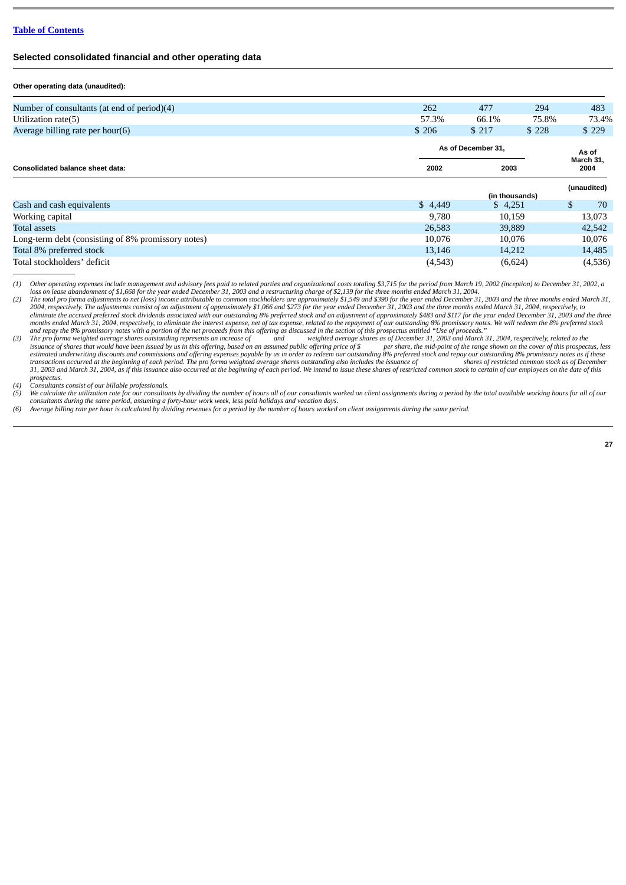[Table of Contents](#)

## Selected consolidated financial and other operating data

**Other operating data (unaudited):**

| | | | | |
|---|---|---|---|---|
| Number of consultants (at end of period)(4) | 262 | 477 | 294 | 483 |
| Utilization rate(5) | 57.3% | 66.1% | 75.8% | 73.4% |
| Average billing rate per hour(6) | $ 206 | $ 217 | $ 228 | $ 229 |

| Consolidated balance sheet data: | As of December 31, 2002 | As of December 31, 2003 | As of March 31, 2004 |
|---|---|---|---|
| | | (in thousands) | (unaudited) |
| Cash and cash equivalents | $ 4,449 | $ 4,251 | $ 70 |
| Working capital | 9,780 | 10,159 | 13,073 |
| Total assets | 26,583 | 39,889 | 42,542 |
| Long-term debt (consisting of 8% promissory notes) | 10,076 | 10,076 | 10,076 |
| Total 8% preferred stock | 13,146 | 14,212 | 14,485 |
| Total stockholders' deficit | (4,543) | (6,624) | (4,536) |

(1) *Other operating expenses include management and advisory fees paid to related parties and organizational costs totaling $3,715 for the period from March 19, 2002 (inception) to December 31, 2002, a loss on lease abandonment of $1,668 for the year ended December 31, 2003 and a restructuring charge of $2,139 for the three months ended March 31, 2004.*

(2) *The total pro forma adjustments to net (loss) income attributable to common stockholders are approximately $1,549 and $390 for the year ended December 31, 2003 and the three months ended March 31, 2004, respectively. The adjustments consist of an adjustment of approximately $1,066 and $273 for the year ended December 31, 2003 and the three months ended March 31, 2004, respectively, to eliminate the accrued preferred stock dividends associated with our outstanding 8% preferred stock and an adjustment of approximately $483 and $117 for the year ended December 31, 2003 and the three months ended March 31, 2004, respectively, to eliminate the interest expense, net of tax expense, related to the repayment of our outstanding 8% promissory notes. We will redeem the 8% preferred stock and repay the 8% promissory notes with a portion of the net proceeds from this offering as discussed in the section of this prospectus entitled "Use of proceeds."*

(3) *The pro forma weighted average shares outstanding represents an increase of and weighted average shares as of December 31, 2003 and March 31, 2004, respectively, related to the issuance of shares that would have been issued by us in this offering, based on an assumed public offering price of $ per share, the mid-point of the range shown on the cover of this prospectus, less estimated underwriting discounts and commissions and offering expenses payable by us in order to redeem our outstanding 8% preferred stock and repay our outstanding 8% promissory notes as if these transactions occurred at the beginning of each period. The pro forma weighted average shares outstanding also includes the issuance of shares of restricted common stock as of December 31, 2003 and March 31, 2004, as if this issuance also occurred at the beginning of each period. We intend to issue these shares of restricted common stock to certain of our employees on the date of this prospectus.*

(4) *Consultants consist of our billable professionals.*

(5) *We calculate the utilization rate for our consultants by dividing the number of hours all of our consultants worked on client assignments during a period by the total available working hours for all of our consultants during the same period, assuming a forty-hour work week, less paid holidays and vacation days.*

(6) *Average billing rate per hour is calculated by dividing revenues for a period by the number of hours worked on client assignments during the same period.*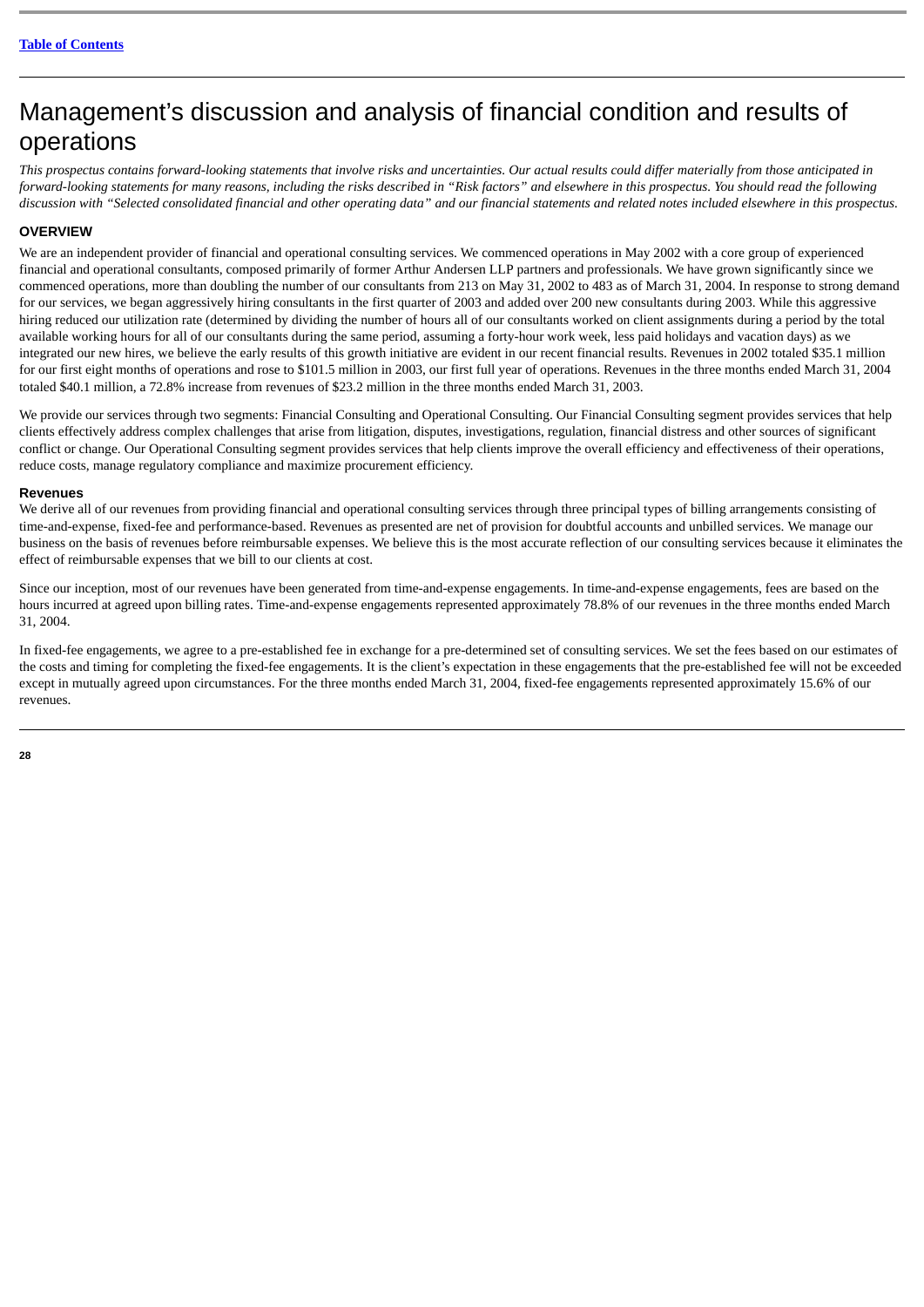# Management's discussion and analysis of financial condition and results of operations

*This prospectus contains forward-looking statements that involve risks and uncertainties. Our actual results could differ materially from those anticipated in forward-looking statements for many reasons, including the risks described in "Risk factors" and elsewhere in this prospectus. You should read the following discussion with "Selected consolidated financial and other operating data" and our financial statements and related notes included elsewhere in this prospectus.*

## OVERVIEW

We are an independent provider of financial and operational consulting services. We commenced operations in May 2002 with a core group of experienced financial and operational consultants, composed primarily of former Arthur Andersen LLP partners and professionals. We have grown significantly since we commenced operations, more than doubling the number of our consultants from 213 on May 31, 2002 to 483 as of March 31, 2004. In response to strong demand for our services, we began aggressively hiring consultants in the first quarter of 2003 and added over 200 new consultants during 2003. While this aggressive hiring reduced our utilization rate (determined by dividing the number of hours all of our consultants worked on client assignments during a period by the total available working hours for all of our consultants during the same period, assuming a forty-hour work week, less paid holidays and vacation days) as we integrated our new hires, we believe the early results of this growth initiative are evident in our recent financial results. Revenues in 2002 totaled $35.1 million for our first eight months of operations and rose to $101.5 million in 2003, our first full year of operations. Revenues in the three months ended March 31, 2004 totaled $40.1 million, a 72.8% increase from revenues of $23.2 million in the three months ended March 31, 2003.

We provide our services through two segments: Financial Consulting and Operational Consulting. Our Financial Consulting segment provides services that help clients effectively address complex challenges that arise from litigation, disputes, investigations, regulation, financial distress and other sources of significant conflict or change. Our Operational Consulting segment provides services that help clients improve the overall efficiency and effectiveness of their operations, reduce costs, manage regulatory compliance and maximize procurement efficiency.

### Revenues

We derive all of our revenues from providing financial and operational consulting services through three principal types of billing arrangements consisting of time-and-expense, fixed-fee and performance-based. Revenues as presented are net of provision for doubtful accounts and unbilled services. We manage our business on the basis of revenues before reimbursable expenses. We believe this is the most accurate reflection of our consulting services because it eliminates the effect of reimbursable expenses that we bill to our clients at cost.

Since our inception, most of our revenues have been generated from time-and-expense engagements. In time-and-expense engagements, fees are based on the hours incurred at agreed upon billing rates. Time-and-expense engagements represented approximately 78.8% of our revenues in the three months ended March 31, 2004.

In fixed-fee engagements, we agree to a pre-established fee in exchange for a pre-determined set of consulting services. We set the fees based on our estimates of the costs and timing for completing the fixed-fee engagements. It is the client's expectation in these engagements that the pre-established fee will not be exceeded except in mutually agreed upon circumstances. For the three months ended March 31, 2004, fixed-fee engagements represented approximately 15.6% of our revenues.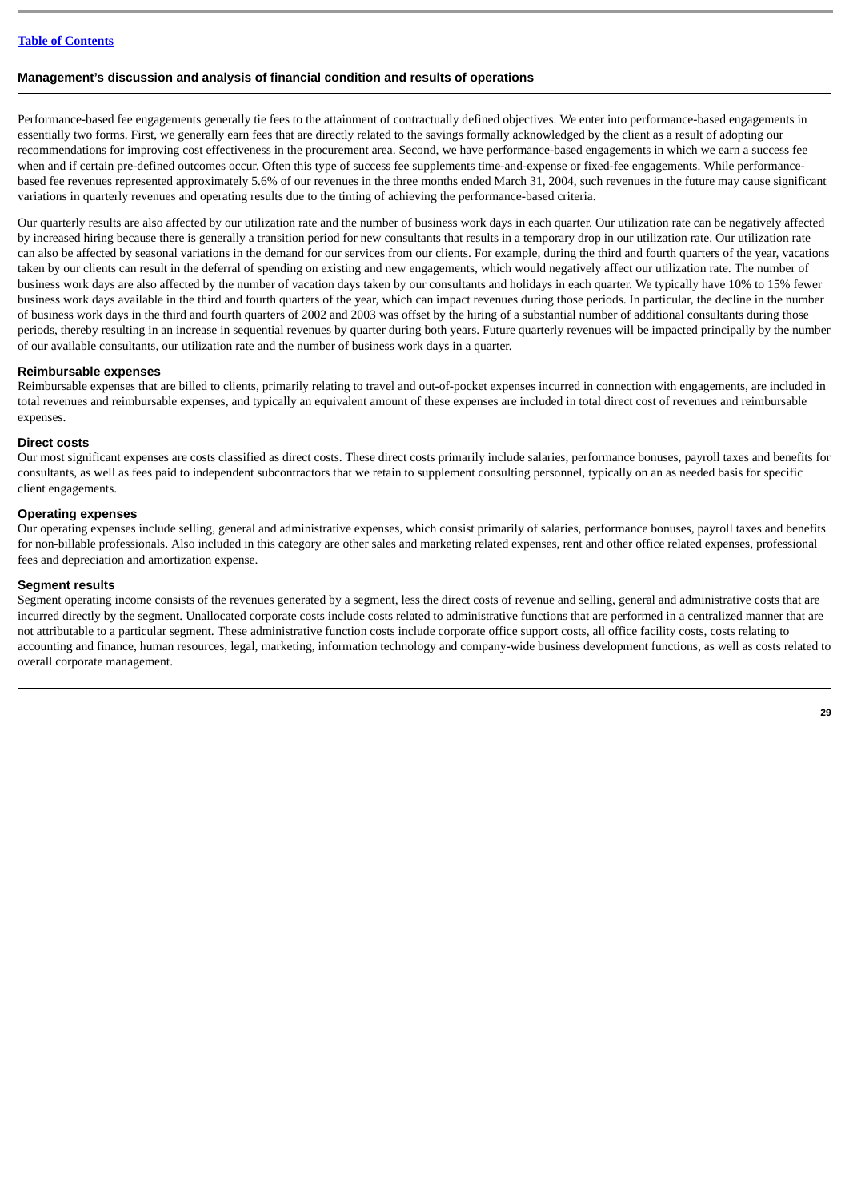Performance-based fee engagements generally tie fees to the attainment of contractually defined objectives. We enter into performance-based engagements in essentially two forms. First, we generally earn fees that are directly related to the savings formally acknowledged by the client as a result of adopting our recommendations for improving cost effectiveness in the procurement area. Second, we have performance-based engagements in which we earn a success fee when and if certain pre-defined outcomes occur. Often this type of success fee supplements time-and-expense or fixed-fee engagements. While performance-based fee revenues represented approximately 5.6% of our revenues in the three months ended March 31, 2004, such revenues in the future may cause significant variations in quarterly revenues and operating results due to the timing of achieving the performance-based criteria.

Our quarterly results are also affected by our utilization rate and the number of business work days in each quarter. Our utilization rate can be negatively affected by increased hiring because there is generally a transition period for new consultants that results in a temporary drop in our utilization rate. Our utilization rate can also be affected by seasonal variations in the demand for our services from our clients. For example, during the third and fourth quarters of the year, vacations taken by our clients can result in the deferral of spending on existing and new engagements, which would negatively affect our utilization rate. The number of business work days are also affected by the number of vacation days taken by our consultants and holidays in each quarter. We typically have 10% to 15% fewer business work days available in the third and fourth quarters of the year, which can impact revenues during those periods. In particular, the decline in the number of business work days in the third and fourth quarters of 2002 and 2003 was offset by the hiring of a substantial number of additional consultants during those periods, thereby resulting in an increase in sequential revenues by quarter during both years. Future quarterly revenues will be impacted principally by the number of our available consultants, our utilization rate and the number of business work days in a quarter.

### Reimbursable expenses

Reimbursable expenses that are billed to clients, primarily relating to travel and out-of-pocket expenses incurred in connection with engagements, are included in total revenues and reimbursable expenses, and typically an equivalent amount of these expenses are included in total direct cost of revenues and reimbursable expenses.

### Direct costs

Our most significant expenses are costs classified as direct costs. These direct costs primarily include salaries, performance bonuses, payroll taxes and benefits for consultants, as well as fees paid to independent subcontractors that we retain to supplement consulting personnel, typically on an as needed basis for specific client engagements.

### Operating expenses

Our operating expenses include selling, general and administrative expenses, which consist primarily of salaries, performance bonuses, payroll taxes and benefits for non-billable professionals. Also included in this category are other sales and marketing related expenses, rent and other office related expenses, professional fees and depreciation and amortization expense.

### Segment results

Segment operating income consists of the revenues generated by a segment, less the direct costs of revenue and selling, general and administrative costs that are incurred directly by the segment. Unallocated corporate costs include costs related to administrative functions that are performed in a centralized manner that are not attributable to a particular segment. These administrative function costs include corporate office support costs, all office facility costs, costs relating to accounting and finance, human resources, legal, marketing, information technology and company-wide business development functions, as well as costs related to overall corporate management.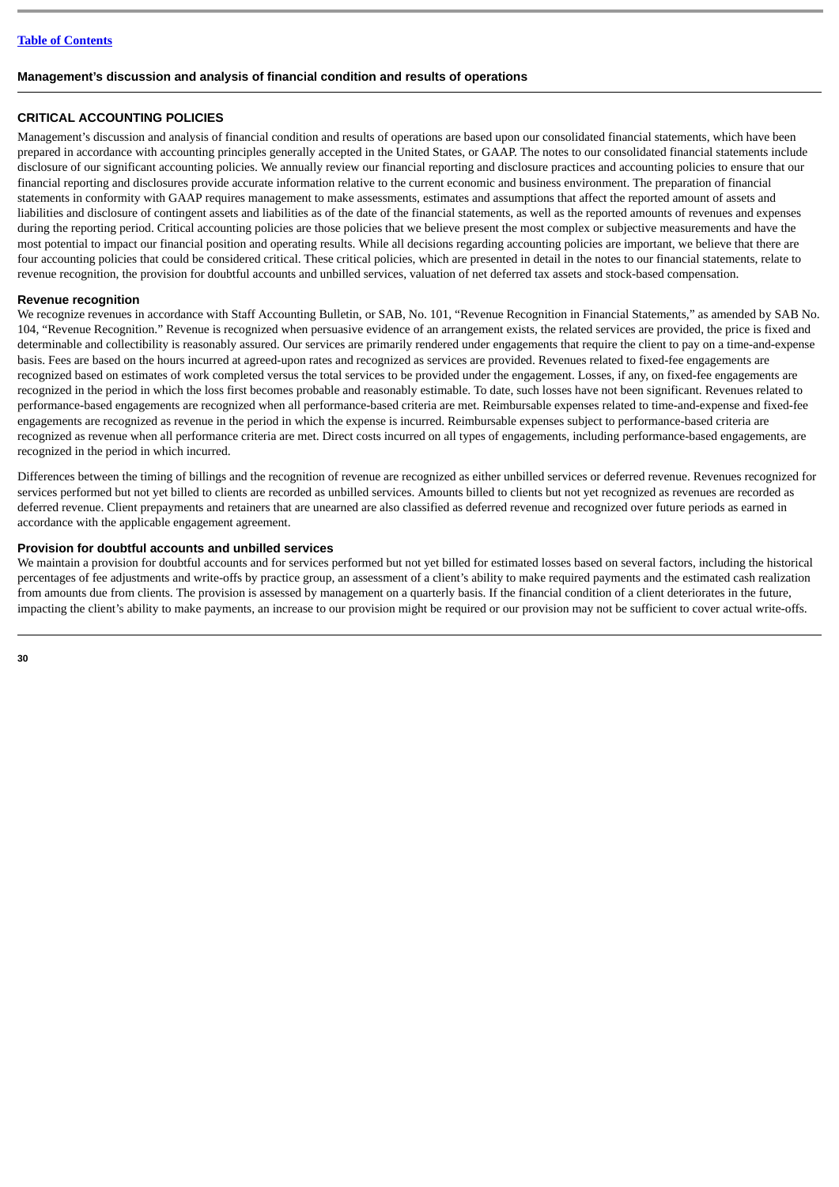## CRITICAL ACCOUNTING POLICIES

Management's discussion and analysis of financial condition and results of operations are based upon our consolidated financial statements, which have been prepared in accordance with accounting principles generally accepted in the United States, or GAAP. The notes to our consolidated financial statements include disclosure of our significant accounting policies. We annually review our financial reporting and disclosure practices and accounting policies to ensure that our financial reporting and disclosures provide accurate information relative to the current economic and business environment. The preparation of financial statements in conformity with GAAP requires management to make assessments, estimates and assumptions that affect the reported amount of assets and liabilities and disclosure of contingent assets and liabilities as of the date of the financial statements, as well as the reported amounts of revenues and expenses during the reporting period. Critical accounting policies are those policies that we believe present the most complex or subjective measurements and have the most potential to impact our financial position and operating results. While all decisions regarding accounting policies are important, we believe that there are four accounting policies that could be considered critical. These critical policies, which are presented in detail in the notes to our financial statements, relate to revenue recognition, the provision for doubtful accounts and unbilled services, valuation of net deferred tax assets and stock-based compensation.

### Revenue recognition

We recognize revenues in accordance with Staff Accounting Bulletin, or SAB, No. 101, "Revenue Recognition in Financial Statements," as amended by SAB No. 104, "Revenue Recognition." Revenue is recognized when persuasive evidence of an arrangement exists, the related services are provided, the price is fixed and determinable and collectibility is reasonably assured. Our services are primarily rendered under engagements that require the client to pay on a time-and-expense basis. Fees are based on the hours incurred at agreed-upon rates and recognized as services are provided. Revenues related to fixed-fee engagements are recognized based on estimates of work completed versus the total services to be provided under the engagement. Losses, if any, on fixed-fee engagements are recognized in the period in which the loss first becomes probable and reasonably estimable. To date, such losses have not been significant. Revenues related to performance-based engagements are recognized when all performance-based criteria are met. Reimbursable expenses related to time-and-expense and fixed-fee engagements are recognized as revenue in the period in which the expense is incurred. Reimbursable expenses subject to performance-based criteria are recognized as revenue when all performance criteria are met. Direct costs incurred on all types of engagements, including performance-based engagements, are recognized in the period in which incurred.

Differences between the timing of billings and the recognition of revenue are recognized as either unbilled services or deferred revenue. Revenues recognized for services performed but not yet billed to clients are recorded as unbilled services. Amounts billed to clients but not yet recognized as revenues are recorded as deferred revenue. Client prepayments and retainers that are unearned are also classified as deferred revenue and recognized over future periods as earned in accordance with the applicable engagement agreement.

### Provision for doubtful accounts and unbilled services

We maintain a provision for doubtful accounts and for services performed but not yet billed for estimated losses based on several factors, including the historical percentages of fee adjustments and write-offs by practice group, an assessment of a client's ability to make required payments and the estimated cash realization from amounts due from clients. The provision is assessed by management on a quarterly basis. If the financial condition of a client deteriorates in the future, impacting the client's ability to make payments, an increase to our provision might be required or our provision may not be sufficient to cover actual write-offs.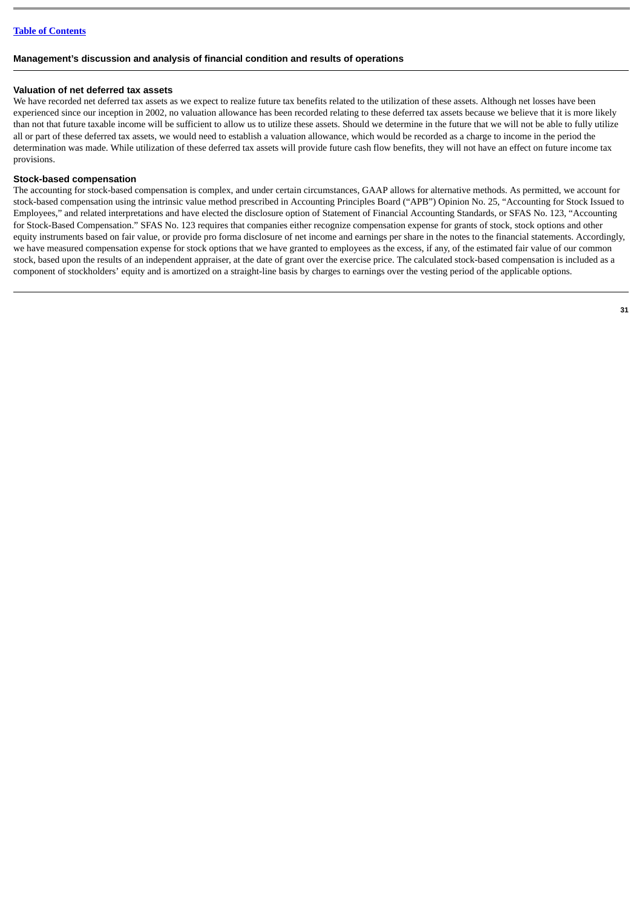## Management's discussion and analysis of financial condition and results of operations

### Valuation of net deferred tax assets

We have recorded net deferred tax assets as we expect to realize future tax benefits related to the utilization of these assets. Although net losses have been experienced since our inception in 2002, no valuation allowance has been recorded relating to these deferred tax assets because we believe that it is more likely than not that future taxable income will be sufficient to allow us to utilize these assets. Should we determine in the future that we will not be able to fully utilize all or part of these deferred tax assets, we would need to establish a valuation allowance, which would be recorded as a charge to income in the period the determination was made. While utilization of these deferred tax assets will provide future cash flow benefits, they will not have an effect on future income tax provisions.

### Stock-based compensation

The accounting for stock-based compensation is complex, and under certain circumstances, GAAP allows for alternative methods. As permitted, we account for stock-based compensation using the intrinsic value method prescribed in Accounting Principles Board ("APB") Opinion No. 25, "Accounting for Stock Issued to Employees," and related interpretations and have elected the disclosure option of Statement of Financial Accounting Standards, or SFAS No. 123, "Accounting for Stock-Based Compensation." SFAS No. 123 requires that companies either recognize compensation expense for grants of stock, stock options and other equity instruments based on fair value, or provide pro forma disclosure of net income and earnings per share in the notes to the financial statements. Accordingly, we have measured compensation expense for stock options that we have granted to employees as the excess, if any, of the estimated fair value of our common stock, based upon the results of an independent appraiser, at the date of grant over the exercise price. The calculated stock-based compensation is included as a component of stockholders' equity and is amortized on a straight-line basis by charges to earnings over the vesting period of the applicable options.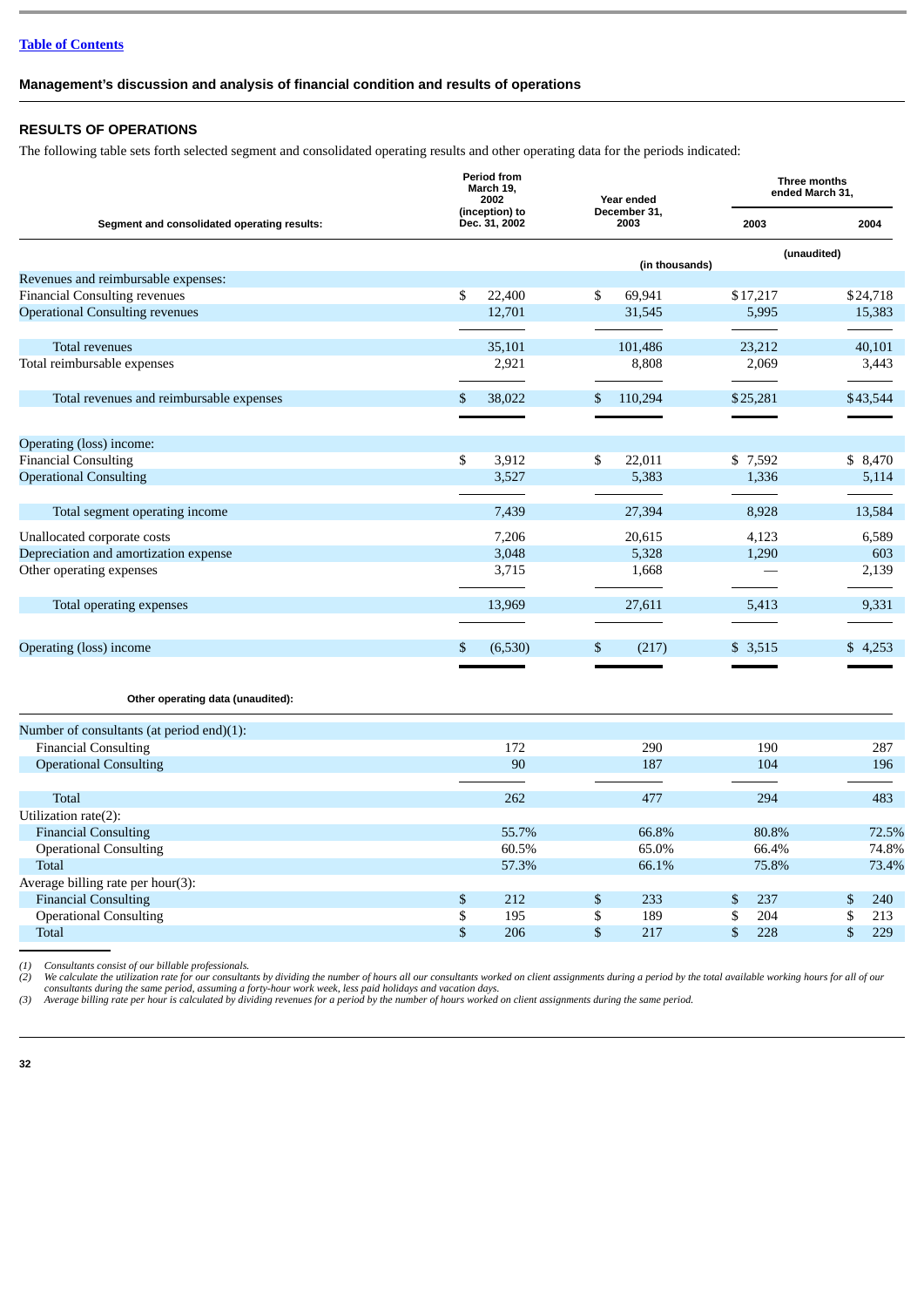[Table of Contents]

**Management's discussion and analysis of financial condition and results of operations**

## RESULTS OF OPERATIONS

The following table sets forth selected segment and consolidated operating results and other operating data for the periods indicated:

| Segment and consolidated operating results: | Period from March 19, 2002 (inception) to Dec. 31, 2002 | Year ended December 31, 2003 | Three months ended March 31, 2003 | Three months ended March 31, 2004 |
|---|---|---|---|---|
| | (in thousands) | | (unaudited) | |
| Revenues and reimbursable expenses: | | | | |
| Financial Consulting revenues | $ 22,400 | $ 69,941 | $17,217 | $24,718 |
| Operational Consulting revenues | 12,701 | 31,545 | 5,995 | 15,383 |
| Total revenues | 35,101 | 101,486 | 23,212 | 40,101 |
| Total reimbursable expenses | 2,921 | 8,808 | 2,069 | 3,443 |
| Total revenues and reimbursable expenses | $ 38,022 | $ 110,294 | $25,281 | $43,544 |
| Operating (loss) income: | | | | |
| Financial Consulting | $ 3,912 | $ 22,011 | $ 7,592 | $ 8,470 |
| Operational Consulting | 3,527 | 5,383 | 1,336 | 5,114 |
| Total segment operating income | 7,439 | 27,394 | 8,928 | 13,584 |
| Unallocated corporate costs | 7,206 | 20,615 | 4,123 | 6,589 |
| Depreciation and amortization expense | 3,048 | 5,328 | 1,290 | 603 |
| Other operating expenses | 3,715 | 1,668 | — | 2,139 |
| Total operating expenses | 13,969 | 27,611 | 5,413 | 9,331 |
| Operating (loss) income | $ (6,530) | $ (217) | $ 3,515 | $ 4,253 |

| Other operating data (unaudited): | Period from March 19, 2002 (inception) to Dec. 31, 2002 | Year ended December 31, 2003 | Three months ended March 31, 2003 | Three months ended March 31, 2004 |
|---|---|---|---|---|
| Number of consultants (at period end)(1): | | | | |
| Financial Consulting | 172 | 290 | 190 | 287 |
| Operational Consulting | 90 | 187 | 104 | 196 |
| Total | 262 | 477 | 294 | 483 |
| Utilization rate(2): | | | | |
| Financial Consulting | 55.7% | 66.8% | 80.8% | 72.5% |
| Operational Consulting | 60.5% | 65.0% | 66.4% | 74.8% |
| Total | 57.3% | 66.1% | 75.8% | 73.4% |
| Average billing rate per hour(3): | | | | |
| Financial Consulting | $ 212 | $ 233 | $ 237 | $ 240 |
| Operational Consulting | $ 195 | $ 189 | $ 204 | $ 213 |
| Total | $ 206 | $ 217 | $ 228 | $ 229 |

*(1) Consultants consist of our billable professionals.*
*(2) We calculate the utilization rate for our consultants by dividing the number of hours all our consultants worked on client assignments during a period by the total available working hours for all of our consultants during the same period, assuming a forty-hour work week, less paid holidays and vacation days.*
*(3) Average billing rate per hour is calculated by dividing revenues for a period by the number of hours worked on client assignments during the same period.*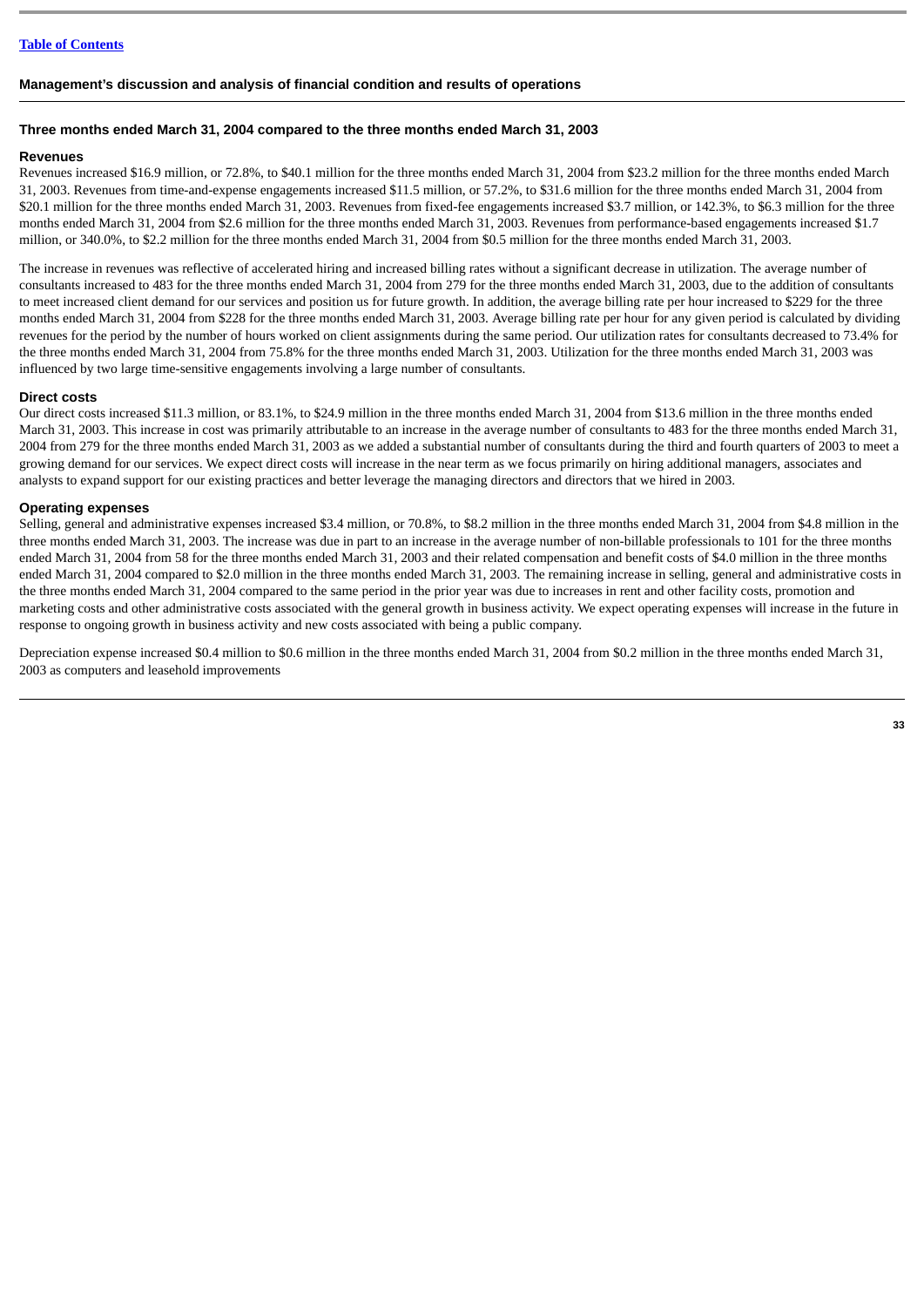## Management's discussion and analysis of financial condition and results of operations

### Three months ended March 31, 2004 compared to the three months ended March 31, 2003

#### Revenues

Revenues increased $16.9 million, or 72.8%, to $40.1 million for the three months ended March 31, 2004 from $23.2 million for the three months ended March 31, 2003. Revenues from time-and-expense engagements increased $11.5 million, or 57.2%, to $31.6 million for the three months ended March 31, 2004 from $20.1 million for the three months ended March 31, 2003. Revenues from fixed-fee engagements increased $3.7 million, or 142.3%, to $6.3 million for the three months ended March 31, 2004 from $2.6 million for the three months ended March 31, 2003. Revenues from performance-based engagements increased $1.7 million, or 340.0%, to $2.2 million for the three months ended March 31, 2004 from $0.5 million for the three months ended March 31, 2003.

The increase in revenues was reflective of accelerated hiring and increased billing rates without a significant decrease in utilization. The average number of consultants increased to 483 for the three months ended March 31, 2004 from 279 for the three months ended March 31, 2003, due to the addition of consultants to meet increased client demand for our services and position us for future growth. In addition, the average billing rate per hour increased to $229 for the three months ended March 31, 2004 from $228 for the three months ended March 31, 2003. Average billing rate per hour for any given period is calculated by dividing revenues for the period by the number of hours worked on client assignments during the same period. Our utilization rates for consultants decreased to 73.4% for the three months ended March 31, 2004 from 75.8% for the three months ended March 31, 2003. Utilization for the three months ended March 31, 2003 was influenced by two large time-sensitive engagements involving a large number of consultants.

#### Direct costs

Our direct costs increased $11.3 million, or 83.1%, to $24.9 million in the three months ended March 31, 2004 from $13.6 million in the three months ended March 31, 2003. This increase in cost was primarily attributable to an increase in the average number of consultants to 483 for the three months ended March 31, 2004 from 279 for the three months ended March 31, 2003 as we added a substantial number of consultants during the third and fourth quarters of 2003 to meet a growing demand for our services. We expect direct costs will increase in the near term as we focus primarily on hiring additional managers, associates and analysts to expand support for our existing practices and better leverage the managing directors and directors that we hired in 2003.

#### Operating expenses

Selling, general and administrative expenses increased $3.4 million, or 70.8%, to $8.2 million in the three months ended March 31, 2004 from $4.8 million in the three months ended March 31, 2003. The increase was due in part to an increase in the average number of non-billable professionals to 101 for the three months ended March 31, 2004 from 58 for the three months ended March 31, 2003 and their related compensation and benefit costs of $4.0 million in the three months ended March 31, 2004 compared to $2.0 million in the three months ended March 31, 2003. The remaining increase in selling, general and administrative costs in the three months ended March 31, 2004 compared to the same period in the prior year was due to increases in rent and other facility costs, promotion and marketing costs and other administrative costs associated with the general growth in business activity. We expect operating expenses will increase in the future in response to ongoing growth in business activity and new costs associated with being a public company.

Depreciation expense increased $0.4 million to $0.6 million in the three months ended March 31, 2004 from $0.2 million in the three months ended March 31, 2003 as computers and leasehold improvements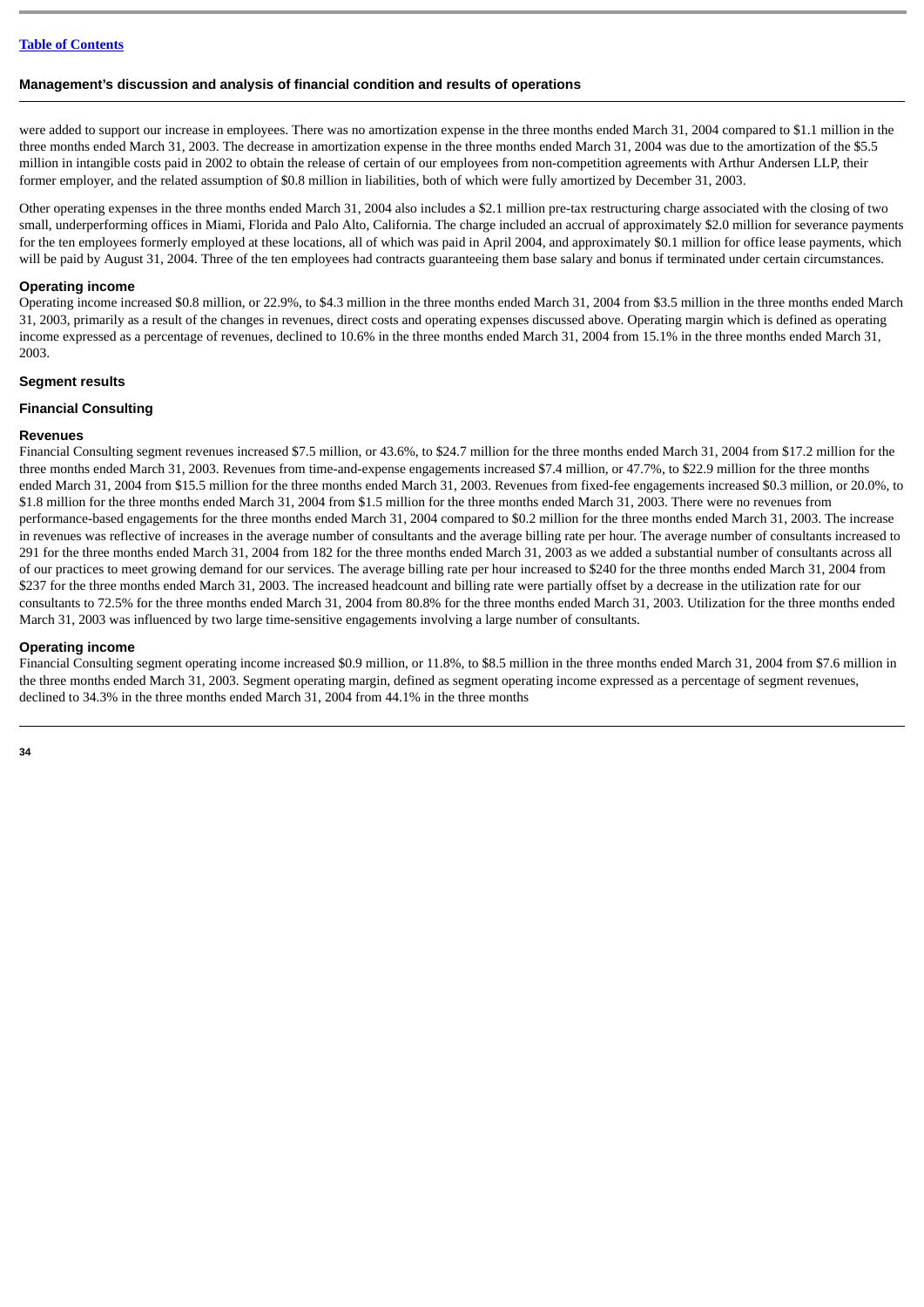were added to support our increase in employees. There was no amortization expense in the three months ended March 31, 2004 compared to $1.1 million in the three months ended March 31, 2003. The decrease in amortization expense in the three months ended March 31, 2004 was due to the amortization of the $5.5 million in intangible costs paid in 2002 to obtain the release of certain of our employees from non-competition agreements with Arthur Andersen LLP, their former employer, and the related assumption of $0.8 million in liabilities, both of which were fully amortized by December 31, 2003.

Other operating expenses in the three months ended March 31, 2004 also includes a $2.1 million pre-tax restructuring charge associated with the closing of two small, underperforming offices in Miami, Florida and Palo Alto, California. The charge included an accrual of approximately $2.0 million for severance payments for the ten employees formerly employed at these locations, all of which was paid in April 2004, and approximately $0.1 million for office lease payments, which will be paid by August 31, 2004. Three of the ten employees had contracts guaranteeing them base salary and bonus if terminated under certain circumstances.

### Operating income

Operating income increased $0.8 million, or 22.9%, to $4.3 million in the three months ended March 31, 2004 from $3.5 million in the three months ended March 31, 2003, primarily as a result of the changes in revenues, direct costs and operating expenses discussed above. Operating margin which is defined as operating income expressed as a percentage of revenues, declined to 10.6% in the three months ended March 31, 2004 from 15.1% in the three months ended March 31, 2003.

## Segment results

## Financial Consulting

### Revenues

Financial Consulting segment revenues increased $7.5 million, or 43.6%, to $24.7 million for the three months ended March 31, 2004 from $17.2 million for the three months ended March 31, 2003. Revenues from time-and-expense engagements increased $7.4 million, or 47.7%, to $22.9 million for the three months ended March 31, 2004 from $15.5 million for the three months ended March 31, 2003. Revenues from fixed-fee engagements increased $0.3 million, or 20.0%, to $1.8 million for the three months ended March 31, 2004 from $1.5 million for the three months ended March 31, 2003. There were no revenues from performance-based engagements for the three months ended March 31, 2004 compared to $0.2 million for the three months ended March 31, 2003. The increase in revenues was reflective of increases in the average number of consultants and the average billing rate per hour. The average number of consultants increased to 291 for the three months ended March 31, 2004 from 182 for the three months ended March 31, 2003 as we added a substantial number of consultants across all of our practices to meet growing demand for our services. The average billing rate per hour increased to $240 for the three months ended March 31, 2004 from $237 for the three months ended March 31, 2003. The increased headcount and billing rate were partially offset by a decrease in the utilization rate for our consultants to 72.5% for the three months ended March 31, 2004 from 80.8% for the three months ended March 31, 2003. Utilization for the three months ended March 31, 2003 was influenced by two large time-sensitive engagements involving a large number of consultants.

### Operating income

Financial Consulting segment operating income increased $0.9 million, or 11.8%, to $8.5 million in the three months ended March 31, 2004 from $7.6 million in the three months ended March 31, 2003. Segment operating margin, defined as segment operating income expressed as a percentage of segment revenues, declined to 34.3% in the three months ended March 31, 2004 from 44.1% in the three months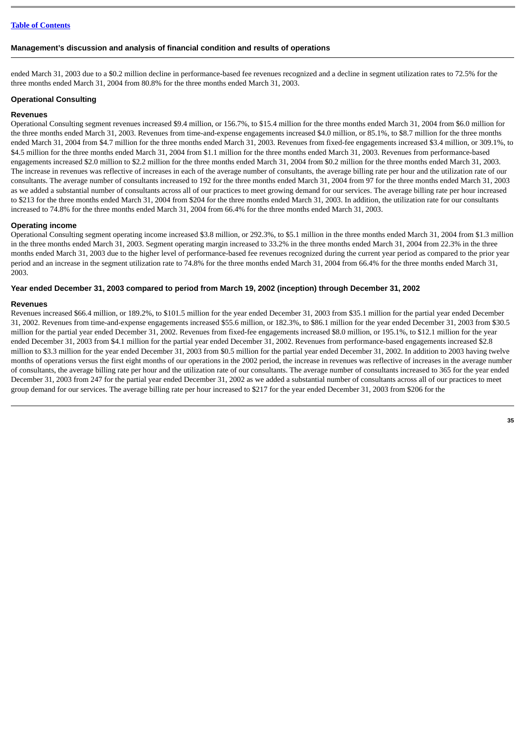ended March 31, 2003 due to a $0.2 million decline in performance-based fee revenues recognized and a decline in segment utilization rates to 72.5% for the three months ended March 31, 2004 from 80.8% for the three months ended March 31, 2003.

### Operational Consulting

#### Revenues

Operational Consulting segment revenues increased $9.4 million, or 156.7%, to $15.4 million for the three months ended March 31, 2004 from $6.0 million for the three months ended March 31, 2003. Revenues from time-and-expense engagements increased $4.0 million, or 85.1%, to $8.7 million for the three months ended March 31, 2004 from $4.7 million for the three months ended March 31, 2003. Revenues from fixed-fee engagements increased $3.4 million, or 309.1%, to $4.5 million for the three months ended March 31, 2004 from $1.1 million for the three months ended March 31, 2003. Revenues from performance-based engagements increased $2.0 million to $2.2 million for the three months ended March 31, 2004 from $0.2 million for the three months ended March 31, 2003. The increase in revenues was reflective of increases in each of the average number of consultants, the average billing rate per hour and the utilization rate of our consultants. The average number of consultants increased to 192 for the three months ended March 31, 2004 from 97 for the three months ended March 31, 2003 as we added a substantial number of consultants across all of our practices to meet growing demand for our services. The average billing rate per hour increased to $213 for the three months ended March 31, 2004 from $204 for the three months ended March 31, 2003. In addition, the utilization rate for our consultants increased to 74.8% for the three months ended March 31, 2004 from 66.4% for the three months ended March 31, 2003.

#### Operating income

Operational Consulting segment operating income increased $3.8 million, or 292.3%, to $5.1 million in the three months ended March 31, 2004 from $1.3 million in the three months ended March 31, 2003. Segment operating margin increased to 33.2% in the three months ended March 31, 2004 from 22.3% in the three months ended March 31, 2003 due to the higher level of performance-based fee revenues recognized during the current year period as compared to the prior year period and an increase in the segment utilization rate to 74.8% for the three months ended March 31, 2004 from 66.4% for the three months ended March 31, 2003.

### Year ended December 31, 2003 compared to period from March 19, 2002 (inception) through December 31, 2002

#### Revenues

Revenues increased $66.4 million, or 189.2%, to $101.5 million for the year ended December 31, 2003 from $35.1 million for the partial year ended December 31, 2002. Revenues from time-and-expense engagements increased $55.6 million, or 182.3%, to $86.1 million for the year ended December 31, 2003 from $30.5 million for the partial year ended December 31, 2002. Revenues from fixed-fee engagements increased $8.0 million, or 195.1%, to $12.1 million for the year ended December 31, 2003 from $4.1 million for the partial year ended December 31, 2002. Revenues from performance-based engagements increased $2.8 million to $3.3 million for the year ended December 31, 2003 from $0.5 million for the partial year ended December 31, 2002. In addition to 2003 having twelve months of operations versus the first eight months of our operations in the 2002 period, the increase in revenues was reflective of increases in the average number of consultants, the average billing rate per hour and the utilization rate of our consultants. The average number of consultants increased to 365 for the year ended December 31, 2003 from 247 for the partial year ended December 31, 2002 as we added a substantial number of consultants across all of our practices to meet group demand for our services. The average billing rate per hour increased to $217 for the year ended December 31, 2003 from $206 for the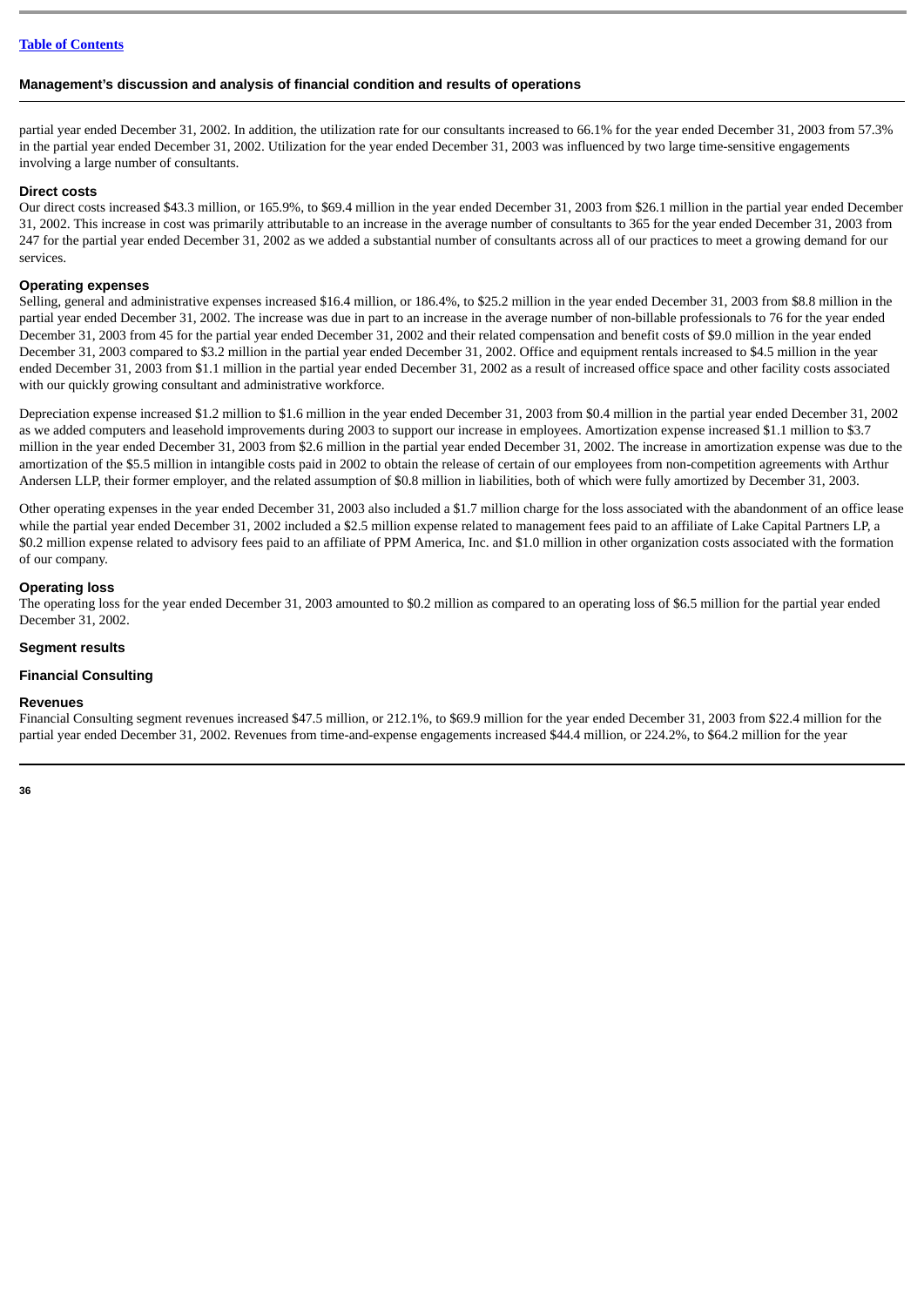partial year ended December 31, 2002. In addition, the utilization rate for our consultants increased to 66.1% for the year ended December 31, 2003 from 57.3% in the partial year ended December 31, 2002. Utilization for the year ended December 31, 2003 was influenced by two large time-sensitive engagements involving a large number of consultants.

### Direct costs

Our direct costs increased $43.3 million, or 165.9%, to $69.4 million in the year ended December 31, 2003 from $26.1 million in the partial year ended December 31, 2002. This increase in cost was primarily attributable to an increase in the average number of consultants to 365 for the year ended December 31, 2003 from 247 for the partial year ended December 31, 2002 as we added a substantial number of consultants across all of our practices to meet a growing demand for our services.

### Operating expenses

Selling, general and administrative expenses increased $16.4 million, or 186.4%, to $25.2 million in the year ended December 31, 2003 from $8.8 million in the partial year ended December 31, 2002. The increase was due in part to an increase in the average number of non-billable professionals to 76 for the year ended December 31, 2003 from 45 for the partial year ended December 31, 2002 and their related compensation and benefit costs of $9.0 million in the year ended December 31, 2003 compared to $3.2 million in the partial year ended December 31, 2002. Office and equipment rentals increased to $4.5 million in the year ended December 31, 2003 from $1.1 million in the partial year ended December 31, 2002 as a result of increased office space and other facility costs associated with our quickly growing consultant and administrative workforce.

Depreciation expense increased $1.2 million to $1.6 million in the year ended December 31, 2003 from $0.4 million in the partial year ended December 31, 2002 as we added computers and leasehold improvements during 2003 to support our increase in employees. Amortization expense increased $1.1 million to $3.7 million in the year ended December 31, 2003 from $2.6 million in the partial year ended December 31, 2002. The increase in amortization expense was due to the amortization of the $5.5 million in intangible costs paid in 2002 to obtain the release of certain of our employees from non-competition agreements with Arthur Andersen LLP, their former employer, and the related assumption of $0.8 million in liabilities, both of which were fully amortized by December 31, 2003.

Other operating expenses in the year ended December 31, 2003 also included a $1.7 million charge for the loss associated with the abandonment of an office lease while the partial year ended December 31, 2002 included a $2.5 million expense related to management fees paid to an affiliate of Lake Capital Partners LP, a $0.2 million expense related to advisory fees paid to an affiliate of PPM America, Inc. and $1.0 million in other organization costs associated with the formation of our company.

### Operating loss

The operating loss for the year ended December 31, 2003 amounted to $0.2 million as compared to an operating loss of $6.5 million for the partial year ended December 31, 2002.

## Segment results

### Financial Consulting

### Revenues

Financial Consulting segment revenues increased $47.5 million, or 212.1%, to $69.9 million for the year ended December 31, 2003 from $22.4 million for the partial year ended December 31, 2002. Revenues from time-and-expense engagements increased $44.4 million, or 224.2%, to $64.2 million for the year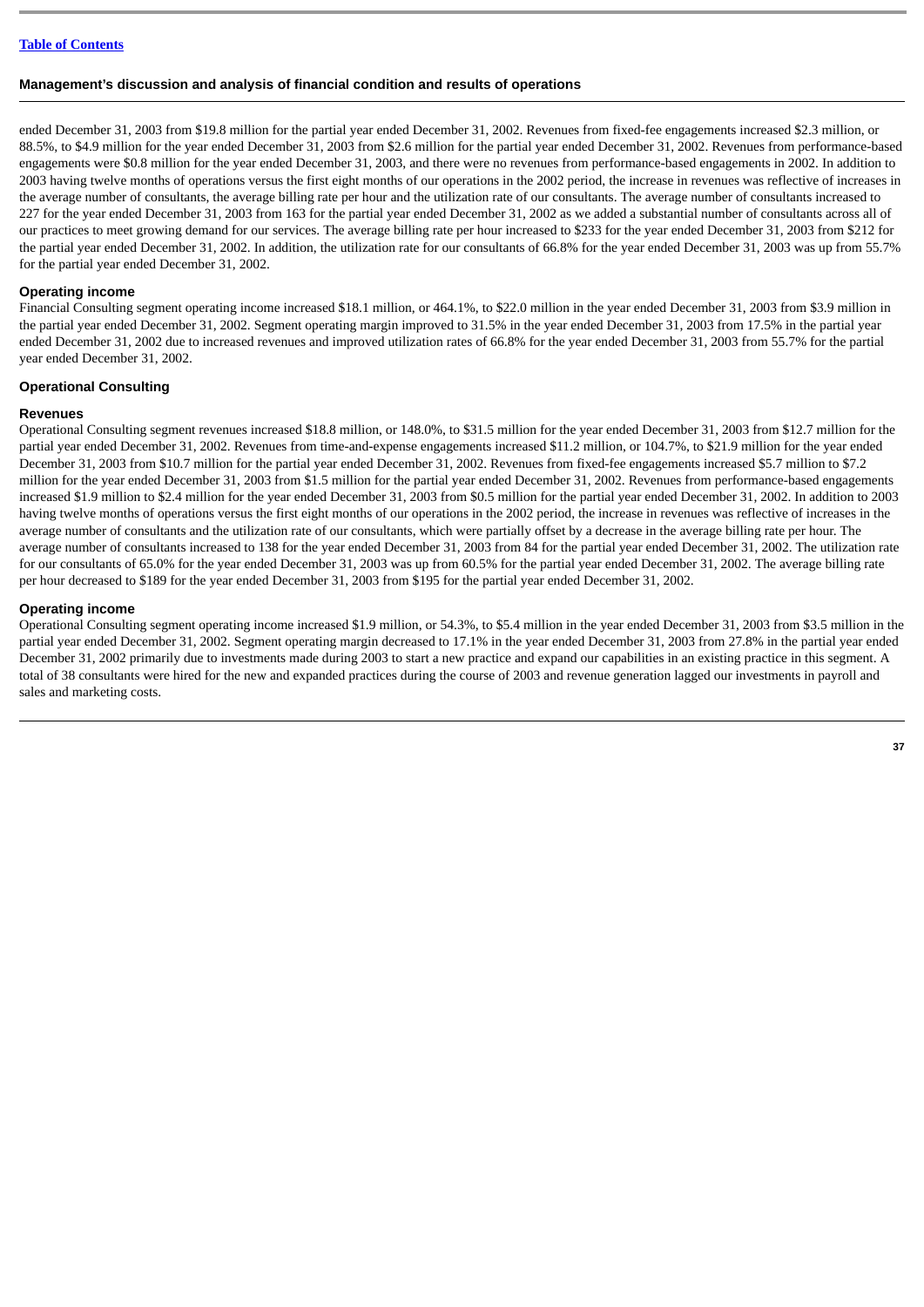ended December 31, 2003 from $19.8 million for the partial year ended December 31, 2002. Revenues from fixed-fee engagements increased $2.3 million, or 88.5%, to $4.9 million for the year ended December 31, 2003 from $2.6 million for the partial year ended December 31, 2002. Revenues from performance-based engagements were $0.8 million for the year ended December 31, 2003, and there were no revenues from performance-based engagements in 2002. In addition to 2003 having twelve months of operations versus the first eight months of our operations in the 2002 period, the increase in revenues was reflective of increases in the average number of consultants, the average billing rate per hour and the utilization rate of our consultants. The average number of consultants increased to 227 for the year ended December 31, 2003 from 163 for the partial year ended December 31, 2002 as we added a substantial number of consultants across all of our practices to meet growing demand for our services. The average billing rate per hour increased to $233 for the year ended December 31, 2003 from $212 for the partial year ended December 31, 2002. In addition, the utilization rate for our consultants of 66.8% for the year ended December 31, 2003 was up from 55.7% for the partial year ended December 31, 2002.

#### Operating income

Financial Consulting segment operating income increased $18.1 million, or 464.1%, to $22.0 million in the year ended December 31, 2003 from $3.9 million in the partial year ended December 31, 2002. Segment operating margin improved to 31.5% in the year ended December 31, 2003 from 17.5% in the partial year ended December 31, 2002 due to increased revenues and improved utilization rates of 66.8% for the year ended December 31, 2003 from 55.7% for the partial year ended December 31, 2002.

### Operational Consulting

#### Revenues

Operational Consulting segment revenues increased $18.8 million, or 148.0%, to $31.5 million for the year ended December 31, 2003 from $12.7 million for the partial year ended December 31, 2002. Revenues from time-and-expense engagements increased $11.2 million, or 104.7%, to $21.9 million for the year ended December 31, 2003 from $10.7 million for the partial year ended December 31, 2002. Revenues from fixed-fee engagements increased $5.7 million to $7.2 million for the year ended December 31, 2003 from $1.5 million for the partial year ended December 31, 2002. Revenues from performance-based engagements increased $1.9 million to $2.4 million for the year ended December 31, 2003 from $0.5 million for the partial year ended December 31, 2002. In addition to 2003 having twelve months of operations versus the first eight months of our operations in the 2002 period, the increase in revenues was reflective of increases in the average number of consultants and the utilization rate of our consultants, which were partially offset by a decrease in the average billing rate per hour. The average number of consultants increased to 138 for the year ended December 31, 2003 from 84 for the partial year ended December 31, 2002. The utilization rate for our consultants of 65.0% for the year ended December 31, 2003 was up from 60.5% for the partial year ended December 31, 2002. The average billing rate per hour decreased to $189 for the year ended December 31, 2003 from $195 for the partial year ended December 31, 2002.

#### Operating income

Operational Consulting segment operating income increased $1.9 million, or 54.3%, to $5.4 million in the year ended December 31, 2003 from $3.5 million in the partial year ended December 31, 2002. Segment operating margin decreased to 17.1% in the year ended December 31, 2003 from 27.8% in the partial year ended December 31, 2002 primarily due to investments made during 2003 to start a new practice and expand our capabilities in an existing practice in this segment. A total of 38 consultants were hired for the new and expanded practices during the course of 2003 and revenue generation lagged our investments in payroll and sales and marketing costs.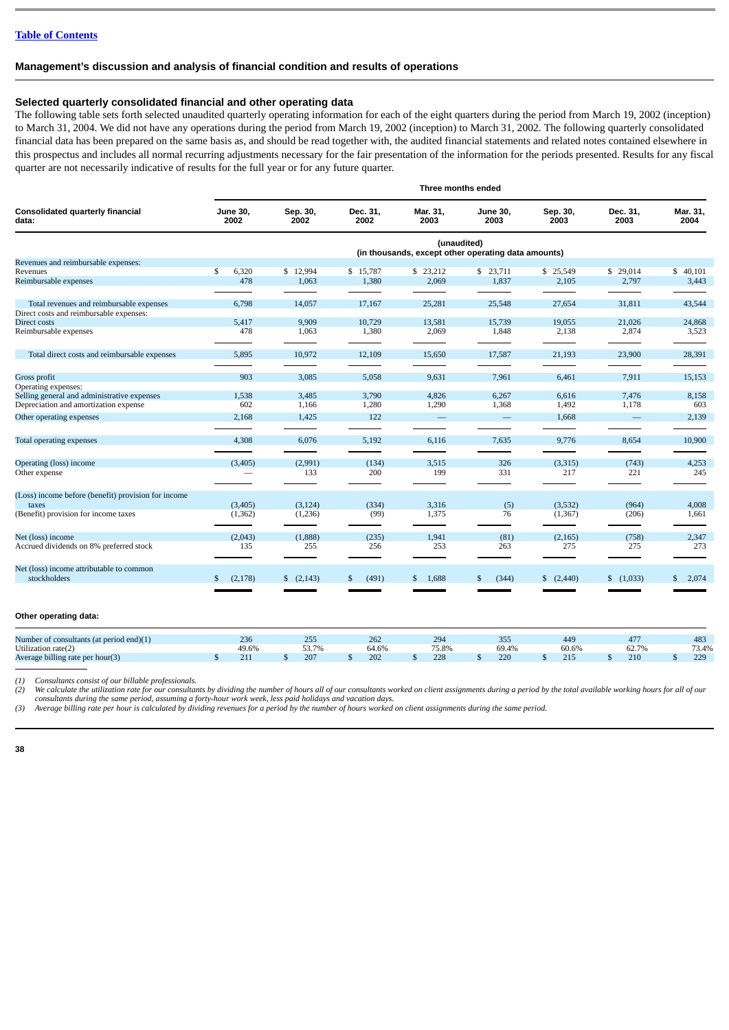## Management's discussion and analysis of financial condition and results of operations

### Selected quarterly consolidated financial and other operating data

The following table sets forth selected unaudited quarterly operating information for each of the eight quarters during the period from March 19, 2002 (inception) to March 31, 2004. We did not have any operations during the period from March 19, 2002 (inception) to March 31, 2002. The following quarterly consolidated financial data has been prepared on the same basis as, and should be read together with, the audited financial statements and related notes contained elsewhere in this prospectus and includes all normal recurring adjustments necessary for the fair presentation of the information for the periods presented. Results for any fiscal quarter are not necessarily indicative of results for the full year or for any future quarter.

| | Three months ended | | | | | | | |
|---|---|---|---|---|---|---|---|---|
| **Consolidated quarterly financial data:** | **June 30, 2002** | **Sep. 30, 2002** | **Dec. 31, 2002** | **Mar. 31, 2003** | **June 30, 2003** | **Sep. 30, 2003** | **Dec. 31, 2003** | **Mar. 31, 2004** |
| | (unaudited) (in thousands, except other operating data amounts) | | | | | | | |
| Revenues and reimbursable expenses: | | | | | | | | |
| Revenues | $ 6,320 | $ 12,994 | $ 15,787 | $ 23,212 | $ 23,711 | $ 25,549 | $ 29,014 | $ 40,101 |
| Reimbursable expenses | 478 | 1,063 | 1,380 | 2,069 | 1,837 | 2,105 | 2,797 | 3,443 |
| Total revenues and reimbursable expenses | 6,798 | 14,057 | 17,167 | 25,281 | 25,548 | 27,654 | 31,811 | 43,544 |
| Direct costs and reimbursable expenses: | | | | | | | | |
| Direct costs | 5,417 | 9,909 | 10,729 | 13,581 | 15,739 | 19,055 | 21,026 | 24,868 |
| Reimbursable expenses | 478 | 1,063 | 1,380 | 2,069 | 1,848 | 2,138 | 2,874 | 3,523 |
| Total direct costs and reimbursable expenses | 5,895 | 10,972 | 12,109 | 15,650 | 17,587 | 21,193 | 23,900 | 28,391 |
| Gross profit | 903 | 3,085 | 5,058 | 9,631 | 7,961 | 6,461 | 7,911 | 15,153 |
| Operating expenses: | | | | | | | | |
| Selling general and administrative expenses | 1,538 | 3,485 | 3,790 | 4,826 | 6,267 | 6,616 | 7,476 | 8,158 |
| Depreciation and amortization expense | 602 | 1,166 | 1,280 | 1,290 | 1,368 | 1,492 | 1,178 | 603 |
| Other operating expenses | 2,168 | 1,425 | 122 | — | — | 1,668 | — | 2,139 |
| Total operating expenses | 4,308 | 6,076 | 5,192 | 6,116 | 7,635 | 9,776 | 8,654 | 10,900 |
| Operating (loss) income | (3,405) | (2,991) | (134) | 3,515 | 326 | (3,315) | (743) | 4,253 |
| Other expense | — | 133 | 200 | 199 | 331 | 217 | 221 | 245 |
| (Loss) income before (benefit) provision for income taxes | (3,405) | (3,124) | (334) | 3,316 | (5) | (3,532) | (964) | 4,008 |
| (Benefit) provision for income taxes | (1,362) | (1,236) | (99) | 1,375 | 76 | (1,367) | (206) | 1,661 |
| Net (loss) income | (2,043) | (1,888) | (235) | 1,941 | (81) | (2,165) | (758) | 2,347 |
| Accrued dividends on 8% preferred stock | 135 | 255 | 256 | 253 | 263 | 275 | 275 | 273 |
| Net (loss) income attributable to common stockholders | $ (2,178) | $ (2,143) | $ (491) | $ 1,688 | $ (344) | $ (2,440) | $ (1,033) | $ 2,074 |

**Other operating data:**

| | | | | | | | | |
|---|---|---|---|---|---|---|---|---|
| Number of consultants (at period end)(1) | 236 | 255 | 262 | 294 | 355 | 449 | 477 | 483 |
| Utilization rate(2) | 49.6% | 53.7% | 64.6% | 75.8% | 69.4% | 60.6% | 62.7% | 73.4% |
| Average billing rate per hour(3) | $ 211 | $ 207 | $ 202 | $ 228 | $ 220 | $ 215 | $ 210 | $ 229 |

*(1) Consultants consist of our billable professionals.*

*(2) We calculate the utilization rate for our consultants by dividing the number of hours all of our consultants worked on client assignments during a period by the total available working hours for all of our consultants during the same period, assuming a forty-hour work week, less paid holidays and vacation days.*

*(3) Average billing rate per hour is calculated by dividing revenues for a period by the number of hours worked on client assignments during the same period.*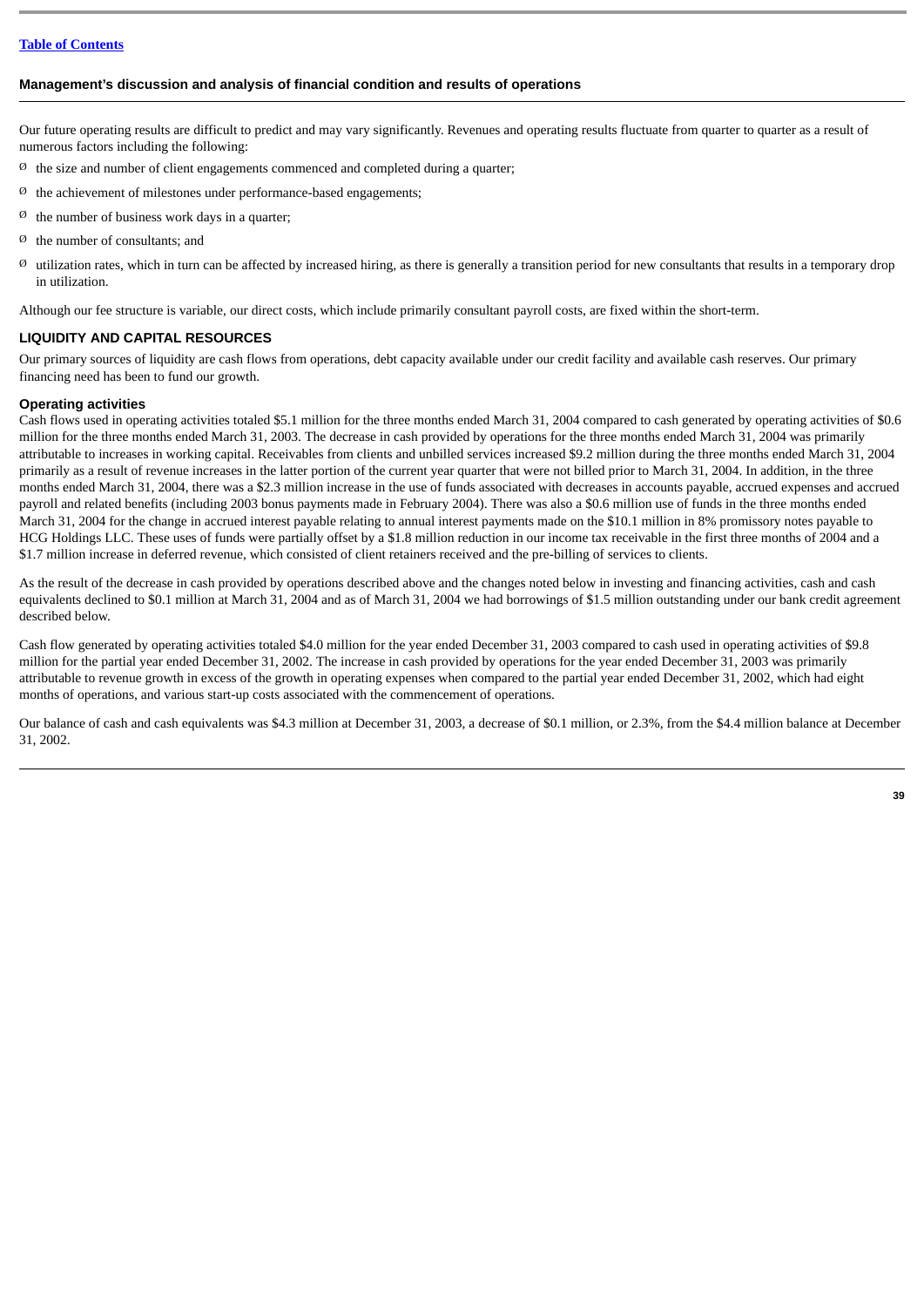## Management's discussion and analysis of financial condition and results of operations

Our future operating results are difficult to predict and may vary significantly. Revenues and operating results fluctuate from quarter to quarter as a result of numerous factors including the following:

- the size and number of client engagements commenced and completed during a quarter;
- the achievement of milestones under performance-based engagements;
- the number of business work days in a quarter;
- the number of consultants; and
- utilization rates, which in turn can be affected by increased hiring, as there is generally a transition period for new consultants that results in a temporary drop in utilization.

Although our fee structure is variable, our direct costs, which include primarily consultant payroll costs, are fixed within the short-term.

### LIQUIDITY AND CAPITAL RESOURCES

Our primary sources of liquidity are cash flows from operations, debt capacity available under our credit facility and available cash reserves. Our primary financing need has been to fund our growth.

#### Operating activities

Cash flows used in operating activities totaled $5.1 million for the three months ended March 31, 2004 compared to cash generated by operating activities of $0.6 million for the three months ended March 31, 2003. The decrease in cash provided by operations for the three months ended March 31, 2004 was primarily attributable to increases in working capital. Receivables from clients and unbilled services increased $9.2 million during the three months ended March 31, 2004 primarily as a result of revenue increases in the latter portion of the current year quarter that were not billed prior to March 31, 2004. In addition, in the three months ended March 31, 2004, there was a $2.3 million increase in the use of funds associated with decreases in accounts payable, accrued expenses and accrued payroll and related benefits (including 2003 bonus payments made in February 2004). There was also a $0.6 million use of funds in the three months ended March 31, 2004 for the change in accrued interest payable relating to annual interest payments made on the $10.1 million in 8% promissory notes payable to HCG Holdings LLC. These uses of funds were partially offset by a $1.8 million reduction in our income tax receivable in the first three months of 2004 and a $1.7 million increase in deferred revenue, which consisted of client retainers received and the pre-billing of services to clients.

As the result of the decrease in cash provided by operations described above and the changes noted below in investing and financing activities, cash and cash equivalents declined to $0.1 million at March 31, 2004 and as of March 31, 2004 we had borrowings of $1.5 million outstanding under our bank credit agreement described below.

Cash flow generated by operating activities totaled $4.0 million for the year ended December 31, 2003 compared to cash used in operating activities of $9.8 million for the partial year ended December 31, 2002. The increase in cash provided by operations for the year ended December 31, 2003 was primarily attributable to revenue growth in excess of the growth in operating expenses when compared to the partial year ended December 31, 2002, which had eight months of operations, and various start-up costs associated with the commencement of operations.

Our balance of cash and cash equivalents was $4.3 million at December 31, 2003, a decrease of $0.1 million, or 2.3%, from the $4.4 million balance at December 31, 2002.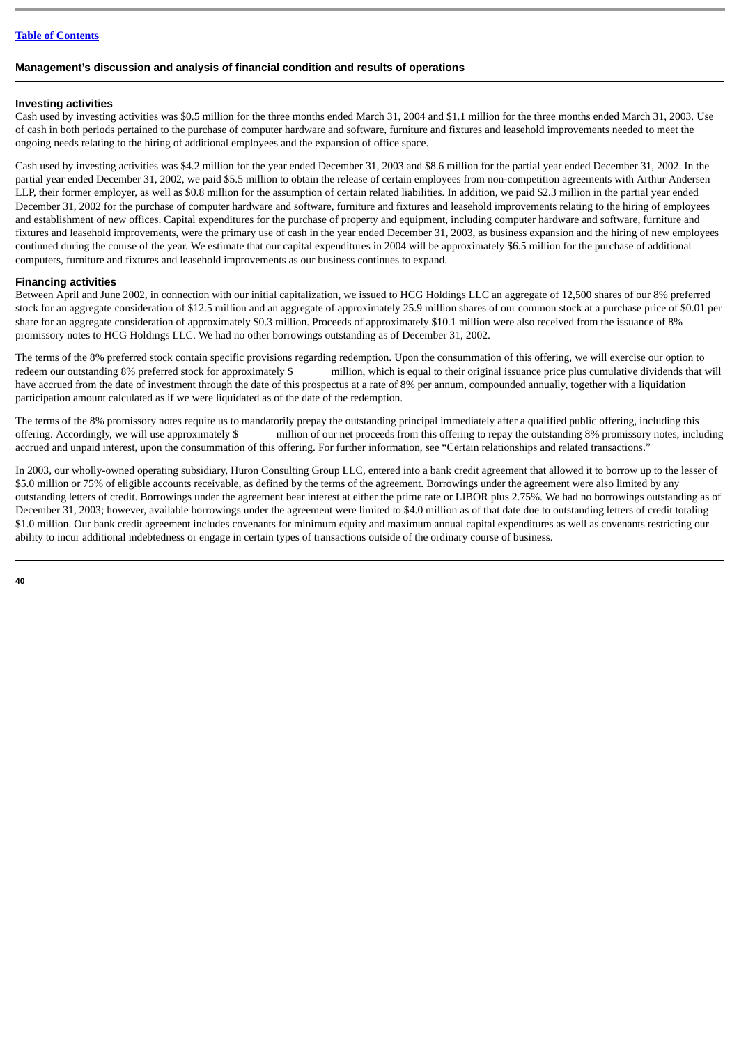## Management's discussion and analysis of financial condition and results of operations

### Investing activities

Cash used by investing activities was $0.5 million for the three months ended March 31, 2004 and $1.1 million for the three months ended March 31, 2003. Use of cash in both periods pertained to the purchase of computer hardware and software, furniture and fixtures and leasehold improvements needed to meet the ongoing needs relating to the hiring of additional employees and the expansion of office space.

Cash used by investing activities was $4.2 million for the year ended December 31, 2003 and $8.6 million for the partial year ended December 31, 2002. In the partial year ended December 31, 2002, we paid $5.5 million to obtain the release of certain employees from non-competition agreements with Arthur Andersen LLP, their former employer, as well as $0.8 million for the assumption of certain related liabilities. In addition, we paid $2.3 million in the partial year ended December 31, 2002 for the purchase of computer hardware and software, furniture and fixtures and leasehold improvements relating to the hiring of employees and establishment of new offices. Capital expenditures for the purchase of property and equipment, including computer hardware and software, furniture and fixtures and leasehold improvements, were the primary use of cash in the year ended December 31, 2003, as business expansion and the hiring of new employees continued during the course of the year. We estimate that our capital expenditures in 2004 will be approximately $6.5 million for the purchase of additional computers, furniture and fixtures and leasehold improvements as our business continues to expand.

### Financing activities

Between April and June 2002, in connection with our initial capitalization, we issued to HCG Holdings LLC an aggregate of 12,500 shares of our 8% preferred stock for an aggregate consideration of $12.5 million and an aggregate of approximately 25.9 million shares of our common stock at a purchase price of $0.01 per share for an aggregate consideration of approximately $0.3 million. Proceeds of approximately $10.1 million were also received from the issuance of 8% promissory notes to HCG Holdings LLC. We had no other borrowings outstanding as of December 31, 2002.

The terms of the 8% preferred stock contain specific provisions regarding redemption. Upon the consummation of this offering, we will exercise our option to redeem our outstanding 8% preferred stock for approximately $ million, which is equal to their original issuance price plus cumulative dividends that will have accrued from the date of investment through the date of this prospectus at a rate of 8% per annum, compounded annually, together with a liquidation participation amount calculated as if we were liquidated as of the date of the redemption.

The terms of the 8% promissory notes require us to mandatorily prepay the outstanding principal immediately after a qualified public offering, including this offering. Accordingly, we will use approximately $ million of our net proceeds from this offering to repay the outstanding 8% promissory notes, including accrued and unpaid interest, upon the consummation of this offering. For further information, see "Certain relationships and related transactions."

In 2003, our wholly-owned operating subsidiary, Huron Consulting Group LLC, entered into a bank credit agreement that allowed it to borrow up to the lesser of $5.0 million or 75% of eligible accounts receivable, as defined by the terms of the agreement. Borrowings under the agreement were also limited by any outstanding letters of credit. Borrowings under the agreement bear interest at either the prime rate or LIBOR plus 2.75%. We had no borrowings outstanding as of December 31, 2003; however, available borrowings under the agreement were limited to $4.0 million as of that date due to outstanding letters of credit totaling $1.0 million. Our bank credit agreement includes covenants for minimum equity and maximum annual capital expenditures as well as covenants restricting our ability to incur additional indebtedness or engage in certain types of transactions outside of the ordinary course of business.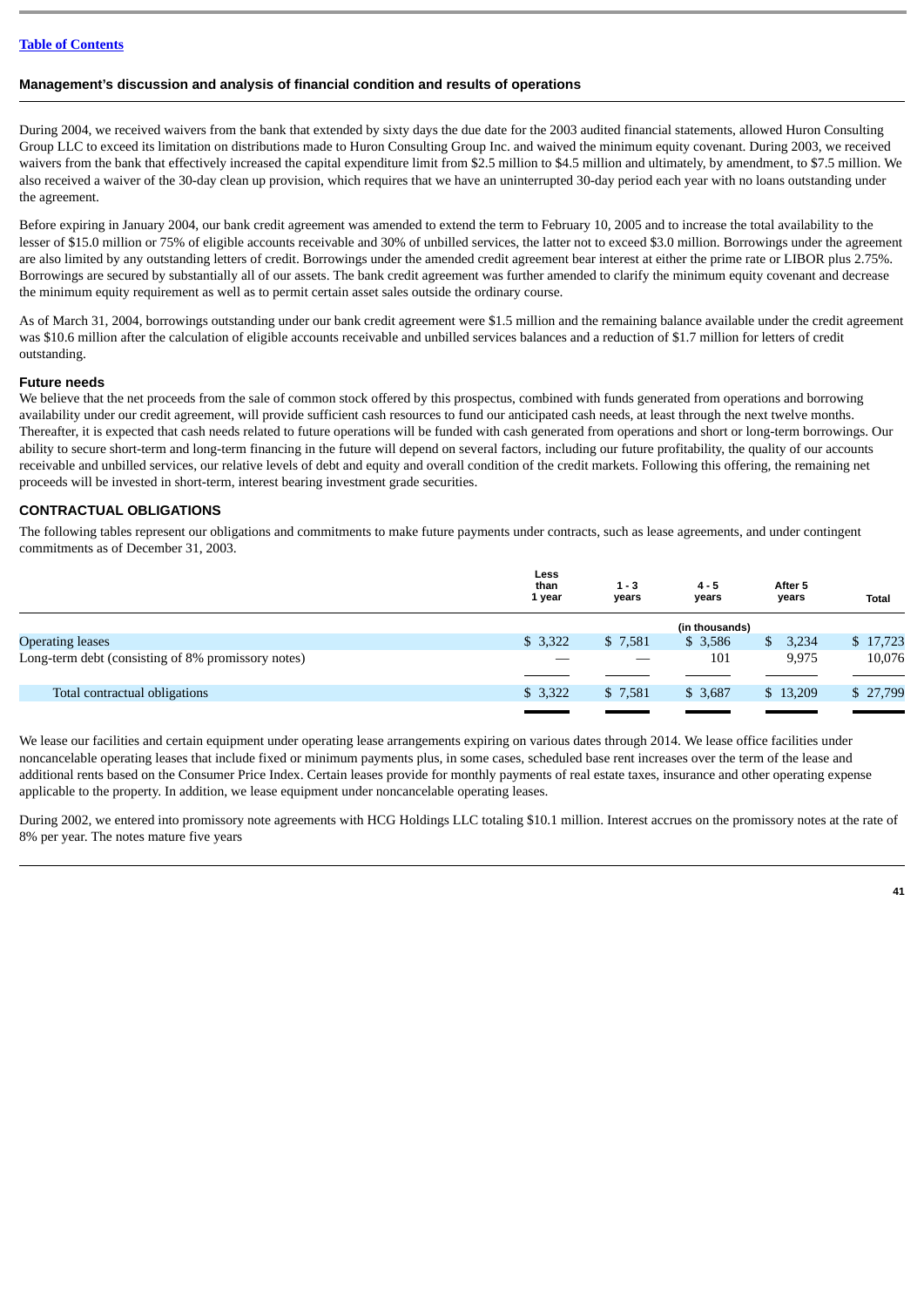**Management's discussion and analysis of financial condition and results of operations**

During 2004, we received waivers from the bank that extended by sixty days the due date for the 2003 audited financial statements, allowed Huron Consulting Group LLC to exceed its limitation on distributions made to Huron Consulting Group Inc. and waived the minimum equity covenant. During 2003, we received waivers from the bank that effectively increased the capital expenditure limit from $2.5 million to $4.5 million and ultimately, by amendment, to $7.5 million. We also received a waiver of the 30-day clean up provision, which requires that we have an uninterrupted 30-day period each year with no loans outstanding under the agreement.

Before expiring in January 2004, our bank credit agreement was amended to extend the term to February 10, 2005 and to increase the total availability to the lesser of $15.0 million or 75% of eligible accounts receivable and 30% of unbilled services, the latter not to exceed $3.0 million. Borrowings under the agreement are also limited by any outstanding letters of credit. Borrowings under the amended credit agreement bear interest at either the prime rate or LIBOR plus 2.75%. Borrowings are secured by substantially all of our assets. The bank credit agreement was further amended to clarify the minimum equity covenant and decrease the minimum equity requirement as well as to permit certain asset sales outside the ordinary course.

As of March 31, 2004, borrowings outstanding under our bank credit agreement were $1.5 million and the remaining balance available under the credit agreement was $10.6 million after the calculation of eligible accounts receivable and unbilled services balances and a reduction of $1.7 million for letters of credit outstanding.

### Future needs

We believe that the net proceeds from the sale of common stock offered by this prospectus, combined with funds generated from operations and borrowing availability under our credit agreement, will provide sufficient cash resources to fund our anticipated cash needs, at least through the next twelve months. Thereafter, it is expected that cash needs related to future operations will be funded with cash generated from operations and short or long-term borrowings. Our ability to secure short-term and long-term financing in the future will depend on several factors, including our future profitability, the quality of our accounts receivable and unbilled services, our relative levels of debt and equity and overall condition of the credit markets. Following this offering, the remaining net proceeds will be invested in short-term, interest bearing investment grade securities.

## CONTRACTUAL OBLIGATIONS

The following tables represent our obligations and commitments to make future payments under contracts, such as lease agreements, and under contingent commitments as of December 31, 2003.

| | Less than 1 year | 1 - 3 years | 4 - 5 years | After 5 years | Total |
|---|---|---|---|---|---|
| | | | (in thousands) | | |
| Operating leases | $ 3,322 | $ 7,581 | $ 3,586 | $ 3,234 | $ 17,723 |
| Long-term debt (consisting of 8% promissory notes) | — | — | 101 | 9,975 | 10,076 |
| Total contractual obligations | $ 3,322 | $ 7,581 | $ 3,687 | $ 13,209 | $ 27,799 |

We lease our facilities and certain equipment under operating lease arrangements expiring on various dates through 2014. We lease office facilities under noncancelable operating leases that include fixed or minimum payments plus, in some cases, scheduled base rent increases over the term of the lease and additional rents based on the Consumer Price Index. Certain leases provide for monthly payments of real estate taxes, insurance and other operating expense applicable to the property. In addition, we lease equipment under noncancelable operating leases.

During 2002, we entered into promissory note agreements with HCG Holdings LLC totaling $10.1 million. Interest accrues on the promissory notes at the rate of 8% per year. The notes mature five years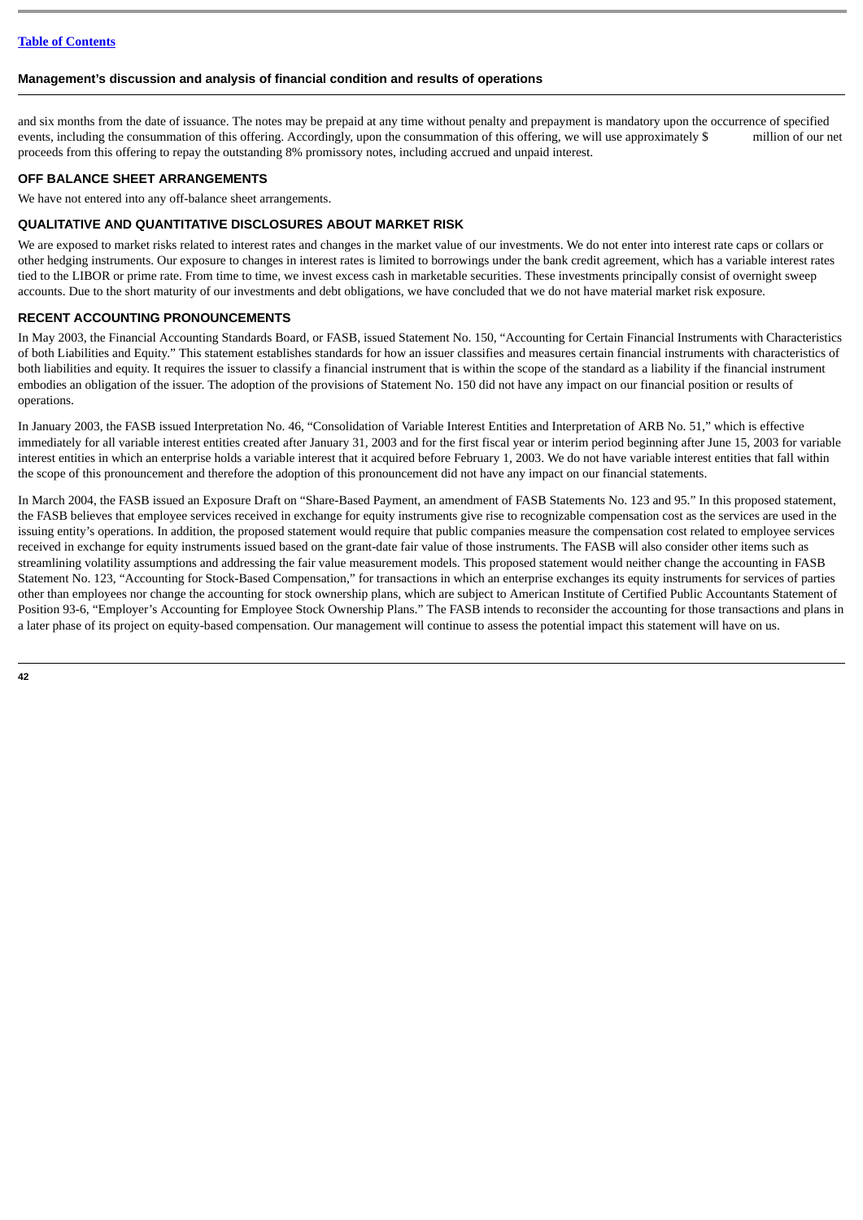and six months from the date of issuance. The notes may be prepaid at any time without penalty and prepayment is mandatory upon the occurrence of specified events, including the consummation of this offering. Accordingly, upon the consummation of this offering, we will use approximately $ million of our net proceeds from this offering to repay the outstanding 8% promissory notes, including accrued and unpaid interest.

## OFF BALANCE SHEET ARRANGEMENTS

We have not entered into any off-balance sheet arrangements.

## QUALITATIVE AND QUANTITATIVE DISCLOSURES ABOUT MARKET RISK

We are exposed to market risks related to interest rates and changes in the market value of our investments. We do not enter into interest rate caps or collars or other hedging instruments. Our exposure to changes in interest rates is limited to borrowings under the bank credit agreement, which has a variable interest rates tied to the LIBOR or prime rate. From time to time, we invest excess cash in marketable securities. These investments principally consist of overnight sweep accounts. Due to the short maturity of our investments and debt obligations, we have concluded that we do not have material market risk exposure.

## RECENT ACCOUNTING PRONOUNCEMENTS

In May 2003, the Financial Accounting Standards Board, or FASB, issued Statement No. 150, "Accounting for Certain Financial Instruments with Characteristics of both Liabilities and Equity." This statement establishes standards for how an issuer classifies and measures certain financial instruments with characteristics of both liabilities and equity. It requires the issuer to classify a financial instrument that is within the scope of the standard as a liability if the financial instrument embodies an obligation of the issuer. The adoption of the provisions of Statement No. 150 did not have any impact on our financial position or results of operations.

In January 2003, the FASB issued Interpretation No. 46, "Consolidation of Variable Interest Entities and Interpretation of ARB No. 51," which is effective immediately for all variable interest entities created after January 31, 2003 and for the first fiscal year or interim period beginning after June 15, 2003 for variable interest entities in which an enterprise holds a variable interest that it acquired before February 1, 2003. We do not have variable interest entities that fall within the scope of this pronouncement and therefore the adoption of this pronouncement did not have any impact on our financial statements.

In March 2004, the FASB issued an Exposure Draft on "Share-Based Payment, an amendment of FASB Statements No. 123 and 95." In this proposed statement, the FASB believes that employee services received in exchange for equity instruments give rise to recognizable compensation cost as the services are used in the issuing entity's operations. In addition, the proposed statement would require that public companies measure the compensation cost related to employee services received in exchange for equity instruments issued based on the grant-date fair value of those instruments. The FASB will also consider other items such as streamlining volatility assumptions and addressing the fair value measurement models. This proposed statement would neither change the accounting in FASB Statement No. 123, "Accounting for Stock-Based Compensation," for transactions in which an enterprise exchanges its equity instruments for services of parties other than employees nor change the accounting for stock ownership plans, which are subject to American Institute of Certified Public Accountants Statement of Position 93-6, "Employer's Accounting for Employee Stock Ownership Plans." The FASB intends to reconsider the accounting for those transactions and plans in a later phase of its project on equity-based compensation. Our management will continue to assess the potential impact this statement will have on us.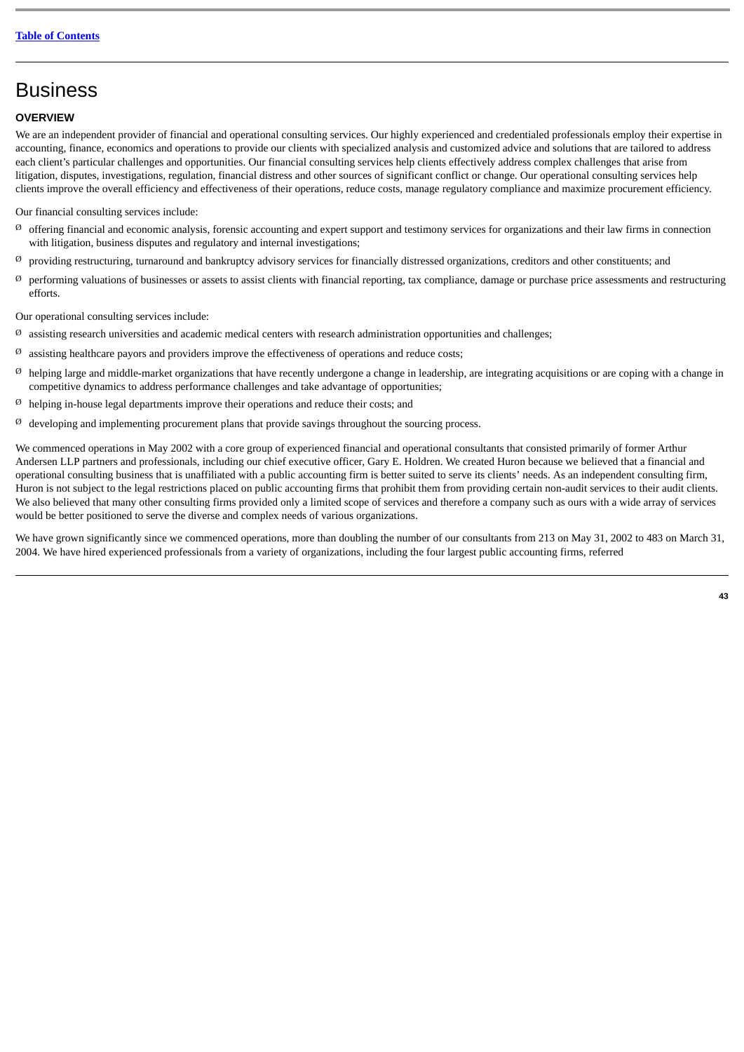# Business

## OVERVIEW

We are an independent provider of financial and operational consulting services. Our highly experienced and credentialed professionals employ their expertise in accounting, finance, economics and operations to provide our clients with specialized analysis and customized advice and solutions that are tailored to address each client's particular challenges and opportunities. Our financial consulting services help clients effectively address complex challenges that arise from litigation, disputes, investigations, regulation, financial distress and other sources of significant conflict or change. Our operational consulting services help clients improve the overall efficiency and effectiveness of their operations, reduce costs, manage regulatory compliance and maximize procurement efficiency.

Our financial consulting services include:

- offering financial and economic analysis, forensic accounting and expert support and testimony services for organizations and their law firms in connection with litigation, business disputes and regulatory and internal investigations;
- providing restructuring, turnaround and bankruptcy advisory services for financially distressed organizations, creditors and other constituents; and
- performing valuations of businesses or assets to assist clients with financial reporting, tax compliance, damage or purchase price assessments and restructuring efforts.

Our operational consulting services include:

- assisting research universities and academic medical centers with research administration opportunities and challenges;
- assisting healthcare payors and providers improve the effectiveness of operations and reduce costs;
- helping large and middle-market organizations that have recently undergone a change in leadership, are integrating acquisitions or are coping with a change in competitive dynamics to address performance challenges and take advantage of opportunities;
- helping in-house legal departments improve their operations and reduce their costs; and
- developing and implementing procurement plans that provide savings throughout the sourcing process.

We commenced operations in May 2002 with a core group of experienced financial and operational consultants that consisted primarily of former Arthur Andersen LLP partners and professionals, including our chief executive officer, Gary E. Holdren. We created Huron because we believed that a financial and operational consulting business that is unaffiliated with a public accounting firm is better suited to serve its clients' needs. As an independent consulting firm, Huron is not subject to the legal restrictions placed on public accounting firms that prohibit them from providing certain non-audit services to their audit clients. We also believed that many other consulting firms provided only a limited scope of services and therefore a company such as ours with a wide array of services would be better positioned to serve the diverse and complex needs of various organizations.

We have grown significantly since we commenced operations, more than doubling the number of our consultants from 213 on May 31, 2002 to 483 on March 31, 2004. We have hired experienced professionals from a variety of organizations, including the four largest public accounting firms, referred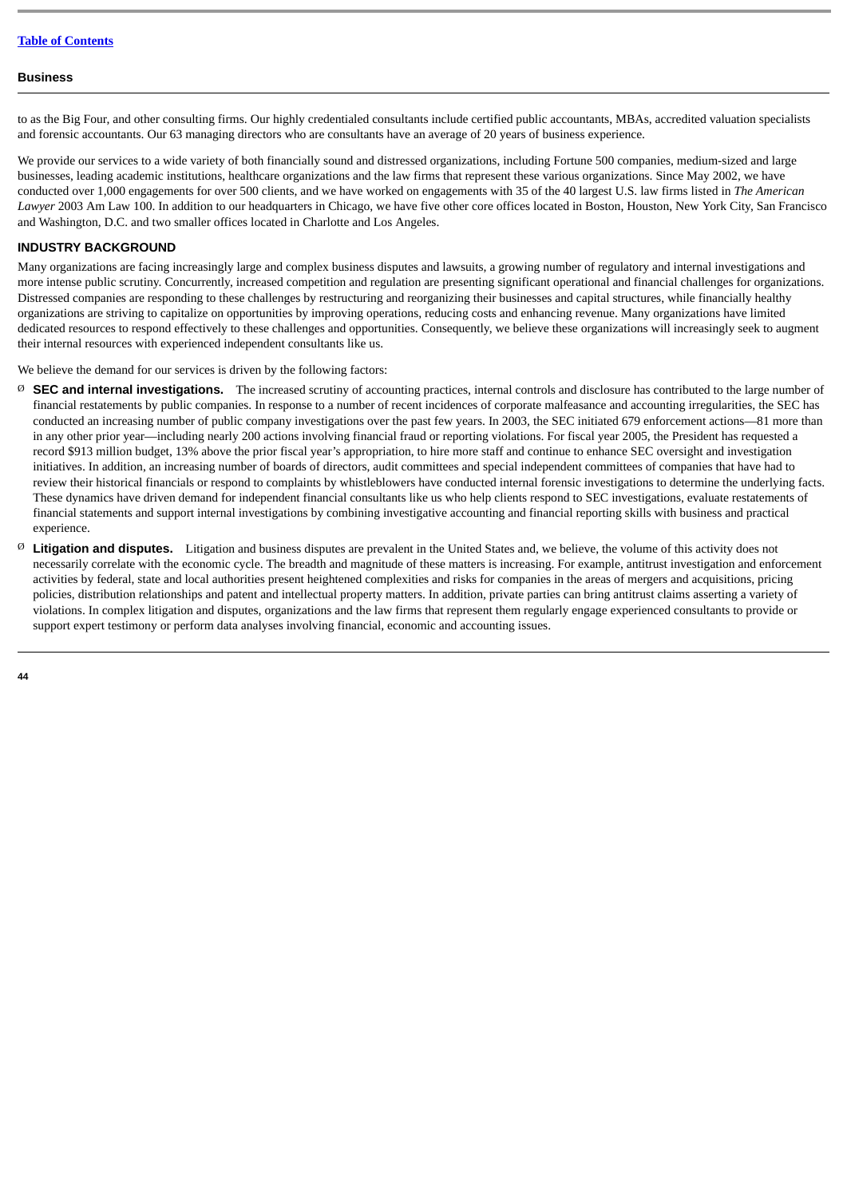to as the Big Four, and other consulting firms. Our highly credentialed consultants include certified public accountants, MBAs, accredited valuation specialists and forensic accountants. Our 63 managing directors who are consultants have an average of 20 years of business experience.

We provide our services to a wide variety of both financially sound and distressed organizations, including Fortune 500 companies, medium-sized and large businesses, leading academic institutions, healthcare organizations and the law firms that represent these various organizations. Since May 2002, we have conducted over 1,000 engagements for over 500 clients, and we have worked on engagements with 35 of the 40 largest U.S. law firms listed in *The American Lawyer* 2003 Am Law 100. In addition to our headquarters in Chicago, we have five other core offices located in Boston, Houston, New York City, San Francisco and Washington, D.C. and two smaller offices located in Charlotte and Los Angeles.

## INDUSTRY BACKGROUND

Many organizations are facing increasingly large and complex business disputes and lawsuits, a growing number of regulatory and internal investigations and more intense public scrutiny. Concurrently, increased competition and regulation are presenting significant operational and financial challenges for organizations. Distressed companies are responding to these challenges by restructuring and reorganizing their businesses and capital structures, while financially healthy organizations are striving to capitalize on opportunities by improving operations, reducing costs and enhancing revenue. Many organizations have limited dedicated resources to respond effectively to these challenges and opportunities. Consequently, we believe these organizations will increasingly seek to augment their internal resources with experienced independent consultants like us.

We believe the demand for our services is driven by the following factors:

- **SEC and internal investigations.** The increased scrutiny of accounting practices, internal controls and disclosure has contributed to the large number of financial restatements by public companies. In response to a number of recent incidences of corporate malfeasance and accounting irregularities, the SEC has conducted an increasing number of public company investigations over the past few years. In 2003, the SEC initiated 679 enforcement actions—81 more than in any other prior year—including nearly 200 actions involving financial fraud or reporting violations. For fiscal year 2005, the President has requested a record $913 million budget, 13% above the prior fiscal year's appropriation, to hire more staff and continue to enhance SEC oversight and investigation initiatives. In addition, an increasing number of boards of directors, audit committees and special independent committees of companies that have had to review their historical financials or respond to complaints by whistleblowers have conducted internal forensic investigations to determine the underlying facts. These dynamics have driven demand for independent financial consultants like us who help clients respond to SEC investigations, evaluate restatements of financial statements and support internal investigations by combining investigative accounting and financial reporting skills with business and practical experience.
- **Litigation and disputes.** Litigation and business disputes are prevalent in the United States and, we believe, the volume of this activity does not necessarily correlate with the economic cycle. The breadth and magnitude of these matters is increasing. For example, antitrust investigation and enforcement activities by federal, state and local authorities present heightened complexities and risks for companies in the areas of mergers and acquisitions, pricing policies, distribution relationships and patent and intellectual property matters. In addition, private parties can bring antitrust claims asserting a variety of violations. In complex litigation and disputes, organizations and the law firms that represent them regularly engage experienced consultants to provide or support expert testimony or perform data analyses involving financial, economic and accounting issues.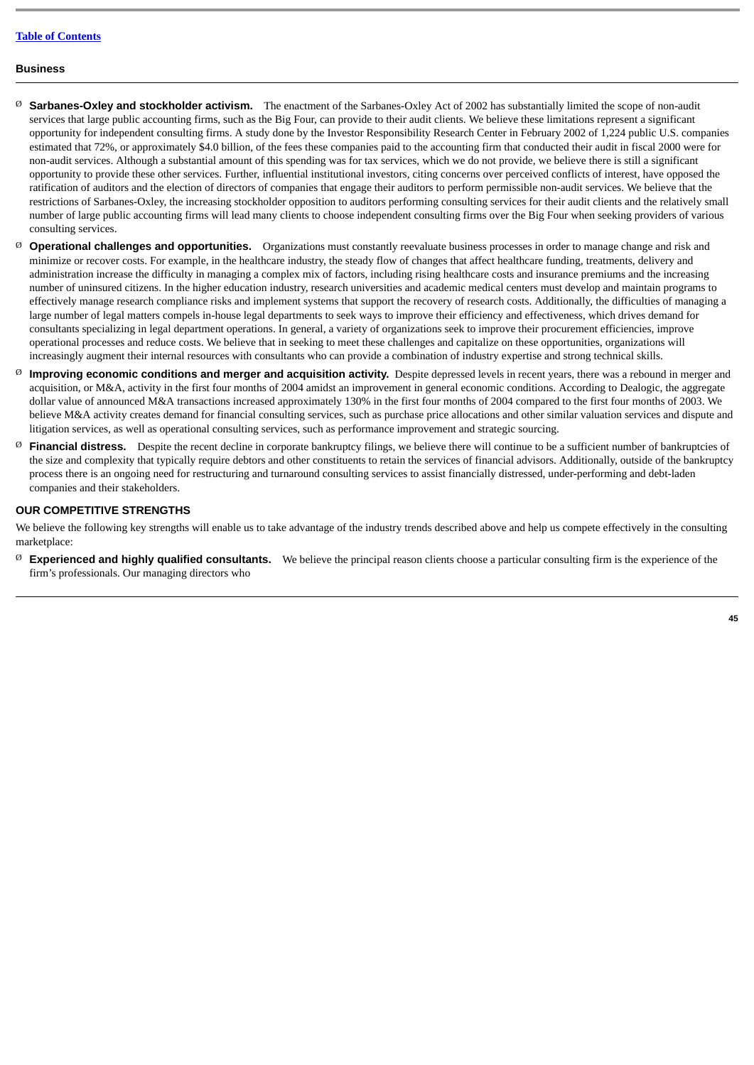- **Sarbanes-Oxley and stockholder activism.** The enactment of the Sarbanes-Oxley Act of 2002 has substantially limited the scope of non-audit services that large public accounting firms, such as the Big Four, can provide to their audit clients. We believe these limitations represent a significant opportunity for independent consulting firms. A study done by the Investor Responsibility Research Center in February 2002 of 1,224 public U.S. companies estimated that 72%, or approximately $4.0 billion, of the fees these companies paid to the accounting firm that conducted their audit in fiscal 2000 were for non-audit services. Although a substantial amount of this spending was for tax services, which we do not provide, we believe there is still a significant opportunity to provide these other services. Further, influential institutional investors, citing concerns over perceived conflicts of interest, have opposed the ratification of auditors and the election of directors of companies that engage their auditors to perform permissible non-audit services. We believe that the restrictions of Sarbanes-Oxley, the increasing stockholder opposition to auditors performing consulting services for their audit clients and the relatively small number of large public accounting firms will lead many clients to choose independent consulting firms over the Big Four when seeking providers of various consulting services.
- **Operational challenges and opportunities.** Organizations must constantly reevaluate business processes in order to manage change and risk and minimize or recover costs. For example, in the healthcare industry, the steady flow of changes that affect healthcare funding, treatments, delivery and administration increase the difficulty in managing a complex mix of factors, including rising healthcare costs and insurance premiums and the increasing number of uninsured citizens. In the higher education industry, research universities and academic medical centers must develop and maintain programs to effectively manage research compliance risks and implement systems that support the recovery of research costs. Additionally, the difficulties of managing a large number of legal matters compels in-house legal departments to seek ways to improve their efficiency and effectiveness, which drives demand for consultants specializing in legal department operations. In general, a variety of organizations seek to improve their procurement efficiencies, improve operational processes and reduce costs. We believe that in seeking to meet these challenges and capitalize on these opportunities, organizations will increasingly augment their internal resources with consultants who can provide a combination of industry expertise and strong technical skills.
- **Improving economic conditions and merger and acquisition activity.** Despite depressed levels in recent years, there was a rebound in merger and acquisition, or M&A, activity in the first four months of 2004 amidst an improvement in general economic conditions. According to Dealogic, the aggregate dollar value of announced M&A transactions increased approximately 130% in the first four months of 2004 compared to the first four months of 2003. We believe M&A activity creates demand for financial consulting services, such as purchase price allocations and other similar valuation services and dispute and litigation services, as well as operational consulting services, such as performance improvement and strategic sourcing.
- **Financial distress.** Despite the recent decline in corporate bankruptcy filings, we believe there will continue to be a sufficient number of bankruptcies of the size and complexity that typically require debtors and other constituents to retain the services of financial advisors. Additionally, outside of the bankruptcy process there is an ongoing need for restructuring and turnaround consulting services to assist financially distressed, under-performing and debt-laden companies and their stakeholders.

## OUR COMPETITIVE STRENGTHS

We believe the following key strengths will enable us to take advantage of the industry trends described above and help us compete effectively in the consulting marketplace:

- **Experienced and highly qualified consultants.** We believe the principal reason clients choose a particular consulting firm is the experience of the firm's professionals. Our managing directors who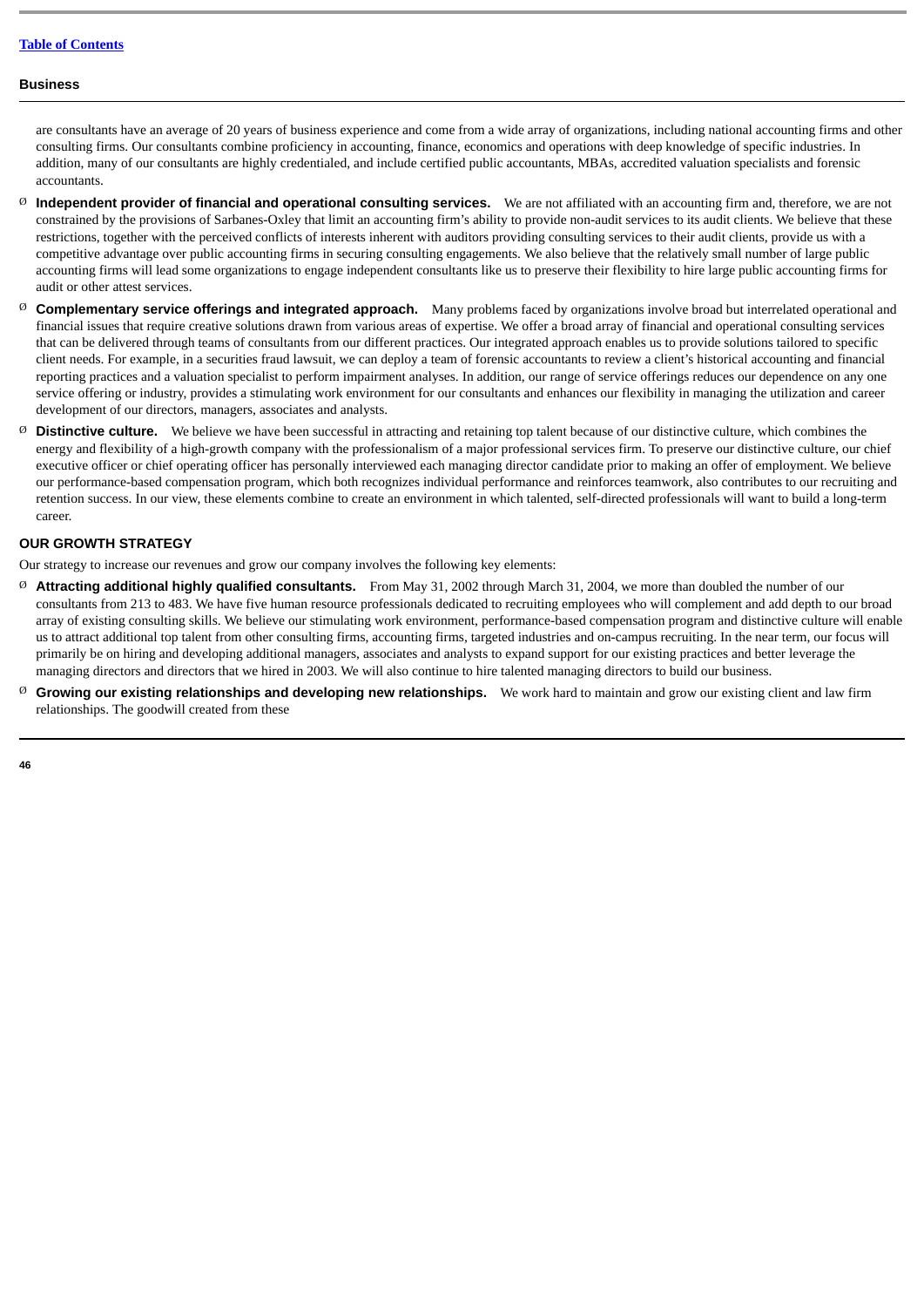are consultants have an average of 20 years of business experience and come from a wide array of organizations, including national accounting firms and other consulting firms. Our consultants combine proficiency in accounting, finance, economics and operations with deep knowledge of specific industries. In addition, many of our consultants are highly credentialed, and include certified public accountants, MBAs, accredited valuation specialists and forensic accountants.

- **Independent provider of financial and operational consulting services.** We are not affiliated with an accounting firm and, therefore, we are not constrained by the provisions of Sarbanes-Oxley that limit an accounting firm's ability to provide non-audit services to its audit clients. We believe that these restrictions, together with the perceived conflicts of interests inherent with auditors providing consulting services to their audit clients, provide us with a competitive advantage over public accounting firms in securing consulting engagements. We also believe that the relatively small number of large public accounting firms will lead some organizations to engage independent consultants like us to preserve their flexibility to hire large public accounting firms for audit or other attest services.
- **Complementary service offerings and integrated approach.** Many problems faced by organizations involve broad but interrelated operational and financial issues that require creative solutions drawn from various areas of expertise. We offer a broad array of financial and operational consulting services that can be delivered through teams of consultants from our different practices. Our integrated approach enables us to provide solutions tailored to specific client needs. For example, in a securities fraud lawsuit, we can deploy a team of forensic accountants to review a client's historical accounting and financial reporting practices and a valuation specialist to perform impairment analyses. In addition, our range of service offerings reduces our dependence on any one service offering or industry, provides a stimulating work environment for our consultants and enhances our flexibility in managing the utilization and career development of our directors, managers, associates and analysts.
- **Distinctive culture.** We believe we have been successful in attracting and retaining top talent because of our distinctive culture, which combines the energy and flexibility of a high-growth company with the professionalism of a major professional services firm. To preserve our distinctive culture, our chief executive officer or chief operating officer has personally interviewed each managing director candidate prior to making an offer of employment. We believe our performance-based compensation program, which both recognizes individual performance and reinforces teamwork, also contributes to our recruiting and retention success. In our view, these elements combine to create an environment in which talented, self-directed professionals will want to build a long-term career.

## OUR GROWTH STRATEGY

Our strategy to increase our revenues and grow our company involves the following key elements:

- **Attracting additional highly qualified consultants.** From May 31, 2002 through March 31, 2004, we more than doubled the number of our consultants from 213 to 483. We have five human resource professionals dedicated to recruiting employees who will complement and add depth to our broad array of existing consulting skills. We believe our stimulating work environment, performance-based compensation program and distinctive culture will enable us to attract additional top talent from other consulting firms, accounting firms, targeted industries and on-campus recruiting. In the near term, our focus will primarily be on hiring and developing additional managers, associates and analysts to expand support for our existing practices and better leverage the managing directors and directors that we hired in 2003. We will also continue to hire talented managing directors to build our business.
- **Growing our existing relationships and developing new relationships.** We work hard to maintain and grow our existing client and law firm relationships. The goodwill created from these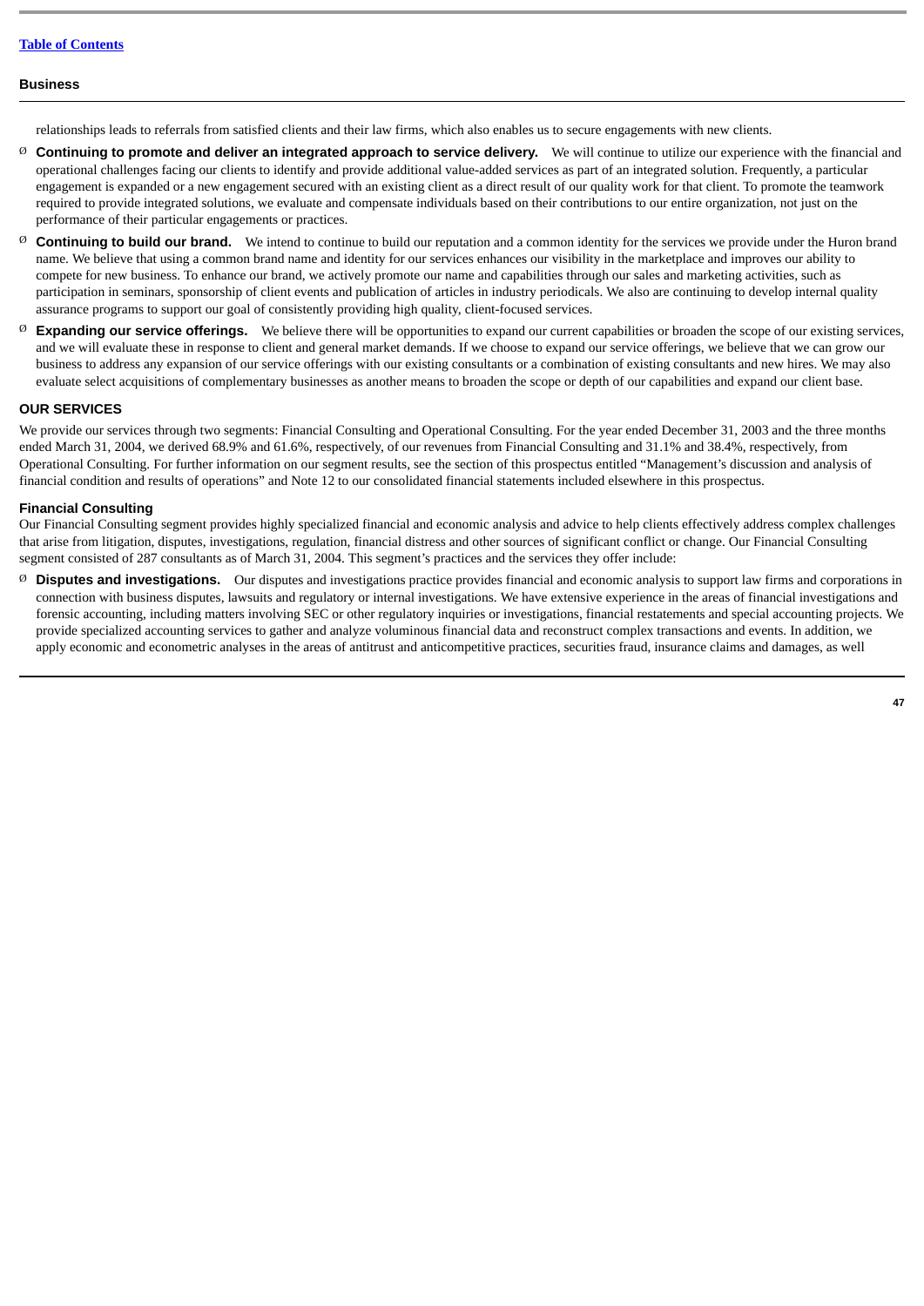relationships leads to referrals from satisfied clients and their law firms, which also enables us to secure engagements with new clients.

- **Continuing to promote and deliver an integrated approach to service delivery.** We will continue to utilize our experience with the financial and operational challenges facing our clients to identify and provide additional value-added services as part of an integrated solution. Frequently, a particular engagement is expanded or a new engagement secured with an existing client as a direct result of our quality work for that client. To promote the teamwork required to provide integrated solutions, we evaluate and compensate individuals based on their contributions to our entire organization, not just on the performance of their particular engagements or practices.
- **Continuing to build our brand.** We intend to continue to build our reputation and a common identity for the services we provide under the Huron brand name. We believe that using a common brand name and identity for our services enhances our visibility in the marketplace and improves our ability to compete for new business. To enhance our brand, we actively promote our name and capabilities through our sales and marketing activities, such as participation in seminars, sponsorship of client events and publication of articles in industry periodicals. We also are continuing to develop internal quality assurance programs to support our goal of consistently providing high quality, client-focused services.
- **Expanding our service offerings.** We believe there will be opportunities to expand our current capabilities or broaden the scope of our existing services, and we will evaluate these in response to client and general market demands. If we choose to expand our service offerings, we believe that we can grow our business to address any expansion of our service offerings with our existing consultants or a combination of existing consultants and new hires. We may also evaluate select acquisitions of complementary businesses as another means to broaden the scope or depth of our capabilities and expand our client base.

## OUR SERVICES

We provide our services through two segments: Financial Consulting and Operational Consulting. For the year ended December 31, 2003 and the three months ended March 31, 2004, we derived 68.9% and 61.6%, respectively, of our revenues from Financial Consulting and 31.1% and 38.4%, respectively, from Operational Consulting. For further information on our segment results, see the section of this prospectus entitled "Management's discussion and analysis of financial condition and results of operations" and Note 12 to our consolidated financial statements included elsewhere in this prospectus.

### Financial Consulting

Our Financial Consulting segment provides highly specialized financial and economic analysis and advice to help clients effectively address complex challenges that arise from litigation, disputes, investigations, regulation, financial distress and other sources of significant conflict or change. Our Financial Consulting segment consisted of 287 consultants as of March 31, 2004. This segment's practices and the services they offer include:

- **Disputes and investigations.** Our disputes and investigations practice provides financial and economic analysis to support law firms and corporations in connection with business disputes, lawsuits and regulatory or internal investigations. We have extensive experience in the areas of financial investigations and forensic accounting, including matters involving SEC or other regulatory inquiries or investigations, financial restatements and special accounting projects. We provide specialized accounting services to gather and analyze voluminous financial data and reconstruct complex transactions and events. In addition, we apply economic and econometric analyses in the areas of antitrust and anticompetitive practices, securities fraud, insurance claims and damages, as well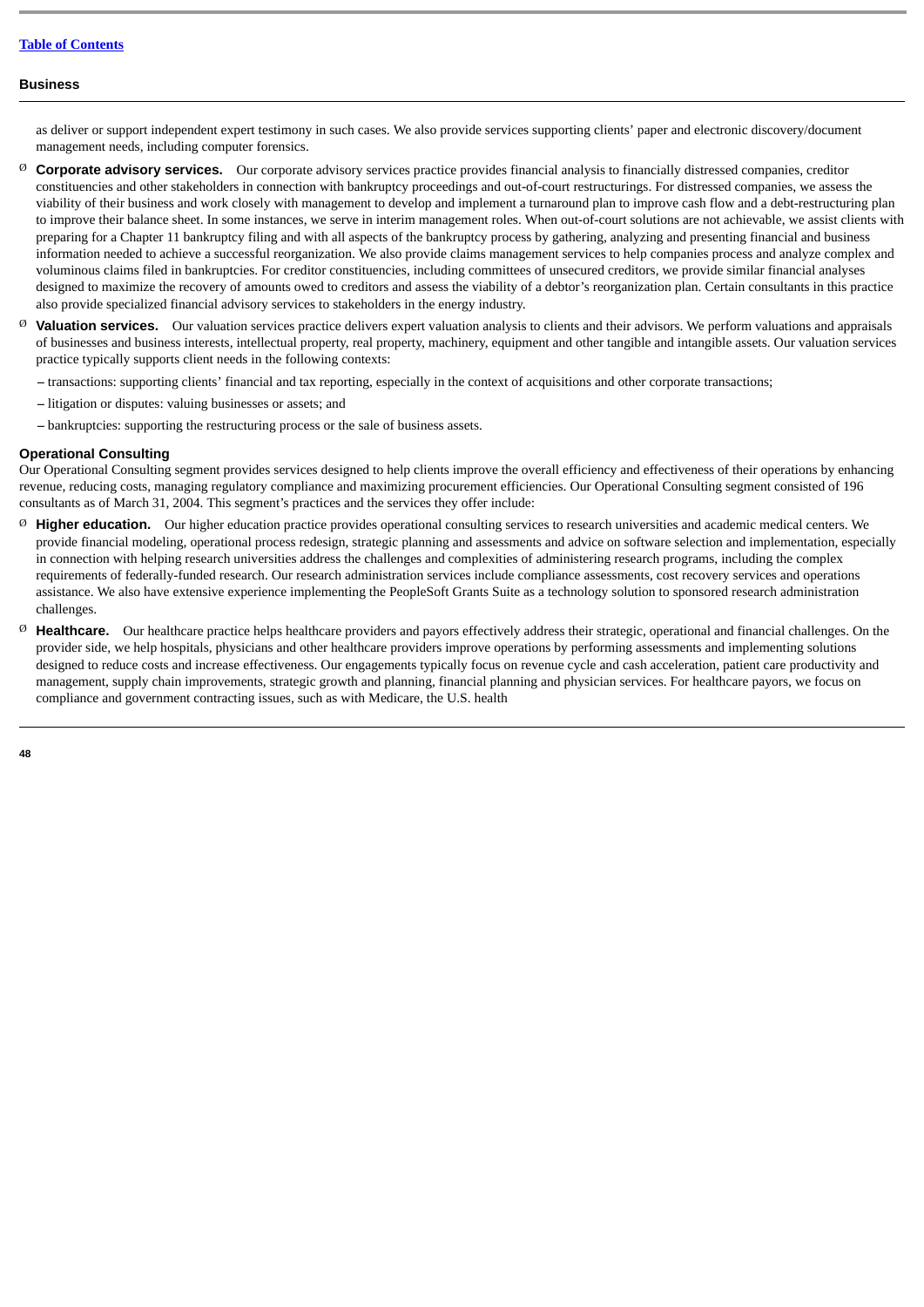as deliver or support independent expert testimony in such cases. We also provide services supporting clients' paper and electronic discovery/document management needs, including computer forensics.

- **Corporate advisory services.** Our corporate advisory services practice provides financial analysis to financially distressed companies, creditor constituencies and other stakeholders in connection with bankruptcy proceedings and out-of-court restructurings. For distressed companies, we assess the viability of their business and work closely with management to develop and implement a turnaround plan to improve cash flow and a debt-restructuring plan to improve their balance sheet. In some instances, we serve in interim management roles. When out-of-court solutions are not achievable, we assist clients with preparing for a Chapter 11 bankruptcy filing and with all aspects of the bankruptcy process by gathering, analyzing and presenting financial and business information needed to achieve a successful reorganization. We also provide claims management services to help companies process and analyze complex and voluminous claims filed in bankruptcies. For creditor constituencies, including committees of unsecured creditors, we provide similar financial analyses designed to maximize the recovery of amounts owed to creditors and assess the viability of a debtor's reorganization plan. Certain consultants in this practice also provide specialized financial advisory services to stakeholders in the energy industry.
- **Valuation services.** Our valuation services practice delivers expert valuation analysis to clients and their advisors. We perform valuations and appraisals of businesses and business interests, intellectual property, real property, machinery, equipment and other tangible and intangible assets. Our valuation services practice typically supports client needs in the following contexts:
  - transactions: supporting clients' financial and tax reporting, especially in the context of acquisitions and other corporate transactions;
  - litigation or disputes: valuing businesses or assets; and
  - bankruptcies: supporting the restructuring process or the sale of business assets.

### Operational Consulting

Our Operational Consulting segment provides services designed to help clients improve the overall efficiency and effectiveness of their operations by enhancing revenue, reducing costs, managing regulatory compliance and maximizing procurement efficiencies. Our Operational Consulting segment consisted of 196 consultants as of March 31, 2004. This segment's practices and the services they offer include:

- **Higher education.** Our higher education practice provides operational consulting services to research universities and academic medical centers. We provide financial modeling, operational process redesign, strategic planning and assessments and advice on software selection and implementation, especially in connection with helping research universities address the challenges and complexities of administering research programs, including the complex requirements of federally-funded research. Our research administration services include compliance assessments, cost recovery services and operations assistance. We also have extensive experience implementing the PeopleSoft Grants Suite as a technology solution to sponsored research administration challenges.
- **Healthcare.** Our healthcare practice helps healthcare providers and payors effectively address their strategic, operational and financial challenges. On the provider side, we help hospitals, physicians and other healthcare providers improve operations by performing assessments and implementing solutions designed to reduce costs and increase effectiveness. Our engagements typically focus on revenue cycle and cash acceleration, patient care productivity and management, supply chain improvements, strategic growth and planning, financial planning and physician services. For healthcare payors, we focus on compliance and government contracting issues, such as with Medicare, the U.S. health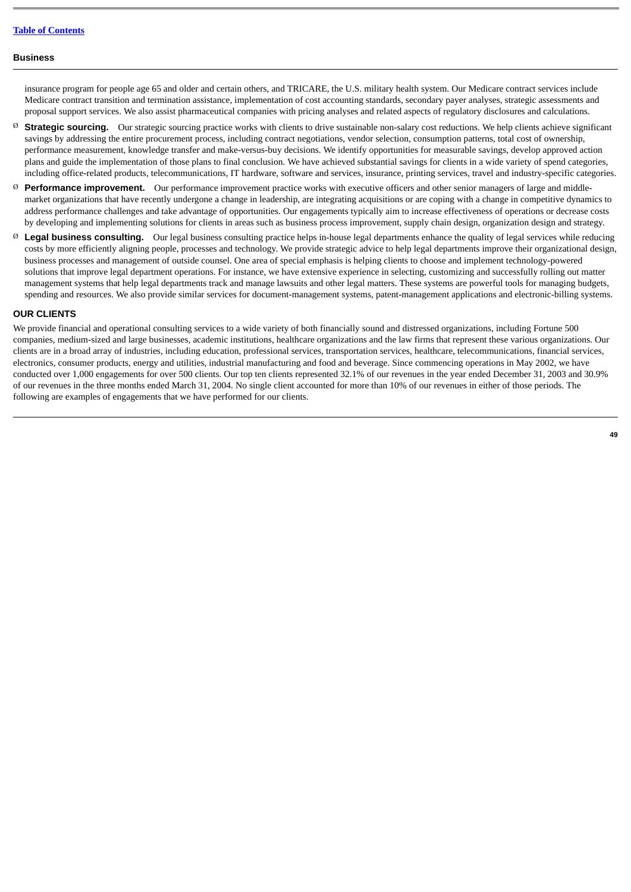insurance program for people age 65 and older and certain others, and TRICARE, the U.S. military health system. Our Medicare contract services include Medicare contract transition and termination assistance, implementation of cost accounting standards, secondary payer analyses, strategic assessments and proposal support services. We also assist pharmaceutical companies with pricing analyses and related aspects of regulatory disclosures and calculations.

- **Strategic sourcing.** Our strategic sourcing practice works with clients to drive sustainable non-salary cost reductions. We help clients achieve significant savings by addressing the entire procurement process, including contract negotiations, vendor selection, consumption patterns, total cost of ownership, performance measurement, knowledge transfer and make-versus-buy decisions. We identify opportunities for measurable savings, develop approved action plans and guide the implementation of those plans to final conclusion. We have achieved substantial savings for clients in a wide variety of spend categories, including office-related products, telecommunications, IT hardware, software and services, insurance, printing services, travel and industry-specific categories.
- **Performance improvement.** Our performance improvement practice works with executive officers and other senior managers of large and middle-market organizations that have recently undergone a change in leadership, are integrating acquisitions or are coping with a change in competitive dynamics to address performance challenges and take advantage of opportunities. Our engagements typically aim to increase effectiveness of operations or decrease costs by developing and implementing solutions for clients in areas such as business process improvement, supply chain design, organization design and strategy.
- **Legal business consulting.** Our legal business consulting practice helps in-house legal departments enhance the quality of legal services while reducing costs by more efficiently aligning people, processes and technology. We provide strategic advice to help legal departments improve their organizational design, business processes and management of outside counsel. One area of special emphasis is helping clients to choose and implement technology-powered solutions that improve legal department operations. For instance, we have extensive experience in selecting, customizing and successfully rolling out matter management systems that help legal departments track and manage lawsuits and other legal matters. These systems are powerful tools for managing budgets, spending and resources. We also provide similar services for document-management systems, patent-management applications and electronic-billing systems.

## OUR CLIENTS

We provide financial and operational consulting services to a wide variety of both financially sound and distressed organizations, including Fortune 500 companies, medium-sized and large businesses, academic institutions, healthcare organizations and the law firms that represent these various organizations. Our clients are in a broad array of industries, including education, professional services, transportation services, healthcare, telecommunications, financial services, electronics, consumer products, energy and utilities, industrial manufacturing and food and beverage. Since commencing operations in May 2002, we have conducted over 1,000 engagements for over 500 clients. Our top ten clients represented 32.1% of our revenues in the year ended December 31, 2003 and 30.9% of our revenues in the three months ended March 31, 2004. No single client accounted for more than 10% of our revenues in either of those periods. The following are examples of engagements that we have performed for our clients.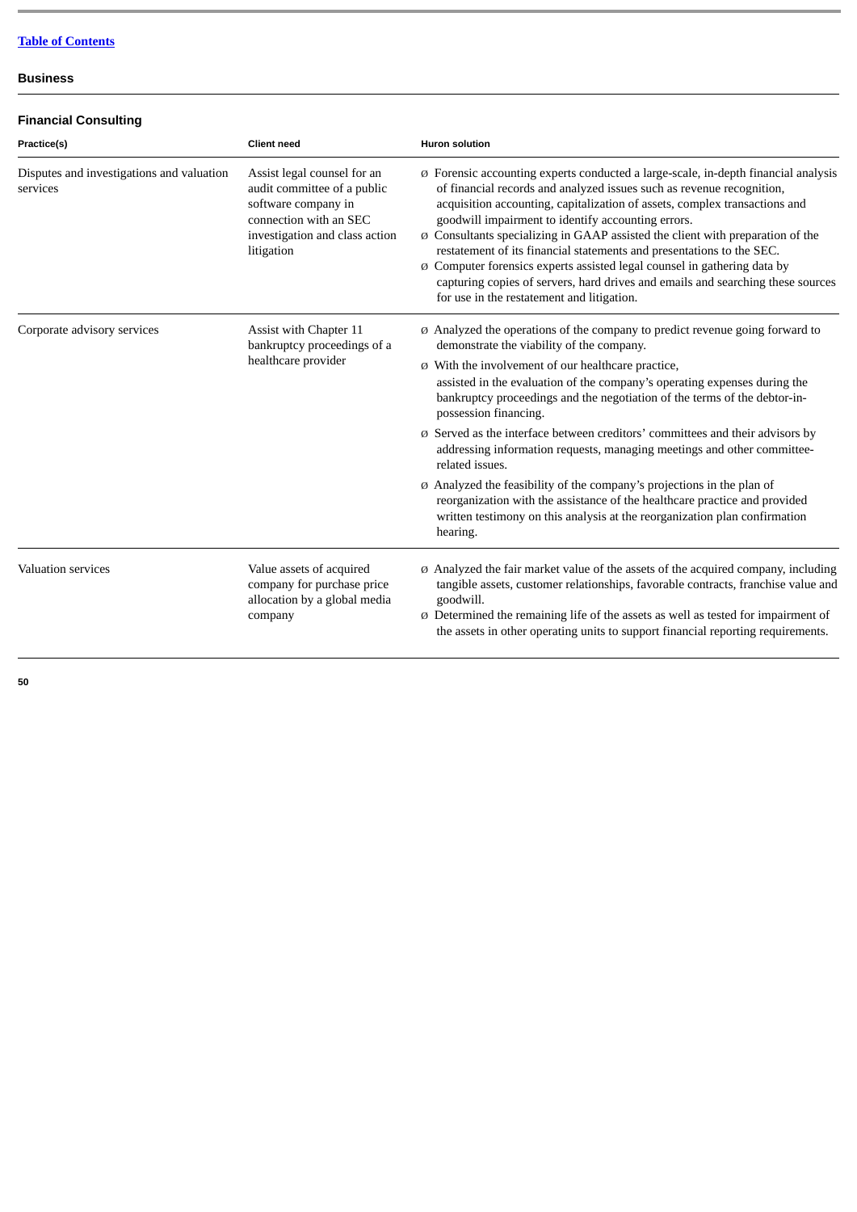[Table of Contents](#)

## Business

### Financial Consulting

| Practice(s) | Client need | Huron solution |
| --- | --- | --- |
| Disputes and investigations and valuation services | Assist legal counsel for an audit committee of a public software company in connection with an SEC investigation and class action litigation | ø Forensic accounting experts conducted a large-scale, in-depth financial analysis of financial records and analyzed issues such as revenue recognition, acquisition accounting, capitalization of assets, complex transactions and goodwill impairment to identify accounting errors.<br>ø Consultants specializing in GAAP assisted the client with preparation of the restatement of its financial statements and presentations to the SEC.<br>ø Computer forensics experts assisted legal counsel in gathering data by capturing copies of servers, hard drives and emails and searching these sources for use in the restatement and litigation. |
| Corporate advisory services | Assist with Chapter 11 bankruptcy proceedings of a healthcare provider | ø Analyzed the operations of the company to predict revenue going forward to demonstrate the viability of the company.<br>ø With the involvement of our healthcare practice, assisted in the evaluation of the company's operating expenses during the bankruptcy proceedings and the negotiation of the terms of the debtor-in-possession financing.<br>ø Served as the interface between creditors' committees and their advisors by addressing information requests, managing meetings and other committee-related issues.<br>ø Analyzed the feasibility of the company's projections in the plan of reorganization with the assistance of the healthcare practice and provided written testimony on this analysis at the reorganization plan confirmation hearing. |
| Valuation services | Value assets of acquired company for purchase price allocation by a global media company | ø Analyzed the fair market value of the assets of the acquired company, including tangible assets, customer relationships, favorable contracts, franchise value and goodwill.<br>ø Determined the remaining life of the assets as well as tested for impairment of the assets in other operating units to support financial reporting requirements. |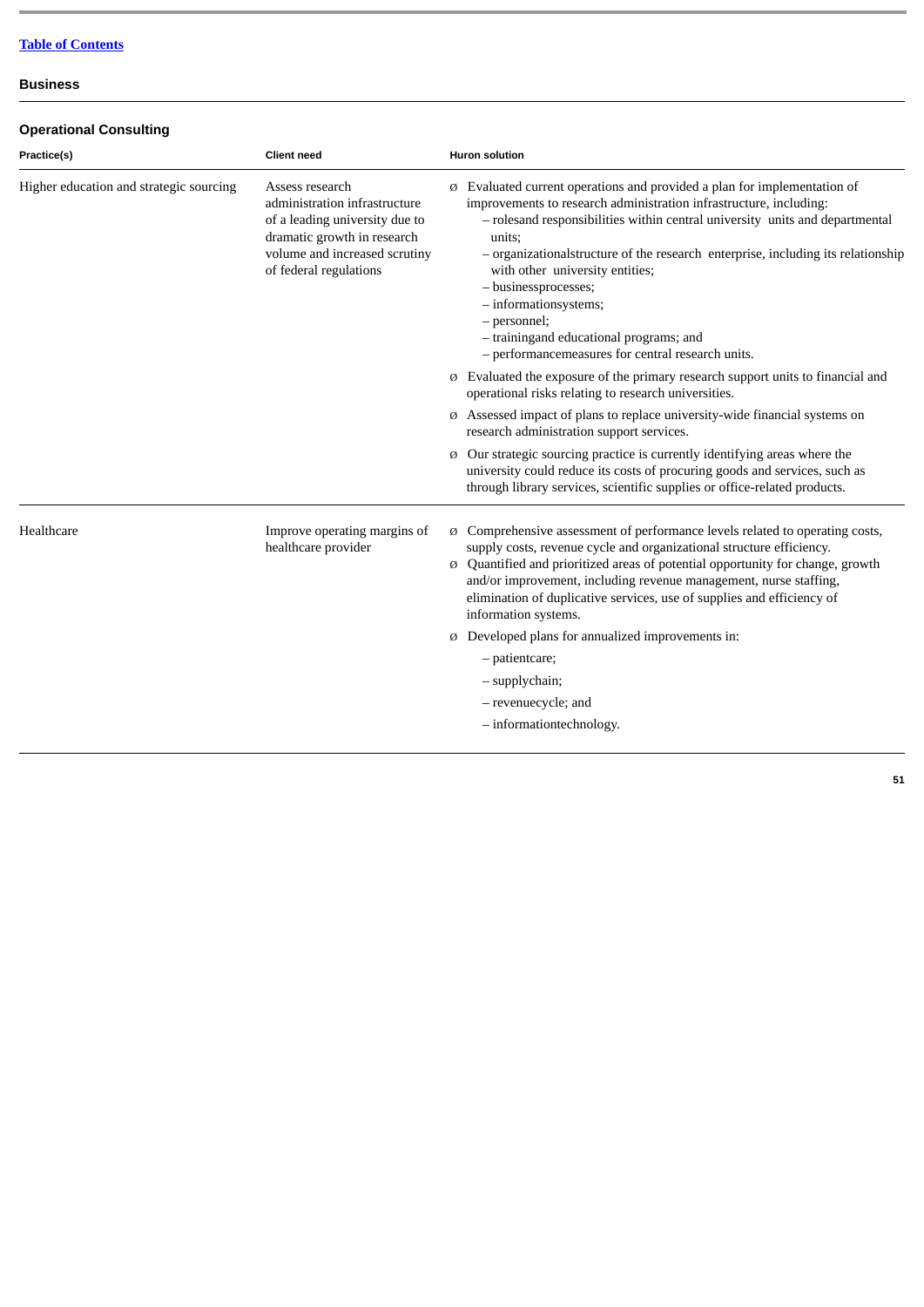[Table of Contents](#)

**Business**

### Operational Consulting

| Practice(s) | Client need | Huron solution |
| --- | --- | --- |
| Higher education and strategic sourcing | Assess research administration infrastructure of a leading university due to dramatic growth in research volume and increased scrutiny of federal regulations | ø Evaluated current operations and provided a plan for implementation of improvements to research administration infrastructure, including:<br>– rolesand responsibilities within central university units and departmental units;<br>– organizationalstructure of the research enterprise, including its relationship with other university entities;<br>– businessprocesses;<br>– informationsystems;<br>– personnel;<br>– trainingand educational programs; and<br>– performancemeasures for central research units.<br>ø Evaluated the exposure of the primary research support units to financial and operational risks relating to research universities.<br>ø Assessed impact of plans to replace university-wide financial systems on research administration support services.<br>ø Our strategic sourcing practice is currently identifying areas where the university could reduce its costs of procuring goods and services, such as through library services, scientific supplies or office-related products. |
| Healthcare | Improve operating margins of healthcare provider | ø Comprehensive assessment of performance levels related to operating costs, supply costs, revenue cycle and organizational structure efficiency.<br>ø Quantified and prioritized areas of potential opportunity for change, growth and/or improvement, including revenue management, nurse staffing, elimination of duplicative services, use of supplies and efficiency of information systems.<br>ø Developed plans for annualized improvements in:<br>– patientcare;<br>– supplychain;<br>– revenuecycle; and<br>– informationtechnology. |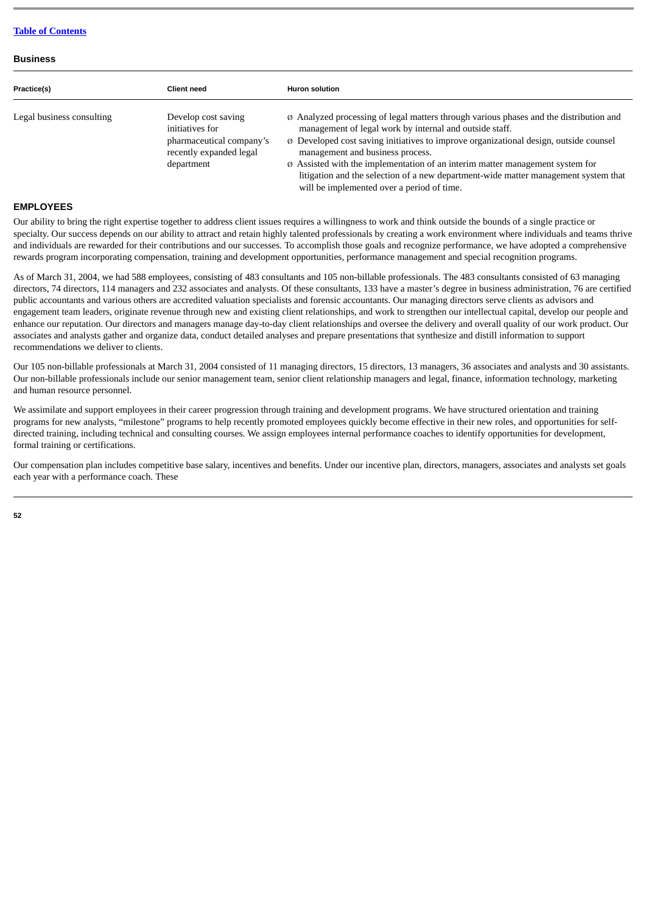**Business**

| Practice(s) | Client need | Huron solution |
| --- | --- | --- |
| Legal business consulting | Develop cost saving initiatives for pharmaceutical company's recently expanded legal department | ø Analyzed processing of legal matters through various phases and the distribution and management of legal work by internal and outside staff.<br>ø Developed cost saving initiatives to improve organizational design, outside counsel management and business process.<br>ø Assisted with the implementation of an interim matter management system for litigation and the selection of a new department-wide matter management system that will be implemented over a period of time. |

## EMPLOYEES

Our ability to bring the right expertise together to address client issues requires a willingness to work and think outside the bounds of a single practice or specialty. Our success depends on our ability to attract and retain highly talented professionals by creating a work environment where individuals and teams thrive and individuals are rewarded for their contributions and our successes. To accomplish those goals and recognize performance, we have adopted a comprehensive rewards program incorporating compensation, training and development opportunities, performance management and special recognition programs.

As of March 31, 2004, we had 588 employees, consisting of 483 consultants and 105 non-billable professionals. The 483 consultants consisted of 63 managing directors, 74 directors, 114 managers and 232 associates and analysts. Of these consultants, 133 have a master's degree in business administration, 76 are certified public accountants and various others are accredited valuation specialists and forensic accountants. Our managing directors serve clients as advisors and engagement team leaders, originate revenue through new and existing client relationships, and work to strengthen our intellectual capital, develop our people and enhance our reputation. Our directors and managers manage day-to-day client relationships and oversee the delivery and overall quality of our work product. Our associates and analysts gather and organize data, conduct detailed analyses and prepare presentations that synthesize and distill information to support recommendations we deliver to clients.

Our 105 non-billable professionals at March 31, 2004 consisted of 11 managing directors, 15 directors, 13 managers, 36 associates and analysts and 30 assistants. Our non-billable professionals include our senior management team, senior client relationship managers and legal, finance, information technology, marketing and human resource personnel.

We assimilate and support employees in their career progression through training and development programs. We have structured orientation and training programs for new analysts, "milestone" programs to help recently promoted employees quickly become effective in their new roles, and opportunities for self-directed training, including technical and consulting courses. We assign employees internal performance coaches to identify opportunities for development, formal training or certifications.

Our compensation plan includes competitive base salary, incentives and benefits. Under our incentive plan, directors, managers, associates and analysts set goals each year with a performance coach. These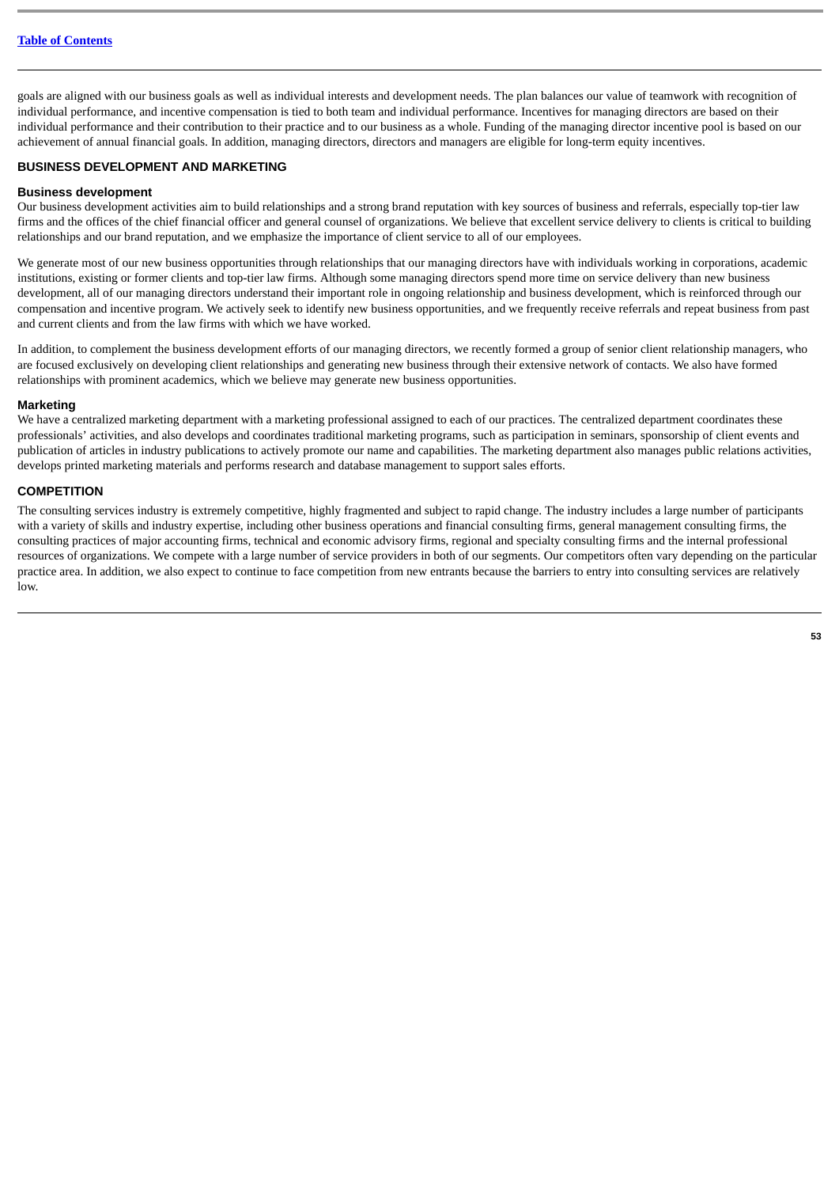goals are aligned with our business goals as well as individual interests and development needs. The plan balances our value of teamwork with recognition of individual performance, and incentive compensation is tied to both team and individual performance. Incentives for managing directors are based on their individual performance and their contribution to their practice and to our business as a whole. Funding of the managing director incentive pool is based on our achievement of annual financial goals. In addition, managing directors, directors and managers are eligible for long-term equity incentives.

## BUSINESS DEVELOPMENT AND MARKETING

### Business development

Our business development activities aim to build relationships and a strong brand reputation with key sources of business and referrals, especially top-tier law firms and the offices of the chief financial officer and general counsel of organizations. We believe that excellent service delivery to clients is critical to building relationships and our brand reputation, and we emphasize the importance of client service to all of our employees.

We generate most of our new business opportunities through relationships that our managing directors have with individuals working in corporations, academic institutions, existing or former clients and top-tier law firms. Although some managing directors spend more time on service delivery than new business development, all of our managing directors understand their important role in ongoing relationship and business development, which is reinforced through our compensation and incentive program. We actively seek to identify new business opportunities, and we frequently receive referrals and repeat business from past and current clients and from the law firms with which we have worked.

In addition, to complement the business development efforts of our managing directors, we recently formed a group of senior client relationship managers, who are focused exclusively on developing client relationships and generating new business through their extensive network of contacts. We also have formed relationships with prominent academics, which we believe may generate new business opportunities.

### Marketing

We have a centralized marketing department with a marketing professional assigned to each of our practices. The centralized department coordinates these professionals' activities, and also develops and coordinates traditional marketing programs, such as participation in seminars, sponsorship of client events and publication of articles in industry publications to actively promote our name and capabilities. The marketing department also manages public relations activities, develops printed marketing materials and performs research and database management to support sales efforts.

## COMPETITION

The consulting services industry is extremely competitive, highly fragmented and subject to rapid change. The industry includes a large number of participants with a variety of skills and industry expertise, including other business operations and financial consulting firms, general management consulting firms, the consulting practices of major accounting firms, technical and economic advisory firms, regional and specialty consulting firms and the internal professional resources of organizations. We compete with a large number of service providers in both of our segments. Our competitors often vary depending on the particular practice area. In addition, we also expect to continue to face competition from new entrants because the barriers to entry into consulting services are relatively low.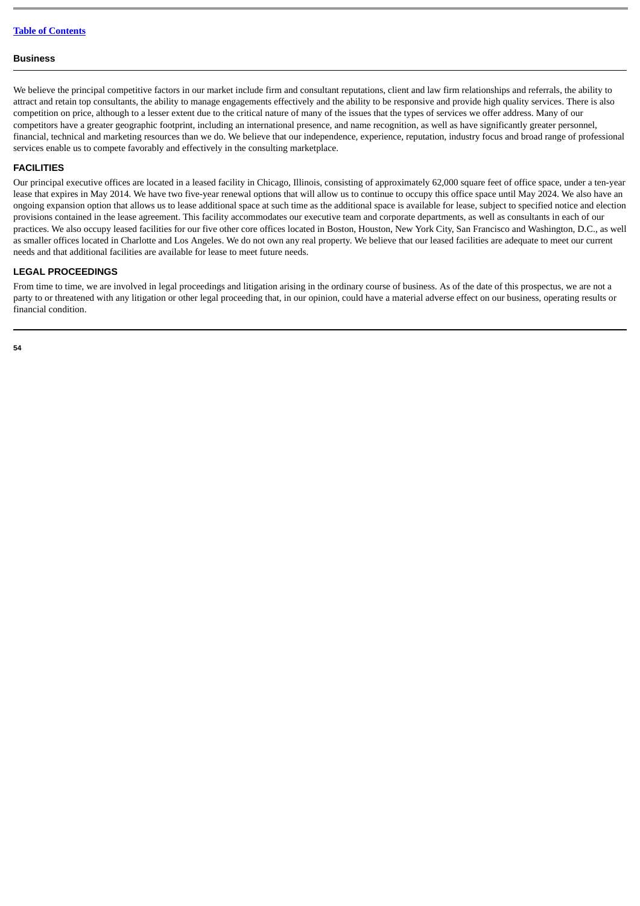We believe the principal competitive factors in our market include firm and consultant reputations, client and law firm relationships and referrals, the ability to attract and retain top consultants, the ability to manage engagements effectively and the ability to be responsive and provide high quality services. There is also competition on price, although to a lesser extent due to the critical nature of many of the issues that the types of services we offer address. Many of our competitors have a greater geographic footprint, including an international presence, and name recognition, as well as have significantly greater personnel, financial, technical and marketing resources than we do. We believe that our independence, experience, reputation, industry focus and broad range of professional services enable us to compete favorably and effectively in the consulting marketplace.

## FACILITIES

Our principal executive offices are located in a leased facility in Chicago, Illinois, consisting of approximately 62,000 square feet of office space, under a ten-year lease that expires in May 2014. We have two five-year renewal options that will allow us to continue to occupy this office space until May 2024. We also have an ongoing expansion option that allows us to lease additional space at such time as the additional space is available for lease, subject to specified notice and election provisions contained in the lease agreement. This facility accommodates our executive team and corporate departments, as well as consultants in each of our practices. We also occupy leased facilities for our five other core offices located in Boston, Houston, New York City, San Francisco and Washington, D.C., as well as smaller offices located in Charlotte and Los Angeles. We do not own any real property. We believe that our leased facilities are adequate to meet our current needs and that additional facilities are available for lease to meet future needs.

## LEGAL PROCEEDINGS

From time to time, we are involved in legal proceedings and litigation arising in the ordinary course of business. As of the date of this prospectus, we are not a party to or threatened with any litigation or other legal proceeding that, in our opinion, could have a material adverse effect on our business, operating results or financial condition.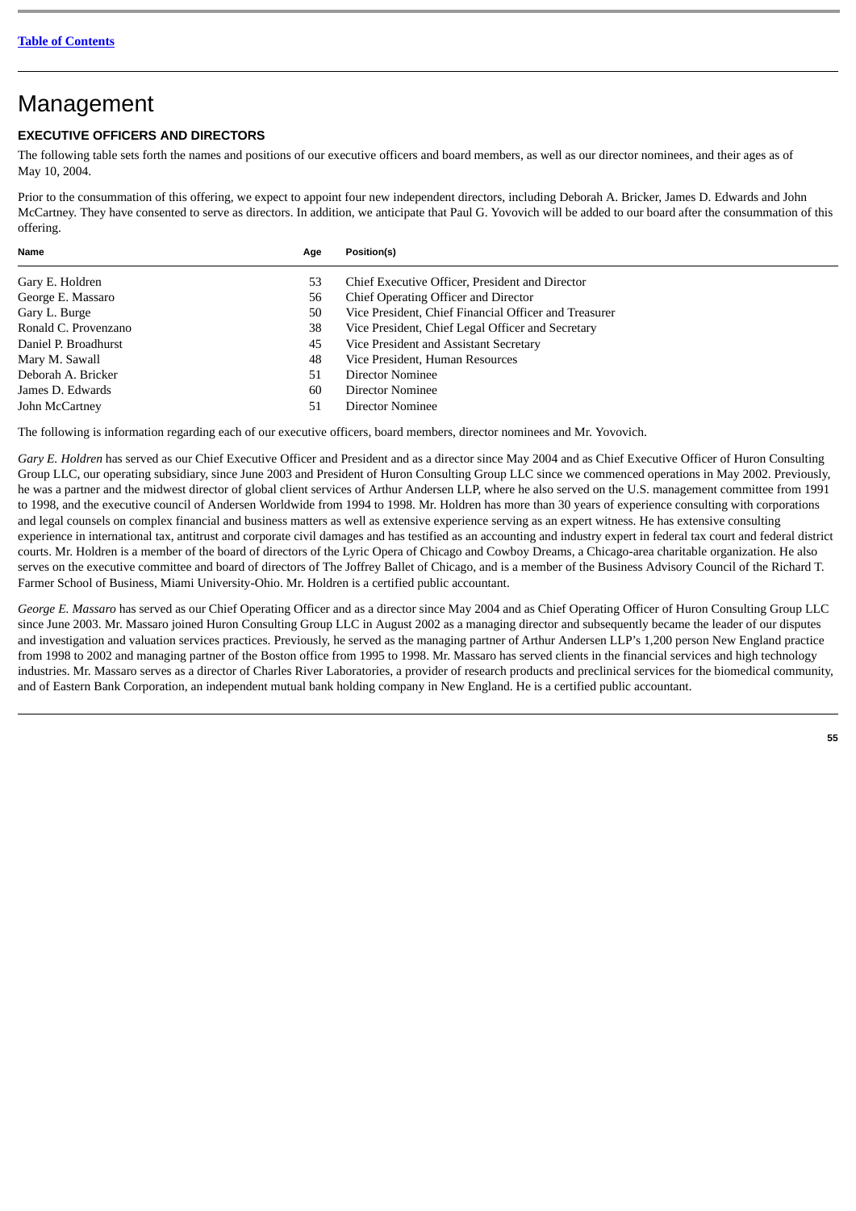[Table of Contents](#)

# Management

## EXECUTIVE OFFICERS AND DIRECTORS

The following table sets forth the names and positions of our executive officers and board members, as well as our director nominees, and their ages as of May 10, 2004.

Prior to the consummation of this offering, we expect to appoint four new independent directors, including Deborah A. Bricker, James D. Edwards and John McCartney. They have consented to serve as directors. In addition, we anticipate that Paul G. Yovovich will be added to our board after the consummation of this offering.

| Name | Age | Position(s) |
|---|---|---|
| Gary E. Holdren | 53 | Chief Executive Officer, President and Director |
| George E. Massaro | 56 | Chief Operating Officer and Director |
| Gary L. Burge | 50 | Vice President, Chief Financial Officer and Treasurer |
| Ronald C. Provenzano | 38 | Vice President, Chief Legal Officer and Secretary |
| Daniel P. Broadhurst | 45 | Vice President and Assistant Secretary |
| Mary M. Sawall | 48 | Vice President, Human Resources |
| Deborah A. Bricker | 51 | Director Nominee |
| James D. Edwards | 60 | Director Nominee |
| John McCartney | 51 | Director Nominee |

The following is information regarding each of our executive officers, board members, director nominees and Mr. Yovovich.

*Gary E. Holdren* has served as our Chief Executive Officer and President and as a director since May 2004 and as Chief Executive Officer of Huron Consulting Group LLC, our operating subsidiary, since June 2003 and President of Huron Consulting Group LLC since we commenced operations in May 2002. Previously, he was a partner and the midwest director of global client services of Arthur Andersen LLP, where he also served on the U.S. management committee from 1991 to 1998, and the executive council of Andersen Worldwide from 1994 to 1998. Mr. Holdren has more than 30 years of experience consulting with corporations and legal counsels on complex financial and business matters as well as extensive experience serving as an expert witness. He has extensive consulting experience in international tax, antitrust and corporate civil damages and has testified as an accounting and industry expert in federal tax court and federal district courts. Mr. Holdren is a member of the board of directors of the Lyric Opera of Chicago and Cowboy Dreams, a Chicago-area charitable organization. He also serves on the executive committee and board of directors of The Joffrey Ballet of Chicago, and is a member of the Business Advisory Council of the Richard T. Farmer School of Business, Miami University-Ohio. Mr. Holdren is a certified public accountant.

*George E. Massaro* has served as our Chief Operating Officer and as a director since May 2004 and as Chief Operating Officer of Huron Consulting Group LLC since June 2003. Mr. Massaro joined Huron Consulting Group LLC in August 2002 as a managing director and subsequently became the leader of our disputes and investigation and valuation services practices. Previously, he served as the managing partner of Arthur Andersen LLP's 1,200 person New England practice from 1998 to 2002 and managing partner of the Boston office from 1995 to 1998. Mr. Massaro has served clients in the financial services and high technology industries. Mr. Massaro serves as a director of Charles River Laboratories, a provider of research products and preclinical services for the biomedical community, and of Eastern Bank Corporation, an independent mutual bank holding company in New England. He is a certified public accountant.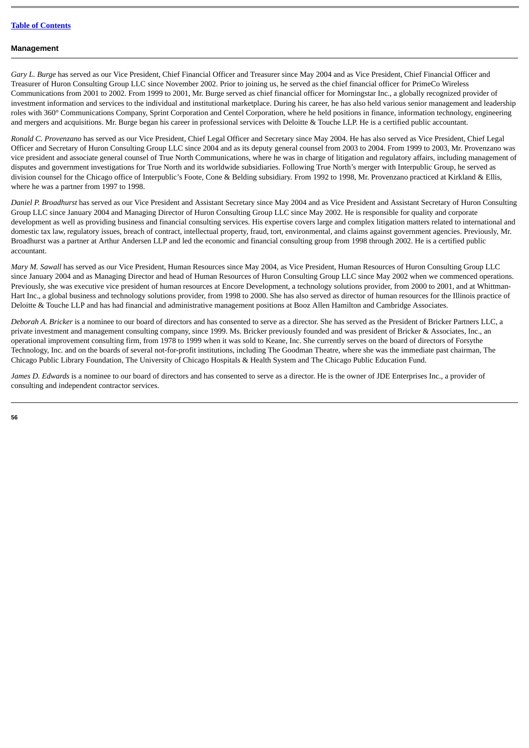**Management**

*Gary L. Burge* has served as our Vice President, Chief Financial Officer and Treasurer since May 2004 and as Vice President, Chief Financial Officer and Treasurer of Huron Consulting Group LLC since November 2002. Prior to joining us, he served as the chief financial officer for PrimeCo Wireless Communications from 2001 to 2002. From 1999 to 2001, Mr. Burge served as chief financial officer for Morningstar Inc., a globally recognized provider of investment information and services to the individual and institutional marketplace. During his career, he has also held various senior management and leadership roles with 360° Communications Company, Sprint Corporation and Centel Corporation, where he held positions in finance, information technology, engineering and mergers and acquisitions. Mr. Burge began his career in professional services with Deloitte & Touche LLP. He is a certified public accountant.

*Ronald C. Provenzano* has served as our Vice President, Chief Legal Officer and Secretary since May 2004. He has also served as Vice President, Chief Legal Officer and Secretary of Huron Consulting Group LLC since 2004 and as its deputy general counsel from 2003 to 2004. From 1999 to 2003, Mr. Provenzano was vice president and associate general counsel of True North Communications, where he was in charge of litigation and regulatory affairs, including management of disputes and government investigations for True North and its worldwide subsidiaries. Following True North's merger with Interpublic Group, he served as division counsel for the Chicago office of Interpublic's Foote, Cone & Belding subsidiary. From 1992 to 1998, Mr. Provenzano practiced at Kirkland & Ellis, where he was a partner from 1997 to 1998.

*Daniel P. Broadhurst* has served as our Vice President and Assistant Secretary since May 2004 and as Vice President and Assistant Secretary of Huron Consulting Group LLC since January 2004 and Managing Director of Huron Consulting Group LLC since May 2002. He is responsible for quality and corporate development as well as providing business and financial consulting services. His expertise covers large and complex litigation matters related to international and domestic tax law, regulatory issues, breach of contract, intellectual property, fraud, tort, environmental, and claims against government agencies. Previously, Mr. Broadhurst was a partner at Arthur Andersen LLP and led the economic and financial consulting group from 1998 through 2002. He is a certified public accountant.

*Mary M. Sawall* has served as our Vice President, Human Resources since May 2004, as Vice President, Human Resources of Huron Consulting Group LLC since January 2004 and as Managing Director and head of Human Resources of Huron Consulting Group LLC since May 2002 when we commenced operations. Previously, she was executive vice president of human resources at Encore Development, a technology solutions provider, from 2000 to 2001, and at Whittman-Hart Inc., a global business and technology solutions provider, from 1998 to 2000. She has also served as director of human resources for the Illinois practice of Deloitte & Touche LLP and has had financial and administrative management positions at Booz Allen Hamilton and Cambridge Associates.

*Deborah A. Bricker* is a nominee to our board of directors and has consented to serve as a director. She has served as the President of Bricker Partners LLC, a private investment and management consulting company, since 1999. Ms. Bricker previously founded and was president of Bricker & Associates, Inc., an operational improvement consulting firm, from 1978 to 1999 when it was sold to Keane, Inc. She currently serves on the board of directors of Forsythe Technology, Inc. and on the boards of several not-for-profit institutions, including The Goodman Theatre, where she was the immediate past chairman, The Chicago Public Library Foundation, The University of Chicago Hospitals & Health System and The Chicago Public Education Fund.

*James D. Edwards* is a nominee to our board of directors and has consented to serve as a director. He is the owner of JDE Enterprises Inc., a provider of consulting and independent contractor services.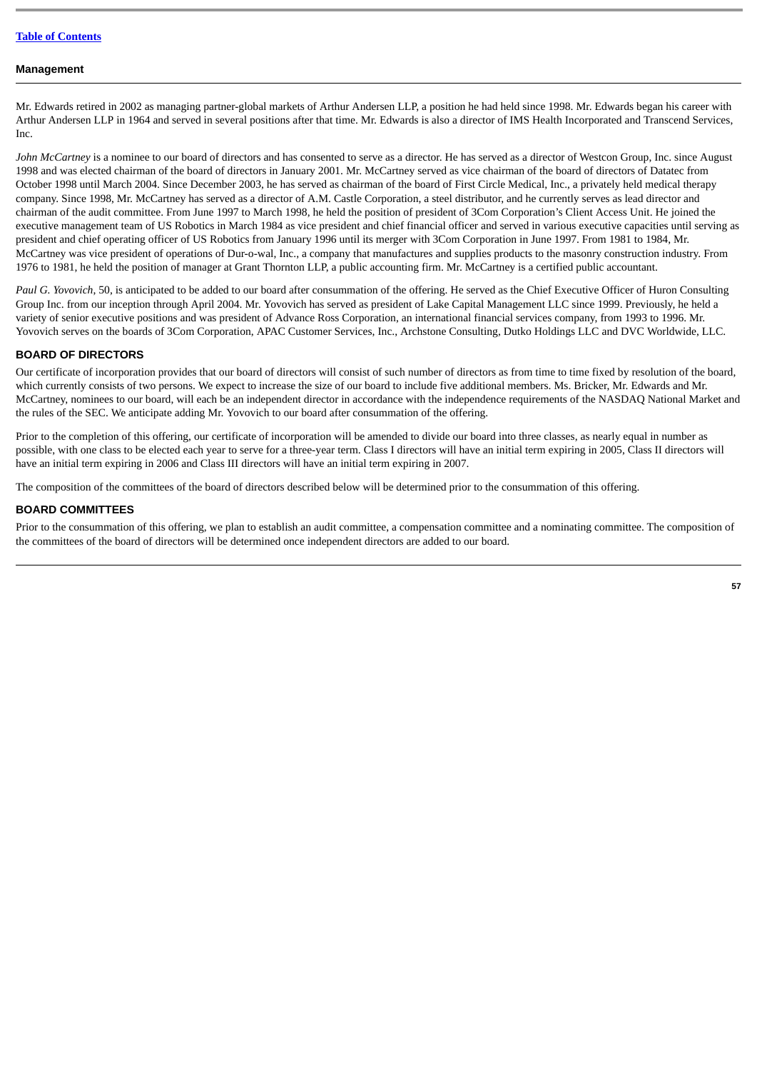Mr. Edwards retired in 2002 as managing partner-global markets of Arthur Andersen LLP, a position he had held since 1998. Mr. Edwards began his career with Arthur Andersen LLP in 1964 and served in several positions after that time. Mr. Edwards is also a director of IMS Health Incorporated and Transcend Services, Inc.

*John McCartney* is a nominee to our board of directors and has consented to serve as a director. He has served as a director of Westcon Group, Inc. since August 1998 and was elected chairman of the board of directors in January 2001. Mr. McCartney served as vice chairman of the board of directors of Datatec from October 1998 until March 2004. Since December 2003, he has served as chairman of the board of First Circle Medical, Inc., a privately held medical therapy company. Since 1998, Mr. McCartney has served as a director of A.M. Castle Corporation, a steel distributor, and he currently serves as lead director and chairman of the audit committee. From June 1997 to March 1998, he held the position of president of 3Com Corporation's Client Access Unit. He joined the executive management team of US Robotics in March 1984 as vice president and chief financial officer and served in various executive capacities until serving as president and chief operating officer of US Robotics from January 1996 until its merger with 3Com Corporation in June 1997. From 1981 to 1984, Mr. McCartney was vice president of operations of Dur-o-wal, Inc., a company that manufactures and supplies products to the masonry construction industry. From 1976 to 1981, he held the position of manager at Grant Thornton LLP, a public accounting firm. Mr. McCartney is a certified public accountant.

*Paul G. Yovovich*, 50, is anticipated to be added to our board after consummation of the offering. He served as the Chief Executive Officer of Huron Consulting Group Inc. from our inception through April 2004. Mr. Yovovich has served as president of Lake Capital Management LLC since 1999. Previously, he held a variety of senior executive positions and was president of Advance Ross Corporation, an international financial services company, from 1993 to 1996. Mr. Yovovich serves on the boards of 3Com Corporation, APAC Customer Services, Inc., Archstone Consulting, Dutko Holdings LLC and DVC Worldwide, LLC.

## BOARD OF DIRECTORS

Our certificate of incorporation provides that our board of directors will consist of such number of directors as from time to time fixed by resolution of the board, which currently consists of two persons. We expect to increase the size of our board to include five additional members. Ms. Bricker, Mr. Edwards and Mr. McCartney, nominees to our board, will each be an independent director in accordance with the independence requirements of the NASDAQ National Market and the rules of the SEC. We anticipate adding Mr. Yovovich to our board after consummation of the offering.

Prior to the completion of this offering, our certificate of incorporation will be amended to divide our board into three classes, as nearly equal in number as possible, with one class to be elected each year to serve for a three-year term. Class I directors will have an initial term expiring in 2005, Class II directors will have an initial term expiring in 2006 and Class III directors will have an initial term expiring in 2007.

The composition of the committees of the board of directors described below will be determined prior to the consummation of this offering.

## BOARD COMMITTEES

Prior to the consummation of this offering, we plan to establish an audit committee, a compensation committee and a nominating committee. The composition of the committees of the board of directors will be determined once independent directors are added to our board.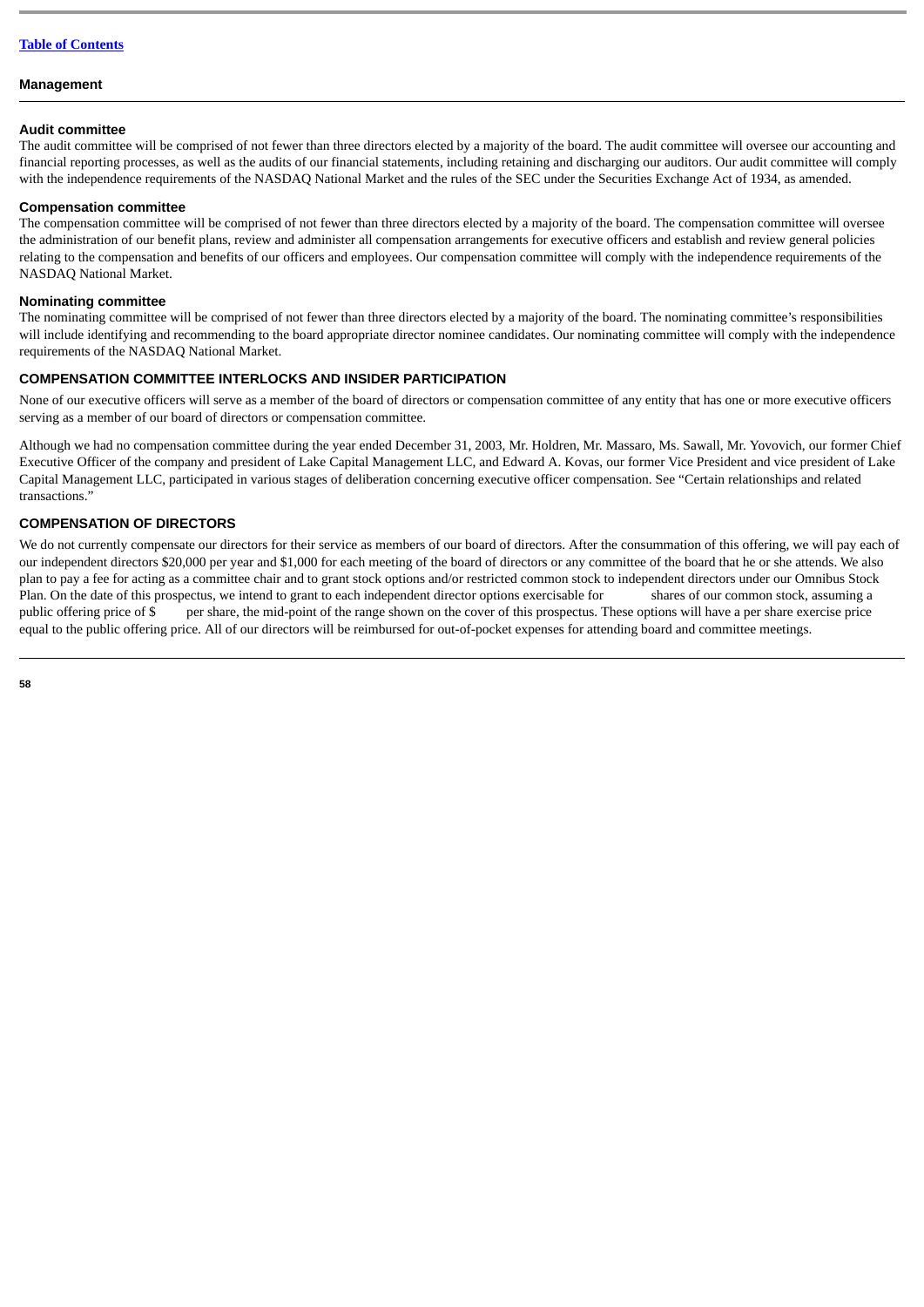## Audit committee

The audit committee will be comprised of not fewer than three directors elected by a majority of the board. The audit committee will oversee our accounting and financial reporting processes, as well as the audits of our financial statements, including retaining and discharging our auditors. Our audit committee will comply with the independence requirements of the NASDAQ National Market and the rules of the SEC under the Securities Exchange Act of 1934, as amended.

## Compensation committee

The compensation committee will be comprised of not fewer than three directors elected by a majority of the board. The compensation committee will oversee the administration of our benefit plans, review and administer all compensation arrangements for executive officers and establish and review general policies relating to the compensation and benefits of our officers and employees. Our compensation committee will comply with the independence requirements of the NASDAQ National Market.

## Nominating committee

The nominating committee will be comprised of not fewer than three directors elected by a majority of the board. The nominating committee's responsibilities will include identifying and recommending to the board appropriate director nominee candidates. Our nominating committee will comply with the independence requirements of the NASDAQ National Market.

## COMPENSATION COMMITTEE INTERLOCKS AND INSIDER PARTICIPATION

None of our executive officers will serve as a member of the board of directors or compensation committee of any entity that has one or more executive officers serving as a member of our board of directors or compensation committee.

Although we had no compensation committee during the year ended December 31, 2003, Mr. Holdren, Mr. Massaro, Ms. Sawall, Mr. Yovovich, our former Chief Executive Officer of the company and president of Lake Capital Management LLC, and Edward A. Kovas, our former Vice President and vice president of Lake Capital Management LLC, participated in various stages of deliberation concerning executive officer compensation. See "Certain relationships and related transactions."

## COMPENSATION OF DIRECTORS

We do not currently compensate our directors for their service as members of our board of directors. After the consummation of this offering, we will pay each of our independent directors $20,000 per year and $1,000 for each meeting of the board of directors or any committee of the board that he or she attends. We also plan to pay a fee for acting as a committee chair and to grant stock options and/or restricted common stock to independent directors under our Omnibus Stock Plan. On the date of this prospectus, we intend to grant to each independent director options exercisable for shares of our common stock, assuming a public offering price of $ per share, the mid-point of the range shown on the cover of this prospectus. These options will have a per share exercise price equal to the public offering price. All of our directors will be reimbursed for out-of-pocket expenses for attending board and committee meetings.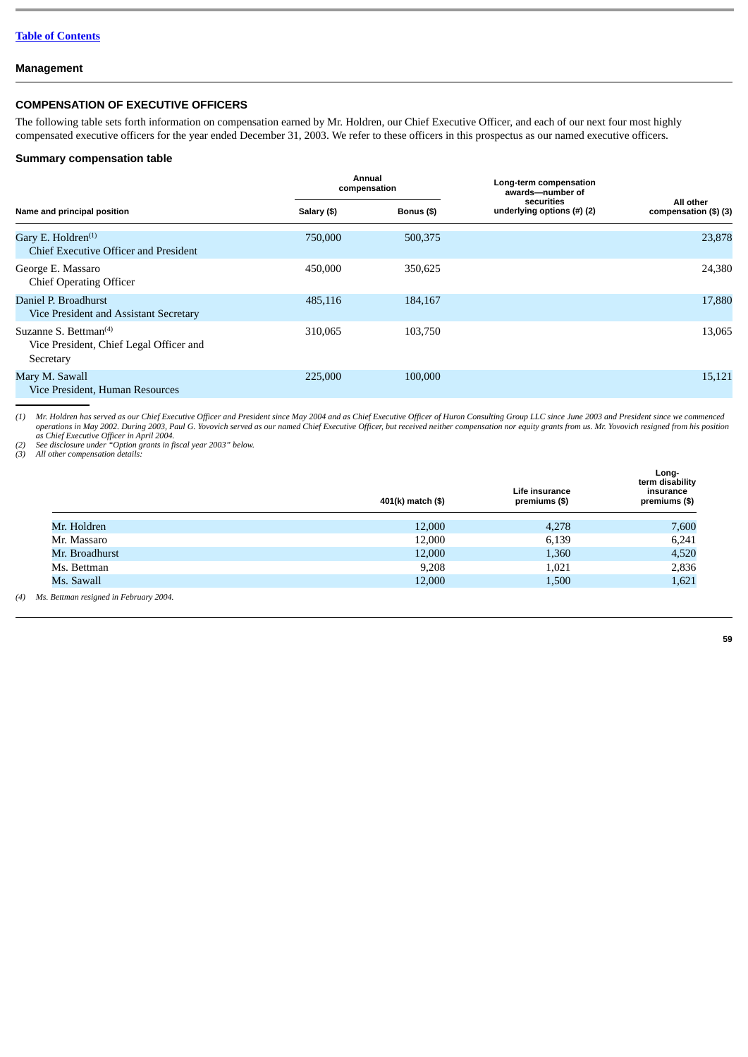[Table of Contents](#)

## Management

### COMPENSATION OF EXECUTIVE OFFICERS

The following table sets forth information on compensation earned by Mr. Holdren, our Chief Executive Officer, and each of our next four most highly compensated executive officers for the year ended December 31, 2003. We refer to these officers in this prospectus as our named executive officers.

### Summary compensation table

| Name and principal position | Annual compensation | | Long-term compensation awards—number of securities underlying options (#) (2) | All other compensation ($) (3) |
|---|---|---|---|---|
| | Salary ($) | Bonus ($) | | |
| Gary E. Holdren[(1)] Chief Executive Officer and President | 750,000 | 500,375 | | 23,878 |
| George E. Massaro Chief Operating Officer | 450,000 | 350,625 | | 24,380 |
| Daniel P. Broadhurst Vice President and Assistant Secretary | 485,116 | 184,167 | | 17,880 |
| Suzanne S. Bettman[(4)] Vice President, Chief Legal Officer and Secretary | 310,065 | 103,750 | | 13,065 |
| Mary M. Sawall Vice President, Human Resources | 225,000 | 100,000 | | 15,121 |

*(1) Mr. Holdren has served as our Chief Executive Officer and President since May 2004 and as Chief Executive Officer of Huron Consulting Group LLC since June 2003 and President since we commenced operations in May 2002. During 2003, Paul G. Yovovich served as our named Chief Executive Officer, but received neither compensation nor equity grants from us. Mr. Yovovich resigned from his position as Chief Executive Officer in April 2004.*

*(2) See disclosure under "Option grants in fiscal year 2003" below.*

*(3) All other compensation details:*

| | 401(k) match ($) | Life insurance premiums ($) | Long-term disability insurance premiums ($) |
|---|---|---|---|
| Mr. Holdren | 12,000 | 4,278 | 7,600 |
| Mr. Massaro | 12,000 | 6,139 | 6,241 |
| Mr. Broadhurst | 12,000 | 1,360 | 4,520 |
| Ms. Bettman | 9,208 | 1,021 | 2,836 |
| Ms. Sawall | 12,000 | 1,500 | 1,621 |

*(4) Ms. Bettman resigned in February 2004.*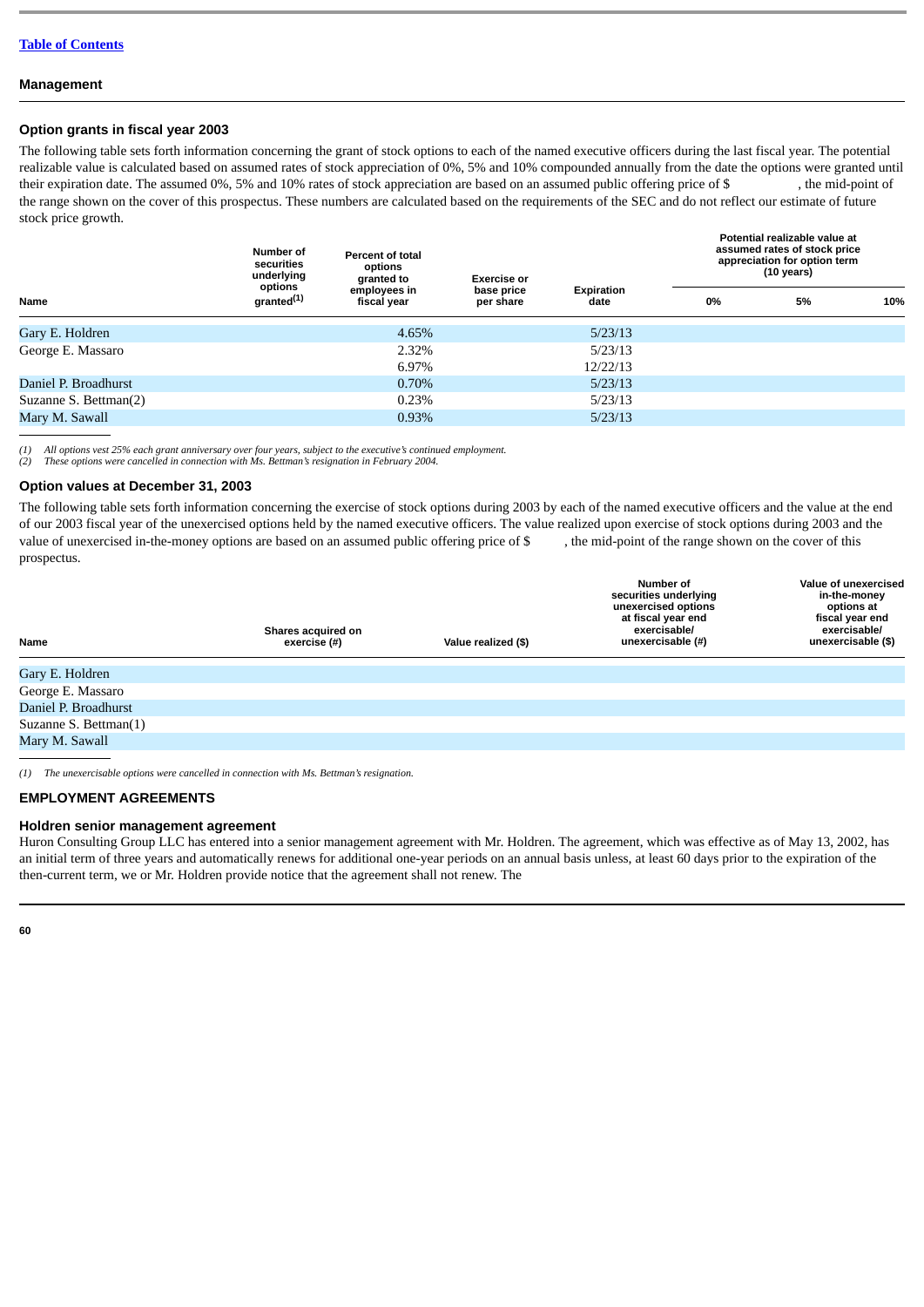[Table of Contents](#)

**Management**

### Option grants in fiscal year 2003

The following table sets forth information concerning the grant of stock options to each of the named executive officers during the last fiscal year. The potential realizable value is calculated based on assumed rates of stock appreciation of 0%, 5% and 10% compounded annually from the date the options were granted until their expiration date. The assumed 0%, 5% and 10% rates of stock appreciation are based on an assumed public offering price of $ , the mid-point of the range shown on the cover of this prospectus. These numbers are calculated based on the requirements of the SEC and do not reflect our estimate of future stock price growth.

| Name | Number of securities underlying options granted[(1)] | Percent of total options granted to employees in fiscal year | Exercise or base price per share | Expiration date | Potential realizable value at assumed rates of stock price appreciation for option term (10 years) | | |
|---|---|---|---|---|---|---|---|
| | | | | | 0% | 5% | 10% |
| Gary E. Holdren | | 4.65% | | 5/23/13 | | | |
| George E. Massaro | | 2.32% | | 5/23/13 | | | |
| | | 6.97% | | 12/22/13 | | | |
| Daniel P. Broadhurst | | 0.70% | | 5/23/13 | | | |
| Suzanne S. Bettman(2) | | 0.23% | | 5/23/13 | | | |
| Mary M. Sawall | | 0.93% | | 5/23/13 | | | |

*(1) All options vest 25% each grant anniversary over four years, subject to the executive's continued employment.*
*(2) These options were cancelled in connection with Ms. Bettman's resignation in February 2004.*

### Option values at December 31, 2003

The following table sets forth information concerning the exercise of stock options during 2003 by each of the named executive officers and the value at the end of our 2003 fiscal year of the unexercised options held by the named executive officers. The value realized upon exercise of stock options during 2003 and the value of unexercised in-the-money options are based on an assumed public offering price of $ , the mid-point of the range shown on the cover of this prospectus.

| Name | Shares acquired on exercise (#) | Value realized ($) | Number of securities underlying unexercised options at fiscal year end exercisable/ unexercisable (#) | Value of unexercised in-the-money options at fiscal year end exercisable/ unexercisable ($) |
|---|---|---|---|---|
| Gary E. Holdren | | | | |
| George E. Massaro | | | | |
| Daniel P. Broadhurst | | | | |
| Suzanne S. Bettman(1) | | | | |
| Mary M. Sawall | | | | |

*(1) The unexercisable options were cancelled in connection with Ms. Bettman's resignation.*

## EMPLOYMENT AGREEMENTS

### Holdren senior management agreement

Huron Consulting Group LLC has entered into a senior management agreement with Mr. Holdren. The agreement, which was effective as of May 13, 2002, has an initial term of three years and automatically renews for additional one-year periods on an annual basis unless, at least 60 days prior to the expiration of the then-current term, we or Mr. Holdren provide notice that the agreement shall not renew. The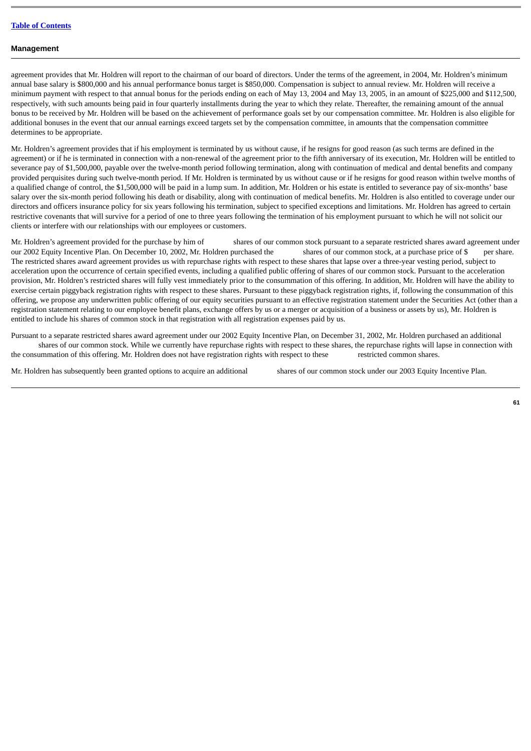agreement provides that Mr. Holdren will report to the chairman of our board of directors. Under the terms of the agreement, in 2004, Mr. Holdren's minimum annual base salary is $800,000 and his annual performance bonus target is $850,000. Compensation is subject to annual review. Mr. Holdren will receive a minimum payment with respect to that annual bonus for the periods ending on each of May 13, 2004 and May 13, 2005, in an amount of $225,000 and $112,500, respectively, with such amounts being paid in four quarterly installments during the year to which they relate. Thereafter, the remaining amount of the annual bonus to be received by Mr. Holdren will be based on the achievement of performance goals set by our compensation committee. Mr. Holdren is also eligible for additional bonuses in the event that our annual earnings exceed targets set by the compensation committee, in amounts that the compensation committee determines to be appropriate.

Mr. Holdren's agreement provides that if his employment is terminated by us without cause, if he resigns for good reason (as such terms are defined in the agreement) or if he is terminated in connection with a non-renewal of the agreement prior to the fifth anniversary of its execution, Mr. Holdren will be entitled to severance pay of $1,500,000, payable over the twelve-month period following termination, along with continuation of medical and dental benefits and company provided perquisites during such twelve-month period. If Mr. Holdren is terminated by us without cause or if he resigns for good reason within twelve months of a qualified change of control, the $1,500,000 will be paid in a lump sum. In addition, Mr. Holdren or his estate is entitled to severance pay of six-months' base salary over the six-month period following his death or disability, along with continuation of medical benefits. Mr. Holdren is also entitled to coverage under our directors and officers insurance policy for six years following his termination, subject to specified exceptions and limitations. Mr. Holdren has agreed to certain restrictive covenants that will survive for a period of one to three years following the termination of his employment pursuant to which he will not solicit our clients or interfere with our relationships with our employees or customers.

Mr. Holdren's agreement provided for the purchase by him of shares of our common stock pursuant to a separate restricted shares award agreement under our 2002 Equity Incentive Plan. On December 10, 2002, Mr. Holdren purchased the shares of our common stock, at a purchase price of $ per share. The restricted shares award agreement provides us with repurchase rights with respect to these shares that lapse over a three-year vesting period, subject to acceleration upon the occurrence of certain specified events, including a qualified public offering of shares of our common stock. Pursuant to the acceleration provision, Mr. Holdren's restricted shares will fully vest immediately prior to the consummation of this offering. In addition, Mr. Holdren will have the ability to exercise certain piggyback registration rights with respect to these shares. Pursuant to these piggyback registration rights, if, following the consummation of this offering, we propose any underwritten public offering of our equity securities pursuant to an effective registration statement under the Securities Act (other than a registration statement relating to our employee benefit plans, exchange offers by us or a merger or acquisition of a business or assets by us), Mr. Holdren is entitled to include his shares of common stock in that registration with all registration expenses paid by us.

Pursuant to a separate restricted shares award agreement under our 2002 Equity Incentive Plan, on December 31, 2002, Mr. Holdren purchased an additional shares of our common stock. While we currently have repurchase rights with respect to these shares, the repurchase rights will lapse in connection with the consummation of this offering. Mr. Holdren does not have registration rights with respect to these restricted common shares.

Mr. Holdren has subsequently been granted options to acquire an additional shares of our common stock under our 2003 Equity Incentive Plan.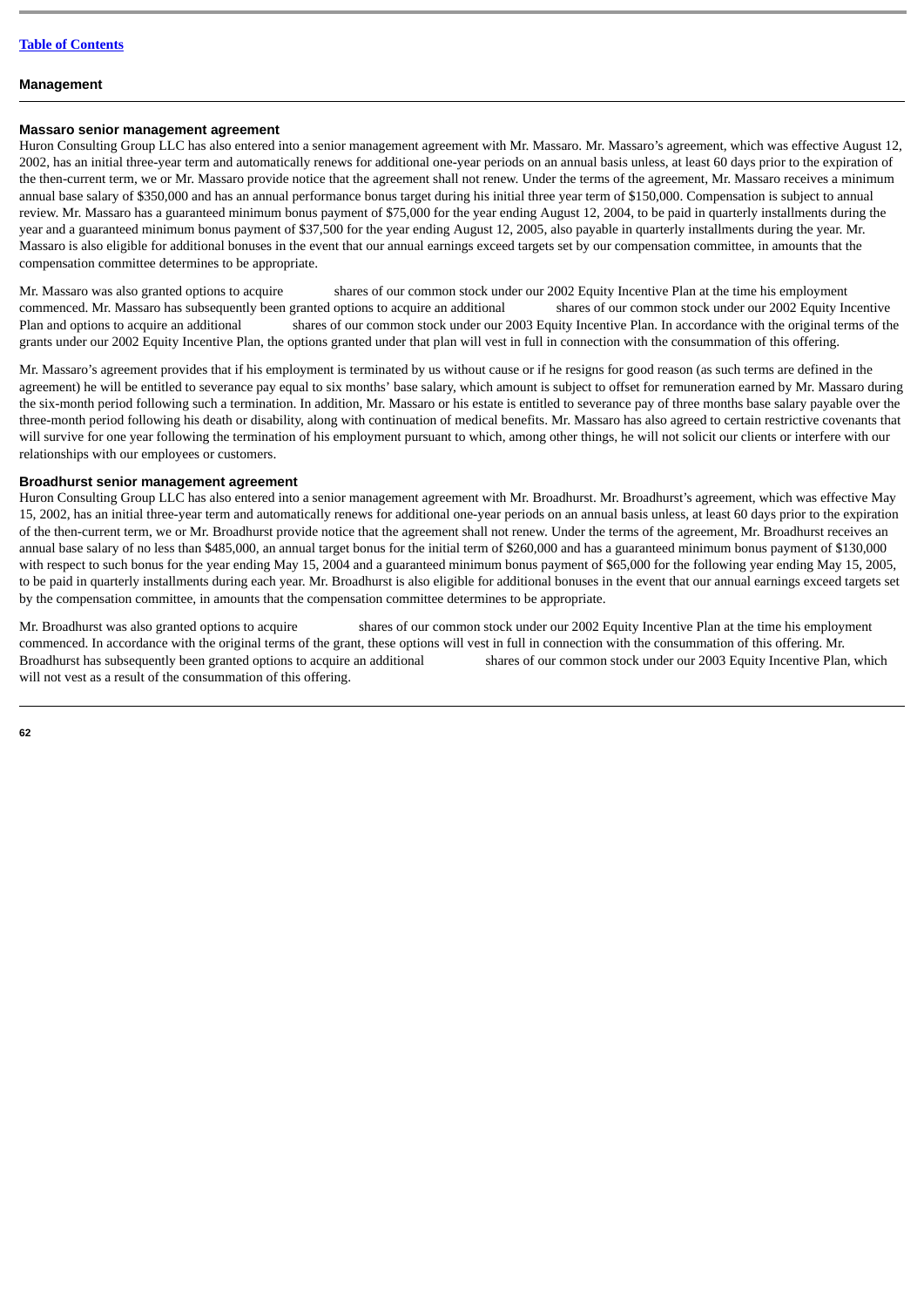## Massaro senior management agreement

Huron Consulting Group LLC has also entered into a senior management agreement with Mr. Massaro. Mr. Massaro's agreement, which was effective August 12, 2002, has an initial three-year term and automatically renews for additional one-year periods on an annual basis unless, at least 60 days prior to the expiration of the then-current term, we or Mr. Massaro provide notice that the agreement shall not renew. Under the terms of the agreement, Mr. Massaro receives a minimum annual base salary of $350,000 and has an annual performance bonus target during his initial three year term of $150,000. Compensation is subject to annual review. Mr. Massaro has a guaranteed minimum bonus payment of $75,000 for the year ending August 12, 2004, to be paid in quarterly installments during the year and a guaranteed minimum bonus payment of $37,500 for the year ending August 12, 2005, also payable in quarterly installments during the year. Mr. Massaro is also eligible for additional bonuses in the event that our annual earnings exceed targets set by our compensation committee, in amounts that the compensation committee determines to be appropriate.

Mr. Massaro was also granted options to acquire            shares of our common stock under our 2002 Equity Incentive Plan at the time his employment commenced. Mr. Massaro has subsequently been granted options to acquire an additional            shares of our common stock under our 2002 Equity Incentive Plan and options to acquire an additional            shares of our common stock under our 2003 Equity Incentive Plan. In accordance with the original terms of the grants under our 2002 Equity Incentive Plan, the options granted under that plan will vest in full in connection with the consummation of this offering.

Mr. Massaro's agreement provides that if his employment is terminated by us without cause or if he resigns for good reason (as such terms are defined in the agreement) he will be entitled to severance pay equal to six months' base salary, which amount is subject to offset for remuneration earned by Mr. Massaro during the six-month period following such a termination. In addition, Mr. Massaro or his estate is entitled to severance pay of three months base salary payable over the three-month period following his death or disability, along with continuation of medical benefits. Mr. Massaro has also agreed to certain restrictive covenants that will survive for one year following the termination of his employment pursuant to which, among other things, he will not solicit our clients or interfere with our relationships with our employees or customers.

## Broadhurst senior management agreement

Huron Consulting Group LLC has also entered into a senior management agreement with Mr. Broadhurst. Mr. Broadhurst's agreement, which was effective May 15, 2002, has an initial three-year term and automatically renews for additional one-year periods on an annual basis unless, at least 60 days prior to the expiration of the then-current term, we or Mr. Broadhurst provide notice that the agreement shall not renew. Under the terms of the agreement, Mr. Broadhurst receives an annual base salary of no less than $485,000, an annual target bonus for the initial term of $260,000 and has a guaranteed minimum bonus payment of $130,000 with respect to such bonus for the year ending May 15, 2004 and a guaranteed minimum bonus payment of $65,000 for the following year ending May 15, 2005, to be paid in quarterly installments during each year. Mr. Broadhurst is also eligible for additional bonuses in the event that our annual earnings exceed targets by the compensation committee, in amounts that the compensation committee determines to be appropriate.

Mr. Broadhurst was also granted options to acquire            shares of our common stock under our 2002 Equity Incentive Plan at the time his employment commenced. In accordance with the original terms of the grant, these options will vest in full in connection with the consummation of this offering. Mr. Broadhurst has subsequently been granted options to acquire an additional            shares of our common stock under our 2003 Equity Incentive Plan, which will not vest as a result of the consummation of this offering.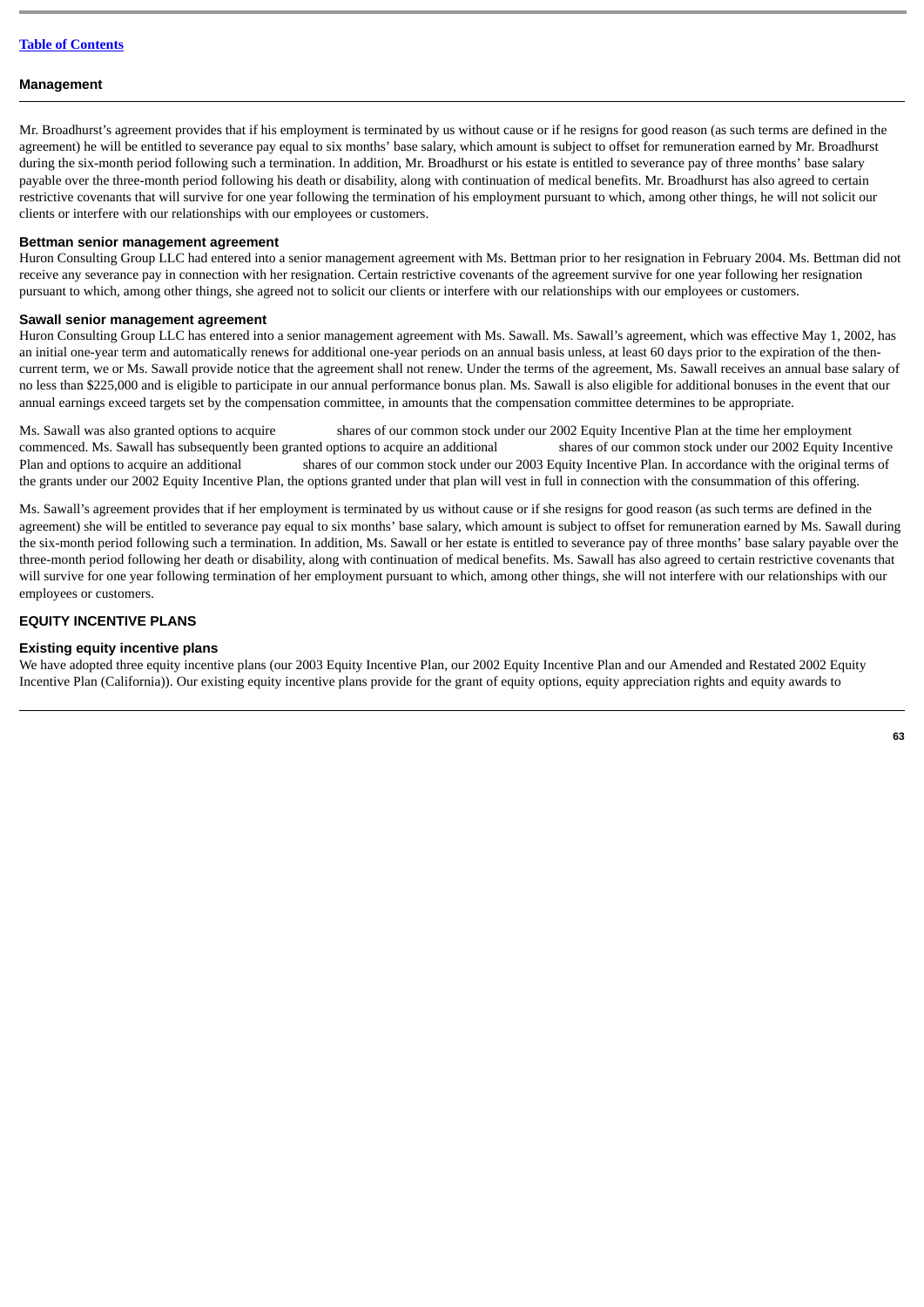Mr. Broadhurst's agreement provides that if his employment is terminated by us without cause or if he resigns for good reason (as such terms are defined in the agreement) he will be entitled to severance pay equal to six months' base salary, which amount is subject to offset for remuneration earned by Mr. Broadhurst during the six-month period following such a termination. In addition, Mr. Broadhurst or his estate is entitled to severance pay of three months' base salary payable over the three-month period following his death or disability, along with continuation of medical benefits. Mr. Broadhurst has also agreed to certain restrictive covenants that will survive for one year following the termination of his employment pursuant to which, among other things, he will not solicit our clients or interfere with our relationships with our employees or customers.

### Bettman senior management agreement

Huron Consulting Group LLC had entered into a senior management agreement with Ms. Bettman prior to her resignation in February 2004. Ms. Bettman did not receive any severance pay in connection with her resignation. Certain restrictive covenants of the agreement survive for one year following her resignation pursuant to which, among other things, she agreed not to solicit our clients or interfere with our relationships with our employees or customers.

### Sawall senior management agreement

Huron Consulting Group LLC has entered into a senior management agreement with Ms. Sawall. Ms. Sawall's agreement, which was effective May 1, 2002, has an initial one-year term and automatically renews for additional one-year periods on an annual basis unless, at least 60 days prior to the expiration of the then-current term, we or Ms. Sawall provide notice that the agreement shall not renew. Under the terms of the agreement, Ms. Sawall receives an annual base salary of no less than $225,000 and is eligible to participate in our annual performance bonus plan. Ms. Sawall is also eligible for additional bonuses in the event that our annual earnings exceed targets set by the compensation committee, in amounts that the compensation committee determines to be appropriate.

Ms. Sawall was also granted options to acquire shares of our common stock under our 2002 Equity Incentive Plan at the time her employment commenced. Ms. Sawall has subsequently been granted options to acquire an additional shares of our common stock under our 2002 Equity Incentive Plan and options to acquire an additional shares of our common stock under our 2003 Equity Incentive Plan. In accordance with the original terms of the grants under our 2002 Equity Incentive Plan, the options granted under that plan will vest in full in connection with the consummation of this offering.

Ms. Sawall's agreement provides that if her employment is terminated by us without cause or if she resigns for good reason (as such terms are defined in the agreement) she will be entitled to severance pay equal to six months' base salary, which amount is subject to offset for remuneration earned by Ms. Sawall during the six-month period following such a termination. In addition, Ms. Sawall or her estate is entitled to severance pay of three months' base salary payable over the three-month period following her death or disability, along with continuation of medical benefits. Ms. Sawall has also agreed to certain restrictive covenants that will survive for one year following termination of her employment pursuant to which, among other things, she will not interfere with our relationships with our employees or customers.

## EQUITY INCENTIVE PLANS

### Existing equity incentive plans

We have adopted three equity incentive plans (our 2003 Equity Incentive Plan, our 2002 Equity Incentive Plan and our Amended and Restated 2002 Equity Incentive Plan (California)). Our existing equity incentive plans provide for the grant of equity options, equity appreciation rights and equity awards to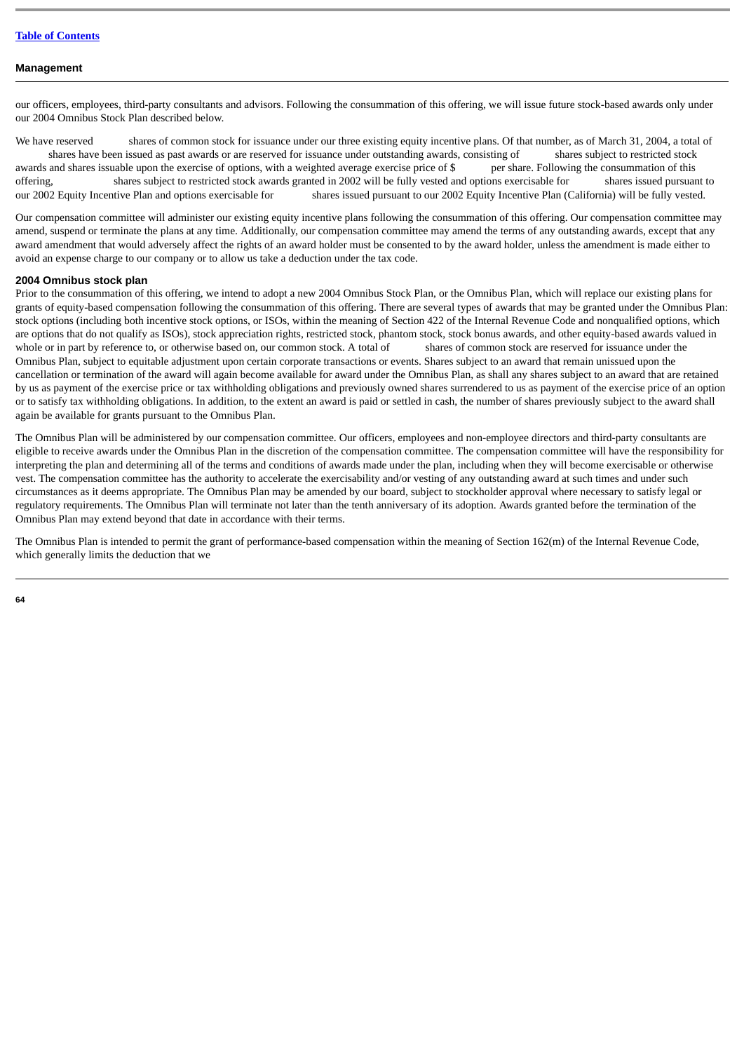our officers, employees, third-party consultants and advisors. Following the consummation of this offering, we will issue future stock-based awards only under our 2004 Omnibus Stock Plan described below.

We have reserved shares of common stock for issuance under our three existing equity incentive plans. Of that number, as of March 31, 2004, a total of shares have been issued as past awards or are reserved for issuance under outstanding awards, consisting of shares subject to restricted stock awards and shares issuable upon the exercise of options, with a weighted average exercise price of $ per share. Following the consummation of this offering, shares subject to restricted stock awards granted in 2002 will be fully vested and options exercisable for shares issued pursuant to our 2002 Equity Incentive Plan and options exercisable for shares issued pursuant to our 2002 Equity Incentive Plan (California) will be fully vested.

Our compensation committee will administer our existing equity incentive plans following the consummation of this offering. Our compensation committee may amend, suspend or terminate the plans at any time. Additionally, our compensation committee may amend the terms of any outstanding awards, except that any award amendment that would adversely affect the rights of an award holder must be consented to by the award holder, unless the amendment is made either to avoid an expense charge to our company or to allow us take a deduction under the tax code.

### 2004 Omnibus stock plan

Prior to the consummation of this offering, we intend to adopt a new 2004 Omnibus Stock Plan, or the Omnibus Plan, which will replace our existing plans for grants of equity-based compensation following the consummation of this offering. There are several types of awards that may be granted under the Omnibus Plan: stock options (including both incentive stock options, or ISOs, within the meaning of Section 422 of the Internal Revenue Code and nonqualified options, which are options that do not qualify as ISOs), stock appreciation rights, restricted stock, phantom stock, stock bonus awards, and other equity-based awards valued in whole or in part by reference to, or otherwise based on, our common stock. A total of shares of common stock are reserved for issuance under the Omnibus Plan, subject to equitable adjustment upon certain corporate transactions or events. Shares subject to an award that remain unissued upon the cancellation or termination of the award will again become available for award under the Omnibus Plan, as shall any shares subject to an award that are retained by us as payment of the exercise price or tax withholding obligations and previously owned shares surrendered to us as payment of the exercise price of an option or to satisfy tax withholding obligations. In addition, to the extent an award is paid or settled in cash, the number of shares previously subject to the award shall again be available for grants pursuant to the Omnibus Plan.

The Omnibus Plan will be administered by our compensation committee. Our officers, employees and non-employee directors and third-party consultants are eligible to receive awards under the Omnibus Plan in the discretion of the compensation committee. The compensation committee will have the responsibility for interpreting the plan and determining all of the terms and conditions of awards made under the plan, including when they will become exercisable or otherwise vest. The compensation committee has the authority to accelerate the exercisability and/or vesting of any outstanding award at such times and under such circumstances as it deems appropriate. The Omnibus Plan may be amended by our board, subject to stockholder approval where necessary to satisfy legal or regulatory requirements. The Omnibus Plan will terminate not later than the tenth anniversary of its adoption. Awards granted before the termination of the Omnibus Plan may extend beyond that date in accordance with their terms.

The Omnibus Plan is intended to permit the grant of performance-based compensation within the meaning of Section 162(m) of the Internal Revenue Code, which generally limits the deduction that we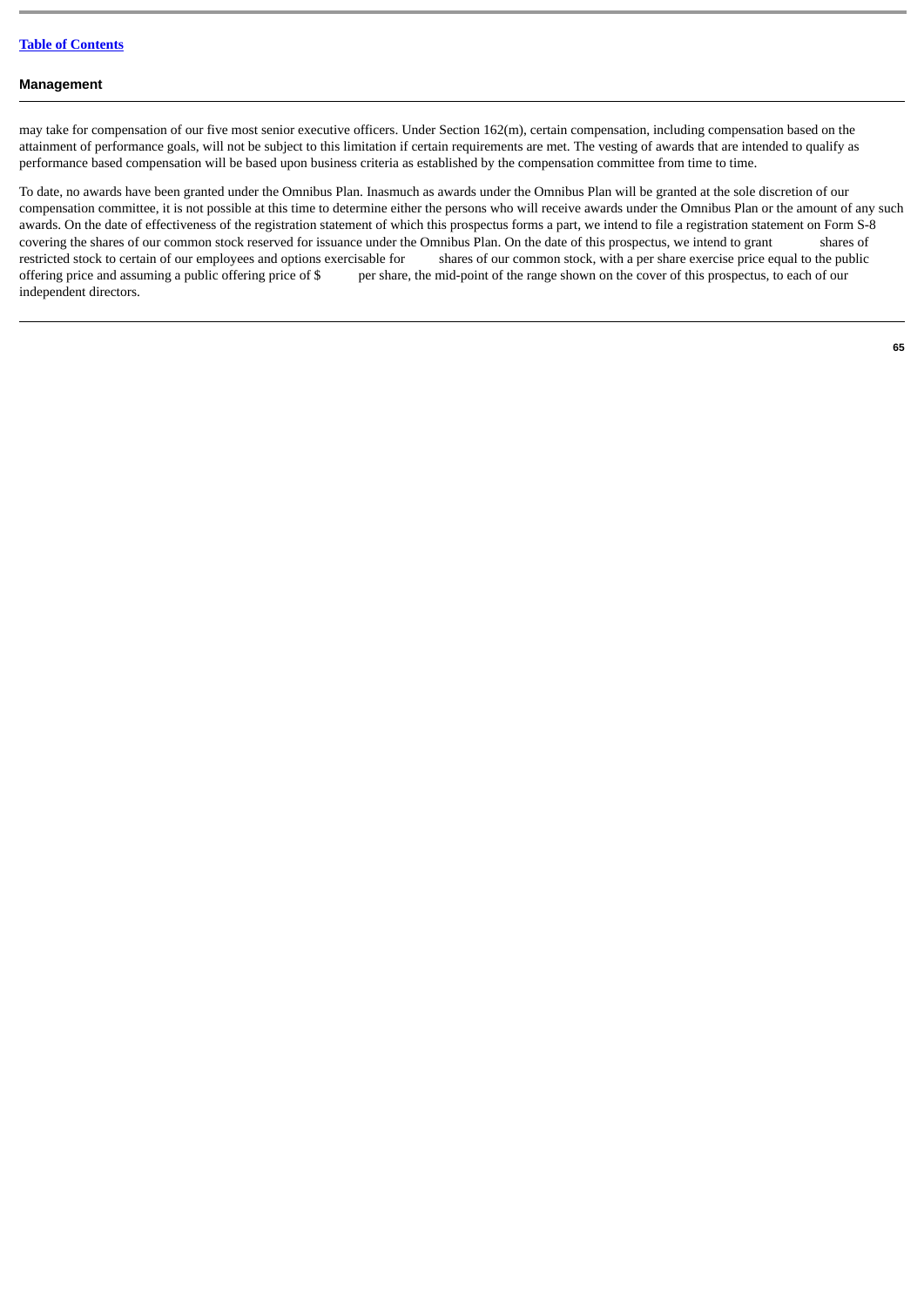may take for compensation of our five most senior executive officers. Under Section 162(m), certain compensation, including compensation based on the attainment of performance goals, will not be subject to this limitation if certain requirements are met. The vesting of awards that are intended to qualify as performance based compensation will be based upon business criteria as established by the compensation committee from time to time.

To date, no awards have been granted under the Omnibus Plan. Inasmuch as awards under the Omnibus Plan will be granted at the sole discretion of our compensation committee, it is not possible at this time to determine either the persons who will receive awards under the Omnibus Plan or the amount of any such awards. On the date of effectiveness of the registration statement of which this prospectus forms a part, we intend to file a registration statement on Form S-8 covering the shares of our common stock reserved for issuance under the Omnibus Plan. On the date of this prospectus, we intend to grant shares of restricted stock to certain of our employees and options exercisable for shares of our common stock, with a per share exercise price equal to the public offering price and assuming a public offering price of $ per share, the mid-point of the range shown on the cover of this prospectus, to each of our independent directors.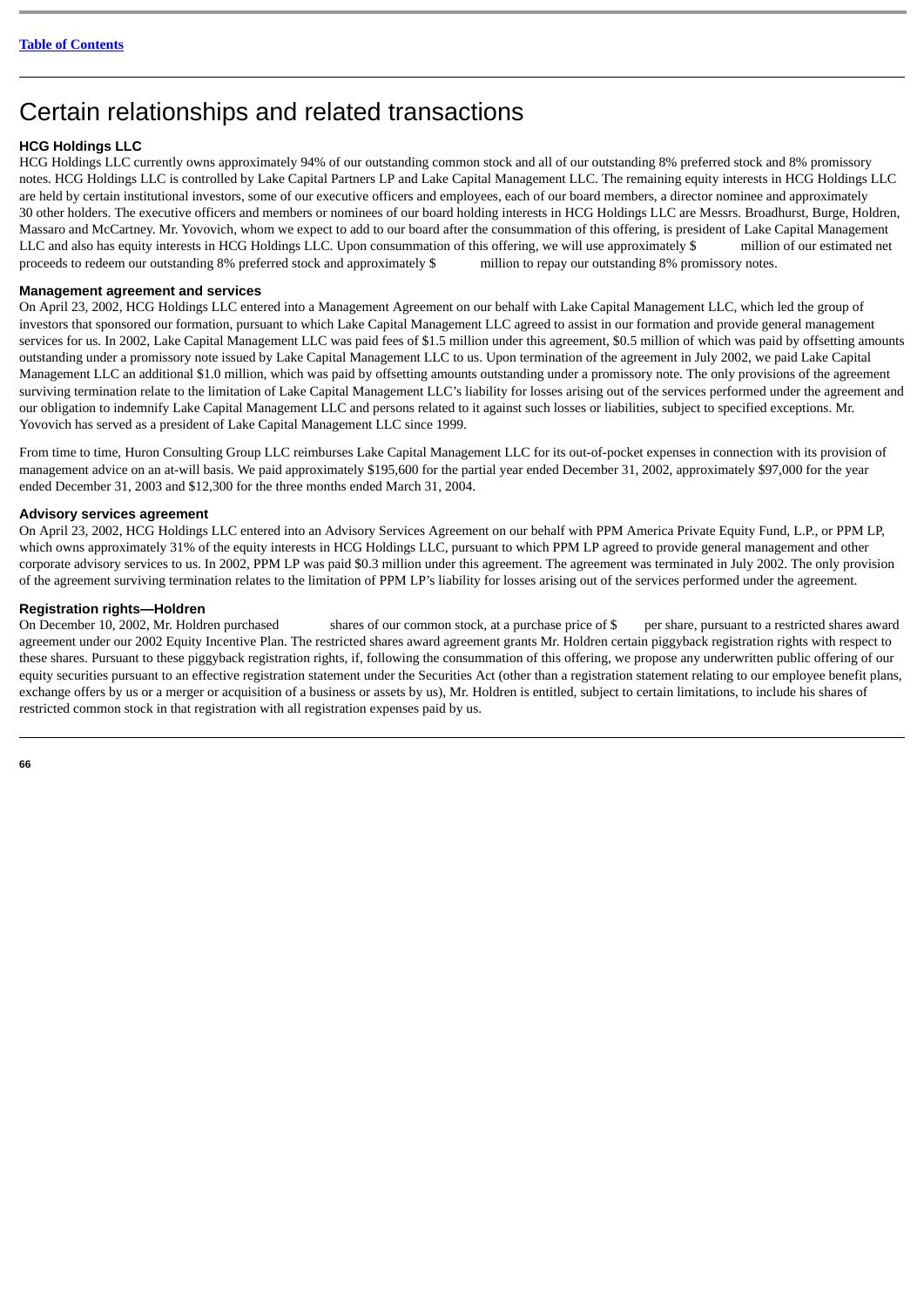# Certain relationships and related transactions

### HCG Holdings LLC

HCG Holdings LLC currently owns approximately 94% of our outstanding common stock and all of our outstanding 8% preferred stock and 8% promissory notes. HCG Holdings LLC is controlled by Lake Capital Partners LP and Lake Capital Management LLC. The remaining equity interests in HCG Holdings LLC are held by certain institutional investors, some of our executive officers and employees, each of our board members, a director nominee and approximately 30 other holders. The executive officers and members or nominees of our board holding interests in HCG Holdings LLC are Messrs. Broadhurst, Burge, Holdren, Massaro and McCartney. Mr. Yovovich, whom we expect to add to our board after the consummation of this offering, is president of Lake Capital Management LLC and also has equity interests in HCG Holdings LLC. Upon consummation of this offering, we will use approximately $ million of our estimated net proceeds to redeem our outstanding 8% preferred stock and approximately $ million to repay our outstanding 8% promissory notes.

### Management agreement and services

On April 23, 2002, HCG Holdings LLC entered into a Management Agreement on our behalf with Lake Capital Management LLC, which led the group of investors that sponsored our formation, pursuant to which Lake Capital Management LLC agreed to assist in our formation and provide general management services for us. In 2002, Lake Capital Management LLC was paid fees of $1.5 million under this agreement, $0.5 million of which was paid by offsetting amounts outstanding under a promissory note issued by Lake Capital Management LLC to us. Upon termination of the agreement in July 2002, we paid Lake Capital Management LLC an additional $1.0 million, which was paid by offsetting amounts outstanding under a promissory note. The only provisions of the agreement surviving termination relate to the limitation of Lake Capital Management LLC's liability for losses arising out of the services performed under the agreement and our obligation to indemnify Lake Capital Management LLC and persons related to it against such losses or liabilities, subject to specified exceptions. Mr. Yovovich has served as a president of Lake Capital Management LLC since 1999.

From time to time, Huron Consulting Group LLC reimburses Lake Capital Management LLC for its out-of-pocket expenses in connection with its provision of management advice on an at-will basis. We paid approximately $195,600 for the partial year ended December 31, 2002, approximately $97,000 for the year ended December 31, 2003 and $12,300 for the three months ended March 31, 2004.

### Advisory services agreement

On April 23, 2002, HCG Holdings LLC entered into an Advisory Services Agreement on our behalf with PPM America Private Equity Fund, L.P., or PPM LP, which owns approximately 31% of the equity interests in HCG Holdings LLC, pursuant to which PPM LP agreed to provide general management and other corporate advisory services to us. In 2002, PPM LP was paid $0.3 million under this agreement. The agreement was terminated in July 2002. The only provision of the agreement surviving termination relates to the limitation of PPM LP's liability for losses arising out of the services performed under the agreement.

### Registration rights—Holdren

On December 10, 2002, Mr. Holdren purchased shares of our common stock, at a purchase price of $ per share, pursuant to a restricted shares award agreement under our 2002 Equity Incentive Plan. The restricted shares award agreement grants Mr. Holdren certain piggyback registration rights with respect to these shares. Pursuant to these piggyback registration rights, if, following the consummation of this offering, we propose any underwritten public offering of our equity securities pursuant to an effective registration statement under the Securities Act (other than a registration statement relating to our employee benefit plans, exchange offers by us or a merger or acquisition of a business or assets by us), Mr. Holdren is entitled, subject to certain limitations, to include his shares of restricted common stock in that registration with all registration expenses paid by us.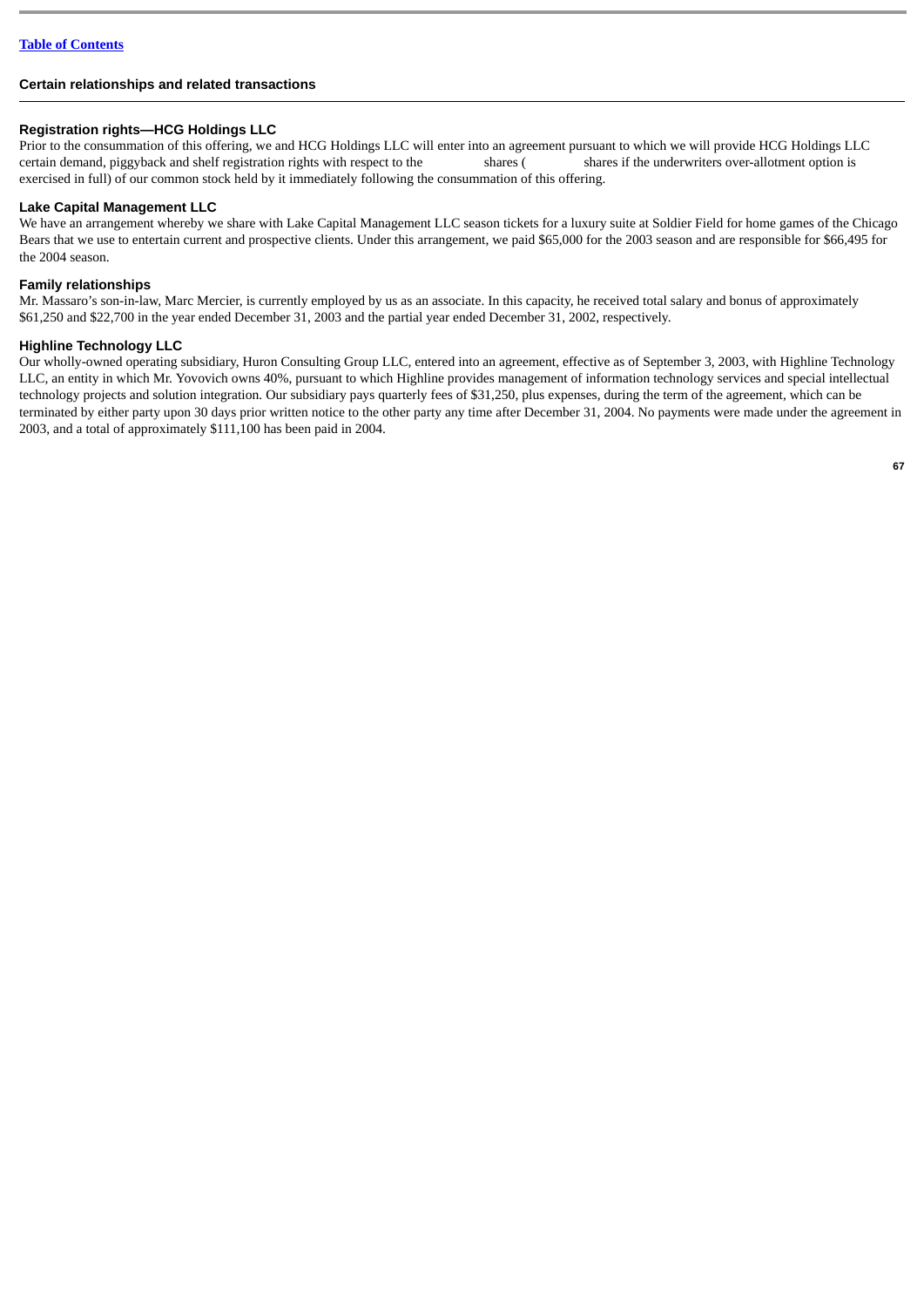## Certain relationships and related transactions

### Registration rights—HCG Holdings LLC

Prior to the consummation of this offering, we and HCG Holdings LLC will enter into an agreement pursuant to which we will provide HCG Holdings LLC certain demand, piggyback and shelf registration rights with respect to the shares ( shares if the underwriters over-allotment option is exercised in full) of our common stock held by it immediately following the consummation of this offering.

### Lake Capital Management LLC

We have an arrangement whereby we share with Lake Capital Management LLC season tickets for a luxury suite at Soldier Field for home games of the Chicago Bears that we use to entertain current and prospective clients. Under this arrangement, we paid $65,000 for the 2003 season and are responsible for $66,495 for the 2004 season.

### Family relationships

Mr. Massaro's son-in-law, Marc Mercier, is currently employed by us as an associate. In this capacity, he received total salary and bonus of approximately $61,250 and $22,700 in the year ended December 31, 2003 and the partial year ended December 31, 2002, respectively.

### Highline Technology LLC

Our wholly-owned operating subsidiary, Huron Consulting Group LLC, entered into an agreement, effective as of September 3, 2003, with Highline Technology LLC, an entity in which Mr. Yovovich owns 40%, pursuant to which Highline provides management of information technology services and special intellectual technology projects and solution integration. Our subsidiary pays quarterly fees of $31,250, plus expenses, during the term of the agreement, which can be terminated by either party upon 30 days prior written notice to the other party any time after December 31, 2004. No payments were made under the agreement in 2003, and a total of approximately $111,100 has been paid in 2004.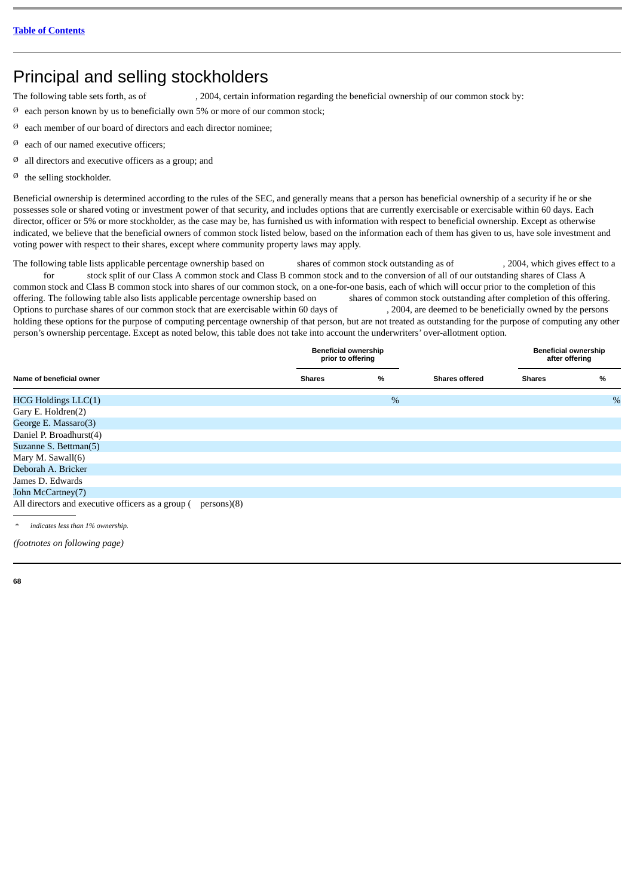# Principal and selling stockholders

The following table sets forth, as of , 2004, certain information regarding the beneficial ownership of our common stock by:

- each person known by us to beneficially own 5% or more of our common stock;
- each member of our board of directors and each director nominee;
- each of our named executive officers;
- all directors and executive officers as a group; and
- the selling stockholder.

Beneficial ownership is determined according to the rules of the SEC, and generally means that a person has beneficial ownership of a security if he or she possesses sole or shared voting or investment power of that security, and includes options that are currently exercisable or exercisable within 60 days. Each director, officer or 5% or more stockholder, as the case may be, has furnished us with information with respect to beneficial ownership. Except as otherwise indicated, we believe that the beneficial owners of common stock listed below, based on the information each of them has given to us, have sole investment and voting power with respect to their shares, except where community property laws may apply.

The following table lists applicable percentage ownership based on shares of common stock outstanding as of , 2004, which gives effect to a for stock split of our Class A common stock and Class B common stock and to the conversion of all of our outstanding shares of Class A common stock and Class B common stock into shares of our common stock, on a one-for-one basis, each of which will occur prior to the completion of this offering. The following table also lists applicable percentage ownership based on shares of common stock outstanding after completion of this offering. Options to purchase shares of our common stock that are exercisable within 60 days of , 2004, are deemed to be beneficially owned by the persons holding these options for the purpose of computing percentage ownership of that person, but are not treated as outstanding for the purpose of computing any other person's ownership percentage. Except as noted below, this table does not take into account the underwriters' over-allotment option.

| | Beneficial ownership prior to offering | | | Beneficial ownership after offering | |
|---|---|---|---|---|---|
| **Name of beneficial owner** | **Shares** | **%** | **Shares offered** | **Shares** | **%** |
| HCG Holdings LLC(1) | | % | | | % |
| Gary E. Holdren(2) | | | | | |
| George E. Massaro(3) | | | | | |
| Daniel P. Broadhurst(4) | | | | | |
| Suzanne S. Bettman(5) | | | | | |
| Mary M. Sawall(6) | | | | | |
| Deborah A. Bricker | | | | | |
| James D. Edwards | | | | | |
| John McCartney(7) | | | | | |
| All directors and executive officers as a group ( persons)(8) | | | | | |

\* *indicates less than 1% ownership.*

*(footnotes on following page)*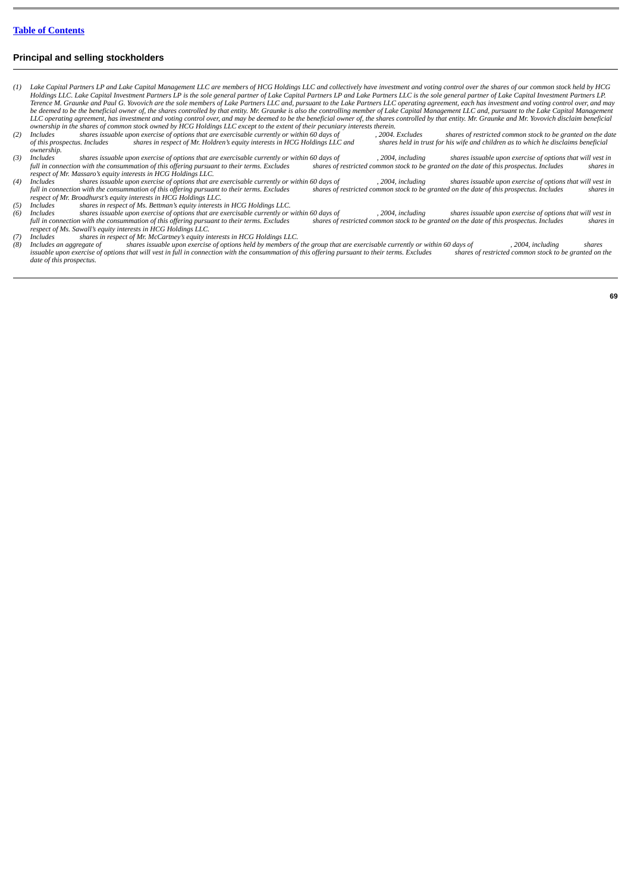## Principal and selling stockholders

*(1) Lake Capital Partners LP and Lake Capital Management LLC are members of HCG Holdings LLC and collectively have investment and voting control over the shares of our common stock held by HCG Holdings LLC. Lake Capital Investment Partners LP is the sole general partner of Lake Capital Partners LP and Lake Partners LLC is the sole general partner of Lake Capital Investment Partners LP. Terence M. Graunke and Paul G. Yovovich are the sole members of Lake Partners LLC and, pursuant to the Lake Partners LLC operating agreement, each has investment and voting control over, and may be deemed to be the beneficial owner of, the shares controlled by that entity. Mr. Graunke is also the controlling member of Lake Capital Management LLC and, pursuant to the Lake Capital Management LLC operating agreement, has investment and voting control over, and may be deemed to be the beneficial owner of, the shares controlled by that entity. Mr. Graunke and Mr. Yovovich disclaim beneficial ownership in the shares of common stock owned by HCG Holdings LLC except to the extent of their pecuniary interests therein.*

*(2) Includes shares issuable upon exercise of options that are exercisable currently or within 60 days of , 2004. Excludes shares of restricted common stock to be granted on the date of this prospectus. Includes shares in respect of Mr. Holdren's equity interests in HCG Holdings LLC and shares held in trust for his wife and children as to which he disclaims beneficial ownership.*

*(3) Includes shares issuable upon exercise of options that are exercisable currently or within 60 days of , 2004, including shares issuable upon exercise of options that will vest in full in connection with the consummation of this offering pursuant to their terms. Excludes shares of restricted common stock to be granted on the date of this prospectus. Includes shares in respect of Mr. Massaro's equity interests in HCG Holdings LLC.*

*(4) Includes shares issuable upon exercise of options that are exercisable currently or within 60 days of , 2004, including shares issuable upon exercise of options that will vest in full in connection with the consummation of this offering pursuant to their terms. Excludes shares of restricted common stock to be granted on the date of this prospectus. Includes shares in respect of Mr. Broadhurst's equity interests in HCG Holdings LLC.*

*(5) Includes shares in respect of Ms. Bettman's equity interests in HCG Holdings LLC.*

*(6) Includes shares issuable upon exercise of options that are exercisable currently or within 60 days of , 2004, including shares issuable upon exercise of options that will vest in full in connection with the consummation of this offering pursuant to their terms. Excludes shares of restricted common stock to be granted on the date of this prospectus. Includes shares in respect of Ms. Sawall's equity interests in HCG Holdings LLC.*

*(7) Includes shares in respect of Mr. McCartney's equity interests in HCG Holdings LLC.*

*(8) Includes an aggregate of shares issuable upon exercise of options held by members of the group that are exercisable currently or within 60 days of , 2004, including shares issuable upon exercise of options that will vest in full in connection with the consummation of this offering pursuant to their terms. Excludes shares of restricted common stock to be granted on the date of this prospectus.*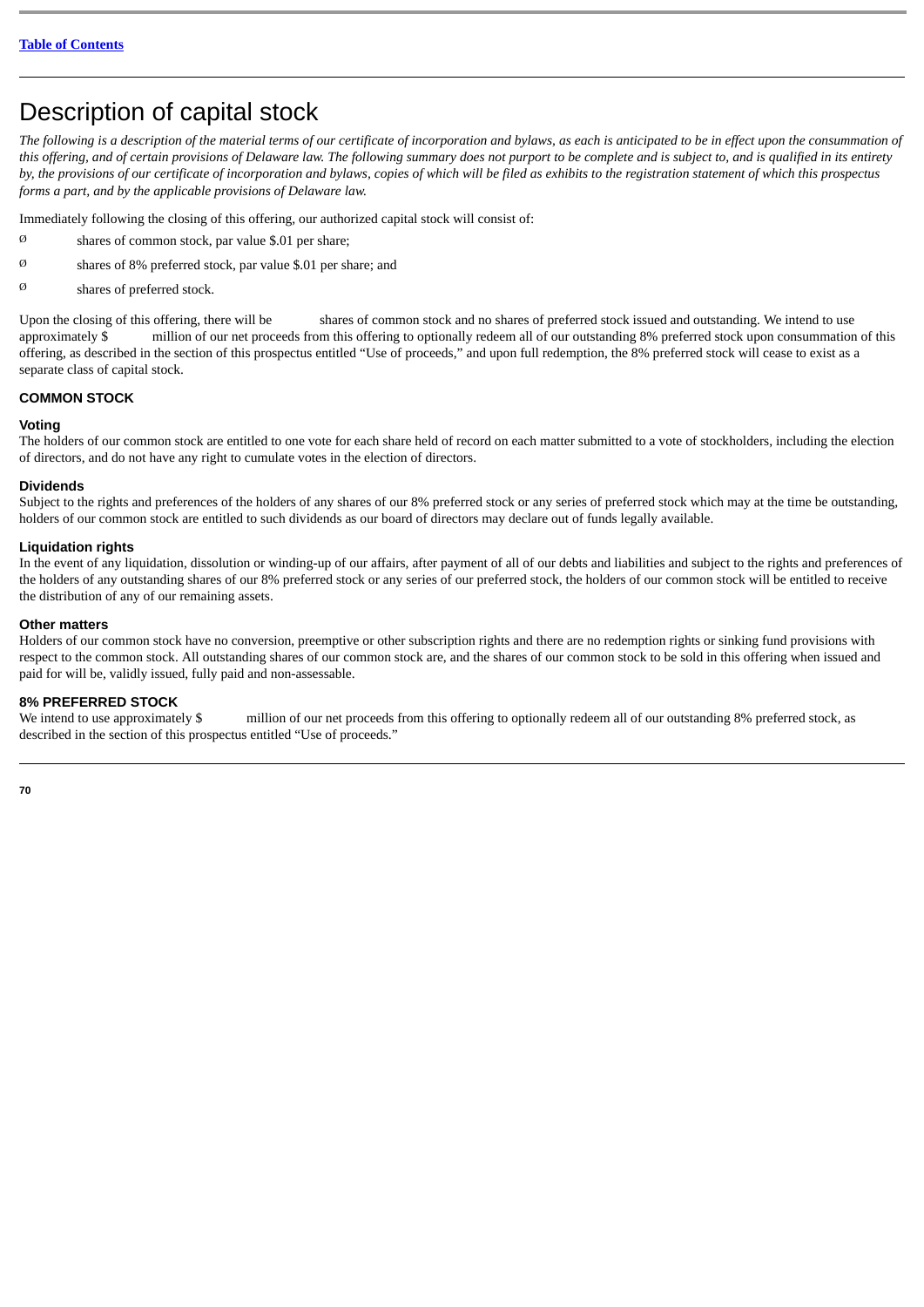# Description of capital stock

*The following is a description of the material terms of our certificate of incorporation and bylaws, as each is anticipated to be in effect upon the consummation of this offering, and of certain provisions of Delaware law. The following summary does not purport to be complete and is subject to, and is qualified in its entirety by, the provisions of our certificate of incorporation and bylaws, copies of which will be filed as exhibits to the registration statement of which this prospectus forms a part, and by the applicable provisions of Delaware law.*

Immediately following the closing of this offering, our authorized capital stock will consist of:

- shares of common stock, par value $.01 per share;
- shares of 8% preferred stock, par value $.01 per share; and
- shares of preferred stock.

Upon the closing of this offering, there will be shares of common stock and no shares of preferred stock issued and outstanding. We intend to use approximately $ million of our net proceeds from this offering to optionally redeem all of our outstanding 8% preferred stock upon consummation of this offering, as described in the section of this prospectus entitled "Use of proceeds," and upon full redemption, the 8% preferred stock will cease to exist as a separate class of capital stock.

## COMMON STOCK

### Voting

The holders of our common stock are entitled to one vote for each share held of record on each matter submitted to a vote of stockholders, including the election of directors, and do not have any right to cumulate votes in the election of directors.

### Dividends

Subject to the rights and preferences of the holders of any shares of our 8% preferred stock or any series of preferred stock which may at the time be outstanding, holders of our common stock are entitled to such dividends as our board of directors may declare out of funds legally available.

### Liquidation rights

In the event of any liquidation, dissolution or winding-up of our affairs, after payment of all of our debts and liabilities and subject to the rights and preferences of the holders of any outstanding shares of our 8% preferred stock or any series of our preferred stock, the holders of our common stock will be entitled to receive the distribution of any of our remaining assets.

### Other matters

Holders of our common stock have no conversion, preemptive or other subscription rights and there are no redemption rights or sinking fund provisions with respect to the common stock. All outstanding shares of our common stock are, and the shares of our common stock to be sold in this offering when issued and paid for will be, validly issued, fully paid and non-assessable.

## 8% PREFERRED STOCK

We intend to use approximately $ million of our net proceeds from this offering to optionally redeem all of our outstanding 8% preferred stock, as described in the section of this prospectus entitled "Use of proceeds."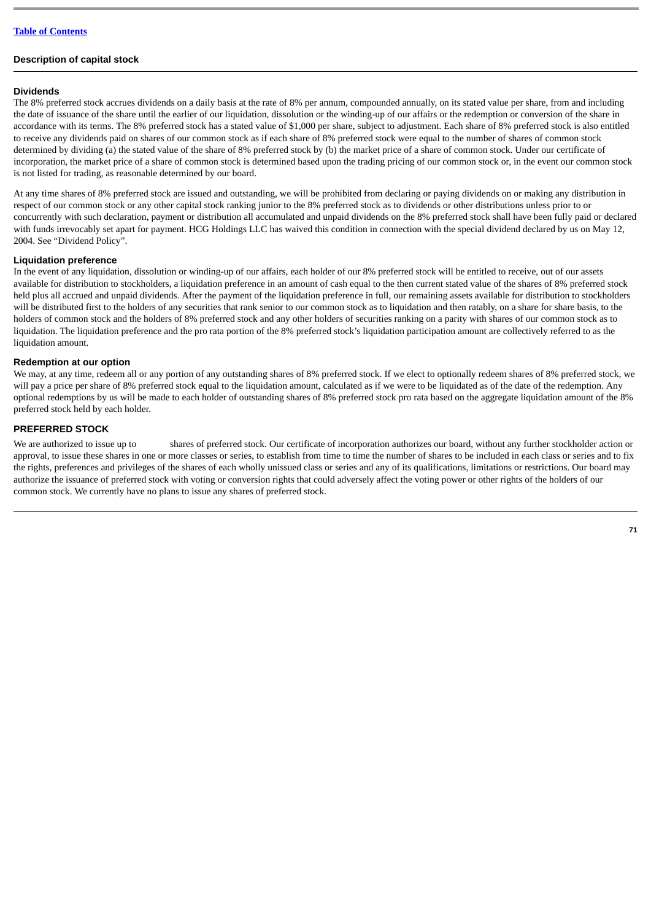## Description of capital stock

### Dividends

The 8% preferred stock accrues dividends on a daily basis at the rate of 8% per annum, compounded annually, on its stated value per share, from and including the date of issuance of the share until the earlier of our liquidation, dissolution or the winding-up of our affairs or the redemption or conversion of the share in accordance with its terms. The 8% preferred stock has a stated value of $1,000 per share, subject to adjustment. Each share of 8% preferred stock is also entitled to receive any dividends paid on shares of our common stock as if each share of 8% preferred stock were equal to the number of shares of common stock determined by dividing (a) the stated value of the share of 8% preferred stock by (b) the market price of a share of common stock. Under our certificate of incorporation, the market price of a share of common stock is determined based upon the trading pricing of our common stock or, in the event our common stock is not listed for trading, as reasonable determined by our board.

At any time shares of 8% preferred stock are issued and outstanding, we will be prohibited from declaring or paying dividends on or making any distribution in respect of our common stock or any other capital stock ranking junior to the 8% preferred stock as to dividends or other distributions unless prior to or concurrently with such declaration, payment or distribution all accumulated and unpaid dividends on the 8% preferred stock shall have been fully paid or declared with funds irrevocably set apart for payment. HCG Holdings LLC has waived this condition in connection with the special dividend declared by us on May 12, 2004. See "Dividend Policy".

### Liquidation preference

In the event of any liquidation, dissolution or winding-up of our affairs, each holder of our 8% preferred stock will be entitled to receive, out of our assets available for distribution to stockholders, a liquidation preference in an amount of cash equal to the then current stated value of the shares of 8% preferred stock held plus all accrued and unpaid dividends. After the payment of the liquidation preference in full, our remaining assets available for distribution to stockholders will be distributed first to the holders of any securities that rank senior to our common stock as to liquidation and then ratably, on a share for share basis, to the holders of common stock and the holders of 8% preferred stock and any other holders of securities ranking on a parity with shares of our common stock as to liquidation. The liquidation preference and the pro rata portion of the 8% preferred stock's liquidation participation amount are collectively referred to as the liquidation amount.

### Redemption at our option

We may, at any time, redeem all or any portion of any outstanding shares of 8% preferred stock. If we elect to optionally redeem shares of 8% preferred stock, we will pay a price per share of 8% preferred stock equal to the liquidation amount, calculated as if we were to be liquidated as of the date of the redemption. Any optional redemptions by us will be made to each holder of outstanding shares of 8% preferred stock pro rata based on the aggregate liquidation amount of the 8% preferred stock held by each holder.

## PREFERRED STOCK

We are authorized to issue up to shares of preferred stock. Our certificate of incorporation authorizes our board, without any further stockholder action or approval, to issue these shares in one or more classes or series, to establish from time to time the number of shares to be included in each class or series and to fix the rights, preferences and privileges of the shares of each wholly unissued class or series and any of its qualifications, limitations or restrictions. Our board may authorize the issuance of preferred stock with voting or conversion rights that could adversely affect the voting power or other rights of the holders of our common stock. We currently have no plans to issue any shares of preferred stock.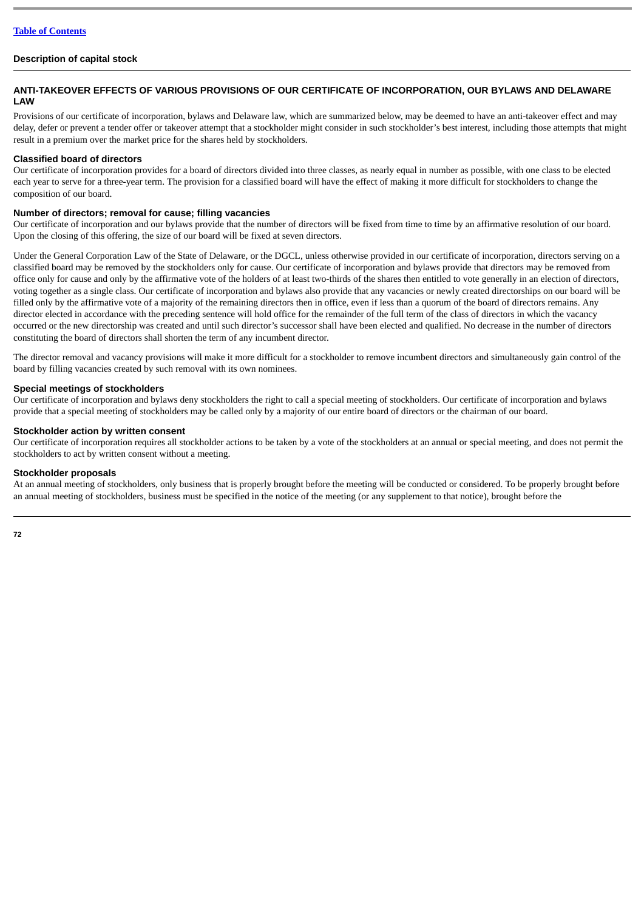## ANTI-TAKEOVER EFFECTS OF VARIOUS PROVISIONS OF OUR CERTIFICATE OF INCORPORATION, OUR BYLAWS AND DELAWARE LAW

Provisions of our certificate of incorporation, bylaws and Delaware law, which are summarized below, may be deemed to have an anti-takeover effect and may delay, defer or prevent a tender offer or takeover attempt that a stockholder might consider in such stockholder's best interest, including those attempts that might result in a premium over the market price for the shares held by stockholders.

### Classified board of directors

Our certificate of incorporation provides for a board of directors divided into three classes, as nearly equal in number as possible, with one class to be elected each year to serve for a three-year term. The provision for a classified board will have the effect of making it more difficult for stockholders to change the composition of our board.

### Number of directors; removal for cause; filling vacancies

Our certificate of incorporation and our bylaws provide that the number of directors will be fixed from time to time by an affirmative resolution of our board. Upon the closing of this offering, the size of our board will be fixed at seven directors.

Under the General Corporation Law of the State of Delaware, or the DGCL, unless otherwise provided in our certificate of incorporation, directors serving on a classified board may be removed by the stockholders only for cause. Our certificate of incorporation and bylaws provide that directors may be removed from office only for cause and only by the affirmative vote of the holders of at least two-thirds of the shares then entitled to vote generally in an election of directors, voting together as a single class. Our certificate of incorporation and bylaws also provide that any vacancies or newly created directorships on our board will be filled only by the affirmative vote of a majority of the remaining directors then in office, even if less than a quorum of the board of directors remains. Any director elected in accordance with the preceding sentence will hold office for the remainder of the full term of the class of directors in which the vacancy occurred or the new directorship was created and until such director's successor shall have been elected and qualified. No decrease in the number of directors constituting the board of directors shall shorten the term of any incumbent director.

The director removal and vacancy provisions will make it more difficult for a stockholder to remove incumbent directors and simultaneously gain control of the board by filling vacancies created by such removal with its own nominees.

### Special meetings of stockholders

Our certificate of incorporation and bylaws deny stockholders the right to call a special meeting of stockholders. Our certificate of incorporation and bylaws provide that a special meeting of stockholders may be called only by a majority of our entire board of directors or the chairman of our board.

### Stockholder action by written consent

Our certificate of incorporation requires all stockholder actions to be taken by a vote of the stockholders at an annual or special meeting, and does not permit the stockholders to act by written consent without a meeting.

### Stockholder proposals

At an annual meeting of stockholders, only business that is properly brought before the meeting will be conducted or considered. To be properly brought before an annual meeting of stockholders, business must be specified in the notice of the meeting (or any supplement to that notice), brought before the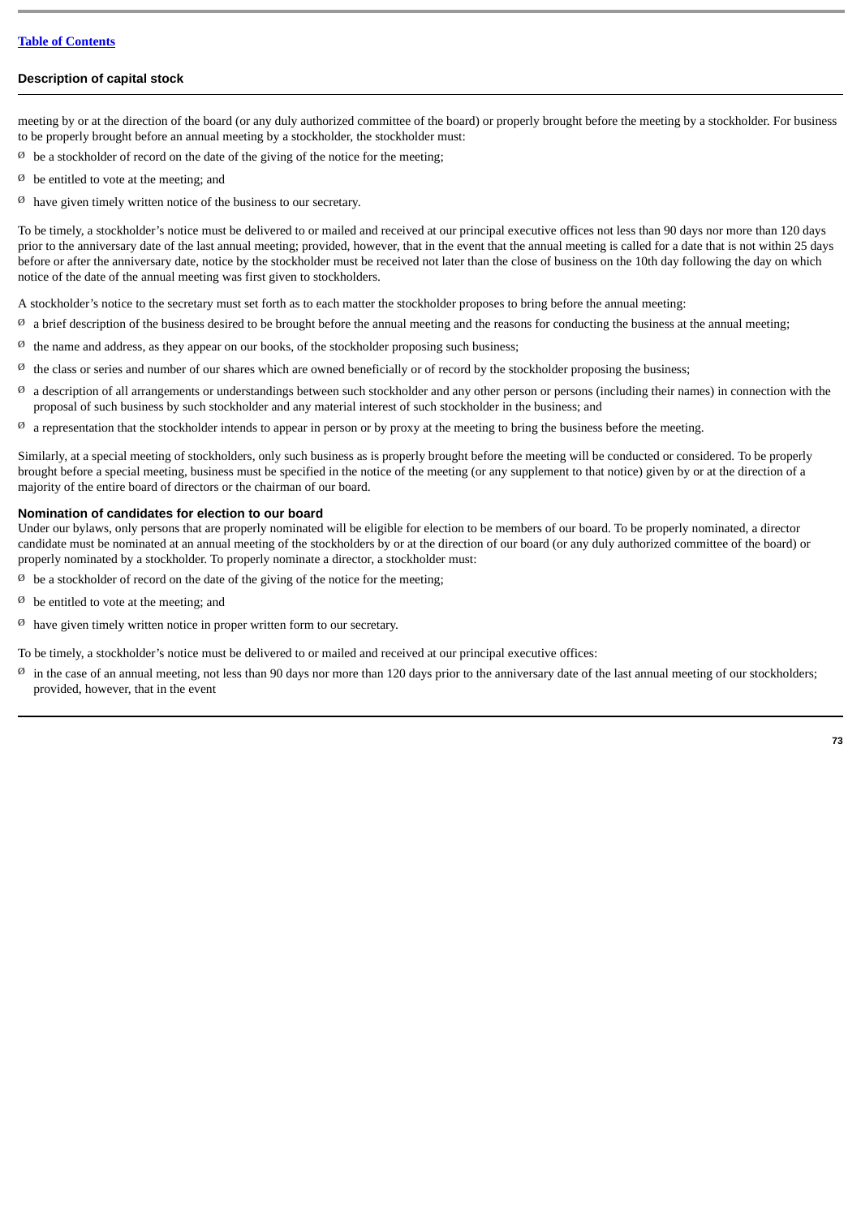meeting by or at the direction of the board (or any duly authorized committee of the board) or properly brought before the meeting by a stockholder. For business to be properly brought before an annual meeting by a stockholder, the stockholder must:

- be a stockholder of record on the date of the giving of the notice for the meeting;
- be entitled to vote at the meeting; and
- have given timely written notice of the business to our secretary.

To be timely, a stockholder's notice must be delivered to or mailed and received at our principal executive offices not less than 90 days nor more than 120 days prior to the anniversary date of the last annual meeting; provided, however, that in the event that the annual meeting is called for a date that is not within 25 days before or after the anniversary date, notice by the stockholder must be received not later than the close of business on the 10th day following the day on which notice of the date of the annual meeting was first given to stockholders.

A stockholder's notice to the secretary must set forth as to each matter the stockholder proposes to bring before the annual meeting:

- a brief description of the business desired to be brought before the annual meeting and the reasons for conducting the business at the annual meeting;
- the name and address, as they appear on our books, of the stockholder proposing such business;
- the class or series and number of our shares which are owned beneficially or of record by the stockholder proposing the business;
- a description of all arrangements or understandings between such stockholder and any other person or persons (including their names) in connection with the proposal of such business by such stockholder and any material interest of such stockholder in the business; and
- a representation that the stockholder intends to appear in person or by proxy at the meeting to bring the business before the meeting.

Similarly, at a special meeting of stockholders, only such business as is properly brought before the meeting will be conducted or considered. To be properly brought before a special meeting, business must be specified in the notice of the meeting (or any supplement to that notice) given by or at the direction of a majority of the entire board of directors or the chairman of our board.

### Nomination of candidates for election to our board

Under our bylaws, only persons that are properly nominated will be eligible for election to be members of our board. To be properly nominated, a director candidate must be nominated at an annual meeting of the stockholders by or at the direction of our board (or any duly authorized committee of the board) or properly nominated by a stockholder. To properly nominate a director, a stockholder must:

- be a stockholder of record on the date of the giving of the notice for the meeting;
- be entitled to vote at the meeting; and
- have given timely written notice in proper written form to our secretary.

To be timely, a stockholder's notice must be delivered to or mailed and received at our principal executive offices:

- in the case of an annual meeting, not less than 90 days nor more than 120 days prior to the anniversary date of the last annual meeting of our stockholders; provided, however, that in the event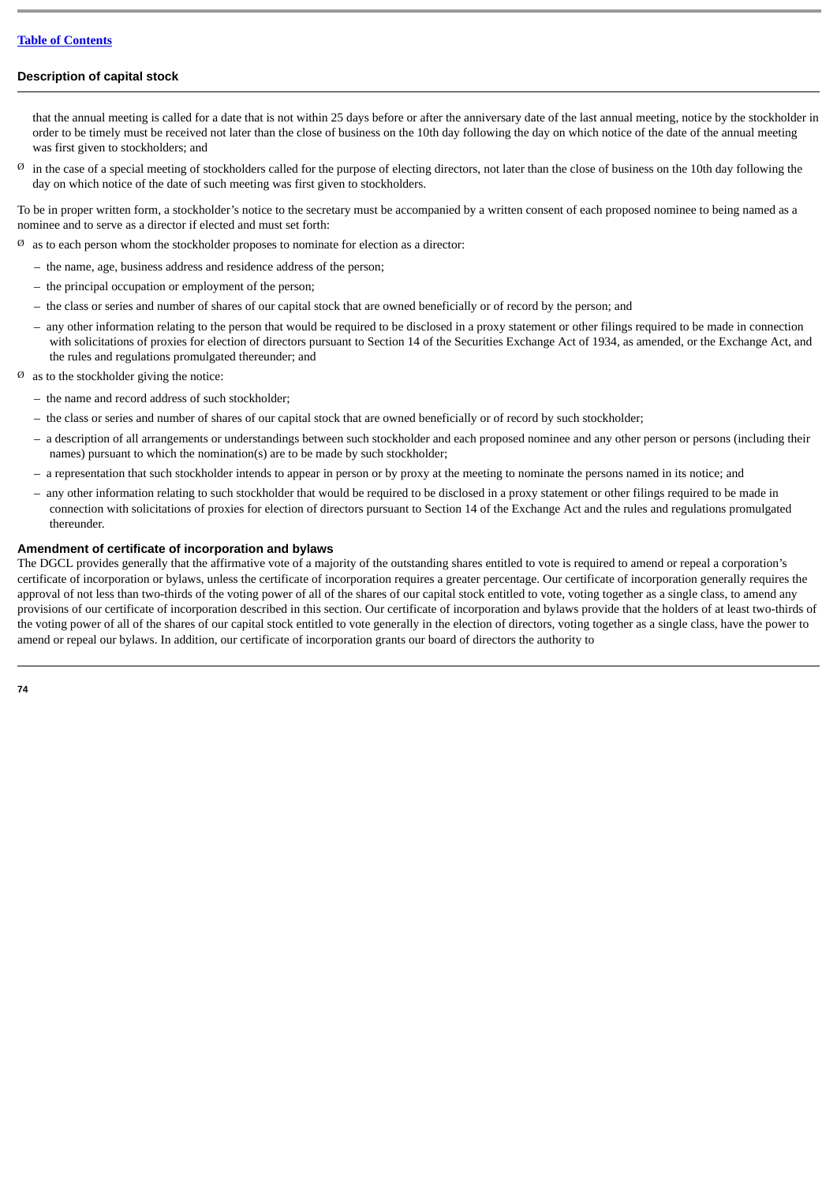that the annual meeting is called for a date that is not within 25 days before or after the anniversary date of the last annual meeting, notice by the stockholder in order to be timely must be received not later than the close of business on the 10th day following the day on which notice of the date of the annual meeting was first given to stockholders; and

- in the case of a special meeting of stockholders called for the purpose of electing directors, not later than the close of business on the 10th day following the day on which notice of the date of such meeting was first given to stockholders.

To be in proper written form, a stockholder's notice to the secretary must be accompanied by a written consent of each proposed nominee to being named as a nominee and to serve as a director if elected and must set forth:

- as to each person whom the stockholder proposes to nominate for election as a director:
  - the name, age, business address and residence address of the person;
  - the principal occupation or employment of the person;
  - the class or series and number of shares of our capital stock that are owned beneficially or of record by the person; and
  - any other information relating to the person that would be required to be disclosed in a proxy statement or other filings required to be made in connection with solicitations of proxies for election of directors pursuant to Section 14 of the Securities Exchange Act of 1934, as amended, or the Exchange Act, and the rules and regulations promulgated thereunder; and
- as to the stockholder giving the notice:
  - the name and record address of such stockholder;
  - the class or series and number of shares of our capital stock that are owned beneficially or of record by such stockholder;
  - a description of all arrangements or understandings between such stockholder and each proposed nominee and any other person or persons (including their names) pursuant to which the nomination(s) are to be made by such stockholder;
  - a representation that such stockholder intends to appear in person or by proxy at the meeting to nominate the persons named in its notice; and
  - any other information relating to such stockholder that would be required to be disclosed in a proxy statement or other filings required to be made in connection with solicitations of proxies for election of directors pursuant to Section 14 of the Exchange Act and the rules and regulations promulgated thereunder.

### Amendment of certificate of incorporation and bylaws

The DGCL provides generally that the affirmative vote of a majority of the outstanding shares entitled to vote is required to amend or repeal a corporation's certificate of incorporation or bylaws, unless the certificate of incorporation requires a greater percentage. Our certificate of incorporation generally requires the approval of not less than two-thirds of the voting power of all of the shares of our capital stock entitled to vote, voting together as a single class, to amend any provisions of our certificate of incorporation described in this section. Our certificate of incorporation and bylaws provide that the holders of at least two-thirds of the voting power of all of the shares of our capital stock entitled to vote generally in the election of directors, voting together as a single class, have the power to amend or repeal our bylaws. In addition, our certificate of incorporation grants our board of directors the authority to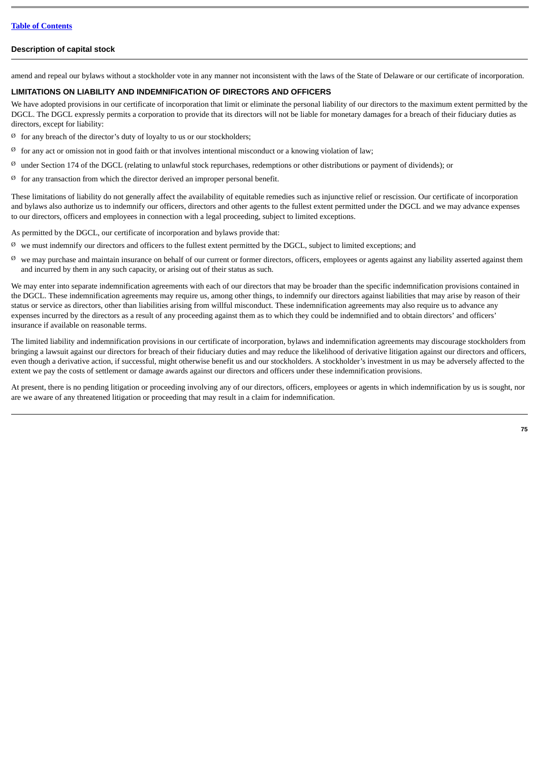amend and repeal our bylaws without a stockholder vote in any manner not inconsistent with the laws of the State of Delaware or our certificate of incorporation.

### LIMITATIONS ON LIABILITY AND INDEMNIFICATION OF DIRECTORS AND OFFICERS

We have adopted provisions in our certificate of incorporation that limit or eliminate the personal liability of our directors to the maximum extent permitted by the DGCL. The DGCL expressly permits a corporation to provide that its directors will not be liable for monetary damages for a breach of their fiduciary duties as directors, except for liability:

- for any breach of the director's duty of loyalty to us or our stockholders;
- for any act or omission not in good faith or that involves intentional misconduct or a knowing violation of law;
- under Section 174 of the DGCL (relating to unlawful stock repurchases, redemptions or other distributions or payment of dividends); or
- for any transaction from which the director derived an improper personal benefit.

These limitations of liability do not generally affect the availability of equitable remedies such as injunctive relief or rescission. Our certificate of incorporation and bylaws also authorize us to indemnify our officers, directors and other agents to the fullest extent permitted under the DGCL and we may advance expenses to our directors, officers and employees in connection with a legal proceeding, subject to limited exceptions.

As permitted by the DGCL, our certificate of incorporation and bylaws provide that:

- we must indemnify our directors and officers to the fullest extent permitted by the DGCL, subject to limited exceptions; and
- we may purchase and maintain insurance on behalf of our current or former directors, officers, employees or agents against any liability asserted against them and incurred by them in any such capacity, or arising out of their status as such.

We may enter into separate indemnification agreements with each of our directors that may be broader than the specific indemnification provisions contained in the DGCL. These indemnification agreements may require us, among other things, to indemnify our directors against liabilities that may arise by reason of their status or service as directors, other than liabilities arising from willful misconduct. These indemnification agreements may also require us to advance any expenses incurred by the directors as a result of any proceeding against them as to which they could be indemnified and to obtain directors' and officers' insurance if available on reasonable terms.

The limited liability and indemnification provisions in our certificate of incorporation, bylaws and indemnification agreements may discourage stockholders from bringing a lawsuit against our directors for breach of their fiduciary duties and may reduce the likelihood of derivative litigation against our directors and officers, even though a derivative action, if successful, might otherwise benefit us and our stockholders. A stockholder's investment in us may be adversely affected to the extent we pay the costs of settlement or damage awards against our directors and officers under these indemnification provisions.

At present, there is no pending litigation or proceeding involving any of our directors, officers, employees or agents in which indemnification by us is sought, nor are we aware of any threatened litigation or proceeding that may result in a claim for indemnification.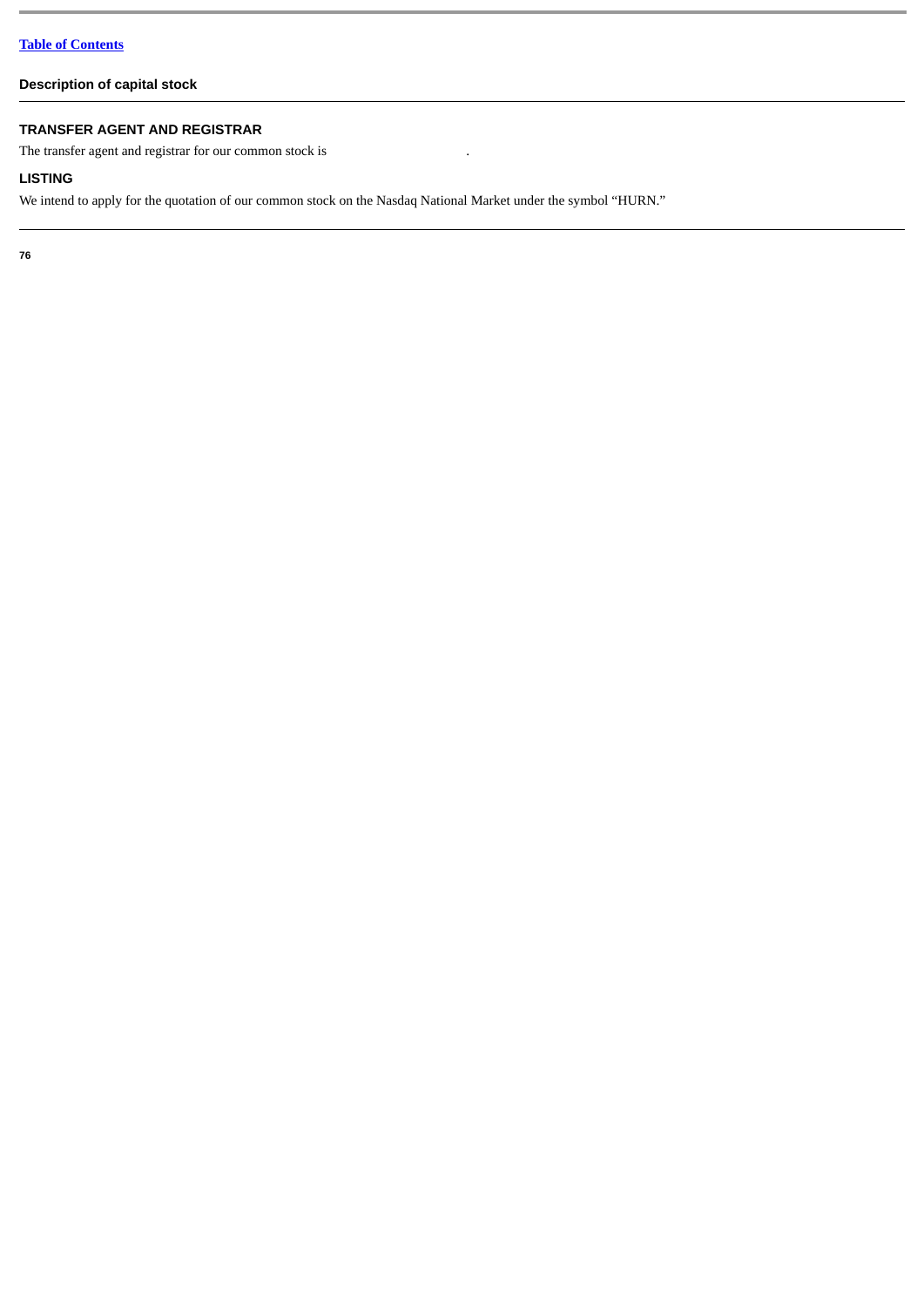## TRANSFER AGENT AND REGISTRAR

The transfer agent and registrar for our common stock is                                    .

## LISTING

We intend to apply for the quotation of our common stock on the Nasdaq National Market under the symbol "HURN."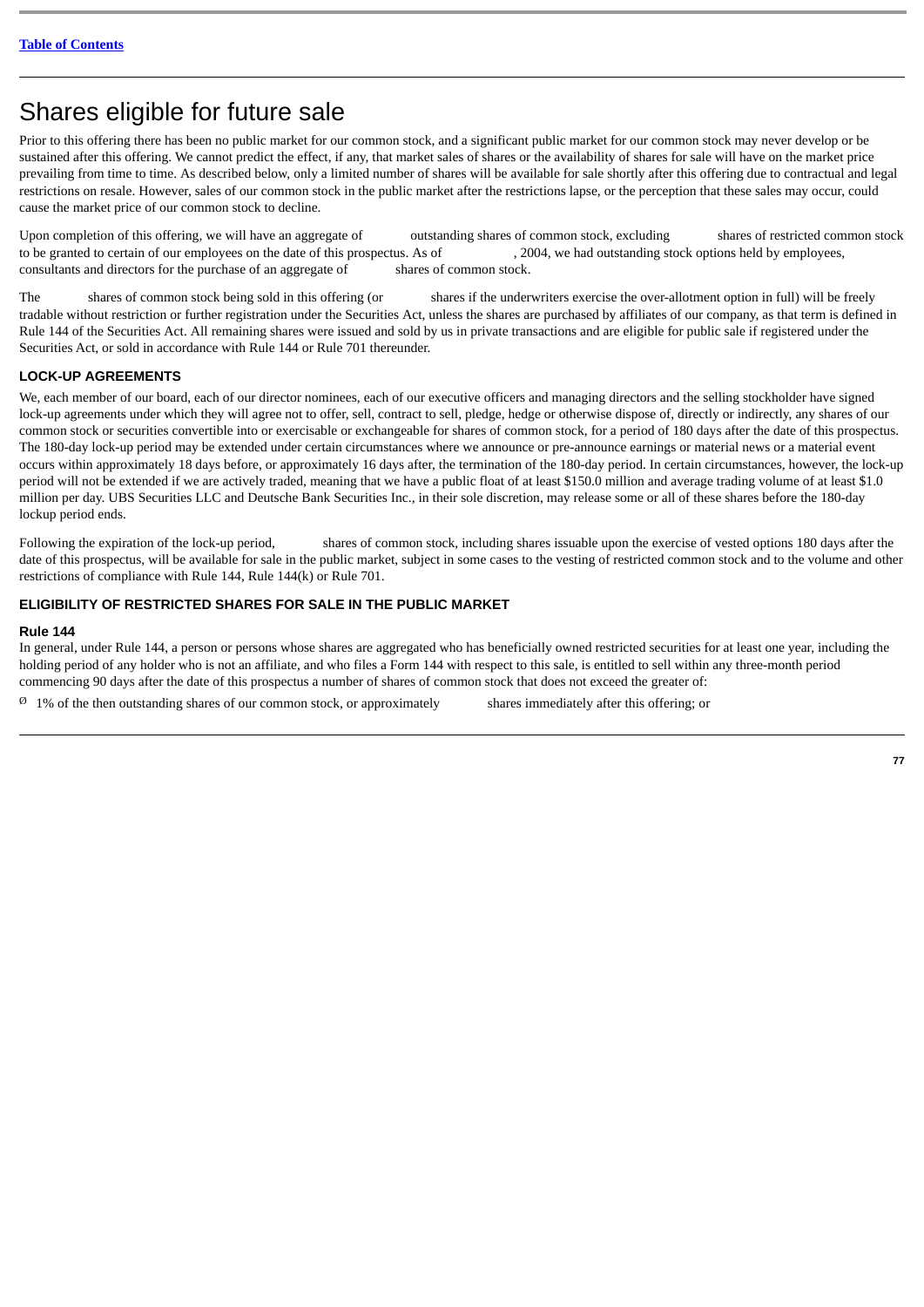# Shares eligible for future sale

Prior to this offering there has been no public market for our common stock, and a significant public market for our common stock may never develop or be sustained after this offering. We cannot predict the effect, if any, that market sales of shares or the availability of shares for sale will have on the market price prevailing from time to time. As described below, only a limited number of shares will be available for sale shortly after this offering due to contractual and legal restrictions on resale. However, sales of our common stock in the public market after the restrictions lapse, or the perception that these sales may occur, could cause the market price of our common stock to decline.

Upon completion of this offering, we will have an aggregate of outstanding shares of common stock, excluding shares of restricted common stock to be granted to certain of our employees on the date of this prospectus. As of , 2004, we had outstanding stock options held by employees, consultants and directors for the purchase of an aggregate of shares of common stock.

The shares of common stock being sold in this offering (or shares if the underwriters exercise the over-allotment option in full) will be freely tradable without restriction or further registration under the Securities Act, unless the shares are purchased by affiliates of our company, as that term is defined in Rule 144 of the Securities Act. All remaining shares were issued and sold by us in private transactions and are eligible for public sale if registered under the Securities Act, or sold in accordance with Rule 144 or Rule 701 thereunder.

### LOCK-UP AGREEMENTS

We, each member of our board, each of our director nominees, each of our executive officers and managing directors and the selling stockholder have signed lock-up agreements under which they will agree not to offer, sell, contract to sell, pledge, hedge or otherwise dispose of, directly or indirectly, any shares of our common stock or securities convertible into or exercisable or exchangeable for shares of common stock, for a period of 180 days after the date of this prospectus. The 180-day lock-up period may be extended under certain circumstances where we announce or pre-announce earnings or material news or a material event occurs within approximately 18 days before, or approximately 16 days after, the termination of the 180-day period. In certain circumstances, however, the lock-up period will not be extended if we are actively traded, meaning that we have a public float of at least $150.0 million and average trading volume of at least $1.0 million per day. UBS Securities LLC and Deutsche Bank Securities Inc., in their sole discretion, may release some or all of these shares before the 180-day lockup period ends.

Following the expiration of the lock-up period, shares of common stock, including shares issuable upon the exercise of vested options 180 days after the date of this prospectus, will be available for sale in the public market, subject in some cases to the vesting of restricted common stock and to the volume and other restrictions of compliance with Rule 144, Rule 144(k) or Rule 701.

### ELIGIBILITY OF RESTRICTED SHARES FOR SALE IN THE PUBLIC MARKET

#### Rule 144

In general, under Rule 144, a person or persons whose shares are aggregated who has beneficially owned restricted securities for at least one year, including the holding period of any holder who is not an affiliate, and who files a Form 144 with respect to this sale, is entitled to sell within any three-month period commencing 90 days after the date of this prospectus a number of shares of common stock that does not exceed the greater of:

- 1% of the then outstanding shares of our common stock, or approximately shares immediately after this offering; or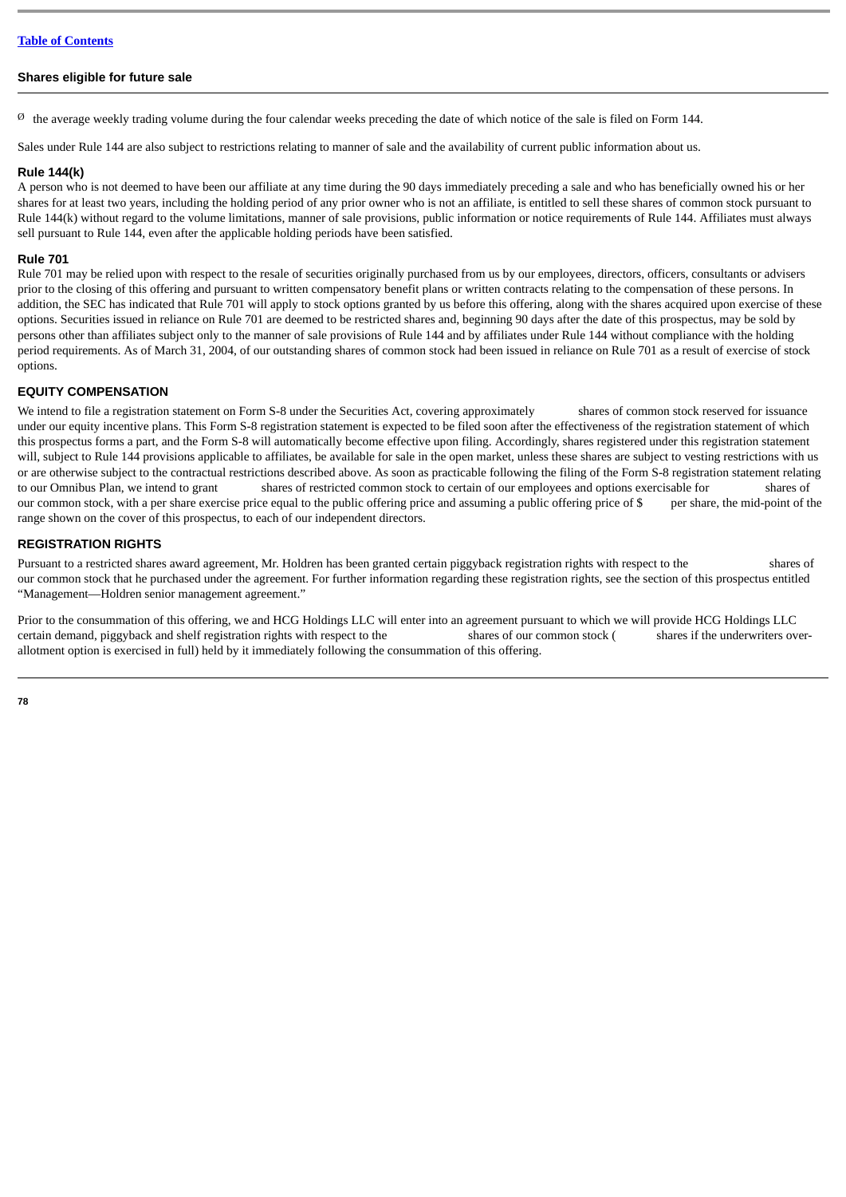- the average weekly trading volume during the four calendar weeks preceding the date of which notice of the sale is filed on Form 144.

Sales under Rule 144 are also subject to restrictions relating to manner of sale and the availability of current public information about us.

### Rule 144(k)

A person who is not deemed to have been our affiliate at any time during the 90 days immediately preceding a sale and who has beneficially owned his or her shares for at least two years, including the holding period of any prior owner who is not an affiliate, is entitled to sell these shares of common stock pursuant to Rule 144(k) without regard to the volume limitations, manner of sale provisions, public information or notice requirements of Rule 144. Affiliates must always sell pursuant to Rule 144, even after the applicable holding periods have been satisfied.

### Rule 701

Rule 701 may be relied upon with respect to the resale of securities originally purchased from us by our employees, directors, officers, consultants or advisers prior to the closing of this offering and pursuant to written compensatory benefit plans or written contracts relating to the compensation of these persons. In addition, the SEC has indicated that Rule 701 will apply to stock options granted by us before this offering, along with the shares acquired upon exercise of these options. Securities issued in reliance on Rule 701 are deemed to be restricted shares and, beginning 90 days after the date of this prospectus, may be sold by persons other than affiliates subject only to the manner of sale provisions of Rule 144 and by affiliates under Rule 144 without compliance with the holding period requirements. As of March 31, 2004, of our outstanding shares of common stock had been issued in reliance on Rule 701 as a result of exercise of stock options.

## EQUITY COMPENSATION

We intend to file a registration statement on Form S-8 under the Securities Act, covering approximately shares of common stock reserved for issuance under our equity incentive plans. This Form S-8 registration statement is expected to be filed soon after the effectiveness of the registration statement of which this prospectus forms a part, and the Form S-8 will automatically become effective upon filing. Accordingly, shares registered under this registration statement will, subject to Rule 144 provisions applicable to affiliates, be available for sale in the open market, unless these shares are subject to vesting restrictions with us or are otherwise subject to the contractual restrictions described above. As soon as practicable following the filing of the Form S-8 registration statement relating to our Omnibus Plan, we intend to grant shares of restricted common stock to certain of our employees and options exercisable for shares of our common stock, with a per share exercise price equal to the public offering price and assuming a public offering price of $ per share, the mid-point of the range shown on the cover of this prospectus, to each of our independent directors.

## REGISTRATION RIGHTS

Pursuant to a restricted shares award agreement, Mr. Holdren has been granted certain piggyback registration rights with respect to the shares of our common stock that he purchased under the agreement. For further information regarding these registration rights, see the section of this prospectus entitled “Management—Holdren senior management agreement.”

Prior to the consummation of this offering, we and HCG Holdings LLC will enter into an agreement pursuant to which we will provide HCG Holdings LLC certain demand, piggyback and shelf registration rights with respect to the shares of our common stock ( shares if the underwriters over-allotment option is exercised in full) held by it immediately following the consummation of this offering.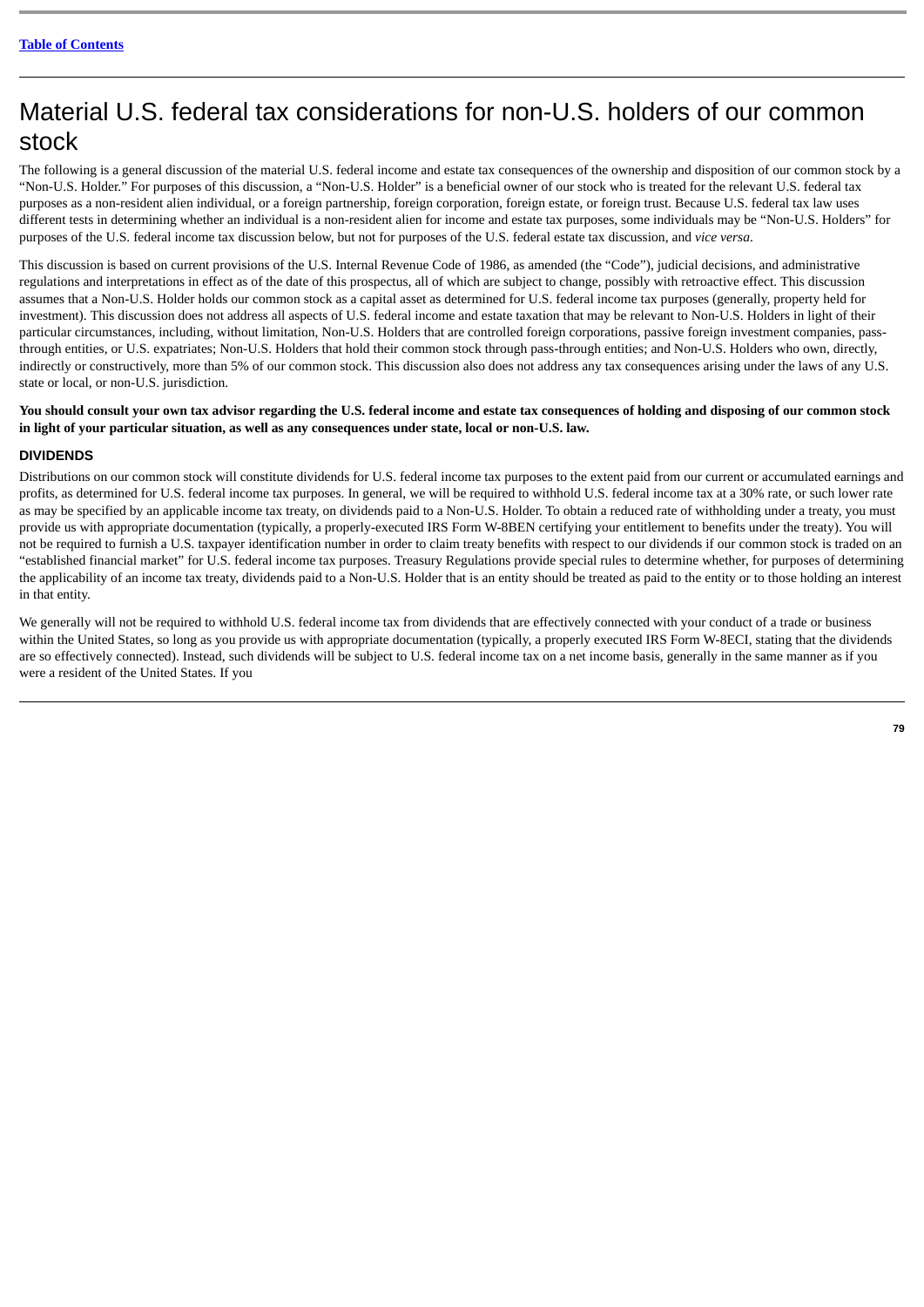# Material U.S. federal tax considerations for non-U.S. holders of our common stock

The following is a general discussion of the material U.S. federal income and estate tax consequences of the ownership and disposition of our common stock by a "Non-U.S. Holder." For purposes of this discussion, a "Non-U.S. Holder" is a beneficial owner of our stock who is treated for the relevant U.S. federal tax purposes as a non-resident alien individual, or a foreign partnership, foreign corporation, foreign estate, or foreign trust. Because U.S. federal tax law uses different tests in determining whether an individual is a non-resident alien for income and estate tax purposes, some individuals may be "Non-U.S. Holders" for purposes of the U.S. federal income tax discussion below, but not for purposes of the U.S. federal estate tax discussion, and *vice versa*.

This discussion is based on current provisions of the U.S. Internal Revenue Code of 1986, as amended (the "Code"), judicial decisions, and administrative regulations and interpretations in effect as of the date of this prospectus, all of which are subject to change, possibly with retroactive effect. This discussion assumes that a Non-U.S. Holder holds our common stock as a capital asset as determined for U.S. federal income tax purposes (generally, property held for investment). This discussion does not address all aspects of U.S. federal income and estate taxation that may be relevant to Non-U.S. Holders in light of their particular circumstances, including, without limitation, Non-U.S. Holders that are controlled foreign corporations, passive foreign investment companies, pass-through entities, or U.S. expatriates; Non-U.S. Holders that hold their common stock through pass-through entities; and Non-U.S. Holders who own, directly, indirectly or constructively, more than 5% of our common stock. This discussion also does not address any tax consequences arising under the laws of any U.S. state or local, or non-U.S. jurisdiction.

**You should consult your own tax advisor regarding the U.S. federal income and estate tax consequences of holding and disposing of our common stock in light of your particular situation, as well as any consequences under state, local or non-U.S. law.**

## DIVIDENDS

Distributions on our common stock will constitute dividends for U.S. federal income tax purposes to the extent paid from our current or accumulated earnings and profits, as determined for U.S. federal income tax purposes. In general, we will be required to withhold U.S. federal income tax at a 30% rate, or such lower rate as may be specified by an applicable income tax treaty, on dividends paid to a Non-U.S. Holder. To obtain a reduced rate of withholding under a treaty, you must provide us with appropriate documentation (typically, a properly-executed IRS Form W-8BEN certifying your entitlement to benefits under the treaty). You will not be required to furnish a U.S. taxpayer identification number in order to claim treaty benefits with respect to our dividends if our common stock is traded on an "established financial market" for U.S. federal income tax purposes. Treasury Regulations provide special rules to determine whether, for purposes of determining the applicability of an income tax treaty, dividends paid to a Non-U.S. Holder that is an entity should be treated as paid to the entity or to those holding an interest in that entity.

We generally will not be required to withhold U.S. federal income tax from dividends that are effectively connected with your conduct of a trade or business within the United States, so long as you provide us with appropriate documentation (typically, a properly executed IRS Form W-8ECI, stating that the dividends are so effectively connected). Instead, such dividends will be subject to U.S. federal income tax on a net income basis, generally in the same manner as if you were a resident of the United States. If you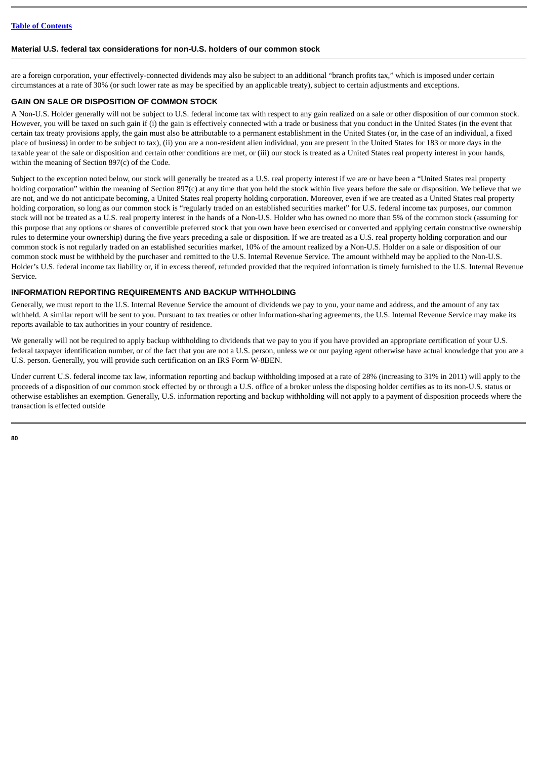are a foreign corporation, your effectively-connected dividends may also be subject to an additional "branch profits tax," which is imposed under certain circumstances at a rate of 30% (or such lower rate as may be specified by an applicable treaty), subject to certain adjustments and exceptions.

## GAIN ON SALE OR DISPOSITION OF COMMON STOCK

A Non-U.S. Holder generally will not be subject to U.S. federal income tax with respect to any gain realized on a sale or other disposition of our common stock. However, you will be taxed on such gain if (i) the gain is effectively connected with a trade or business that you conduct in the United States (in the event that certain tax treaty provisions apply, the gain must also be attributable to a permanent establishment in the United States (or, in the case of an individual, a fixed place of business) in order to be subject to tax), (ii) you are a non-resident alien individual, you are present in the United States for 183 or more days in the taxable year of the sale or disposition and certain other conditions are met, or (iii) our stock is treated as a United States real property interest in your hands, within the meaning of Section 897(c) of the Code.

Subject to the exception noted below, our stock will generally be treated as a U.S. real property interest if we are or have been a "United States real property holding corporation" within the meaning of Section 897(c) at any time that you held the stock within five years before the sale or disposition. We believe that we are not, and we do not anticipate becoming, a United States real property holding corporation. Moreover, even if we are treated as a United States real property holding corporation, so long as our common stock is "regularly traded on an established securities market" for U.S. federal income tax purposes, our common stock will not be treated as a U.S. real property interest in the hands of a Non-U.S. Holder who has owned no more than 5% of the common stock (assuming for this purpose that any options or shares of convertible preferred stock that you own have been exercised or converted and applying certain constructive ownership rules to determine your ownership) during the five years preceding a sale or disposition. If we are treated as a U.S. real property holding corporation and our common stock is not regularly traded on an established securities market, 10% of the amount realized by a Non-U.S. Holder on a sale or disposition of our common stock must be withheld by the purchaser and remitted to the U.S. Internal Revenue Service. The amount withheld may be applied to the Non-U.S. Holder's U.S. federal income tax liability or, if in excess thereof, refunded provided that the required information is timely furnished to the U.S. Internal Revenue Service.

## INFORMATION REPORTING REQUIREMENTS AND BACKUP WITHHOLDING

Generally, we must report to the U.S. Internal Revenue Service the amount of dividends we pay to you, your name and address, and the amount of any tax withheld. A similar report will be sent to you. Pursuant to tax treaties or other information-sharing agreements, the U.S. Internal Revenue Service may make its reports available to tax authorities in your country of residence.

We generally will not be required to apply backup withholding to dividends that we pay to you if you have provided an appropriate certification of your U.S. federal taxpayer identification number, or of the fact that you are not a U.S. person, unless we or our paying agent otherwise have actual knowledge that you are a U.S. person. Generally, you will provide such certification on an IRS Form W-8BEN.

Under current U.S. federal income tax law, information reporting and backup withholding imposed at a rate of 28% (increasing to 31% in 2011) will apply to the proceeds of a disposition of our common stock effected by or through a U.S. office of a broker unless the disposing holder certifies as to its non-U.S. status or otherwise establishes an exemption. Generally, U.S. information reporting and backup withholding will not apply to a payment of disposition proceeds where the transaction is effected outside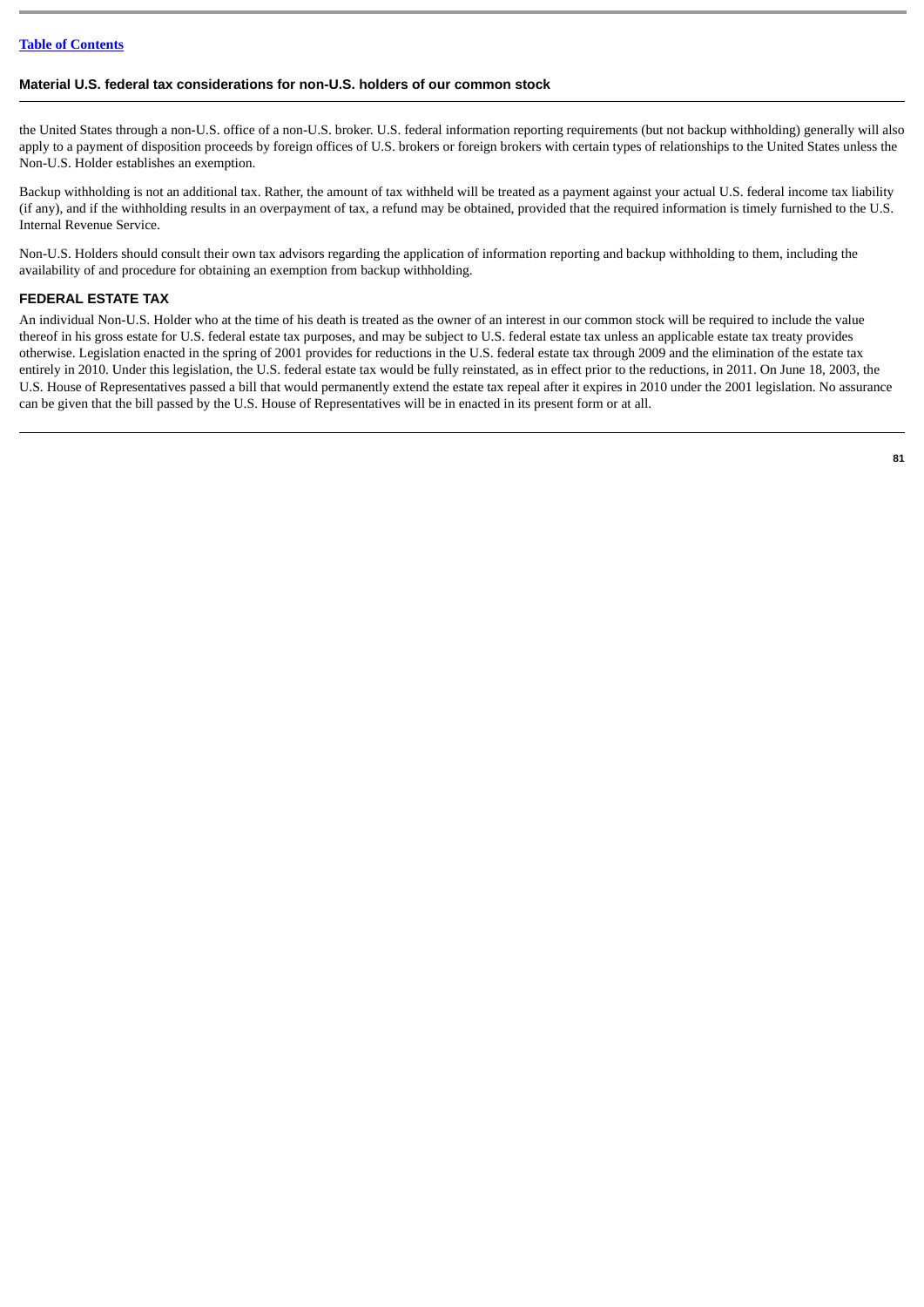the United States through a non-U.S. office of a non-U.S. broker. U.S. federal information reporting requirements (but not backup withholding) generally will also apply to a payment of disposition proceeds by foreign offices of U.S. brokers or foreign brokers with certain types of relationships to the United States unless the Non-U.S. Holder establishes an exemption.

Backup withholding is not an additional tax. Rather, the amount of tax withheld will be treated as a payment against your actual U.S. federal income tax liability (if any), and if the withholding results in an overpayment of tax, a refund may be obtained, provided that the required information is timely furnished to the U.S. Internal Revenue Service.

Non-U.S. Holders should consult their own tax advisors regarding the application of information reporting and backup withholding to them, including the availability of and procedure for obtaining an exemption from backup withholding.

## FEDERAL ESTATE TAX

An individual Non-U.S. Holder who at the time of his death is treated as the owner of an interest in our common stock will be required to include the value thereof in his gross estate for U.S. federal estate tax purposes, and may be subject to U.S. federal estate tax unless an applicable estate tax treaty provides otherwise. Legislation enacted in the spring of 2001 provides for reductions in the U.S. federal estate tax through 2009 and the elimination of the estate tax entirely in 2010. Under this legislation, the U.S. federal estate tax would be fully reinstated, as in effect prior to the reductions, in 2011. On June 18, 2003, the U.S. House of Representatives passed a bill that would permanently extend the estate tax repeal after it expires in 2010 under the 2001 legislation. No assurance can be given that the bill passed by the U.S. House of Representatives will be in enacted in its present form or at all.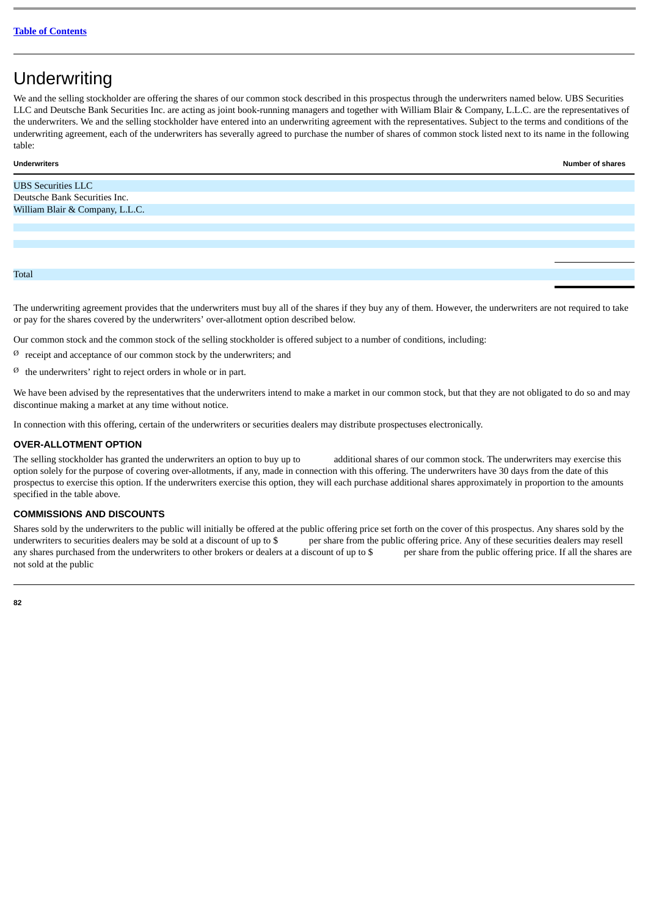# Underwriting

We and the selling stockholder are offering the shares of our common stock described in this prospectus through the underwriters named below. UBS Securities LLC and Deutsche Bank Securities Inc. are acting as joint book-running managers and together with William Blair & Company, L.L.C. are the representatives of the underwriters. We and the selling stockholder have entered into an underwriting agreement with the representatives. Subject to the terms and conditions of the underwriting agreement, each of the underwriters has severally agreed to purchase the number of shares of common stock listed next to its name in the following table:

| Underwriters | Number of shares |
|---|---|
| UBS Securities LLC | |
| Deutsche Bank Securities Inc. | |
| William Blair & Company, L.L.C. | |
| | |
| | |
| | |
| | |
| Total | |

The underwriting agreement provides that the underwriters must buy all of the shares if they buy any of them. However, the underwriters are not required to take or pay for the shares covered by the underwriters' over-allotment option described below.

Our common stock and the common stock of the selling stockholder is offered subject to a number of conditions, including:

- receipt and acceptance of our common stock by the underwriters; and
- the underwriters' right to reject orders in whole or in part.

We have been advised by the representatives that the underwriters intend to make a market in our common stock, but that they are not obligated to do so and may discontinue making a market at any time without notice.

In connection with this offering, certain of the underwriters or securities dealers may distribute prospectuses electronically.

### OVER-ALLOTMENT OPTION

The selling stockholder has granted the underwriters an option to buy up to            additional shares of our common stock. The underwriters may exercise this option solely for the purpose of covering over-allotments, if any, made in connection with this offering. The underwriters have 30 days from the date of this prospectus to exercise this option. If the underwriters exercise this option, they will each purchase additional shares approximately in proportion to the amounts specified in the table above.

### COMMISSIONS AND DISCOUNTS

Shares sold by the underwriters to the public will initially be offered at the public offering price set forth on the cover of this prospectus. Any shares sold by the underwriters to securities dealers may be sold at a discount of up to $            per share from the public offering price. Any of these securities dealers may resell any shares purchased from the underwriters to other brokers or dealers at a discount of up to $            per share from the public offering price. If all the shares are not sold at the public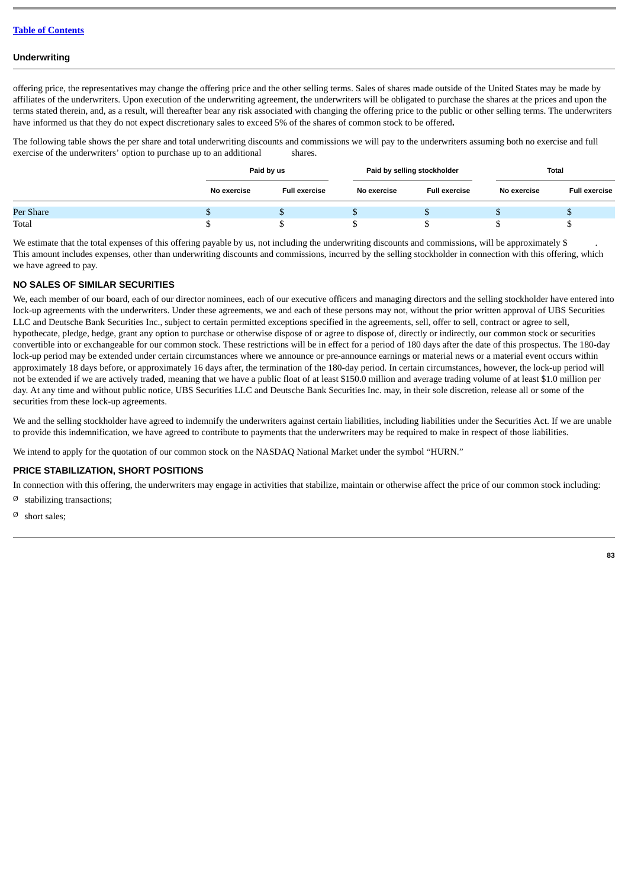offering price, the representatives may change the offering price and the other selling terms. Sales of shares made outside of the United States may be made by affiliates of the underwriters. Upon execution of the underwriting agreement, the underwriters will be obligated to purchase the shares at the prices and upon the terms stated therein, and, as a result, will thereafter bear any risk associated with changing the offering price to the public or other selling terms. The underwriters have informed us that they do not expect discretionary sales to exceed 5% of the shares of common stock to be offered**.**

The following table shows the per share and total underwriting discounts and commissions we will pay to the underwriters assuming both no exercise and full exercise of the underwriters' option to purchase up to an additional            shares.

| | Paid by us | | Paid by selling stockholder | | Total | |
|---|---|---|---|---|---|---|
| | No exercise | Full exercise | No exercise | Full exercise | No exercise | Full exercise |
| Per Share | $ | $ | $ | $ | $ | $ |
| Total | $ | $ | $ | $ | $ | $ |

We estimate that the total expenses of this offering payable by us, not including the underwriting discounts and commissions, will be approximately $          . This amount includes expenses, other than underwriting discounts and commissions, incurred by the selling stockholder in connection with this offering, which we have agreed to pay.

## NO SALES OF SIMILAR SECURITIES

We, each member of our board, each of our director nominees, each of our executive officers and managing directors and the selling stockholder have entered into lock-up agreements with the underwriters. Under these agreements, we and each of these persons may not, without the prior written approval of UBS Securities LLC and Deutsche Bank Securities Inc., subject to certain permitted exceptions specified in the agreements, sell, offer to sell, contract or agree to sell, hypothecate, pledge, hedge, grant any option to purchase or otherwise dispose of or agree to dispose of, directly or indirectly, our common stock or securities convertible into or exchangeable for our common stock. These restrictions will be in effect for a period of 180 days after the date of this prospectus. The 180-day lock-up period may be extended under certain circumstances where we announce or pre-announce earnings or material news or a material event occurs within approximately 18 days before, or approximately 16 days after, the termination of the 180-day period. In certain circumstances, however, the lock-up period will not be extended if we are actively traded, meaning that we have a public float of at least $150.0 million and average trading volume of at least $1.0 million per day. At any time and without public notice, UBS Securities LLC and Deutsche Bank Securities Inc. may, in their sole discretion, release all or some of the securities from these lock-up agreements.

We and the selling stockholder have agreed to indemnify the underwriters against certain liabilities, including liabilities under the Securities Act. If we are unable to provide this indemnification, we have agreed to contribute to payments that the underwriters may be required to make in respect of those liabilities.

We intend to apply for the quotation of our common stock on the NASDAQ National Market under the symbol "HURN."

## PRICE STABILIZATION, SHORT POSITIONS

In connection with this offering, the underwriters may engage in activities that stabilize, maintain or otherwise affect the price of our common stock including:

- stabilizing transactions;
- short sales;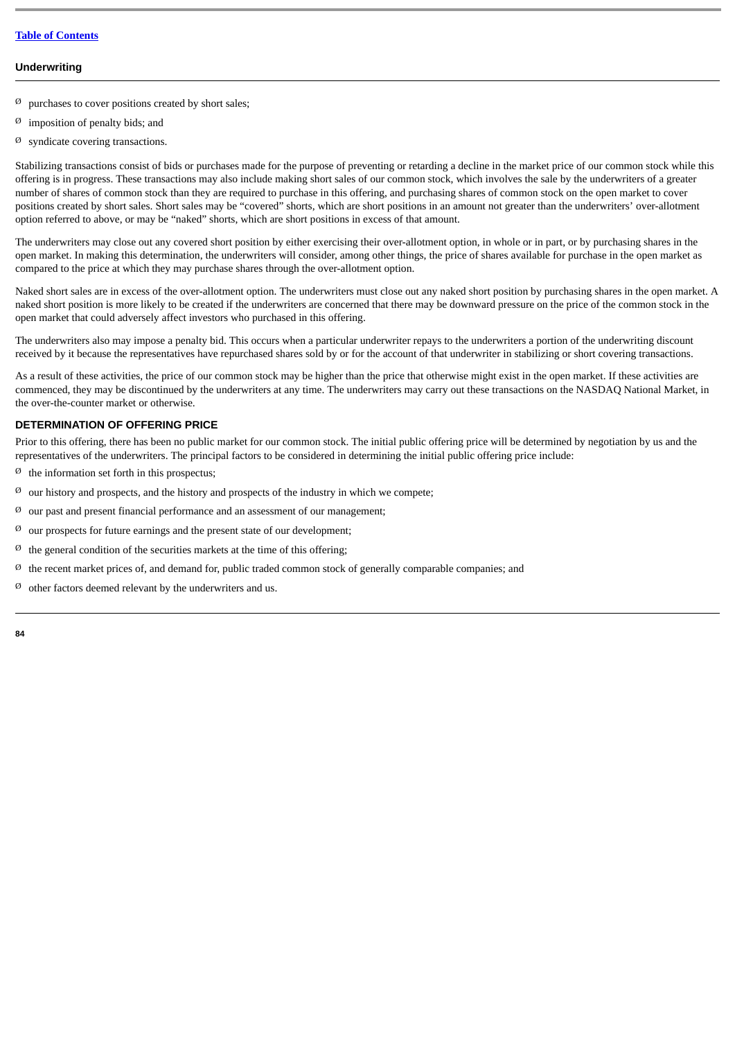- purchases to cover positions created by short sales;
- imposition of penalty bids; and
- syndicate covering transactions.

Stabilizing transactions consist of bids or purchases made for the purpose of preventing or retarding a decline in the market price of our common stock while this offering is in progress. These transactions may also include making short sales of our common stock, which involves the sale by the underwriters of a greater number of shares of common stock than they are required to purchase in this offering, and purchasing shares of common stock on the open market to cover positions created by short sales. Short sales may be "covered" shorts, which are short positions in an amount not greater than the underwriters' over-allotment option referred to above, or may be "naked" shorts, which are short positions in excess of that amount.

The underwriters may close out any covered short position by either exercising their over-allotment option, in whole or in part, or by purchasing shares in the open market. In making this determination, the underwriters will consider, among other things, the price of shares available for purchase in the open market as compared to the price at which they may purchase shares through the over-allotment option.

Naked short sales are in excess of the over-allotment option. The underwriters must close out any naked short position by purchasing shares in the open market. A naked short position is more likely to be created if the underwriters are concerned that there may be downward pressure on the price of the common stock in the open market that could adversely affect investors who purchased in this offering.

The underwriters also may impose a penalty bid. This occurs when a particular underwriter repays to the underwriters a portion of the underwriting discount received by it because the representatives have repurchased shares sold by or for the account of that underwriter in stabilizing or short covering transactions.

As a result of these activities, the price of our common stock may be higher than the price that otherwise might exist in the open market. If these activities are commenced, they may be discontinued by the underwriters at any time. The underwriters may carry out these transactions on the NASDAQ National Market, in the over-the-counter market or otherwise.

### DETERMINATION OF OFFERING PRICE

Prior to this offering, there has been no public market for our common stock. The initial public offering price will be determined by negotiation by us and the representatives of the underwriters. The principal factors to be considered in determining the initial public offering price include:

- the information set forth in this prospectus;
- our history and prospects, and the history and prospects of the industry in which we compete;
- our past and present financial performance and an assessment of our management;
- our prospects for future earnings and the present state of our development;
- the general condition of the securities markets at the time of this offering;
- the recent market prices of, and demand for, public traded common stock of generally comparable companies; and
- other factors deemed relevant by the underwriters and us.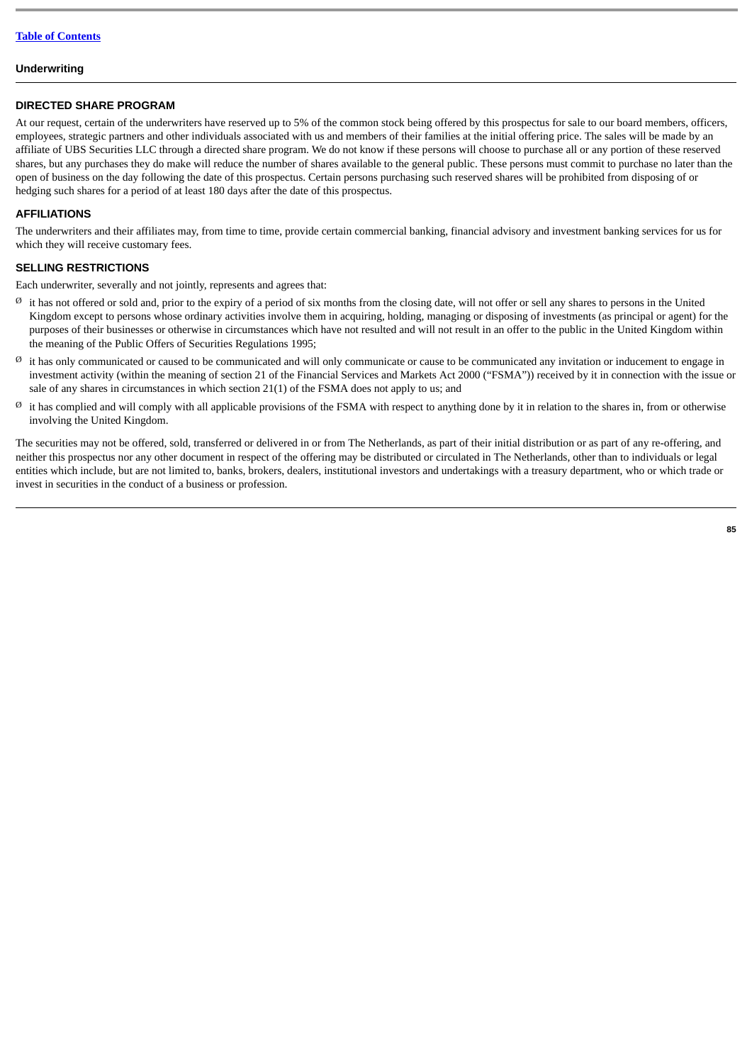## DIRECTED SHARE PROGRAM

At our request, certain of the underwriters have reserved up to 5% of the common stock being offered by this prospectus for sale to our board members, officers, employees, strategic partners and other individuals associated with us and members of their families at the initial offering price. The sales will be made by an affiliate of UBS Securities LLC through a directed share program. We do not know if these persons will choose to purchase all or any portion of these reserved shares, but any purchases they do make will reduce the number of shares available to the general public. These persons must commit to purchase no later than the open of business on the day following the date of this prospectus. Certain persons purchasing such reserved shares will be prohibited from disposing of or hedging such shares for a period of at least 180 days after the date of this prospectus.

## AFFILIATIONS

The underwriters and their affiliates may, from time to time, provide certain commercial banking, financial advisory and investment banking services for us for which they will receive customary fees.

## SELLING RESTRICTIONS

Each underwriter, severally and not jointly, represents and agrees that:

- it has not offered or sold and, prior to the expiry of a period of six months from the closing date, will not offer or sell any shares to persons in the United Kingdom except to persons whose ordinary activities involve them in acquiring, holding, managing or disposing of investments (as principal or agent) for the purposes of their businesses or otherwise in circumstances which have not resulted and will not result in an offer to the public in the United Kingdom within the meaning of the Public Offers of Securities Regulations 1995;
- it has only communicated or caused to be communicated and will only communicate or cause to be communicated any invitation or inducement to engage in investment activity (within the meaning of section 21 of the Financial Services and Markets Act 2000 ("FSMA")) received by it in connection with the issue or sale of any shares in circumstances in which section 21(1) of the FSMA does not apply to us; and
- it has complied and will comply with all applicable provisions of the FSMA with respect to anything done by it in relation to the shares in, from or otherwise involving the United Kingdom.

The securities may not be offered, sold, transferred or delivered in or from The Netherlands, as part of their initial distribution or as part of any re-offering, and neither this prospectus nor any other document in respect of the offering may be distributed or circulated in The Netherlands, other than to individuals or legal entities which include, but are not limited to, banks, brokers, dealers, institutional investors and undertakings with a treasury department, who or which trade or invest in securities in the conduct of a business or profession.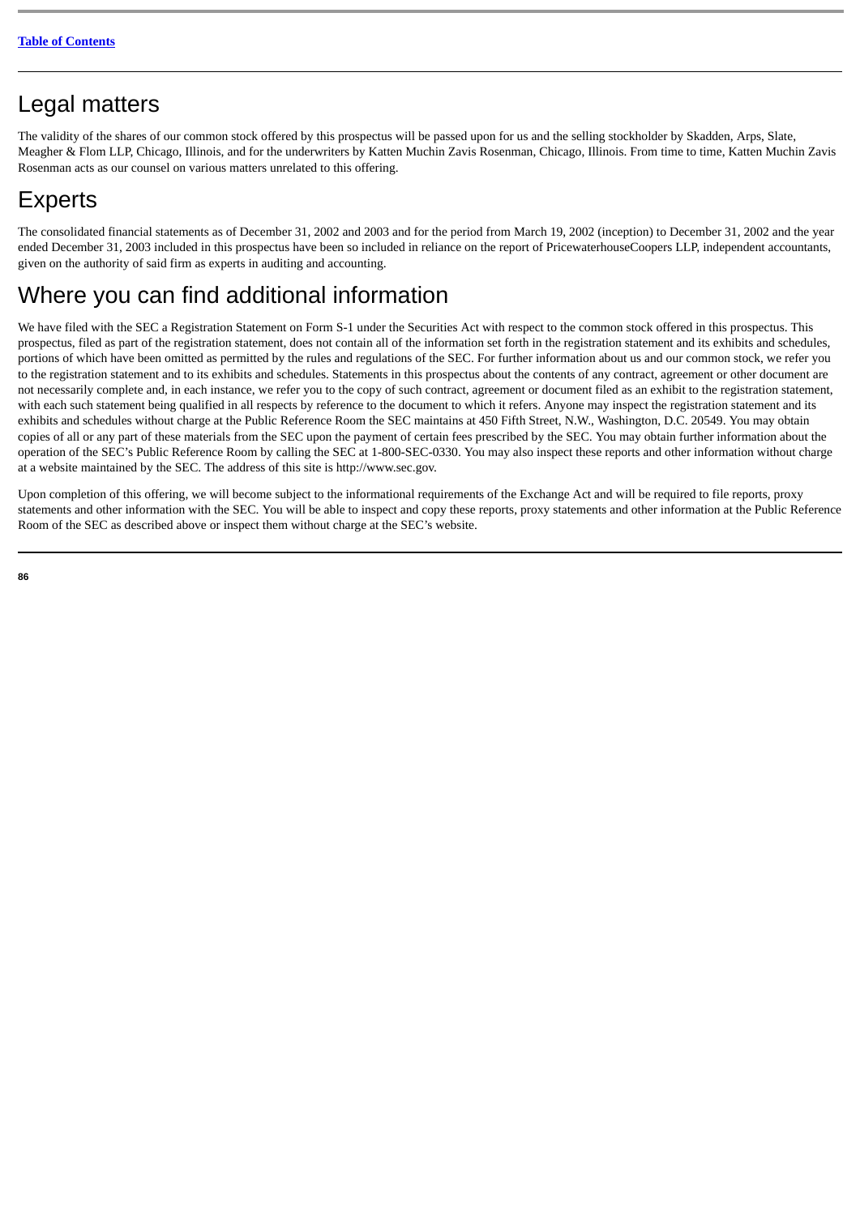## Legal matters

The validity of the shares of our common stock offered by this prospectus will be passed upon for us and the selling stockholder by Skadden, Arps, Slate, Meagher & Flom LLP, Chicago, Illinois, and for the underwriters by Katten Muchin Zavis Rosenman, Chicago, Illinois. From time to time, Katten Muchin Zavis Rosenman acts as our counsel on various matters unrelated to this offering.

## Experts

The consolidated financial statements as of December 31, 2002 and 2003 and for the period from March 19, 2002 (inception) to December 31, 2002 and the year ended December 31, 2003 included in this prospectus have been so included in reliance on the report of PricewaterhouseCoopers LLP, independent accountants, given on the authority of said firm as experts in auditing and accounting.

## Where you can find additional information

We have filed with the SEC a Registration Statement on Form S-1 under the Securities Act with respect to the common stock offered in this prospectus. This prospectus, filed as part of the registration statement, does not contain all of the information set forth in the registration statement and its exhibits and schedules, portions of which have been omitted as permitted by the rules and regulations of the SEC. For further information about us and our common stock, we refer you to the registration statement and to its exhibits and schedules. Statements in this prospectus about the contents of any contract, agreement or other document are not necessarily complete and, in each instance, we refer you to the copy of such contract, agreement or document filed as an exhibit to the registration statement, with each such statement being qualified in all respects by reference to the document to which it refers. Anyone may inspect the registration statement and its exhibits and schedules without charge at the Public Reference Room the SEC maintains at 450 Fifth Street, N.W., Washington, D.C. 20549. You may obtain copies of all or any part of these materials from the SEC upon the payment of certain fees prescribed by the SEC. You may obtain further information about the operation of the SEC's Public Reference Room by calling the SEC at 1-800-SEC-0330. You may also inspect these reports and other information without charge at a website maintained by the SEC. The address of this site is http://www.sec.gov.

Upon completion of this offering, we will become subject to the informational requirements of the Exchange Act and will be required to file reports, proxy statements and other information with the SEC. You will be able to inspect and copy these reports, proxy statements and other information at the Public Reference Room of the SEC as described above or inspect them without charge at the SEC's website.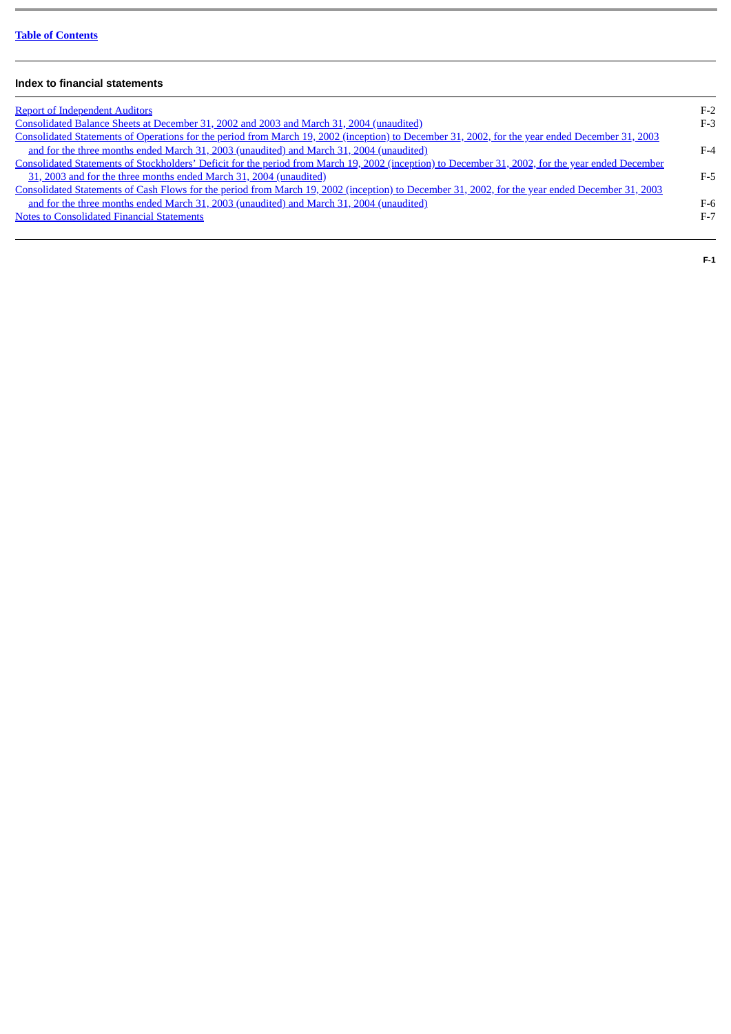## Index to financial statements

| | |
|---|---|
| Report of Independent Auditors | F-2 |
| Consolidated Balance Sheets at December 31, 2002 and 2003 and March 31, 2004 (unaudited) | F-3 |
| Consolidated Statements of Operations for the period from March 19, 2002 (inception) to December 31, 2002, for the year ended December 31, 2003 and for the three months ended March 31, 2003 (unaudited) and March 31, 2004 (unaudited) | F-4 |
| Consolidated Statements of Stockholders' Deficit for the period from March 19, 2002 (inception) to December 31, 2002, for the year ended December 31, 2003 and for the three months ended March 31, 2004 (unaudited) | F-5 |
| Consolidated Statements of Cash Flows for the period from March 19, 2002 (inception) to December 31, 2002, for the year ended December 31, 2003 and for the three months ended March 31, 2003 (unaudited) and March 31, 2004 (unaudited) | F-6 |
| Notes to Consolidated Financial Statements | F-7 |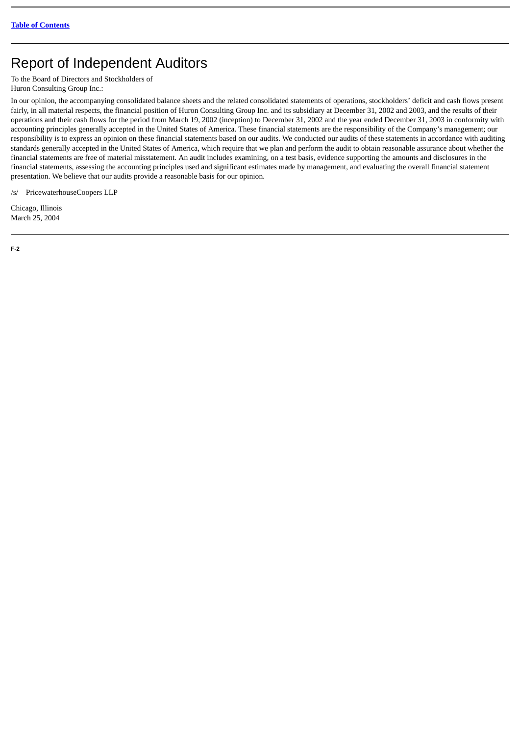# Report of Independent Auditors

To the Board of Directors and Stockholders of
Huron Consulting Group Inc.:

In our opinion, the accompanying consolidated balance sheets and the related consolidated statements of operations, stockholders' deficit and cash flows present fairly, in all material respects, the financial position of Huron Consulting Group Inc. and its subsidiary at December 31, 2002 and 2003, and the results of their operations and their cash flows for the period from March 19, 2002 (inception) to December 31, 2002 and the year ended December 31, 2003 in conformity with accounting principles generally accepted in the United States of America. These financial statements are the responsibility of the Company's management; our responsibility is to express an opinion on these financial statements based on our audits. We conducted our audits of these statements in accordance with auditing standards generally accepted in the United States of America, which require that we plan and perform the audit to obtain reasonable assurance about whether the financial statements are free of material misstatement. An audit includes examining, on a test basis, evidence supporting the amounts and disclosures in the financial statements, assessing the accounting principles used and significant estimates made by management, and evaluating the overall financial statement presentation. We believe that our audits provide a reasonable basis for our opinion.

/s/ PricewaterhouseCoopers LLP

Chicago, Illinois
March 25, 2004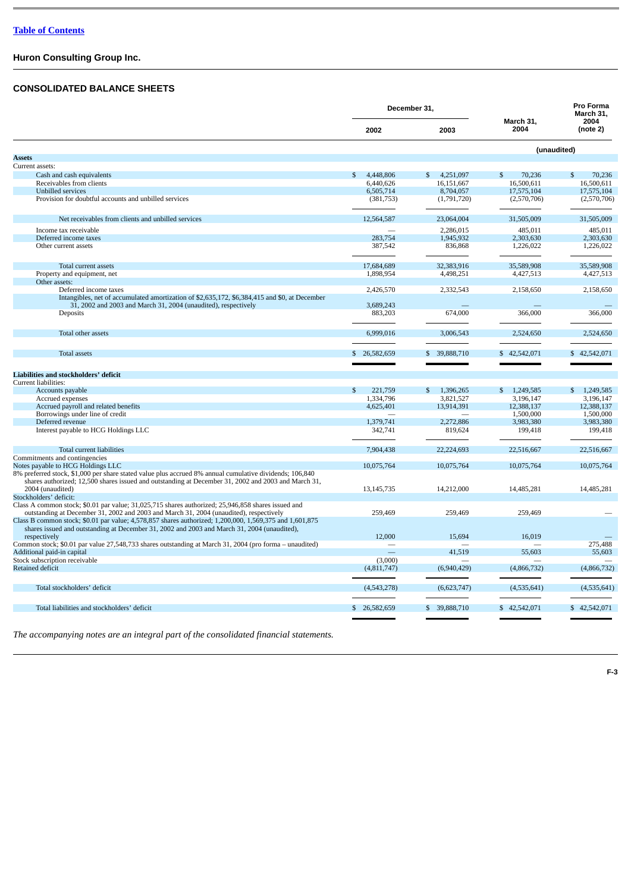Table of Contents

## Huron Consulting Group Inc.

### CONSOLIDATED BALANCE SHEETS

| | December 31, 2002 | December 31, 2003 | March 31, 2004 (unaudited) | Pro Forma March 31, 2004 (note 2) (unaudited) |
|---|---|---|---|---|
| **Assets** | | | | |
| Current assets: | | | | |
| Cash and cash equivalents | $ 4,448,806 | $ 4,251,097 | $ 70,236 | $ 70,236 |
| Receivables from clients | 6,440,626 | 16,151,667 | 16,500,611 | 16,500,611 |
| Unbilled services | 6,505,714 | 8,704,057 | 17,575,104 | 17,575,104 |
| Provision for doubtful accounts and unbilled services | (381,753) | (1,791,720) | (2,570,706) | (2,570,706) |
| Net receivables from clients and unbilled services | 12,564,587 | 23,064,004 | 31,505,009 | 31,505,009 |
| Income tax receivable | — | 2,286,015 | 485,011 | 485,011 |
| Deferred income taxes | 283,754 | 1,945,932 | 2,303,630 | 2,303,630 |
| Other current assets | 387,542 | 836,868 | 1,226,022 | 1,226,022 |
| Total current assets | 17,684,689 | 32,383,916 | 35,589,908 | 35,589,908 |
| Property and equipment, net | 1,898,954 | 4,498,251 | 4,427,513 | 4,427,513 |
| Other assets: | | | | |
| Deferred income taxes | 2,426,570 | 2,332,543 | 2,158,650 | 2,158,650 |
| Intangibles, net of accumulated amortization of $2,635,172, $6,384,415 and $0, at December 31, 2002 and 2003 and March 31, 2004 (unaudited), respectively | 3,689,243 | — | — | — |
| Deposits | 883,203 | 674,000 | 366,000 | 366,000 |
| Total other assets | 6,999,016 | 3,006,543 | 2,524,650 | 2,524,650 |
| Total assets | $ 26,582,659 | $ 39,888,710 | $ 42,542,071 | $ 42,542,071 |
| **Liabilities and stockholders' deficit** | | | | |
| Current liabilities: | | | | |
| Accounts payable | $ 221,759 | $ 1,396,265 | $ 1,249,585 | $ 1,249,585 |
| Accrued expenses | 1,334,796 | 3,821,527 | 3,196,147 | 3,196,147 |
| Accrued payroll and related benefits | 4,625,401 | 13,914,391 | 12,388,137 | 12,388,137 |
| Borrowings under line of credit | — | — | 1,500,000 | 1,500,000 |
| Deferred revenue | 1,379,741 | 2,272,886 | 3,983,380 | 3,983,380 |
| Interest payable to HCG Holdings LLC | 342,741 | 819,624 | 199,418 | 199,418 |
| Total current liabilities | 7,904,438 | 22,224,693 | 22,516,667 | 22,516,667 |
| Commitments and contingencies | | | | |
| Notes payable to HCG Holdings LLC | 10,075,764 | 10,075,764 | 10,075,764 | 10,075,764 |
| 8% preferred stock, $1,000 per share stated value plus accrued 8% annual cumulative dividends; 106,840 shares authorized; 12,500 shares issued and outstanding at December 31, 2002 and 2003 and March 31, 2004 (unaudited) | 13,145,735 | 14,212,000 | 14,485,281 | 14,485,281 |
| Stockholders' deficit: | | | | |
| Class A common stock; $0.01 par value; 31,025,715 shares authorized; 25,946,858 shares issued and outstanding at December 31, 2002 and 2003 and March 31, 2004 (unaudited), respectively | 259,469 | 259,469 | 259,469 | — |
| Class B common stock; $0.01 par value; 4,578,857 shares authorized; 1,200,000, 1,569,375 and 1,601,875 shares issued and outstanding at December 31, 2002 and 2003 and March 31, 2004 (unaudited), respectively | 12,000 | 15,694 | 16,019 | — |
| Common stock; $0.01 par value 27,548,733 shares outstanding at March 31, 2004 (pro forma – unaudited) | — | — | — | 275,488 |
| Additional paid-in capital | — | 41,519 | 55,603 | 55,603 |
| Stock subscription receivable | (3,000) | — | — | — |
| Retained deficit | (4,811,747) | (6,940,429) | (4,866,732) | (4,866,732) |
| Total stockholders' deficit | (4,543,278) | (6,623,747) | (4,535,641) | (4,535,641) |
| Total liabilities and stockholders' deficit | $ 26,582,659 | $ 39,888,710 | $ 42,542,071 | $ 42,542,071 |

*The accompanying notes are an integral part of the consolidated financial statements.*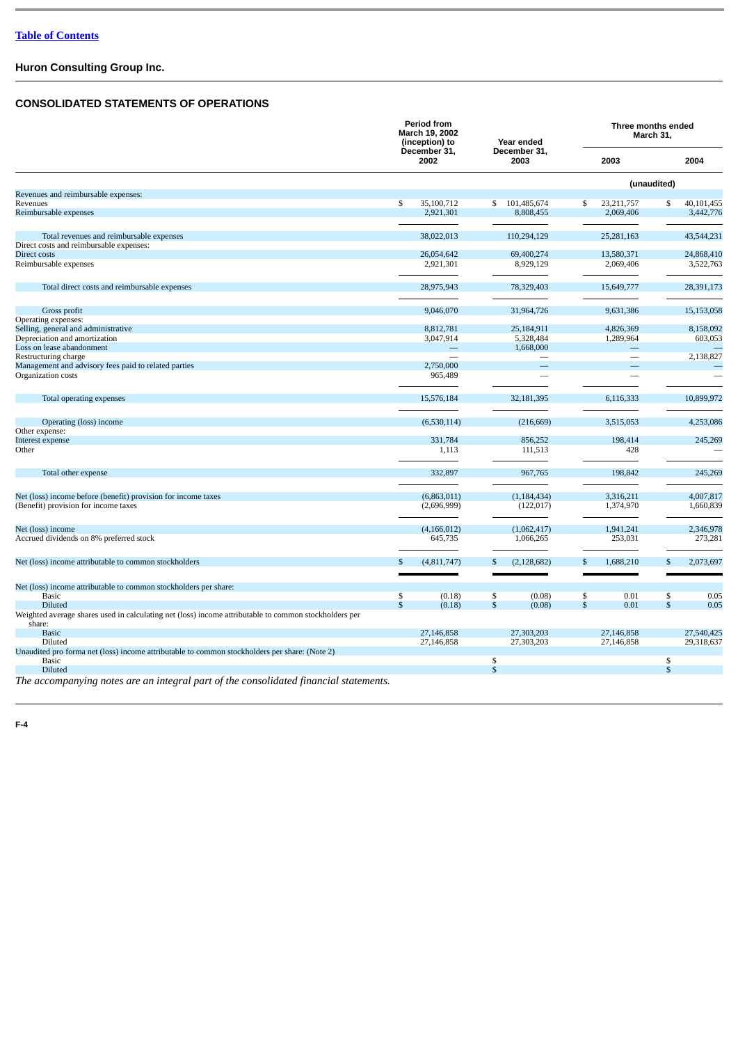[Table of Contents](#)

**Huron Consulting Group Inc.**

## CONSOLIDATED STATEMENTS OF OPERATIONS

| | Period from March 19, 2002 (inception) to December 31, 2002 | Year ended December 31, 2003 | Three months ended March 31, 2003 | Three months ended March 31, 2004 |
|---|---|---|---|---|
| | | | (unaudited) | (unaudited) |
| Revenues and reimbursable expenses: | | | | |
| Revenues | $ 35,100,712 | $ 101,485,674 | $ 23,211,757 | $ 40,101,455 |
| Reimbursable expenses | 2,921,301 | 8,808,455 | 2,069,406 | 3,442,776 |
| Total revenues and reimbursable expenses | 38,022,013 | 110,294,129 | 25,281,163 | 43,544,231 |
| Direct costs and reimbursable expenses: | | | | |
| Direct costs | 26,054,642 | 69,400,274 | 13,580,371 | 24,868,410 |
| Reimbursable expenses | 2,921,301 | 8,929,129 | 2,069,406 | 3,522,763 |
| Total direct costs and reimbursable expenses | 28,975,943 | 78,329,403 | 15,649,777 | 28,391,173 |
| Gross profit | 9,046,070 | 31,964,726 | 9,631,386 | 15,153,058 |
| Operating expenses: | | | | |
| Selling, general and administrative | 8,812,781 | 25,184,911 | 4,826,369 | 8,158,092 |
| Depreciation and amortization | 3,047,914 | 5,328,484 | 1,289,964 | 603,053 |
| Loss on lease abandonment | — | 1,668,000 | — | — |
| Restructuring charge | — | — | — | 2,138,827 |
| Management and advisory fees paid to related parties | 2,750,000 | — | — | — |
| Organization costs | 965,489 | — | — | — |
| Total operating expenses | 15,576,184 | 32,181,395 | 6,116,333 | 10,899,972 |
| Operating (loss) income | (6,530,114) | (216,669) | 3,515,053 | 4,253,086 |
| Other expense: | | | | |
| Interest expense | 331,784 | 856,252 | 198,414 | 245,269 |
| Other | 1,113 | 111,513 | 428 | — |
| Total other expense | 332,897 | 967,765 | 198,842 | 245,269 |
| Net (loss) income before (benefit) provision for income taxes | (6,863,011) | (1,184,434) | 3,316,211 | 4,007,817 |
| (Benefit) provision for income taxes | (2,696,999) | (122,017) | 1,374,970 | 1,660,839 |
| Net (loss) income | (4,166,012) | (1,062,417) | 1,941,241 | 2,346,978 |
| Accrued dividends on 8% preferred stock | 645,735 | 1,066,265 | 253,031 | 273,281 |
| Net (loss) income attributable to common stockholders | $ (4,811,747) | $ (2,128,682) | $ 1,688,210 | $ 2,073,697 |
| Net (loss) income attributable to common stockholders per share: | | | | |
| Basic | $ (0.18) | $ (0.08) | $ 0.01 | $ 0.05 |
| Diluted | $ (0.18) | $ (0.08) | $ 0.01 | $ 0.05 |
| Weighted average shares used in calculating net (loss) income attributable to common stockholders per share: | | | | |
| Basic | 27,146,858 | 27,303,203 | 27,146,858 | 27,540,425 |
| Diluted | 27,146,858 | 27,303,203 | 27,146,858 | 29,318,637 |
| Unaudited pro forma net (loss) income attributable to common stockholders per share: (Note 2) | | | | |
| Basic | | $ | | $ |
| Diluted | | $ | | $ |

*The accompanying notes are an integral part of the consolidated financial statements.*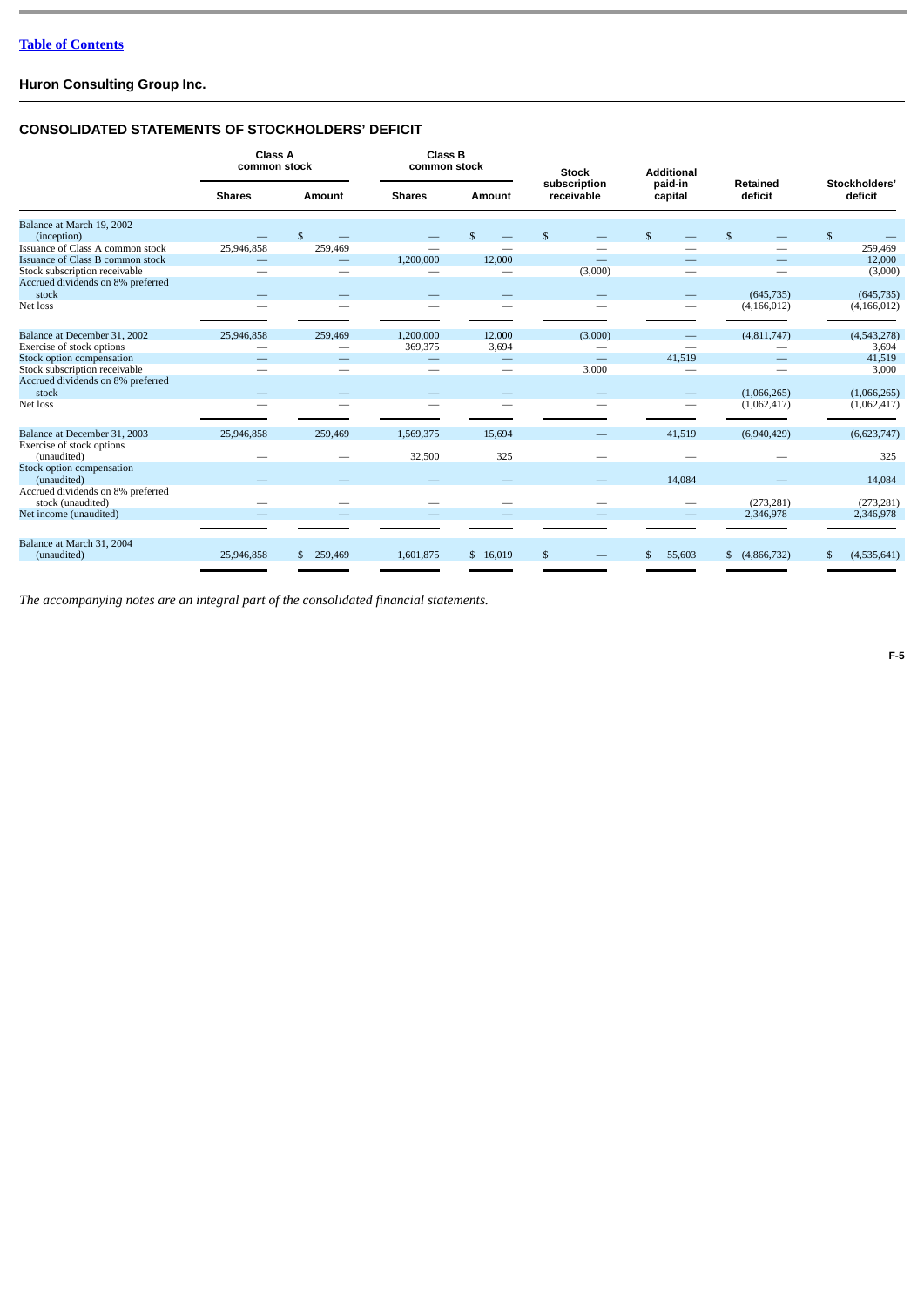[Table of Contents](#)

**Huron Consulting Group Inc.**

## CONSOLIDATED STATEMENTS OF STOCKHOLDERS' DEFICIT

| | Class A common stock | | Class B common stock | | Stock subscription receivable | Additional paid-in capital | Retained deficit | Stockholders' deficit |
|---|---|---|---|---|---|---|---|---|
| | Shares | Amount | Shares | Amount | | | | |
| Balance at March 19, 2002 (inception) | — | $ — | — | $ — | $ — | $ — | $ — | $ — |
| Issuance of Class A common stock | 25,946,858 | 259,469 | — | — | — | — | — | 259,469 |
| Issuance of Class B common stock | — | — | 1,200,000 | 12,000 | — | — | — | 12,000 |
| Stock subscription receivable | — | — | — | — | (3,000) | — | — | (3,000) |
| Accrued dividends on 8% preferred stock | — | — | — | — | — | — | (645,735) | (645,735) |
| Net loss | — | — | — | — | — | — | (4,166,012) | (4,166,012) |
| Balance at December 31, 2002 | 25,946,858 | 259,469 | 1,200,000 | 12,000 | (3,000) | — | (4,811,747) | (4,543,278) |
| Exercise of stock options | — | — | 369,375 | 3,694 | — | — | — | 3,694 |
| Stock option compensation | — | — | — | — | — | 41,519 | — | 41,519 |
| Stock subscription receivable | — | — | — | — | 3,000 | — | — | 3,000 |
| Accrued dividends on 8% preferred stock | — | — | — | — | — | — | (1,066,265) | (1,066,265) |
| Net loss | — | — | — | — | — | — | (1,062,417) | (1,062,417) |
| Balance at December 31, 2003 | 25,946,858 | 259,469 | 1,569,375 | 15,694 | — | 41,519 | (6,940,429) | (6,623,747) |
| Exercise of stock options (unaudited) | — | — | 32,500 | 325 | — | — | — | 325 |
| Stock option compensation (unaudited) | — | — | — | — | — | 14,084 | — | 14,084 |
| Accrued dividends on 8% preferred stock (unaudited) | — | — | — | — | — | — | (273,281) | (273,281) |
| Net income (unaudited) | — | — | — | — | — | — | 2,346,978 | 2,346,978 |
| Balance at March 31, 2004 (unaudited) | 25,946,858 | $ 259,469 | 1,601,875 | $ 16,019 | $ — | $ 55,603 | $ (4,866,732) | $ (4,535,641) |

*The accompanying notes are an integral part of the consolidated financial statements.*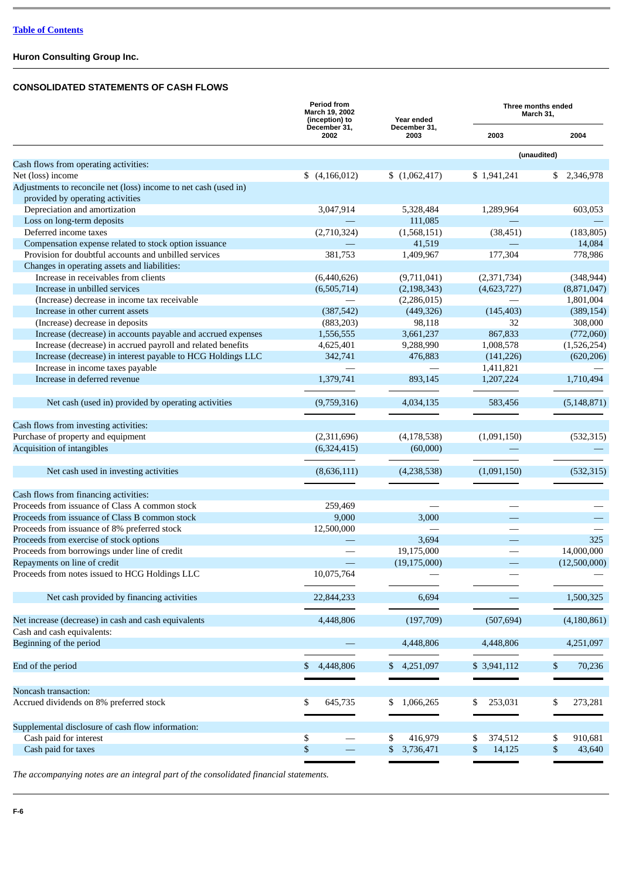[Table of Contents](#)

**Huron Consulting Group Inc.**

**CONSOLIDATED STATEMENTS OF CASH FLOWS**

| | Period from March 19, 2002 (inception) to December 31, 2002 | Year ended December 31, 2003 | Three months ended March 31, | |
|---|---|---|---|---|
| | | | 2003 | 2004 |
| | | | (unaudited) | |
| Cash flows from operating activities: | | | | |
| Net (loss) income | $ (4,166,012) | $ (1,062,417) | $ 1,941,241 | $ 2,346,978 |
| Adjustments to reconcile net (loss) income to net cash (used in) provided by operating activities | | | | |
| Depreciation and amortization | 3,047,914 | 5,328,484 | 1,289,964 | 603,053 |
| Loss on long-term deposits | — | 111,085 | — | — |
| Deferred income taxes | (2,710,324) | (1,568,151) | (38,451) | (183,805) |
| Compensation expense related to stock option issuance | — | 41,519 | — | 14,084 |
| Provision for doubtful accounts and unbilled services | 381,753 | 1,409,967 | 177,304 | 778,986 |
| Changes in operating assets and liabilities: | | | | |
| Increase in receivables from clients | (6,440,626) | (9,711,041) | (2,371,734) | (348,944) |
| Increase in unbilled services | (6,505,714) | (2,198,343) | (4,623,727) | (8,871,047) |
| (Increase) decrease in income tax receivable | — | (2,286,015) | — | 1,801,004 |
| Increase in other current assets | (387,542) | (449,326) | (145,403) | (389,154) |
| (Increase) decrease in deposits | (883,203) | 98,118 | 32 | 308,000 |
| Increase (decrease) in accounts payable and accrued expenses | 1,556,555 | 3,661,237 | 867,833 | (772,060) |
| Increase (decrease) in accrued payroll and related benefits | 4,625,401 | 9,288,990 | 1,008,578 | (1,526,254) |
| Increase (decrease) in interest payable to HCG Holdings LLC | 342,741 | 476,883 | (141,226) | (620,206) |
| Increase in income taxes payable | — | — | 1,411,821 | — |
| Increase in deferred revenue | 1,379,741 | 893,145 | 1,207,224 | 1,710,494 |
| Net cash (used in) provided by operating activities | (9,759,316) | 4,034,135 | 583,456 | (5,148,871) |
| Cash flows from investing activities: | | | | |
| Purchase of property and equipment | (2,311,696) | (4,178,538) | (1,091,150) | (532,315) |
| Acquisition of intangibles | (6,324,415) | (60,000) | — | — |
| Net cash used in investing activities | (8,636,111) | (4,238,538) | (1,091,150) | (532,315) |
| Cash flows from financing activities: | | | | |
| Proceeds from issuance of Class A common stock | 259,469 | — | — | — |
| Proceeds from issuance of Class B common stock | 9,000 | 3,000 | — | — |
| Proceeds from issuance of 8% preferred stock | 12,500,000 | — | — | — |
| Proceeds from exercise of stock options | — | 3,694 | — | 325 |
| Proceeds from borrowings under line of credit | — | 19,175,000 | — | 14,000,000 |
| Repayments on line of credit | — | (19,175,000) | — | (12,500,000) |
| Proceeds from notes issued to HCG Holdings LLC | 10,075,764 | — | — | — |
| Net cash provided by financing activities | 22,844,233 | 6,694 | — | 1,500,325 |
| Net increase (decrease) in cash and cash equivalents | 4,448,806 | (197,709) | (507,694) | (4,180,861) |
| Cash and cash equivalents: | | | | |
| Beginning of the period | — | 4,448,806 | 4,448,806 | 4,251,097 |
| End of the period | $ 4,448,806 | $ 4,251,097 | $ 3,941,112 | $ 70,236 |
| Noncash transaction: | | | | |
| Accrued dividends on 8% preferred stock | $ 645,735 | $ 1,066,265 | $ 253,031 | $ 273,281 |
| Supplemental disclosure of cash flow information: | | | | |
| Cash paid for interest | $ — | $ 416,979 | $ 374,512 | $ 910,681 |
| Cash paid for taxes | $ — | $ 3,736,471 | $ 14,125 | $ 43,640 |

*The accompanying notes are an integral part of the consolidated financial statements.*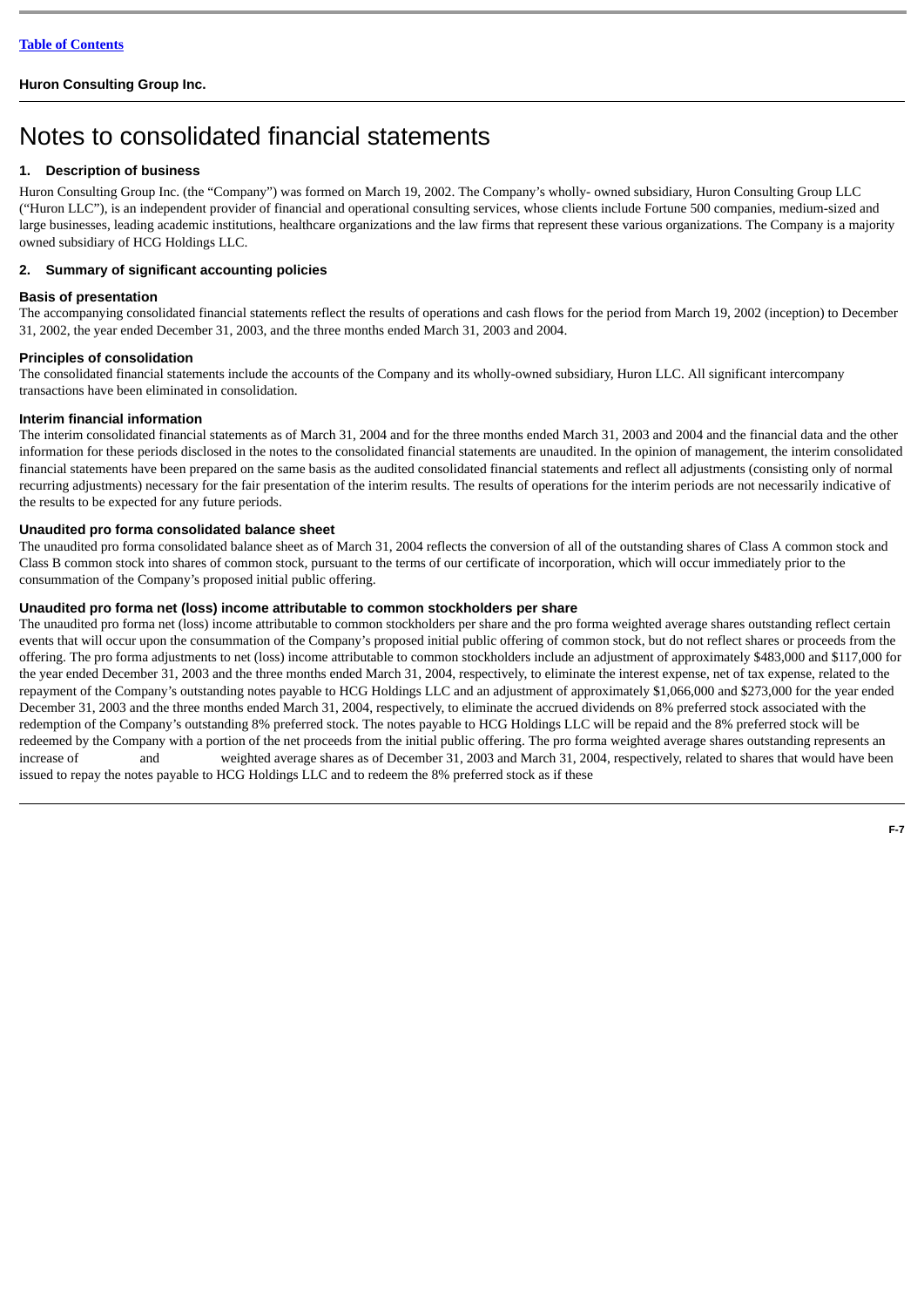[Table of Contents](#)

**Huron Consulting Group Inc.**

# Notes to consolidated financial statements

## 1. Description of business

Huron Consulting Group Inc. (the "Company") was formed on March 19, 2002. The Company's wholly- owned subsidiary, Huron Consulting Group LLC ("Huron LLC"), is an independent provider of financial and operational consulting services, whose clients include Fortune 500 companies, medium-sized and large businesses, leading academic institutions, healthcare organizations and the law firms that represent these various organizations. The Company is a majority owned subsidiary of HCG Holdings LLC.

## 2. Summary of significant accounting policies

### Basis of presentation

The accompanying consolidated financial statements reflect the results of operations and cash flows for the period from March 19, 2002 (inception) to December 31, 2002, the year ended December 31, 2003, and the three months ended March 31, 2003 and 2004.

### Principles of consolidation

The consolidated financial statements include the accounts of the Company and its wholly-owned subsidiary, Huron LLC. All significant intercompany transactions have been eliminated in consolidation.

### Interim financial information

The interim consolidated financial statements as of March 31, 2004 and for the three months ended March 31, 2003 and 2004 and the financial data and the other information for these periods disclosed in the notes to the consolidated financial statements are unaudited. In the opinion of management, the interim consolidated financial statements have been prepared on the same basis as the audited consolidated financial statements and reflect all adjustments (consisting only of normal recurring adjustments) necessary for the fair presentation of the interim results. The results of operations for the interim periods are not necessarily indicative of the results to be expected for any future periods.

### Unaudited pro forma consolidated balance sheet

The unaudited pro forma consolidated balance sheet as of March 31, 2004 reflects the conversion of all of the outstanding shares of Class A common stock and Class B common stock into shares of common stock, pursuant to the terms of our certificate of incorporation, which will occur immediately prior to the consummation of the Company's proposed initial public offering.

### Unaudited pro forma net (loss) income attributable to common stockholders per share

The unaudited pro forma net (loss) income attributable to common stockholders per share and the pro forma weighted average shares outstanding reflect certain events that will occur upon the consummation of the Company's proposed initial public offering of common stock, but do not reflect shares or proceeds from the offering. The pro forma adjustments to net (loss) income attributable to common stockholders include an adjustment of approximately $483,000 and $117,000 for the year ended December 31, 2003 and the three months ended March 31, 2004, respectively, to eliminate the interest expense, net of tax expense, related to the repayment of the Company's outstanding notes payable to HCG Holdings LLC and an adjustment of approximately $1,066,000 and $273,000 for the year ended December 31, 2003 and the three months ended March 31, 2004, respectively, to eliminate the accrued dividends on 8% preferred stock associated with the redemption of the Company's outstanding 8% preferred stock. The notes payable to HCG Holdings LLC will be repaid and the 8% preferred stock will be redeemed by the Company with a portion of the net proceeds from the initial public offering. The pro forma weighted average shares outstanding represents an increase of          and          weighted average shares as of December 31, 2003 and March 31, 2004, respectively, related to shares that would have been issued to repay the notes payable to HCG Holdings LLC and to redeem the 8% preferred stock as if these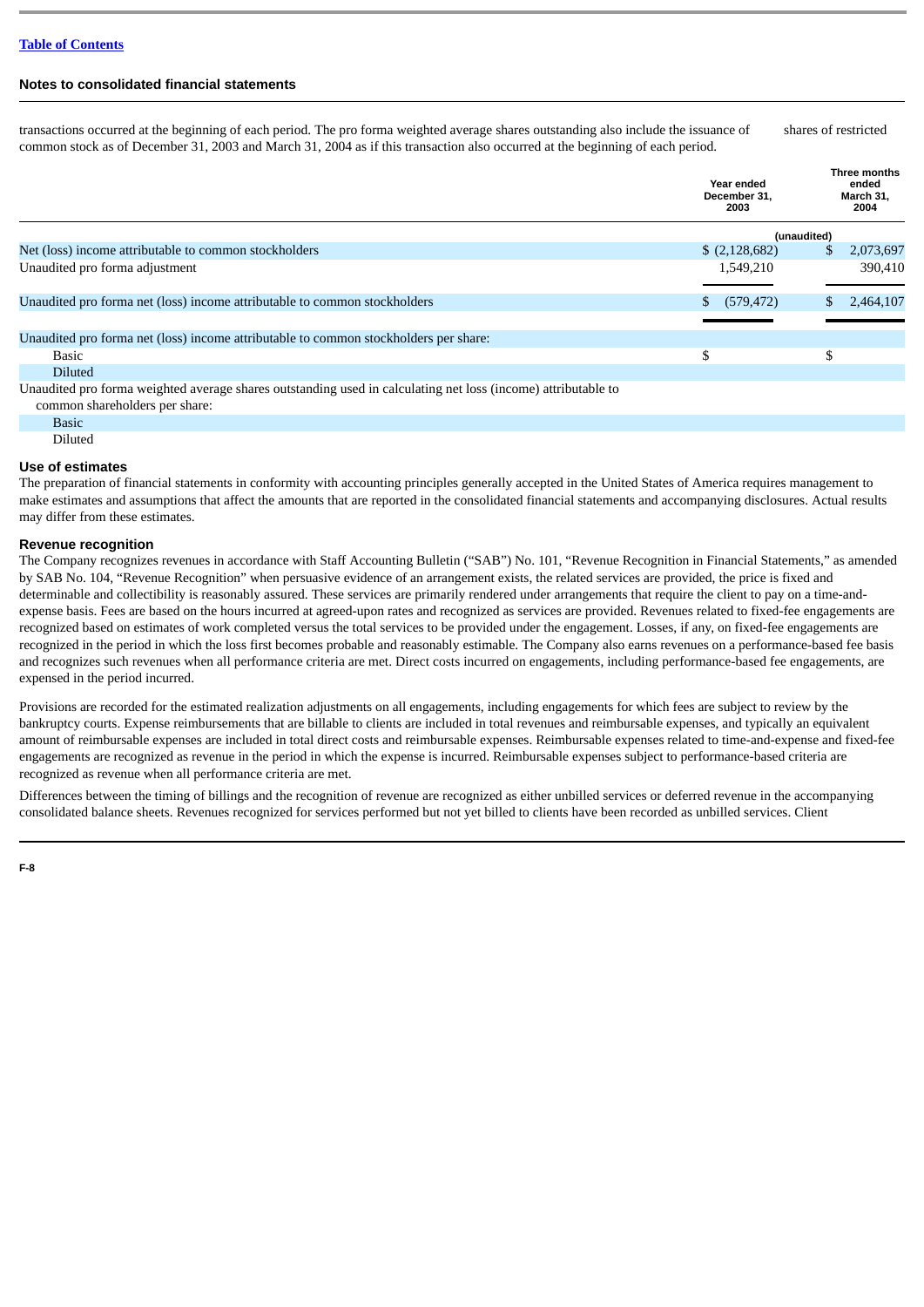transactions occurred at the beginning of each period. The pro forma weighted average shares outstanding also include the issuance of shares of restricted common stock as of December 31, 2003 and March 31, 2004 as if this transaction also occurred at the beginning of each period.

| | Year ended December 31, 2003 | Three months ended March 31, 2004 |
|---|---|---|
| | | (unaudited) |
| Net (loss) income attributable to common stockholders | $ (2,128,682) | $ 2,073,697 |
| Unaudited pro forma adjustment | 1,549,210 | 390,410 |
| Unaudited pro forma net (loss) income attributable to common stockholders | $ (579,472) | $ 2,464,107 |
| Unaudited pro forma net (loss) income attributable to common stockholders per share: | | |
| Basic | $ | $ |
| Diluted | | |
| Unaudited pro forma weighted average shares outstanding used in calculating net loss (income) attributable to common shareholders per share: | | |
| Basic | | |
| Diluted | | |

### Use of estimates

The preparation of financial statements in conformity with accounting principles generally accepted in the United States of America requires management to make estimates and assumptions that affect the amounts that are reported in the consolidated financial statements and accompanying disclosures. Actual results may differ from these estimates.

### Revenue recognition

The Company recognizes revenues in accordance with Staff Accounting Bulletin ("SAB") No. 101, "Revenue Recognition in Financial Statements," as amended by SAB No. 104, "Revenue Recognition" when persuasive evidence of an arrangement exists, the related services are provided, the price is fixed and determinable and collectibility is reasonably assured. These services are primarily rendered under arrangements that require the client to pay on a time-and-expense basis. Fees are based on the hours incurred at agreed-upon rates and recognized as services are provided. Revenues related to fixed-fee engagements are recognized based on estimates of work completed versus the total services to be provided under the engagement. Losses, if any, on fixed-fee engagements are recognized in the period in which the loss first becomes probable and reasonably estimable. The Company also earns revenues on a performance-based fee basis and recognizes such revenues when all performance criteria are met. Direct costs incurred on engagements, including performance-based fee engagements, are expensed in the period incurred.

Provisions are recorded for the estimated realization adjustments on all engagements, including engagements for which fees are subject to review by the bankruptcy courts. Expense reimbursements that are billable to clients are included in total revenues and reimbursable expenses, and typically an equivalent amount of reimbursable expenses are included in total direct costs and reimbursable expenses. Reimbursable expenses related to time-and-expense and fixed-fee engagements are recognized as revenue in the period in which the expense is incurred. Reimbursable expenses subject to performance-based criteria are recognized as revenue when all performance criteria are met.

Differences between the timing of billings and the recognition of revenue are recognized as either unbilled services or deferred revenue in the accompanying consolidated balance sheets. Revenues recognized for services performed but not yet billed to clients have been recorded as unbilled services. Client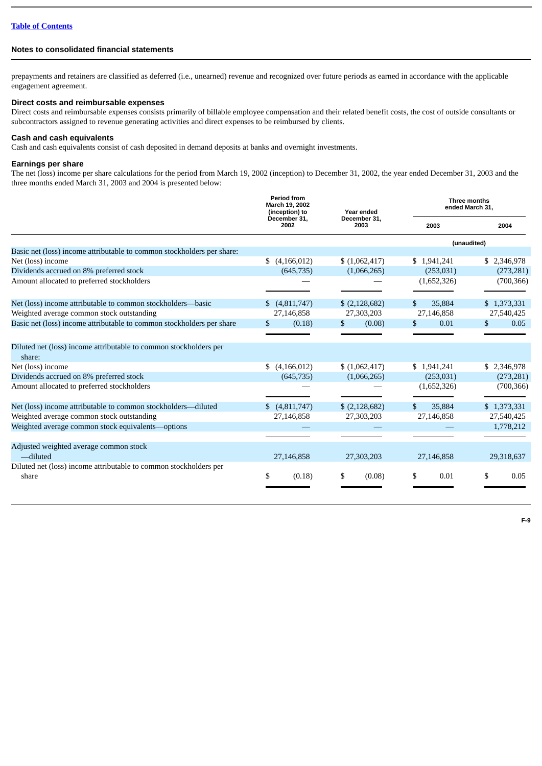## Notes to consolidated financial statements

prepayments and retainers are classified as deferred (i.e., unearned) revenue and recognized over future periods as earned in accordance with the applicable engagement agreement.

### Direct costs and reimbursable expenses

Direct costs and reimbursable expenses consists primarily of billable employee compensation and their related benefit costs, the cost of outside consultants or subcontractors assigned to revenue generating activities and direct expenses to be reimbursed by clients.

### Cash and cash equivalents

Cash and cash equivalents consist of cash deposited in demand deposits at banks and overnight investments.

### Earnings per share

The net (loss) income per share calculations for the period from March 19, 2002 (inception) to December 31, 2002, the year ended December 31, 2003 and the three months ended March 31, 2003 and 2004 is presented below:

| | Period from March 19, 2002 (inception) to December 31, 2002 | Year ended December 31, 2003 | Three months ended March 31, | |
|---|---|---|---|---|
| | | | 2003 | 2004 |
| | | | (unaudited) | |
| Basic net (loss) income attributable to common stockholders per share: | | | | |
| Net (loss) income | $ (4,166,012) | $ (1,062,417) | $ 1,941,241 | $ 2,346,978 |
| Dividends accrued on 8% preferred stock | (645,735) | (1,066,265) | (253,031) | (273,281) |
| Amount allocated to preferred stockholders | — | — | (1,652,326) | (700,366) |
| Net (loss) income attributable to common stockholders—basic | $ (4,811,747) | $ (2,128,682) | $ 35,884 | $ 1,373,331 |
| Weighted average common stock outstanding | 27,146,858 | 27,303,203 | 27,146,858 | 27,540,425 |
| Basic net (loss) income attributable to common stockholders per share | $ (0.18) | $ (0.08) | $ 0.01 | $ 0.05 |
| Diluted net (loss) income attributable to common stockholders per share: | | | | |
| Net (loss) income | $ (4,166,012) | $ (1,062,417) | $ 1,941,241 | $ 2,346,978 |
| Dividends accrued on 8% preferred stock | (645,735) | (1,066,265) | (253,031) | (273,281) |
| Amount allocated to preferred stockholders | — | — | (1,652,326) | (700,366) |
| Net (loss) income attributable to common stockholders—diluted | $ (4,811,747) | $ (2,128,682) | $ 35,884 | $ 1,373,331 |
| Weighted average common stock outstanding | 27,146,858 | 27,303,203 | 27,146,858 | 27,540,425 |
| Weighted average common stock equivalents—options | — | — | — | 1,778,212 |
| Adjusted weighted average common stock—diluted | 27,146,858 | 27,303,203 | 27,146,858 | 29,318,637 |
| Diluted net (loss) income attributable to common stockholders per share | $ (0.18) | $ (0.08) | $ 0.01 | $ 0.05 |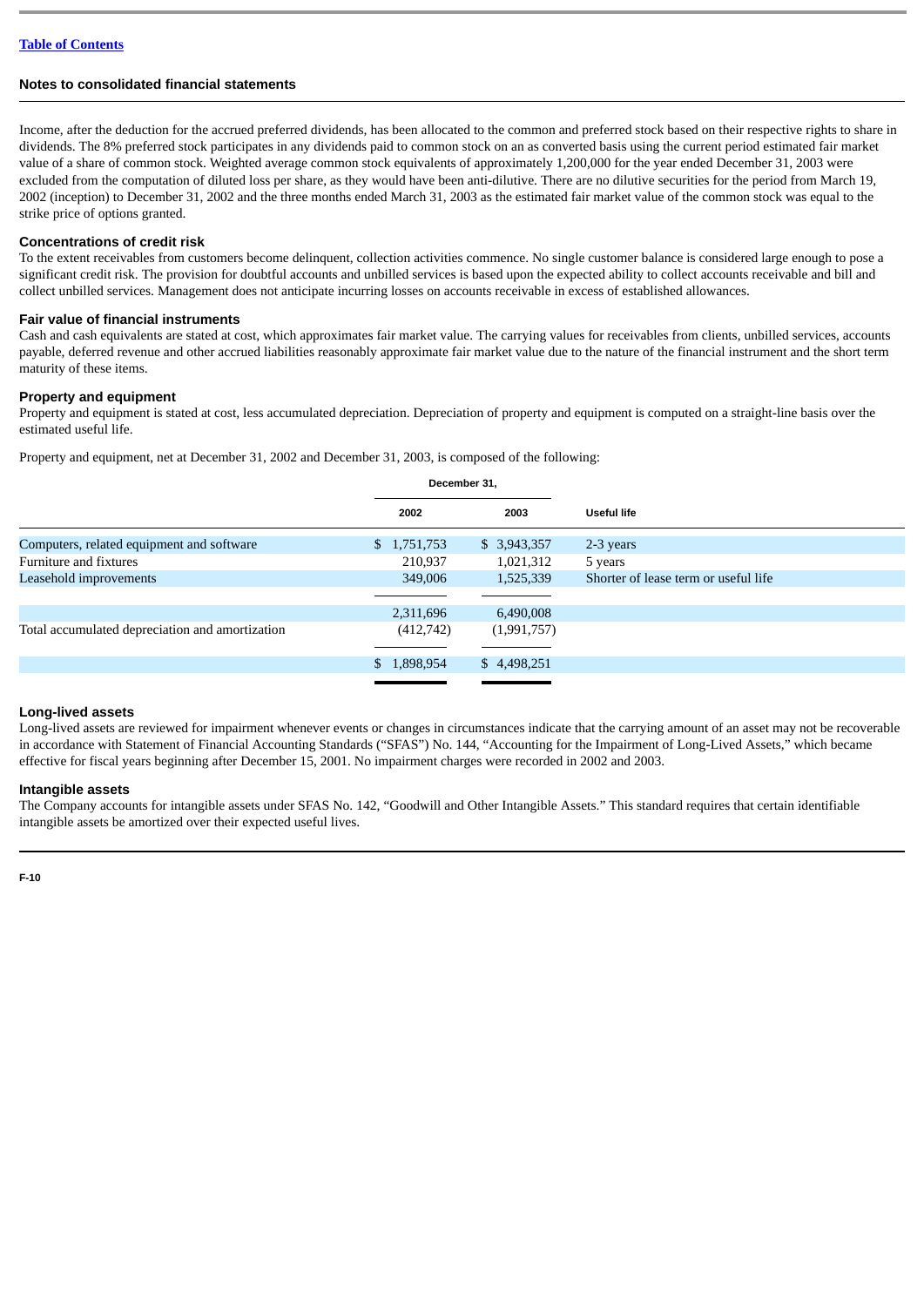**Notes to consolidated financial statements**

Income, after the deduction for the accrued preferred dividends, has been allocated to the common and preferred stock based on their respective rights to share in dividends. The 8% preferred stock participates in any dividends paid to common stock on an as converted basis using the current period estimated fair market value of a share of common stock. Weighted average common stock equivalents of approximately 1,200,000 for the year ended December 31, 2003 were excluded from the computation of diluted loss per share, as they would have been anti-dilutive. There are no dilutive securities for the period from March 19, 2002 (inception) to December 31, 2002 and the three months ended March 31, 2003 as the estimated fair market value of the common stock was equal to the strike price of options granted.

### Concentrations of credit risk

To the extent receivables from customers become delinquent, collection activities commence. No single customer balance is considered large enough to pose a significant credit risk. The provision for doubtful accounts and unbilled services is based upon the expected ability to collect accounts receivable and bill and collect unbilled services. Management does not anticipate incurring losses on accounts receivable in excess of established allowances.

### Fair value of financial instruments

Cash and cash equivalents are stated at cost, which approximates fair market value. The carrying values for receivables from clients, unbilled services, accounts payable, deferred revenue and other accrued liabilities reasonably approximate fair market value due to the nature of the financial instrument and the short term maturity of these items.

### Property and equipment

Property and equipment is stated at cost, less accumulated depreciation. Depreciation of property and equipment is computed on a straight-line basis over the estimated useful life.

Property and equipment, net at December 31, 2002 and December 31, 2003, is composed of the following:

| | December 31, | | |
|---|---|---|---|
| | 2002 | 2003 | Useful life |
| Computers, related equipment and software | $ 1,751,753 | $ 3,943,357 | 2-3 years |
| Furniture and fixtures | 210,937 | 1,021,312 | 5 years |
| Leasehold improvements | 349,006 | 1,525,339 | Shorter of lease term or useful life |
| | 2,311,696 | 6,490,008 | |
| Total accumulated depreciation and amortization | (412,742) | (1,991,757) | |
| | $ 1,898,954 | $ 4,498,251 | |

### Long-lived assets

Long-lived assets are reviewed for impairment whenever events or changes in circumstances indicate that the carrying amount of an asset may not be recoverable in accordance with Statement of Financial Accounting Standards ("SFAS") No. 144, "Accounting for the Impairment of Long-Lived Assets," which became effective for fiscal years beginning after December 15, 2001. No impairment charges were recorded in 2002 and 2003.

### Intangible assets

The Company accounts for intangible assets under SFAS No. 142, "Goodwill and Other Intangible Assets." This standard requires that certain identifiable intangible assets be amortized over their expected useful lives.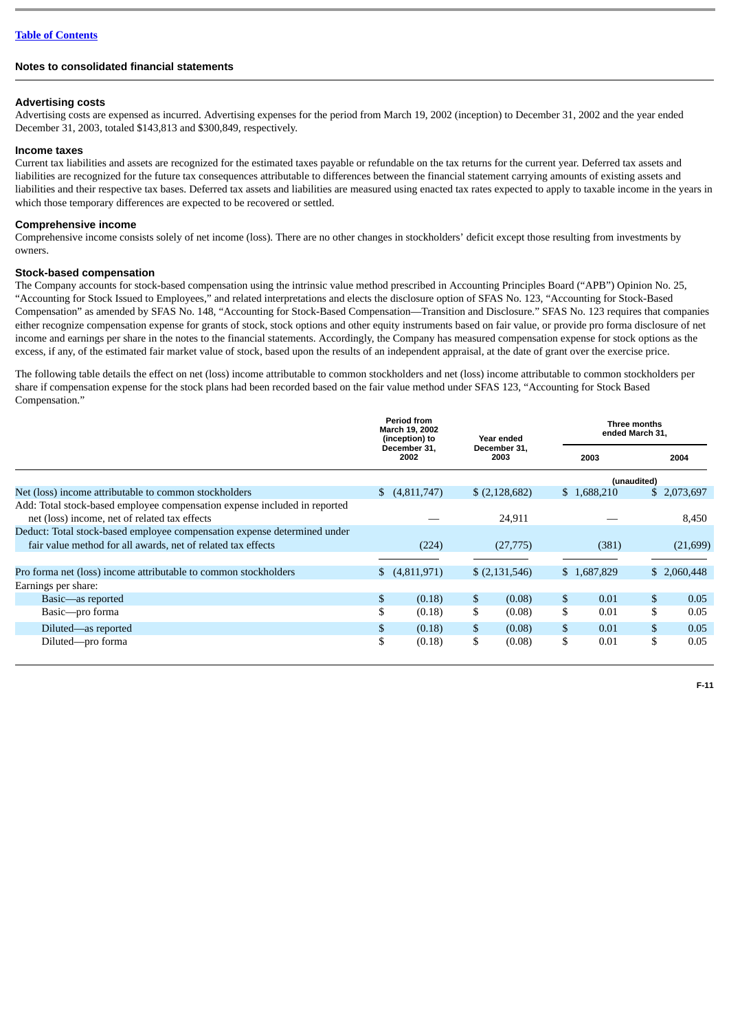[Table of Contents](#)

## Notes to consolidated financial statements

### Advertising costs

Advertising costs are expensed as incurred. Advertising expenses for the period from March 19, 2002 (inception) to December 31, 2002 and the year ended December 31, 2003, totaled $143,813 and $300,849, respectively.

### Income taxes

Current tax liabilities and assets are recognized for the estimated taxes payable or refundable on the tax returns for the current year. Deferred tax assets and liabilities are recognized for the future tax consequences attributable to differences between the financial statement carrying amounts of existing assets and liabilities and their respective tax bases. Deferred tax assets and liabilities are measured using enacted tax rates expected to apply to taxable income in the years in which those temporary differences are expected to be recovered or settled.

### Comprehensive income

Comprehensive income consists solely of net income (loss). There are no other changes in stockholders' deficit except those resulting from investments by owners.

### Stock-based compensation

The Company accounts for stock-based compensation using the intrinsic value method prescribed in Accounting Principles Board ("APB") Opinion No. 25, "Accounting for Stock Issued to Employees," and related interpretations and elects the disclosure option of SFAS No. 123, "Accounting for Stock-Based Compensation" as amended by SFAS No. 148, "Accounting for Stock-Based Compensation—Transition and Disclosure." SFAS No. 123 requires that companies either recognize compensation expense for grants of stock, stock options and other equity instruments based on fair value, or provide pro forma disclosure of net income and earnings per share in the notes to the financial statements. Accordingly, the Company has measured compensation expense for stock options as the excess, if any, of the estimated fair market value of stock, based upon the results of an independent appraisal, at the date of grant over the exercise price.

The following table details the effect on net (loss) income attributable to common stockholders and net (loss) income attributable to common stockholders per share if compensation expense for the stock plans had been recorded based on the fair value method under SFAS 123, "Accounting for Stock Based Compensation."

| | Period from March 19, 2002 (inception) to December 31, 2002 | Year ended December 31, 2003 | Three months ended March 31, 2003 | Three months ended March 31, 2004 |
|---|---|---|---|---|
| | | | (unaudited) | (unaudited) |
| Net (loss) income attributable to common stockholders | $ (4,811,747) | $ (2,128,682) | $ 1,688,210 | $ 2,073,697 |
| Add: Total stock-based employee compensation expense included in reported net (loss) income, net of related tax effects | — | 24,911 | — | 8,450 |
| Deduct: Total stock-based employee compensation expense determined under fair value method for all awards, net of related tax effects | (224) | (27,775) | (381) | (21,699) |
| Pro forma net (loss) income attributable to common stockholders | $ (4,811,971) | $ (2,131,546) | $ 1,687,829 | $ 2,060,448 |
| Earnings per share: | | | | |
| Basic—as reported | $ (0.18) | $ (0.08) | $ 0.01 | $ 0.05 |
| Basic—pro forma | $ (0.18) | $ (0.08) | $ 0.01 | $ 0.05 |
| Diluted—as reported | $ (0.18) | $ (0.08) | $ 0.01 | $ 0.05 |
| Diluted—pro forma | $ (0.18) | $ (0.08) | $ 0.01 | $ 0.05 |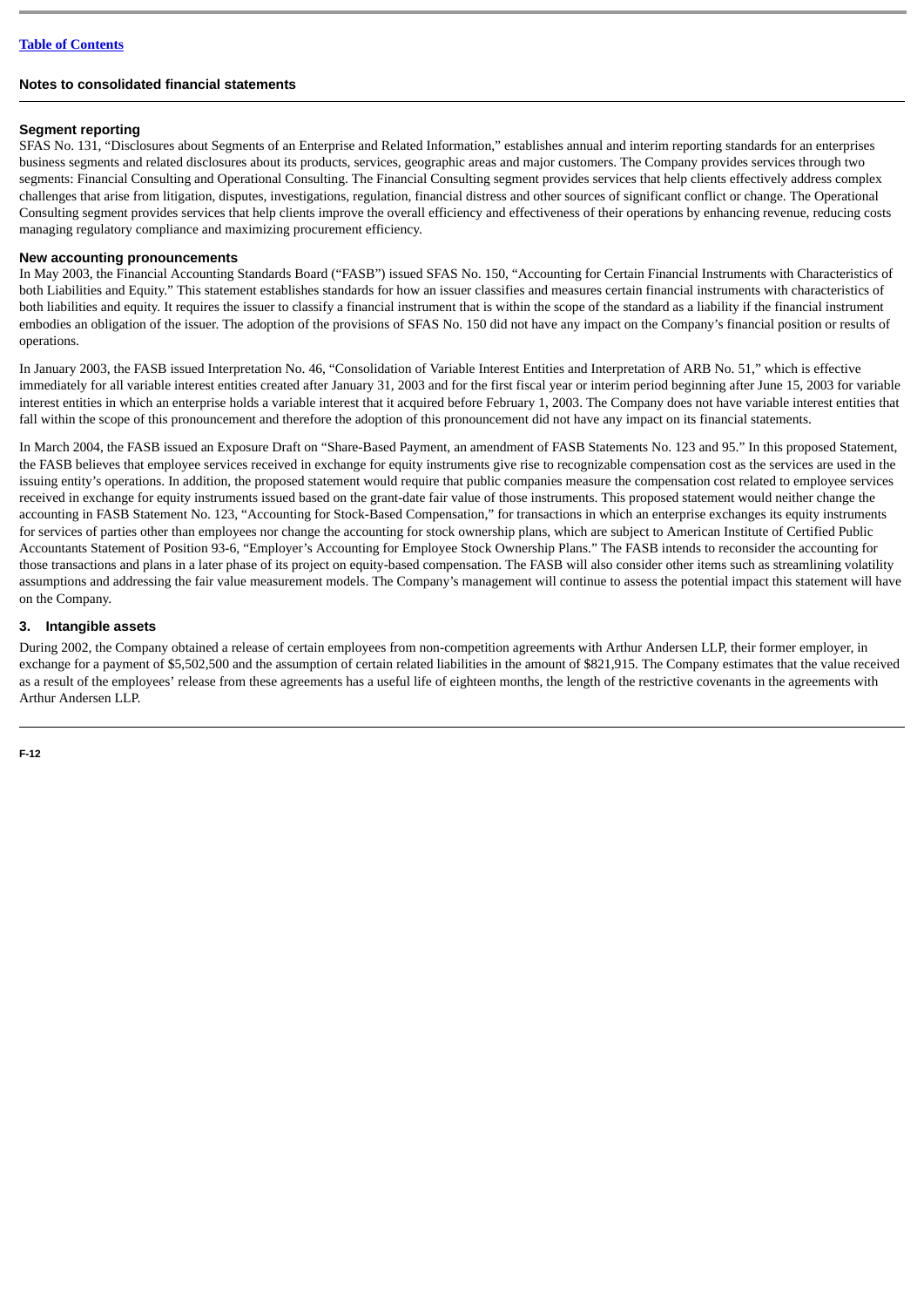Notes to consolidated financial statements

### Segment reporting

SFAS No. 131, "Disclosures about Segments of an Enterprise and Related Information," establishes annual and interim reporting standards for an enterprises business segments and related disclosures about its products, services, geographic areas and major customers. The Company provides services through two segments: Financial Consulting and Operational Consulting. The Financial Consulting segment provides services that help clients effectively address complex challenges that arise from litigation, disputes, investigations, regulation, financial distress and other sources of significant conflict or change. The Operational Consulting segment provides services that help clients improve the overall efficiency and effectiveness of their operations by enhancing revenue, reducing costs managing regulatory compliance and maximizing procurement efficiency.

### New accounting pronouncements

In May 2003, the Financial Accounting Standards Board ("FASB") issued SFAS No. 150, "Accounting for Certain Financial Instruments with Characteristics of both Liabilities and Equity." This statement establishes standards for how an issuer classifies and measures certain financial instruments with characteristics of both liabilities and equity. It requires the issuer to classify a financial instrument that is within the scope of the standard as a liability if the financial instrument embodies an obligation of the issuer. The adoption of the provisions of SFAS No. 150 did not have any impact on the Company's financial position or results of operations.

In January 2003, the FASB issued Interpretation No. 46, "Consolidation of Variable Interest Entities and Interpretation of ARB No. 51," which is effective immediately for all variable interest entities created after January 31, 2003 and for the first fiscal year or interim period beginning after June 15, 2003 for variable interest entities in which an enterprise holds a variable interest that it acquired before February 1, 2003. The Company does not have variable interest entities that fall within the scope of this pronouncement and therefore the adoption of this pronouncement did not have any impact on its financial statements.

In March 2004, the FASB issued an Exposure Draft on "Share-Based Payment, an amendment of FASB Statements No. 123 and 95." In this proposed Statement, the FASB believes that employee services received in exchange for equity instruments give rise to recognizable compensation cost as the services are used in the issuing entity's operations. In addition, the proposed statement would require that public companies measure the compensation cost related to employee services received in exchange for equity instruments issued based on the grant-date fair value of those instruments. This proposed statement would neither change the accounting in FASB Statement No. 123, "Accounting for Stock-Based Compensation," for transactions in which an enterprise exchanges its equity instruments for services of parties other than employees nor change the accounting for stock ownership plans, which are subject to American Institute of Certified Public Accountants Statement of Position 93-6, "Employer's Accounting for Employee Stock Ownership Plans." The FASB intends to reconsider the accounting for those transactions and plans in a later phase of its project on equity-based compensation. The FASB will also consider other items such as streamlining volatility assumptions and addressing the fair value measurement models. The Company's management will continue to assess the potential impact this statement will have on the Company.

## 3. Intangible assets

During 2002, the Company obtained a release of certain employees from non-competition agreements with Arthur Andersen LLP, their former employer, in exchange for a payment of $5,502,500 and the assumption of certain related liabilities in the amount of $821,915. The Company estimates that the value received as a result of the employees' release from these agreements has a useful life of eighteen months, the length of the restrictive covenants in the agreements with Arthur Andersen LLP.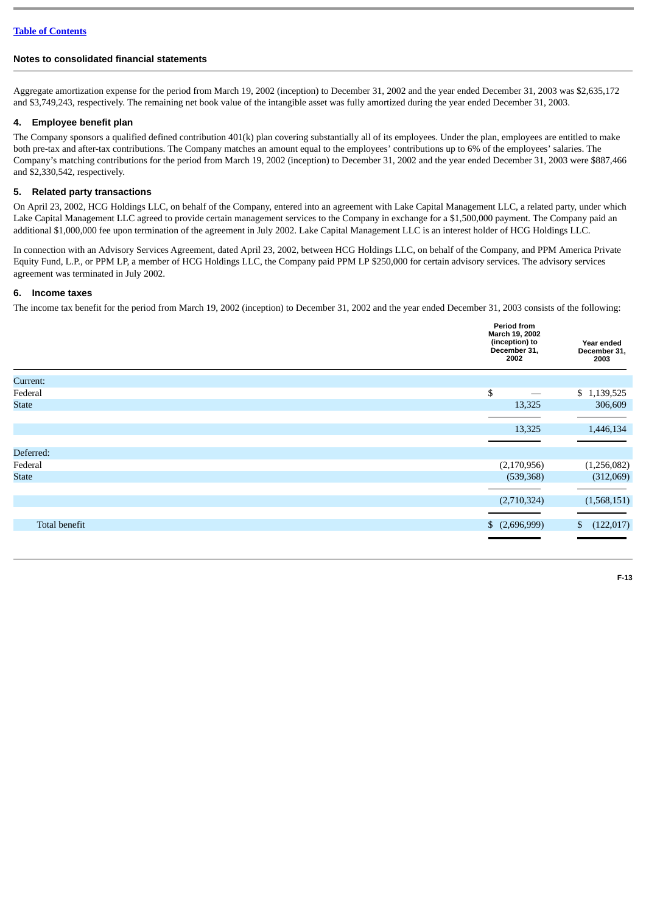**Notes to consolidated financial statements**

Aggregate amortization expense for the period from March 19, 2002 (inception) to December 31, 2002 and the year ended December 31, 2003 was $2,635,172 and $3,749,243, respectively. The remaining net book value of the intangible asset was fully amortized during the year ended December 31, 2003.

### 4. Employee benefit plan

The Company sponsors a qualified defined contribution 401(k) plan covering substantially all of its employees. Under the plan, employees are entitled to make both pre-tax and after-tax contributions. The Company matches an amount equal to the employees' contributions up to 6% of the employees' salaries. The Company's matching contributions for the period from March 19, 2002 (inception) to December 31, 2002 and the year ended December 31, 2003 were $887,466 and $2,330,542, respectively.

### 5. Related party transactions

On April 23, 2002, HCG Holdings LLC, on behalf of the Company, entered into an agreement with Lake Capital Management LLC, a related party, under which Lake Capital Management LLC agreed to provide certain management services to the Company in exchange for a $1,500,000 payment. The Company paid an additional $1,000,000 fee upon termination of the agreement in July 2002. Lake Capital Management LLC is an interest holder of HCG Holdings LLC.

In connection with an Advisory Services Agreement, dated April 23, 2002, between HCG Holdings LLC, on behalf of the Company, and PPM America Private Equity Fund, L.P., or PPM LP, a member of HCG Holdings LLC, the Company paid PPM LP $250,000 for certain advisory services. The advisory services agreement was terminated in July 2002.

### 6. Income taxes

The income tax benefit for the period from March 19, 2002 (inception) to December 31, 2002 and the year ended December 31, 2003 consists of the following:

| | Period from March 19, 2002 (inception) to December 31, 2002 | Year ended December 31, 2003 |
|---|---|---|
| Current: | | |
| Federal | $ — | $ 1,139,525 |
| State | 13,325 | 306,609 |
| | 13,325 | 1,446,134 |
| Deferred: | | |
| Federal | (2,170,956) | (1,256,082) |
| State | (539,368) | (312,069) |
| | (2,710,324) | (1,568,151) |
| Total benefit | $ (2,696,999) | $ (122,017) |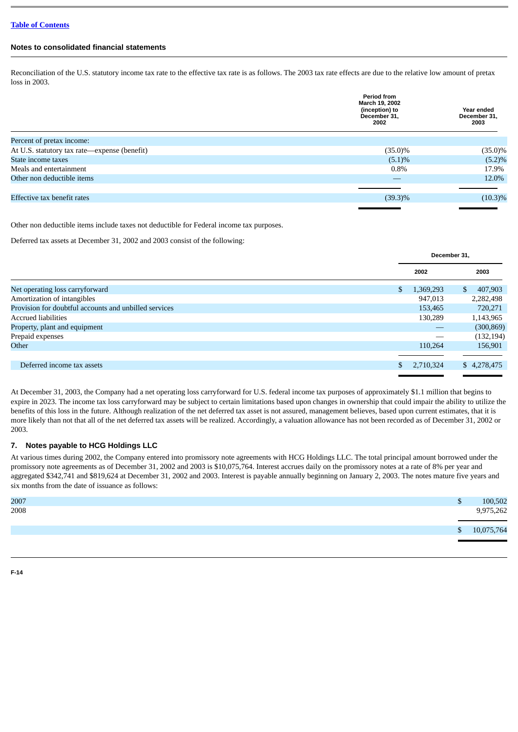[Table of Contents](#)

**Notes to consolidated financial statements**

Reconciliation of the U.S. statutory income tax rate to the effective tax rate is as follows. The 2003 tax rate effects are due to the relative low amount of pretax loss in 2003.

| | Period from March 19, 2002 (inception) to December 31, 2002 | Year ended December 31, 2003 |
|---|---|---|
| Percent of pretax income: | | |
| At U.S. statutory tax rate—expense (benefit) | (35.0)% | (35.0)% |
| State income taxes | (5.1)% | (5.2)% |
| Meals and entertainment | 0.8% | 17.9% |
| Other non deductible items | — | 12.0% |
| Effective tax benefit rates | (39.3)% | (10.3)% |

Other non deductible items include taxes not deductible for Federal income tax purposes.

Deferred tax assets at December 31, 2002 and 2003 consist of the following:

| | December 31, | |
|---|---|---|
| | 2002 | 2003 |
| Net operating loss carryforward | $ 1,369,293 | $ 407,903 |
| Amortization of intangibles | 947,013 | 2,282,498 |
| Provision for doubtful accounts and unbilled services | 153,465 | 720,271 |
| Accrued liabilities | 130,289 | 1,143,965 |
| Property, plant and equipment | — | (300,869) |
| Prepaid expenses | — | (132,194) |
| Other | 110,264 | 156,901 |
| Deferred income tax assets | $ 2,710,324 | $ 4,278,475 |

At December 31, 2003, the Company had a net operating loss carryforward for U.S. federal income tax purposes of approximately $1.1 million that begins to expire in 2023. The income tax loss carryforward may be subject to certain limitations based upon changes in ownership that could impair the ability to utilize the benefits of this loss in the future. Although realization of the net deferred tax asset is not assured, management believes, based upon current estimates, that it is more likely than not that all of the net deferred tax assets will be realized. Accordingly, a valuation allowance has not been recorded as of December 31, 2002 or 2003.

## 7. Notes payable to HCG Holdings LLC

At various times during 2002, the Company entered into promissory note agreements with HCG Holdings LLC. The total principal amount borrowed under the promissory note agreements as of December 31, 2002 and 2003 is $10,075,764. Interest accrues daily on the promissory notes at a rate of 8% per year and aggregated $342,741 and $819,624 at December 31, 2002 and 2003. Interest is payable annually beginning on January 2, 2003. The notes mature five years and six months from the date of issuance as follows:

| | |
|---|---|
| 2007 | $ 100,502 |
| 2008 | 9,975,262 |
| | $ 10,075,764 |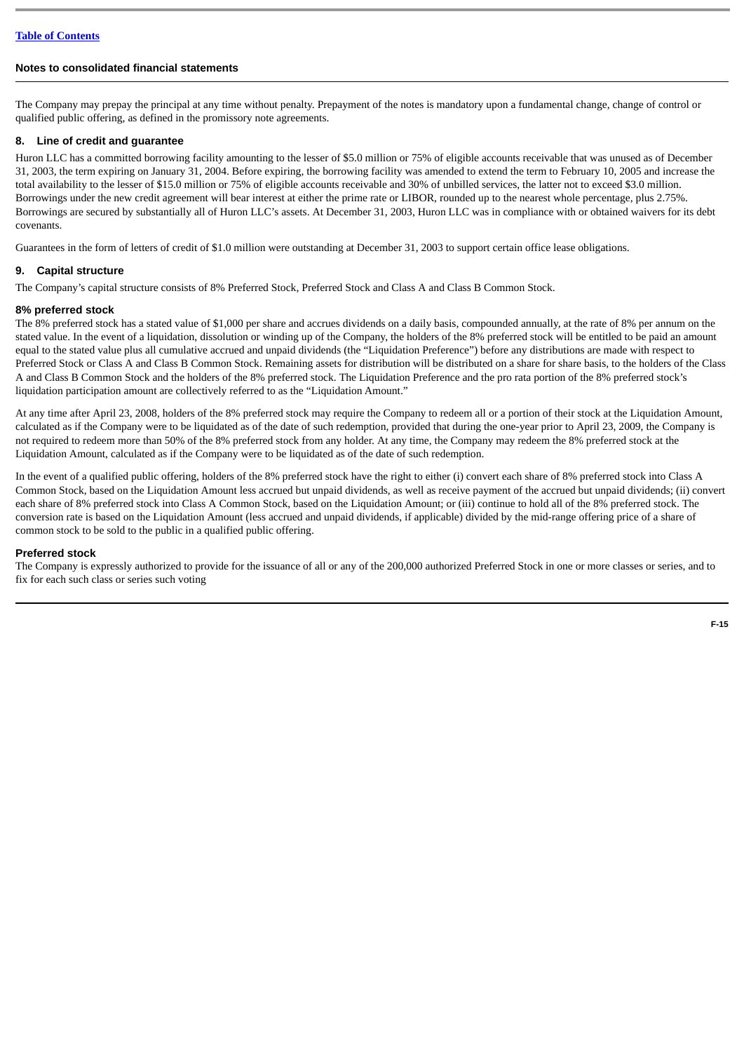The Company may prepay the principal at any time without penalty. Prepayment of the notes is mandatory upon a fundamental change, change of control or qualified public offering, as defined in the promissory note agreements.

## 8. Line of credit and guarantee

Huron LLC has a committed borrowing facility amounting to the lesser of $5.0 million or 75% of eligible accounts receivable that was unused as of December 31, 2003, the term expiring on January 31, 2004. Before expiring, the borrowing facility was amended to extend the term to February 10, 2005 and increase the total availability to the lesser of $15.0 million or 75% of eligible accounts receivable and 30% of unbilled services, the latter not to exceed $3.0 million. Borrowings under the new credit agreement will bear interest at either the prime rate or LIBOR, rounded up to the nearest whole percentage, plus 2.75%. Borrowings are secured by substantially all of Huron LLC's assets. At December 31, 2003, Huron LLC was in compliance with or obtained waivers for its debt covenants.

Guarantees in the form of letters of credit of $1.0 million were outstanding at December 31, 2003 to support certain office lease obligations.

## 9. Capital structure

The Company's capital structure consists of 8% Preferred Stock, Preferred Stock and Class A and Class B Common Stock.

### 8% preferred stock

The 8% preferred stock has a stated value of $1,000 per share and accrues dividends on a daily basis, compounded annually, at the rate of 8% per annum on the stated value. In the event of a liquidation, dissolution or winding up of the Company, the holders of the 8% preferred stock will be entitled to be paid an amount equal to the stated value plus all cumulative accrued and unpaid dividends (the "Liquidation Preference") before any distributions are made with respect to Preferred Stock or Class A and Class B Common Stock. Remaining assets for distribution will be distributed on a share for share basis, to the holders of the Class A and Class B Common Stock and the holders of the 8% preferred stock. The Liquidation Preference and the pro rata portion of the 8% preferred stock's liquidation participation amount are collectively referred to as the "Liquidation Amount."

At any time after April 23, 2008, holders of the 8% preferred stock may require the Company to redeem all or a portion of their stock at the Liquidation Amount, calculated as if the Company were to be liquidated as of the date of such redemption, provided that during the one-year prior to April 23, 2009, the Company is not required to redeem more than 50% of the 8% preferred stock from any holder. At any time, the Company may redeem the 8% preferred stock at the Liquidation Amount, calculated as if the Company were to be liquidated as of the date of such redemption.

In the event of a qualified public offering, holders of the 8% preferred stock have the right to either (i) convert each share of 8% preferred stock into Class A Common Stock, based on the Liquidation Amount less accrued but unpaid dividends, as well as receive payment of the accrued but unpaid dividends; (ii) convert each share of 8% preferred stock into Class A Common Stock, based on the Liquidation Amount; or (iii) continue to hold all of the 8% preferred stock. The conversion rate is based on the Liquidation Amount (less accrued and unpaid dividends, if applicable) divided by the mid-range offering price of a share of common stock to be sold to the public in a qualified public offering.

### Preferred stock

The Company is expressly authorized to provide for the issuance of all or any of the 200,000 authorized Preferred Stock in one or more classes or series, and to fix for each such class or series such voting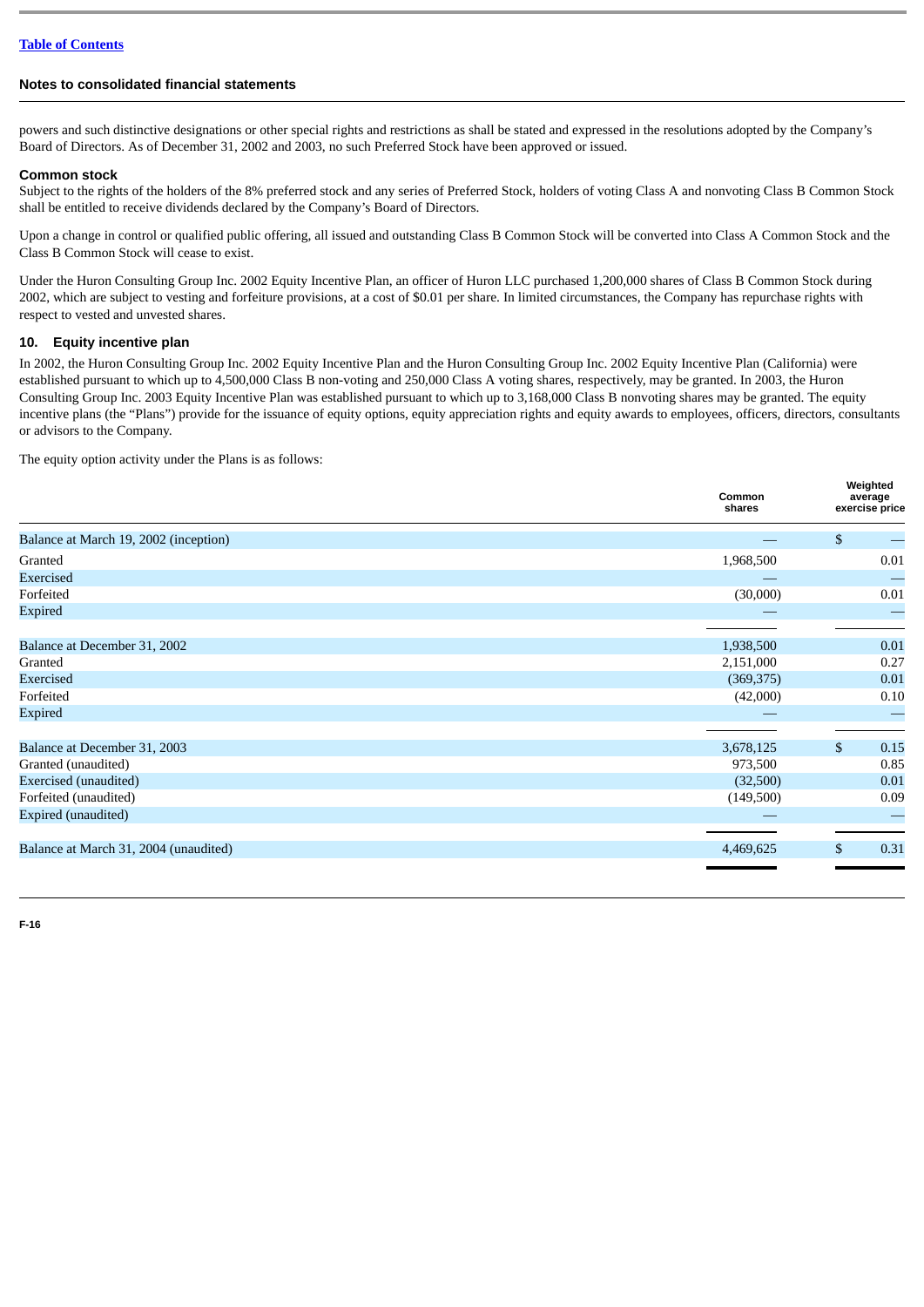## Notes to consolidated financial statements

powers and such distinctive designations or other special rights and restrictions as shall be stated and expressed in the resolutions adopted by the Company's Board of Directors. As of December 31, 2002 and 2003, no such Preferred Stock have been approved or issued.

### Common stock

Subject to the rights of the holders of the 8% preferred stock and any series of Preferred Stock, holders of voting Class A and nonvoting Class B Common Stock shall be entitled to receive dividends declared by the Company's Board of Directors.

Upon a change in control or qualified public offering, all issued and outstanding Class B Common Stock will be converted into Class A Common Stock and the Class B Common Stock will cease to exist.

Under the Huron Consulting Group Inc. 2002 Equity Incentive Plan, an officer of Huron LLC purchased 1,200,000 shares of Class B Common Stock during 2002, which are subject to vesting and forfeiture provisions, at a cost of $0.01 per share. In limited circumstances, the Company has repurchase rights with respect to vested and unvested shares.

## 10. Equity incentive plan

In 2002, the Huron Consulting Group Inc. 2002 Equity Incentive Plan and the Huron Consulting Group Inc. 2002 Equity Incentive Plan (California) were established pursuant to which up to 4,500,000 Class B non-voting and 250,000 Class A voting shares, respectively, may be granted. In 2003, the Huron Consulting Group Inc. 2003 Equity Incentive Plan was established pursuant to which up to 3,168,000 Class B nonvoting shares may be granted. The equity incentive plans (the "Plans") provide for the issuance of equity options, equity appreciation rights and equity awards to employees, officers, directors, consultants or advisors to the Company.

The equity option activity under the Plans is as follows:

| | Common shares | Weighted average exercise price |
|---|---|---|
| Balance at March 19, 2002 (inception) | — | $ — |
| Granted | 1,968,500 | 0.01 |
| Exercised | — | — |
| Forfeited | (30,000) | 0.01 |
| Expired | — | — |
| Balance at December 31, 2002 | 1,938,500 | 0.01 |
| Granted | 2,151,000 | 0.27 |
| Exercised | (369,375) | 0.01 |
| Forfeited | (42,000) | 0.10 |
| Expired | — | — |
| Balance at December 31, 2003 | 3,678,125 | $ 0.15 |
| Granted (unaudited) | 973,500 | 0.85 |
| Exercised (unaudited) | (32,500) | 0.01 |
| Forfeited (unaudited) | (149,500) | 0.09 |
| Expired (unaudited) | — | — |
| Balance at March 31, 2004 (unaudited) | 4,469,625 | $ 0.31 |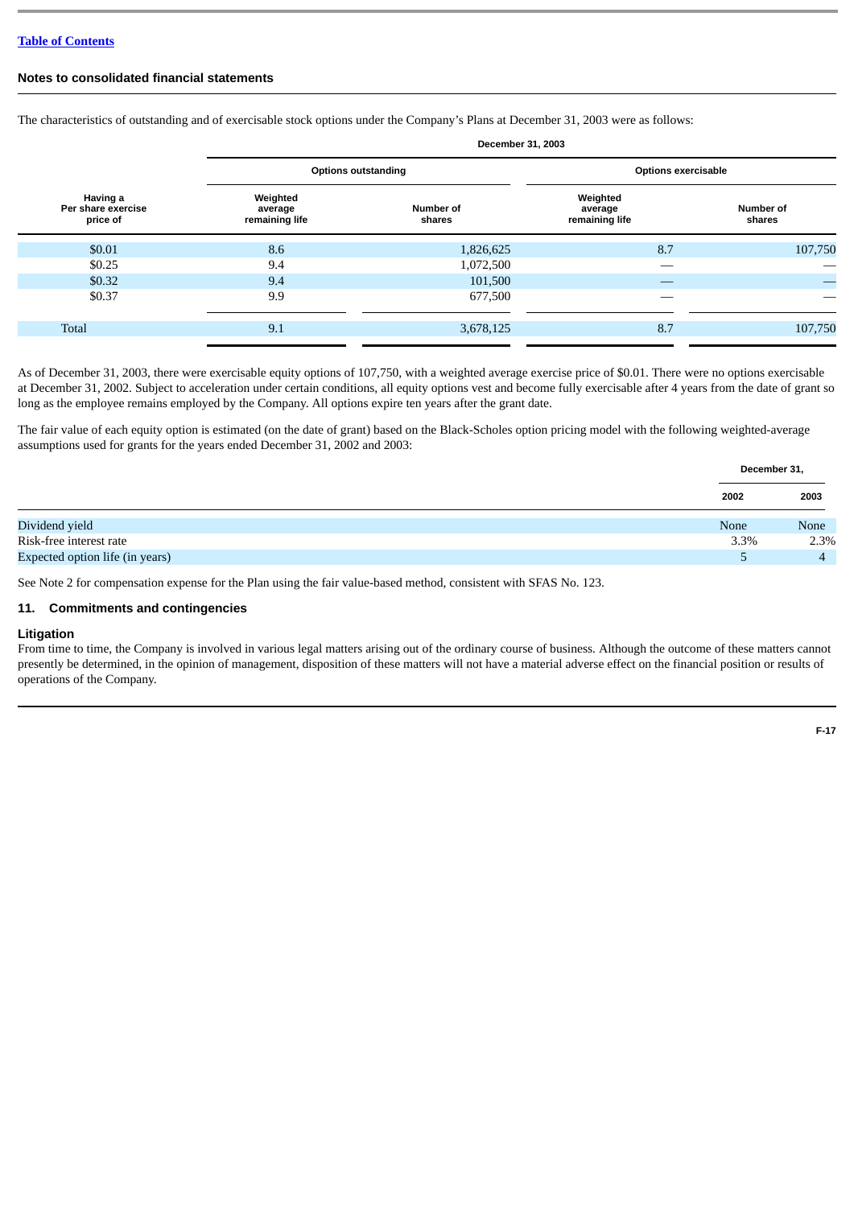Notes to consolidated financial statements

The characteristics of outstanding and of exercisable stock options under the Company's Plans at December 31, 2003 were as follows:

| | December 31, 2003 | | | |
|---|---|---|---|---|
| | Options outstanding | | Options exercisable | |
| Having a Per share exercise price of | Weighted average remaining life | Number of shares | Weighted average remaining life | Number of shares |
| $0.01 | 8.6 | 1,826,625 | 8.7 | 107,750 |
| $0.25 | 9.4 | 1,072,500 | — | — |
| $0.32 | 9.4 | 101,500 | — | — |
| $0.37 | 9.9 | 677,500 | — | — |
| Total | 9.1 | 3,678,125 | 8.7 | 107,750 |

As of December 31, 2003, there were exercisable equity options of 107,750, with a weighted average exercise price of $0.01. There were no options exercisable at December 31, 2002. Subject to acceleration under certain conditions, all equity options vest and become fully exercisable after 4 years from the date of grant so long as the employee remains employed by the Company. All options expire ten years after the grant date.

The fair value of each equity option is estimated (on the date of grant) based on the Black-Scholes option pricing model with the following weighted-average assumptions used for grants for the years ended December 31, 2002 and 2003:

| | December 31, | |
|---|---|---|
| | 2002 | 2003 |
| Dividend yield | None | None |
| Risk-free interest rate | 3.3% | 2.3% |
| Expected option life (in years) | 5 | 4 |

See Note 2 for compensation expense for the Plan using the fair value-based method, consistent with SFAS No. 123.

## 11. Commitments and contingencies

### Litigation

From time to time, the Company is involved in various legal matters arising out of the ordinary course of business. Although the outcome of these matters cannot presently be determined, in the opinion of management, disposition of these matters will not have a material adverse effect on the financial position or results of operations of the Company.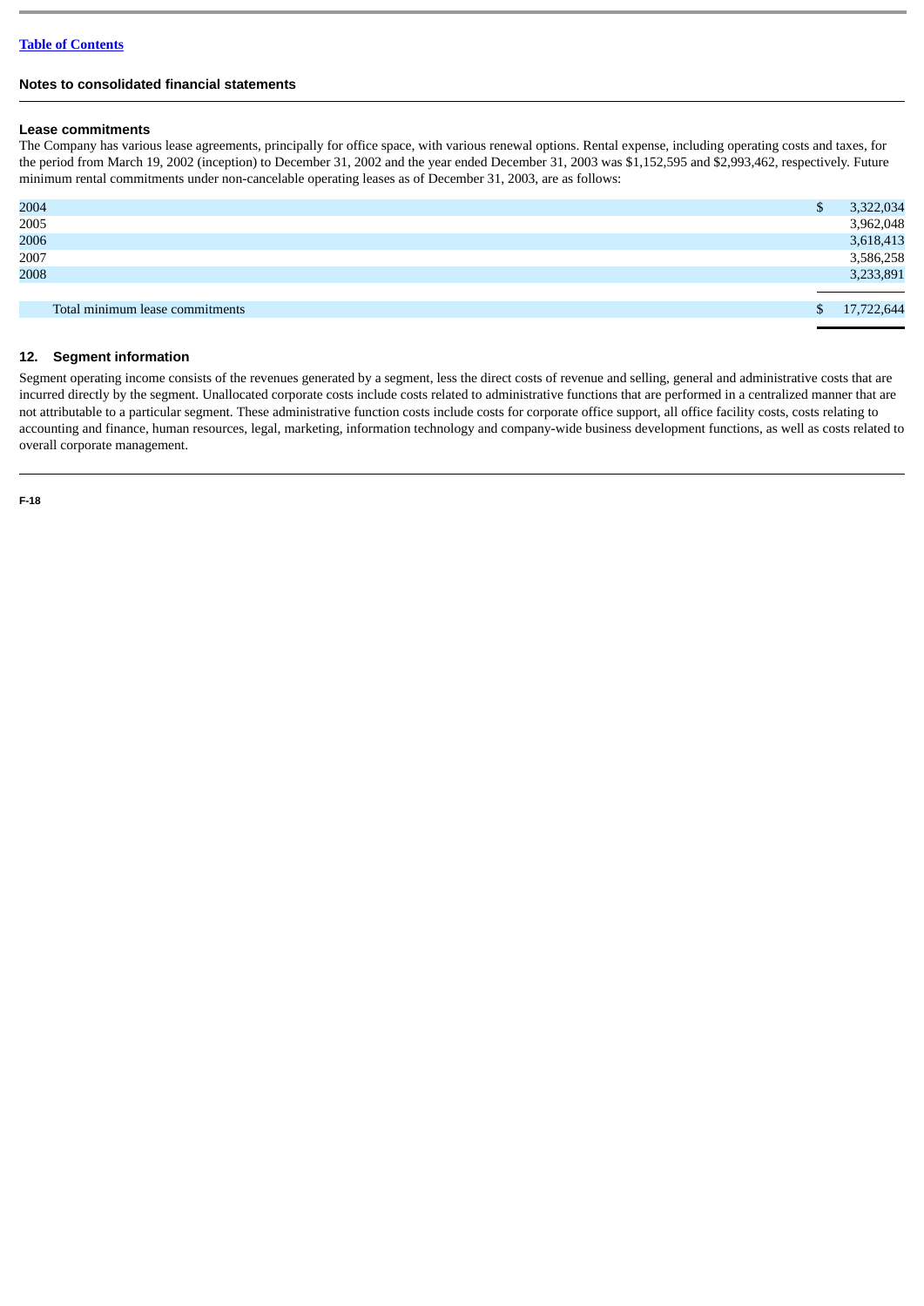[Table of Contents](#)

## Notes to consolidated financial statements

### Lease commitments

The Company has various lease agreements, principally for office space, with various renewal options. Rental expense, including operating costs and taxes, for the period from March 19, 2002 (inception) to December 31, 2002 and the year ended December 31, 2003 was $1,152,595 and $2,993,462, respectively. Future minimum rental commitments under non-cancelable operating leases as of December 31, 2003, are as follows:

| | |
|---|---|
| 2004 | $ 3,322,034 |
| 2005 | 3,962,048 |
| 2006 | 3,618,413 |
| 2007 | 3,586,258 |
| 2008 | 3,233,891 |
| Total minimum lease commitments | $ 17,722,644 |

## 12. Segment information

Segment operating income consists of the revenues generated by a segment, less the direct costs of revenue and selling, general and administrative costs that are incurred directly by the segment. Unallocated corporate costs include costs related to administrative functions that are performed in a centralized manner that are not attributable to a particular segment. These administrative function costs include costs for corporate office support, all office facility costs, costs relating to accounting and finance, human resources, legal, marketing, information technology and company-wide business development functions, as well as costs related to overall corporate management.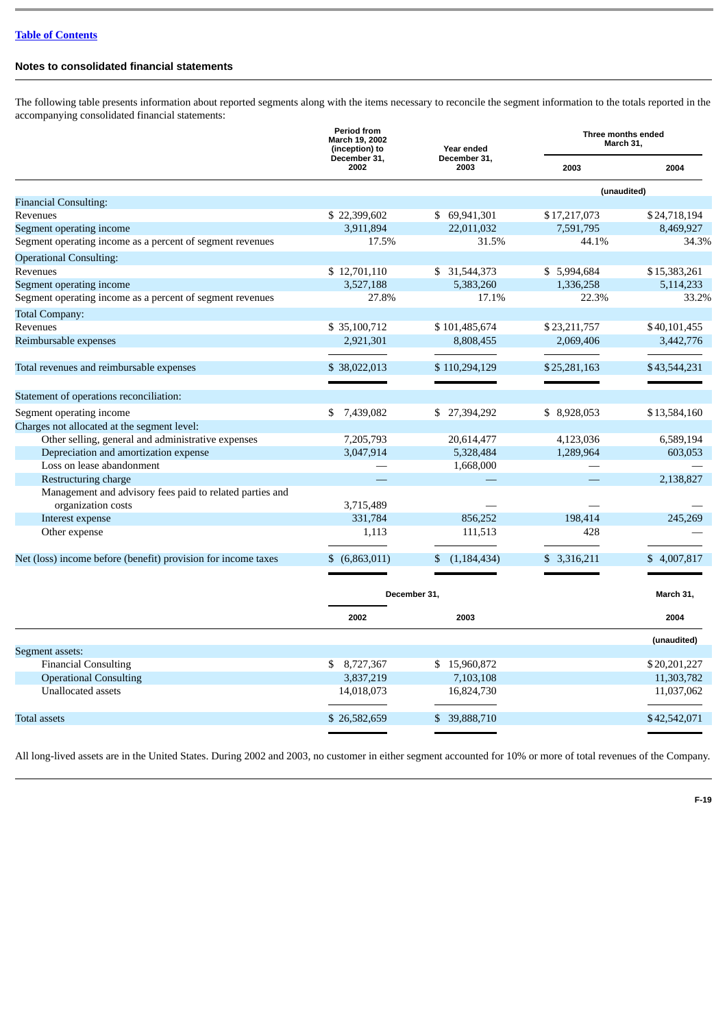**Table of Contents**

### Notes to consolidated financial statements

The following table presents information about reported segments along with the items necessary to reconcile the segment information to the totals reported in the accompanying consolidated financial statements:

| | Period from March 19, 2002 (inception) to December 31, 2002 | Year ended December 31, 2003 | Three months ended March 31, | |
|---|---|---|---|---|
| | | | 2003 | 2004 |
| | | | (unaudited) | |
| Financial Consulting: | | | | |
| Revenues | $ 22,399,602 | $ 69,941,301 | $17,217,073 | $24,718,194 |
| Segment operating income | 3,911,894 | 22,011,032 | 7,591,795 | 8,469,927 |
| Segment operating income as a percent of segment revenues | 17.5% | 31.5% | 44.1% | 34.3% |
| Operational Consulting: | | | | |
| Revenues | $ 12,701,110 | $ 31,544,373 | $ 5,994,684 | $15,383,261 |
| Segment operating income | 3,527,188 | 5,383,260 | 1,336,258 | 5,114,233 |
| Segment operating income as a percent of segment revenues | 27.8% | 17.1% | 22.3% | 33.2% |
| Total Company: | | | | |
| Revenues | $ 35,100,712 | $ 101,485,674 | $23,211,757 | $40,101,455 |
| Reimbursable expenses | 2,921,301 | 8,808,455 | 2,069,406 | 3,442,776 |
| Total revenues and reimbursable expenses | $ 38,022,013 | $ 110,294,129 | $25,281,163 | $43,544,231 |
| Statement of operations reconciliation: | | | | |
| Segment operating income | $ 7,439,082 | $ 27,394,292 | $ 8,928,053 | $13,584,160 |
| Charges not allocated at the segment level: | | | | |
| Other selling, general and administrative expenses | 7,205,793 | 20,614,477 | 4,123,036 | 6,589,194 |
| Depreciation and amortization expense | 3,047,914 | 5,328,484 | 1,289,964 | 603,053 |
| Loss on lease abandonment | — | 1,668,000 | — | — |
| Restructuring charge | — | — | — | 2,138,827 |
| Management and advisory fees paid to related parties and organization costs | 3,715,489 | — | — | — |
| Interest expense | 331,784 | 856,252 | 198,414 | 245,269 |
| Other expense | 1,113 | 111,513 | 428 | — |
| Net (loss) income before (benefit) provision for income taxes | $ (6,863,011) | $ (1,184,434) | $ 3,316,211 | $ 4,007,817 |

| | December 31, | | March 31, |
|---|---|---|---|
| | 2002 | 2003 | 2004 |
| | | | (unaudited) |
| Segment assets: | | | |
| Financial Consulting | $ 8,727,367 | $ 15,960,872 | $20,201,227 |
| Operational Consulting | 3,837,219 | 7,103,108 | 11,303,782 |
| Unallocated assets | 14,018,073 | 16,824,730 | 11,037,062 |
| Total assets | $ 26,582,659 | $ 39,888,710 | $42,542,071 |

All long-lived assets are in the United States. During 2002 and 2003, no customer in either segment accounted for 10% or more of total revenues of the Company.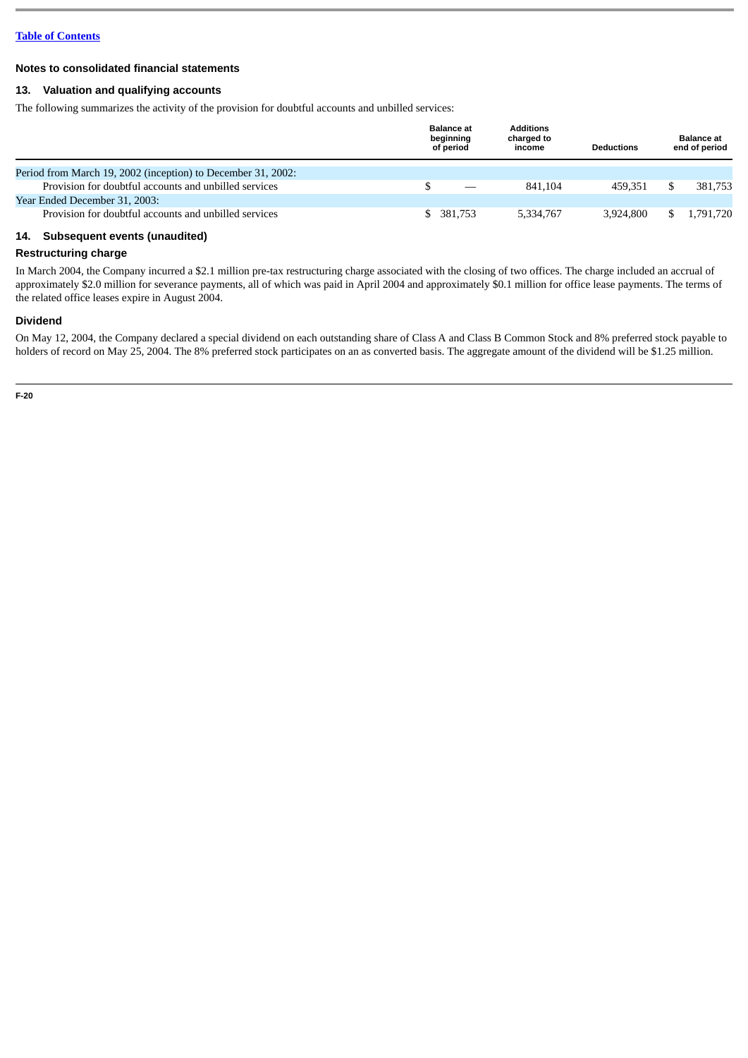[Table of Contents](#)

## Notes to consolidated financial statements

### 13. Valuation and qualifying accounts

The following summarizes the activity of the provision for doubtful accounts and unbilled services:

| | Balance at beginning of period | Additions charged to income | Deductions | Balance at end of period |
|---|---|---|---|---|
| Period from March 19, 2002 (inception) to December 31, 2002: | | | | |
| Provision for doubtful accounts and unbilled services | $ — | 841,104 | 459,351 | $ 381,753 |
| Year Ended December 31, 2003: | | | | |
| Provision for doubtful accounts and unbilled services | $ 381,753 | 5,334,767 | 3,924,800 | $ 1,791,720 |

### 14. Subsequent events (unaudited)

#### Restructuring charge

In March 2004, the Company incurred a $2.1 million pre-tax restructuring charge associated with the closing of two offices. The charge included an accrual of approximately $2.0 million for severance payments, all of which was paid in April 2004 and approximately $0.1 million for office lease payments. The terms of the related office leases expire in August 2004.

#### Dividend

On May 12, 2004, the Company declared a special dividend on each outstanding share of Class A and Class B Common Stock and 8% preferred stock payable to holders of record on May 25, 2004. The 8% preferred stock participates on an as converted basis. The aggregate amount of the dividend will be $1.25 million.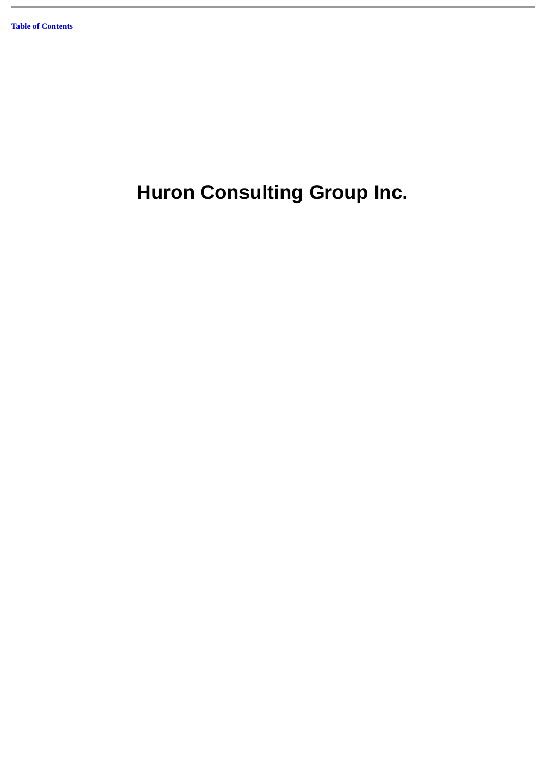# Huron Consulting Group Inc.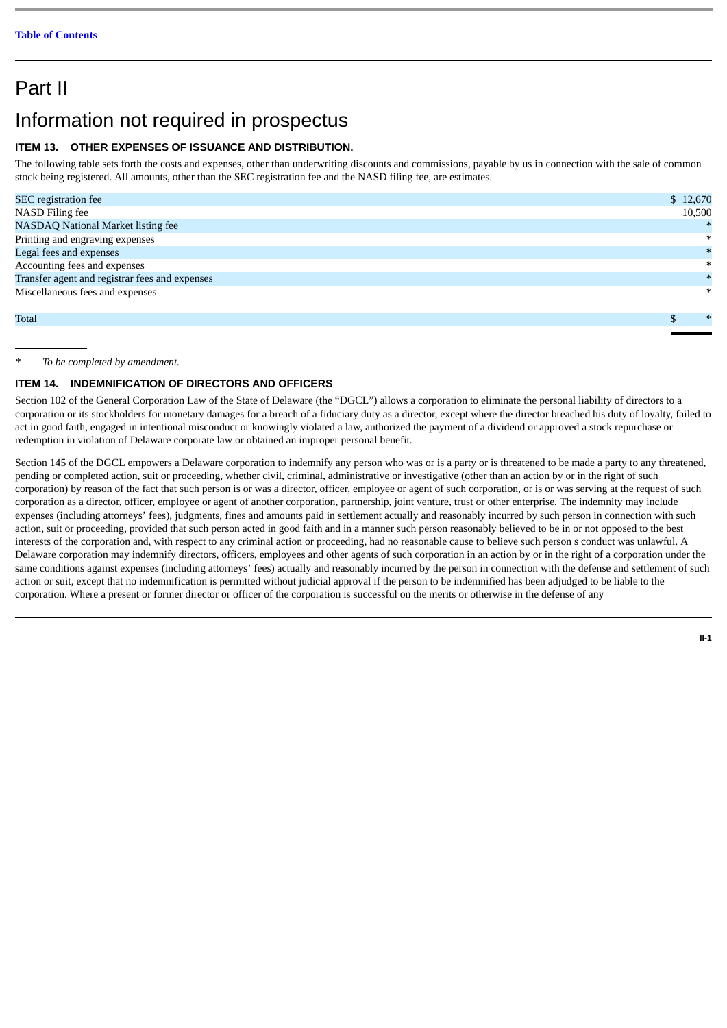# Part II

# Information not required in prospectus

### ITEM 13. OTHER EXPENSES OF ISSUANCE AND DISTRIBUTION.

The following table sets forth the costs and expenses, other than underwriting discounts and commissions, payable by us in connection with the sale of common stock being registered. All amounts, other than the SEC registration fee and the NASD filing fee, are estimates.

| | |
|---|---|
| SEC registration fee | $ 12,670 |
| NASD Filing fee | 10,500 |
| NASDAQ National Market listing fee | * |
| Printing and engraving expenses | * |
| Legal fees and expenses | * |
| Accounting fees and expenses | * |
| Transfer agent and registrar fees and expenses | * |
| Miscellaneous fees and expenses | * |
| Total | $ * |

\* *To be completed by amendment.*

### ITEM 14. INDEMNIFICATION OF DIRECTORS AND OFFICERS

Section 102 of the General Corporation Law of the State of Delaware (the "DGCL") allows a corporation to eliminate the personal liability of directors to a corporation or its stockholders for monetary damages for a breach of a fiduciary duty as a director, except where the director breached his duty of loyalty, failed to act in good faith, engaged in intentional misconduct or knowingly violated a law, authorized the payment of a dividend or approved a stock repurchase or redemption in violation of Delaware corporate law or obtained an improper personal benefit.

Section 145 of the DGCL empowers a Delaware corporation to indemnify any person who was or is a party or is threatened to be made a party to any threatened, pending or completed action, suit or proceeding, whether civil, criminal, administrative or investigative (other than an action by or in the right of such corporation) by reason of the fact that such person is or was a director, officer, employee or agent of such corporation, or is or was serving at the request of such corporation as a director, officer, employee or agent of another corporation, partnership, joint venture, trust or other enterprise. The indemnity may include expenses (including attorneys' fees), judgments, fines and amounts paid in settlement actually and reasonably incurred by such person in connection with such action, suit or proceeding, provided that such person acted in good faith and in a manner such person reasonably believed to be in or not opposed to the best interests of the corporation and, with respect to any criminal action or proceeding, had no reasonable cause to believe such person s conduct was unlawful. A Delaware corporation may indemnify directors, officers, employees and other agents of such corporation in an action by or in the right of a corporation under the same conditions against expenses (including attorneys' fees) actually and reasonably incurred by the person in connection with the defense and settlement of such action or suit, except that no indemnification is permitted without judicial approval if the person to be indemnified has been adjudged to be liable to the corporation. Where a present or former director or officer of the corporation is successful on the merits or otherwise in the defense of any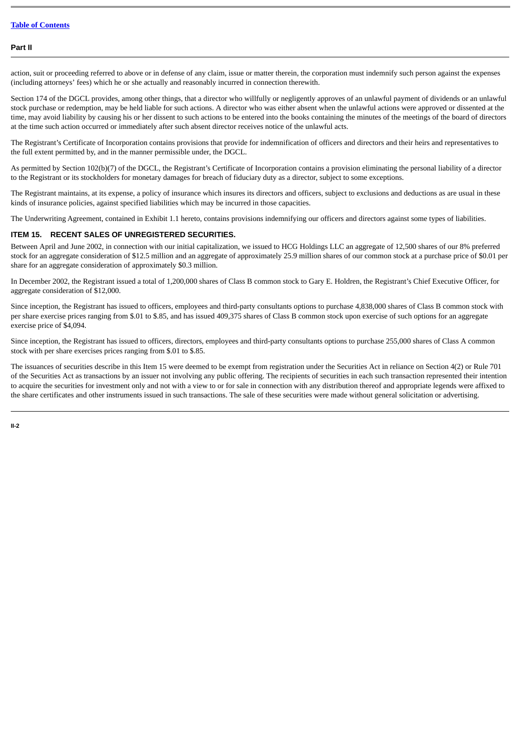action, suit or proceeding referred to above or in defense of any claim, issue or matter therein, the corporation must indemnify such person against the expenses (including attorneys' fees) which he or she actually and reasonably incurred in connection therewith.

Section 174 of the DGCL provides, among other things, that a director who willfully or negligently approves of an unlawful payment of dividends or an unlawful stock purchase or redemption, may be held liable for such actions. A director who was either absent when the unlawful actions were approved or dissented at the time, may avoid liability by causing his or her dissent to such actions to be entered into the books containing the minutes of the meetings of the board of directors at the time such action occurred or immediately after such absent director receives notice of the unlawful acts.

The Registrant's Certificate of Incorporation contains provisions that provide for indemnification of officers and directors and their heirs and representatives to the full extent permitted by, and in the manner permissible under, the DGCL.

As permitted by Section 102(b)(7) of the DGCL, the Registrant's Certificate of Incorporation contains a provision eliminating the personal liability of a director to the Registrant or its stockholders for monetary damages for breach of fiduciary duty as a director, subject to some exceptions.

The Registrant maintains, at its expense, a policy of insurance which insures its directors and officers, subject to exclusions and deductions as are usual in these kinds of insurance policies, against specified liabilities which may be incurred in those capacities.

The Underwriting Agreement, contained in Exhibit 1.1 hereto, contains provisions indemnifying our officers and directors against some types of liabilities.

## ITEM 15. RECENT SALES OF UNREGISTERED SECURITIES.

Between April and June 2002, in connection with our initial capitalization, we issued to HCG Holdings LLC an aggregate of 12,500 shares of our 8% preferred stock for an aggregate consideration of $12.5 million and an aggregate of approximately 25.9 million shares of our common stock at a purchase price of $0.01 per share for an aggregate consideration of approximately $0.3 million.

In December 2002, the Registrant issued a total of 1,200,000 shares of Class B common stock to Gary E. Holdren, the Registrant's Chief Executive Officer, for aggregate consideration of $12,000.

Since inception, the Registrant has issued to officers, employees and third-party consultants options to purchase 4,838,000 shares of Class B common stock with per share exercise prices ranging from $.01 to $.85, and has issued 409,375 shares of Class B common stock upon exercise of such options for an aggregate exercise price of $4,094.

Since inception, the Registrant has issued to officers, directors, employees and third-party consultants options to purchase 255,000 shares of Class A common stock with per share exercises prices ranging from $.01 to $.85.

The issuances of securities describe in this Item 15 were deemed to be exempt from registration under the Securities Act in reliance on Section 4(2) or Rule 701 of the Securities Act as transactions by an issuer not involving any public offering. The recipients of securities in each such transaction represented their intention to acquire the securities for investment only and not with a view to or for sale in connection with any distribution thereof and appropriate legends were affixed to the share certificates and other instruments issued in such transactions. The sale of these securities were made without general solicitation or advertising.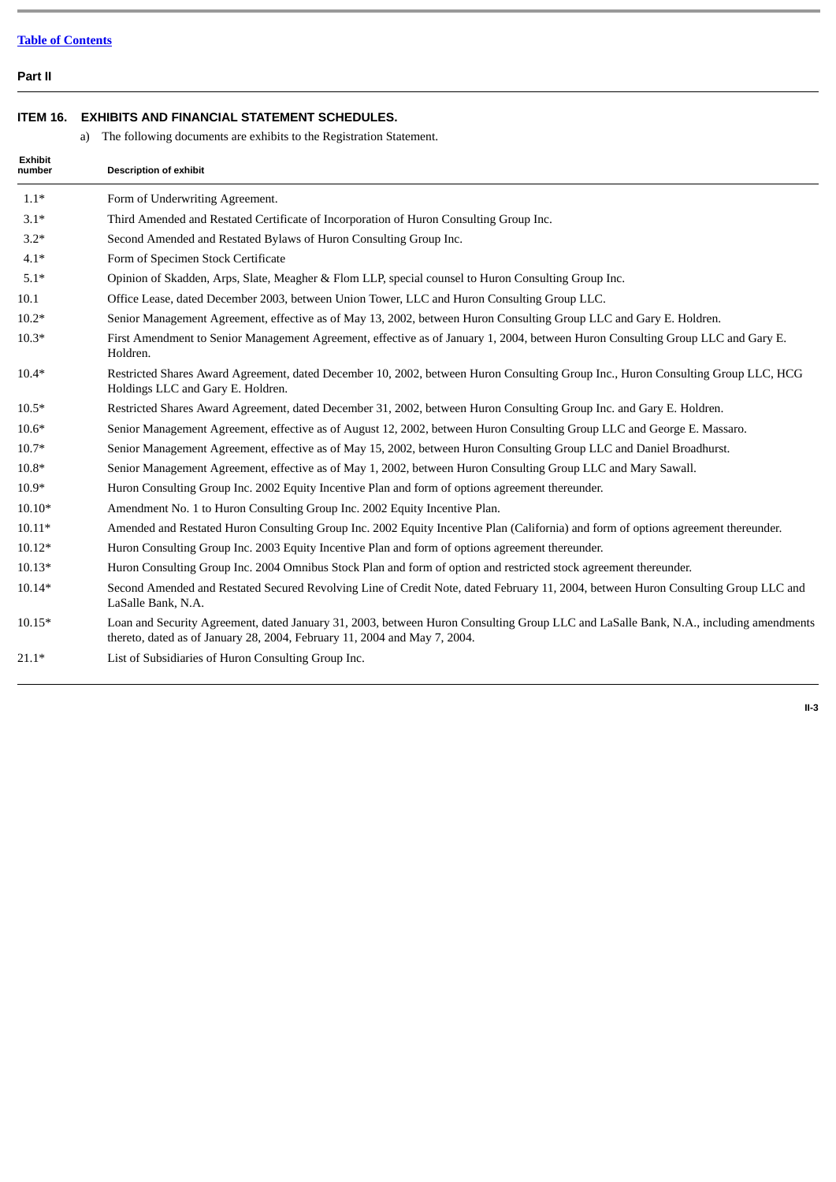Table of Contents

**Part II**

## ITEM 16. EXHIBITS AND FINANCIAL STATEMENT SCHEDULES.

a) The following documents are exhibits to the Registration Statement.

| Exhibit number | Description of exhibit |
|---|---|
| 1.1* | Form of Underwriting Agreement. |
| 3.1* | Third Amended and Restated Certificate of Incorporation of Huron Consulting Group Inc. |
| 3.2* | Second Amended and Restated Bylaws of Huron Consulting Group Inc. |
| 4.1* | Form of Specimen Stock Certificate |
| 5.1* | Opinion of Skadden, Arps, Slate, Meagher & Flom LLP, special counsel to Huron Consulting Group Inc. |
| 10.1 | Office Lease, dated December 2003, between Union Tower, LLC and Huron Consulting Group LLC. |
| 10.2* | Senior Management Agreement, effective as of May 13, 2002, between Huron Consulting Group LLC and Gary E. Holdren. |
| 10.3* | First Amendment to Senior Management Agreement, effective as of January 1, 2004, between Huron Consulting Group LLC and Gary E. Holdren. |
| 10.4* | Restricted Shares Award Agreement, dated December 10, 2002, between Huron Consulting Group Inc., Huron Consulting Group LLC, HCG Holdings LLC and Gary E. Holdren. |
| 10.5* | Restricted Shares Award Agreement, dated December 31, 2002, between Huron Consulting Group Inc. and Gary E. Holdren. |
| 10.6* | Senior Management Agreement, effective as of August 12, 2002, between Huron Consulting Group LLC and George E. Massaro. |
| 10.7* | Senior Management Agreement, effective as of May 15, 2002, between Huron Consulting Group LLC and Daniel Broadhurst. |
| 10.8* | Senior Management Agreement, effective as of May 1, 2002, between Huron Consulting Group LLC and Mary Sawall. |
| 10.9* | Huron Consulting Group Inc. 2002 Equity Incentive Plan and form of options agreement thereunder. |
| 10.10* | Amendment No. 1 to Huron Consulting Group Inc. 2002 Equity Incentive Plan. |
| 10.11* | Amended and Restated Huron Consulting Group Inc. 2002 Equity Incentive Plan (California) and form of options agreement thereunder. |
| 10.12* | Huron Consulting Group Inc. 2003 Equity Incentive Plan and form of options agreement thereunder. |
| 10.13* | Huron Consulting Group Inc. 2004 Omnibus Stock Plan and form of option and restricted stock agreement thereunder. |
| 10.14* | Second Amended and Restated Secured Revolving Line of Credit Note, dated February 11, 2004, between Huron Consulting Group LLC and LaSalle Bank, N.A. |
| 10.15* | Loan and Security Agreement, dated January 31, 2003, between Huron Consulting Group LLC and LaSalle Bank, N.A., including amendments thereto, dated as of January 28, 2004, February 11, 2004 and May 7, 2004. |
| 21.1* | List of Subsidiaries of Huron Consulting Group Inc. |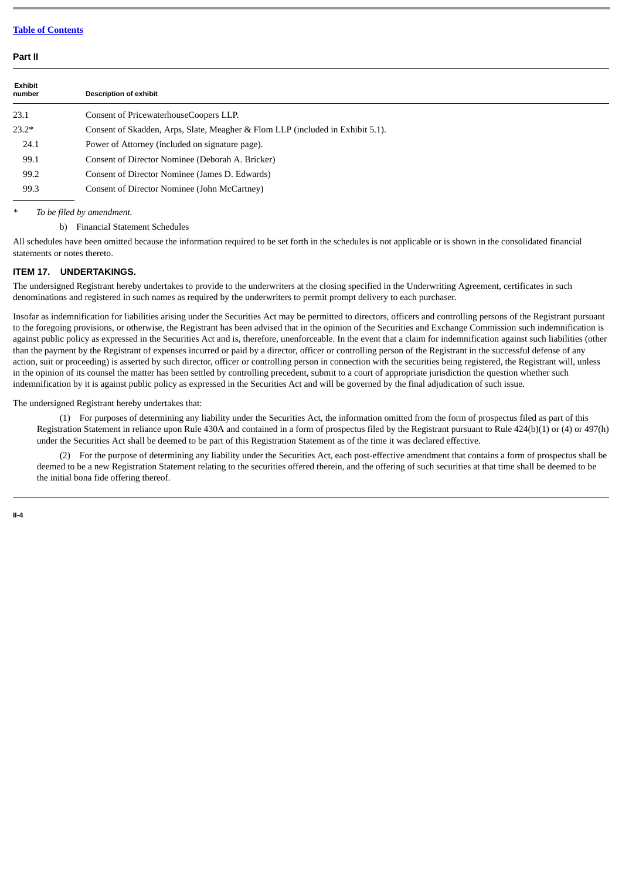**Part II**

| Exhibit number | Description of exhibit |
|---|---|
| 23.1 | Consent of PricewaterhouseCoopers LLP. |
| 23.2* | Consent of Skadden, Arps, Slate, Meagher & Flom LLP (included in Exhibit 5.1). |
| 24.1 | Power of Attorney (included on signature page). |
| 99.1 | Consent of Director Nominee (Deborah A. Bricker) |
| 99.2 | Consent of Director Nominee (James D. Edwards) |
| 99.3 | Consent of Director Nominee (John McCartney) |

\* *To be filed by amendment.*

b) Financial Statement Schedules

All schedules have been omitted because the information required to be set forth in the schedules is not applicable or is shown in the consolidated financial statements or notes thereto.

## ITEM 17. UNDERTAKINGS.

The undersigned Registrant hereby undertakes to provide to the underwriters at the closing specified in the Underwriting Agreement, certificates in such denominations and registered in such names as required by the underwriters to permit prompt delivery to each purchaser.

Insofar as indemnification for liabilities arising under the Securities Act may be permitted to directors, officers and controlling persons of the Registrant pursuant to the foregoing provisions, or otherwise, the Registrant has been advised that in the opinion of the Securities and Exchange Commission such indemnification is against public policy as expressed in the Securities Act and is, therefore, unenforceable. In the event that a claim for indemnification against such liabilities (other than the payment by the Registrant of expenses incurred or paid by a director, officer or controlling person of the Registrant in the successful defense of any action, suit or proceeding) is asserted by such director, officer or controlling person in connection with the securities being registered, the Registrant will, unless in the opinion of its counsel the matter has been settled by controlling precedent, submit to a court of appropriate jurisdiction the question whether such indemnification by it is against public policy as expressed in the Securities Act and will be governed by the final adjudication of such issue.

The undersigned Registrant hereby undertakes that:

(1) For purposes of determining any liability under the Securities Act, the information omitted from the form of prospectus filed as part of this Registration Statement in reliance upon Rule 430A and contained in a form of prospectus filed by the Registrant pursuant to Rule 424(b)(1) or (4) or 497(h) under the Securities Act shall be deemed to be part of this Registration Statement as of the time it was declared effective.

(2) For the purpose of determining any liability under the Securities Act, each post-effective amendment that contains a form of prospectus shall be deemed to be a new Registration Statement relating to the securities offered therein, and the offering of such securities at that time shall be deemed to be the initial bona fide offering thereof.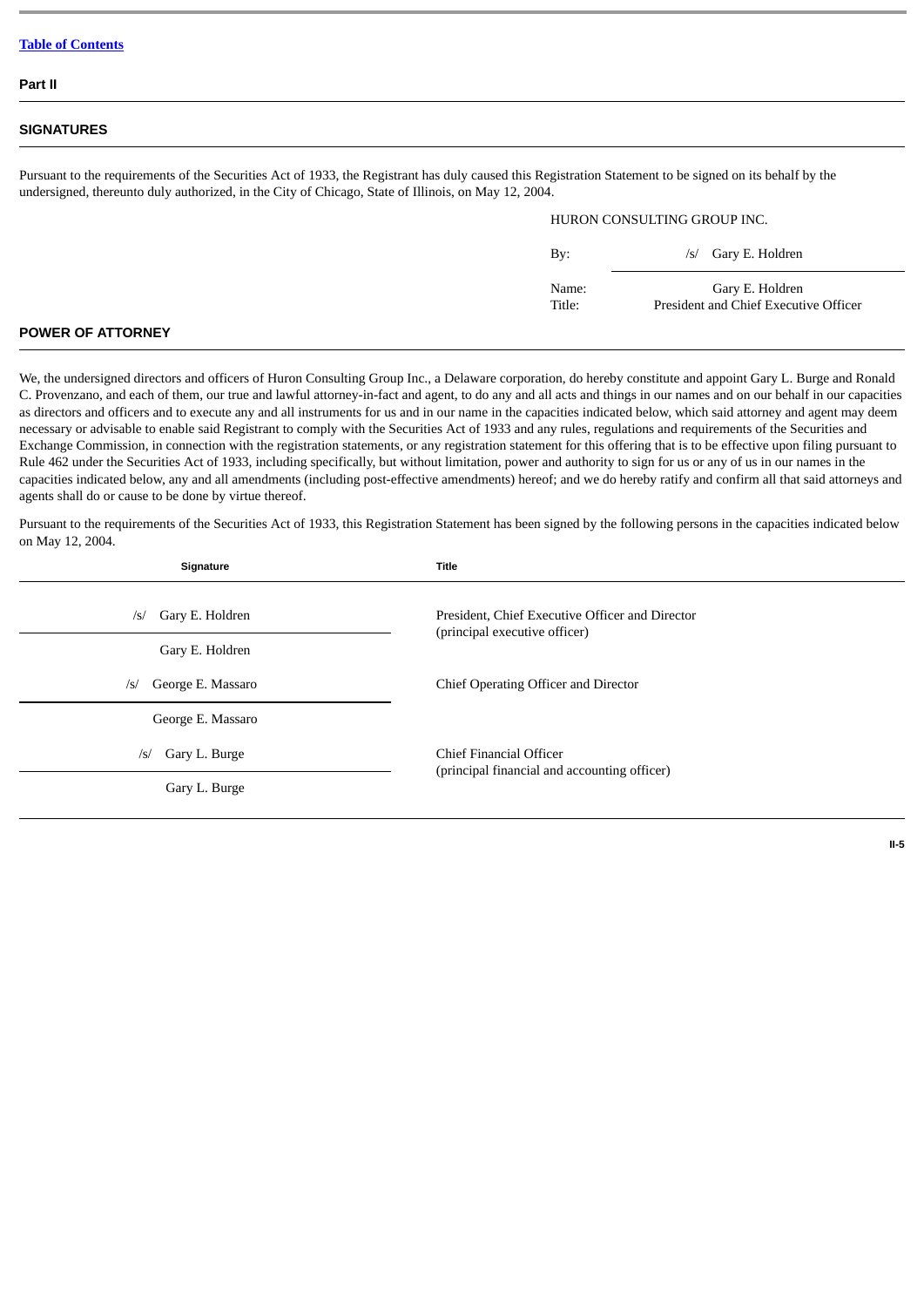[Table of Contents](#)

**Part II**

## SIGNATURES

Pursuant to the requirements of the Securities Act of 1933, the Registrant has duly caused this Registration Statement to be signed on its behalf by the undersigned, thereunto duly authorized, in the City of Chicago, State of Illinois, on May 12, 2004.

HURON CONSULTING GROUP INC.

| | |
|---|---|
| By: | /s/ Gary E. Holdren |
| Name: | Gary E. Holdren |
| Title: | President and Chief Executive Officer |

## POWER OF ATTORNEY

We, the undersigned directors and officers of Huron Consulting Group Inc., a Delaware corporation, do hereby constitute and appoint Gary L. Burge and Ronald C. Provenzano, and each of them, our true and lawful attorney-in-fact and agent, to do any and all acts and things in our names and on our behalf in our capacities as directors and officers and to execute any and all instruments for us and in our name in the capacities indicated below, which said attorney and agent may deem necessary or advisable to enable said Registrant to comply with the Securities Act of 1933 and any rules, regulations and requirements of the Securities and Exchange Commission, in connection with the registration statements, or any registration statement for this offering that is to be effective upon filing pursuant to Rule 462 under the Securities Act of 1933, including specifically, but without limitation, power and authority to sign for us or any of us in our names in the capacities indicated below, any and all amendments (including post-effective amendments) hereof; and we do hereby ratify and confirm all that said attorneys and agents shall do or cause to be done by virtue thereof.

Pursuant to the requirements of the Securities Act of 1933, this Registration Statement has been signed by the following persons in the capacities indicated below on May 12, 2004.

| Signature | Title |
|---|---|
| /s/ Gary E. Holdren<br>Gary E. Holdren | President, Chief Executive Officer and Director<br>(principal executive officer) |
| /s/ George E. Massaro<br>George E. Massaro | Chief Operating Officer and Director |
| /s/ Gary L. Burge<br>Gary L. Burge | Chief Financial Officer<br>(principal financial and accounting officer) |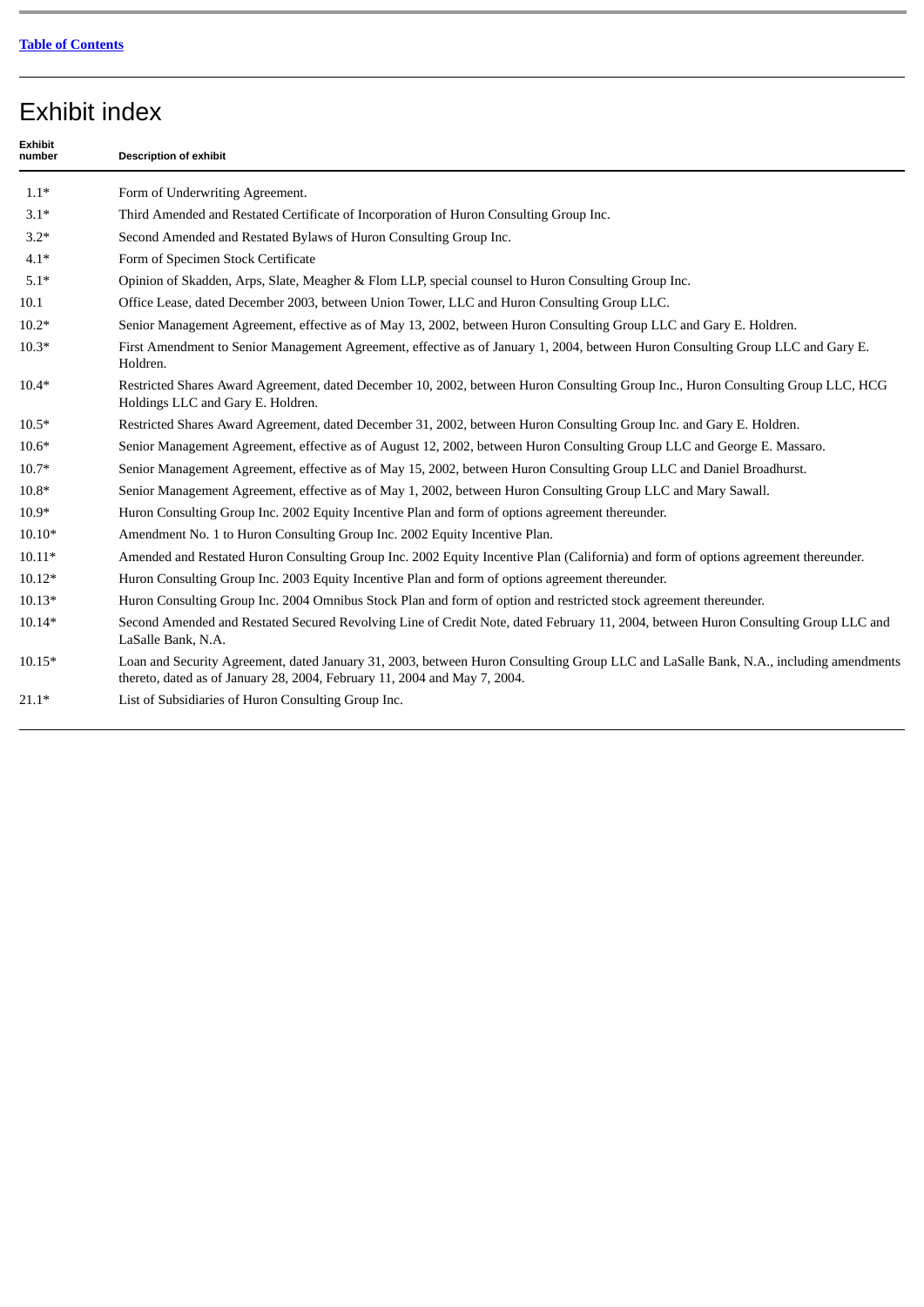# Exhibit index

| Exhibit number | Description of exhibit |
|---|---|
| 1.1* | Form of Underwriting Agreement. |
| 3.1* | Third Amended and Restated Certificate of Incorporation of Huron Consulting Group Inc. |
| 3.2* | Second Amended and Restated Bylaws of Huron Consulting Group Inc. |
| 4.1* | Form of Specimen Stock Certificate |
| 5.1* | Opinion of Skadden, Arps, Slate, Meagher & Flom LLP, special counsel to Huron Consulting Group Inc. |
| 10.1 | Office Lease, dated December 2003, between Union Tower, LLC and Huron Consulting Group LLC. |
| 10.2* | Senior Management Agreement, effective as of May 13, 2002, between Huron Consulting Group LLC and Gary E. Holdren. |
| 10.3* | First Amendment to Senior Management Agreement, effective as of January 1, 2004, between Huron Consulting Group LLC and Gary E. Holdren. |
| 10.4* | Restricted Shares Award Agreement, dated December 10, 2002, between Huron Consulting Group Inc., Huron Consulting Group LLC, HCG Holdings LLC and Gary E. Holdren. |
| 10.5* | Restricted Shares Award Agreement, dated December 31, 2002, between Huron Consulting Group Inc. and Gary E. Holdren. |
| 10.6* | Senior Management Agreement, effective as of August 12, 2002, between Huron Consulting Group LLC and George E. Massaro. |
| 10.7* | Senior Management Agreement, effective as of May 15, 2002, between Huron Consulting Group LLC and Daniel Broadhurst. |
| 10.8* | Senior Management Agreement, effective as of May 1, 2002, between Huron Consulting Group LLC and Mary Sawall. |
| 10.9* | Huron Consulting Group Inc. 2002 Equity Incentive Plan and form of options agreement thereunder. |
| 10.10* | Amendment No. 1 to Huron Consulting Group Inc. 2002 Equity Incentive Plan. |
| 10.11* | Amended and Restated Huron Consulting Group Inc. 2002 Equity Incentive Plan (California) and form of options agreement thereunder. |
| 10.12* | Huron Consulting Group Inc. 2003 Equity Incentive Plan and form of options agreement thereunder. |
| 10.13* | Huron Consulting Group Inc. 2004 Omnibus Stock Plan and form of option and restricted stock agreement thereunder. |
| 10.14* | Second Amended and Restated Secured Revolving Line of Credit Note, dated February 11, 2004, between Huron Consulting Group LLC and LaSalle Bank, N.A. |
| 10.15* | Loan and Security Agreement, dated January 31, 2003, between Huron Consulting Group LLC and LaSalle Bank, N.A., including amendments thereto, dated as of January 28, 2004, February 11, 2004 and May 7, 2004. |
| 21.1* | List of Subsidiaries of Huron Consulting Group Inc. |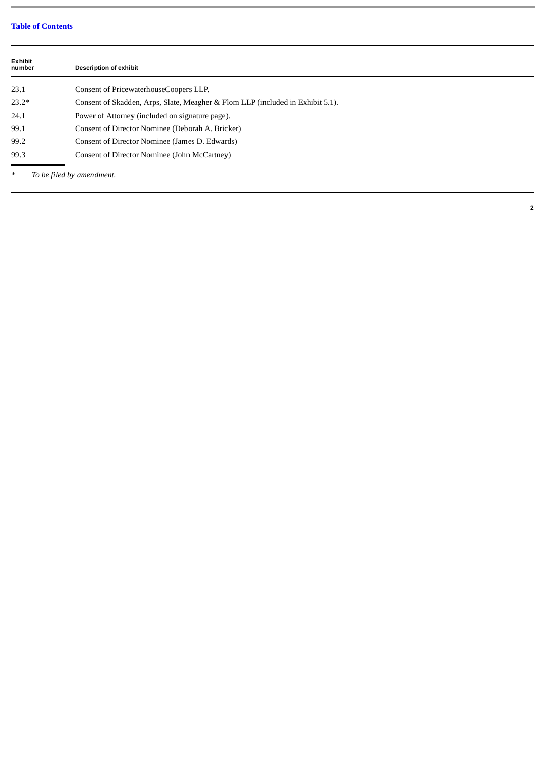[Table of Contents](#)

| Exhibit number | Description of exhibit |
| --- | --- |
| 23.1 | Consent of PricewaterhouseCoopers LLP. |
| 23.2* | Consent of Skadden, Arps, Slate, Meagher & Flom LLP (included in Exhibit 5.1). |
| 24.1 | Power of Attorney (included on signature page). |
| 99.1 | Consent of Director Nominee (Deborah A. Bricker) |
| 99.2 | Consent of Director Nominee (James D. Edwards) |
| 99.3 | Consent of Director Nominee (John McCartney) |

\* *To be filed by amendment.*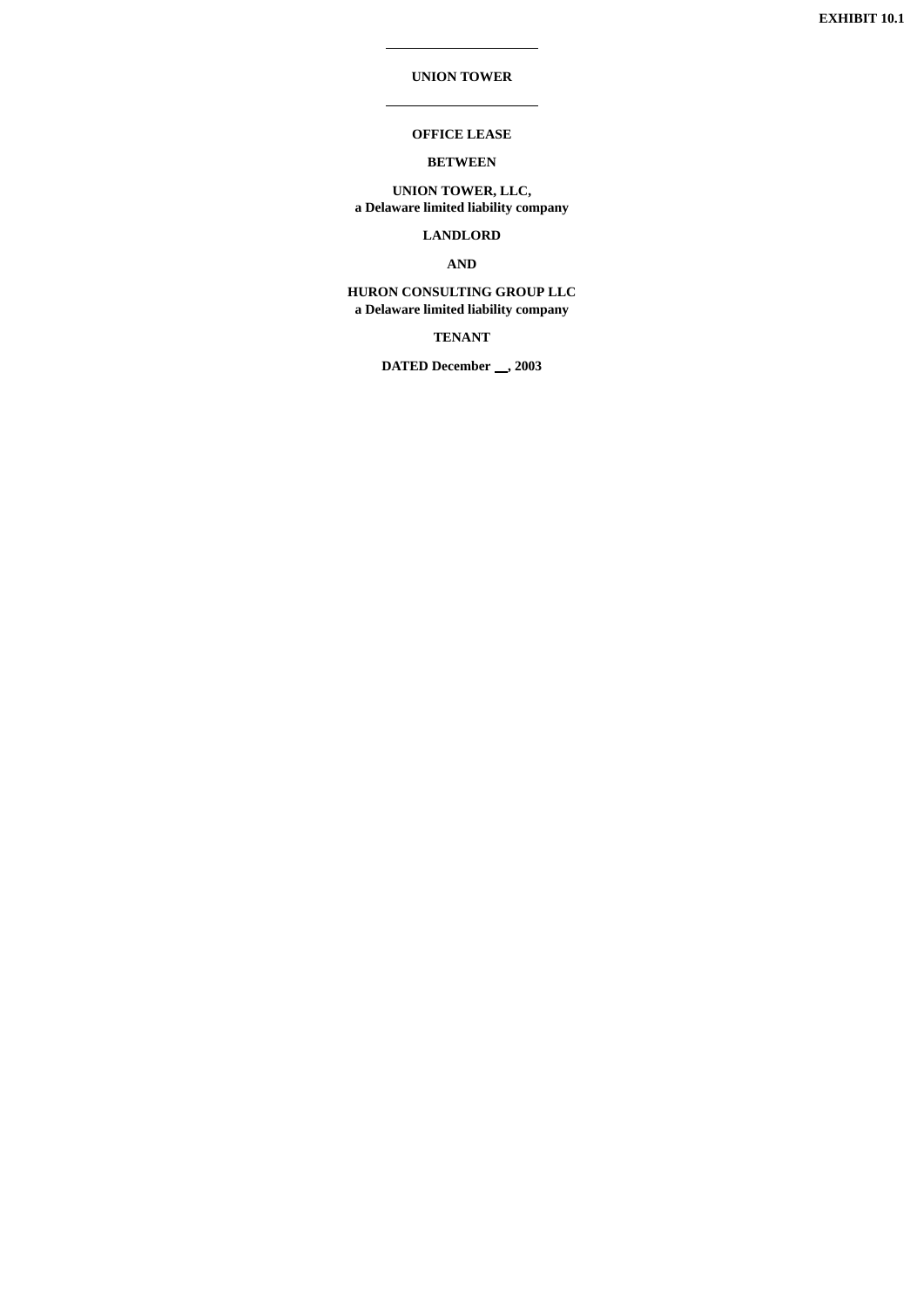**EXHIBIT 10.1**

---

**UNION TOWER**

---

**OFFICE LEASE**

**BETWEEN**

**UNION TOWER, LLC,**
**a Delaware limited liability company**

**LANDLORD**

**AND**

**HURON CONSULTING GROUP LLC**
**a Delaware limited liability company**

**TENANT**

**DATED December \_\_, 2003**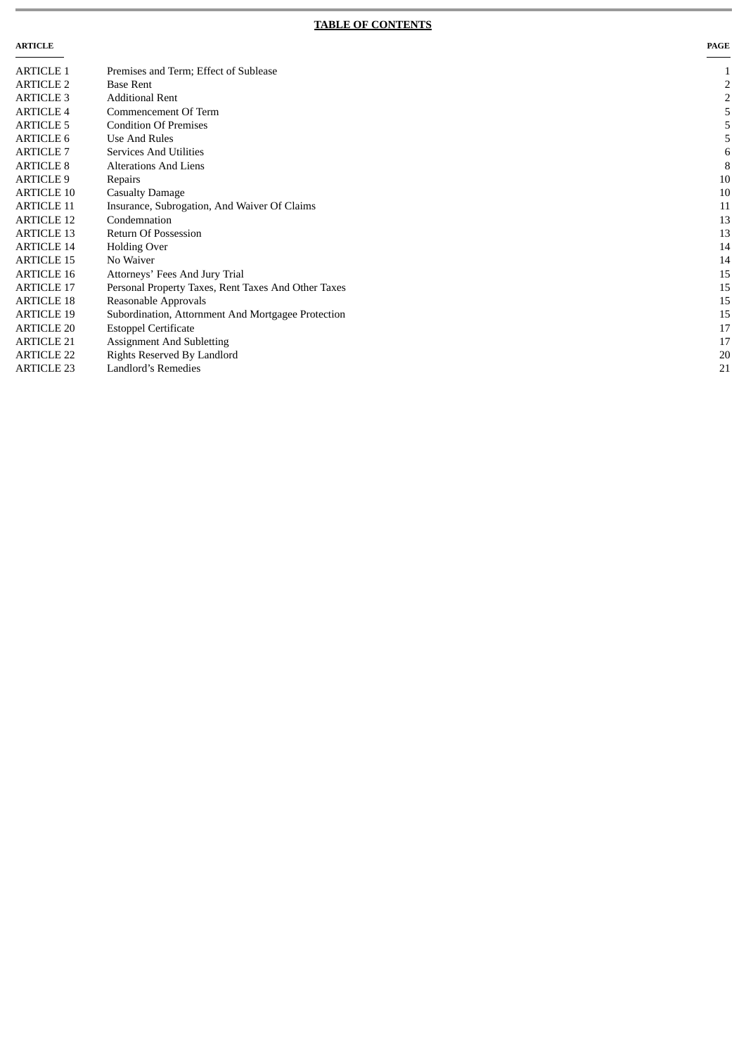**TABLE OF CONTENTS**

| ARTICLE | | PAGE |
|---|---|---|
| ARTICLE 1 | Premises and Term; Effect of Sublease | 1 |
| ARTICLE 2 | Base Rent | 2 |
| ARTICLE 3 | Additional Rent | 2 |
| ARTICLE 4 | Commencement Of Term | 5 |
| ARTICLE 5 | Condition Of Premises | 5 |
| ARTICLE 6 | Use And Rules | 5 |
| ARTICLE 7 | Services And Utilities | 6 |
| ARTICLE 8 | Alterations And Liens | 8 |
| ARTICLE 9 | Repairs | 10 |
| ARTICLE 10 | Casualty Damage | 10 |
| ARTICLE 11 | Insurance, Subrogation, And Waiver Of Claims | 11 |
| ARTICLE 12 | Condemnation | 13 |
| ARTICLE 13 | Return Of Possession | 13 |
| ARTICLE 14 | Holding Over | 14 |
| ARTICLE 15 | No Waiver | 14 |
| ARTICLE 16 | Attorneys' Fees And Jury Trial | 15 |
| ARTICLE 17 | Personal Property Taxes, Rent Taxes And Other Taxes | 15 |
| ARTICLE 18 | Reasonable Approvals | 15 |
| ARTICLE 19 | Subordination, Attornment And Mortgagee Protection | 15 |
| ARTICLE 20 | Estoppel Certificate | 17 |
| ARTICLE 21 | Assignment And Subletting | 17 |
| ARTICLE 22 | Rights Reserved By Landlord | 20 |
| ARTICLE 23 | Landlord's Remedies | 21 |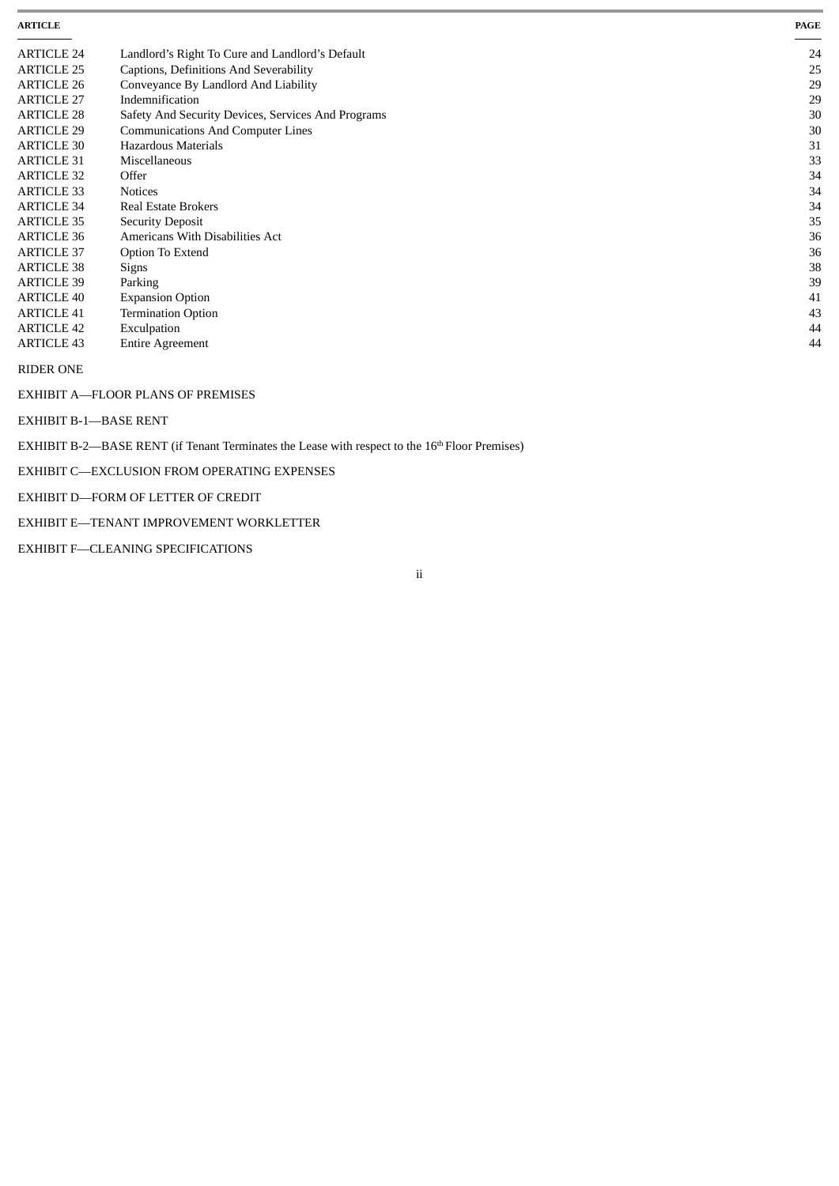| ARTICLE | | PAGE |
|---|---|---|
| ARTICLE 24 | Landlord's Right To Cure and Landlord's Default | 24 |
| ARTICLE 25 | Captions, Definitions And Severability | 25 |
| ARTICLE 26 | Conveyance By Landlord And Liability | 29 |
| ARTICLE 27 | Indemnification | 29 |
| ARTICLE 28 | Safety And Security Devices, Services And Programs | 30 |
| ARTICLE 29 | Communications And Computer Lines | 30 |
| ARTICLE 30 | Hazardous Materials | 31 |
| ARTICLE 31 | Miscellaneous | 33 |
| ARTICLE 32 | Offer | 34 |
| ARTICLE 33 | Notices | 34 |
| ARTICLE 34 | Real Estate Brokers | 34 |
| ARTICLE 35 | Security Deposit | 35 |
| ARTICLE 36 | Americans With Disabilities Act | 36 |
| ARTICLE 37 | Option To Extend | 36 |
| ARTICLE 38 | Signs | 38 |
| ARTICLE 39 | Parking | 39 |
| ARTICLE 40 | Expansion Option | 41 |
| ARTICLE 41 | Termination Option | 43 |
| ARTICLE 42 | Exculpation | 44 |
| ARTICLE 43 | Entire Agreement | 44 |

RIDER ONE

EXHIBIT A—FLOOR PLANS OF PREMISES

EXHIBIT B-1—BASE RENT

EXHIBIT B-2—BASE RENT (if Tenant Terminates the Lease with respect to the 16th Floor Premises)

EXHIBIT C—EXCLUSION FROM OPERATING EXPENSES

EXHIBIT D—FORM OF LETTER OF CREDIT

EXHIBIT E—TENANT IMPROVEMENT WORKLETTER

EXHIBIT F—CLEANING SPECIFICATIONS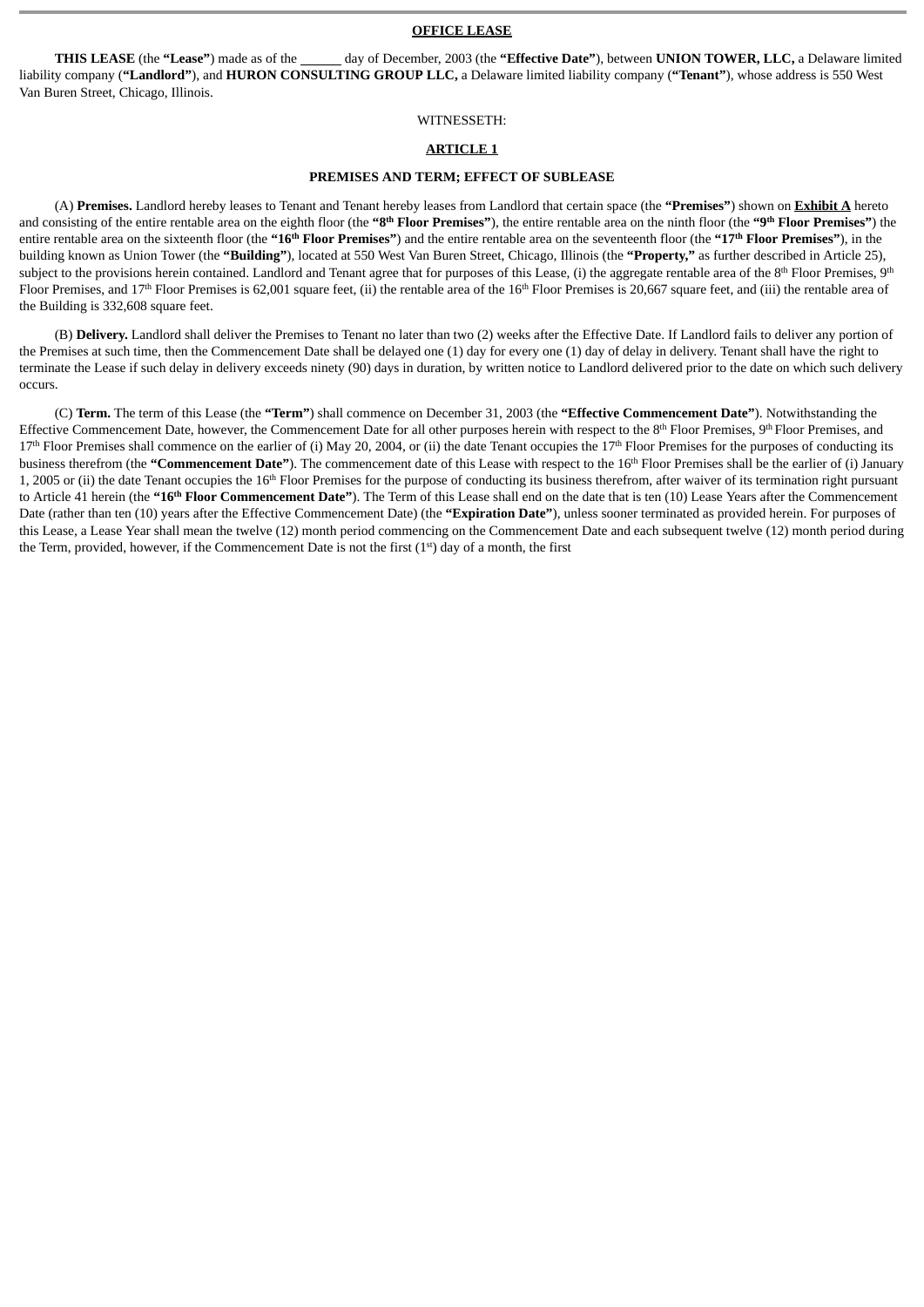**OFFICE LEASE**

**THIS LEASE** (the **"Lease"**) made as of the ______ day of December, 2003 (the **"Effective Date"**), between **UNION TOWER, LLC,** a Delaware limited liability company (**"Landlord"**), and **HURON CONSULTING GROUP LLC,** a Delaware limited liability company (**"Tenant"**), whose address is 550 West Van Buren Street, Chicago, Illinois.

WITNESSETH:

**ARTICLE 1**

**PREMISES AND TERM; EFFECT OF SUBLEASE**

(A) **Premises.** Landlord hereby leases to Tenant and Tenant hereby leases from Landlord that certain space (the **"Premises"**) shown on **Exhibit A** hereto and consisting of the entire rentable area on the eighth floor (the **"8th Floor Premises"**), the entire rentable area on the ninth floor (the **"9th Floor Premises"**) the entire rentable area on the sixteenth floor (the **"16th Floor Premises"**) and the entire rentable area on the seventeenth floor (the **"17th Floor Premises"**), in the building known as Union Tower (the **"Building"**), located at 550 West Van Buren Street, Chicago, Illinois (the **"Property,"** as further described in Article 25), subject to the provisions herein contained. Landlord and Tenant agree that for purposes of this Lease, (i) the aggregate rentable area of the 8th Floor Premises, 9th Floor Premises, and 17th Floor Premises is 62,001 square feet, (ii) the rentable area of the 16th Floor Premises is 20,667 square feet, and (iii) the rentable area of the Building is 332,608 square feet.

(B) **Delivery.** Landlord shall deliver the Premises to Tenant no later than two (2) weeks after the Effective Date. If Landlord fails to deliver any portion of the Premises at such time, then the Commencement Date shall be delayed one (1) day for every one (1) day of delay in delivery. Tenant shall have the right to terminate the Lease if such delay in delivery exceeds ninety (90) days in duration, by written notice to Landlord delivered prior to the date on which such delivery occurs.

(C) **Term.** The term of this Lease (the **"Term"**) shall commence on December 31, 2003 (the **"Effective Commencement Date"**). Notwithstanding the Effective Commencement Date, however, the Commencement Date for all other purposes herein with respect to the 8th Floor Premises, 9th Floor Premises, and 17th Floor Premises shall commence on the earlier of (i) May 20, 2004, or (ii) the date Tenant occupies the 17th Floor Premises for the purposes of conducting its business therefrom (the **"Commencement Date"**). The commencement date of this Lease with respect to the 16th Floor Premises shall be the earlier of (i) January 1, 2005 or (ii) the date Tenant occupies the 16th Floor Premises for the purpose of conducting its business therefrom, after waiver of its termination right pursuant to Article 41 herein (the **"16th Floor Commencement Date"**). The Term of this Lease shall end on the date that is ten (10) Lease Years after the Commencement Date (rather than ten (10) years after the Effective Commencement Date) (the **"Expiration Date"**), unless sooner terminated as provided herein. For purposes of this Lease, a Lease Year shall mean the twelve (12) month period commencing on the Commencement Date and each subsequent twelve (12) month period during the Term, provided, however, if the Commencement Date is not the first (1st) day of a month, the first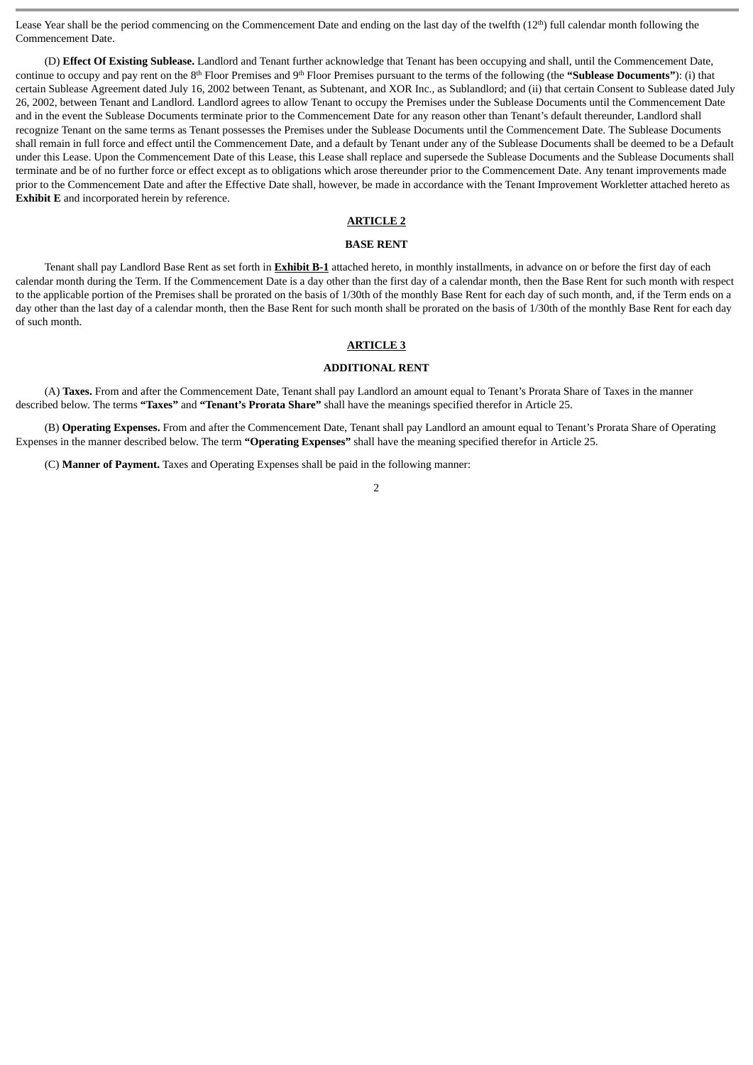Lease Year shall be the period commencing on the Commencement Date and ending on the last day of the twelfth (12th) full calendar month following the Commencement Date.

(D) **Effect Of Existing Sublease.** Landlord and Tenant further acknowledge that Tenant has been occupying and shall, until the Commencement Date, continue to occupy and pay rent on the 8th Floor Premises and 9th Floor Premises pursuant to the terms of the following (the **"Sublease Documents"**): (i) that certain Sublease Agreement dated July 16, 2002 between Tenant, as Subtenant, and XOR Inc., as Sublandlord; and (ii) that certain Consent to Sublease dated July 26, 2002, between Tenant and Landlord. Landlord agrees to allow Tenant to occupy the Premises under the Sublease Documents until the Commencement Date and in the event the Sublease Documents terminate prior to the Commencement Date for any reason other than Tenant's default thereunder, Landlord shall recognize Tenant on the same terms as Tenant possesses the Premises under the Sublease Documents until the Commencement Date. The Sublease Documents shall remain in full force and effect until the Commencement Date, and a default by Tenant under any of the Sublease Documents shall be deemed to be a Default under this Lease. Upon the Commencement Date of this Lease, this Lease shall replace and supersede the Sublease Documents and the Sublease Documents shall terminate and be of no further force or effect except as to obligations which arose thereunder prior to the Commencement Date. Any tenant improvements made prior to the Commencement Date and after the Effective Date shall, however, be made in accordance with the Tenant Improvement Workletter attached hereto as **Exhibit E** and incorporated herein by reference.

## ARTICLE 2

## BASE RENT

Tenant shall pay Landlord Base Rent as set forth in **Exhibit B-1** attached hereto, in monthly installments, in advance on or before the first day of each calendar month during the Term. If the Commencement Date is a day other than the first day of a calendar month, then the Base Rent for such month with respect to the applicable portion of the Premises shall be prorated on the basis of 1/30th of the monthly Base Rent for each day of such month, and, if the Term ends on a day other than the last day of a calendar month, then the Base Rent for such month shall be prorated on the basis of 1/30th of the monthly Base Rent for each day of such month.

## ARTICLE 3

## ADDITIONAL RENT

(A) **Taxes.** From and after the Commencement Date, Tenant shall pay Landlord an amount equal to Tenant's Prorata Share of Taxes in the manner described below. The terms **"Taxes"** and **"Tenant's Prorata Share"** shall have the meanings specified therefor in Article 25.

(B) **Operating Expenses.** From and after the Commencement Date, Tenant shall pay Landlord an amount equal to Tenant's Prorata Share of Operating Expenses in the manner described below. The term **"Operating Expenses"** shall have the meaning specified therefor in Article 25.

(C) **Manner of Payment.** Taxes and Operating Expenses shall be paid in the following manner: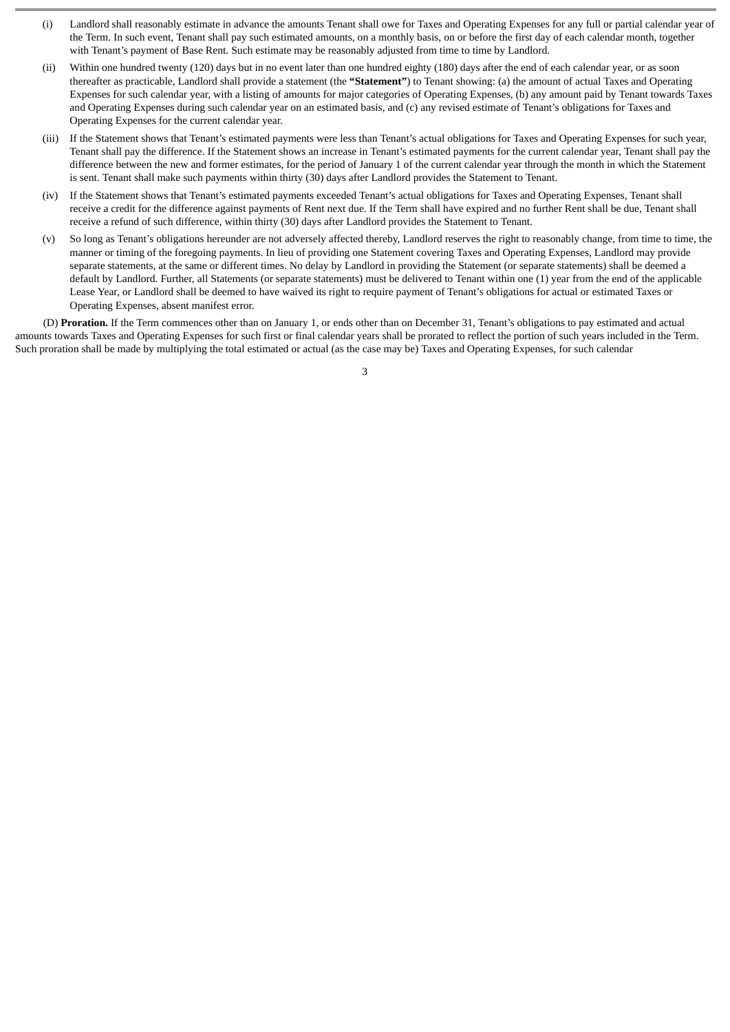(i) Landlord shall reasonably estimate in advance the amounts Tenant shall owe for Taxes and Operating Expenses for any full or partial calendar year of the Term. In such event, Tenant shall pay such estimated amounts, on a monthly basis, on or before the first day of each calendar month, together with Tenant's payment of Base Rent. Such estimate may be reasonably adjusted from time to time by Landlord.

(ii) Within one hundred twenty (120) days but in no event later than one hundred eighty (180) days after the end of each calendar year, or as soon thereafter as practicable, Landlord shall provide a statement (the **"Statement"**) to Tenant showing: (a) the amount of actual Taxes and Operating Expenses for such calendar year, with a listing of amounts for major categories of Operating Expenses, (b) any amount paid by Tenant towards Taxes and Operating Expenses during such calendar year on an estimated basis, and (c) any revised estimate of Tenant's obligations for Taxes and Operating Expenses for the current calendar year.

(iii) If the Statement shows that Tenant's estimated payments were less than Tenant's actual obligations for Taxes and Operating Expenses for such year, Tenant shall pay the difference. If the Statement shows an increase in Tenant's estimated payments for the current calendar year, Tenant shall pay the difference between the new and former estimates, for the period of January 1 of the current calendar year through the month in which the Statement is sent. Tenant shall make such payments within thirty (30) days after Landlord provides the Statement to Tenant.

(iv) If the Statement shows that Tenant's estimated payments exceeded Tenant's actual obligations for Taxes and Operating Expenses, Tenant shall receive a credit for the difference against payments of Rent next due. If the Term shall have expired and no further Rent shall be due, Tenant shall receive a refund of such difference, within thirty (30) days after Landlord provides the Statement to Tenant.

(v) So long as Tenant's obligations hereunder are not adversely affected thereby, Landlord reserves the right to reasonably change, from time to time, the manner or timing of the foregoing payments. In lieu of providing one Statement covering Taxes and Operating Expenses, Landlord may provide separate statements, at the same or different times. No delay by Landlord in providing the Statement (or separate statements) shall be deemed a default by Landlord. Further, all Statements (or separate statements) must be delivered to Tenant within one (1) year from the end of the applicable Lease Year, or Landlord shall be deemed to have waived its right to require payment of Tenant's obligations for actual or estimated Taxes or Operating Expenses, absent manifest error.

(D) **Proration.** If the Term commences other than on January 1, or ends other than on December 31, Tenant's obligations to pay estimated and actual amounts towards Taxes and Operating Expenses for such first or final calendar years shall be prorated to reflect the portion of such years included in the Term. Such proration shall be made by multiplying the total estimated or actual (as the case may be) Taxes and Operating Expenses, for such calendar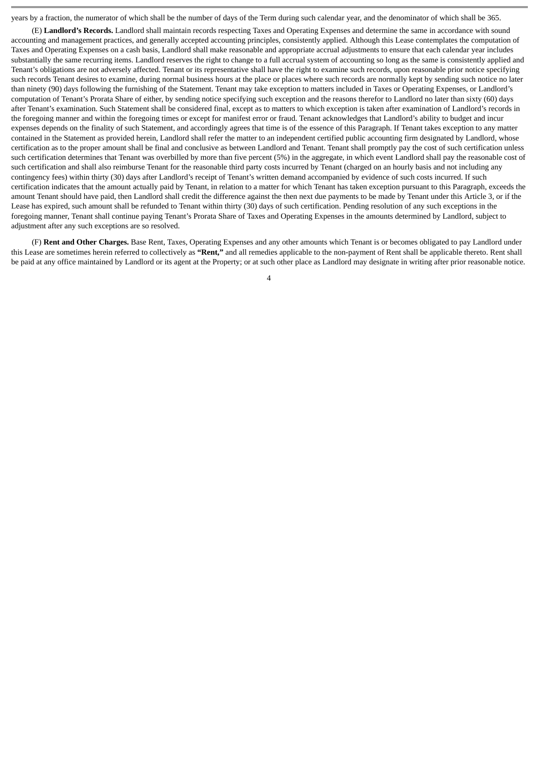years by a fraction, the numerator of which shall be the number of days of the Term during such calendar year, and the denominator of which shall be 365.

(E) **Landlord's Records.** Landlord shall maintain records respecting Taxes and Operating Expenses and determine the same in accordance with sound accounting and management practices, and generally accepted accounting principles, consistently applied. Although this Lease contemplates the computation of Taxes and Operating Expenses on a cash basis, Landlord shall make reasonable and appropriate accrual adjustments to ensure that each calendar year includes substantially the same recurring items. Landlord reserves the right to change to a full accrual system of accounting so long as the same is consistently applied and Tenant's obligations are not adversely affected. Tenant or its representative shall have the right to examine such records, upon reasonable prior notice specifying such records Tenant desires to examine, during normal business hours at the place or places where such records are normally kept by sending such notice no later than ninety (90) days following the furnishing of the Statement. Tenant may take exception to matters included in Taxes or Operating Expenses, or Landlord's computation of Tenant's Prorata Share of either, by sending notice specifying such exception and the reasons therefor to Landlord no later than sixty (60) days after Tenant's examination. Such Statement shall be considered final, except as to matters to which exception is taken after examination of Landlord's records in the foregoing manner and within the foregoing times or except for manifest error or fraud. Tenant acknowledges that Landlord's ability to budget and incur expenses depends on the finality of such Statement, and accordingly agrees that time is of the essence of this Paragraph. If Tenant takes exception to any matter contained in the Statement as provided herein, Landlord shall refer the matter to an independent certified public accounting firm designated by Landlord, whose certification as to the proper amount shall be final and conclusive as between Landlord and Tenant. Tenant shall promptly pay the cost of such certification unless such certification determines that Tenant was overbilled by more than five percent (5%) in the aggregate, in which event Landlord shall pay the reasonable cost of such certification and shall also reimburse Tenant for the reasonable third party costs incurred by Tenant (charged on an hourly basis and not including any contingency fees) within thirty (30) days after Landlord's receipt of Tenant's written demand accompanied by evidence of such costs incurred. If such certification indicates that the amount actually paid by Tenant, in relation to a matter for which Tenant has taken exception pursuant to this Paragraph, exceeds the amount Tenant should have paid, then Landlord shall credit the difference against the then next due payments to be made by Tenant under this Article 3, or if the Lease has expired, such amount shall be refunded to Tenant within thirty (30) days of such certification. Pending resolution of any such exceptions in the foregoing manner, Tenant shall continue paying Tenant's Prorata Share of Taxes and Operating Expenses in the amounts determined by Landlord, subject to adjustment after any such exceptions are so resolved.

(F) **Rent and Other Charges.** Base Rent, Taxes, Operating Expenses and any other amounts which Tenant is or becomes obligated to pay Landlord under this Lease are sometimes herein referred to collectively as **"Rent,"** and all remedies applicable to the non-payment of Rent shall be applicable thereto. Rent shall be paid at any office maintained by Landlord or its agent at the Property; or at such other place as Landlord may designate in writing after prior reasonable notice.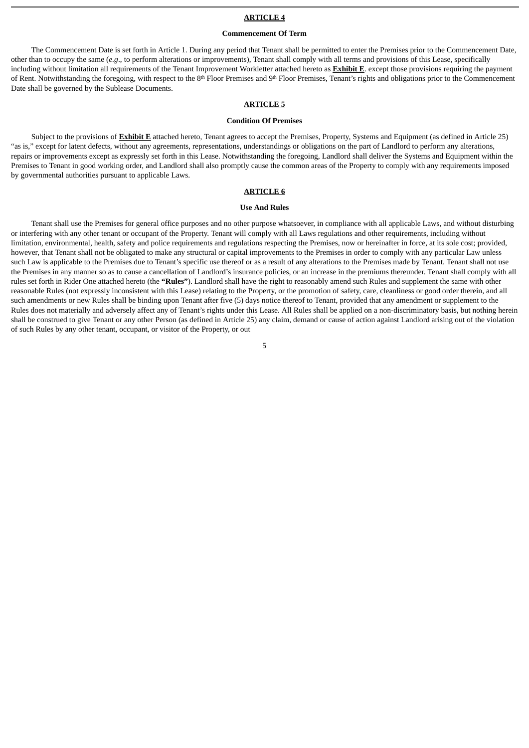## ARTICLE 4

**Commencement Of Term**

The Commencement Date is set forth in Article 1. During any period that Tenant shall be permitted to enter the Premises prior to the Commencement Date, other than to occupy the same (*e.g*., to perform alterations or improvements), Tenant shall comply with all terms and provisions of this Lease, specifically including without limitation all requirements of the Tenant Improvement Workletter attached hereto as **Exhibit E**. except those provisions requiring the payment of Rent. Notwithstanding the foregoing, with respect to the 8th Floor Premises and 9th Floor Premises, Tenant's rights and obligations prior to the Commencement Date shall be governed by the Sublease Documents.

## ARTICLE 5

**Condition Of Premises**

Subject to the provisions of **Exhibit E** attached hereto, Tenant agrees to accept the Premises, Property, Systems and Equipment (as defined in Article 25) "as is," except for latent defects, without any agreements, representations, understandings or obligations on the part of Landlord to perform any alterations, repairs or improvements except as expressly set forth in this Lease. Notwithstanding the foregoing, Landlord shall deliver the Systems and Equipment within the Premises to Tenant in good working order, and Landlord shall also promptly cause the common areas of the Property to comply with any requirements imposed by governmental authorities pursuant to applicable Laws.

## ARTICLE 6

**Use And Rules**

Tenant shall use the Premises for general office purposes and no other purpose whatsoever, in compliance with all applicable Laws, and without disturbing or interfering with any other tenant or occupant of the Property. Tenant will comply with all Laws regulations and other requirements, including without limitation, environmental, health, safety and police requirements and regulations respecting the Premises, now or hereinafter in force, at its sole cost; provided, however, that Tenant shall not be obligated to make any structural or capital improvements to the Premises in order to comply with any particular Law unless such Law is applicable to the Premises due to Tenant's specific use thereof or as a result of any alterations to the Premises made by Tenant. Tenant shall not use the Premises in any manner so as to cause a cancellation of Landlord's insurance policies, or an increase in the premiums thereunder. Tenant shall comply with all rules set forth in Rider One attached hereto (the **"Rules"**). Landlord shall have the right to reasonably amend such Rules and supplement the same with other reasonable Rules (not expressly inconsistent with this Lease) relating to the Property, or the promotion of safety, care, cleanliness or good order therein, and all such amendments or new Rules shall be binding upon Tenant after five (5) days notice thereof to Tenant, provided that any amendment or supplement to the Rules does not materially and adversely affect any of Tenant's rights under this Lease. All Rules shall be applied on a non-discriminatory basis, but nothing herein shall be construed to give Tenant or any other Person (as defined in Article 25) any claim, demand or cause of action against Landlord arising out of the violation of such Rules by any other tenant, occupant, or visitor of the Property, or out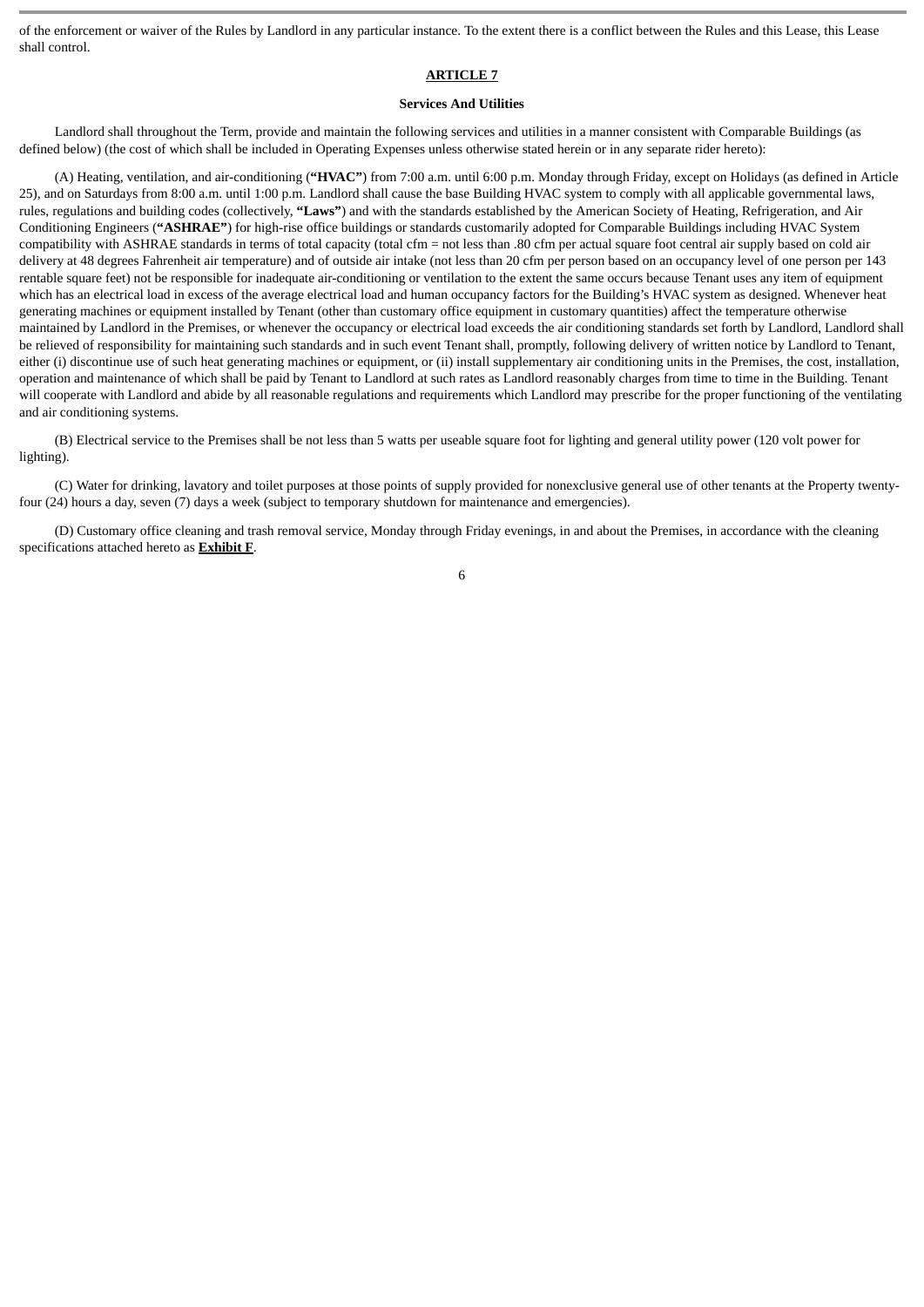of the enforcement or waiver of the Rules by Landlord in any particular instance. To the extent there is a conflict between the Rules and this Lease, this Lease shall control.

## ARTICLE 7

### Services And Utilities

Landlord shall throughout the Term, provide and maintain the following services and utilities in a manner consistent with Comparable Buildings (as defined below) (the cost of which shall be included in Operating Expenses unless otherwise stated herein or in any separate rider hereto):

(A) Heating, ventilation, and air-conditioning (**"HVAC"**) from 7:00 a.m. until 6:00 p.m. Monday through Friday, except on Holidays (as defined in Article 25), and on Saturdays from 8:00 a.m. until 1:00 p.m. Landlord shall cause the base Building HVAC system to comply with all applicable governmental laws, rules, regulations and building codes (collectively, **"Laws"**) and with the standards established by the American Society of Heating, Refrigeration, and Air Conditioning Engineers (**"ASHRAE"**) for high-rise office buildings or standards customarily adopted for Comparable Buildings including HVAC System compatibility with ASHRAE standards in terms of total capacity (total cfm = not less than .80 cfm per actual square foot central air supply based on cold air delivery at 48 degrees Fahrenheit air temperature) and of outside air intake (not less than 20 cfm per person based on an occupancy level of one person per 143 rentable square feet) not be responsible for inadequate air-conditioning or ventilation to the extent the same occurs because Tenant uses any item of equipment which has an electrical load in excess of the average electrical load and human occupancy factors for the Building's HVAC system as designed. Whenever heat generating machines or equipment installed by Tenant (other than customary office equipment in customary quantities) affect the temperature otherwise maintained by Landlord in the Premises, or whenever the occupancy or electrical load exceeds the air conditioning standards set forth by Landlord, Landlord shall be relieved of responsibility for maintaining such standards and in such event Tenant shall, promptly, following delivery of written notice by Landlord to Tenant, either (i) discontinue use of such heat generating machines or equipment, or (ii) install supplementary air conditioning units in the Premises, the cost, installation, operation and maintenance of which shall be paid by Tenant to Landlord at such rates as Landlord reasonably charges from time to time in the Building. Tenant will cooperate with Landlord and abide by all reasonable regulations and requirements which Landlord may prescribe for the proper functioning of the ventilating and air conditioning systems.

(B) Electrical service to the Premises shall be not less than 5 watts per useable square foot for lighting and general utility power (120 volt power for lighting).

(C) Water for drinking, lavatory and toilet purposes at those points of supply provided for nonexclusive general use of other tenants at the Property twenty-four (24) hours a day, seven (7) days a week (subject to temporary shutdown for maintenance and emergencies).

(D) Customary office cleaning and trash removal service, Monday through Friday evenings, in and about the Premises, in accordance with the cleaning specifications attached hereto as **Exhibit F**.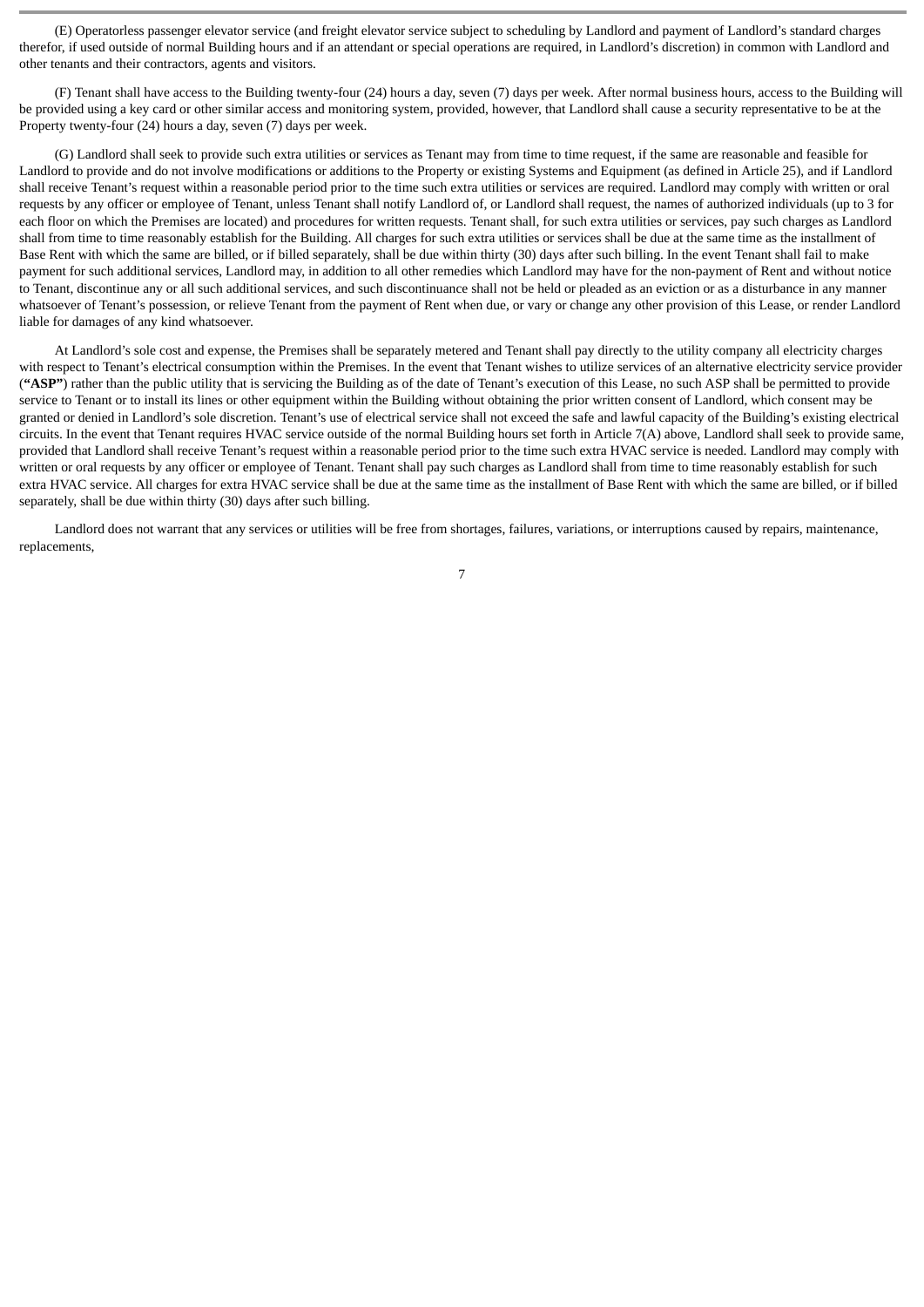(E) Operatorless passenger elevator service (and freight elevator service subject to scheduling by Landlord and payment of Landlord's standard charges therefor, if used outside of normal Building hours and if an attendant or special operations are required, in Landlord's discretion) in common with Landlord and other tenants and their contractors, agents and visitors.

(F) Tenant shall have access to the Building twenty-four (24) hours a day, seven (7) days per week. After normal business hours, access to the Building will be provided using a key card or other similar access and monitoring system, provided, however, that Landlord shall cause a security representative to be at the Property twenty-four (24) hours a day, seven (7) days per week.

(G) Landlord shall seek to provide such extra utilities or services as Tenant may from time to time request, if the same are reasonable and feasible for Landlord to provide and do not involve modifications or additions to the Property or existing Systems and Equipment (as defined in Article 25), and if Landlord shall receive Tenant's request within a reasonable period prior to the time such extra utilities or services are required. Landlord may comply with written or oral requests by any officer or employee of Tenant, unless Tenant shall notify Landlord of, or Landlord shall request, the names of authorized individuals (up to 3 for each floor on which the Premises are located) and procedures for written requests. Tenant shall, for such extra utilities or services, pay such charges as Landlord shall from time to time reasonably establish for the Building. All charges for such extra utilities or services shall be due at the same time as the installment of Base Rent with which the same are billed, or if billed separately, shall be due within thirty (30) days after such billing. In the event Tenant shall fail to make payment for such additional services, Landlord may, in addition to all other remedies which Landlord may have for the non-payment of Rent and without notice to Tenant, discontinue any or all such additional services, and such discontinuance shall not be held or pleaded as an eviction or as a disturbance in any manner whatsoever of Tenant's possession, or relieve Tenant from the payment of Rent when due, or vary or change any other provision of this Lease, or render Landlord liable for damages of any kind whatsoever.

At Landlord's sole cost and expense, the Premises shall be separately metered and Tenant shall pay directly to the utility company all electricity charges with respect to Tenant's electrical consumption within the Premises. In the event that Tenant wishes to utilize services of an alternative electricity service provider (**"ASP"**) rather than the public utility that is servicing the Building as of the date of Tenant's execution of this Lease, no such ASP shall be permitted to provide service to Tenant or to install its lines or other equipment within the Building without obtaining the prior written consent of Landlord, which consent may be granted or denied in Landlord's sole discretion. Tenant's use of electrical service shall not exceed the safe and lawful capacity of the Building's existing electrical circuits. In the event that Tenant requires HVAC service outside of the normal Building hours set forth in Article 7(A) above, Landlord shall seek to provide same, provided that Landlord shall receive Tenant's request within a reasonable period prior to the time such extra HVAC service is needed. Landlord may comply with written or oral requests by any officer or employee of Tenant. Tenant shall pay such charges as Landlord shall from time to time reasonably establish for such extra HVAC service. All charges for extra HVAC service shall be due at the same time as the installment of Base Rent with which the same are billed, or if billed separately, shall be due within thirty (30) days after such billing.

Landlord does not warrant that any services or utilities will be free from shortages, failures, variations, or interruptions caused by repairs, maintenance, replacements,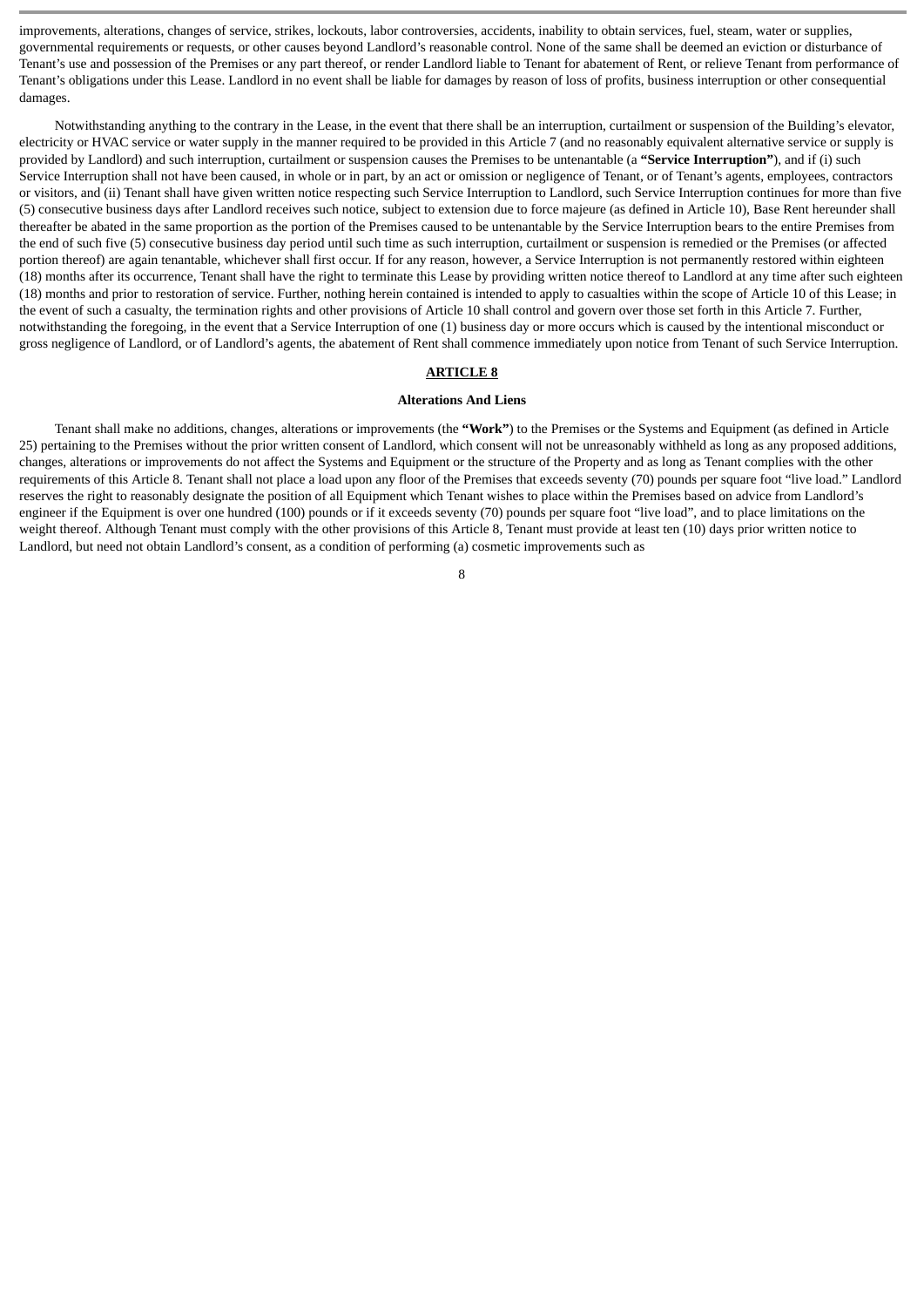improvements, alterations, changes of service, strikes, lockouts, labor controversies, accidents, inability to obtain services, fuel, steam, water or supplies, governmental requirements or requests, or other causes beyond Landlord's reasonable control. None of the same shall be deemed an eviction or disturbance of Tenant's use and possession of the Premises or any part thereof, or render Landlord liable to Tenant for abatement of Rent, or relieve Tenant from performance of Tenant's obligations under this Lease. Landlord in no event shall be liable for damages by reason of loss of profits, business interruption or other consequential damages.

Notwithstanding anything to the contrary in the Lease, in the event that there shall be an interruption, curtailment or suspension of the Building's elevator, electricity or HVAC service or water supply in the manner required to be provided in this Article 7 (and no reasonably equivalent alternative service or supply is provided by Landlord) and such interruption, curtailment or suspension causes the Premises to be untenantable (a **"Service Interruption"**), and if (i) such Service Interruption shall not have been caused, in whole or in part, by an act or omission or negligence of Tenant, or of Tenant's agents, employees, contractors or visitors, and (ii) Tenant shall have given written notice respecting such Service Interruption to Landlord, such Service Interruption continues for more than five (5) consecutive business days after Landlord receives such notice, subject to extension due to force majeure (as defined in Article 10), Base Rent hereunder shall thereafter be abated in the same proportion as the portion of the Premises caused to be untenantable by the Service Interruption bears to the entire Premises from the end of such five (5) consecutive business day period until such time as such interruption, curtailment or suspension is remedied or the Premises (or affected portion thereof) are again tenantable, whichever shall first occur. If for any reason, however, a Service Interruption is not permanently restored within eighteen (18) months after its occurrence, Tenant shall have the right to terminate this Lease by providing written notice thereof to Landlord at any time after such eighteen (18) months and prior to restoration of service. Further, nothing herein contained is intended to apply to casualties within the scope of Article 10 of this Lease; in the event of such a casualty, the termination rights and other provisions of Article 10 shall control and govern over those set forth in this Article 7. Further, notwithstanding the foregoing, in the event that a Service Interruption of one (1) business day or more occurs which is caused by the intentional misconduct or gross negligence of Landlord, or of Landlord's agents, the abatement of Rent shall commence immediately upon notice from Tenant of such Service Interruption.

## ARTICLE 8

### Alterations And Liens

Tenant shall make no additions, changes, alterations or improvements (the **"Work"**) to the Premises or the Systems and Equipment (as defined in Article 25) pertaining to the Premises without the prior written consent of Landlord, which consent will not be unreasonably withheld as long as any proposed additions, changes, alterations or improvements do not affect the Systems and Equipment or the structure of the Property and as long as Tenant complies with the other requirements of this Article 8. Tenant shall not place a load upon any floor of the Premises that exceeds seventy (70) pounds per square foot "live load." Landlord reserves the right to reasonably designate the position of all Equipment which Tenant wishes to place within the Premises based on advice from Landlord's engineer if the Equipment is over one hundred (100) pounds or if it exceeds seventy (70) pounds per square foot "live load", and to place limitations on the weight thereof. Although Tenant must comply with the other provisions of this Article 8, Tenant must provide at least ten (10) days prior written notice to Landlord, but need not obtain Landlord's consent, as a condition of performing (a) cosmetic improvements such as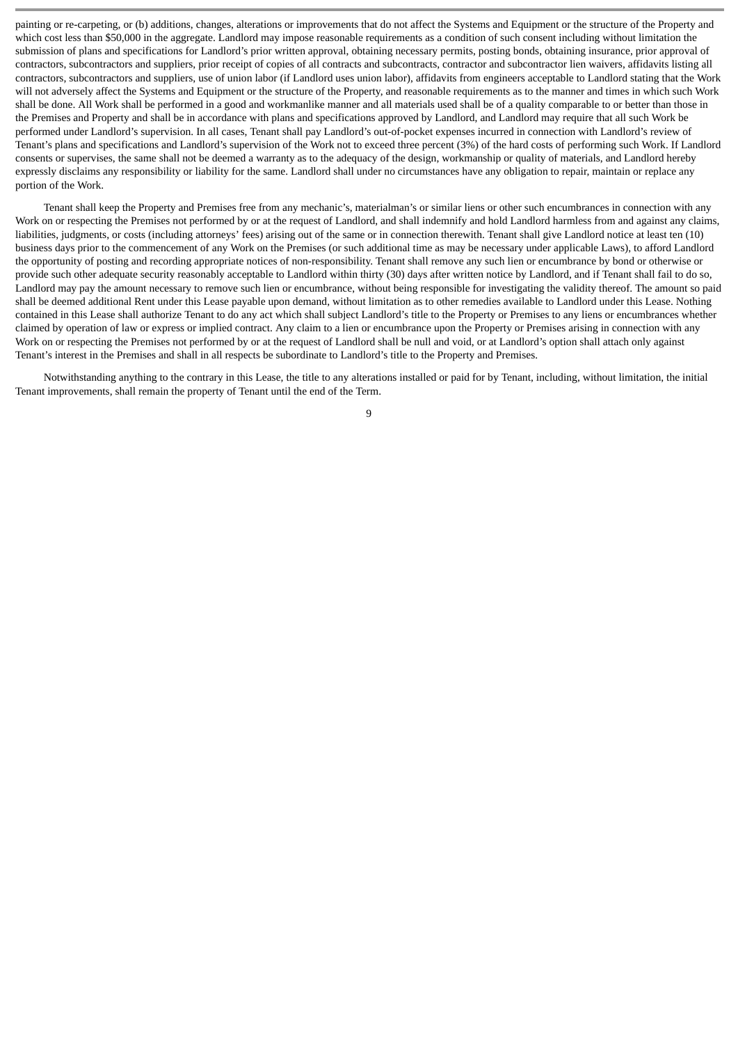painting or re-carpeting, or (b) additions, changes, alterations or improvements that do not affect the Systems and Equipment or the structure of the Property and which cost less than $50,000 in the aggregate. Landlord may impose reasonable requirements as a condition of such consent including without limitation the submission of plans and specifications for Landlord's prior written approval, obtaining necessary permits, posting bonds, obtaining insurance, prior approval of contractors, subcontractors and suppliers, prior receipt of copies of all contracts and subcontracts, contractor and subcontractor lien waivers, affidavits listing all contractors, subcontractors and suppliers, use of union labor (if Landlord uses union labor), affidavits from engineers acceptable to Landlord stating that the Work will not adversely affect the Systems and Equipment or the structure of the Property, and reasonable requirements as to the manner and times in which such Work shall be done. All Work shall be performed in a good and workmanlike manner and all materials used shall be of a quality comparable to or better than those in the Premises and Property and shall be in accordance with plans and specifications approved by Landlord, and Landlord may require that all such Work be performed under Landlord's supervision. In all cases, Tenant shall pay Landlord's out-of-pocket expenses incurred in connection with Landlord's review of Tenant's plans and specifications and Landlord's supervision of the Work not to exceed three percent (3%) of the hard costs of performing such Work. If Landlord consents or supervises, the same shall not be deemed a warranty as to the adequacy of the design, workmanship or quality of materials, and Landlord hereby expressly disclaims any responsibility or liability for the same. Landlord shall under no circumstances have any obligation to repair, maintain or replace any portion of the Work.

Tenant shall keep the Property and Premises free from any mechanic's, materialman's or similar liens or other such encumbrances in connection with any Work on or respecting the Premises not performed by or at the request of Landlord, and shall indemnify and hold Landlord harmless from and against any claims, liabilities, judgments, or costs (including attorneys' fees) arising out of the same or in connection therewith. Tenant shall give Landlord notice at least ten (10) business days prior to the commencement of any Work on the Premises (or such additional time as may be necessary under applicable Laws), to afford Landlord the opportunity of posting and recording appropriate notices of non-responsibility. Tenant shall remove any such lien or encumbrance by bond or otherwise or provide such other adequate security reasonably acceptable to Landlord within thirty (30) days after written notice by Landlord, and if Tenant shall fail to do so, Landlord may pay the amount necessary to remove such lien or encumbrance, without being responsible for investigating the validity thereof. The amount so paid shall be deemed additional Rent under this Lease payable upon demand, without limitation as to other remedies available to Landlord under this Lease. Nothing contained in this Lease shall authorize Tenant to do any act which shall subject Landlord's title to the Property or Premises to any liens or encumbrances whether claimed by operation of law or express or implied contract. Any claim to a lien or encumbrance upon the Property or Premises arising in connection with any Work on or respecting the Premises not performed by or at the request of Landlord shall be null and void, or at Landlord's option shall attach only against Tenant's interest in the Premises and shall in all respects be subordinate to Landlord's title to the Property and Premises.

Notwithstanding anything to the contrary in this Lease, the title to any alterations installed or paid for by Tenant, including, without limitation, the initial Tenant improvements, shall remain the property of Tenant until the end of the Term.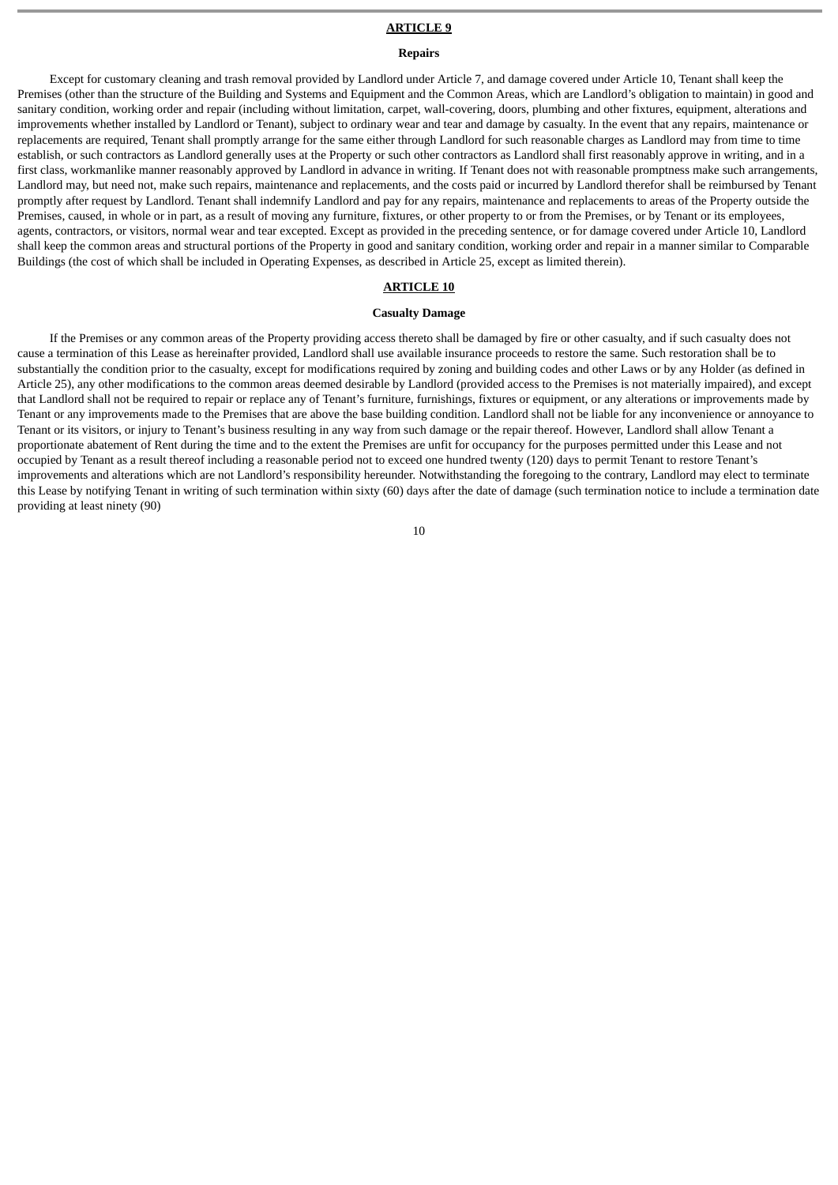## ARTICLE 9

### Repairs

Except for customary cleaning and trash removal provided by Landlord under Article 7, and damage covered under Article 10, Tenant shall keep the Premises (other than the structure of the Building and Systems and Equipment and the Common Areas, which are Landlord's obligation to maintain) in good and sanitary condition, working order and repair (including without limitation, carpet, wall-covering, doors, plumbing and other fixtures, equipment, alterations and improvements whether installed by Landlord or Tenant), subject to ordinary wear and tear and damage by casualty. In the event that any repairs, maintenance or replacements are required, Tenant shall promptly arrange for the same either through Landlord for such reasonable charges as Landlord may from time to time establish, or such contractors as Landlord generally uses at the Property or such other contractors as Landlord shall first reasonably approve in writing, and in a first class, workmanlike manner reasonably approved by Landlord in advance in writing. If Tenant does not with reasonable promptness make such arrangements, Landlord may, but need not, make such repairs, maintenance and replacements, and the costs paid or incurred by Landlord therefor shall be reimbursed by Tenant promptly after request by Landlord. Tenant shall indemnify Landlord and pay for any repairs, maintenance and replacements to areas of the Property outside the Premises, caused, in whole or in part, as a result of moving any furniture, fixtures, or other property to or from the Premises, or by Tenant or its employees, agents, contractors, or visitors, normal wear and tear excepted. Except as provided in the preceding sentence, or for damage covered under Article 10, Landlord shall keep the common areas and structural portions of the Property in good and sanitary condition, working order and repair in a manner similar to Comparable Buildings (the cost of which shall be included in Operating Expenses, as described in Article 25, except as limited therein).

## ARTICLE 10

### Casualty Damage

If the Premises or any common areas of the Property providing access thereto shall be damaged by fire or other casualty, and if such casualty does not cause a termination of this Lease as hereinafter provided, Landlord shall use available insurance proceeds to restore the same. Such restoration shall be to substantially the condition prior to the casualty, except for modifications required by zoning and building codes and other Laws or by any Holder (as defined in Article 25), any other modifications to the common areas deemed desirable by Landlord (provided access to the Premises is not materially impaired), and except that Landlord shall not be required to repair or replace any of Tenant's furniture, furnishings, fixtures or equipment, or any alterations or improvements made by Tenant or any improvements made to the Premises that are above the base building condition. Landlord shall not be liable for any inconvenience or annoyance to Tenant or its visitors, or injury to Tenant's business resulting in any way from such damage or the repair thereof. However, Landlord shall allow Tenant a proportionate abatement of Rent during the time and to the extent the Premises are unfit for occupancy for the purposes permitted under this Lease and not occupied by Tenant as a result thereof including a reasonable period not to exceed one hundred twenty (120) days to permit Tenant to restore Tenant's improvements and alterations which are not Landlord's responsibility hereunder. Notwithstanding the foregoing to the contrary, Landlord may elect to terminate this Lease by notifying Tenant in writing of such termination within sixty (60) days after the date of damage (such termination notice to include a termination date providing at least ninety (90)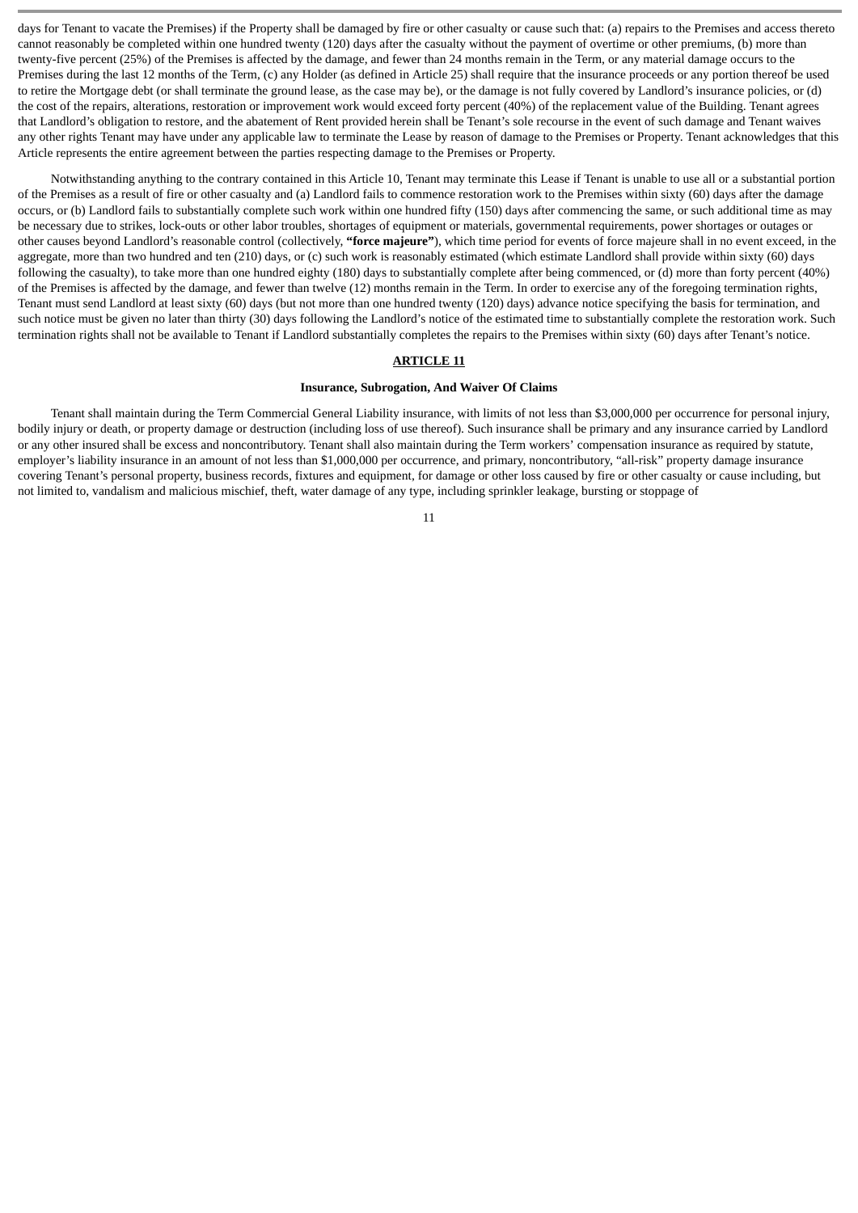days for Tenant to vacate the Premises) if the Property shall be damaged by fire or other casualty or cause such that: (a) repairs to the Premises and access thereto cannot reasonably be completed within one hundred twenty (120) days after the casualty without the payment of overtime or other premiums, (b) more than twenty-five percent (25%) of the Premises is affected by the damage, and fewer than 24 months remain in the Term, or any material damage occurs to the Premises during the last 12 months of the Term, (c) any Holder (as defined in Article 25) shall require that the insurance proceeds or any portion thereof be used to retire the Mortgage debt (or shall terminate the ground lease, as the case may be), or the damage is not fully covered by Landlord's insurance policies, or (d) the cost of the repairs, alterations, restoration or improvement work would exceed forty percent (40%) of the replacement value of the Building. Tenant agrees that Landlord's obligation to restore, and the abatement of Rent provided herein shall be Tenant's sole recourse in the event of such damage and Tenant waives any other rights Tenant may have under any applicable law to terminate the Lease by reason of damage to the Premises or Property. Tenant acknowledges that this Article represents the entire agreement between the parties respecting damage to the Premises or Property.

Notwithstanding anything to the contrary contained in this Article 10, Tenant may terminate this Lease if Tenant is unable to use all or a substantial portion of the Premises as a result of fire or other casualty and (a) Landlord fails to commence restoration work to the Premises within sixty (60) days after the damage occurs, or (b) Landlord fails to substantially complete such work within one hundred fifty (150) days after commencing the same, or such additional time as may be necessary due to strikes, lock-outs or other labor troubles, shortages of equipment or materials, governmental requirements, power shortages or outages or other causes beyond Landlord's reasonable control (collectively, **"force majeure"**), which time period for events of force majeure shall in no event exceed, in the aggregate, more than two hundred and ten (210) days, or (c) such work is reasonably estimated (which estimate Landlord shall provide within sixty (60) days following the casualty), to take more than one hundred eighty (180) days to substantially complete after being commenced, or (d) more than forty percent (40%) of the Premises is affected by the damage, and fewer than twelve (12) months remain in the Term. In order to exercise any of the foregoing termination rights, Tenant must send Landlord at least sixty (60) days (but not more than one hundred twenty (120) days) advance notice specifying the basis for termination, and such notice must be given no later than thirty (30) days following the Landlord's notice of the estimated time to substantially complete the restoration work. Such termination rights shall not be available to Tenant if Landlord substantially completes the repairs to the Premises within sixty (60) days after Tenant's notice.

## ARTICLE 11

### Insurance, Subrogation, And Waiver Of Claims

Tenant shall maintain during the Term Commercial General Liability insurance, with limits of not less than $3,000,000 per occurrence for personal injury, bodily injury or death, or property damage or destruction (including loss of use thereof). Such insurance shall be primary and any insurance carried by Landlord or any other insured shall be excess and noncontributory. Tenant shall also maintain during the Term workers' compensation insurance as required by statute, employer's liability insurance in an amount of not less than $1,000,000 per occurrence, and primary, noncontributory, "all-risk" property damage insurance covering Tenant's personal property, business records, fixtures and equipment, for damage or other loss caused by fire or other casualty or cause including, but not limited to, vandalism and malicious mischief, theft, water damage of any type, including sprinkler leakage, bursting or stoppage of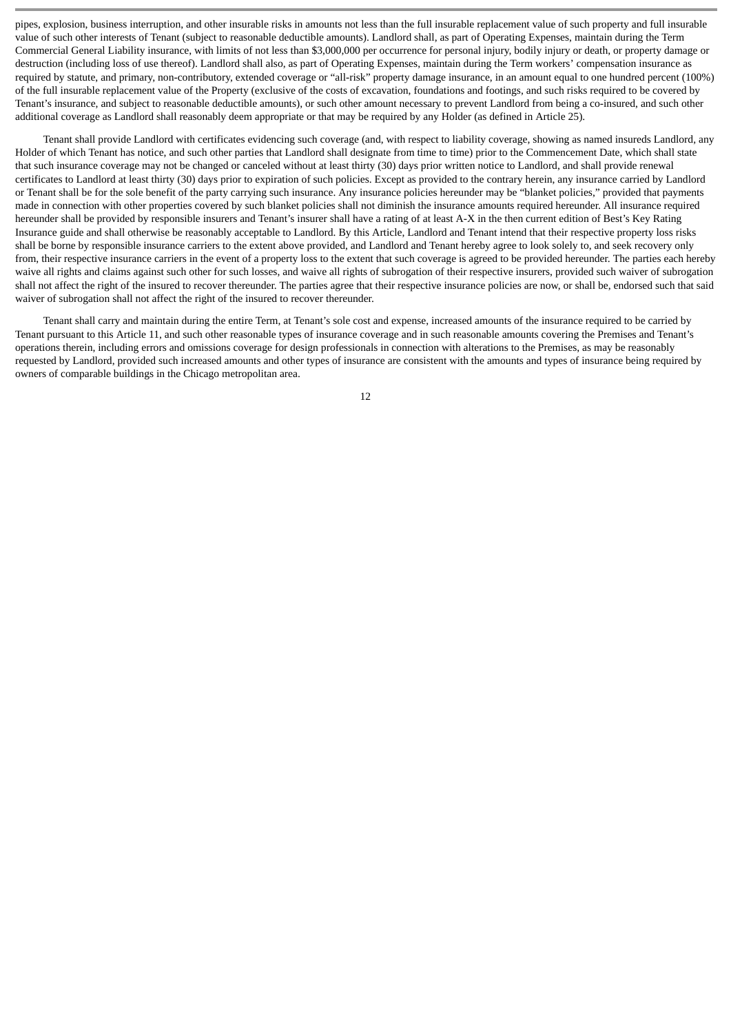pipes, explosion, business interruption, and other insurable risks in amounts not less than the full insurable replacement value of such property and full insurable value of such other interests of Tenant (subject to reasonable deductible amounts). Landlord shall, as part of Operating Expenses, maintain during the Term Commercial General Liability insurance, with limits of not less than $3,000,000 per occurrence for personal injury, bodily injury or death, or property damage or destruction (including loss of use thereof). Landlord shall also, as part of Operating Expenses, maintain during the Term workers' compensation insurance as required by statute, and primary, non-contributory, extended coverage or "all-risk" property damage insurance, in an amount equal to one hundred percent (100%) of the full insurable replacement value of the Property (exclusive of the costs of excavation, foundations and footings, and such risks required to be covered by Tenant's insurance, and subject to reasonable deductible amounts), or such other amount necessary to prevent Landlord from being a co-insured, and such other additional coverage as Landlord shall reasonably deem appropriate or that may be required by any Holder (as defined in Article 25).

Tenant shall provide Landlord with certificates evidencing such coverage (and, with respect to liability coverage, showing as named insureds Landlord, any Holder of which Tenant has notice, and such other parties that Landlord shall designate from time to time) prior to the Commencement Date, which shall state that such insurance coverage may not be changed or canceled without at least thirty (30) days prior written notice to Landlord, and shall provide renewal certificates to Landlord at least thirty (30) days prior to expiration of such policies. Except as provided to the contrary herein, any insurance carried by Landlord or Tenant shall be for the sole benefit of the party carrying such insurance. Any insurance policies hereunder may be "blanket policies," provided that payments made in connection with other properties covered by such blanket policies shall not diminish the insurance amounts required hereunder. All insurance required hereunder shall be provided by responsible insurers and Tenant's insurer shall have a rating of at least A-X in the then current edition of Best's Key Rating Insurance guide and shall otherwise be reasonably acceptable to Landlord. By this Article, Landlord and Tenant intend that their respective property loss risks shall be borne by responsible insurance carriers to the extent above provided, and Landlord and Tenant hereby agree to look solely to, and seek recovery only from, their respective insurance carriers in the event of a property loss to the extent that such coverage is agreed to be provided hereunder. The parties each hereby waive all rights and claims against such other for such losses, and waive all rights of subrogation of their respective insurers, provided such waiver of subrogation shall not affect the right of the insured to recover thereunder. The parties agree that their respective insurance policies are now, or shall be, endorsed such that said waiver of subrogation shall not affect the right of the insured to recover thereunder.

Tenant shall carry and maintain during the entire Term, at Tenant's sole cost and expense, increased amounts of the insurance required to be carried by Tenant pursuant to this Article 11, and such other reasonable types of insurance coverage and in such reasonable amounts covering the Premises and Tenant's operations therein, including errors and omissions coverage for design professionals in connection with alterations to the Premises, as may be reasonably requested by Landlord, provided such increased amounts and other types of insurance are consistent with the amounts and types of insurance being required by owners of comparable buildings in the Chicago metropolitan area.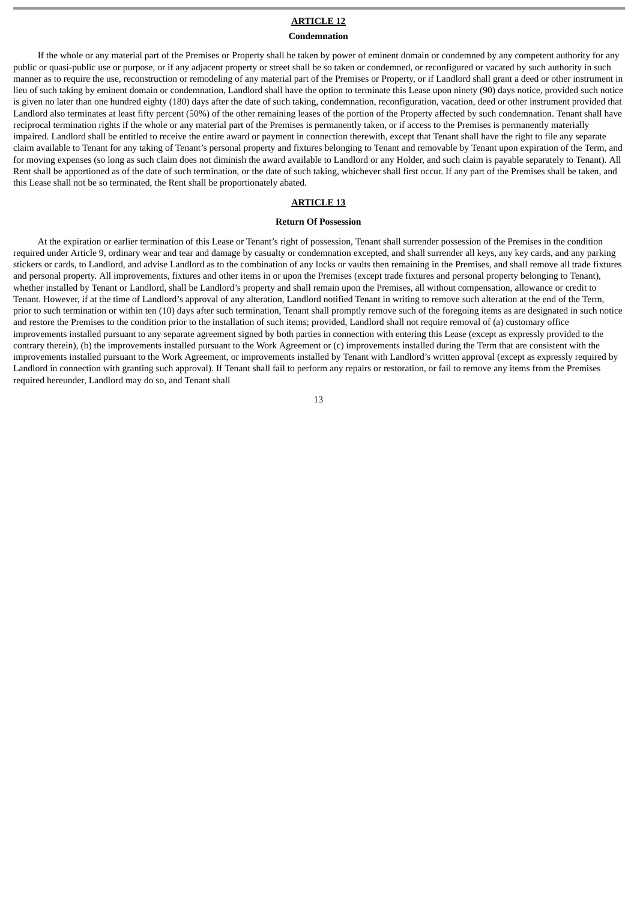## ARTICLE 12

### Condemnation

If the whole or any material part of the Premises or Property shall be taken by power of eminent domain or condemned by any competent authority for any public or quasi-public use or purpose, or if any adjacent property or street shall be so taken or condemned, or reconfigured or vacated by such authority in such manner as to require the use, reconstruction or remodeling of any material part of the Premises or Property, or if Landlord shall grant a deed or other instrument in lieu of such taking by eminent domain or condemnation, Landlord shall have the option to terminate this Lease upon ninety (90) days notice, provided such notice is given no later than one hundred eighty (180) days after the date of such taking, condemnation, reconfiguration, vacation, deed or other instrument provided that Landlord also terminates at least fifty percent (50%) of the other remaining leases of the portion of the Property affected by such condemnation. Tenant shall have reciprocal termination rights if the whole or any material part of the Premises is permanently taken, or if access to the Premises is permanently materially impaired. Landlord shall be entitled to receive the entire award or payment in connection therewith, except that Tenant shall have the right to file any separate claim available to Tenant for any taking of Tenant's personal property and fixtures belonging to Tenant and removable by Tenant upon expiration of the Term, and for moving expenses (so long as such claim does not diminish the award available to Landlord or any Holder, and such claim is payable separately to Tenant). All Rent shall be apportioned as of the date of such termination, or the date of such taking, whichever shall first occur. If any part of the Premises shall be taken, and this Lease shall not be so terminated, the Rent shall be proportionately abated.

## ARTICLE 13

### Return Of Possession

At the expiration or earlier termination of this Lease or Tenant's right of possession, Tenant shall surrender possession of the Premises in the condition required under Article 9, ordinary wear and tear and damage by casualty or condemnation excepted, and shall surrender all keys, any key cards, and any parking stickers or cards, to Landlord, and advise Landlord as to the combination of any locks or vaults then remaining in the Premises, and shall remove all trade fixtures and personal property. All improvements, fixtures and other items in or upon the Premises (except trade fixtures and personal property belonging to Tenant), whether installed by Tenant or Landlord, shall be Landlord's property and shall remain upon the Premises, all without compensation, allowance or credit to Tenant. However, if at the time of Landlord's approval of any alteration, Landlord notified Tenant in writing to remove such alteration at the end of the Term, prior to such termination or within ten (10) days after such termination, Tenant shall promptly remove such of the foregoing items as are designated in such notice and restore the Premises to the condition prior to the installation of such items; provided, Landlord shall not require removal of (a) customary office improvements installed pursuant to any separate agreement signed by both parties in connection with entering this Lease (except as expressly provided to the contrary therein), (b) the improvements installed pursuant to the Work Agreement or (c) improvements installed during the Term that are consistent with the improvements installed pursuant to the Work Agreement, or improvements installed by Tenant with Landlord's written approval (except as expressly required by Landlord in connection with granting such approval). If Tenant shall fail to perform any repairs or restoration, or fail to remove any items from the Premises required hereunder, Landlord may do so, and Tenant shall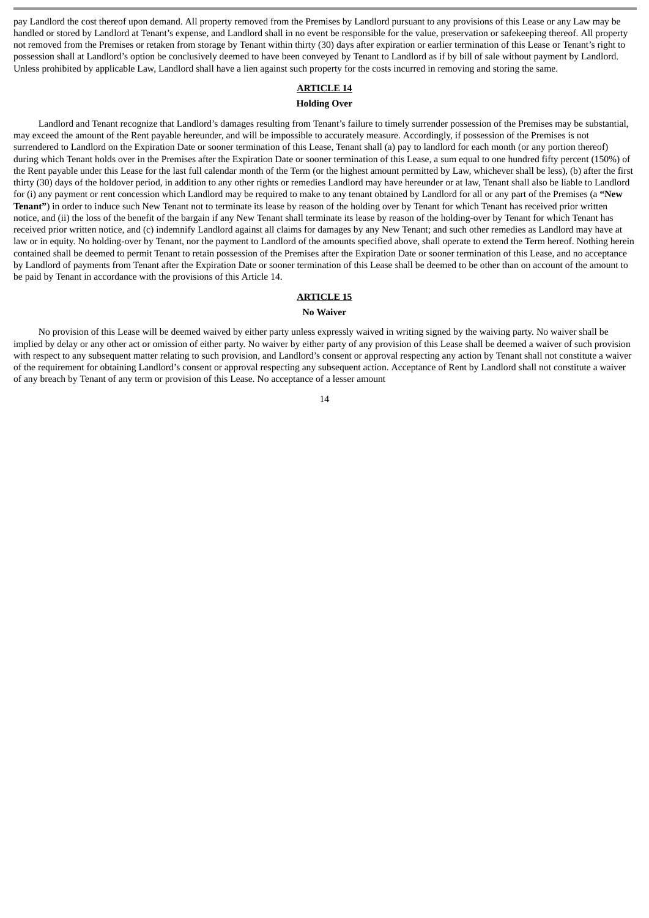pay Landlord the cost thereof upon demand. All property removed from the Premises by Landlord pursuant to any provisions of this Lease or any Law may be handled or stored by Landlord at Tenant's expense, and Landlord shall in no event be responsible for the value, preservation or safekeeping thereof. All property not removed from the Premises or retaken from storage by Tenant within thirty (30) days after expiration or earlier termination of this Lease or Tenant's right to possession shall at Landlord's option be conclusively deemed to have been conveyed by Tenant to Landlord as if by bill of sale without payment by Landlord. Unless prohibited by applicable Law, Landlord shall have a lien against such property for the costs incurred in removing and storing the same.

## ARTICLE 14

### Holding Over

Landlord and Tenant recognize that Landlord's damages resulting from Tenant's failure to timely surrender possession of the Premises may be substantial, may exceed the amount of the Rent payable hereunder, and will be impossible to accurately measure. Accordingly, if possession of the Premises is not surrendered to Landlord on the Expiration Date or sooner termination of this Lease, Tenant shall (a) pay to landlord for each month (or any portion thereof) during which Tenant holds over in the Premises after the Expiration Date or sooner termination of this Lease, a sum equal to one hundred fifty percent (150%) of the Rent payable under this Lease for the last full calendar month of the Term (or the highest amount permitted by Law, whichever shall be less), (b) after the first thirty (30) days of the holdover period, in addition to any other rights or remedies Landlord may have hereunder or at law, Tenant shall also be liable to Landlord for (i) any payment or rent concession which Landlord may be required to make to any tenant obtained by Landlord for all or any part of the Premises (a **"New Tenant"**) in order to induce such New Tenant not to terminate its lease by reason of the holding over by Tenant for which Tenant has received prior written notice, and (ii) the loss of the benefit of the bargain if any New Tenant shall terminate its lease by reason of the holding-over by Tenant for which Tenant has received prior written notice, and (c) indemnify Landlord against all claims for damages by any New Tenant; and such other remedies as Landlord may have at law or in equity. No holding-over by Tenant, nor the payment to Landlord of the amounts specified above, shall operate to extend the Term hereof. Nothing herein contained shall be deemed to permit Tenant to retain possession of the Premises after the Expiration Date or sooner termination of this Lease, and no acceptance by Landlord of payments from Tenant after the Expiration Date or sooner termination of this Lease shall be deemed to be other than on account of the amount to be paid by Tenant in accordance with the provisions of this Article 14.

## ARTICLE 15

### No Waiver

No provision of this Lease will be deemed waived by either party unless expressly waived in writing signed by the waiving party. No waiver shall be implied by delay or any other act or omission of either party. No waiver by either party of any provision of this Lease shall be deemed a waiver of such provision with respect to any subsequent matter relating to such provision, and Landlord's consent or approval respecting any action by Tenant shall not constitute a waiver of the requirement for obtaining Landlord's consent or approval respecting any subsequent action. Acceptance of Rent by Landlord shall not constitute a waiver of any breach by Tenant of any term or provision of this Lease. No acceptance of a lesser amount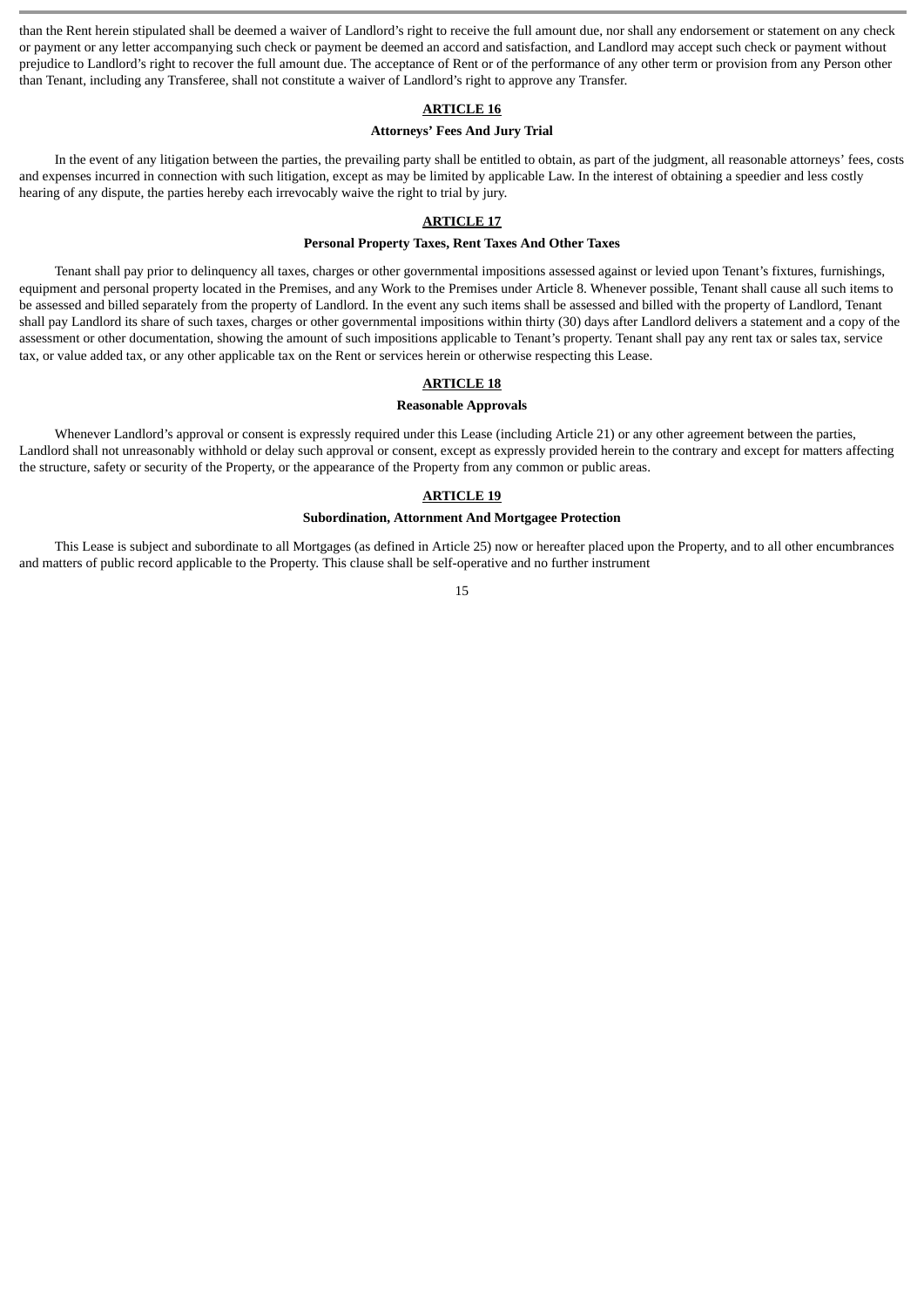than the Rent herein stipulated shall be deemed a waiver of Landlord's right to receive the full amount due, nor shall any endorsement or statement on any check or payment or any letter accompanying such check or payment be deemed an accord and satisfaction, and Landlord may accept such check or payment without prejudice to Landlord's right to recover the full amount due. The acceptance of Rent or of the performance of any other term or provision from any Person other than Tenant, including any Transferee, shall not constitute a waiver of Landlord's right to approve any Transfer.

## ARTICLE 16

### Attorneys' Fees And Jury Trial

In the event of any litigation between the parties, the prevailing party shall be entitled to obtain, as part of the judgment, all reasonable attorneys' fees, costs and expenses incurred in connection with such litigation, except as may be limited by applicable Law. In the interest of obtaining a speedier and less costly hearing of any dispute, the parties hereby each irrevocably waive the right to trial by jury.

## ARTICLE 17

### Personal Property Taxes, Rent Taxes And Other Taxes

Tenant shall pay prior to delinquency all taxes, charges or other governmental impositions assessed against or levied upon Tenant's fixtures, furnishings, equipment and personal property located in the Premises, and any Work to the Premises under Article 8. Whenever possible, Tenant shall cause all such items to be assessed and billed separately from the property of Landlord. In the event any such items shall be assessed and billed with the property of Landlord, Tenant shall pay Landlord its share of such taxes, charges or other governmental impositions within thirty (30) days after Landlord delivers a statement and a copy of the assessment or other documentation, showing the amount of such impositions applicable to Tenant's property. Tenant shall pay any rent tax or sales tax, service tax, or value added tax, or any other applicable tax on the Rent or services herein or otherwise respecting this Lease.

## ARTICLE 18

### Reasonable Approvals

Whenever Landlord's approval or consent is expressly required under this Lease (including Article 21) or any other agreement between the parties, Landlord shall not unreasonably withhold or delay such approval or consent, except as expressly provided herein to the contrary and except for matters affecting the structure, safety or security of the Property, or the appearance of the Property from any common or public areas.

## ARTICLE 19

### Subordination, Attornment And Mortgagee Protection

This Lease is subject and subordinate to all Mortgages (as defined in Article 25) now or hereafter placed upon the Property, and to all other encumbrances and matters of public record applicable to the Property. This clause shall be self-operative and no further instrument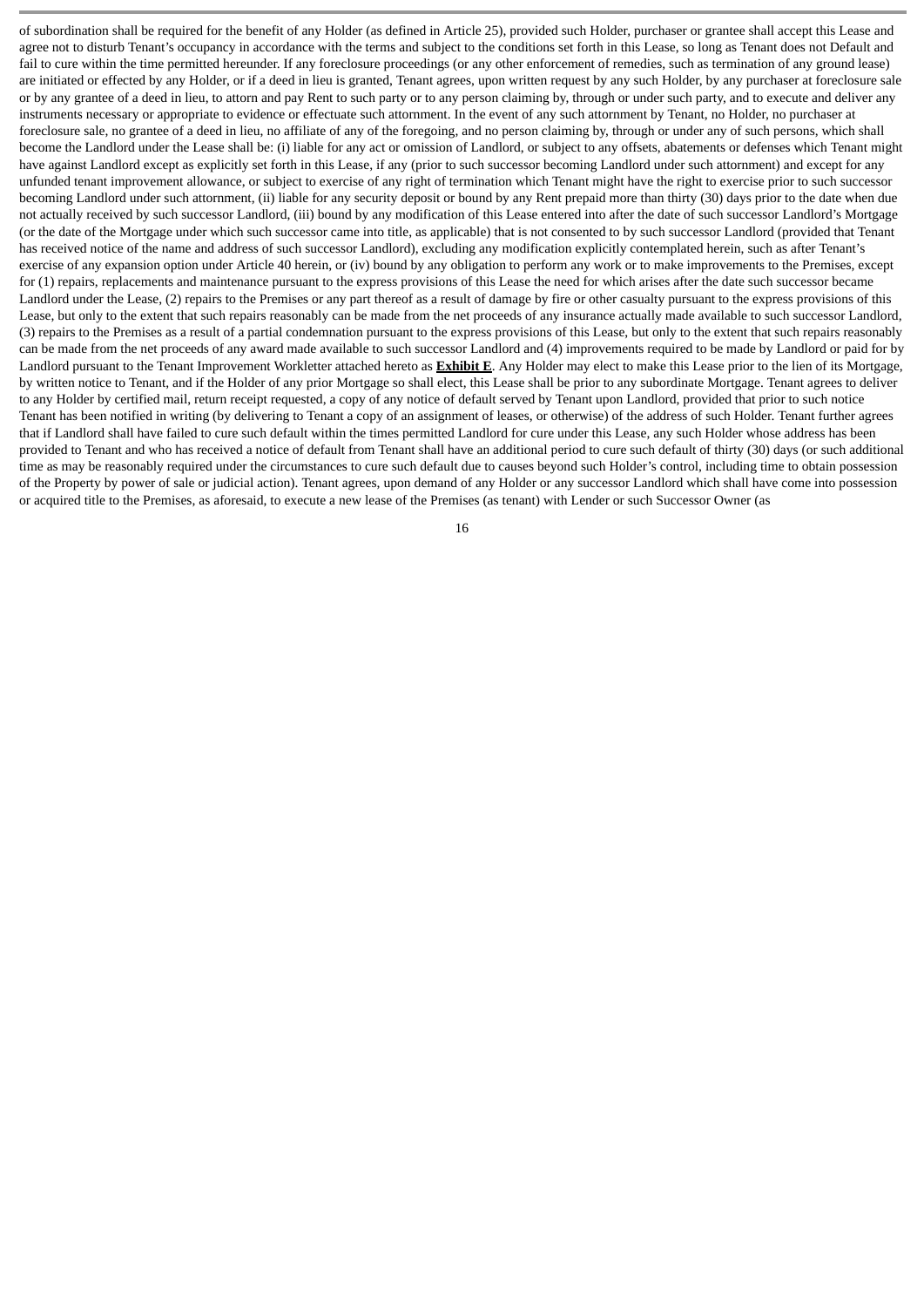of subordination shall be required for the benefit of any Holder (as defined in Article 25), provided such Holder, purchaser or grantee shall accept this Lease and agree not to disturb Tenant's occupancy in accordance with the terms and subject to the conditions set forth in this Lease, so long as Tenant does not Default and fail to cure within the time permitted hereunder. If any foreclosure proceedings (or any other enforcement of remedies, such as termination of any ground lease) are initiated or effected by any Holder, or if a deed in lieu is granted, Tenant agrees, upon written request by any such Holder, by any purchaser at foreclosure sale or by any grantee of a deed in lieu, to attorn and pay Rent to such party or to any person claiming by, through or under such party, and to execute and deliver any instruments necessary or appropriate to evidence or effectuate such attornment. In the event of any such attornment by Tenant, no Holder, no purchaser at foreclosure sale, no grantee of a deed in lieu, no affiliate of any of the foregoing, and no person claiming by, through or under any of such persons, which shall become the Landlord under the Lease shall be: (i) liable for any act or omission of Landlord, or subject to any offsets, abatements or defenses which Tenant might have against Landlord except as explicitly set forth in this Lease, if any (prior to such successor becoming Landlord under such attornment) and except for any unfunded tenant improvement allowance, or subject to exercise of any right of termination which Tenant might have the right to exercise prior to such successor becoming Landlord under such attornment, (ii) liable for any security deposit or bound by any Rent prepaid more than thirty (30) days prior to the date when due not actually received by such successor Landlord, (iii) bound by any modification of this Lease entered into after the date of such successor Landlord's Mortgage (or the date of the Mortgage under which such successor came into title, as applicable) that is not consented to by such successor Landlord (provided that Tenant has received notice of the name and address of such successor Landlord), excluding any modification explicitly contemplated herein, such as after Tenant's exercise of any expansion option under Article 40 herein, or (iv) bound by any obligation to perform any work or to make improvements to the Premises, except for (1) repairs, replacements and maintenance pursuant to the express provisions of this Lease the need for which arises after the date such successor became Landlord under the Lease, (2) repairs to the Premises or any part thereof as a result of damage by fire or other casualty pursuant to the express provisions of this Lease, but only to the extent that such repairs reasonably can be made from the net proceeds of any insurance actually made available to such successor Landlord, (3) repairs to the Premises as a result of a partial condemnation pursuant to the express provisions of this Lease, but only to the extent that such repairs reasonably can be made from the net proceeds of any award made available to such successor Landlord and (4) improvements required to be made by Landlord or paid for by Landlord pursuant to the Tenant Improvement Workletter attached hereto as **Exhibit E**. Any Holder may elect to make this Lease prior to the lien of its Mortgage, by written notice to Tenant, and if the Holder of any prior Mortgage so shall elect, this Lease shall be prior to any subordinate Mortgage. Tenant agrees to deliver to any Holder by certified mail, return receipt requested, a copy of any notice of default served by Tenant upon Landlord, provided that prior to such notice Tenant has been notified in writing (by delivering to Tenant a copy of an assignment of leases, or otherwise) of the address of such Holder. Tenant further agrees that if Landlord shall have failed to cure such default within the times permitted Landlord for cure under this Lease, any such Holder whose address has been provided to Tenant and who has received a notice of default from Tenant shall have an additional period to cure such default of thirty (30) days (or such additional time as may be reasonably required under the circumstances to cure such default due to causes beyond such Holder's control, including time to obtain possession of the Property by power of sale or judicial action). Tenant agrees, upon demand of any Holder or any successor Landlord which shall have come into possession or acquired title to the Premises, as aforesaid, to execute a new lease of the Premises (as tenant) with Lender or such Successor Owner (as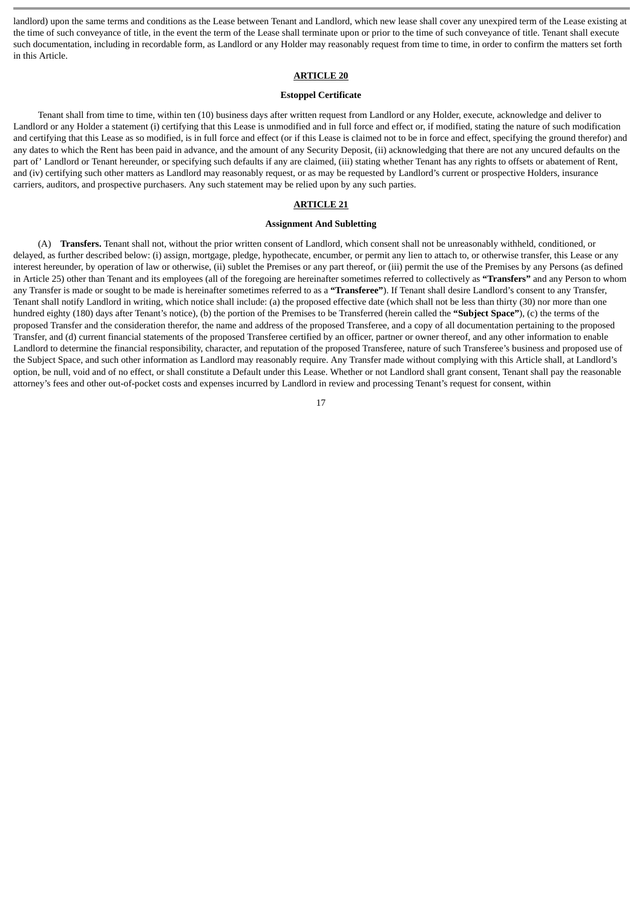landlord) upon the same terms and conditions as the Lease between Tenant and Landlord, which new lease shall cover any unexpired term of the Lease existing at the time of such conveyance of title, in the event the term of the Lease shall terminate upon or prior to the time of such conveyance of title. Tenant shall execute such documentation, including in recordable form, as Landlord or any Holder may reasonably request from time to time, in order to confirm the matters set forth in this Article.

## ARTICLE 20

### Estoppel Certificate

Tenant shall from time to time, within ten (10) business days after written request from Landlord or any Holder, execute, acknowledge and deliver to Landlord or any Holder a statement (i) certifying that this Lease is unmodified and in full force and effect or, if modified, stating the nature of such modification and certifying that this Lease as so modified, is in full force and effect (or if this Lease is claimed not to be in force and effect, specifying the ground therefor) and any dates to which the Rent has been paid in advance, and the amount of any Security Deposit, (ii) acknowledging that there are not any uncured defaults on the part of' Landlord or Tenant hereunder, or specifying such defaults if any are claimed, (iii) stating whether Tenant has any rights to offsets or abatement of Rent, and (iv) certifying such other matters as Landlord may reasonably request, or as may be requested by Landlord's current or prospective Holders, insurance carriers, auditors, and prospective purchasers. Any such statement may be relied upon by any such parties.

## ARTICLE 21

### Assignment And Subletting

(A) **Transfers.** Tenant shall not, without the prior written consent of Landlord, which consent shall not be unreasonably withheld, conditioned, or delayed, as further described below: (i) assign, mortgage, pledge, hypothecate, encumber, or permit any lien to attach to, or otherwise transfer, this Lease or any interest hereunder, by operation of law or otherwise, (ii) sublet the Premises or any part thereof, or (iii) permit the use of the Premises by any Persons (as defined in Article 25) other than Tenant and its employees (all of the foregoing are hereinafter sometimes referred to collectively as **"Transfers"** and any Person to whom any Transfer is made or sought to be made is hereinafter sometimes referred to as a **"Transferee"**). If Tenant shall desire Landlord's consent to any Transfer, Tenant shall notify Landlord in writing, which notice shall include: (a) the proposed effective date (which shall not be less than thirty (30) nor more than one hundred eighty (180) days after Tenant's notice), (b) the portion of the Premises to be Transferred (herein called the **"Subject Space"**), (c) the terms of the proposed Transfer and the consideration therefor, the name and address of the proposed Transferee, and a copy of all documentation pertaining to the proposed Transfer, and (d) current financial statements of the proposed Transferee certified by an officer, partner or owner thereof, and any other information to enable Landlord to determine the financial responsibility, character, and reputation of the proposed Transferee, nature of such Transferee's business and proposed use of the Subject Space, and such other information as Landlord may reasonably require. Any Transfer made without complying with this Article shall, at Landlord's option, be null, void and of no effect, or shall constitute a Default under this Lease. Whether or not Landlord shall grant consent, Tenant shall pay the reasonable attorney's fees and other out-of-pocket costs and expenses incurred by Landlord in review and processing Tenant's request for consent, within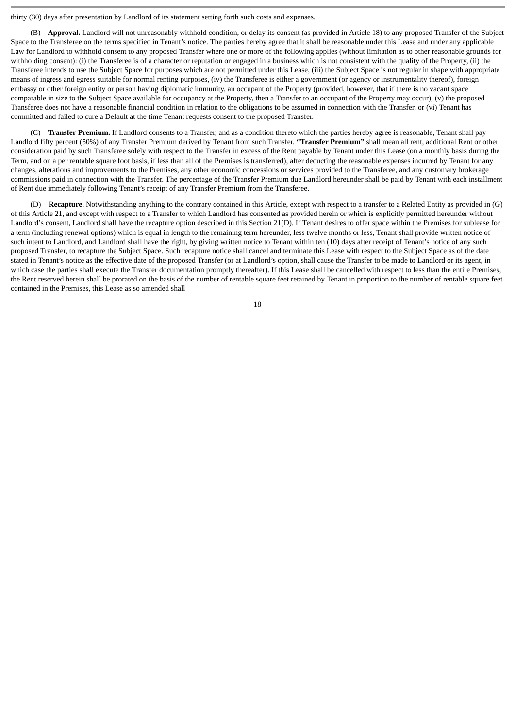thirty (30) days after presentation by Landlord of its statement setting forth such costs and expenses.

(B) **Approval.** Landlord will not unreasonably withhold condition, or delay its consent (as provided in Article 18) to any proposed Transfer of the Subject Space to the Transferee on the terms specified in Tenant's notice. The parties hereby agree that it shall be reasonable under this Lease and under any applicable Law for Landlord to withhold consent to any proposed Transfer where one or more of the following applies (without limitation as to other reasonable grounds for withholding consent): (i) the Transferee is of a character or reputation or engaged in a business which is not consistent with the quality of the Property, (ii) the Transferee intends to use the Subject Space for purposes which are not permitted under this Lease, (iii) the Subject Space is not regular in shape with appropriate means of ingress and egress suitable for normal renting purposes, (iv) the Transferee is either a government (or agency or instrumentality thereof), foreign embassy or other foreign entity or person having diplomatic immunity, an occupant of the Property (provided, however, that if there is no vacant space comparable in size to the Subject Space available for occupancy at the Property, then a Transfer to an occupant of the Property may occur), (v) the proposed Transferee does not have a reasonable financial condition in relation to the obligations to be assumed in connection with the Transfer, or (vi) Tenant has committed and failed to cure a Default at the time Tenant requests consent to the proposed Transfer.

(C) **Transfer Premium.** If Landlord consents to a Transfer, and as a condition thereto which the parties hereby agree is reasonable, Tenant shall pay Landlord fifty percent (50%) of any Transfer Premium derived by Tenant from such Transfer. **"Transfer Premium"** shall mean all rent, additional Rent or other consideration paid by such Transferee solely with respect to the Transfer in excess of the Rent payable by Tenant under this Lease (on a monthly basis during the Term, and on a per rentable square foot basis, if less than all of the Premises is transferred), after deducting the reasonable expenses incurred by Tenant for any changes, alterations and improvements to the Premises, any other economic concessions or services provided to the Transferee, and any customary brokerage commissions paid in connection with the Transfer. The percentage of the Transfer Premium due Landlord hereunder shall be paid by Tenant with each installment of Rent due immediately following Tenant's receipt of any Transfer Premium from the Transferee.

(D) **Recapture.** Notwithstanding anything to the contrary contained in this Article, except with respect to a transfer to a Related Entity as provided in (G) of this Article 21, and except with respect to a Transfer to which Landlord has consented as provided herein or which is explicitly permitted hereunder without Landlord's consent, Landlord shall have the recapture option described in this Section 21(D). If Tenant desires to offer space within the Premises for sublease for a term (including renewal options) which is equal in length to the remaining term hereunder, less twelve months or less, Tenant shall provide written notice of such intent to Landlord, and Landlord shall have the right, by giving written notice to Tenant within ten (10) days after receipt of Tenant's notice of any such proposed Transfer, to recapture the Subject Space. Such recapture notice shall cancel and terminate this Lease with respect to the Subject Space as of the date stated in Tenant's notice as the effective date of the proposed Transfer (or at Landlord's option, shall cause the Transfer to be made to Landlord or its agent, in which case the parties shall execute the Transfer documentation promptly thereafter). If this Lease shall be cancelled with respect to less than the entire Premises, the Rent reserved herein shall be prorated on the basis of the number of rentable square feet retained by Tenant in proportion to the number of rentable square feet contained in the Premises, this Lease as so amended shall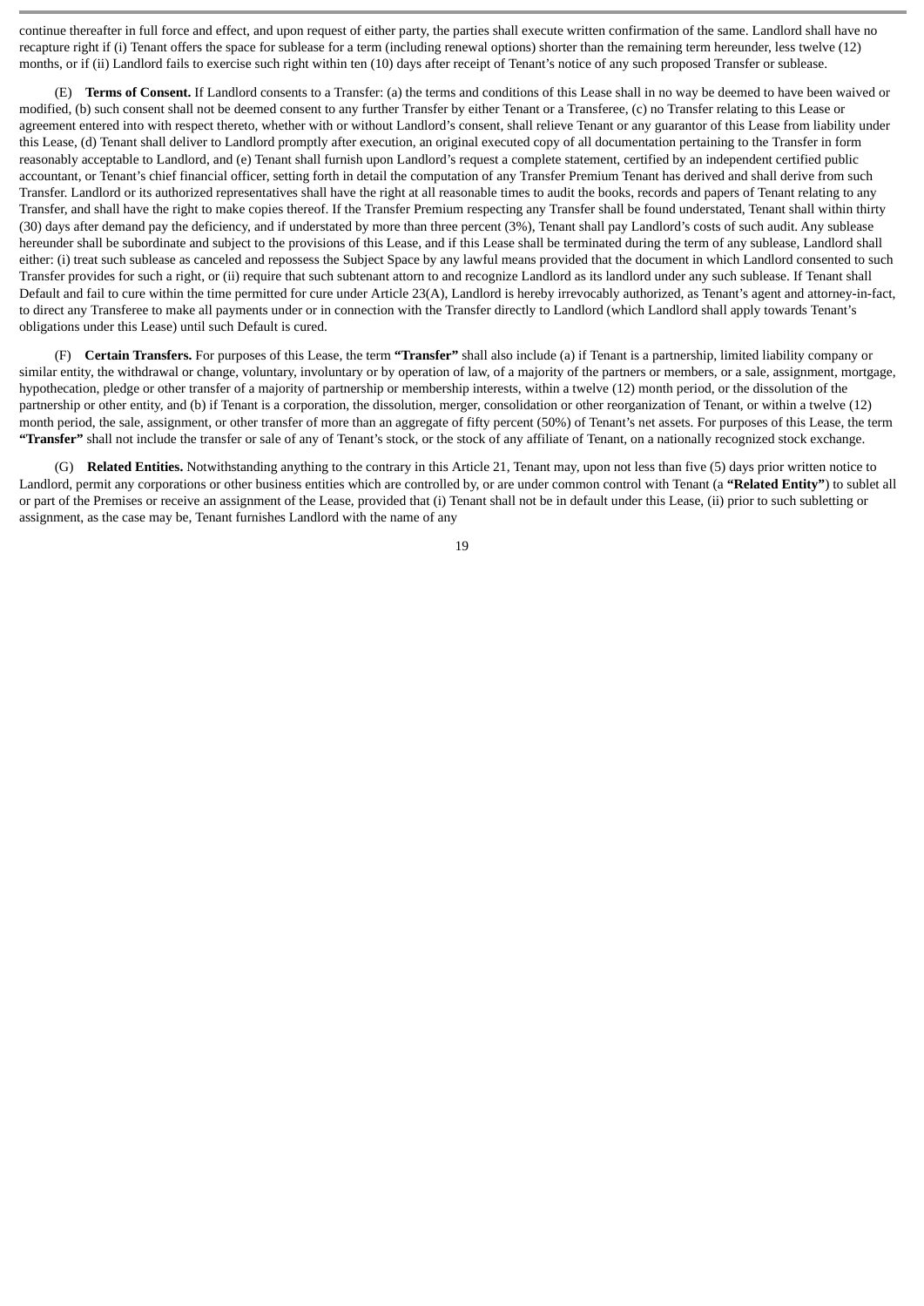continue thereafter in full force and effect, and upon request of either party, the parties shall execute written confirmation of the same. Landlord shall have no recapture right if (i) Tenant offers the space for sublease for a term (including renewal options) shorter than the remaining term hereunder, less twelve (12) months, or if (ii) Landlord fails to exercise such right within ten (10) days after receipt of Tenant's notice of any such proposed Transfer or sublease.

(E) **Terms of Consent.** If Landlord consents to a Transfer: (a) the terms and conditions of this Lease shall in no way be deemed to have been waived or modified, (b) such consent shall not be deemed consent to any further Transfer by either Tenant or a Transferee, (c) no Transfer relating to this Lease or agreement entered into with respect thereto, whether with or without Landlord's consent, shall relieve Tenant or any guarantor of this Lease from liability under this Lease, (d) Tenant shall deliver to Landlord promptly after execution, an original executed copy of all documentation pertaining to the Transfer in form reasonably acceptable to Landlord, and (e) Tenant shall furnish upon Landlord's request a complete statement, certified by an independent certified public accountant, or Tenant's chief financial officer, setting forth in detail the computation of any Transfer Premium Tenant has derived and shall derive from such Transfer. Landlord or its authorized representatives shall have the right at all reasonable times to audit the books, records and papers of Tenant relating to any Transfer, and shall have the right to make copies thereof. If the Transfer Premium respecting any Transfer shall be found understated, Tenant shall within thirty (30) days after demand pay the deficiency, and if understated by more than three percent (3%), Tenant shall pay Landlord's costs of such audit. Any sublease hereunder shall be subordinate and subject to the provisions of this Lease, and if this Lease shall be terminated during the term of any sublease, Landlord shall either: (i) treat such sublease as canceled and repossess the Subject Space by any lawful means provided that the document in which Landlord consented to such Transfer provides for such a right, or (ii) require that such subtenant attorn to and recognize Landlord as its landlord under any such sublease. If Tenant shall Default and fail to cure within the time permitted for cure under Article 23(A), Landlord is hereby irrevocably authorized, as Tenant's agent and attorney-in-fact, to direct any Transferee to make all payments under or in connection with the Transfer directly to Landlord (which Landlord shall apply towards Tenant's obligations under this Lease) until such Default is cured.

(F) **Certain Transfers.** For purposes of this Lease, the term **"Transfer"** shall also include (a) if Tenant is a partnership, limited liability company or similar entity, the withdrawal or change, voluntary, involuntary or by operation of law, of a majority of the partners or members, or a sale, assignment, mortgage, hypothecation, pledge or other transfer of a majority of partnership or membership interests, within a twelve (12) month period, or the dissolution of the partnership or other entity, and (b) if Tenant is a corporation, the dissolution, merger, consolidation or other reorganization of Tenant, or within a twelve (12) month period, the sale, assignment, or other transfer of more than an aggregate of fifty percent (50%) of Tenant's net assets. For purposes of this Lease, the term **"Transfer"** shall not include the transfer or sale of any of Tenant's stock, or the stock of any affiliate of Tenant, on a nationally recognized stock exchange.

(G) **Related Entities.** Notwithstanding anything to the contrary in this Article 21, Tenant may, upon not less than five (5) days prior written notice to Landlord, permit any corporations or other business entities which are controlled by, or are under common control with Tenant (a **"Related Entity"**) to sublet all or part of the Premises or receive an assignment of the Lease, provided that (i) Tenant shall not be in default under this Lease, (ii) prior to such subletting or assignment, as the case may be, Tenant furnishes Landlord with the name of any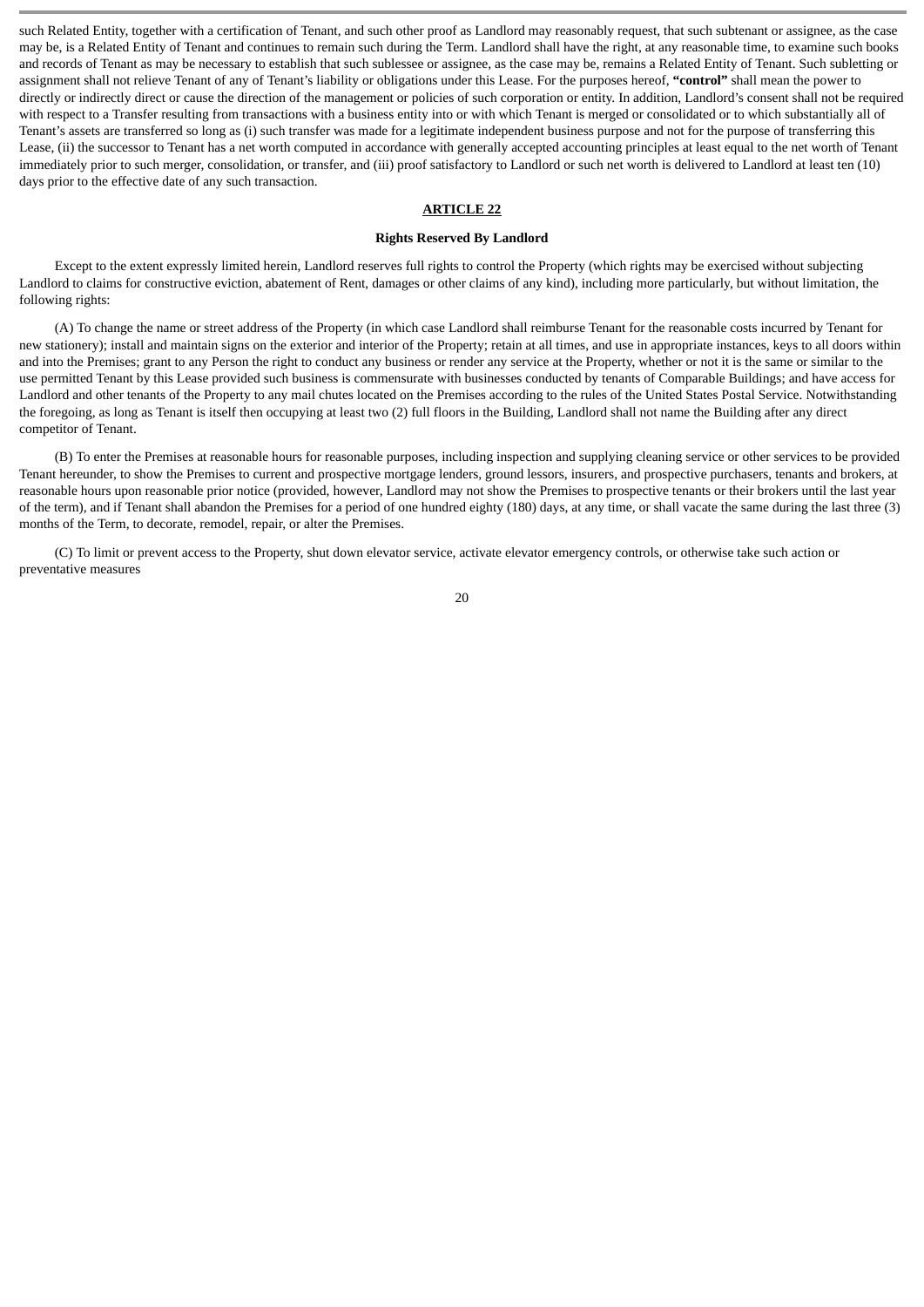such Related Entity, together with a certification of Tenant, and such other proof as Landlord may reasonably request, that such subtenant or assignee, as the case may be, is a Related Entity of Tenant and continues to remain such during the Term. Landlord shall have the right, at any reasonable time, to examine such books and records of Tenant as may be necessary to establish that such sublessee or assignee, as the case may be, remains a Related Entity of Tenant. Such subletting or assignment shall not relieve Tenant of any of Tenant's liability or obligations under this Lease. For the purposes hereof, **"control"** shall mean the power to directly or indirectly direct or cause the direction of the management or policies of such corporation or entity. In addition, Landlord's consent shall not be required with respect to a Transfer resulting from transactions with a business entity into or with which Tenant is merged or consolidated or to which substantially all of Tenant's assets are transferred so long as (i) such transfer was made for a legitimate independent business purpose and not for the purpose of transferring this Lease, (ii) the successor to Tenant has a net worth computed in accordance with generally accepted accounting principles at least equal to the net worth of Tenant immediately prior to such merger, consolidation, or transfer, and (iii) proof satisfactory to Landlord or such net worth is delivered to Landlord at least ten (10) days prior to the effective date of any such transaction.

## ARTICLE 22

### Rights Reserved By Landlord

Except to the extent expressly limited herein, Landlord reserves full rights to control the Property (which rights may be exercised without subjecting Landlord to claims for constructive eviction, abatement of Rent, damages or other claims of any kind), including more particularly, but without limitation, the following rights:

(A) To change the name or street address of the Property (in which case Landlord shall reimburse Tenant for the reasonable costs incurred by Tenant for new stationery); install and maintain signs on the exterior and interior of the Property; retain at all times, and use in appropriate instances, keys to all doors within and into the Premises; grant to any Person the right to conduct any business or render any service at the Property, whether or not it is the same or similar to the use permitted Tenant by this Lease provided such business is commensurate with businesses conducted by tenants of Comparable Buildings; and have access for Landlord and other tenants of the Property to any mail chutes located on the Premises according to the rules of the United States Postal Service. Notwithstanding the foregoing, as long as Tenant is itself then occupying at least two (2) full floors in the Building, Landlord shall not name the Building after any direct competitor of Tenant.

(B) To enter the Premises at reasonable hours for reasonable purposes, including inspection and supplying cleaning service or other services to be provided Tenant hereunder, to show the Premises to current and prospective mortgage lenders, ground lessors, insurers, and prospective purchasers, tenants and brokers, at reasonable hours upon reasonable prior notice (provided, however, Landlord may not show the Premises to prospective tenants or their brokers until the last year of the term), and if Tenant shall abandon the Premises for a period of one hundred eighty (180) days, at any time, or shall vacate the same during the last three (3) months of the Term, to decorate, remodel, repair, or alter the Premises.

(C) To limit or prevent access to the Property, shut down elevator service, activate elevator emergency controls, or otherwise take such action or preventative measures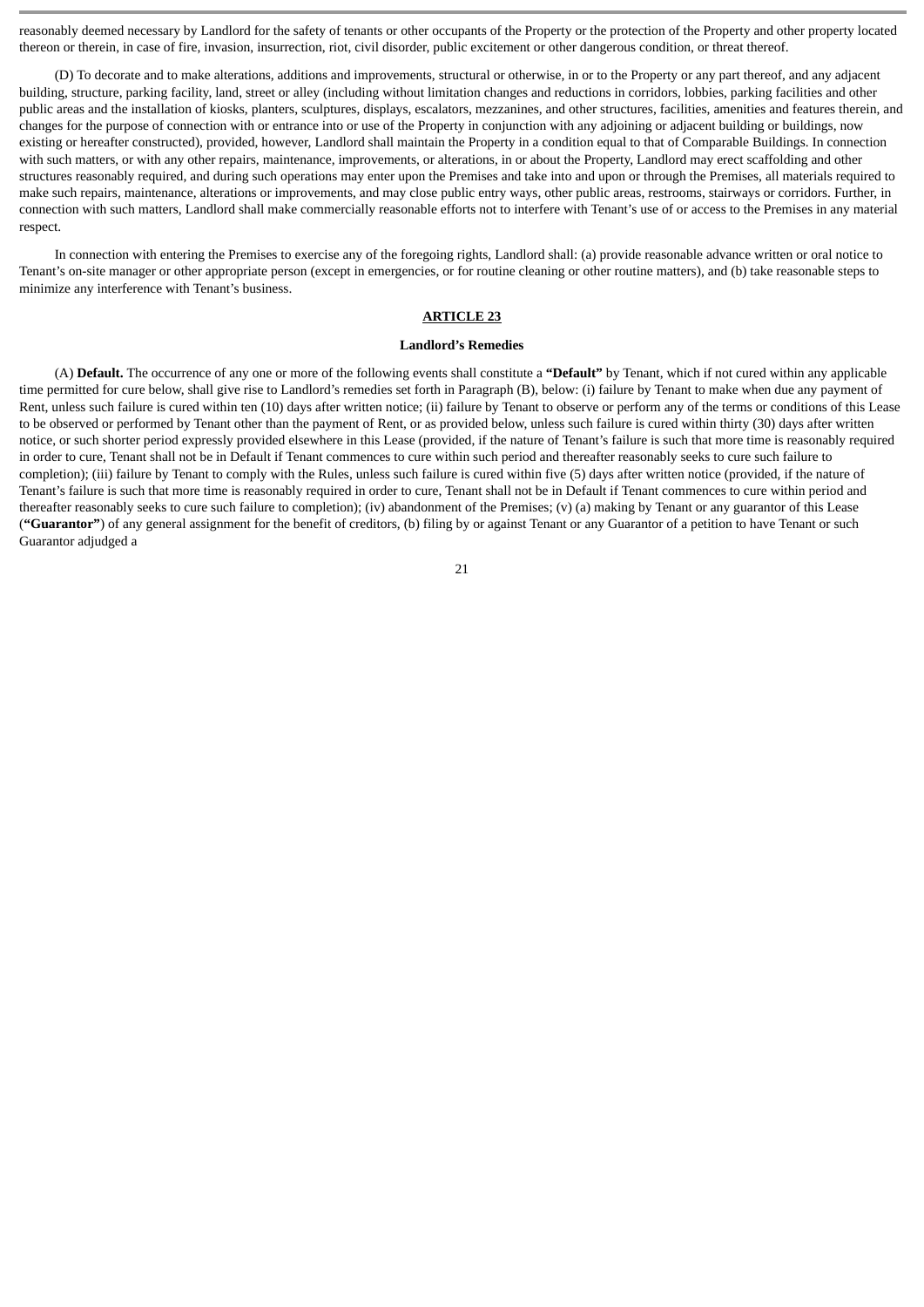reasonably deemed necessary by Landlord for the safety of tenants or other occupants of the Property or the protection of the Property and other property located thereon or therein, in case of fire, invasion, insurrection, riot, civil disorder, public excitement or other dangerous condition, or threat thereof.

(D) To decorate and to make alterations, additions and improvements, structural or otherwise, in or to the Property or any part thereof, and any adjacent building, structure, parking facility, land, street or alley (including without limitation changes and reductions in corridors, lobbies, parking facilities and other public areas and the installation of kiosks, planters, sculptures, displays, escalators, mezzanines, and other structures, facilities, amenities and features therein, and changes for the purpose of connection with or entrance into or use of the Property in conjunction with any adjoining or adjacent building or buildings, now existing or hereafter constructed), provided, however, Landlord shall maintain the Property in a condition equal to that of Comparable Buildings. In connection with such matters, or with any other repairs, maintenance, improvements, or alterations, in or about the Property, Landlord may erect scaffolding and other structures reasonably required, and during such operations may enter upon the Premises and take into and upon or through the Premises, all materials required to make such repairs, maintenance, alterations or improvements, and may close public entry ways, other public areas, restrooms, stairways or corridors. Further, in connection with such matters, Landlord shall make commercially reasonable efforts not to interfere with Tenant's use of or access to the Premises in any material respect.

In connection with entering the Premises to exercise any of the foregoing rights, Landlord shall: (a) provide reasonable advance written or oral notice to Tenant's on-site manager or other appropriate person (except in emergencies, or for routine cleaning or other routine matters), and (b) take reasonable steps to minimize any interference with Tenant's business.

## ARTICLE 23

### Landlord's Remedies

(A) **Default.** The occurrence of any one or more of the following events shall constitute a **"Default"** by Tenant, which if not cured within any applicable time permitted for cure below, shall give rise to Landlord's remedies set forth in Paragraph (B), below: (i) failure by Tenant to make when due any payment of Rent, unless such failure is cured within ten (10) days after written notice; (ii) failure by Tenant to observe or perform any of the terms or conditions of this Lease to be observed or performed by Tenant other than the payment of Rent, or as provided below, unless such failure is cured within thirty (30) days after written notice, or such shorter period expressly provided elsewhere in this Lease (provided, if the nature of Tenant's failure is such that more time is reasonably required in order to cure, Tenant shall not be in Default if Tenant commences to cure within such period and thereafter reasonably seeks to cure such failure to completion); (iii) failure by Tenant to comply with the Rules, unless such failure is cured within five (5) days after written notice (provided, if the nature of Tenant's failure is such that more time is reasonably required in order to cure, Tenant shall not be in Default if Tenant commences to cure within period and thereafter reasonably seeks to cure such failure to completion); (iv) abandonment of the Premises; (v) (a) making by Tenant or any guarantor of this Lease (**"Guarantor"**) of any general assignment for the benefit of creditors, (b) filing by or against Tenant or any Guarantor of a petition to have Tenant or such Guarantor adjudged a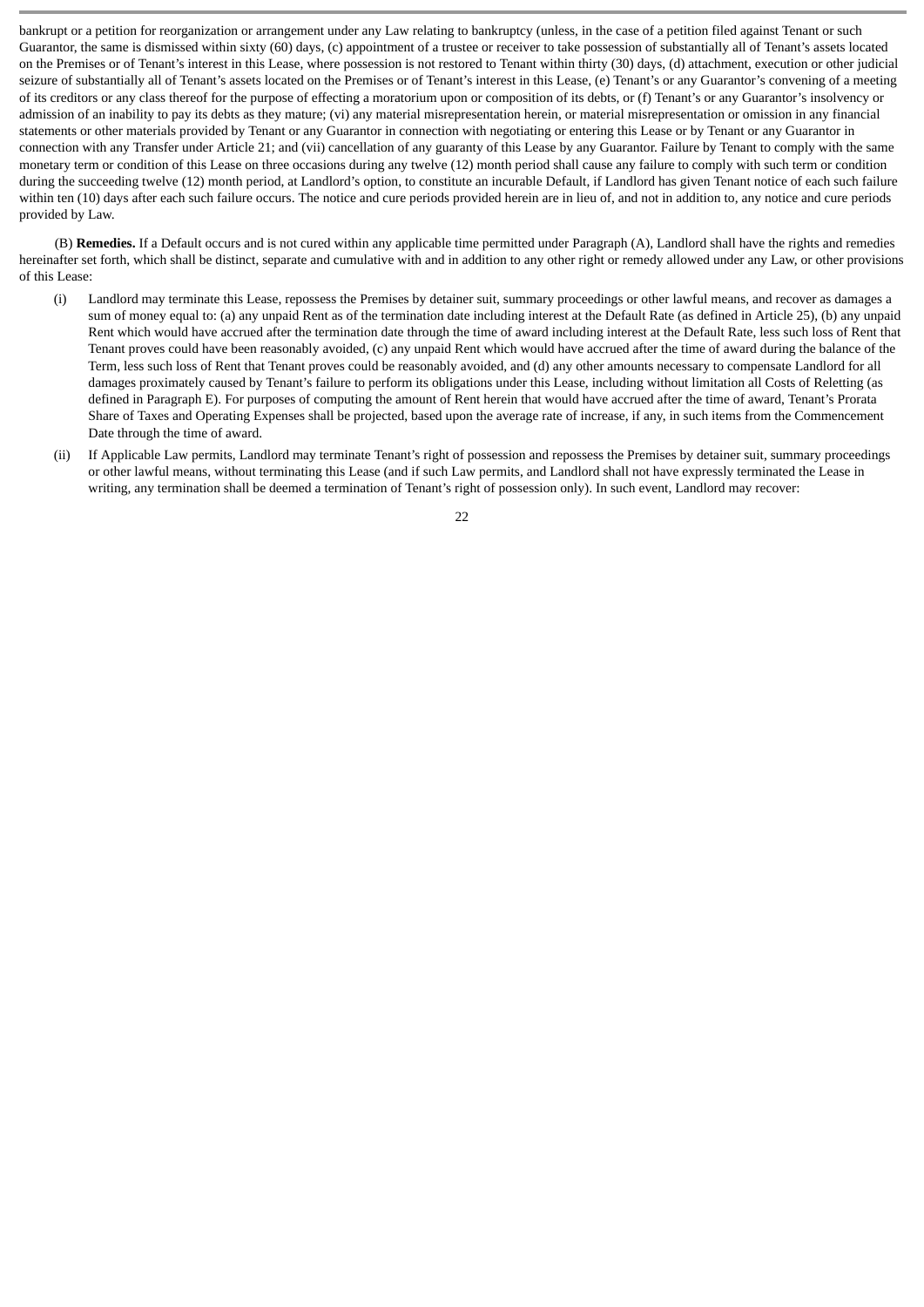bankrupt or a petition for reorganization or arrangement under any Law relating to bankruptcy (unless, in the case of a petition filed against Tenant or such Guarantor, the same is dismissed within sixty (60) days, (c) appointment of a trustee or receiver to take possession of substantially all of Tenant's assets located on the Premises or of Tenant's interest in this Lease, where possession is not restored to Tenant within thirty (30) days, (d) attachment, execution or other judicial seizure of substantially all of Tenant's assets located on the Premises or of Tenant's interest in this Lease, (e) Tenant's or any Guarantor's convening of a meeting of its creditors or any class thereof for the purpose of effecting a moratorium upon or composition of its debts, or (f) Tenant's or any Guarantor's insolvency or admission of an inability to pay its debts as they mature; (vi) any material misrepresentation herein, or material misrepresentation or omission in any financial statements or other materials provided by Tenant or any Guarantor in connection with negotiating or entering this Lease or by Tenant or any Guarantor in connection with any Transfer under Article 21; and (vii) cancellation of any guaranty of this Lease by any Guarantor. Failure by Tenant to comply with the same monetary term or condition of this Lease on three occasions during any twelve (12) month period shall cause any failure to comply with such term or condition during the succeeding twelve (12) month period, at Landlord's option, to constitute an incurable Default, if Landlord has given Tenant notice of each such failure within ten (10) days after each such failure occurs. The notice and cure periods provided herein are in lieu of, and not in addition to, any notice and cure periods provided by Law.

(B) **Remedies.** If a Default occurs and is not cured within any applicable time permitted under Paragraph (A), Landlord shall have the rights and remedies hereinafter set forth, which shall be distinct, separate and cumulative with and in addition to any other right or remedy allowed under any Law, or other provisions of this Lease:

(i) Landlord may terminate this Lease, repossess the Premises by detainer suit, summary proceedings or other lawful means, and recover as damages a sum of money equal to: (a) any unpaid Rent as of the termination date including interest at the Default Rate (as defined in Article 25), (b) any unpaid Rent which would have accrued after the termination date through the time of award including interest at the Default Rate, less such loss of Rent that Tenant proves could have been reasonably avoided, (c) any unpaid Rent which would have accrued after the time of award during the balance of the Term, less such loss of Rent that Tenant proves could be reasonably avoided, and (d) any other amounts necessary to compensate Landlord for all damages proximately caused by Tenant's failure to perform its obligations under this Lease, including without limitation all Costs of Reletting (as defined in Paragraph E). For purposes of computing the amount of Rent herein that would have accrued after the time of award, Tenant's Prorata Share of Taxes and Operating Expenses shall be projected, based upon the average rate of increase, if any, in such items from the Commencement Date through the time of award.

(ii) If Applicable Law permits, Landlord may terminate Tenant's right of possession and repossess the Premises by detainer suit, summary proceedings or other lawful means, without terminating this Lease (and if such Law permits, and Landlord shall not have expressly terminated the Lease in writing, any termination shall be deemed a termination of Tenant's right of possession only). In such event, Landlord may recover: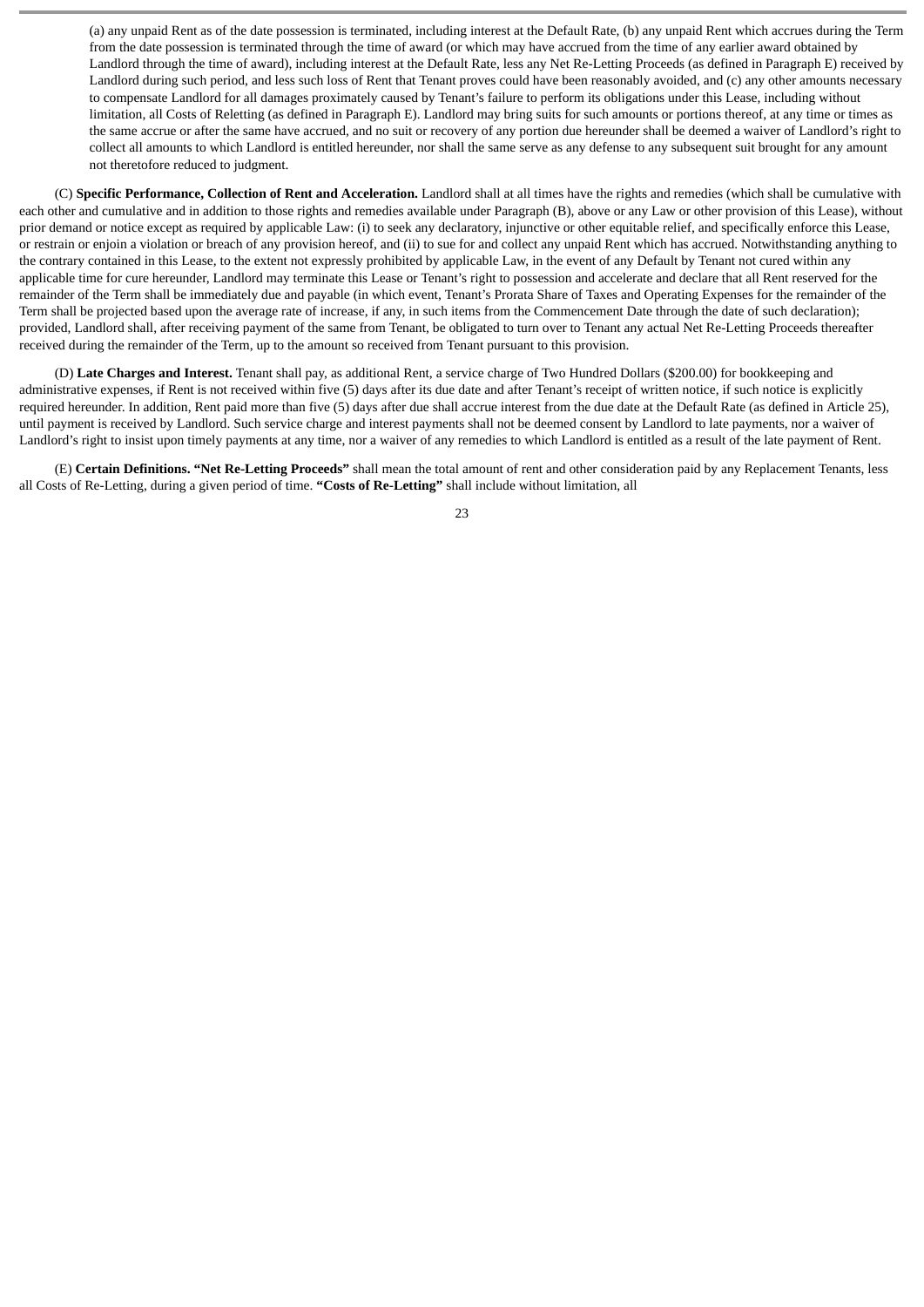(a) any unpaid Rent as of the date possession is terminated, including interest at the Default Rate, (b) any unpaid Rent which accrues during the Term from the date possession is terminated through the time of award (or which may have accrued from the time of any earlier award obtained by Landlord through the time of award), including interest at the Default Rate, less any Net Re-Letting Proceeds (as defined in Paragraph E) received by Landlord during such period, and less such loss of Rent that Tenant proves could have been reasonably avoided, and (c) any other amounts necessary to compensate Landlord for all damages proximately caused by Tenant's failure to perform its obligations under this Lease, including without limitation, all Costs of Reletting (as defined in Paragraph E). Landlord may bring suits for such amounts or portions thereof, at any time or times as the same accrue or after the same have accrued, and no suit or recovery of any portion due hereunder shall be deemed a waiver of Landlord's right to collect all amounts to which Landlord is entitled hereunder, nor shall the same serve as any defense to any subsequent suit brought for any amount not theretofore reduced to judgment.

(C) **Specific Performance, Collection of Rent and Acceleration.** Landlord shall at all times have the rights and remedies (which shall be cumulative with each other and cumulative and in addition to those rights and remedies available under Paragraph (B), above or any Law or other provision of this Lease), without prior demand or notice except as required by applicable Law: (i) to seek any declaratory, injunctive or other equitable relief, and specifically enforce this Lease, or restrain or enjoin a violation or breach of any provision hereof, and (ii) to sue for and collect any unpaid Rent which has accrued. Notwithstanding anything to the contrary contained in this Lease, to the extent not expressly prohibited by applicable Law, in the event of any Default by Tenant not cured within any applicable time for cure hereunder, Landlord may terminate this Lease or Tenant's right to possession and accelerate and declare that all Rent reserved for the remainder of the Term shall be immediately due and payable (in which event, Tenant's Prorata Share of Taxes and Operating Expenses for the remainder of the Term shall be projected based upon the average rate of increase, if any, in such items from the Commencement Date through the date of such declaration); provided, Landlord shall, after receiving payment of the same from Tenant, be obligated to turn over to Tenant any actual Net Re-Letting Proceeds thereafter received during the remainder of the Term, up to the amount so received from Tenant pursuant to this provision.

(D) **Late Charges and Interest.** Tenant shall pay, as additional Rent, a service charge of Two Hundred Dollars ($200.00) for bookkeeping and administrative expenses, if Rent is not received within five (5) days after its due date and after Tenant's receipt of written notice, if such notice is explicitly required hereunder. In addition, Rent paid more than five (5) days after due shall accrue interest from the due date at the Default Rate (as defined in Article 25), until payment is received by Landlord. Such service charge and interest payments shall not be deemed consent by Landlord to late payments, nor a waiver of Landlord's right to insist upon timely payments at any time, nor a waiver of any remedies to which Landlord is entitled as a result of the late payment of Rent.

(E) **Certain Definitions. "Net Re-Letting Proceeds"** shall mean the total amount of rent and other consideration paid by any Replacement Tenants, less all Costs of Re-Letting, during a given period of time. **"Costs of Re-Letting"** shall include without limitation, all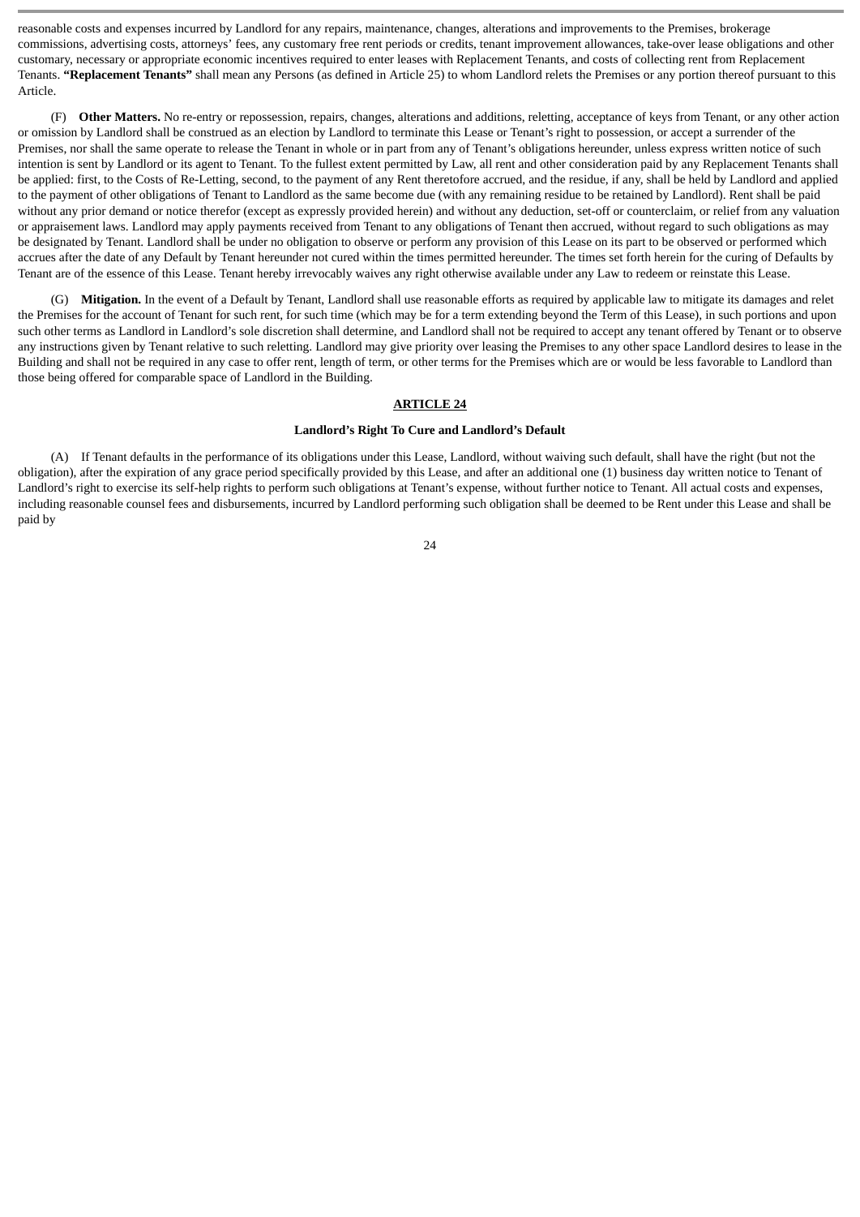reasonable costs and expenses incurred by Landlord for any repairs, maintenance, changes, alterations and improvements to the Premises, brokerage commissions, advertising costs, attorneys' fees, any customary free rent periods or credits, tenant improvement allowances, take-over lease obligations and other customary, necessary or appropriate economic incentives required to enter leases with Replacement Tenants, and costs of collecting rent from Replacement Tenants. **"Replacement Tenants"** shall mean any Persons (as defined in Article 25) to whom Landlord relets the Premises or any portion thereof pursuant to this Article.

(F) **Other Matters.** No re-entry or repossession, repairs, changes, alterations and additions, reletting, acceptance of keys from Tenant, or any other action or omission by Landlord shall be construed as an election by Landlord to terminate this Lease or Tenant's right to possession, or accept a surrender of the Premises, nor shall the same operate to release the Tenant in whole or in part from any of Tenant's obligations hereunder, unless express written notice of such intention is sent by Landlord or its agent to Tenant. To the fullest extent permitted by Law, all rent and other consideration paid by any Replacement Tenants shall be applied: first, to the Costs of Re-Letting, second, to the payment of any Rent theretofore accrued, and the residue, if any, shall be held by Landlord and applied to the payment of other obligations of Tenant to Landlord as the same become due (with any remaining residue to be retained by Landlord). Rent shall be paid without any prior demand or notice therefor (except as expressly provided herein) and without any deduction, set-off or counterclaim, or relief from any valuation or appraisement laws. Landlord may apply payments received from Tenant to any obligations of Tenant then accrued, without regard to such obligations as may be designated by Tenant. Landlord shall be under no obligation to observe or perform any provision of this Lease on its part to be observed or performed which accrues after the date of any Default by Tenant hereunder not cured within the times permitted hereunder. The times set forth herein for the curing of Defaults by Tenant are of the essence of this Lease. Tenant hereby irrevocably waives any right otherwise available under any Law to redeem or reinstate this Lease.

(G) **Mitigation.** In the event of a Default by Tenant, Landlord shall use reasonable efforts as required by applicable law to mitigate its damages and relet the Premises for the account of Tenant for such rent, for such time (which may be for a term extending beyond the Term of this Lease), in such portions and upon such other terms as Landlord in Landlord's sole discretion shall determine, and Landlord shall not be required to accept any tenant offered by Tenant or to observe any instructions given by Tenant relative to such reletting. Landlord may give priority over leasing the Premises to any other space Landlord desires to lease in the Building and shall not be required in any case to offer rent, length of term, or other terms for the Premises which are or would be less favorable to Landlord than those being offered for comparable space of Landlord in the Building.

## ARTICLE 24

### Landlord's Right To Cure and Landlord's Default

(A) If Tenant defaults in the performance of its obligations under this Lease, Landlord, without waiving such default, shall have the right (but not the obligation), after the expiration of any grace period specifically provided by this Lease, and after an additional one (1) business day written notice to Tenant of Landlord's right to exercise its self-help rights to perform such obligations at Tenant's expense, without further notice to Tenant. All actual costs and expenses, including reasonable counsel fees and disbursements, incurred by Landlord performing such obligation shall be deemed to be Rent under this Lease and shall be paid by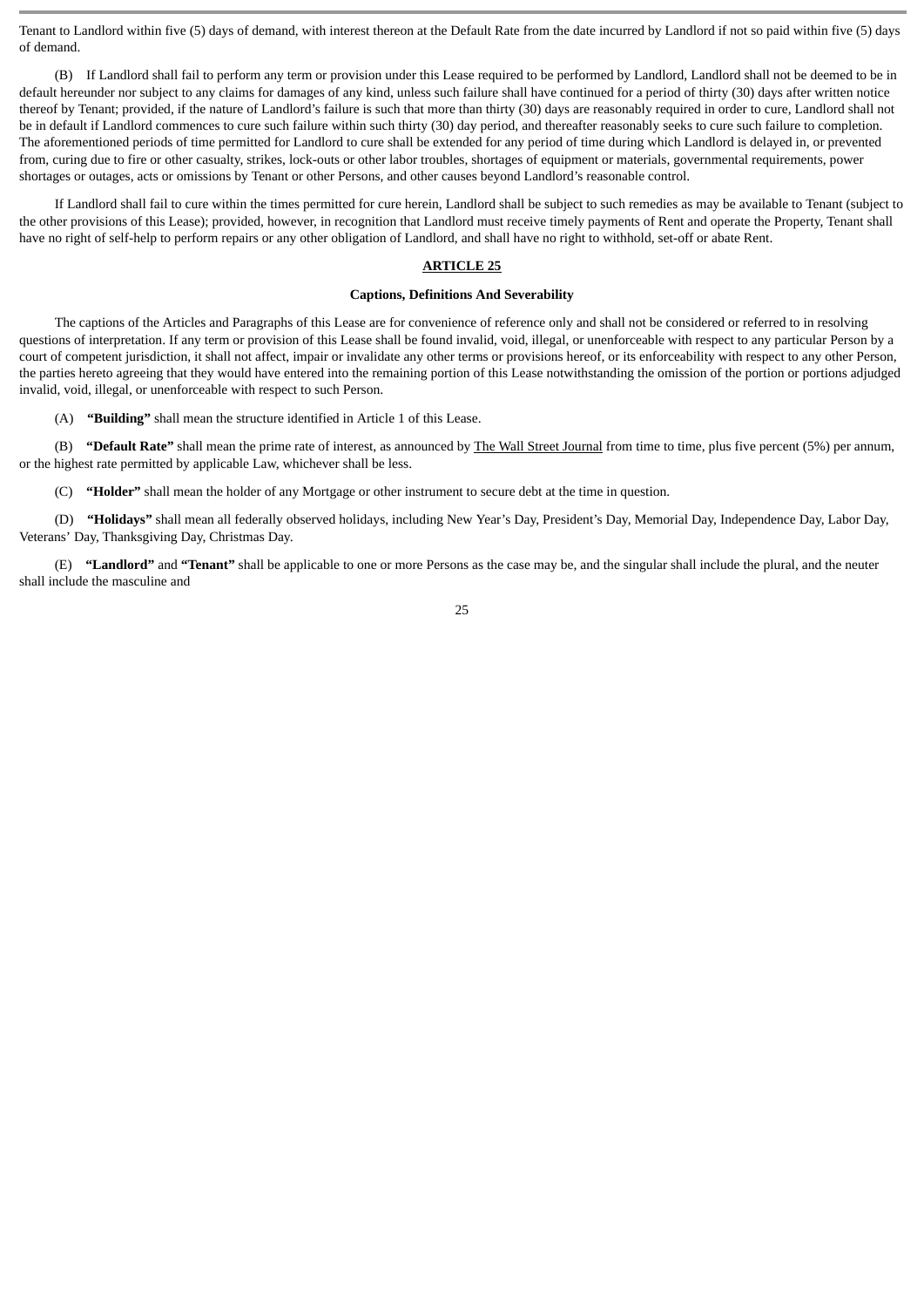Tenant to Landlord within five (5) days of demand, with interest thereon at the Default Rate from the date incurred by Landlord if not so paid within five (5) days of demand.

(B) If Landlord shall fail to perform any term or provision under this Lease required to be performed by Landlord, Landlord shall not be deemed to be in default hereunder nor subject to any claims for damages of any kind, unless such failure shall have continued for a period of thirty (30) days after written notice thereof by Tenant; provided, if the nature of Landlord's failure is such that more than thirty (30) days are reasonably required in order to cure, Landlord shall not be in default if Landlord commences to cure such failure within such thirty (30) day period, and thereafter reasonably seeks to cure such failure to completion. The aforementioned periods of time permitted for Landlord to cure shall be extended for any period of time during which Landlord is delayed in, or prevented from, curing due to fire or other casualty, strikes, lock-outs or other labor troubles, shortages of equipment or materials, governmental requirements, power shortages or outages, acts or omissions by Tenant or other Persons, and other causes beyond Landlord's reasonable control.

If Landlord shall fail to cure within the times permitted for cure herein, Landlord shall be subject to such remedies as may be available to Tenant (subject to the other provisions of this Lease); provided, however, in recognition that Landlord must receive timely payments of Rent and operate the Property, Tenant shall have no right of self-help to perform repairs or any other obligation of Landlord, and shall have no right to withhold, set-off or abate Rent.

## ARTICLE 25

### Captions, Definitions And Severability

The captions of the Articles and Paragraphs of this Lease are for convenience of reference only and shall not be considered or referred to in resolving questions of interpretation. If any term or provision of this Lease shall be found invalid, void, illegal, or unenforceable with respect to any particular Person by a court of competent jurisdiction, it shall not affect, impair or invalidate any other terms or provisions hereof, or its enforceability with respect to any other Person, the parties hereto agreeing that they would have entered into the remaining portion of this Lease notwithstanding the omission of the portion or portions adjudged invalid, void, illegal, or unenforceable with respect to such Person.

(A) **"Building"** shall mean the structure identified in Article 1 of this Lease.

(B) **"Default Rate"** shall mean the prime rate of interest, as announced by The Wall Street Journal from time to time, plus five percent (5%) per annum, or the highest rate permitted by applicable Law, whichever shall be less.

(C) **"Holder"** shall mean the holder of any Mortgage or other instrument to secure debt at the time in question.

(D) **"Holidays"** shall mean all federally observed holidays, including New Year's Day, President's Day, Memorial Day, Independence Day, Labor Day, Veterans' Day, Thanksgiving Day, Christmas Day.

(E) **"Landlord"** and **"Tenant"** shall be applicable to one or more Persons as the case may be, and the singular shall include the plural, and the neuter shall include the masculine and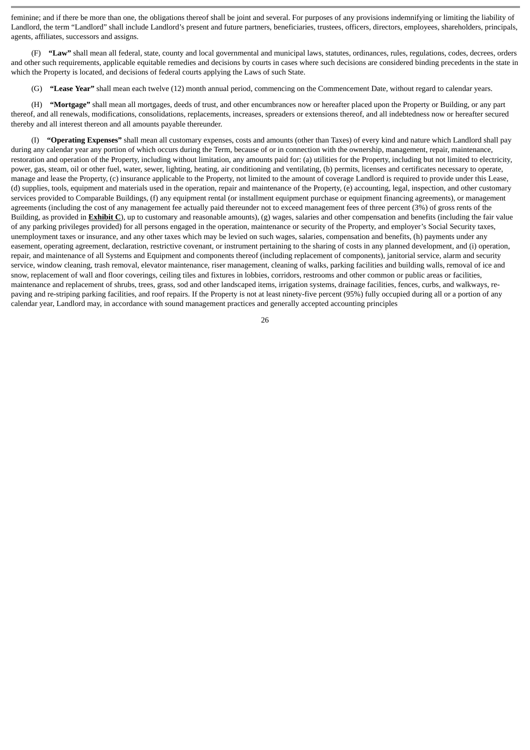feminine; and if there be more than one, the obligations thereof shall be joint and several. For purposes of any provisions indemnifying or limiting the liability of Landlord, the term "Landlord" shall include Landlord's present and future partners, beneficiaries, trustees, officers, directors, employees, shareholders, principals, agents, affiliates, successors and assigns.

(F) **"Law"** shall mean all federal, state, county and local governmental and municipal laws, statutes, ordinances, rules, regulations, codes, decrees, orders and other such requirements, applicable equitable remedies and decisions by courts in cases where such decisions are considered binding precedents in the state in which the Property is located, and decisions of federal courts applying the Laws of such State.

(G) **"Lease Year"** shall mean each twelve (12) month annual period, commencing on the Commencement Date, without regard to calendar years.

(H) **"Mortgage"** shall mean all mortgages, deeds of trust, and other encumbrances now or hereafter placed upon the Property or Building, or any part thereof, and all renewals, modifications, consolidations, replacements, increases, spreaders or extensions thereof, and all indebtedness now or hereafter secured thereby and all interest thereon and all amounts payable thereunder.

(I) **"Operating Expenses"** shall mean all customary expenses, costs and amounts (other than Taxes) of every kind and nature which Landlord shall pay during any calendar year any portion of which occurs during the Term, because of or in connection with the ownership, management, repair, maintenance, restoration and operation of the Property, including without limitation, any amounts paid for: (a) utilities for the Property, including but not limited to electricity, power, gas, steam, oil or other fuel, water, sewer, lighting, heating, air conditioning and ventilating, (b) permits, licenses and certificates necessary to operate, manage and lease the Property, (c) insurance applicable to the Property, not limited to the amount of coverage Landlord is required to provide under this Lease, (d) supplies, tools, equipment and materials used in the operation, repair and maintenance of the Property, (e) accounting, legal, inspection, and other customary services provided to Comparable Buildings, (f) any equipment rental (or installment equipment purchase or equipment financing agreements), or management agreements (including the cost of any management fee actually paid thereunder not to exceed management fees of three percent (3%) of gross rents of the Building, as provided in **Exhibit C**), up to customary and reasonable amounts), (g) wages, salaries and other compensation and benefits (including the fair value of any parking privileges provided) for all persons engaged in the operation, maintenance or security of the Property, and employer's Social Security taxes, unemployment taxes or insurance, and any other taxes which may be levied on such wages, salaries, compensation and benefits, (h) payments under any easement, operating agreement, declaration, restrictive covenant, or instrument pertaining to the sharing of costs in any planned development, and (i) operation, repair, and maintenance of all Systems and Equipment and components thereof (including replacement of components), janitorial service, alarm and security service, window cleaning, trash removal, elevator maintenance, riser management, cleaning of walks, parking facilities and building walls, removal of ice and snow, replacement of wall and floor coverings, ceiling tiles and fixtures in lobbies, corridors, restrooms and other common or public areas or facilities, maintenance and replacement of shrubs, trees, grass, sod and other landscaped items, irrigation systems, drainage facilities, fences, curbs, and walkways, re-paving and re-striping parking facilities, and roof repairs. If the Property is not at least ninety-five percent (95%) fully occupied during all or a portion of any calendar year, Landlord may, in accordance with sound management practices and generally accepted accounting principles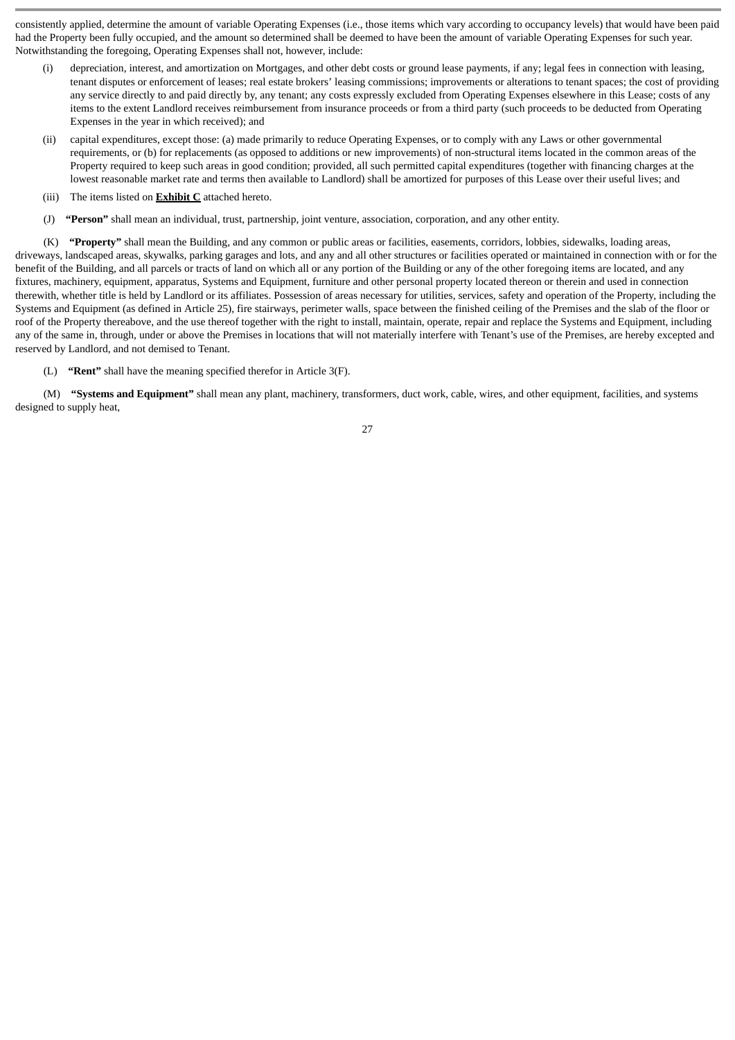consistently applied, determine the amount of variable Operating Expenses (i.e., those items which vary according to occupancy levels) that would have been paid had the Property been fully occupied, and the amount so determined shall be deemed to have been the amount of variable Operating Expenses for such year. Notwithstanding the foregoing, Operating Expenses shall not, however, include:

(i) depreciation, interest, and amortization on Mortgages, and other debt costs or ground lease payments, if any; legal fees in connection with leasing, tenant disputes or enforcement of leases; real estate brokers' leasing commissions; improvements or alterations to tenant spaces; the cost of providing any service directly to and paid directly by, any tenant; any costs expressly excluded from Operating Expenses elsewhere in this Lease; costs of any items to the extent Landlord receives reimbursement from insurance proceeds or from a third party (such proceeds to be deducted from Operating Expenses in the year in which received); and

(ii) capital expenditures, except those: (a) made primarily to reduce Operating Expenses, or to comply with any Laws or other governmental requirements, or (b) for replacements (as opposed to additions or new improvements) of non-structural items located in the common areas of the Property required to keep such areas in good condition; provided, all such permitted capital expenditures (together with financing charges at the lowest reasonable market rate and terms then available to Landlord) shall be amortized for purposes of this Lease over their useful lives; and

(iii) The items listed on **Exhibit C** attached hereto.

(J) **"Person"** shall mean an individual, trust, partnership, joint venture, association, corporation, and any other entity.

(K) **"Property"** shall mean the Building, and any common or public areas or facilities, easements, corridors, lobbies, sidewalks, loading areas, driveways, landscaped areas, skywalks, parking garages and lots, and any and all other structures or facilities operated or maintained in connection with or for the benefit of the Building, and all parcels or tracts of land on which all or any portion of the Building or any of the other foregoing items are located, and any fixtures, machinery, equipment, apparatus, Systems and Equipment, furniture and other personal property located thereon or therein and used in connection therewith, whether title is held by Landlord or its affiliates. Possession of areas necessary for utilities, services, safety and operation of the Property, including the Systems and Equipment (as defined in Article 25), fire stairways, perimeter walls, space between the finished ceiling of the Premises and the slab of the floor or roof of the Property thereabove, and the use thereof together with the right to install, maintain, operate, repair and replace the Systems and Equipment, including any of the same in, through, under or above the Premises in locations that will not materially interfere with Tenant's use of the Premises, are hereby excepted and reserved by Landlord, and not demised to Tenant.

(L) **"Rent"** shall have the meaning specified therefor in Article 3(F).

(M) **"Systems and Equipment"** shall mean any plant, machinery, transformers, duct work, cable, wires, and other equipment, facilities, and systems designed to supply heat,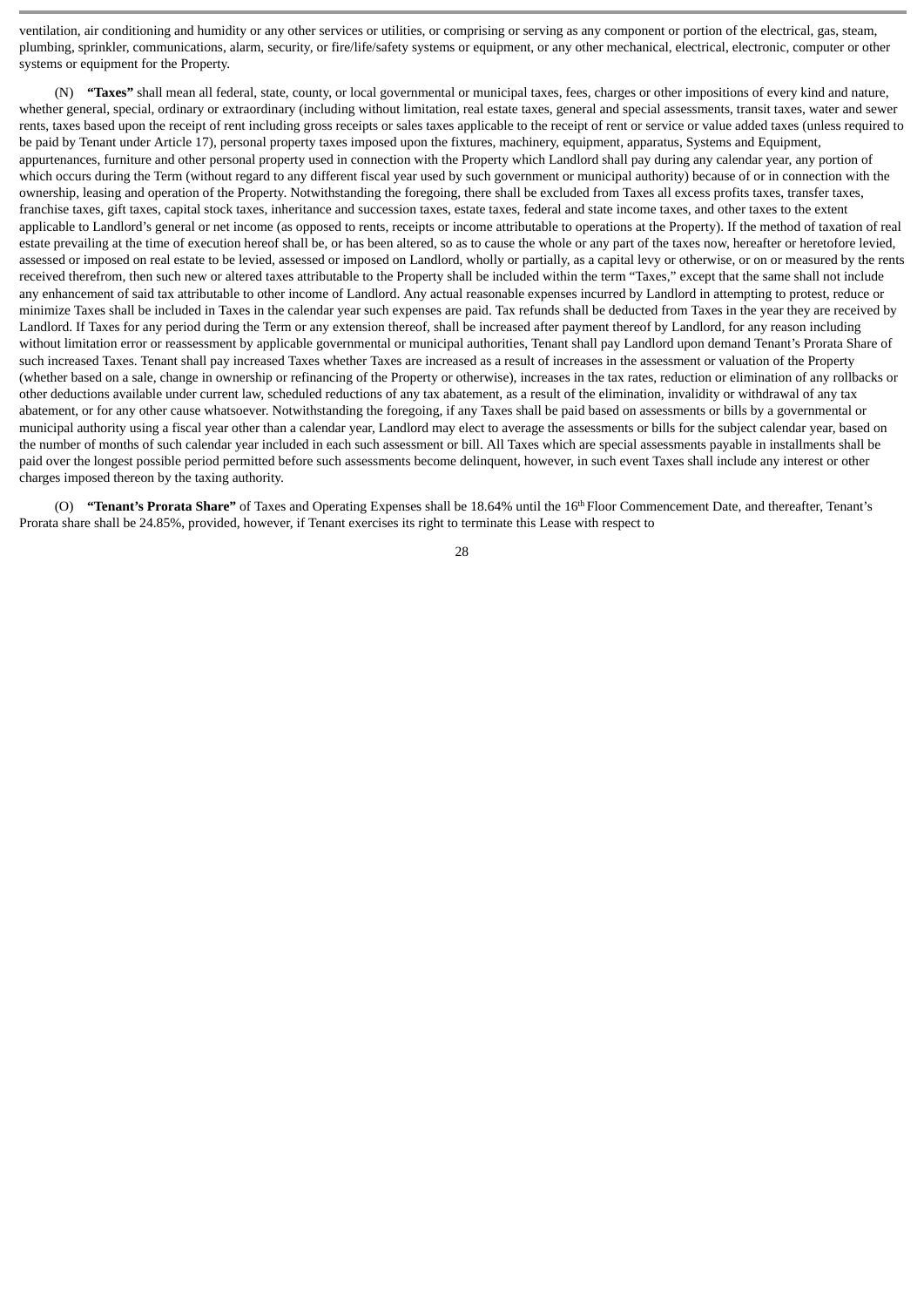ventilation, air conditioning and humidity or any other services or utilities, or comprising or serving as any component or portion of the electrical, gas, steam, plumbing, sprinkler, communications, alarm, security, or fire/life/safety systems or equipment, or any other mechanical, electrical, electronic, computer or other systems or equipment for the Property.

(N) **"Taxes"** shall mean all federal, state, county, or local governmental or municipal taxes, fees, charges or other impositions of every kind and nature, whether general, special, ordinary or extraordinary (including without limitation, real estate taxes, general and special assessments, transit taxes, water and sewer rents, taxes based upon the receipt of rent including gross receipts or sales taxes applicable to the receipt of rent or service or value added taxes (unless required to be paid by Tenant under Article 17), personal property taxes imposed upon the fixtures, machinery, equipment, apparatus, Systems and Equipment, appurtenances, furniture and other personal property used in connection with the Property which Landlord shall pay during any calendar year, any portion of which occurs during the Term (without regard to any different fiscal year used by such government or municipal authority) because of or in connection with the ownership, leasing and operation of the Property. Notwithstanding the foregoing, there shall be excluded from Taxes all excess profits taxes, transfer taxes, franchise taxes, gift taxes, capital stock taxes, inheritance and succession taxes, estate taxes, federal and state income taxes, and other taxes to the extent applicable to Landlord's general or net income (as opposed to rents, receipts or income attributable to operations at the Property). If the method of taxation of real estate prevailing at the time of execution hereof shall be, or has been altered, so as to cause the whole or any part of the taxes now, hereafter or heretofore levied, assessed or imposed on real estate to be levied, assessed or imposed on Landlord, wholly or partially, as a capital levy or otherwise, or on or measured by the rents received therefrom, then such new or altered taxes attributable to the Property shall be included within the term "Taxes," except that the same shall not include any enhancement of said tax attributable to other income of Landlord. Any actual reasonable expenses incurred by Landlord in attempting to protest, reduce or minimize Taxes shall be included in Taxes in the calendar year such expenses are paid. Tax refunds shall be deducted from Taxes in the year they are received by Landlord. If Taxes for any period during the Term or any extension thereof, shall be increased after payment thereof by Landlord, for any reason including without limitation error or reassessment by applicable governmental or municipal authorities, Tenant shall pay Landlord upon demand Tenant's Prorata Share of such increased Taxes. Tenant shall pay increased Taxes whether Taxes are increased as a result of increases in the assessment or valuation of the Property (whether based on a sale, change in ownership or refinancing of the Property or otherwise), increases in the tax rates, reduction or elimination of any rollbacks or other deductions available under current law, scheduled reductions of any tax abatement, as a result of the elimination, invalidity or withdrawal of any tax abatement, or for any other cause whatsoever. Notwithstanding the foregoing, if any Taxes shall be paid based on assessments or bills by a governmental or municipal authority using a fiscal year other than a calendar year, Landlord may elect to average the assessments or bills for the subject calendar year, based on the number of months of such calendar year included in each such assessment or bill. All Taxes which are special assessments payable in installments shall be paid over the longest possible period permitted before such assessments become delinquent, however, in such event Taxes shall include any interest or other charges imposed thereon by the taxing authority.

(O) **"Tenant's Prorata Share"** of Taxes and Operating Expenses shall be 18.64% until the 16th Floor Commencement Date, and thereafter, Tenant's Prorata share shall be 24.85%, provided, however, if Tenant exercises its right to terminate this Lease with respect to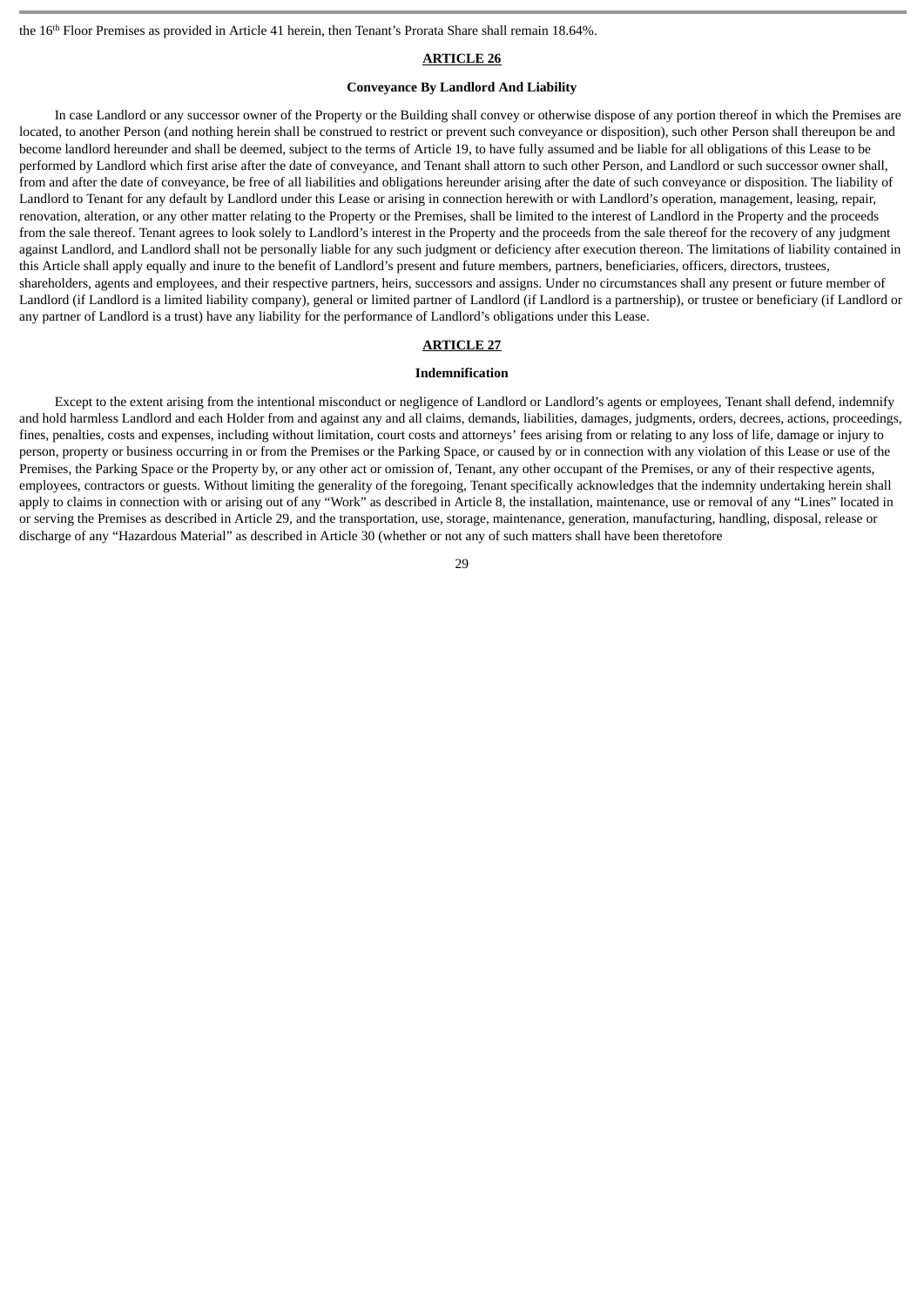the 16th Floor Premises as provided in Article 41 herein, then Tenant's Prorata Share shall remain 18.64%.

**ARTICLE 26**

**Conveyance By Landlord And Liability**

In case Landlord or any successor owner of the Property or the Building shall convey or otherwise dispose of any portion thereof in which the Premises are located, to another Person (and nothing herein shall be construed to restrict or prevent such conveyance or disposition), such other Person shall thereupon be and become landlord hereunder and shall be deemed, subject to the terms of Article 19, to have fully assumed and be liable for all obligations of this Lease to be performed by Landlord which first arise after the date of conveyance, and Tenant shall attorn to such other Person, and Landlord or such successor owner shall, from and after the date of conveyance, be free of all liabilities and obligations hereunder arising after the date of such conveyance or disposition. The liability of Landlord to Tenant for any default by Landlord under this Lease or arising in connection herewith or with Landlord's operation, management, leasing, repair, renovation, alteration, or any other matter relating to the Property or the Premises, shall be limited to the interest of Landlord in the Property and the proceeds from the sale thereof. Tenant agrees to look solely to Landlord's interest in the Property and the proceeds from the sale thereof for the recovery of any judgment against Landlord, and Landlord shall not be personally liable for any such judgment or deficiency after execution thereon. The limitations of liability contained in this Article shall apply equally and inure to the benefit of Landlord's present and future members, partners, beneficiaries, officers, directors, trustees, shareholders, agents and employees, and their respective partners, heirs, successors and assigns. Under no circumstances shall any present or future member of Landlord (if Landlord is a limited liability company), general or limited partner of Landlord (if Landlord is a partnership), or trustee or beneficiary (if Landlord or any partner of Landlord is a trust) have any liability for the performance of Landlord's obligations under this Lease.

**ARTICLE 27**

**Indemnification**

Except to the extent arising from the intentional misconduct or negligence of Landlord or Landlord's agents or employees, Tenant shall defend, indemnify and hold harmless Landlord and each Holder from and against any and all claims, demands, liabilities, damages, judgments, orders, decrees, actions, proceedings, fines, penalties, costs and expenses, including without limitation, court costs and attorneys' fees arising from or relating to any loss of life, damage or injury to person, property or business occurring in or from the Premises or the Parking Space, or caused by or in connection with any violation of this Lease or use of the Premises, the Parking Space or the Property by, or any other act or omission of, Tenant, any other occupant of the Premises, or any of their respective agents, employees, contractors or guests. Without limiting the generality of the foregoing, Tenant specifically acknowledges that the indemnity undertaking herein shall apply to claims in connection with or arising out of any "Work" as described in Article 8, the installation, maintenance, use or removal of any "Lines" located in or serving the Premises as described in Article 29, and the transportation, use, storage, maintenance, generation, manufacturing, handling, disposal, release or discharge of any "Hazardous Material" as described in Article 30 (whether or not any of such matters shall have been theretofore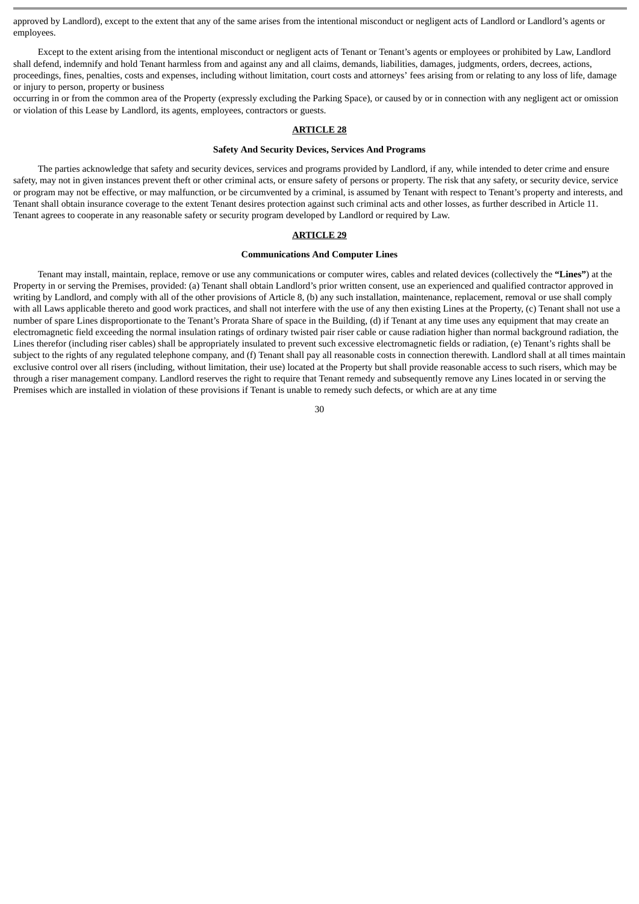approved by Landlord), except to the extent that any of the same arises from the intentional misconduct or negligent acts of Landlord or Landlord's agents or employees.

Except to the extent arising from the intentional misconduct or negligent acts of Tenant or Tenant's agents or employees or prohibited by Law, Landlord shall defend, indemnify and hold Tenant harmless from and against any and all claims, demands, liabilities, damages, judgments, orders, decrees, actions, proceedings, fines, penalties, costs and expenses, including without limitation, court costs and attorneys' fees arising from or relating to any loss of life, damage or injury to person, property or business occurring in or from the common area of the Property (expressly excluding the Parking Space), or caused by or in connection with any negligent act or omission or violation of this Lease by Landlord, its agents, employees, contractors or guests.

**ARTICLE 28**

**Safety And Security Devices, Services And Programs**

The parties acknowledge that safety and security devices, services and programs provided by Landlord, if any, while intended to deter crime and ensure safety, may not in given instances prevent theft or other criminal acts, or ensure safety of persons or property. The risk that any safety, or security device, service or program may not be effective, or may malfunction, or be circumvented by a criminal, is assumed by Tenant with respect to Tenant's property and interests, and Tenant shall obtain insurance coverage to the extent Tenant desires protection against such criminal acts and other losses, as further described in Article 11. Tenant agrees to cooperate in any reasonable safety or security program developed by Landlord or required by Law.

**ARTICLE 29**

**Communications And Computer Lines**

Tenant may install, maintain, replace, remove or use any communications or computer wires, cables and related devices (collectively the **"Lines"**) at the Property in or serving the Premises, provided: (a) Tenant shall obtain Landlord's prior written consent, use an experienced and qualified contractor approved in writing by Landlord, and comply with all of the other provisions of Article 8, (b) any such installation, maintenance, replacement, removal or use shall comply with all Laws applicable thereto and good work practices, and shall not interfere with the use of any then existing Lines at the Property, (c) Tenant shall not use a number of spare Lines disproportionate to the Tenant's Prorata Share of space in the Building, (d) if Tenant at any time uses any equipment that may create an electromagnetic field exceeding the normal insulation ratings of ordinary twisted pair riser cable or cause radiation higher than normal background radiation, the Lines therefor (including riser cables) shall be appropriately insulated to prevent such excessive electromagnetic fields or radiation, (e) Tenant's rights shall be subject to the rights of any regulated telephone company, and (f) Tenant shall pay all reasonable costs in connection therewith. Landlord shall at all times maintain exclusive control over all risers (including, without limitation, their use) located at the Property but shall provide reasonable access to such risers, which may be through a riser management company. Landlord reserves the right to require that Tenant remedy and subsequently remove any Lines located in or serving the Premises which are installed in violation of these provisions if Tenant is unable to remedy such defects, or which are at any time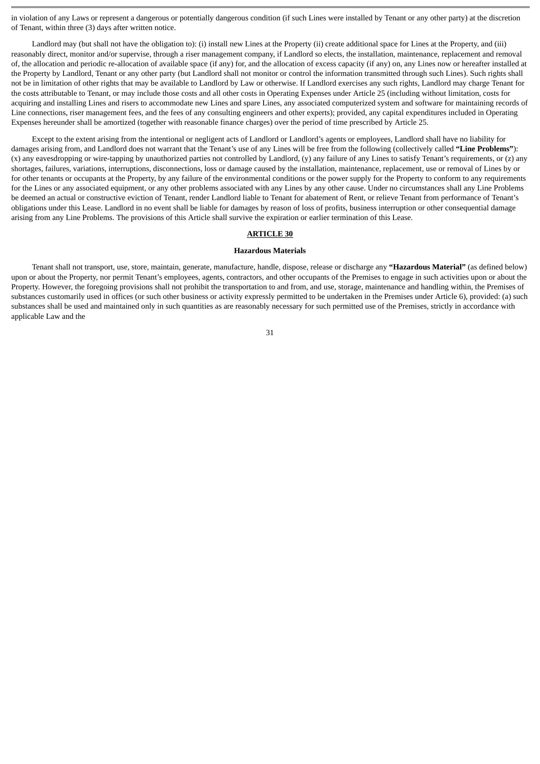in violation of any Laws or represent a dangerous or potentially dangerous condition (if such Lines were installed by Tenant or any other party) at the discretion of Tenant, within three (3) days after written notice.

Landlord may (but shall not have the obligation to): (i) install new Lines at the Property (ii) create additional space for Lines at the Property, and (iii) reasonably direct, monitor and/or supervise, through a riser management company, if Landlord so elects, the installation, maintenance, replacement and removal of, the allocation and periodic re-allocation of available space (if any) for, and the allocation of excess capacity (if any) on, any Lines now or hereafter installed at the Property by Landlord, Tenant or any other party (but Landlord shall not monitor or control the information transmitted through such Lines). Such rights shall not be in limitation of other rights that may be available to Landlord by Law or otherwise. If Landlord exercises any such rights, Landlord may charge Tenant for the costs attributable to Tenant, or may include those costs and all other costs in Operating Expenses under Article 25 (including without limitation, costs for acquiring and installing Lines and risers to accommodate new Lines and spare Lines, any associated computerized system and software for maintaining records of Line connections, riser management fees, and the fees of any consulting engineers and other experts); provided, any capital expenditures included in Operating Expenses hereunder shall be amortized (together with reasonable finance charges) over the period of time prescribed by Article 25.

Except to the extent arising from the intentional or negligent acts of Landlord or Landlord's agents or employees, Landlord shall have no liability for damages arising from, and Landlord does not warrant that the Tenant's use of any Lines will be free from the following (collectively called **"Line Problems"**): (x) any eavesdropping or wire-tapping by unauthorized parties not controlled by Landlord, (y) any failure of any Lines to satisfy Tenant's requirements, or (z) any shortages, failures, variations, interruptions, disconnections, loss or damage caused by the installation, maintenance, replacement, use or removal of Lines by or for other tenants or occupants at the Property, by any failure of the environmental conditions or the power supply for the Property to conform to any requirements for the Lines or any associated equipment, or any other problems associated with any Lines by any other cause. Under no circumstances shall any Line Problems be deemed an actual or constructive eviction of Tenant, render Landlord liable to Tenant for abatement of Rent, or relieve Tenant from performance of Tenant's obligations under this Lease. Landlord in no event shall be liable for damages by reason of loss of profits, business interruption or other consequential damage arising from any Line Problems. The provisions of this Article shall survive the expiration or earlier termination of this Lease.

## ARTICLE 30

### Hazardous Materials

Tenant shall not transport, use, store, maintain, generate, manufacture, handle, dispose, release or discharge any **"Hazardous Material"** (as defined below) upon or about the Property, nor permit Tenant's employees, agents, contractors, and other occupants of the Premises to engage in such activities upon or about the Property. However, the foregoing provisions shall not prohibit the transportation to and from, and use, storage, maintenance and handling within, the Premises of substances customarily used in offices (or such other business or activity expressly permitted to be undertaken in the Premises under Article 6), provided: (a) such substances shall be used and maintained only in such quantities as are reasonably necessary for such permitted use of the Premises, strictly in accordance with applicable Law and the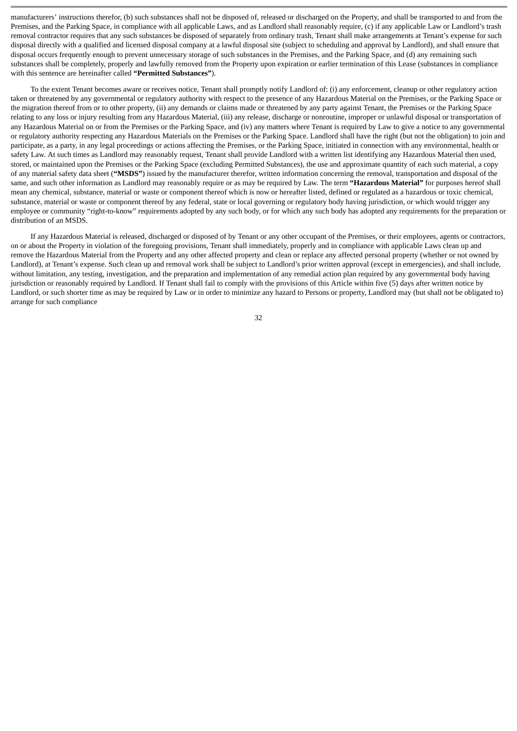manufacturers' instructions therefor, (b) such substances shall not be disposed of, released or discharged on the Property, and shall be transported to and from the Premises, and the Parking Space, in compliance with all applicable Laws, and as Landlord shall reasonably require, (c) if any applicable Law or Landlord's trash removal contractor requires that any such substances be disposed of separately from ordinary trash, Tenant shall make arrangements at Tenant's expense for such disposal directly with a qualified and licensed disposal company at a lawful disposal site (subject to scheduling and approval by Landlord), and shall ensure that disposal occurs frequently enough to prevent unnecessary storage of such substances in the Premises, and the Parking Space, and (d) any remaining such substances shall be completely, properly and lawfully removed from the Property upon expiration or earlier termination of this Lease (substances in compliance with this sentence are hereinafter called **"Permitted Substances"**).

To the extent Tenant becomes aware or receives notice, Tenant shall promptly notify Landlord of: (i) any enforcement, cleanup or other regulatory action taken or threatened by any governmental or regulatory authority with respect to the presence of any Hazardous Material on the Premises, or the Parking Space or the migration thereof from or to other property, (ii) any demands or claims made or threatened by any party against Tenant, the Premises or the Parking Space relating to any loss or injury resulting from any Hazardous Material, (iii) any release, discharge or nonroutine, improper or unlawful disposal or transportation of any Hazardous Material on or from the Premises or the Parking Space, and (iv) any matters where Tenant is required by Law to give a notice to any governmental or regulatory authority respecting any Hazardous Materials on the Premises or the Parking Space. Landlord shall have the right (but not the obligation) to join and participate, as a party, in any legal proceedings or actions affecting the Premises, or the Parking Space, initiated in connection with any environmental, health or safety Law. At such times as Landlord may reasonably request, Tenant shall provide Landlord with a written list identifying any Hazardous Material then used, stored, or maintained upon the Premises or the Parking Space (excluding Permitted Substances), the use and approximate quantity of each such material, a copy of any material safety data sheet (**"MSDS"**) issued by the manufacturer therefor, written information concerning the removal, transportation and disposal of the same, and such other information as Landlord may reasonably require or as may be required by Law. The term **"Hazardous Material"** for purposes hereof shall mean any chemical, substance, material or waste or component thereof which is now or hereafter listed, defined or regulated as a hazardous or toxic chemical, substance, material or waste or component thereof by any federal, state or local governing or regulatory body having jurisdiction, or which would trigger any employee or community "right-to-know" requirements adopted by any such body, or for which any such body has adopted any requirements for the preparation or distribution of an MSDS.

If any Hazardous Material is released, discharged or disposed of by Tenant or any other occupant of the Premises, or their employees, agents or contractors, on or about the Property in violation of the foregoing provisions, Tenant shall immediately, properly and in compliance with applicable Laws clean up and remove the Hazardous Material from the Property and any other affected property and clean or replace any affected personal property (whether or not owned by Landlord), at Tenant's expense. Such clean up and removal work shall be subject to Landlord's prior written approval (except in emergencies), and shall include, without limitation, any testing, investigation, and the preparation and implementation of any remedial action plan required by any governmental body having jurisdiction or reasonably required by Landlord. If Tenant shall fail to comply with the provisions of this Article within five (5) days after written notice by Landlord, or such shorter time as may be required by Law or in order to minimize any hazard to Persons or property, Landlord may (but shall not be obligated to) arrange for such compliance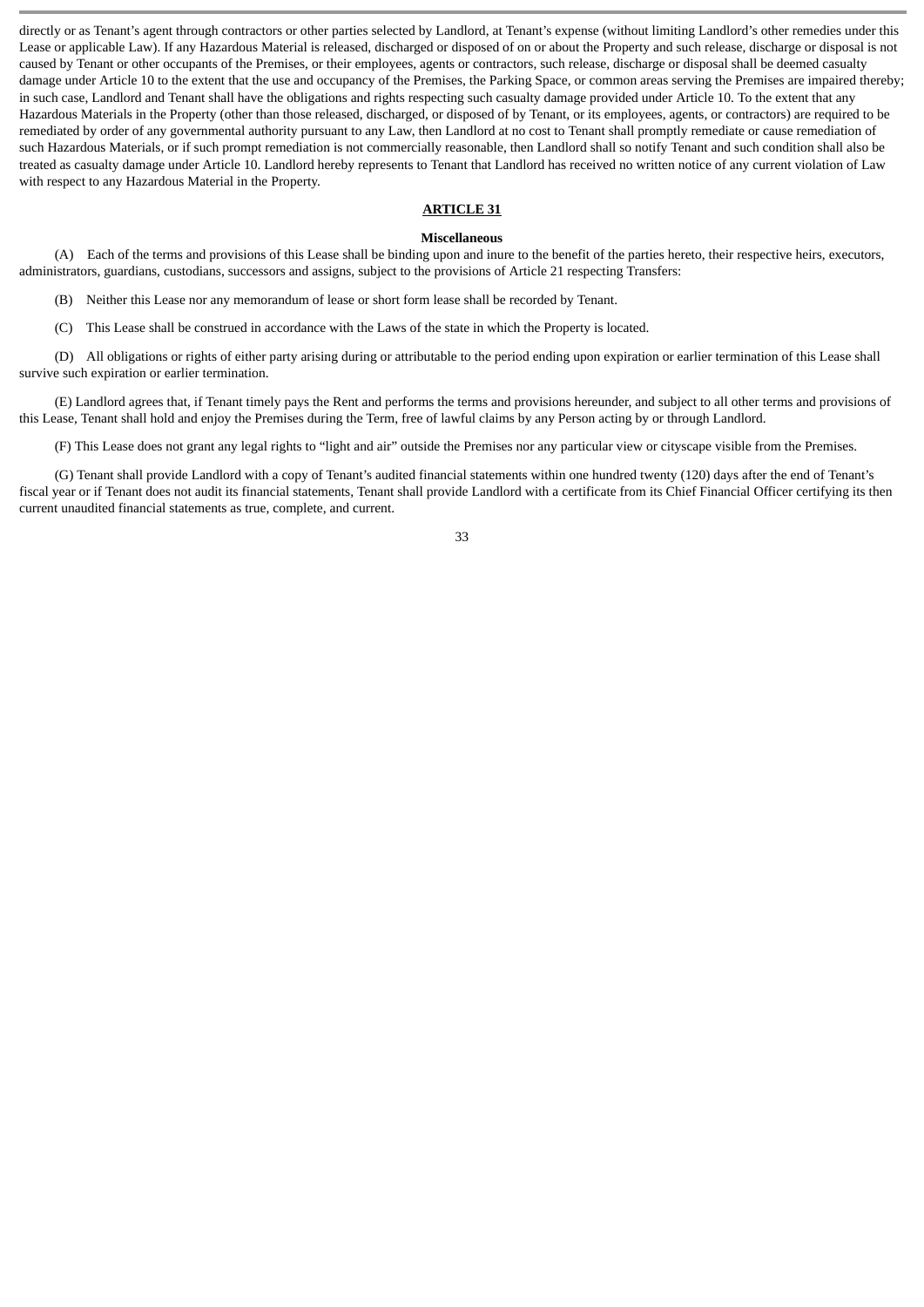directly or as Tenant's agent through contractors or other parties selected by Landlord, at Tenant's expense (without limiting Landlord's other remedies under this Lease or applicable Law). If any Hazardous Material is released, discharged or disposed of on or about the Property and such release, discharge or disposal is not caused by Tenant or other occupants of the Premises, or their employees, agents or contractors, such release, discharge or disposal shall be deemed casualty damage under Article 10 to the extent that the use and occupancy of the Premises, the Parking Space, or common areas serving the Premises are impaired thereby; in such case, Landlord and Tenant shall have the obligations and rights respecting such casualty damage provided under Article 10. To the extent that any Hazardous Materials in the Property (other than those released, discharged, or disposed of by Tenant, or its employees, agents, or contractors) are required to be remediated by order of any governmental authority pursuant to any Law, then Landlord at no cost to Tenant shall promptly remediate or cause remediation of such Hazardous Materials, or if such prompt remediation is not commercially reasonable, then Landlord shall so notify Tenant and such condition shall also be treated as casualty damage under Article 10. Landlord hereby represents to Tenant that Landlord has received no written notice of any current violation of Law with respect to any Hazardous Material in the Property.

## ARTICLE 31

### Miscellaneous

(A) Each of the terms and provisions of this Lease shall be binding upon and inure to the benefit of the parties hereto, their respective heirs, executors, administrators, guardians, custodians, successors and assigns, subject to the provisions of Article 21 respecting Transfers:

(B) Neither this Lease nor any memorandum of lease or short form lease shall be recorded by Tenant.

(C) This Lease shall be construed in accordance with the Laws of the state in which the Property is located.

(D) All obligations or rights of either party arising during or attributable to the period ending upon expiration or earlier termination of this Lease shall survive such expiration or earlier termination.

(E) Landlord agrees that, if Tenant timely pays the Rent and performs the terms and provisions hereunder, and subject to all other terms and provisions of this Lease, Tenant shall hold and enjoy the Premises during the Term, free of lawful claims by any Person acting by or through Landlord.

(F) This Lease does not grant any legal rights to "light and air" outside the Premises nor any particular view or cityscape visible from the Premises.

(G) Tenant shall provide Landlord with a copy of Tenant's audited financial statements within one hundred twenty (120) days after the end of Tenant's fiscal year or if Tenant does not audit its financial statements, Tenant shall provide Landlord with a certificate from its Chief Financial Officer certifying its then current unaudited financial statements as true, complete, and current.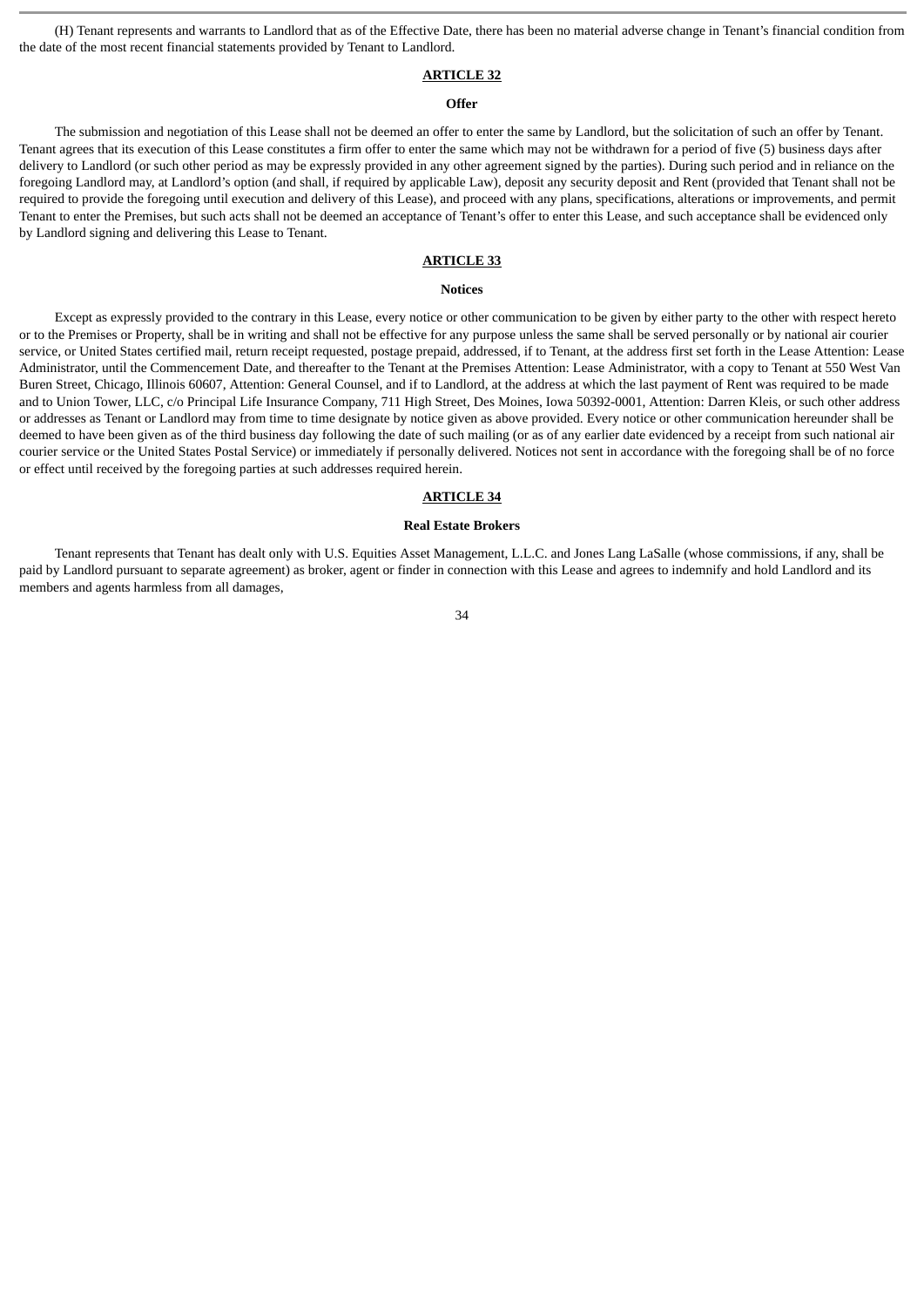(H) Tenant represents and warrants to Landlord that as of the Effective Date, there has been no material adverse change in Tenant's financial condition from the date of the most recent financial statements provided by Tenant to Landlord.

## ARTICLE 32

### Offer

The submission and negotiation of this Lease shall not be deemed an offer to enter the same by Landlord, but the solicitation of such an offer by Tenant. Tenant agrees that its execution of this Lease constitutes a firm offer to enter the same which may not be withdrawn for a period of five (5) business days after delivery to Landlord (or such other period as may be expressly provided in any other agreement signed by the parties). During such period and in reliance on the foregoing Landlord may, at Landlord's option (and shall, if required by applicable Law), deposit any security deposit and Rent (provided that Tenant shall not be required to provide the foregoing until execution and delivery of this Lease), and proceed with any plans, specifications, alterations or improvements, and permit Tenant to enter the Premises, but such acts shall not be deemed an acceptance of Tenant's offer to enter this Lease, and such acceptance shall be evidenced only by Landlord signing and delivering this Lease to Tenant.

## ARTICLE 33

### Notices

Except as expressly provided to the contrary in this Lease, every notice or other communication to be given by either party to the other with respect hereto or to the Premises or Property, shall be in writing and shall not be effective for any purpose unless the same shall be served personally or by national air courier service, or United States certified mail, return receipt requested, postage prepaid, addressed, if to Tenant, at the address first set forth in the Lease Attention: Lease Administrator, until the Commencement Date, and thereafter to the Tenant at the Premises Attention: Lease Administrator, with a copy to Tenant at 550 West Van Buren Street, Chicago, Illinois 60607, Attention: General Counsel, and if to Landlord, at the address at which the last payment of Rent was required to be made and to Union Tower, LLC, c/o Principal Life Insurance Company, 711 High Street, Des Moines, Iowa 50392-0001, Attention: Darren Kleis, or such other address or addresses as Tenant or Landlord may from time to time designate by notice given as above provided. Every notice or other communication hereunder shall be deemed to have been given as of the third business day following the date of such mailing (or as of any earlier date evidenced by a receipt from such national air courier service or the United States Postal Service) or immediately if personally delivered. Notices not sent in accordance with the foregoing shall be of no force or effect until received by the foregoing parties at such addresses required herein.

## ARTICLE 34

### Real Estate Brokers

Tenant represents that Tenant has dealt only with U.S. Equities Asset Management, L.L.C. and Jones Lang LaSalle (whose commissions, if any, shall be paid by Landlord pursuant to separate agreement) as broker, agent or finder in connection with this Lease and agrees to indemnify and hold Landlord and its members and agents harmless from all damages,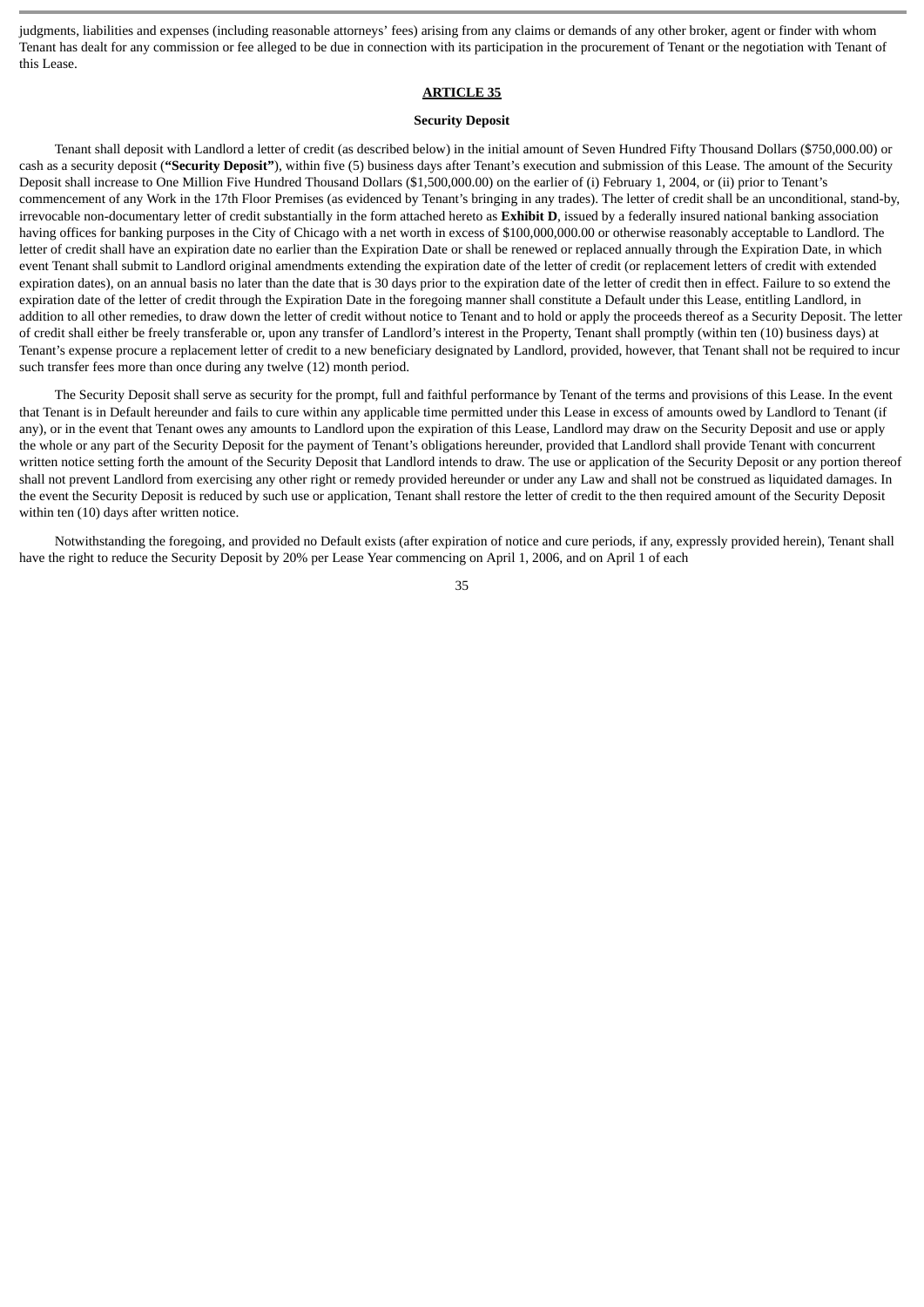judgments, liabilities and expenses (including reasonable attorneys' fees) arising from any claims or demands of any other broker, agent or finder with whom Tenant has dealt for any commission or fee alleged to be due in connection with its participation in the procurement of Tenant or the negotiation with Tenant of this Lease.

## ARTICLE 35

### Security Deposit

Tenant shall deposit with Landlord a letter of credit (as described below) in the initial amount of Seven Hundred Fifty Thousand Dollars ($750,000.00) or cash as a security deposit (**"Security Deposit"**), within five (5) business days after Tenant's execution and submission of this Lease. The amount of the Security Deposit shall increase to One Million Five Hundred Thousand Dollars ($1,500,000.00) on the earlier of (i) February 1, 2004, or (ii) prior to Tenant's commencement of any Work in the 17th Floor Premises (as evidenced by Tenant's bringing in any trades). The letter of credit shall be an unconditional, stand-by, irrevocable non-documentary letter of credit substantially in the form attached hereto as **Exhibit D**, issued by a federally insured national banking association having offices for banking purposes in the City of Chicago with a net worth in excess of $100,000,000.00 or otherwise reasonably acceptable to Landlord. The letter of credit shall have an expiration date no earlier than the Expiration Date or shall be renewed or replaced annually through the Expiration Date, in which event Tenant shall submit to Landlord original amendments extending the expiration date of the letter of credit (or replacement letters of credit with extended expiration dates), on an annual basis no later than the date that is 30 days prior to the expiration date of the letter of credit then in effect. Failure to so extend the expiration date of the letter of credit through the Expiration Date in the foregoing manner shall constitute a Default under this Lease, entitling Landlord, in addition to all other remedies, to draw down the letter of credit without notice to Tenant and to hold or apply the proceeds thereof as a Security Deposit. The letter of credit shall either be freely transferable or, upon any transfer of Landlord's interest in the Property, Tenant shall promptly (within ten (10) business days) at Tenant's expense procure a replacement letter of credit to a new beneficiary designated by Landlord, provided, however, that Tenant shall not be required to incur such transfer fees more than once during any twelve (12) month period.

The Security Deposit shall serve as security for the prompt, full and faithful performance by Tenant of the terms and provisions of this Lease. In the event that Tenant is in Default hereunder and fails to cure within any applicable time permitted under this Lease in excess of amounts owed by Landlord to Tenant (if any), or in the event that Tenant owes any amounts to Landlord upon the expiration of this Lease, Landlord may draw on the Security Deposit and use or apply the whole or any part of the Security Deposit for the payment of Tenant's obligations hereunder, provided that Landlord shall provide Tenant with concurrent written notice setting forth the amount of the Security Deposit that Landlord intends to draw. The use or application of the Security Deposit or any portion thereof shall not prevent Landlord from exercising any other right or remedy provided hereunder or under any Law and shall not be construed as liquidated damages. In the event the Security Deposit is reduced by such use or application, Tenant shall restore the letter of credit to the then required amount of the Security Deposit within ten (10) days after written notice.

Notwithstanding the foregoing, and provided no Default exists (after expiration of notice and cure periods, if any, expressly provided herein), Tenant shall have the right to reduce the Security Deposit by 20% per Lease Year commencing on April 1, 2006, and on April 1 of each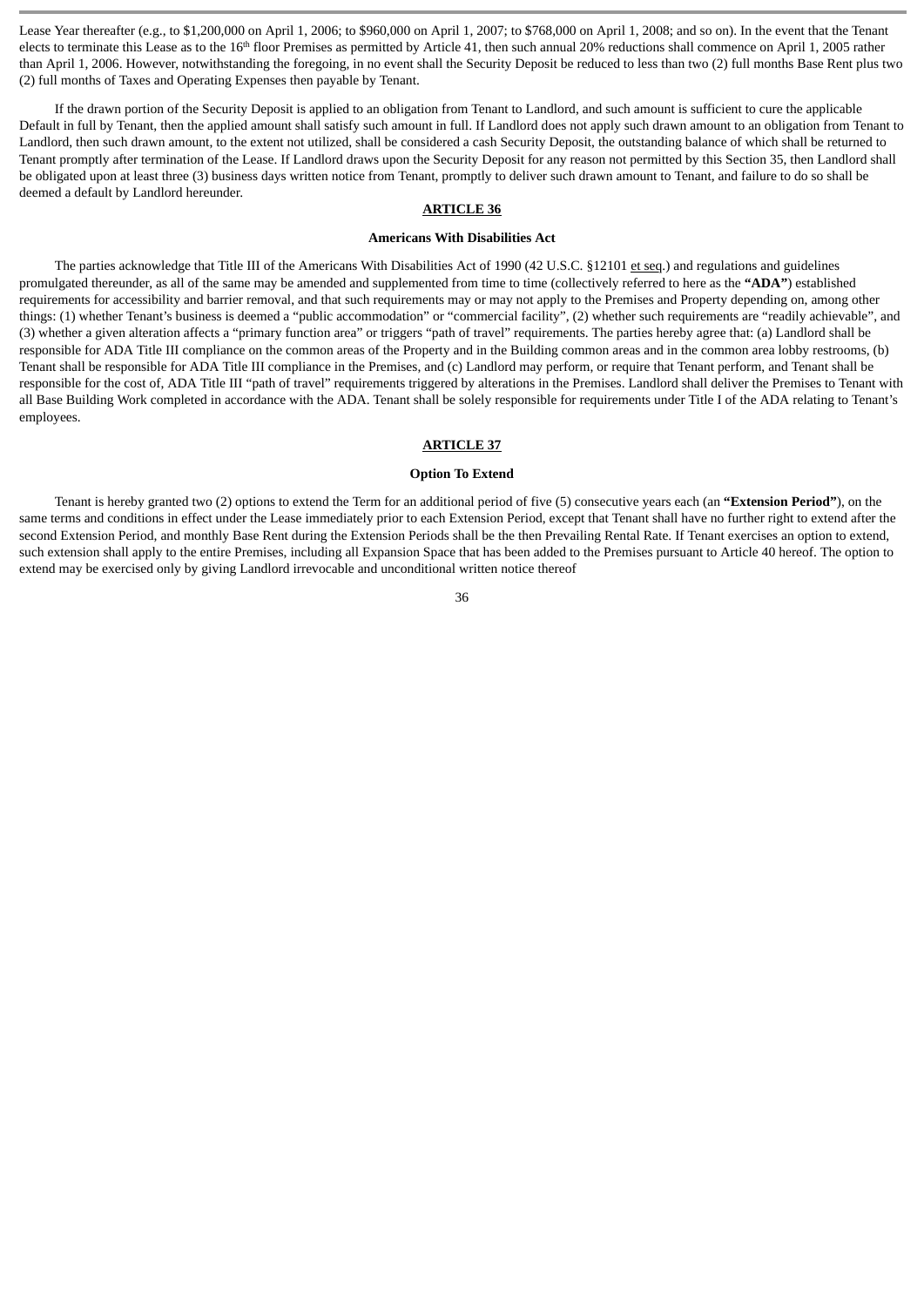Lease Year thereafter (e.g., to $1,200,000 on April 1, 2006; to $960,000 on April 1, 2007; to $768,000 on April 1, 2008; and so on). In the event that the Tenant elects to terminate this Lease as to the 16th floor Premises as permitted by Article 41, then such annual 20% reductions shall commence on April 1, 2005 rather than April 1, 2006. However, notwithstanding the foregoing, in no event shall the Security Deposit be reduced to less than two (2) full months Base Rent plus two (2) full months of Taxes and Operating Expenses then payable by Tenant.

If the drawn portion of the Security Deposit is applied to an obligation from Tenant to Landlord, and such amount is sufficient to cure the applicable Default in full by Tenant, then the applied amount shall satisfy such amount in full. If Landlord does not apply such drawn amount to an obligation from Tenant to Landlord, then such drawn amount, to the extent not utilized, shall be considered a cash Security Deposit, the outstanding balance of which shall be returned to Tenant promptly after termination of the Lease. If Landlord draws upon the Security Deposit for any reason not permitted by this Section 35, then Landlord shall be obligated upon at least three (3) business days written notice from Tenant, promptly to deliver such drawn amount to Tenant, and failure to do so shall be deemed a default by Landlord hereunder.

## ARTICLE 36

### Americans With Disabilities Act

The parties acknowledge that Title III of the Americans With Disabilities Act of 1990 (42 U.S.C. §12101 et seq.) and regulations and guidelines promulgated thereunder, as all of the same may be amended and supplemented from time to time (collectively referred to here as the **"ADA"**) established requirements for accessibility and barrier removal, and that such requirements may or may not apply to the Premises and Property depending on, among other things: (1) whether Tenant's business is deemed a "public accommodation" or "commercial facility", (2) whether such requirements are "readily achievable", and (3) whether a given alteration affects a "primary function area" or triggers "path of travel" requirements. The parties hereby agree that: (a) Landlord shall be responsible for ADA Title III compliance on the common areas of the Property and in the Building common areas and in the common area lobby restrooms, (b) Tenant shall be responsible for ADA Title III compliance in the Premises, and (c) Landlord may perform, or require that Tenant perform, and Tenant shall be responsible for the cost of, ADA Title III "path of travel" requirements triggered by alterations in the Premises. Landlord shall deliver the Premises to Tenant with all Base Building Work completed in accordance with the ADA. Tenant shall be solely responsible for requirements under Title I of the ADA relating to Tenant's employees.

## ARTICLE 37

### Option To Extend

Tenant is hereby granted two (2) options to extend the Term for an additional period of five (5) consecutive years each (an **"Extension Period"**), on the same terms and conditions in effect under the Lease immediately prior to each Extension Period, except that Tenant shall have no further right to extend after the second Extension Period, and monthly Base Rent during the Extension Periods shall be the then Prevailing Rental Rate. If Tenant exercises an option to extend, such extension shall apply to the entire Premises, including all Expansion Space that has been added to the Premises pursuant to Article 40 hereof. The option to extend may be exercised only by giving Landlord irrevocable and unconditional written notice thereof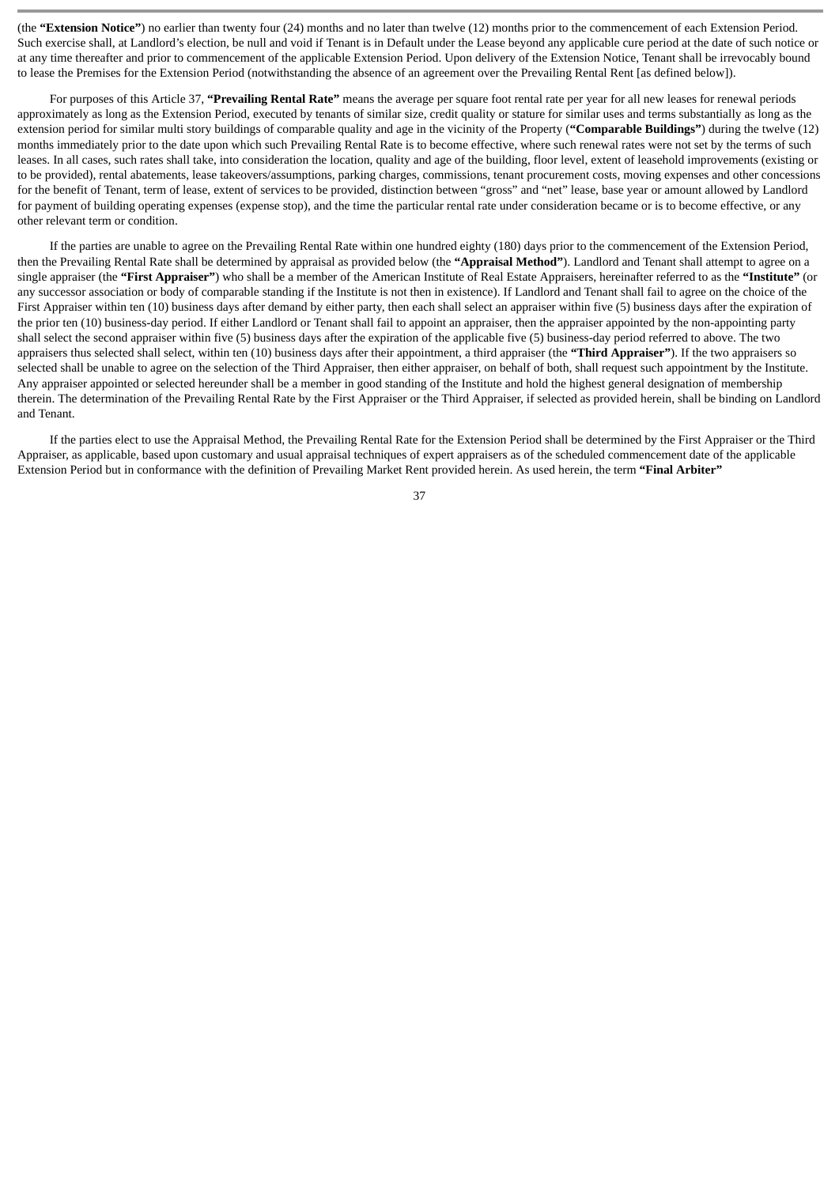(the **"Extension Notice"**) no earlier than twenty four (24) months and no later than twelve (12) months prior to the commencement of each Extension Period. Such exercise shall, at Landlord's election, be null and void if Tenant is in Default under the Lease beyond any applicable cure period at the date of such notice or at any time thereafter and prior to commencement of the applicable Extension Period. Upon delivery of the Extension Notice, Tenant shall be irrevocably bound to lease the Premises for the Extension Period (notwithstanding the absence of an agreement over the Prevailing Rental Rent [as defined below]).

For purposes of this Article 37, **"Prevailing Rental Rate"** means the average per square foot rental rate per year for all new leases for renewal periods approximately as long as the Extension Period, executed by tenants of similar size, credit quality or stature for similar uses and terms substantially as long as the extension period for similar multi story buildings of comparable quality and age in the vicinity of the Property (**"Comparable Buildings"**) during the twelve (12) months immediately prior to the date upon which such Prevailing Rental Rate is to become effective, where such renewal rates were not set by the terms of such leases. In all cases, such rates shall take, into consideration the location, quality and age of the building, floor level, extent of leasehold improvements (existing or to be provided), rental abatements, lease takeovers/assumptions, parking charges, commissions, tenant procurement costs, moving expenses and other concessions for the benefit of Tenant, term of lease, extent of services to be provided, distinction between "gross" and "net" lease, base year or amount allowed by Landlord for payment of building operating expenses (expense stop), and the time the particular rental rate under consideration became or is to become effective, or any other relevant term or condition.

If the parties are unable to agree on the Prevailing Rental Rate within one hundred eighty (180) days prior to the commencement of the Extension Period, then the Prevailing Rental Rate shall be determined by appraisal as provided below (the **"Appraisal Method"**). Landlord and Tenant shall attempt to agree on a single appraiser (the **"First Appraiser"**) who shall be a member of the American Institute of Real Estate Appraisers, hereinafter referred to as the **"Institute"** (or any successor association or body of comparable standing if the Institute is not then in existence). If Landlord and Tenant shall fail to agree on the choice of the First Appraiser within ten (10) business days after demand by either party, then each shall select an appraiser within five (5) business days after the expiration of the prior ten (10) business-day period. If either Landlord or Tenant shall fail to appoint an appraiser, then the appraiser appointed by the non-appointing party shall select the second appraiser within five (5) business days after the expiration of the applicable five (5) business-day period referred to above. The two appraisers thus selected shall select, within ten (10) business days after their appointment, a third appraiser (the **"Third Appraiser"**). If the two appraisers so selected shall be unable to agree on the selection of the Third Appraiser, then either appraiser, on behalf of both, shall request such appointment by the Institute. Any appraiser appointed or selected hereunder shall be a member in good standing of the Institute and hold the highest general designation of membership therein. The determination of the Prevailing Rental Rate by the First Appraiser or the Third Appraiser, if selected as provided herein, shall be binding on Landlord and Tenant.

If the parties elect to use the Appraisal Method, the Prevailing Rental Rate for the Extension Period shall be determined by the First Appraiser or the Third Appraiser, as applicable, based upon customary and usual appraisal techniques of expert appraisers as of the scheduled commencement date of the applicable Extension Period but in conformance with the definition of Prevailing Market Rent provided herein. As used herein, the term **"Final Arbiter"**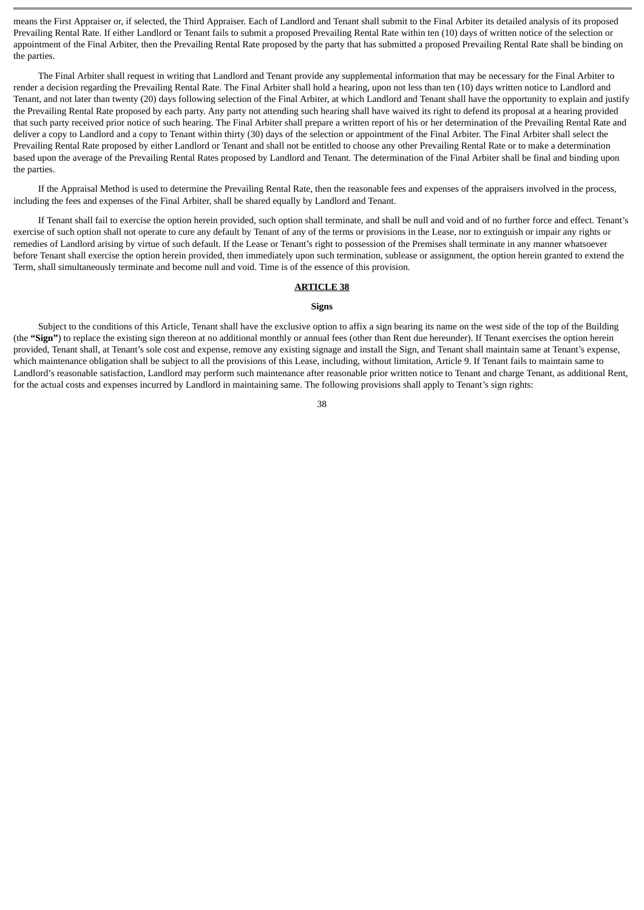means the First Appraiser or, if selected, the Third Appraiser. Each of Landlord and Tenant shall submit to the Final Arbiter its detailed analysis of its proposed Prevailing Rental Rate. If either Landlord or Tenant fails to submit a proposed Prevailing Rental Rate within ten (10) days of written notice of the selection or appointment of the Final Arbiter, then the Prevailing Rental Rate proposed by the party that has submitted a proposed Prevailing Rental Rate shall be binding on the parties.

The Final Arbiter shall request in writing that Landlord and Tenant provide any supplemental information that may be necessary for the Final Arbiter to render a decision regarding the Prevailing Rental Rate. The Final Arbiter shall hold a hearing, upon not less than ten (10) days written notice to Landlord and Tenant, and not later than twenty (20) days following selection of the Final Arbiter, at which Landlord and Tenant shall have the opportunity to explain and justify the Prevailing Rental Rate proposed by each party. Any party not attending such hearing shall have waived its right to defend its proposal at a hearing provided that such party received prior notice of such hearing. The Final Arbiter shall prepare a written report of his or her determination of the Prevailing Rental Rate and deliver a copy to Landlord and a copy to Tenant within thirty (30) days of the selection or appointment of the Final Arbiter. The Final Arbiter shall select the Prevailing Rental Rate proposed by either Landlord or Tenant and shall not be entitled to choose any other Prevailing Rental Rate or to make a determination based upon the average of the Prevailing Rental Rates proposed by Landlord and Tenant. The determination of the Final Arbiter shall be final and binding upon the parties.

If the Appraisal Method is used to determine the Prevailing Rental Rate, then the reasonable fees and expenses of the appraisers involved in the process, including the fees and expenses of the Final Arbiter, shall be shared equally by Landlord and Tenant.

If Tenant shall fail to exercise the option herein provided, such option shall terminate, and shall be null and void and of no further force and effect. Tenant's exercise of such option shall not operate to cure any default by Tenant of any of the terms or provisions in the Lease, nor to extinguish or impair any rights or remedies of Landlord arising by virtue of such default. If the Lease or Tenant's right to possession of the Premises shall terminate in any manner whatsoever before Tenant shall exercise the option herein provided, then immediately upon such termination, sublease or assignment, the option herein granted to extend the Term, shall simultaneously terminate and become null and void. Time is of the essence of this provision.

## ARTICLE 38

### Signs

Subject to the conditions of this Article, Tenant shall have the exclusive option to affix a sign bearing its name on the west side of the top of the Building (the **"Sign"**) to replace the existing sign thereon at no additional monthly or annual fees (other than Rent due hereunder). If Tenant exercises the option herein provided, Tenant shall, at Tenant's sole cost and expense, remove any existing signage and install the Sign, and Tenant shall maintain same at Tenant's expense, which maintenance obligation shall be subject to all the provisions of this Lease, including, without limitation, Article 9. If Tenant fails to maintain same to Landlord's reasonable satisfaction, Landlord may perform such maintenance after reasonable prior written notice to Tenant and charge Tenant, as additional Rent, for the actual costs and expenses incurred by Landlord in maintaining same. The following provisions shall apply to Tenant's sign rights: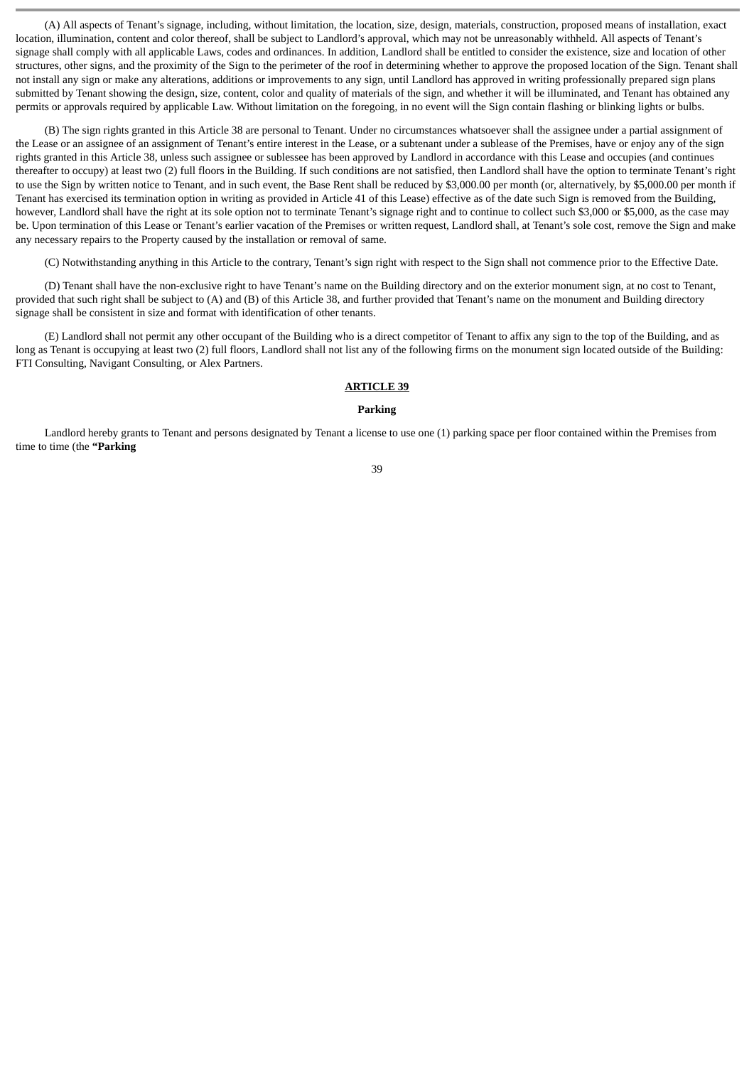(A) All aspects of Tenant's signage, including, without limitation, the location, size, design, materials, construction, proposed means of installation, exact location, illumination, content and color thereof, shall be subject to Landlord's approval, which may not be unreasonably withheld. All aspects of Tenant's signage shall comply with all applicable Laws, codes and ordinances. In addition, Landlord shall be entitled to consider the existence, size and location of other structures, other signs, and the proximity of the Sign to the perimeter of the roof in determining whether to approve the proposed location of the Sign. Tenant shall not install any sign or make any alterations, additions or improvements to any sign, until Landlord has approved in writing professionally prepared sign plans submitted by Tenant showing the design, size, content, color and quality of materials of the sign, and whether it will be illuminated, and Tenant has obtained any permits or approvals required by applicable Law. Without limitation on the foregoing, in no event will the Sign contain flashing or blinking lights or bulbs.

(B) The sign rights granted in this Article 38 are personal to Tenant. Under no circumstances whatsoever shall the assignee under a partial assignment of the Lease or an assignee of an assignment of Tenant's entire interest in the Lease, or a subtenant under a sublease of the Premises, have or enjoy any of the sign rights granted in this Article 38, unless such assignee or sublessee has been approved by Landlord in accordance with this Lease and occupies (and continues thereafter to occupy) at least two (2) full floors in the Building. If such conditions are not satisfied, then Landlord shall have the option to terminate Tenant's right to use the Sign by written notice to Tenant, and in such event, the Base Rent shall be reduced by $3,000.00 per month (or, alternatively, by $5,000.00 per month if Tenant has exercised its termination option in writing as provided in Article 41 of this Lease) effective as of the date such Sign is removed from the Building, however, Landlord shall have the right at its sole option not to terminate Tenant's signage right and to continue to collect such $3,000 or $5,000, as the case may be. Upon termination of this Lease or Tenant's earlier vacation of the Premises or written request, Landlord shall, at Tenant's sole cost, remove the Sign and make any necessary repairs to the Property caused by the installation or removal of same.

(C) Notwithstanding anything in this Article to the contrary, Tenant's sign right with respect to the Sign shall not commence prior to the Effective Date.

(D) Tenant shall have the non-exclusive right to have Tenant's name on the Building directory and on the exterior monument sign, at no cost to Tenant, provided that such right shall be subject to (A) and (B) of this Article 38, and further provided that Tenant's name on the monument and Building directory signage shall be consistent in size and format with identification of other tenants.

(E) Landlord shall not permit any other occupant of the Building who is a direct competitor of Tenant to affix any sign to the top of the Building, and as long as Tenant is occupying at least two (2) full floors, Landlord shall not list any of the following firms on the monument sign located outside of the Building: FTI Consulting, Navigant Consulting, or Alex Partners.

## ARTICLE 39

### Parking

Landlord hereby grants to Tenant and persons designated by Tenant a license to use one (1) parking space per floor contained within the Premises from time to time (the **"Parking**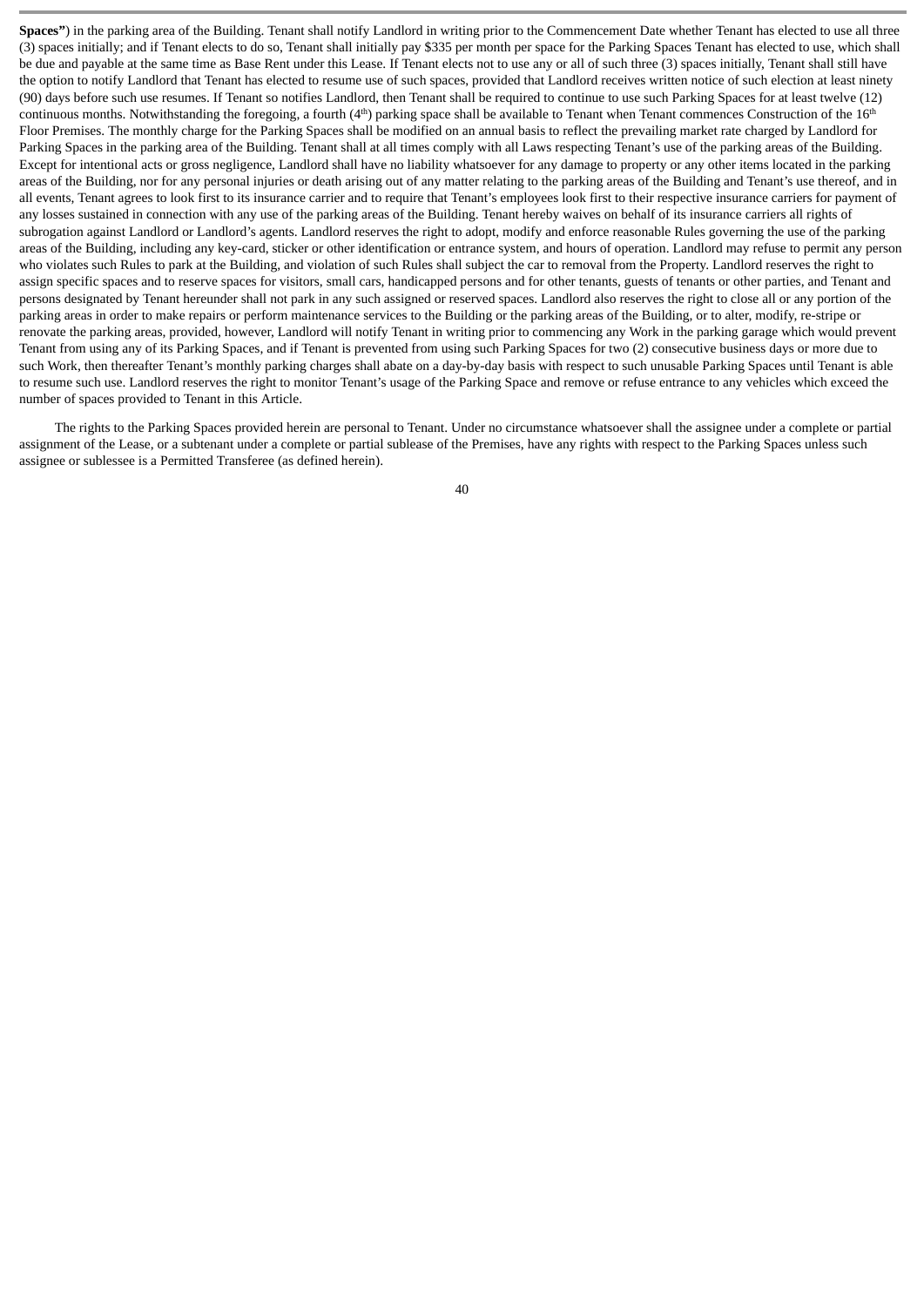**Spaces"**) in the parking area of the Building. Tenant shall notify Landlord in writing prior to the Commencement Date whether Tenant has elected to use all three (3) spaces initially; and if Tenant elects to do so, Tenant shall initially pay $335 per month per space for the Parking Spaces Tenant has elected to use, which shall be due and payable at the same time as Base Rent under this Lease. If Tenant elects not to use any or all of such three (3) spaces initially, Tenant shall still have the option to notify Landlord that Tenant has elected to resume use of such spaces, provided that Landlord receives written notice of such election at least ninety (90) days before such use resumes. If Tenant so notifies Landlord, then Tenant shall be required to continue to use such Parking Spaces for at least twelve (12) continuous months. Notwithstanding the foregoing, a fourth (4th) parking space shall be available to Tenant when Tenant commences Construction of the 16th Floor Premises. The monthly charge for the Parking Spaces shall be modified on an annual basis to reflect the prevailing market rate charged by Landlord for Parking Spaces in the parking area of the Building. Tenant shall at all times comply with all Laws respecting Tenant's use of the parking areas of the Building. Except for intentional acts or gross negligence, Landlord shall have no liability whatsoever for any damage to property or any other items located in the parking areas of the Building, nor for any personal injuries or death arising out of any matter relating to the parking areas of the Building and Tenant's use thereof, and in all events, Tenant agrees to look first to its insurance carrier and to require that Tenant's employees look first to their respective insurance carriers for payment of any losses sustained in connection with any use of the parking areas of the Building. Tenant hereby waives on behalf of its insurance carriers all rights of subrogation against Landlord or Landlord's agents. Landlord reserves the right to adopt, modify and enforce reasonable Rules governing the use of the parking areas of the Building, including any key-card, sticker or other identification or entrance system, and hours of operation. Landlord may refuse to permit any person who violates such Rules to park at the Building, and violation of such Rules shall subject the car to removal from the Property. Landlord reserves the right to assign specific spaces and to reserve spaces for visitors, small cars, handicapped persons and for other tenants, guests of tenants or other parties, and Tenant and persons designated by Tenant hereunder shall not park in any such assigned or reserved spaces. Landlord also reserves the right to close all or any portion of the parking areas in order to make repairs or perform maintenance services to the Building or the parking areas of the Building, or to alter, modify, re-stripe or renovate the parking areas, provided, however, Landlord will notify Tenant in writing prior to commencing any Work in the parking garage which would prevent Tenant from using any of its Parking Spaces, and if Tenant is prevented from using such Parking Spaces for two (2) consecutive business days or more due to such Work, then thereafter Tenant's monthly parking charges shall abate on a day-by-day basis with respect to such unusable Parking Spaces until Tenant is able to resume such use. Landlord reserves the right to monitor Tenant's usage of the Parking Space and remove or refuse entrance to any vehicles which exceed the number of spaces provided to Tenant in this Article.

The rights to the Parking Spaces provided herein are personal to Tenant. Under no circumstance whatsoever shall the assignee under a complete or partial assignment of the Lease, or a subtenant under a complete or partial sublease of the Premises, have any rights with respect to the Parking Spaces unless such assignee or sublessee is a Permitted Transferee (as defined herein).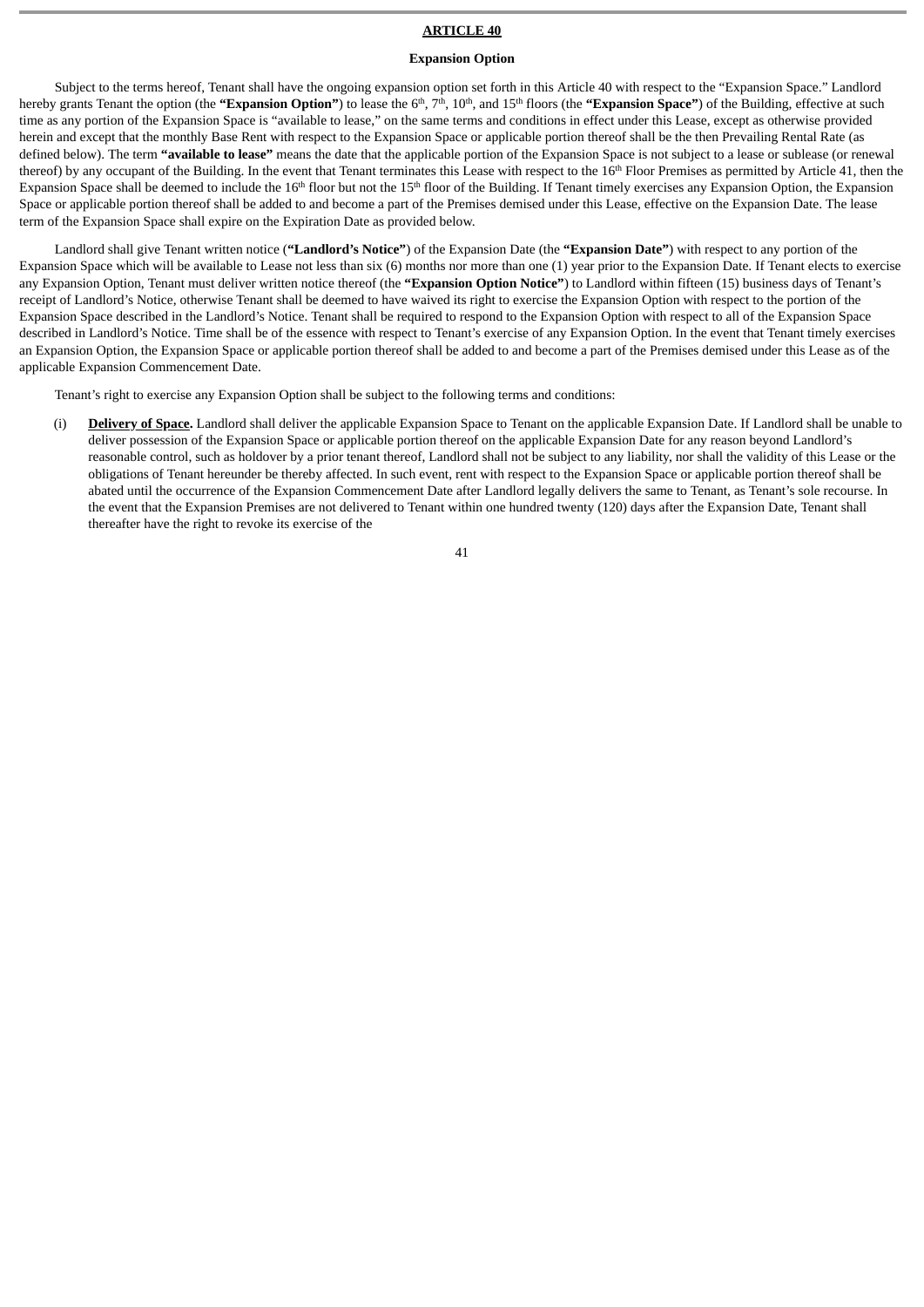**ARTICLE 40**

**Expansion Option**

Subject to the terms hereof, Tenant shall have the ongoing expansion option set forth in this Article 40 with respect to the "Expansion Space." Landlord hereby grants Tenant the option (the **"Expansion Option"**) to lease the 6th, 7th, 10th, and 15th floors (the **"Expansion Space"**) of the Building, effective at such time as any portion of the Expansion Space is "available to lease," on the same terms and conditions in effect under this Lease, except as otherwise provided herein and except that the monthly Base Rent with respect to the Expansion Space or applicable portion thereof shall be the then Prevailing Rental Rate (as defined below). The term **"available to lease"** means the date that the applicable portion of the Expansion Space is not subject to a lease or sublease (or renewal thereof) by any occupant of the Building. In the event that Tenant terminates this Lease with respect to the 16th Floor Premises as permitted by Article 41, then the Expansion Space shall be deemed to include the 16th floor but not the 15th floor of the Building. If Tenant timely exercises any Expansion Option, the Expansion Space or applicable portion thereof shall be added to and become a part of the Premises demised under this Lease, effective on the Expansion Date. The lease term of the Expansion Space shall expire on the Expiration Date as provided below.

Landlord shall give Tenant written notice (**"Landlord's Notice"**) of the Expansion Date (the **"Expansion Date"**) with respect to any portion of the Expansion Space which will be available to Lease not less than six (6) months nor more than one (1) year prior to the Expansion Date. If Tenant elects to exercise any Expansion Option, Tenant must deliver written notice thereof (the **"Expansion Option Notice"**) to Landlord within fifteen (15) business days of Tenant's receipt of Landlord's Notice, otherwise Tenant shall be deemed to have waived its right to exercise the Expansion Option with respect to the portion of the Expansion Space described in the Landlord's Notice. Tenant shall be required to respond to the Expansion Option with respect to all of the Expansion Space described in Landlord's Notice. Time shall be of the essence with respect to Tenant's exercise of any Expansion Option. In the event that Tenant timely exercises an Expansion Option, the Expansion Space or applicable portion thereof shall be added to and become a part of the Premises demised under this Lease as of the applicable Expansion Commencement Date.

Tenant's right to exercise any Expansion Option shall be subject to the following terms and conditions:

(i) **Delivery of Space.** Landlord shall deliver the applicable Expansion Space to Tenant on the applicable Expansion Date. If Landlord shall be unable to deliver possession of the Expansion Space or applicable portion thereof on the applicable Expansion Date for any reason beyond Landlord's reasonable control, such as holdover by a prior tenant thereof, Landlord shall not be subject to any liability, nor shall the validity of this Lease or the obligations of Tenant hereunder be thereby affected. In such event, rent with respect to the Expansion Space or applicable portion thereof shall be abated until the occurrence of the Expansion Commencement Date after Landlord legally delivers the same to Tenant, as Tenant's sole recourse. In the event that the Expansion Premises are not delivered to Tenant within one hundred twenty (120) days after the Expansion Date, Tenant shall thereafter have the right to revoke its exercise of the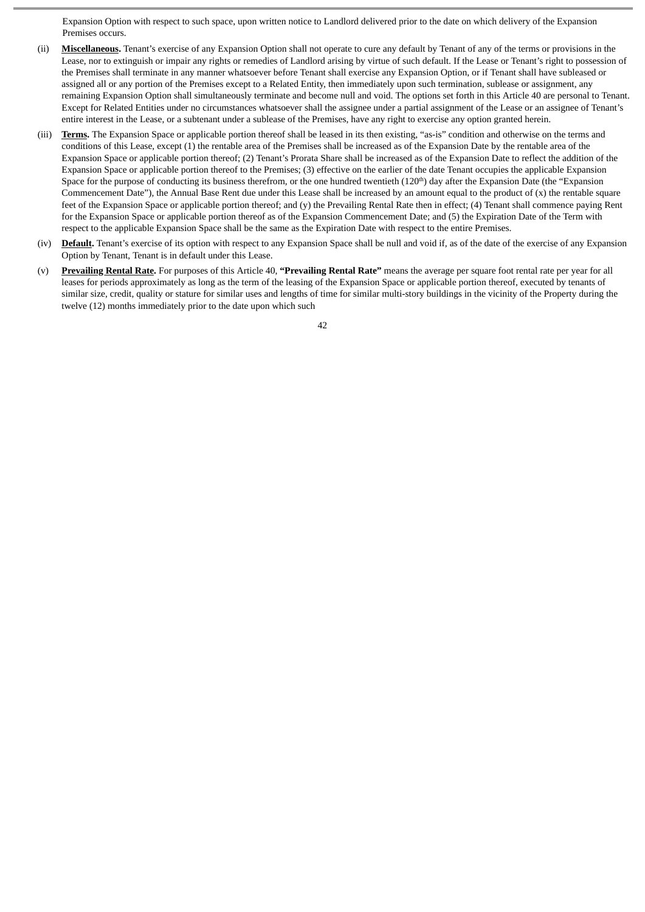Expansion Option with respect to such space, upon written notice to Landlord delivered prior to the date on which delivery of the Expansion Premises occurs.

(ii) **Miscellaneous.** Tenant's exercise of any Expansion Option shall not operate to cure any default by Tenant of any of the terms or provisions in the Lease, nor to extinguish or impair any rights or remedies of Landlord arising by virtue of such default. If the Lease or Tenant's right to possession of the Premises shall terminate in any manner whatsoever before Tenant shall exercise any Expansion Option, or if Tenant shall have subleased or assigned all or any portion of the Premises except to a Related Entity, then immediately upon such termination, sublease or assignment, any remaining Expansion Option shall simultaneously terminate and become null and void. The options set forth in this Article 40 are personal to Tenant. Except for Related Entities under no circumstances whatsoever shall the assignee under a partial assignment of the Lease or an assignee of Tenant's entire interest in the Lease, or a subtenant under a sublease of the Premises, have any right to exercise any option granted herein.

(iii) **Terms.** The Expansion Space or applicable portion thereof shall be leased in its then existing, "as-is" condition and otherwise on the terms and conditions of this Lease, except (1) the rentable area of the Premises shall be increased as of the Expansion Date by the rentable area of the Expansion Space or applicable portion thereof; (2) Tenant's Prorata Share shall be increased as of the Expansion Date to reflect the addition of the Expansion Space or applicable portion thereof to the Premises; (3) effective on the earlier of the date Tenant occupies the applicable Expansion Space for the purpose of conducting its business therefrom, or the one hundred twentieth (120th) day after the Expansion Date (the "Expansion Commencement Date"), the Annual Base Rent due under this Lease shall be increased by an amount equal to the product of (x) the rentable square feet of the Expansion Space or applicable portion thereof; and (y) the Prevailing Rental Rate then in effect; (4) Tenant shall commence paying Rent for the Expansion Space or applicable portion thereof as of the Expansion Commencement Date; and (5) the Expiration Date of the Term with respect to the applicable Expansion Space shall be the same as the Expiration Date with respect to the entire Premises.

(iv) **Default.** Tenant's exercise of its option with respect to any Expansion Space shall be null and void if, as of the date of the exercise of any Expansion Option by Tenant, Tenant is in default under this Lease.

(v) **Prevailing Rental Rate.** For purposes of this Article 40, **"Prevailing Rental Rate"** means the average per square foot rental rate per year for all leases for periods approximately as long as the term of the leasing of the Expansion Space or applicable portion thereof, executed by tenants of similar size, credit, quality or stature for similar uses and lengths of time for similar multi-story buildings in the vicinity of the Property during the twelve (12) months immediately prior to the date upon which such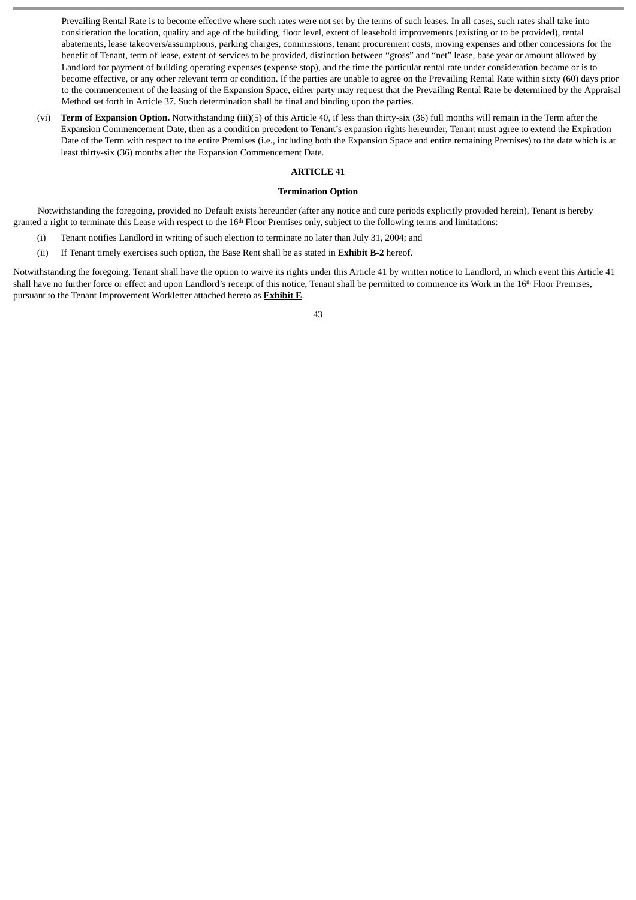Prevailing Rental Rate is to become effective where such rates were not set by the terms of such leases. In all cases, such rates shall take into consideration the location, quality and age of the building, floor level, extent of leasehold improvements (existing or to be provided), rental abatements, lease takeovers/assumptions, parking charges, commissions, tenant procurement costs, moving expenses and other concessions for the benefit of Tenant, term of lease, extent of services to be provided, distinction between "gross" and "net" lease, base year or amount allowed by Landlord for payment of building operating expenses (expense stop), and the time the particular rental rate under consideration became or is to become effective, or any other relevant term or condition. If the parties are unable to agree on the Prevailing Rental Rate within sixty (60) days prior to the commencement of the leasing of the Expansion Space, either party may request that the Prevailing Rental Rate be determined by the Appraisal Method set forth in Article 37. Such determination shall be final and binding upon the parties.

(vi) **Term of Expansion Option.** Notwithstanding (iii)(5) of this Article 40, if less than thirty-six (36) full months will remain in the Term after the Expansion Commencement Date, then as a condition precedent to Tenant's expansion rights hereunder, Tenant must agree to extend the Expiration Date of the Term with respect to the entire Premises (i.e., including both the Expansion Space and entire remaining Premises) to the date which is at least thirty-six (36) months after the Expansion Commencement Date.

## ARTICLE 41

### Termination Option

Notwithstanding the foregoing, provided no Default exists hereunder (after any notice and cure periods explicitly provided herein), Tenant is hereby granted a right to terminate this Lease with respect to the 16th Floor Premises only, subject to the following terms and limitations:

(i) Tenant notifies Landlord in writing of such election to terminate no later than July 31, 2004; and

(ii) If Tenant timely exercises such option, the Base Rent shall be as stated in **Exhibit B-2** hereof.

Notwithstanding the foregoing, Tenant shall have the option to waive its rights under this Article 41 by written notice to Landlord, in which event this Article 41 shall have no further force or effect and upon Landlord's receipt of this notice, Tenant shall be permitted to commence its Work in the 16th Floor Premises, pursuant to the Tenant Improvement Workletter attached hereto as **Exhibit E**.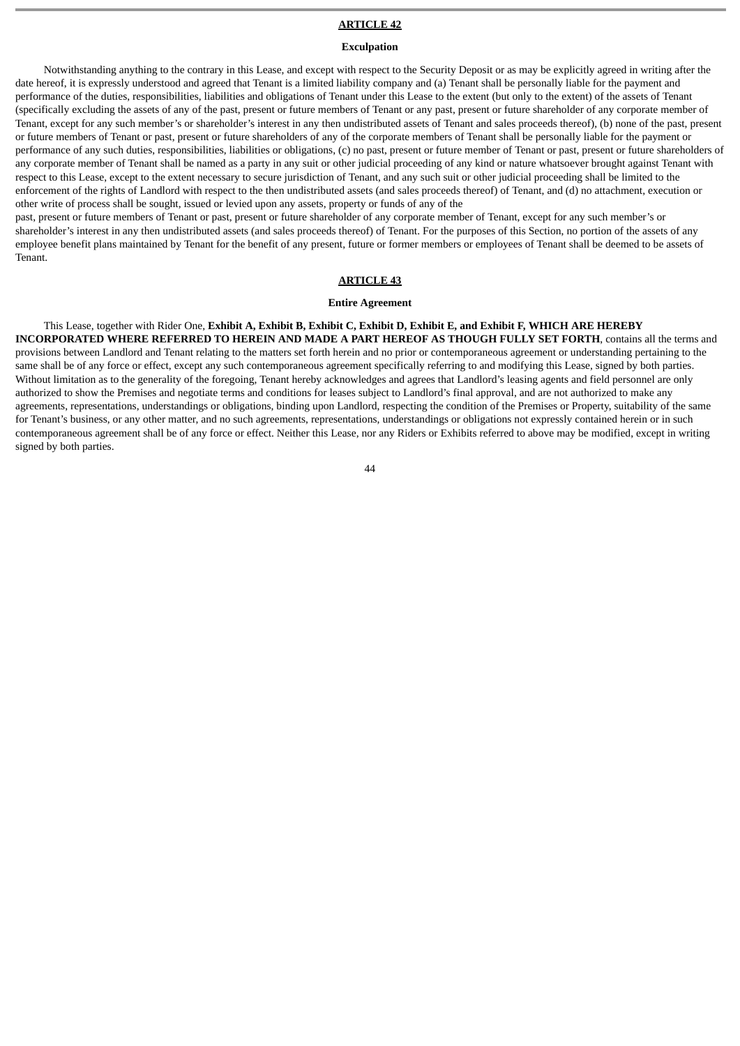## ARTICLE 42

### Exculpation

Notwithstanding anything to the contrary in this Lease, and except with respect to the Security Deposit or as may be explicitly agreed in writing after the date hereof, it is expressly understood and agreed that Tenant is a limited liability company and (a) Tenant shall be personally liable for the payment and performance of the duties, responsibilities, liabilities and obligations of Tenant under this Lease to the extent (but only to the extent) of the assets of Tenant (specifically excluding the assets of any of the past, present or future members of Tenant or any past, present or future shareholder of any corporate member of Tenant, except for any such member's or shareholder's interest in any then undistributed assets of Tenant and sales proceeds thereof), (b) none of the past, present or future members of Tenant or past, present or future shareholders of any of the corporate members of Tenant shall be personally liable for the payment or performance of any such duties, responsibilities, liabilities or obligations, (c) no past, present or future member of Tenant or past, present or future shareholders of any corporate member of Tenant shall be named as a party in any suit or other judicial proceeding of any kind or nature whatsoever brought against Tenant with respect to this Lease, except to the extent necessary to secure jurisdiction of Tenant, and any such suit or other judicial proceeding shall be limited to the enforcement of the rights of Landlord with respect to the then undistributed assets (and sales proceeds thereof) of Tenant, and (d) no attachment, execution or other write of process shall be sought, issued or levied upon any assets, property or funds of any of the past, present or future members of Tenant or past, present or future shareholder of any corporate member of Tenant, except for any such member's or shareholder's interest in any then undistributed assets (and sales proceeds thereof) of Tenant. For the purposes of this Section, no portion of the assets of any employee benefit plans maintained by Tenant for the benefit of any present, future or former members or employees of Tenant shall be deemed to be assets of Tenant.

## ARTICLE 43

### Entire Agreement

This Lease, together with Rider One, **Exhibit A, Exhibit B, Exhibit C, Exhibit D, Exhibit E, and Exhibit F, WHICH ARE HEREBY INCORPORATED WHERE REFERRED TO HEREIN AND MADE A PART HEREOF AS THOUGH FULLY SET FORTH**, contains all the terms and provisions between Landlord and Tenant relating to the matters set forth herein and no prior or contemporaneous agreement or understanding pertaining to the same shall be of any force or effect, except any such contemporaneous agreement specifically referring to and modifying this Lease, signed by both parties. Without limitation as to the generality of the foregoing, Tenant hereby acknowledges and agrees that Landlord's leasing agents and field personnel are only authorized to show the Premises and negotiate terms and conditions for leases subject to Landlord's final approval, and are not authorized to make any agreements, representations, understandings or obligations, binding upon Landlord, respecting the condition of the Premises or Property, suitability of the same for Tenant's business, or any other matter, and no such agreements, representations, understandings or obligations not expressly contained herein or in such contemporaneous agreement shall be of any force or effect. Neither this Lease, nor any Riders or Exhibits referred to above may be modified, except in writing signed by both parties.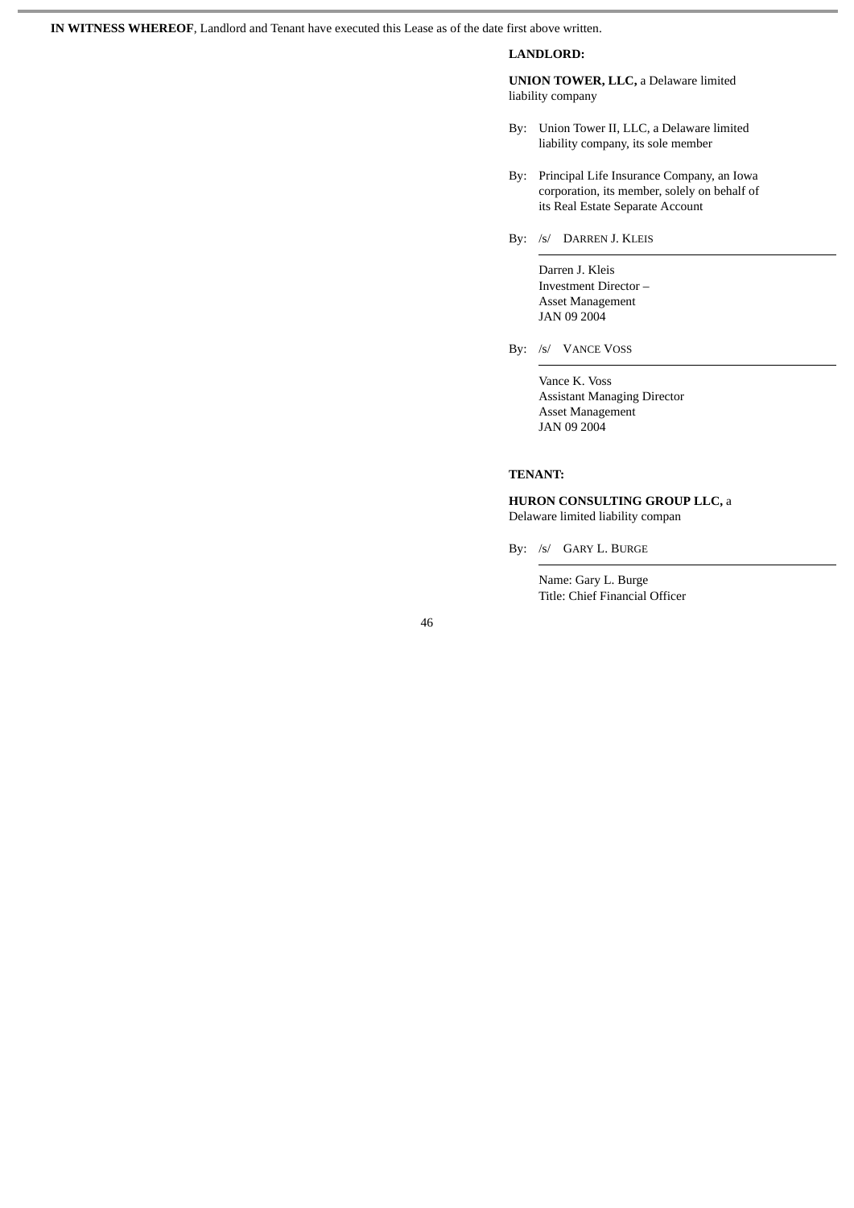**IN WITNESS WHEREOF**, Landlord and Tenant have executed this Lease as of the date first above written.

**LANDLORD:**

**UNION TOWER, LLC,** a Delaware limited liability company

By: Union Tower II, LLC, a Delaware limited liability company, its sole member

By: Principal Life Insurance Company, an Iowa corporation, its member, solely on behalf of its Real Estate Separate Account

By: /s/ DARREN J. KLEIS

Darren J. Kleis
Investment Director –
Asset Management
JAN 09 2004

By: /s/ VANCE VOSS

Vance K. Voss
Assistant Managing Director
Asset Management
JAN 09 2004

**TENANT:**

**HURON CONSULTING GROUP LLC,** a Delaware limited liability compan

By: /s/ GARY L. BURGE

Name: Gary L. Burge
Title: Chief Financial Officer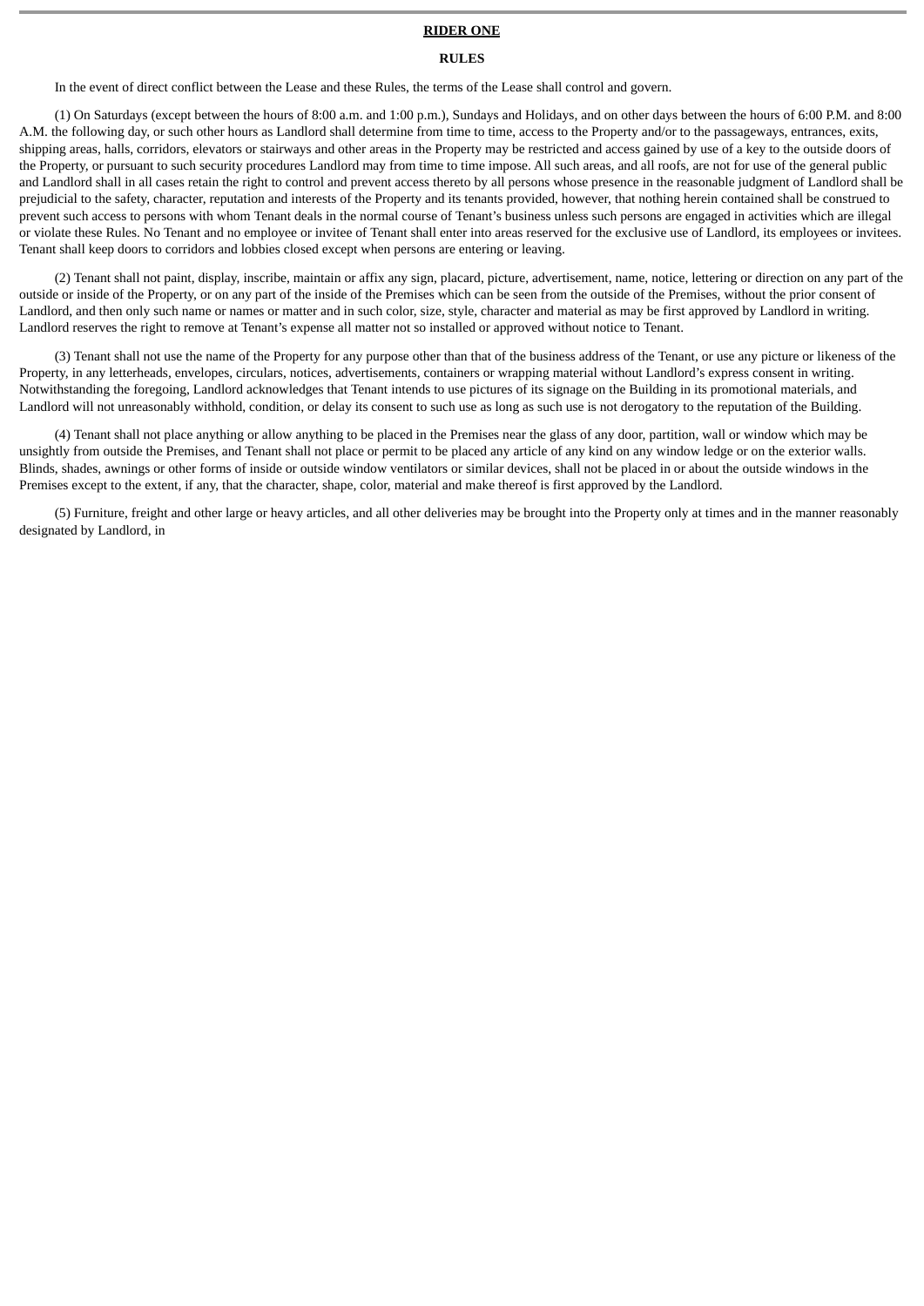**RIDER ONE**

**RULES**

In the event of direct conflict between the Lease and these Rules, the terms of the Lease shall control and govern.

(1) On Saturdays (except between the hours of 8:00 a.m. and 1:00 p.m.), Sundays and Holidays, and on other days between the hours of 6:00 P.M. and 8:00 A.M. the following day, or such other hours as Landlord shall determine from time to time, access to the Property and/or to the passageways, entrances, exits, shipping areas, halls, corridors, elevators or stairways and other areas in the Property may be restricted and access gained by use of a key to the outside doors of the Property, or pursuant to such security procedures Landlord may from time to time impose. All such areas, and all roofs, are not for use of the general public and Landlord shall in all cases retain the right to control and prevent access thereto by all persons whose presence in the reasonable judgment of Landlord shall be prejudicial to the safety, character, reputation and interests of the Property and its tenants provided, however, that nothing herein contained shall be construed to prevent such access to persons with whom Tenant deals in the normal course of Tenant's business unless such persons are engaged in activities which are illegal or violate these Rules. No Tenant and no employee or invitee of Tenant shall enter into areas reserved for the exclusive use of Landlord, its employees or invitees. Tenant shall keep doors to corridors and lobbies closed except when persons are entering or leaving.

(2) Tenant shall not paint, display, inscribe, maintain or affix any sign, placard, picture, advertisement, name, notice, lettering or direction on any part of the outside or inside of the Property, or on any part of the inside of the Premises which can be seen from the outside of the Premises, without the prior consent of Landlord, and then only such name or names or matter and in such color, size, style, character and material as may be first approved by Landlord in writing. Landlord reserves the right to remove at Tenant's expense all matter not so installed or approved without notice to Tenant.

(3) Tenant shall not use the name of the Property for any purpose other than that of the business address of the Tenant, or use any picture or likeness of the Property, in any letterheads, envelopes, circulars, notices, advertisements, containers or wrapping material without Landlord's express consent in writing. Notwithstanding the foregoing, Landlord acknowledges that Tenant intends to use pictures of its signage on the Building in its promotional materials, and Landlord will not unreasonably withhold, condition, or delay its consent to such use as long as such use is not derogatory to the reputation of the Building.

(4) Tenant shall not place anything or allow anything to be placed in the Premises near the glass of any door, partition, wall or window which may be unsightly from outside the Premises, and Tenant shall not place or permit to be placed any article of any kind on any window ledge or on the exterior walls. Blinds, shades, awnings or other forms of inside or outside window ventilators or similar devices, shall not be placed in or about the outside windows in the Premises except to the extent, if any, that the character, shape, color, material and make thereof is first approved by the Landlord.

(5) Furniture, freight and other large or heavy articles, and all other deliveries may be brought into the Property only at times and in the manner reasonably designated by Landlord, in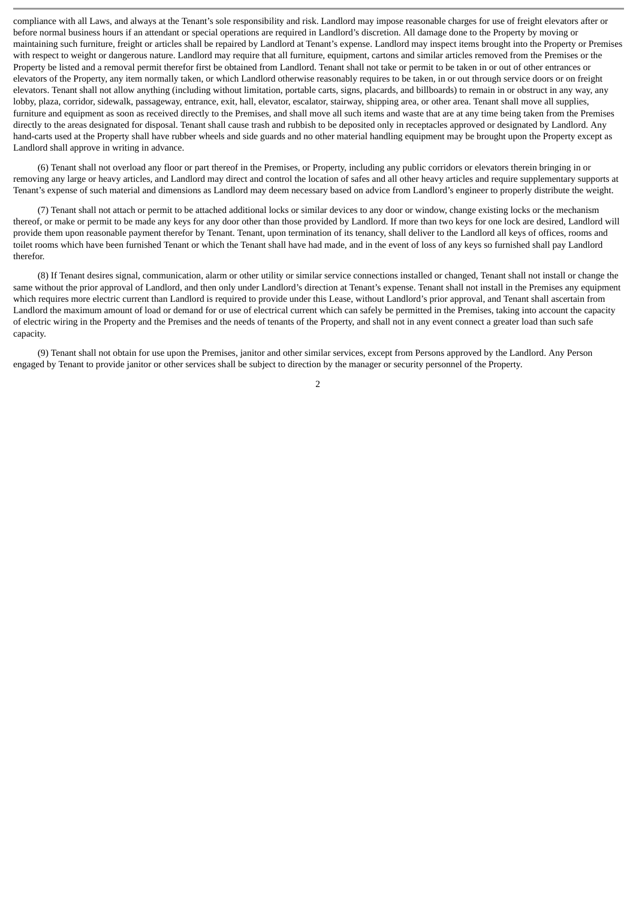compliance with all Laws, and always at the Tenant's sole responsibility and risk. Landlord may impose reasonable charges for use of freight elevators after or before normal business hours if an attendant or special operations are required in Landlord's discretion. All damage done to the Property by moving or maintaining such furniture, freight or articles shall be repaired by Landlord at Tenant's expense. Landlord may inspect items brought into the Property or Premises with respect to weight or dangerous nature. Landlord may require that all furniture, equipment, cartons and similar articles removed from the Premises or the Property be listed and a removal permit therefor first be obtained from Landlord. Tenant shall not take or permit to be taken in or out of other entrances or elevators of the Property, any item normally taken, or which Landlord otherwise reasonably requires to be taken, in or out through service doors or on freight elevators. Tenant shall not allow anything (including without limitation, portable carts, signs, placards, and billboards) to remain in or obstruct in any way, any lobby, plaza, corridor, sidewalk, passageway, entrance, exit, hall, elevator, escalator, stairway, shipping area, or other area. Tenant shall move all supplies, furniture and equipment as soon as received directly to the Premises, and shall move all such items and waste that are at any time being taken from the Premises directly to the areas designated for disposal. Tenant shall cause trash and rubbish to be deposited only in receptacles approved or designated by Landlord. Any hand-carts used at the Property shall have rubber wheels and side guards and no other material handling equipment may be brought upon the Property except as Landlord shall approve in writing in advance.

(6) Tenant shall not overload any floor or part thereof in the Premises, or Property, including any public corridors or elevators therein bringing in or removing any large or heavy articles, and Landlord may direct and control the location of safes and all other heavy articles and require supplementary supports at Tenant's expense of such material and dimensions as Landlord may deem necessary based on advice from Landlord's engineer to properly distribute the weight.

(7) Tenant shall not attach or permit to be attached additional locks or similar devices to any door or window, change existing locks or the mechanism thereof, or make or permit to be made any keys for any door other than those provided by Landlord. If more than two keys for one lock are desired, Landlord will provide them upon reasonable payment therefor by Tenant. Tenant, upon termination of its tenancy, shall deliver to the Landlord all keys of offices, rooms and toilet rooms which have been furnished Tenant or which the Tenant shall have had made, and in the event of loss of any keys so furnished shall pay Landlord therefor.

(8) If Tenant desires signal, communication, alarm or other utility or similar service connections installed or changed, Tenant shall not install or change the same without the prior approval of Landlord, and then only under Landlord's direction at Tenant's expense. Tenant shall not install in the Premises any equipment which requires more electric current than Landlord is required to provide under this Lease, without Landlord's prior approval, and Tenant shall ascertain from Landlord the maximum amount of load or demand for or use of electrical current which can safely be permitted in the Premises, taking into account the capacity of electric wiring in the Property and the Premises and the needs of tenants of the Property, and shall not in any event connect a greater load than such safe capacity.

(9) Tenant shall not obtain for use upon the Premises, janitor and other similar services, except from Persons approved by the Landlord. Any Person engaged by Tenant to provide janitor or other services shall be subject to direction by the manager or security personnel of the Property.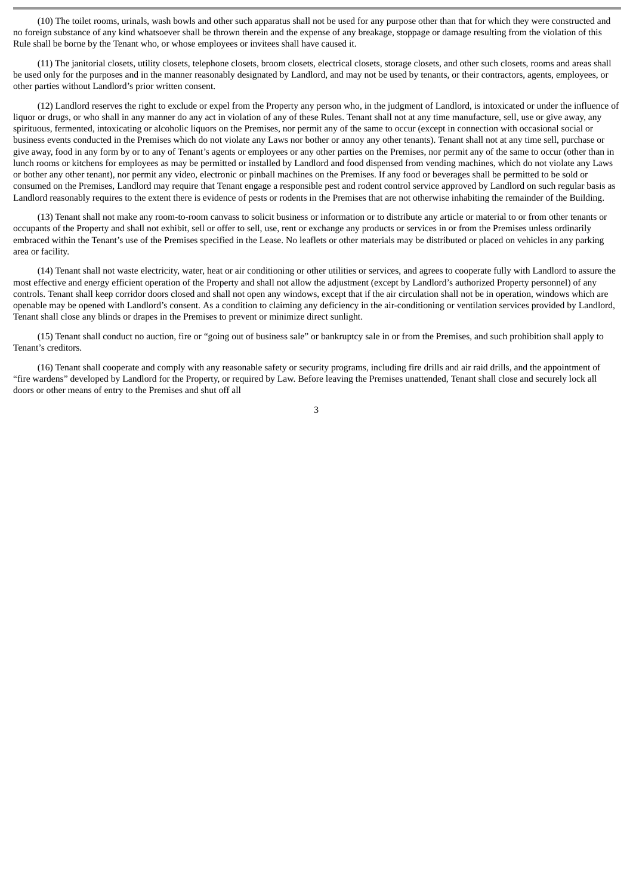(10) The toilet rooms, urinals, wash bowls and other such apparatus shall not be used for any purpose other than that for which they were constructed and no foreign substance of any kind whatsoever shall be thrown therein and the expense of any breakage, stoppage or damage resulting from the violation of this Rule shall be borne by the Tenant who, or whose employees or invitees shall have caused it.

(11) The janitorial closets, utility closets, telephone closets, broom closets, electrical closets, storage closets, and other such closets, rooms and areas shall be used only for the purposes and in the manner reasonably designated by Landlord, and may not be used by tenants, or their contractors, agents, employees, or other parties without Landlord's prior written consent.

(12) Landlord reserves the right to exclude or expel from the Property any person who, in the judgment of Landlord, is intoxicated or under the influence of liquor or drugs, or who shall in any manner do any act in violation of any of these Rules. Tenant shall not at any time manufacture, sell, use or give away, any spirituous, fermented, intoxicating or alcoholic liquors on the Premises, nor permit any of the same to occur (except in connection with occasional social or business events conducted in the Premises which do not violate any Laws nor bother or annoy any other tenants). Tenant shall not at any time sell, purchase or give away, food in any form by or to any of Tenant's agents or employees or any other parties on the Premises, nor permit any of the same to occur (other than in lunch rooms or kitchens for employees as may be permitted or installed by Landlord and food dispensed from vending machines, which do not violate any Laws or bother any other tenant), nor permit any video, electronic or pinball machines on the Premises. If any food or beverages shall be permitted to be sold or consumed on the Premises, Landlord may require that Tenant engage a responsible pest and rodent control service approved by Landlord on such regular basis as Landlord reasonably requires to the extent there is evidence of pests or rodents in the Premises that are not otherwise inhabiting the remainder of the Building.

(13) Tenant shall not make any room-to-room canvass to solicit business or information or to distribute any article or material to or from other tenants or occupants of the Property and shall not exhibit, sell or offer to sell, use, rent or exchange any products or services in or from the Premises unless ordinarily embraced within the Tenant's use of the Premises specified in the Lease. No leaflets or other materials may be distributed or placed on vehicles in any parking area or facility.

(14) Tenant shall not waste electricity, water, heat or air conditioning or other utilities or services, and agrees to cooperate fully with Landlord to assure the most effective and energy efficient operation of the Property and shall not allow the adjustment (except by Landlord's authorized Property personnel) of any controls. Tenant shall keep corridor doors closed and shall not open any windows, except that if the air circulation shall not be in operation, windows which are openable may be opened with Landlord's consent. As a condition to claiming any deficiency in the air-conditioning or ventilation services provided by Landlord, Tenant shall close any blinds or drapes in the Premises to prevent or minimize direct sunlight.

(15) Tenant shall conduct no auction, fire or "going out of business sale" or bankruptcy sale in or from the Premises, and such prohibition shall apply to Tenant's creditors.

(16) Tenant shall cooperate and comply with any reasonable safety or security programs, including fire drills and air raid drills, and the appointment of "fire wardens" developed by Landlord for the Property, or required by Law. Before leaving the Premises unattended, Tenant shall close and securely lock all doors or other means of entry to the Premises and shut off all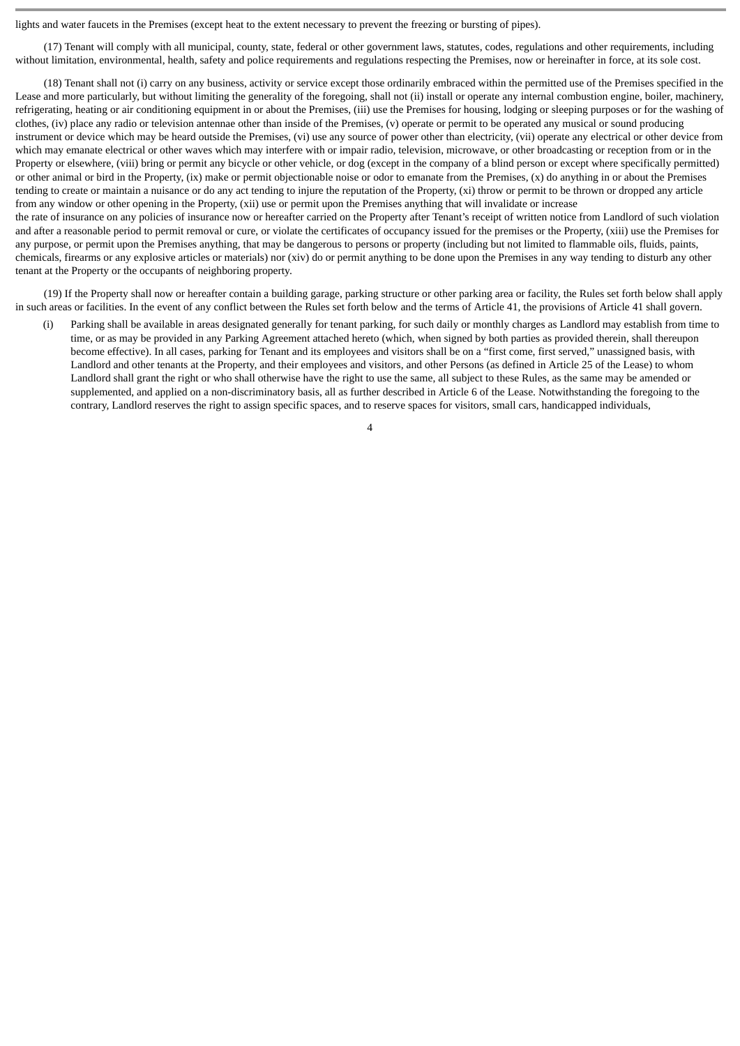lights and water faucets in the Premises (except heat to the extent necessary to prevent the freezing or bursting of pipes).

(17) Tenant will comply with all municipal, county, state, federal or other government laws, statutes, codes, regulations and other requirements, including without limitation, environmental, health, safety and police requirements and regulations respecting the Premises, now or hereinafter in force, at its sole cost.

(18) Tenant shall not (i) carry on any business, activity or service except those ordinarily embraced within the permitted use of the Premises specified in the Lease and more particularly, but without limiting the generality of the foregoing, shall not (ii) install or operate any internal combustion engine, boiler, machinery, refrigerating, heating or air conditioning equipment in or about the Premises, (iii) use the Premises for housing, lodging or sleeping purposes or for the washing of clothes, (iv) place any radio or television antennae other than inside of the Premises, (v) operate or permit to be operated any musical or sound producing instrument or device which may be heard outside the Premises, (vi) use any source of power other than electricity, (vii) operate any electrical or other device from which may emanate electrical or other waves which may interfere with or impair radio, television, microwave, or other broadcasting or reception from or in the Property or elsewhere, (viii) bring or permit any bicycle or other vehicle, or dog (except in the company of a blind person or except where specifically permitted) or other animal or bird in the Property, (ix) make or permit objectionable noise or odor to emanate from the Premises, (x) do anything in or about the Premises tending to create or maintain a nuisance or do any act tending to injure the reputation of the Property, (xi) throw or permit to be thrown or dropped any article from any window or other opening in the Property, (xii) use or permit upon the Premises anything that will invalidate or increase the rate of insurance on any policies of insurance now or hereafter carried on the Property after Tenant's receipt of written notice from Landlord of such violation and after a reasonable period to permit removal or cure, or violate the certificates of occupancy issued for the premises or the Property, (xiii) use the Premises for any purpose, or permit upon the Premises anything, that may be dangerous to persons or property (including but not limited to flammable oils, fluids, paints, chemicals, firearms or any explosive articles or materials) nor (xiv) do or permit anything to be done upon the Premises in any way tending to disturb any other tenant at the Property or the occupants of neighboring property.

(19) If the Property shall now or hereafter contain a building garage, parking structure or other parking area or facility, the Rules set forth below shall apply in such areas or facilities. In the event of any conflict between the Rules set forth below and the terms of Article 41, the provisions of Article 41 shall govern.

(i) Parking shall be available in areas designated generally for tenant parking, for such daily or monthly charges as Landlord may establish from time to time, or as may be provided in any Parking Agreement attached hereto (which, when signed by both parties as provided therein, shall thereupon become effective). In all cases, parking for Tenant and its employees and visitors shall be on a "first come, first served," unassigned basis, with Landlord and other tenants at the Property, and their employees and visitors, and other Persons (as defined in Article 25 of the Lease) to whom Landlord shall grant the right or who shall otherwise have the right to use the same, all subject to these Rules, as the same may be amended or supplemented, and applied on a non-discriminatory basis, all as further described in Article 6 of the Lease. Notwithstanding the foregoing to the contrary, Landlord reserves the right to assign specific spaces, and to reserve spaces for visitors, small cars, handicapped individuals,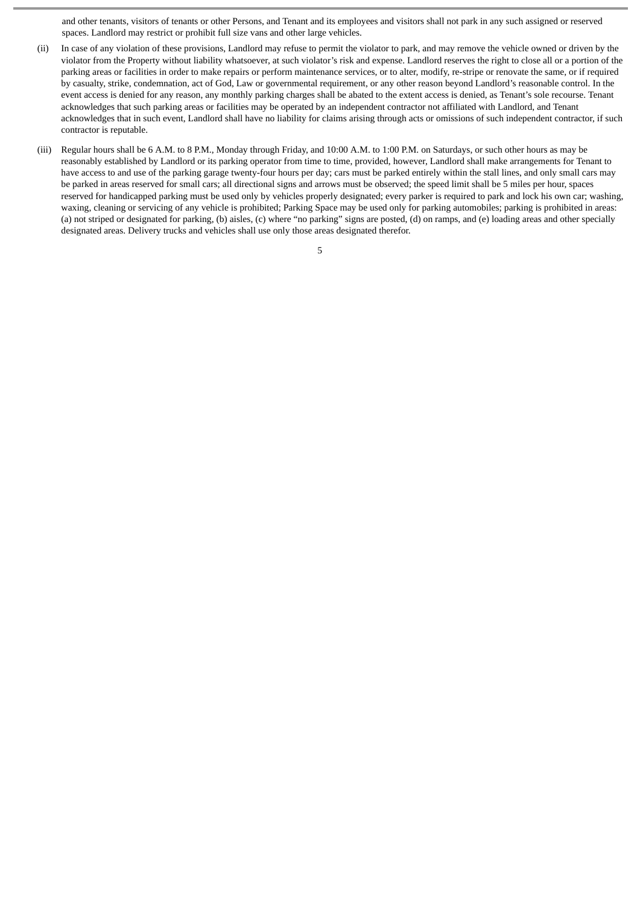and other tenants, visitors of tenants or other Persons, and Tenant and its employees and visitors shall not park in any such assigned or reserved spaces. Landlord may restrict or prohibit full size vans and other large vehicles.

(ii) In case of any violation of these provisions, Landlord may refuse to permit the violator to park, and may remove the vehicle owned or driven by the violator from the Property without liability whatsoever, at such violator's risk and expense. Landlord reserves the right to close all or a portion of the parking areas or facilities in order to make repairs or perform maintenance services, or to alter, modify, re-stripe or renovate the same, or if required by casualty, strike, condemnation, act of God, Law or governmental requirement, or any other reason beyond Landlord's reasonable control. In the event access is denied for any reason, any monthly parking charges shall be abated to the extent access is denied, as Tenant's sole recourse. Tenant acknowledges that such parking areas or facilities may be operated by an independent contractor not affiliated with Landlord, and Tenant acknowledges that in such event, Landlord shall have no liability for claims arising through acts or omissions of such independent contractor, if such contractor is reputable.

(iii) Regular hours shall be 6 A.M. to 8 P.M., Monday through Friday, and 10:00 A.M. to 1:00 P.M. on Saturdays, or such other hours as may be reasonably established by Landlord or its parking operator from time to time, provided, however, Landlord shall make arrangements for Tenant to have access to and use of the parking garage twenty-four hours per day; cars must be parked entirely within the stall lines, and only small cars may be parked in areas reserved for small cars; all directional signs and arrows must be observed; the speed limit shall be 5 miles per hour, spaces reserved for handicapped parking must be used only by vehicles properly designated; every parker is required to park and lock his own car; washing, waxing, cleaning or servicing of any vehicle is prohibited; Parking Space may be used only for parking automobiles; parking is prohibited in areas: (a) not striped or designated for parking, (b) aisles, (c) where "no parking" signs are posted, (d) on ramps, and (e) loading areas and other specially designated areas. Delivery trucks and vehicles shall use only those areas designated therefor.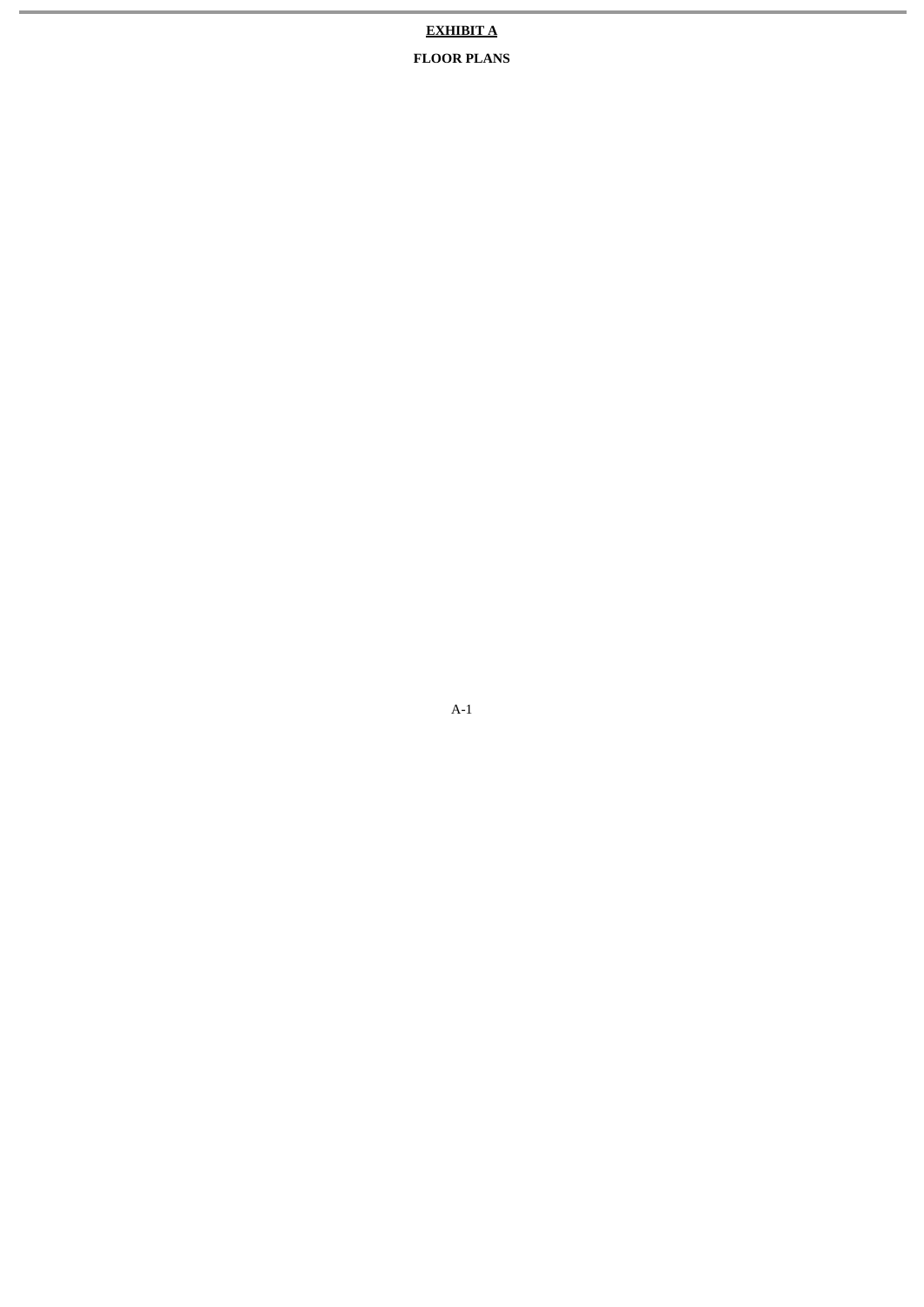**EXHIBIT A**

**FLOOR PLANS**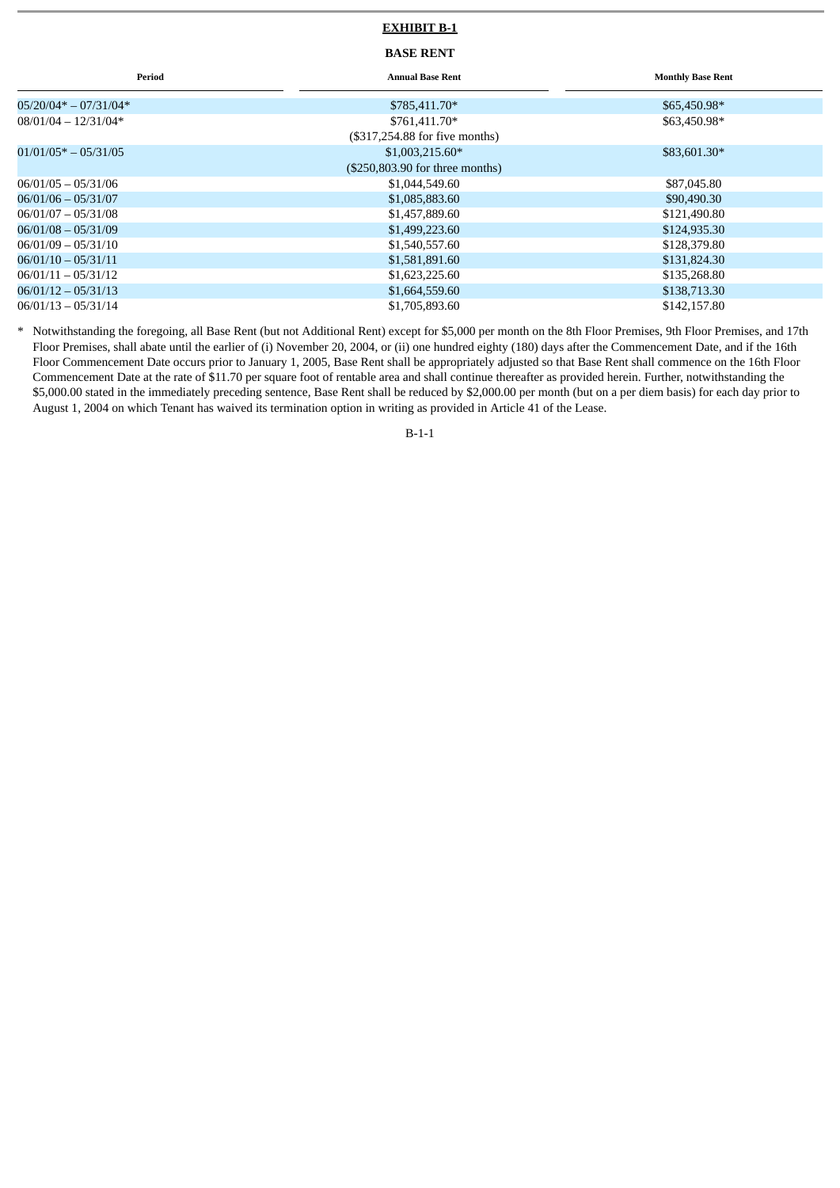**EXHIBIT B-1**

**BASE RENT**

| Period | Annual Base Rent | Monthly Base Rent |
|---|---|---|
| 05/20/04* – 07/31/04* | $785,411.70* | $65,450.98* |
| 08/01/04 – 12/31/04* | $761,411.70* ($317,254.88 for five months) | $63,450.98* |
| 01/01/05* – 05/31/05 | $1,003,215.60* ($250,803.90 for three months) | $83,601.30* |
| 06/01/05 – 05/31/06 | $1,044,549.60 | $87,045.80 |
| 06/01/06 – 05/31/07 | $1,085,883.60 | $90,490.30 |
| 06/01/07 – 05/31/08 | $1,457,889.60 | $121,490.80 |
| 06/01/08 – 05/31/09 | $1,499,223.60 | $124,935.30 |
| 06/01/09 – 05/31/10 | $1,540,557.60 | $128,379.80 |
| 06/01/10 – 05/31/11 | $1,581,891.60 | $131,824.30 |
| 06/01/11 – 05/31/12 | $1,623,225.60 | $135,268.80 |
| 06/01/12 – 05/31/13 | $1,664,559.60 | $138,713.30 |
| 06/01/13 – 05/31/14 | $1,705,893.60 | $142,157.80 |

\* Notwithstanding the foregoing, all Base Rent (but not Additional Rent) except for $5,000 per month on the 8th Floor Premises, 9th Floor Premises, and 17th Floor Premises, shall abate until the earlier of (i) November 20, 2004, or (ii) one hundred eighty (180) days after the Commencement Date, and if the 16th Floor Commencement Date occurs prior to January 1, 2005, Base Rent shall be appropriately adjusted so that Base Rent shall commence on the 16th Floor Commencement Date at the rate of $11.70 per square foot of rentable area and shall continue thereafter as provided herein. Further, notwithstanding the $5,000.00 stated in the immediately preceding sentence, Base Rent shall be reduced by $2,000.00 per month (but on a per diem basis) for each day prior to August 1, 2004 on which Tenant has waived its termination option in writing as provided in Article 41 of the Lease.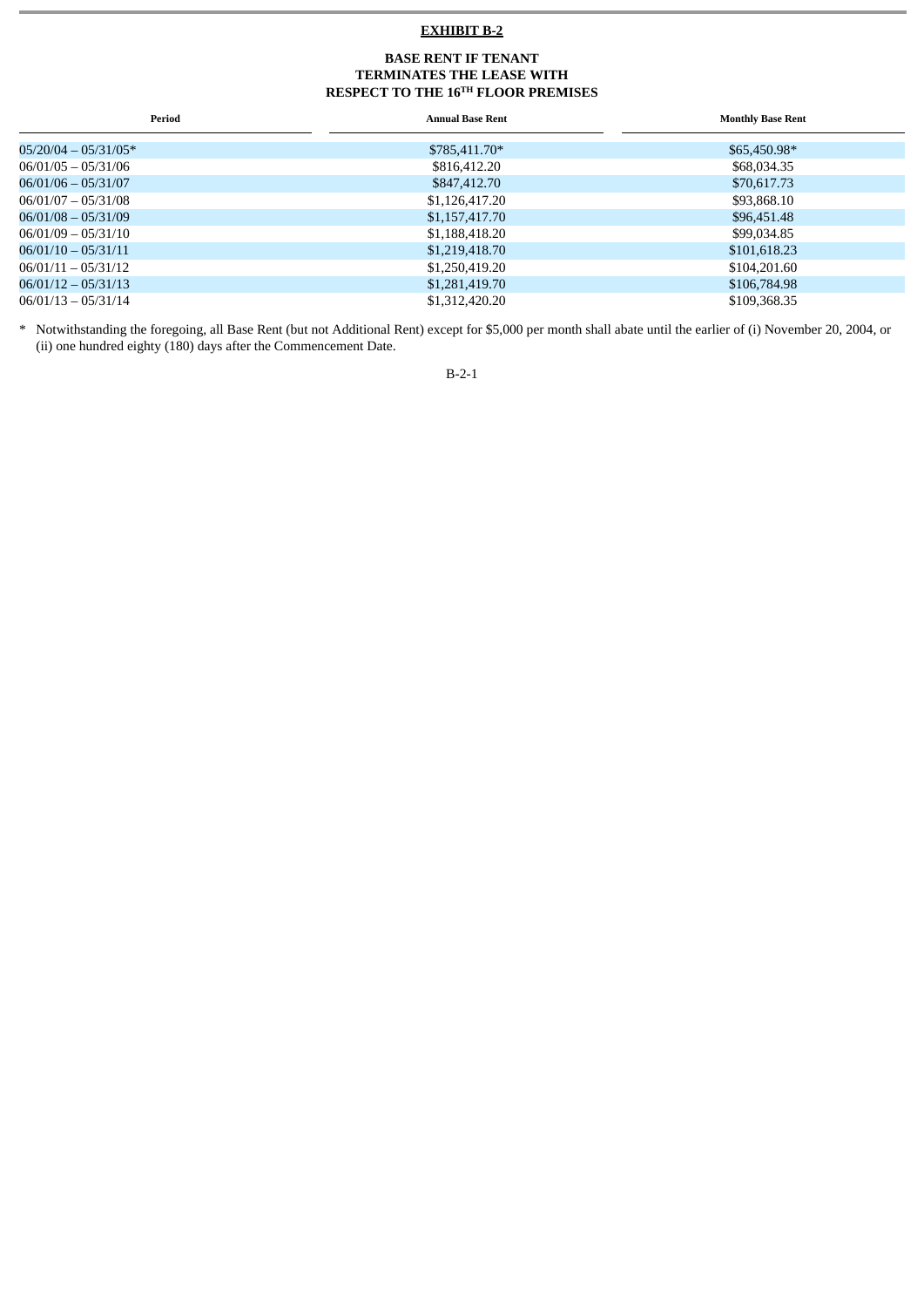**EXHIBIT B-2**

**BASE RENT IF TENANT TERMINATES THE LEASE WITH RESPECT TO THE 16TH FLOOR PREMISES**

| Period | Annual Base Rent | Monthly Base Rent |
|---|---|---|
| 05/20/04 – 05/31/05* | $785,411.70* | $65,450.98* |
| 06/01/05 – 05/31/06 | $816,412.20 | $68,034.35 |
| 06/01/06 – 05/31/07 | $847,412.70 | $70,617.73 |
| 06/01/07 – 05/31/08 | $1,126,417.20 | $93,868.10 |
| 06/01/08 – 05/31/09 | $1,157,417.70 | $96,451.48 |
| 06/01/09 – 05/31/10 | $1,188,418.20 | $99,034.85 |
| 06/01/10 – 05/31/11 | $1,219,418.70 | $101,618.23 |
| 06/01/11 – 05/31/12 | $1,250,419.20 | $104,201.60 |
| 06/01/12 – 05/31/13 | $1,281,419.70 | $106,784.98 |
| 06/01/13 – 05/31/14 | $1,312,420.20 | $109,368.35 |

* Notwithstanding the foregoing, all Base Rent (but not Additional Rent) except for $5,000 per month shall abate until the earlier of (i) November 20, 2004, or (ii) one hundred eighty (180) days after the Commencement Date.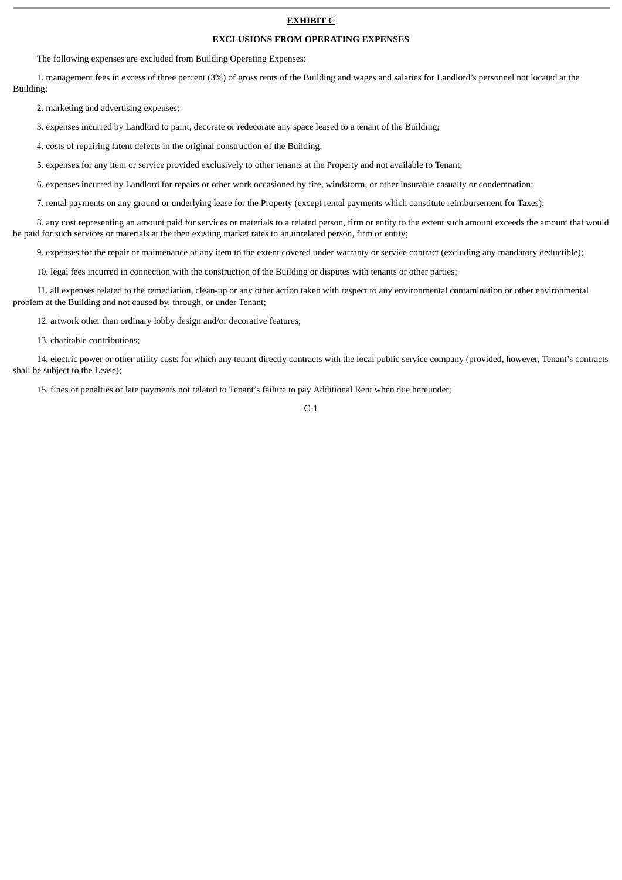**EXHIBIT C**

**EXCLUSIONS FROM OPERATING EXPENSES**

The following expenses are excluded from Building Operating Expenses:

1. management fees in excess of three percent (3%) of gross rents of the Building and wages and salaries for Landlord's personnel not located at the Building;

2. marketing and advertising expenses;

3. expenses incurred by Landlord to paint, decorate or redecorate any space leased to a tenant of the Building;

4. costs of repairing latent defects in the original construction of the Building;

5. expenses for any item or service provided exclusively to other tenants at the Property and not available to Tenant;

6. expenses incurred by Landlord for repairs or other work occasioned by fire, windstorm, or other insurable casualty or condemnation;

7. rental payments on any ground or underlying lease for the Property (except rental payments which constitute reimbursement for Taxes);

8. any cost representing an amount paid for services or materials to a related person, firm or entity to the extent such amount exceeds the amount that would be paid for such services or materials at the then existing market rates to an unrelated person, firm or entity;

9. expenses for the repair or maintenance of any item to the extent covered under warranty or service contract (excluding any mandatory deductible);

10. legal fees incurred in connection with the construction of the Building or disputes with tenants or other parties;

11. all expenses related to the remediation, clean-up or any other action taken with respect to any environmental contamination or other environmental problem at the Building and not caused by, through, or under Tenant;

12. artwork other than ordinary lobby design and/or decorative features;

13. charitable contributions;

14. electric power or other utility costs for which any tenant directly contracts with the local public service company (provided, however, Tenant's contracts shall be subject to the Lease);

15. fines or penalties or late payments not related to Tenant's failure to pay Additional Rent when due hereunder;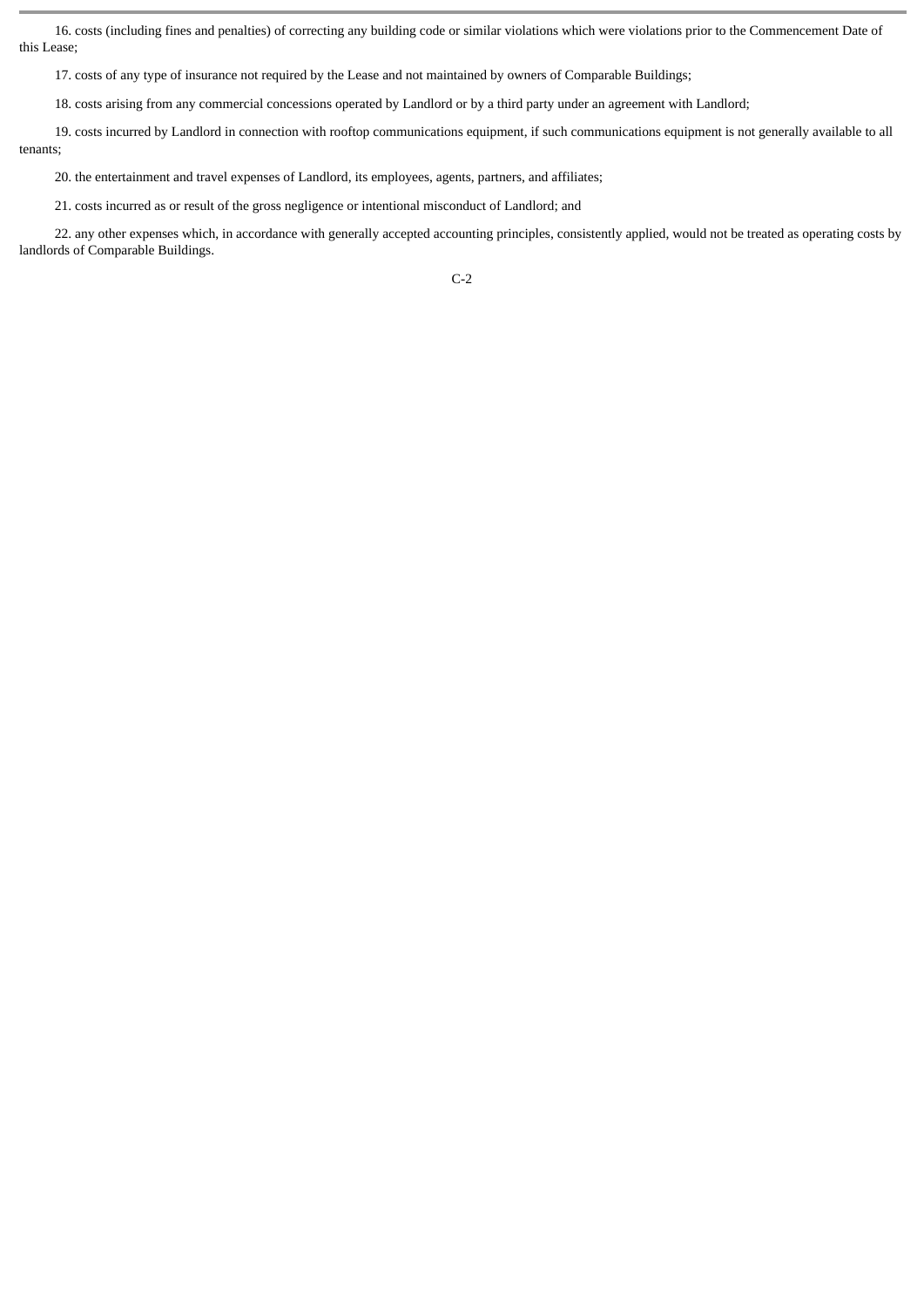16. costs (including fines and penalties) of correcting any building code or similar violations which were violations prior to the Commencement Date of this Lease;

17. costs of any type of insurance not required by the Lease and not maintained by owners of Comparable Buildings;

18. costs arising from any commercial concessions operated by Landlord or by a third party under an agreement with Landlord;

19. costs incurred by Landlord in connection with rooftop communications equipment, if such communications equipment is not generally available to all tenants;

20. the entertainment and travel expenses of Landlord, its employees, agents, partners, and affiliates;

21. costs incurred as or result of the gross negligence or intentional misconduct of Landlord; and

22. any other expenses which, in accordance with generally accepted accounting principles, consistently applied, would not be treated as operating costs by landlords of Comparable Buildings.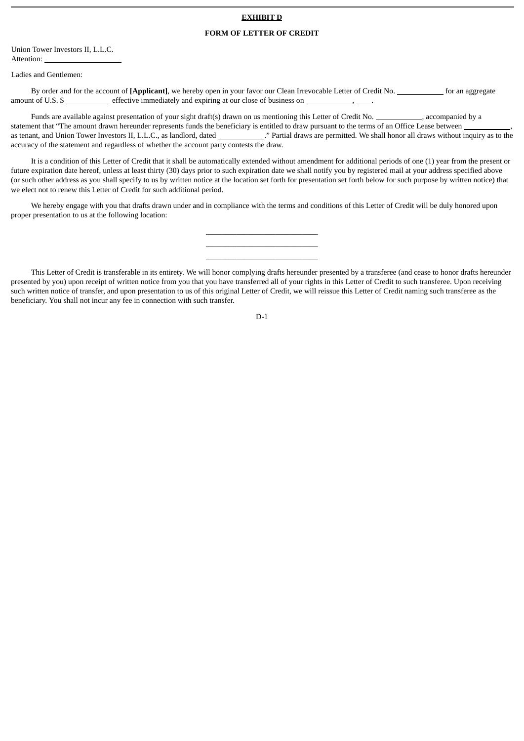**EXHIBIT D**

**FORM OF LETTER OF CREDIT**

Union Tower Investors II, L.L.C.
Attention: ____________________

Ladies and Gentlemen:

By order and for the account of **[Applicant]**, we hereby open in your favor our Clean Irrevocable Letter of Credit No. ____________ for an aggregate amount of U.S. $____________ effective immediately and expiring at our close of business on ____________, ____.

Funds are available against presentation of your sight draft(s) drawn on us mentioning this Letter of Credit No. ____________, accompanied by a statement that "The amount drawn hereunder represents funds the beneficiary is entitled to draw pursuant to the terms of an Office Lease between ____________, as tenant, and Union Tower Investors II, L.L.C., as landlord, dated ____________." Partial draws are permitted. We shall honor all draws without inquiry as to the accuracy of the statement and regardless of whether the account party contests the draw.

It is a condition of this Letter of Credit that it shall be automatically extended without amendment for additional periods of one (1) year from the present or future expiration date hereof, unless at least thirty (30) days prior to such expiration date we shall notify you by registered mail at your address specified above (or such other address as you shall specify to us by written notice at the location set forth for presentation set forth below for such purpose by written notice) that we elect not to renew this Letter of Credit for such additional period.

We hereby engage with you that drafts drawn under and in compliance with the terms and conditions of this Letter of Credit will be duly honored upon proper presentation to us at the following location:

____________________________
____________________________
____________________________

This Letter of Credit is transferable in its entirety. We will honor complying drafts hereunder presented by a transferee (and cease to honor drafts hereunder presented by you) upon receipt of written notice from you that you have transferred all of your rights in this Letter of Credit to such transferee. Upon receiving such written notice of transfer, and upon presentation to us of this original Letter of Credit, we will reissue this Letter of Credit naming such transferee as the beneficiary. You shall not incur any fee in connection with such transfer.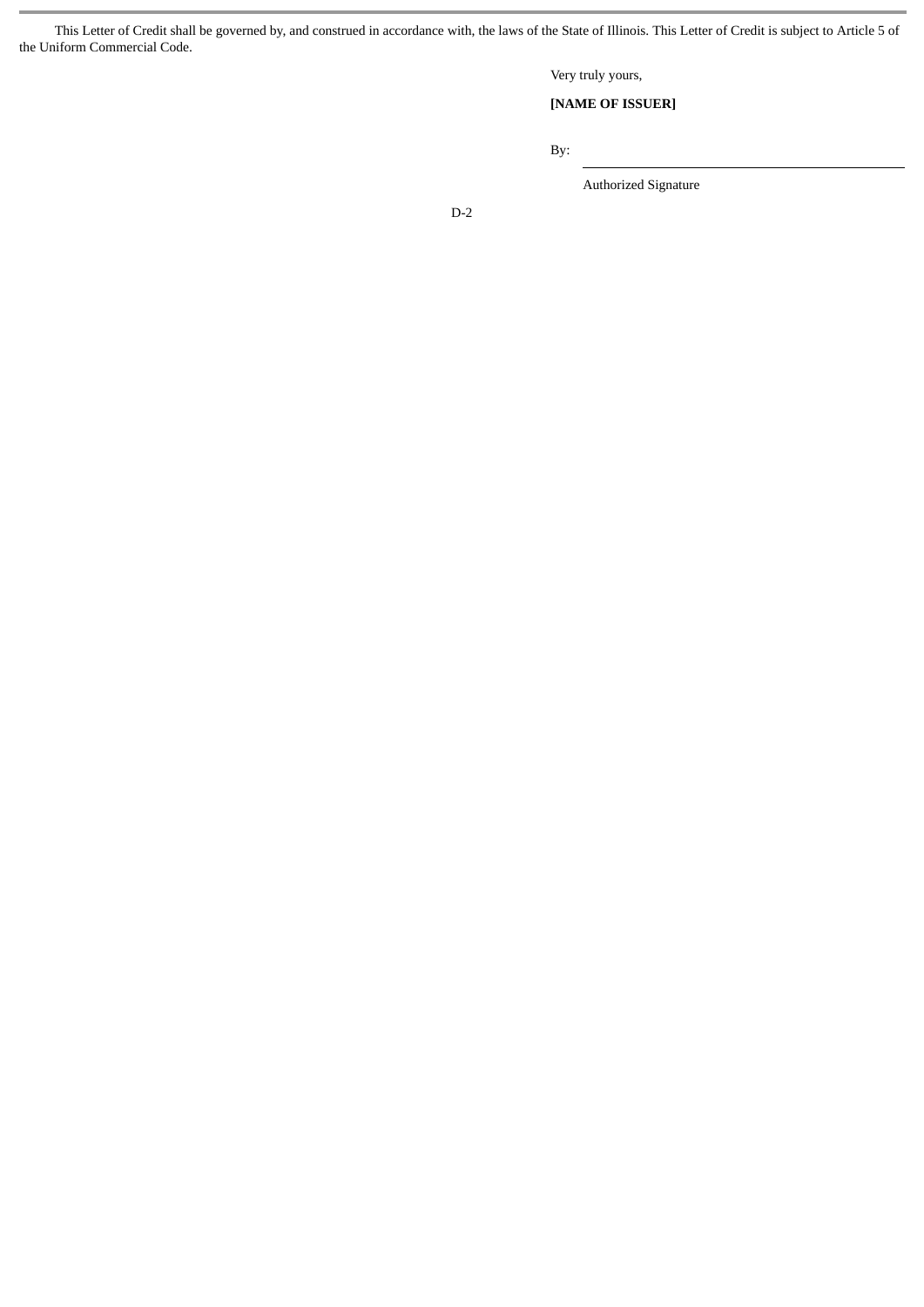This Letter of Credit shall be governed by, and construed in accordance with, the laws of the State of Illinois. This Letter of Credit is subject to Article 5 of the Uniform Commercial Code.

Very truly yours,

**[NAME OF ISSUER]**

By: \_\_\_\_\_\_\_\_\_\_\_\_\_\_\_\_\_\_\_\_\_\_\_\_\_\_\_\_\_\_

Authorized Signature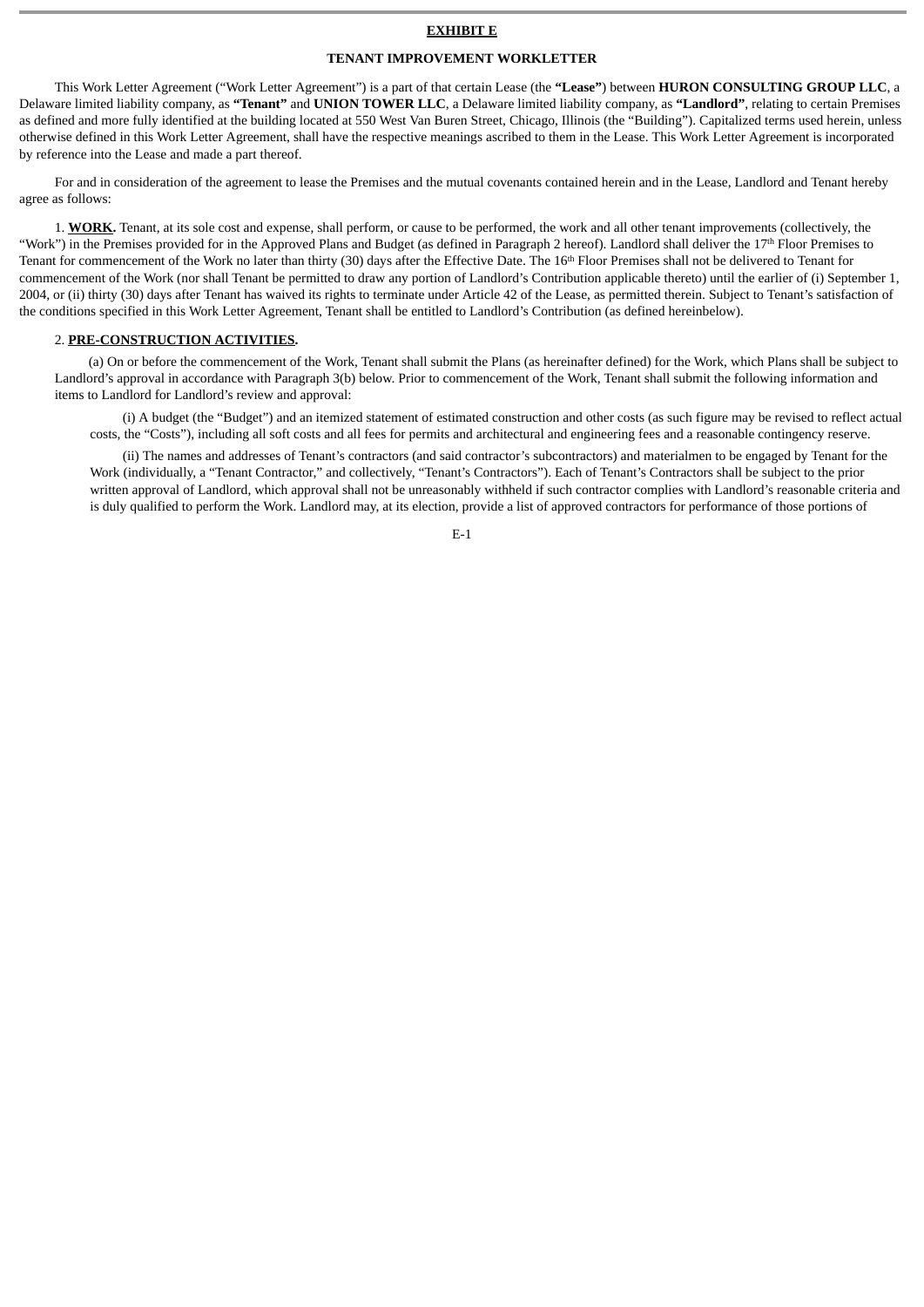**EXHIBIT E**

**TENANT IMPROVEMENT WORKLETTER**

This Work Letter Agreement ("Work Letter Agreement") is a part of that certain Lease (the **"Lease"**) between **HURON CONSULTING GROUP LLC**, a Delaware limited liability company, as **"Tenant"** and **UNION TOWER LLC**, a Delaware limited liability company, as **"Landlord"**, relating to certain Premises as defined and more fully identified at the building located at 550 West Van Buren Street, Chicago, Illinois (the "Building"). Capitalized terms used herein, unless otherwise defined in this Work Letter Agreement, shall have the respective meanings ascribed to them in the Lease. This Work Letter Agreement is incorporated by reference into the Lease and made a part thereof.

For and in consideration of the agreement to lease the Premises and the mutual covenants contained herein and in the Lease, Landlord and Tenant hereby agree as follows:

1. **WORK.** Tenant, at its sole cost and expense, shall perform, or cause to be performed, the work and all other tenant improvements (collectively, the "Work") in the Premises provided for in the Approved Plans and Budget (as defined in Paragraph 2 hereof). Landlord shall deliver the 17th Floor Premises to Tenant for commencement of the Work no later than thirty (30) days after the Effective Date. The 16th Floor Premises shall not be delivered to Tenant for commencement of the Work (nor shall Tenant be permitted to draw any portion of Landlord's Contribution applicable thereto) until the earlier of (i) September 1, 2004, or (ii) thirty (30) days after Tenant has waived its rights to terminate under Article 42 of the Lease, as permitted therein. Subject to Tenant's satisfaction of the conditions specified in this Work Letter Agreement, Tenant shall be entitled to Landlord's Contribution (as defined hereinbelow).

2. **PRE-CONSTRUCTION ACTIVITIES.**

(a) On or before the commencement of the Work, Tenant shall submit the Plans (as hereinafter defined) for the Work, which Plans shall be subject to Landlord's approval in accordance with Paragraph 3(b) below. Prior to commencement of the Work, Tenant shall submit the following information and items to Landlord for Landlord's review and approval:

(i) A budget (the "Budget") and an itemized statement of estimated construction and other costs (as such figure may be revised to reflect actual costs, the "Costs"), including all soft costs and all fees for permits and architectural and engineering fees and a reasonable contingency reserve.

(ii) The names and addresses of Tenant's contractors (and said contractor's subcontractors) and materialmen to be engaged by Tenant for the Work (individually, a "Tenant Contractor," and collectively, "Tenant's Contractors"). Each of Tenant's Contractors shall be subject to the prior written approval of Landlord, which approval shall not be unreasonably withheld if such contractor complies with Landlord's reasonable criteria and is duly qualified to perform the Work. Landlord may, at its election, provide a list of approved contractors for performance of those portions of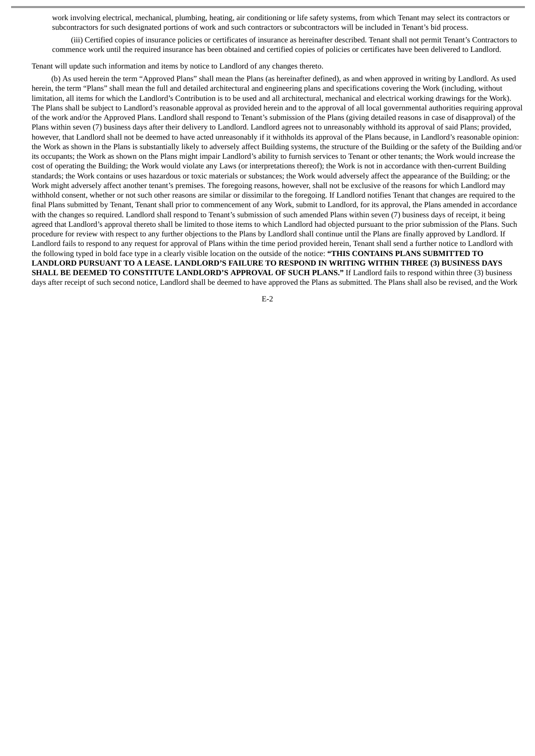work involving electrical, mechanical, plumbing, heating, air conditioning or life safety systems, from which Tenant may select its contractors or subcontractors for such designated portions of work and such contractors or subcontractors will be included in Tenant's bid process.

(iii) Certified copies of insurance policies or certificates of insurance as hereinafter described. Tenant shall not permit Tenant's Contractors to commence work until the required insurance has been obtained and certified copies of policies or certificates have been delivered to Landlord.

Tenant will update such information and items by notice to Landlord of any changes thereto.

(b) As used herein the term "Approved Plans" shall mean the Plans (as hereinafter defined), as and when approved in writing by Landlord. As used herein, the term "Plans" shall mean the full and detailed architectural and engineering plans and specifications covering the Work (including, without limitation, all items for which the Landlord's Contribution is to be used and all architectural, mechanical and electrical working drawings for the Work). The Plans shall be subject to Landlord's reasonable approval as provided herein and to the approval of all local governmental authorities requiring approval of the work and/or the Approved Plans. Landlord shall respond to Tenant's submission of the Plans (giving detailed reasons in case of disapproval) of the Plans within seven (7) business days after their delivery to Landlord. Landlord agrees not to unreasonably withhold its approval of said Plans; provided, however, that Landlord shall not be deemed to have acted unreasonably if it withholds its approval of the Plans because, in Landlord's reasonable opinion: the Work as shown in the Plans is substantially likely to adversely affect Building systems, the structure of the Building or the safety of the Building and/or its occupants; the Work as shown on the Plans might impair Landlord's ability to furnish services to Tenant or other tenants; the Work would increase the cost of operating the Building; the Work would violate any Laws (or interpretations thereof); the Work is not in accordance with then-current Building standards; the Work contains or uses hazardous or toxic materials or substances; the Work would adversely affect the appearance of the Building; or the Work might adversely affect another tenant's premises. The foregoing reasons, however, shall not be exclusive of the reasons for which Landlord may withhold consent, whether or not such other reasons are similar or dissimilar to the foregoing. If Landlord notifies Tenant that changes are required to the final Plans submitted by Tenant, Tenant shall prior to commencement of any Work, submit to Landlord, for its approval, the Plans amended in accordance with the changes so required. Landlord shall respond to Tenant's submission of such amended Plans within seven (7) business days of receipt, it being agreed that Landlord's approval thereto shall be limited to those items to which Landlord had objected pursuant to the prior submission of the Plans. Such procedure for review with respect to any further objections to the Plans by Landlord shall continue until the Plans are finally approved by Landlord. If Landlord fails to respond to any request for approval of Plans within the time period provided herein, Tenant shall send a further notice to Landlord with the following typed in bold face type in a clearly visible location on the outside of the notice: **"THIS CONTAINS PLANS SUBMITTED TO LANDLORD PURSUANT TO A LEASE. LANDLORD'S FAILURE TO RESPOND IN WRITING WITHIN THREE (3) BUSINESS DAYS SHALL BE DEEMED TO CONSTITUTE LANDLORD'S APPROVAL OF SUCH PLANS."** If Landlord fails to respond within three (3) business days after receipt of such second notice, Landlord shall be deemed to have approved the Plans as submitted. The Plans shall also be revised, and the Work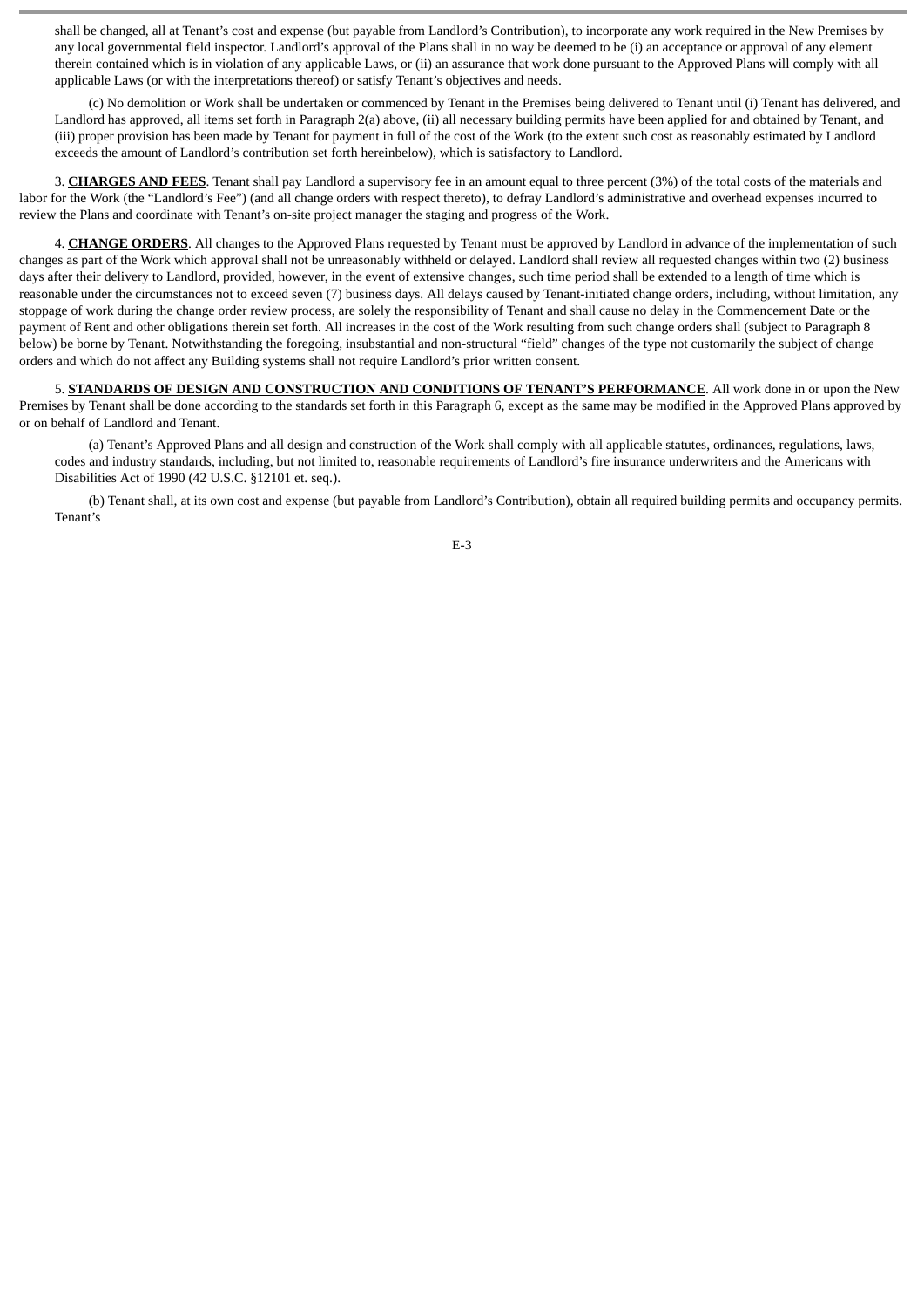shall be changed, all at Tenant's cost and expense (but payable from Landlord's Contribution), to incorporate any work required in the New Premises by any local governmental field inspector. Landlord's approval of the Plans shall in no way be deemed to be (i) an acceptance or approval of any element therein contained which is in violation of any applicable Laws, or (ii) an assurance that work done pursuant to the Approved Plans will comply with all applicable Laws (or with the interpretations thereof) or satisfy Tenant's objectives and needs.

(c) No demolition or Work shall be undertaken or commenced by Tenant in the Premises being delivered to Tenant until (i) Tenant has delivered, and Landlord has approved, all items set forth in Paragraph 2(a) above, (ii) all necessary building permits have been applied for and obtained by Tenant, and (iii) proper provision has been made by Tenant for payment in full of the cost of the Work (to the extent such cost as reasonably estimated by Landlord exceeds the amount of Landlord's contribution set forth hereinbelow), which is satisfactory to Landlord.

3. **CHARGES AND FEES**. Tenant shall pay Landlord a supervisory fee in an amount equal to three percent (3%) of the total costs of the materials and labor for the Work (the "Landlord's Fee") (and all change orders with respect thereto), to defray Landlord's administrative and overhead expenses incurred to review the Plans and coordinate with Tenant's on-site project manager the staging and progress of the Work.

4. **CHANGE ORDERS**. All changes to the Approved Plans requested by Tenant must be approved by Landlord in advance of the implementation of such changes as part of the Work which approval shall not be unreasonably withheld or delayed. Landlord shall review all requested changes within two (2) business days after their delivery to Landlord, provided, however, in the event of extensive changes, such time period shall be extended to a length of time which is reasonable under the circumstances not to exceed seven (7) business days. All delays caused by Tenant-initiated change orders, including, without limitation, any stoppage of work during the change order review process, are solely the responsibility of Tenant and shall cause no delay in the Commencement Date or the payment of Rent and other obligations therein set forth. All increases in the cost of the Work resulting from such change orders shall (subject to Paragraph 8 below) be borne by Tenant. Notwithstanding the foregoing, insubstantial and non-structural "field" changes of the type not customarily the subject of change orders and which do not affect any Building systems shall not require Landlord's prior written consent.

5. **STANDARDS OF DESIGN AND CONSTRUCTION AND CONDITIONS OF TENANT'S PERFORMANCE**. All work done in or upon the New Premises by Tenant shall be done according to the standards set forth in this Paragraph 6, except as the same may be modified in the Approved Plans approved by or on behalf of Landlord and Tenant.

(a) Tenant's Approved Plans and all design and construction of the Work shall comply with all applicable statutes, ordinances, regulations, laws, codes and industry standards, including, but not limited to, reasonable requirements of Landlord's fire insurance underwriters and the Americans with Disabilities Act of 1990 (42 U.S.C. §12101 et. seq.).

(b) Tenant shall, at its own cost and expense (but payable from Landlord's Contribution), obtain all required building permits and occupancy permits. Tenant's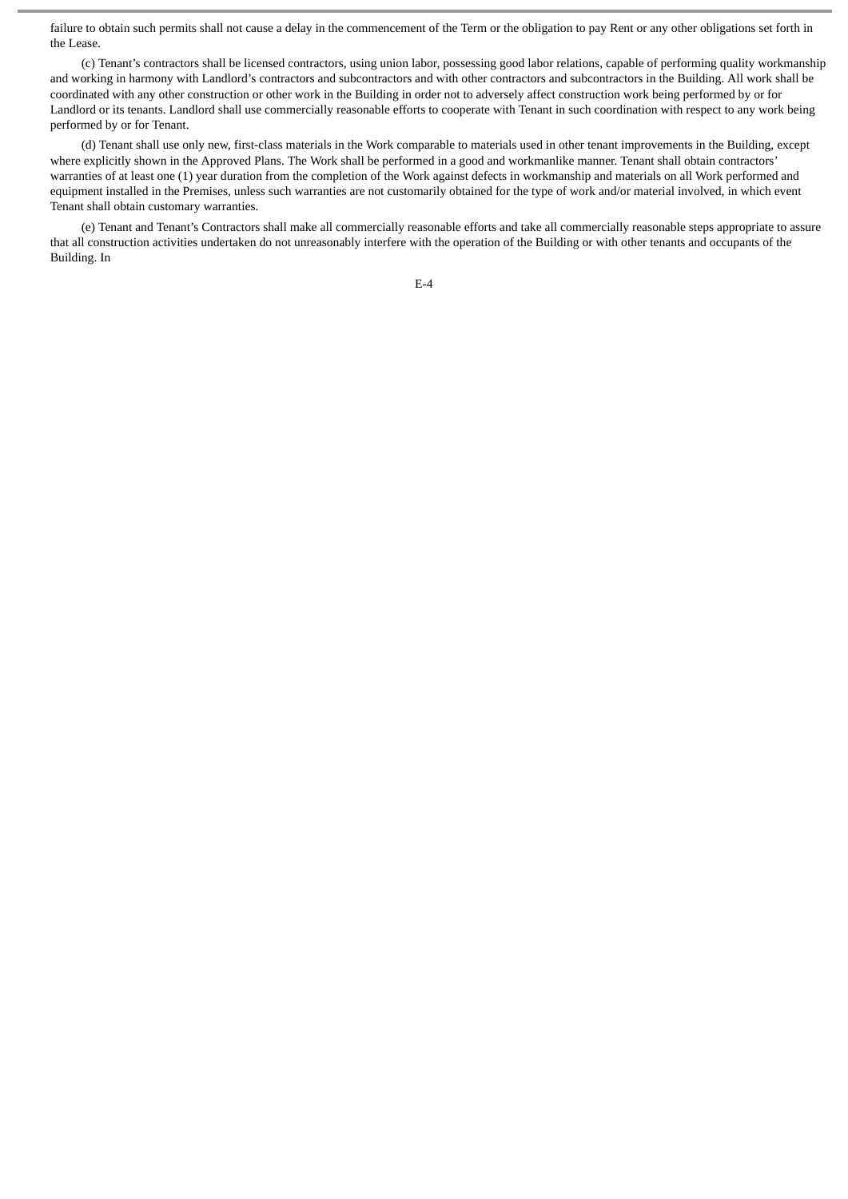failure to obtain such permits shall not cause a delay in the commencement of the Term or the obligation to pay Rent or any other obligations set forth in the Lease.

(c) Tenant's contractors shall be licensed contractors, using union labor, possessing good labor relations, capable of performing quality workmanship and working in harmony with Landlord's contractors and subcontractors and with other contractors and subcontractors in the Building. All work shall be coordinated with any other construction or other work in the Building in order not to adversely affect construction work being performed by or for Landlord or its tenants. Landlord shall use commercially reasonable efforts to cooperate with Tenant in such coordination with respect to any work being performed by or for Tenant.

(d) Tenant shall use only new, first-class materials in the Work comparable to materials used in other tenant improvements in the Building, except where explicitly shown in the Approved Plans. The Work shall be performed in a good and workmanlike manner. Tenant shall obtain contractors' warranties of at least one (1) year duration from the completion of the Work against defects in workmanship and materials on all Work performed and equipment installed in the Premises, unless such warranties are not customarily obtained for the type of work and/or material involved, in which event Tenant shall obtain customary warranties.

(e) Tenant and Tenant's Contractors shall make all commercially reasonable efforts and take all commercially reasonable steps appropriate to assure that all construction activities undertaken do not unreasonably interfere with the operation of the Building or with other tenants and occupants of the Building. In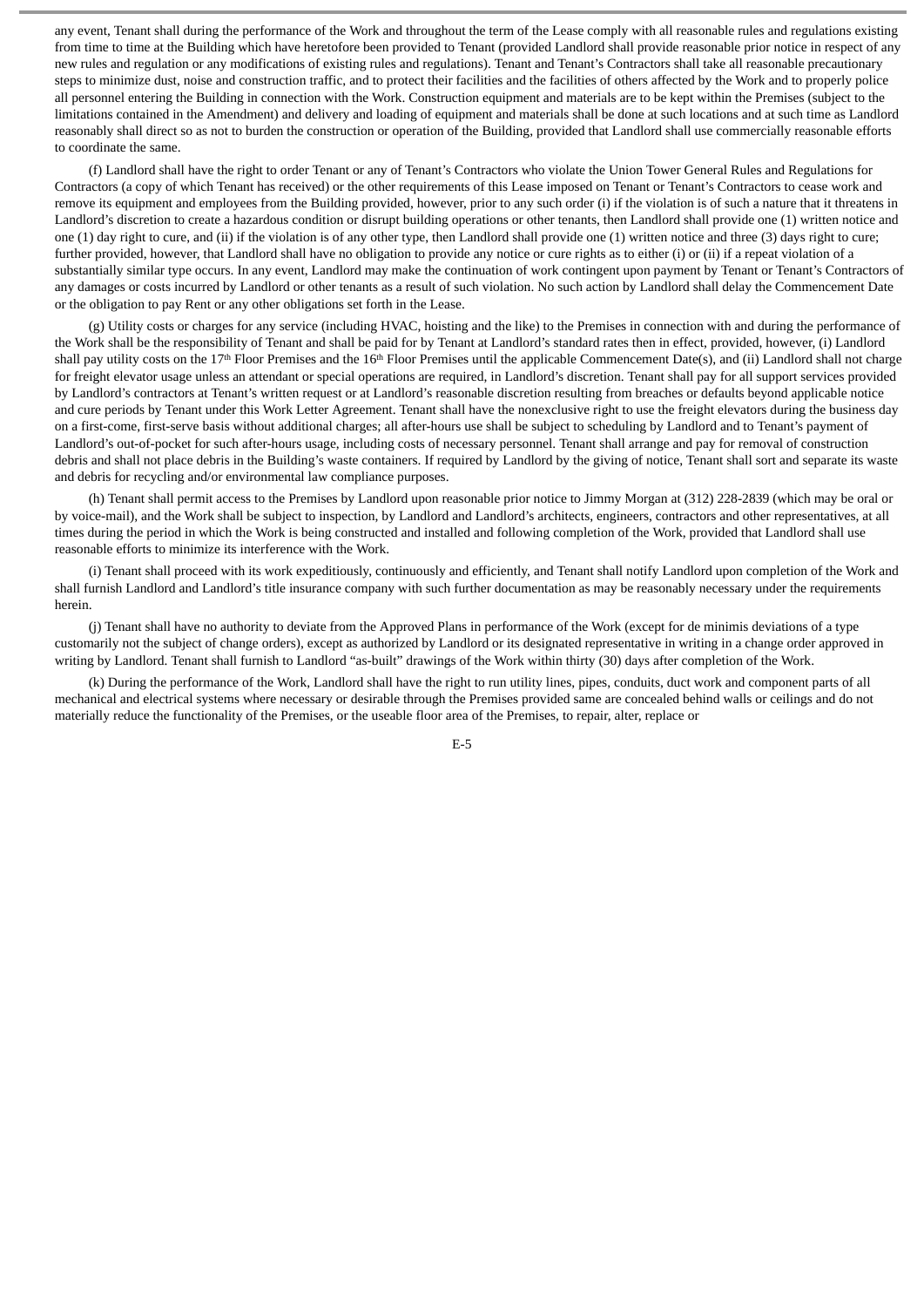any event, Tenant shall during the performance of the Work and throughout the term of the Lease comply with all reasonable rules and regulations existing from time to time at the Building which have heretofore been provided to Tenant (provided Landlord shall provide reasonable prior notice in respect of any new rules and regulation or any modifications of existing rules and regulations). Tenant and Tenant's Contractors shall take all reasonable precautionary steps to minimize dust, noise and construction traffic, and to protect their facilities and the facilities of others affected by the Work and to properly police all personnel entering the Building in connection with the Work. Construction equipment and materials are to be kept within the Premises (subject to the limitations contained in the Amendment) and delivery and loading of equipment and materials shall be done at such locations and at such time as Landlord reasonably shall direct so as not to burden the construction or operation of the Building, provided that Landlord shall use commercially reasonable efforts to coordinate the same.

(f) Landlord shall have the right to order Tenant or any of Tenant's Contractors who violate the Union Tower General Rules and Regulations for Contractors (a copy of which Tenant has received) or the other requirements of this Lease imposed on Tenant or Tenant's Contractors to cease work and remove its equipment and employees from the Building provided, however, prior to any such order (i) if the violation is of such a nature that it threatens in Landlord's discretion to create a hazardous condition or disrupt building operations or other tenants, then Landlord shall provide one (1) written notice and one (1) day right to cure, and (ii) if the violation is of any other type, then Landlord shall provide one (1) written notice and three (3) days right to cure; further provided, however, that Landlord shall have no obligation to provide any notice or cure rights as to either (i) or (ii) if a repeat violation of a substantially similar type occurs. In any event, Landlord may make the continuation of work contingent upon payment by Tenant or Tenant's Contractors of any damages or costs incurred by Landlord or other tenants as a result of such violation. No such action by Landlord shall delay the Commencement Date or the obligation to pay Rent or any other obligations set forth in the Lease.

(g) Utility costs or charges for any service (including HVAC, hoisting and the like) to the Premises in connection with and during the performance of the Work shall be the responsibility of Tenant and shall be paid for by Tenant at Landlord's standard rates then in effect, provided, however, (i) Landlord shall pay utility costs on the 17th Floor Premises and the 16th Floor Premises until the applicable Commencement Date(s), and (ii) Landlord shall not charge for freight elevator usage unless an attendant or special operations are required, in Landlord's discretion. Tenant shall pay for all support services provided by Landlord's contractors at Tenant's written request or at Landlord's reasonable discretion resulting from breaches or defaults beyond applicable notice and cure periods by Tenant under this Work Letter Agreement. Tenant shall have the nonexclusive right to use the freight elevators during the business day on a first-come, first-serve basis without additional charges; all after-hours use shall be subject to scheduling by Landlord and to Tenant's payment of Landlord's out-of-pocket for such after-hours usage, including costs of necessary personnel. Tenant shall arrange and pay for removal of construction debris and shall not place debris in the Building's waste containers. If required by Landlord by the giving of notice, Tenant shall sort and separate its waste and debris for recycling and/or environmental law compliance purposes.

(h) Tenant shall permit access to the Premises by Landlord upon reasonable prior notice to Jimmy Morgan at (312) 228-2839 (which may be oral or by voice-mail), and the Work shall be subject to inspection, by Landlord and Landlord's architects, engineers, contractors and other representatives, at all times during the period in which the Work is being constructed and installed and following completion of the Work, provided that Landlord shall use reasonable efforts to minimize its interference with the Work.

(i) Tenant shall proceed with its work expeditiously, continuously and efficiently, and Tenant shall notify Landlord upon completion of the Work and shall furnish Landlord and Landlord's title insurance company with such further documentation as may be reasonably necessary under the requirements herein.

(j) Tenant shall have no authority to deviate from the Approved Plans in performance of the Work (except for de minimis deviations of a type customarily not the subject of change orders), except as authorized by Landlord or its designated representative in writing in a change order approved in writing by Landlord. Tenant shall furnish to Landlord "as-built" drawings of the Work within thirty (30) days after completion of the Work.

(k) During the performance of the Work, Landlord shall have the right to run utility lines, pipes, conduits, duct work and component parts of all mechanical and electrical systems where necessary or desirable through the Premises provided same are concealed behind walls or ceilings and do not materially reduce the functionality of the Premises, or the useable floor area of the Premises, to repair, alter, replace or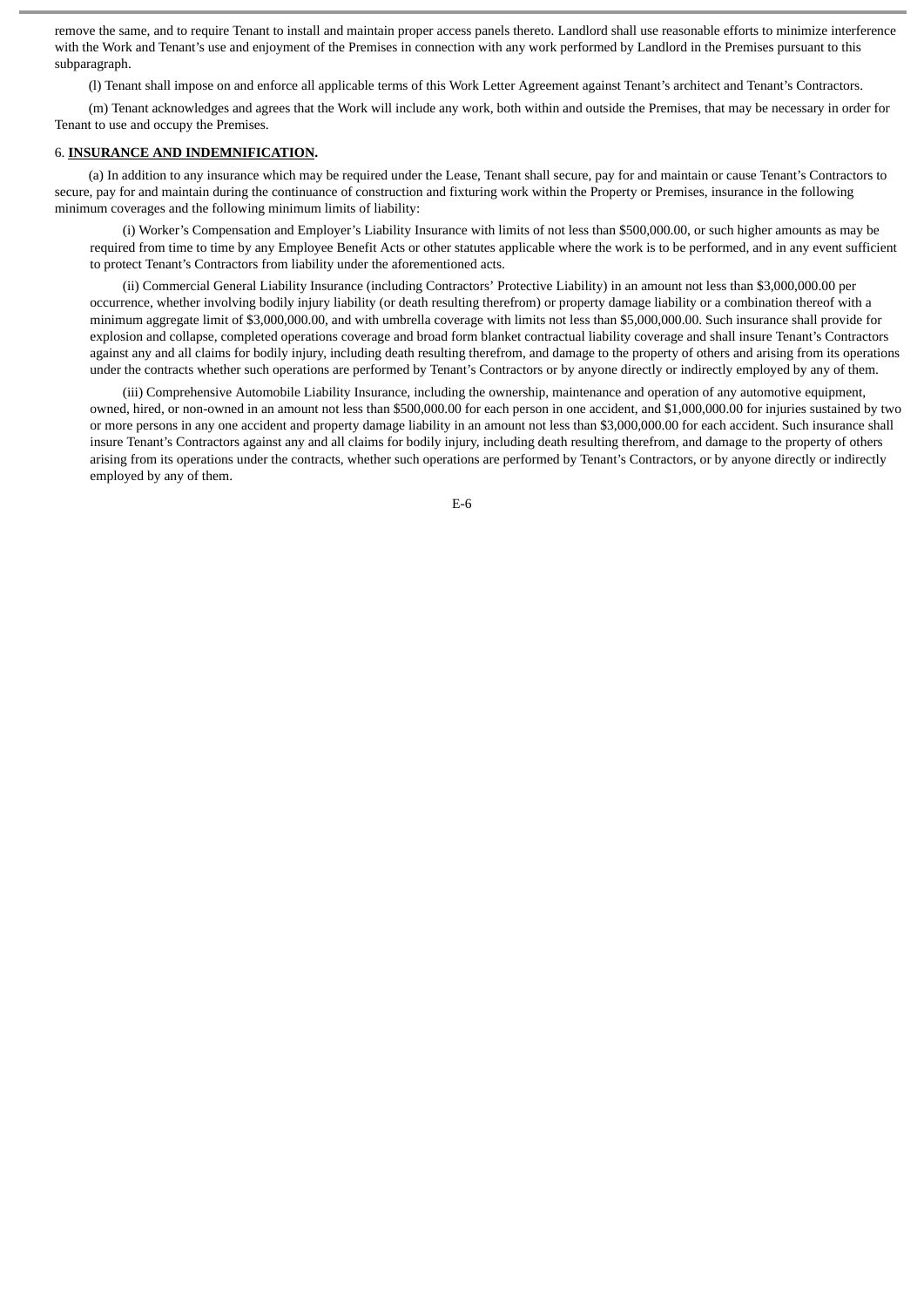remove the same, and to require Tenant to install and maintain proper access panels thereto. Landlord shall use reasonable efforts to minimize interference with the Work and Tenant's use and enjoyment of the Premises in connection with any work performed by Landlord in the Premises pursuant to this subparagraph.

(l) Tenant shall impose on and enforce all applicable terms of this Work Letter Agreement against Tenant's architect and Tenant's Contractors.

(m) Tenant acknowledges and agrees that the Work will include any work, both within and outside the Premises, that may be necessary in order for Tenant to use and occupy the Premises.

6. **INSURANCE AND INDEMNIFICATION.**

(a) In addition to any insurance which may be required under the Lease, Tenant shall secure, pay for and maintain or cause Tenant's Contractors to secure, pay for and maintain during the continuance of construction and fixturing work within the Property or Premises, insurance in the following minimum coverages and the following minimum limits of liability:

(i) Worker's Compensation and Employer's Liability Insurance with limits of not less than $500,000.00, or such higher amounts as may be required from time to time by any Employee Benefit Acts or other statutes applicable where the work is to be performed, and in any event sufficient to protect Tenant's Contractors from liability under the aforementioned acts.

(ii) Commercial General Liability Insurance (including Contractors' Protective Liability) in an amount not less than $3,000,000.00 per occurrence, whether involving bodily injury liability (or death resulting therefrom) or property damage liability or a combination thereof with a minimum aggregate limit of $3,000,000.00, and with umbrella coverage with limits not less than $5,000,000.00. Such insurance shall provide for explosion and collapse, completed operations coverage and broad form blanket contractual liability coverage and shall insure Tenant's Contractors against any and all claims for bodily injury, including death resulting therefrom, and damage to the property of others and arising from its operations under the contracts whether such operations are performed by Tenant's Contractors or by anyone directly or indirectly employed by any of them.

(iii) Comprehensive Automobile Liability Insurance, including the ownership, maintenance and operation of any automotive equipment, owned, hired, or non-owned in an amount not less than $500,000.00 for each person in one accident, and $1,000,000.00 for injuries sustained by two or more persons in any one accident and property damage liability in an amount not less than $3,000,000.00 for each accident. Such insurance shall insure Tenant's Contractors against any and all claims for bodily injury, including death resulting therefrom, and damage to the property of others arising from its operations under the contracts, whether such operations are performed by Tenant's Contractors, or by anyone directly or indirectly employed by any of them.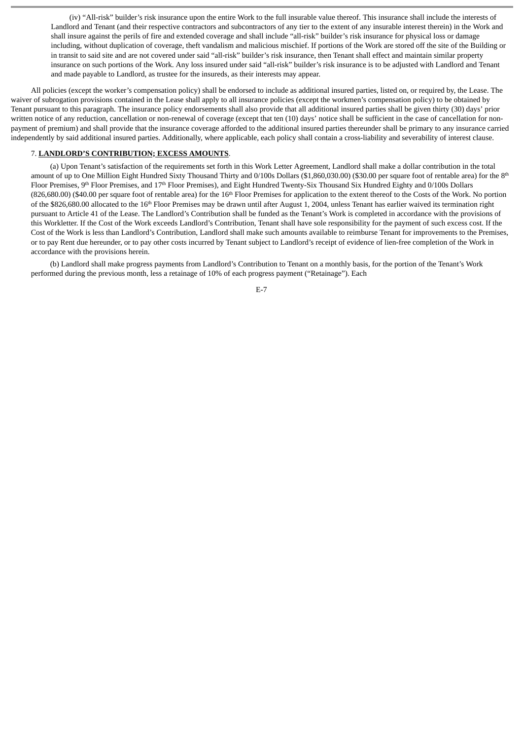(iv) "All-risk" builder's risk insurance upon the entire Work to the full insurable value thereof. This insurance shall include the interests of Landlord and Tenant (and their respective contractors and subcontractors of any tier to the extent of any insurable interest therein) in the Work and shall insure against the perils of fire and extended coverage and shall include "all-risk" builder's risk insurance for physical loss or damage including, without duplication of coverage, theft vandalism and malicious mischief. If portions of the Work are stored off the site of the Building or in transit to said site and are not covered under said "all-risk" builder's risk insurance, then Tenant shall effect and maintain similar property insurance on such portions of the Work. Any loss insured under said "all-risk" builder's risk insurance is to be adjusted with Landlord and Tenant and made payable to Landlord, as trustee for the insureds, as their interests may appear.

All policies (except the worker's compensation policy) shall be endorsed to include as additional insured parties, listed on, or required by, the Lease. The waiver of subrogation provisions contained in the Lease shall apply to all insurance policies (except the workmen's compensation policy) to be obtained by Tenant pursuant to this paragraph. The insurance policy endorsements shall also provide that all additional insured parties shall be given thirty (30) days' prior written notice of any reduction, cancellation or non-renewal of coverage (except that ten (10) days' notice shall be sufficient in the case of cancellation for non-payment of premium) and shall provide that the insurance coverage afforded to the additional insured parties thereunder shall be primary to any insurance carried independently by said additional insured parties. Additionally, where applicable, each policy shall contain a cross-liability and severability of interest clause.

7. **LANDLORD'S CONTRIBUTION; EXCESS AMOUNTS**.

(a) Upon Tenant's satisfaction of the requirements set forth in this Work Letter Agreement, Landlord shall make a dollar contribution in the total amount of up to One Million Eight Hundred Sixty Thousand Thirty and 0/100s Dollars ($1,860,030.00) ($30.00 per square foot of rentable area) for the 8th Floor Premises, 9th Floor Premises, and 17th Floor Premises), and Eight Hundred Twenty-Six Thousand Six Hundred Eighty and 0/100s Dollars (826,680.00) ($40.00 per square foot of rentable area) for the 16th Floor Premises for application to the extent thereof to the Costs of the Work. No portion of the $826,680.00 allocated to the 16th Floor Premises may be drawn until after August 1, 2004, unless Tenant has earlier waived its termination right pursuant to Article 41 of the Lease. The Landlord's Contribution shall be funded as the Tenant's Work is completed in accordance with the provisions of this Workletter. If the Cost of the Work exceeds Landlord's Contribution, Tenant shall have sole responsibility for the payment of such excess cost. If the Cost of the Work is less than Landlord's Contribution, Landlord shall make such amounts available to reimburse Tenant for improvements to the Premises, or to pay Rent due hereunder, or to pay other costs incurred by Tenant subject to Landlord's receipt of evidence of lien-free completion of the Work in accordance with the provisions herein.

(b) Landlord shall make progress payments from Landlord's Contribution to Tenant on a monthly basis, for the portion of the Tenant's Work performed during the previous month, less a retainage of 10% of each progress payment ("Retainage"). Each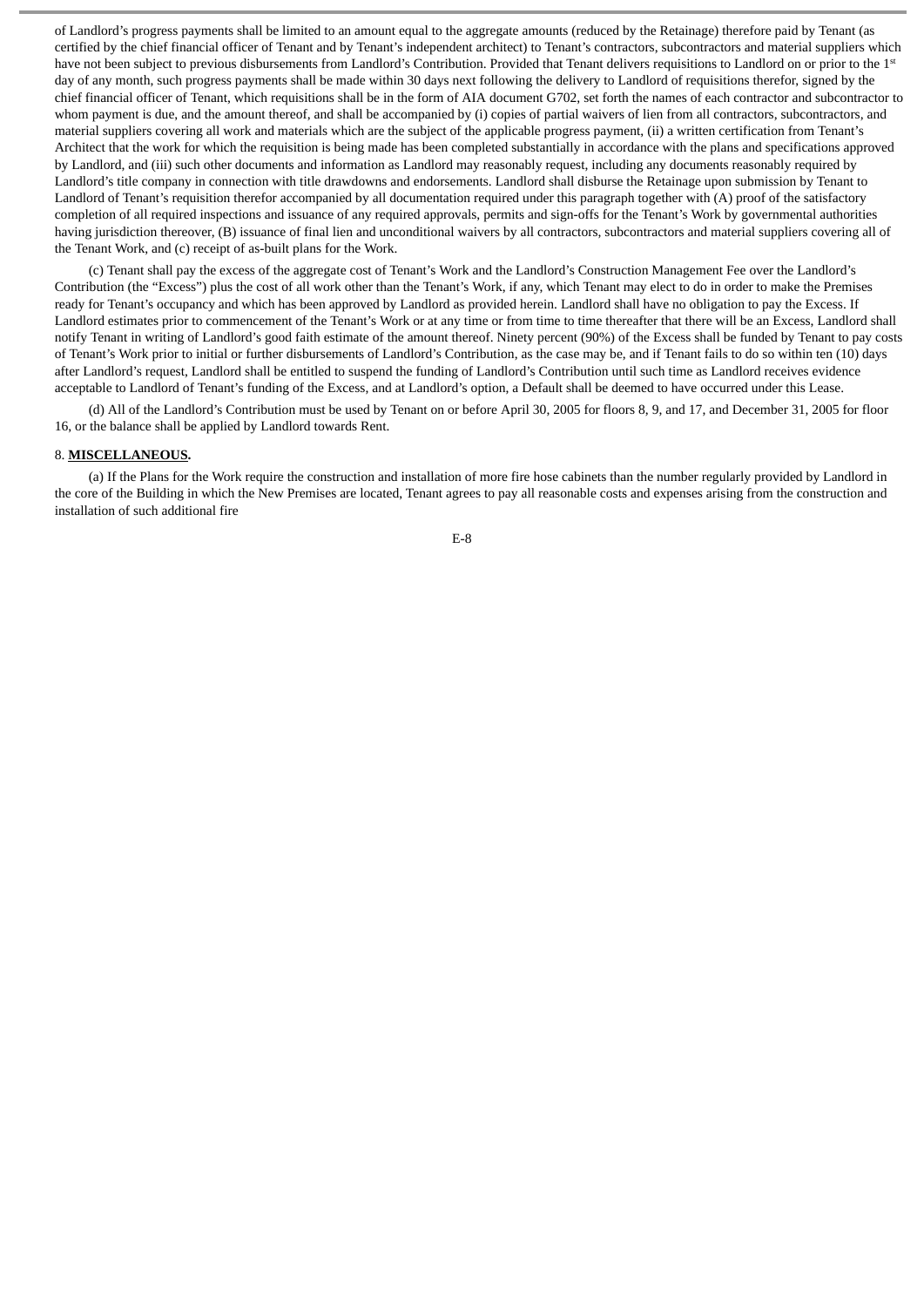of Landlord's progress payments shall be limited to an amount equal to the aggregate amounts (reduced by the Retainage) therefore paid by Tenant (as certified by the chief financial officer of Tenant and by Tenant's independent architect) to Tenant's contractors, subcontractors and material suppliers which have not been subject to previous disbursements from Landlord's Contribution. Provided that Tenant delivers requisitions to Landlord on or prior to the 1st day of any month, such progress payments shall be made within 30 days next following the delivery to Landlord of requisitions therefor, signed by the chief financial officer of Tenant, which requisitions shall be in the form of AIA document G702, set forth the names of each contractor and subcontractor to whom payment is due, and the amount thereof, and shall be accompanied by (i) copies of partial waivers of lien from all contractors, subcontractors, and material suppliers covering all work and materials which are the subject of the applicable progress payment, (ii) a written certification from Tenant's Architect that the work for which the requisition is being made has been completed substantially in accordance with the plans and specifications approved by Landlord, and (iii) such other documents and information as Landlord may reasonably request, including any documents reasonably required by Landlord's title company in connection with title drawdowns and endorsements. Landlord shall disburse the Retainage upon submission by Tenant to Landlord of Tenant's requisition therefor accompanied by all documentation required under this paragraph together with (A) proof of the satisfactory completion of all required inspections and issuance of any required approvals, permits and sign-offs for the Tenant's Work by governmental authorities having jurisdiction thereover, (B) issuance of final lien and unconditional waivers by all contractors, subcontractors and material suppliers covering all of the Tenant Work, and (c) receipt of as-built plans for the Work.

(c) Tenant shall pay the excess of the aggregate cost of Tenant's Work and the Landlord's Construction Management Fee over the Landlord's Contribution (the "Excess") plus the cost of all work other than the Tenant's Work, if any, which Tenant may elect to do in order to make the Premises ready for Tenant's occupancy and which has been approved by Landlord as provided herein. Landlord shall have no obligation to pay the Excess. If Landlord estimates prior to commencement of the Tenant's Work or at any time or from time to time thereafter that there will be an Excess, Landlord shall notify Tenant in writing of Landlord's good faith estimate of the amount thereof. Ninety percent (90%) of the Excess shall be funded by Tenant to pay costs of Tenant's Work prior to initial or further disbursements of Landlord's Contribution, as the case may be, and if Tenant fails to do so within ten (10) days after Landlord's request, Landlord shall be entitled to suspend the funding of Landlord's Contribution until such time as Landlord receives evidence acceptable to Landlord of Tenant's funding of the Excess, and at Landlord's option, a Default shall be deemed to have occurred under this Lease.

(d) All of the Landlord's Contribution must be used by Tenant on or before April 30, 2005 for floors 8, 9, and 17, and December 31, 2005 for floor 16, or the balance shall be applied by Landlord towards Rent.

8. **MISCELLANEOUS.**

(a) If the Plans for the Work require the construction and installation of more fire hose cabinets than the number regularly provided by Landlord in the core of the Building in which the New Premises are located, Tenant agrees to pay all reasonable costs and expenses arising from the construction and installation of such additional fire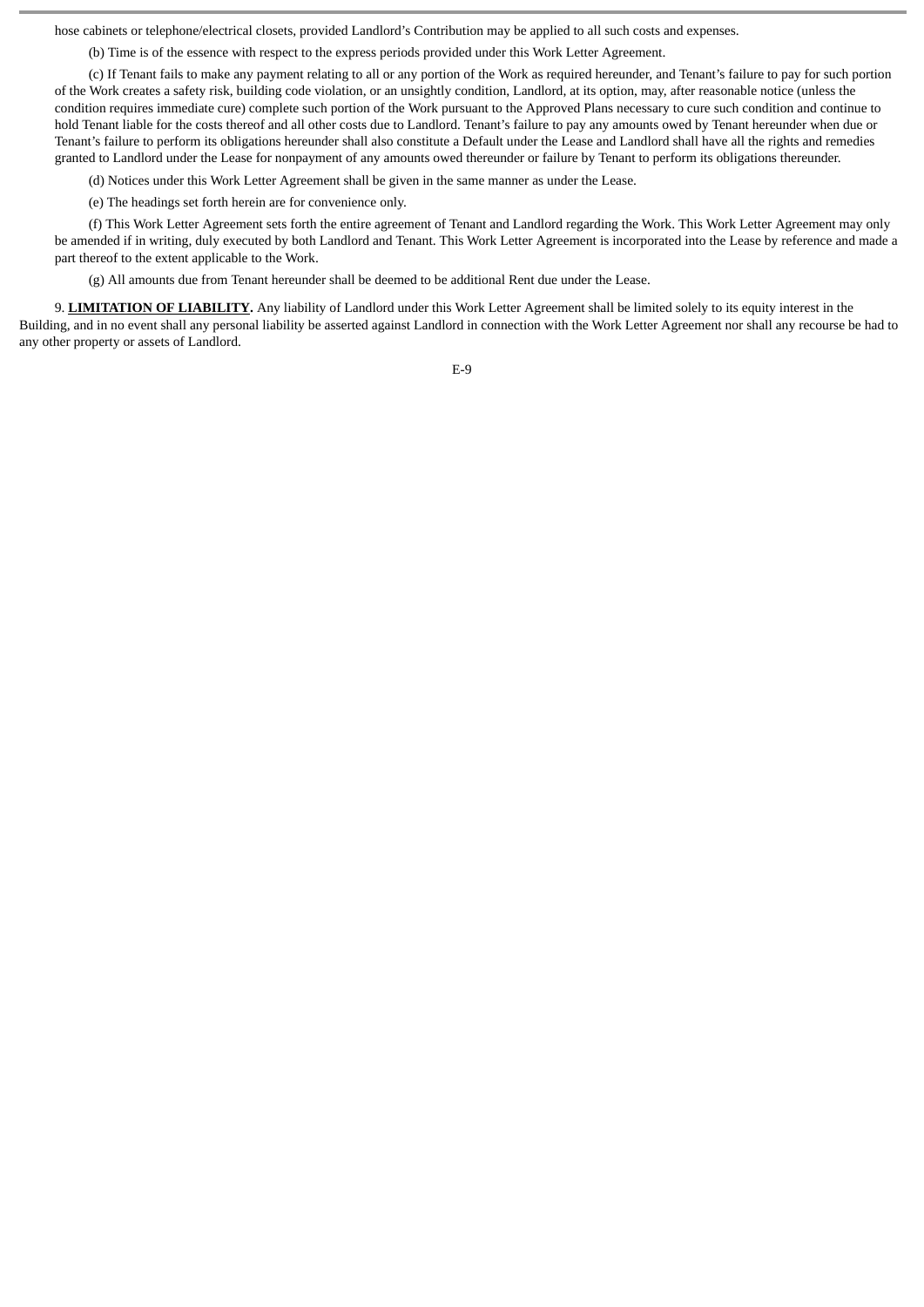hose cabinets or telephone/electrical closets, provided Landlord's Contribution may be applied to all such costs and expenses.

(b) Time is of the essence with respect to the express periods provided under this Work Letter Agreement.

(c) If Tenant fails to make any payment relating to all or any portion of the Work as required hereunder, and Tenant's failure to pay for such portion of the Work creates a safety risk, building code violation, or an unsightly condition, Landlord, at its option, may, after reasonable notice (unless the condition requires immediate cure) complete such portion of the Work pursuant to the Approved Plans necessary to cure such condition and continue to hold Tenant liable for the costs thereof and all other costs due to Landlord. Tenant's failure to pay any amounts owed by Tenant hereunder when due or Tenant's failure to perform its obligations hereunder shall also constitute a Default under the Lease and Landlord shall have all the rights and remedies granted to Landlord under the Lease for nonpayment of any amounts owed thereunder or failure by Tenant to perform its obligations thereunder.

(d) Notices under this Work Letter Agreement shall be given in the same manner as under the Lease.

(e) The headings set forth herein are for convenience only.

(f) This Work Letter Agreement sets forth the entire agreement of Tenant and Landlord regarding the Work. This Work Letter Agreement may only be amended if in writing, duly executed by both Landlord and Tenant. This Work Letter Agreement is incorporated into the Lease by reference and made a part thereof to the extent applicable to the Work.

(g) All amounts due from Tenant hereunder shall be deemed to be additional Rent due under the Lease.

9. **LIMITATION OF LIABILITY.** Any liability of Landlord under this Work Letter Agreement shall be limited solely to its equity interest in the Building, and in no event shall any personal liability be asserted against Landlord in connection with the Work Letter Agreement nor shall any recourse be had to any other property or assets of Landlord.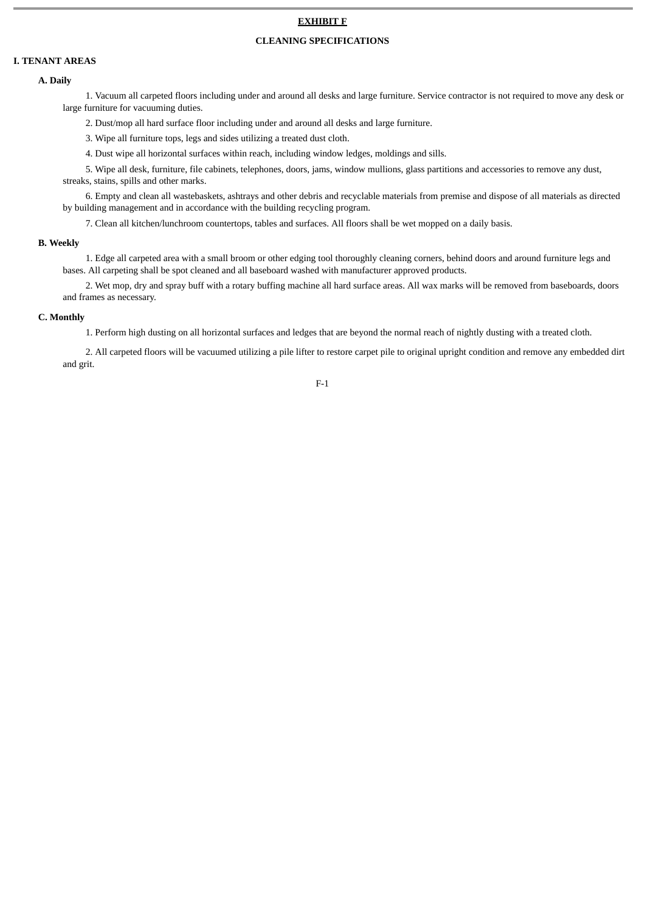# EXHIBIT F

## CLEANING SPECIFICATIONS

### I. TENANT AREAS

**A. Daily**

1. Vacuum all carpeted floors including under and around all desks and large furniture. Service contractor is not required to move any desk or large furniture for vacuuming duties.

2. Dust/mop all hard surface floor including under and around all desks and large furniture.

3. Wipe all furniture tops, legs and sides utilizing a treated dust cloth.

4. Dust wipe all horizontal surfaces within reach, including window ledges, moldings and sills.

5. Wipe all desk, furniture, file cabinets, telephones, doors, jams, window mullions, glass partitions and accessories to remove any dust, streaks, stains, spills and other marks.

6. Empty and clean all wastebaskets, ashtrays and other debris and recyclable materials from premise and dispose of all materials as directed by building management and in accordance with the building recycling program.

7. Clean all kitchen/lunchroom countertops, tables and surfaces. All floors shall be wet mopped on a daily basis.

**B. Weekly**

1. Edge all carpeted area with a small broom or other edging tool thoroughly cleaning corners, behind doors and around furniture legs and bases. All carpeting shall be spot cleaned and all baseboard washed with manufacturer approved products.

2. Wet mop, dry and spray buff with a rotary buffing machine all hard surface areas. All wax marks will be removed from baseboards, doors and frames as necessary.

**C. Monthly**

1. Perform high dusting on all horizontal surfaces and ledges that are beyond the normal reach of nightly dusting with a treated cloth.

2. All carpeted floors will be vacuumed utilizing a pile lifter to restore carpet pile to original upright condition and remove any embedded dirt and grit.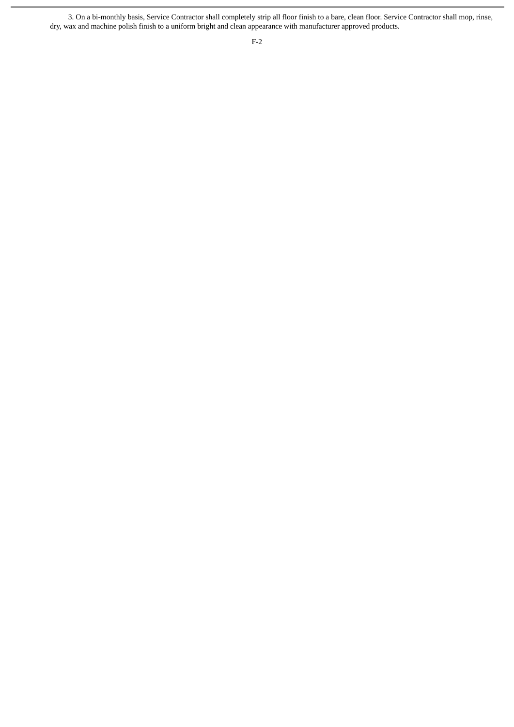3. On a bi-monthly basis, Service Contractor shall completely strip all floor finish to a bare, clean floor. Service Contractor shall mop, rinse, dry, wax and machine polish finish to a uniform bright and clean appearance with manufacturer approved products.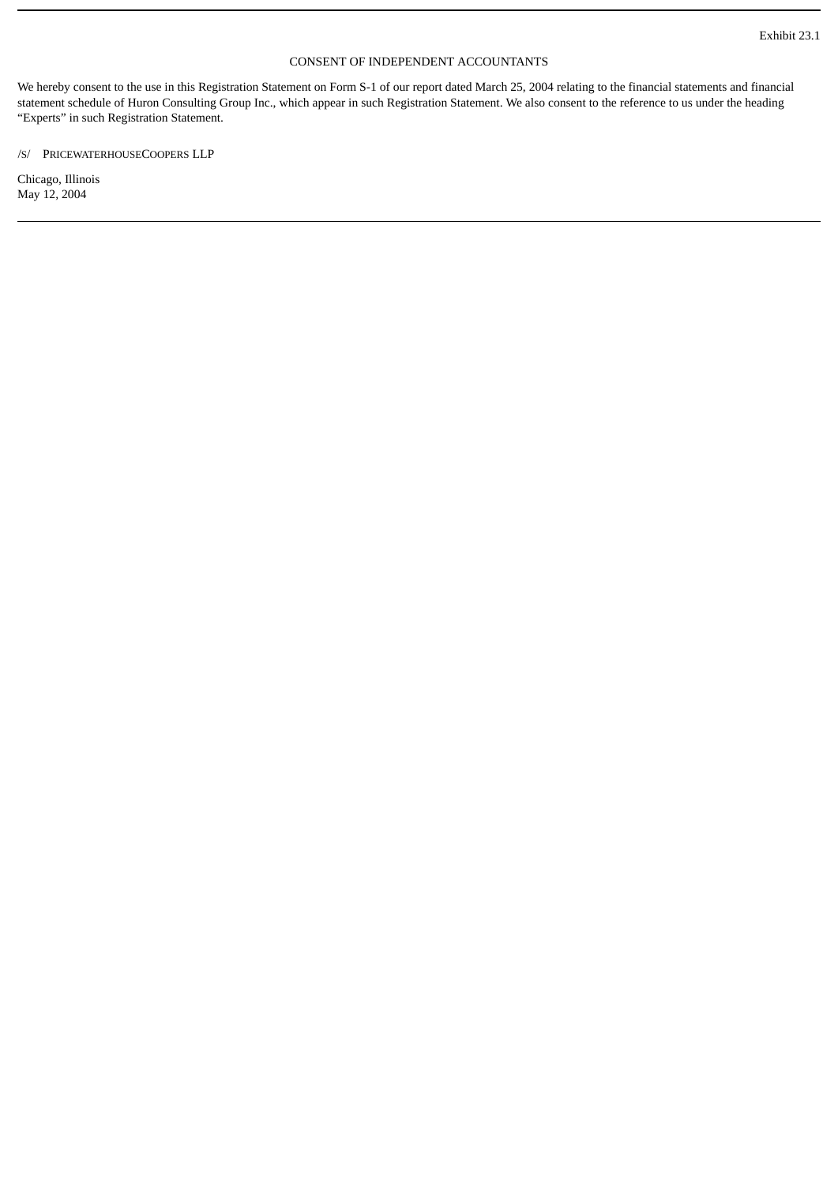Exhibit 23.1

## CONSENT OF INDEPENDENT ACCOUNTANTS

We hereby consent to the use in this Registration Statement on Form S-1 of our report dated March 25, 2004 relating to the financial statements and financial statement schedule of Huron Consulting Group Inc., which appear in such Registration Statement. We also consent to the reference to us under the heading "Experts" in such Registration Statement.

/S/ PRICEWATERHOUSECOOPERS LLP

Chicago, Illinois
May 12, 2004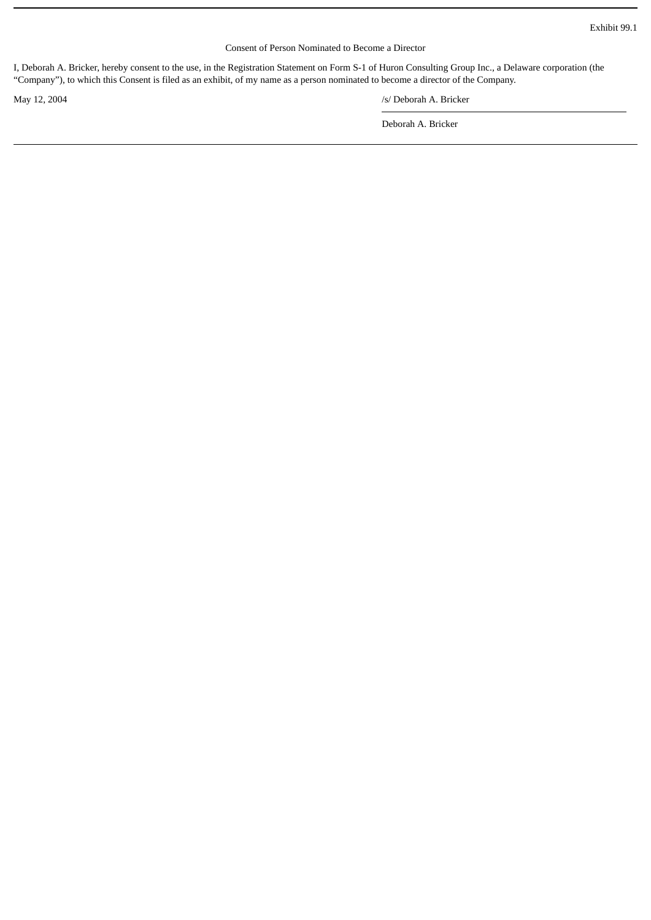Exhibit 99.1

Consent of Person Nominated to Become a Director

I, Deborah A. Bricker, hereby consent to the use, in the Registration Statement on Form S-1 of Huron Consulting Group Inc., a Delaware corporation (the "Company"), to which this Consent is filed as an exhibit, of my name as a person nominated to become a director of the Company.

May 12, 2004

/s/ Deborah A. Bricker

Deborah A. Bricker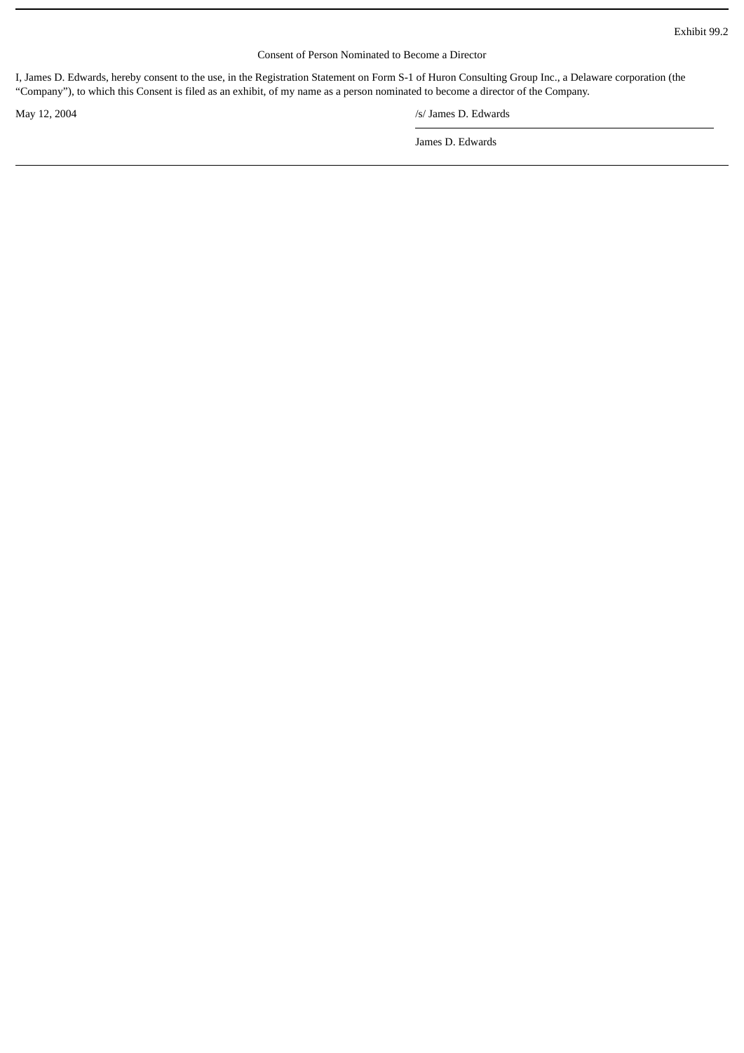Exhibit 99.2

Consent of Person Nominated to Become a Director

I, James D. Edwards, hereby consent to the use, in the Registration Statement on Form S-1 of Huron Consulting Group Inc., a Delaware corporation (the "Company"), to which this Consent is filed as an exhibit, of my name as a person nominated to become a director of the Company.

May 12, 2004

/s/ James D. Edwards

James D. Edwards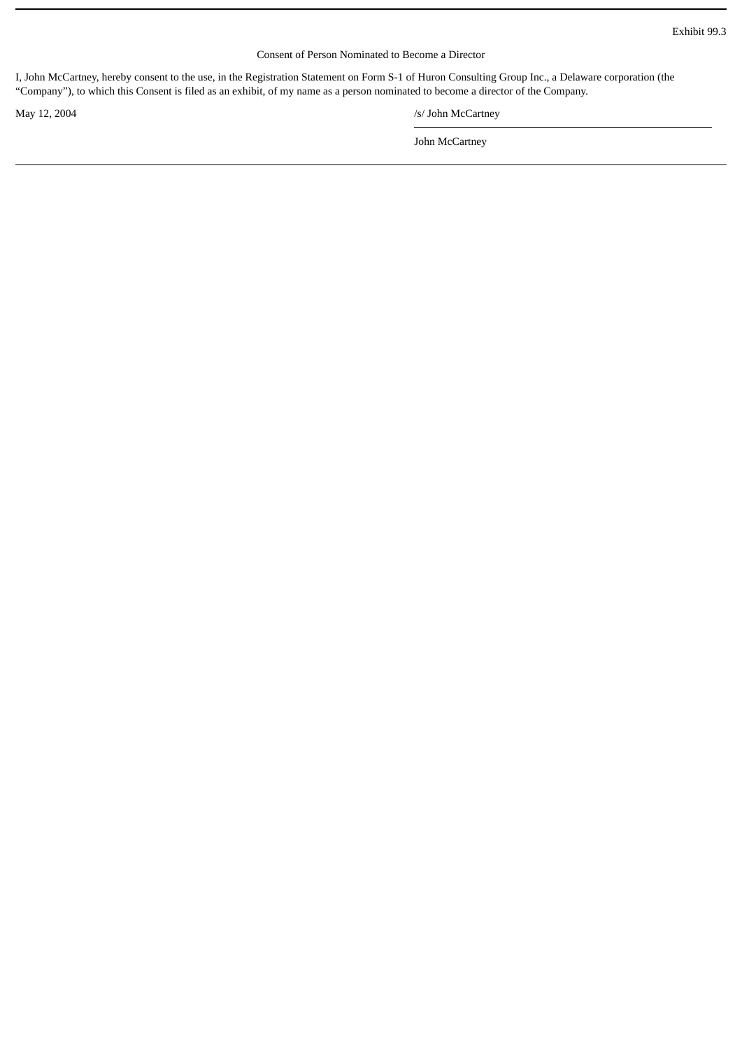Exhibit 99.3

Consent of Person Nominated to Become a Director

I, John McCartney, hereby consent to the use, in the Registration Statement on Form S-1 of Huron Consulting Group Inc., a Delaware corporation (the "Company"), to which this Consent is filed as an exhibit, of my name as a person nominated to become a director of the Company.

May 12, 2004

/s/ John McCartney

John McCartney